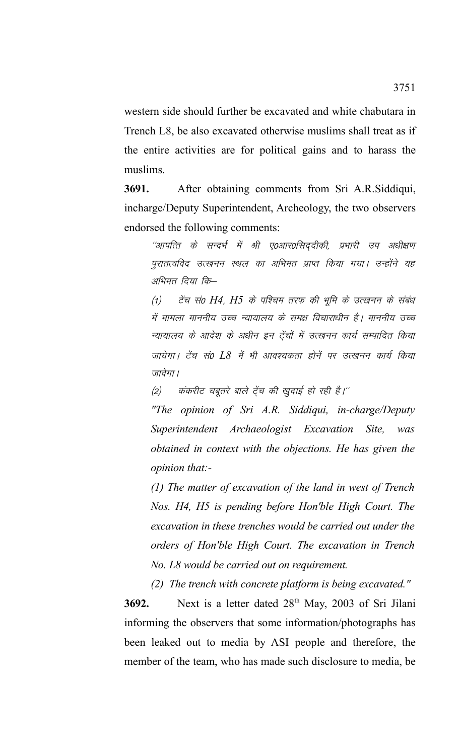western side should further be excavated and white chabutara in Trench L8, be also excavated otherwise muslims shall treat as if the entire activities are for political gains and to harass the muslims.

**3691.** After obtaining comments from Sri A.R.Siddiqui, incharge/Deputy Superintendent, Archeology, the two observers endorsed the following comments:

> ''आपत्ति के सन्दर्भ में श्री ए0आर0सिद्दीकी, प्रभारी उप अधीक्षण पुरातत्वविद उत्खनन स्थल का अभिमत प्राप्त किया गया। उन्होंने यह अभिमत दिया कि–
>
> (1) टेंच सं0 H4, H5 के पश्चिम तरफ की भूमि के उत्खनन के संबंध में मामला माननीय उच्च न्यायालय के समक्ष विचाराधीन है। माननीय उच्च न्यायालय के आदेश के अधीन इन ट्रेंचों में उत्खनन कार्य सम्पादित किया जायेगा। टेंच सं0 L8 में भी आवश्यकता होनें पर उत्खनन कार्य किया जावेगा।
>
> (2) कंकरीट चबूतरे बाले ट्रेंच की खुदाई हो रही है।''
>
> *"The opinion of Sri A.R. Siddiqui, in-charge/Deputy Superintendent Archaeologist Excavation Site, was obtained in context with the objections. He has given the opinion that:-*
>
> *(1) The matter of excavation of the land in west of Trench Nos. H4, H5 is pending before Hon'ble High Court. The excavation in these trenches would be carried out under the orders of Hon'ble High Court. The excavation in Trench No. L8 would be carried out on requirement.*
>
> *(2) The trench with concrete platform is being excavated."*

**3692.** Next is a letter dated 28th May, 2003 of Sri Jilani informing the observers that some information/photographs has been leaked out to media by ASI people and therefore, the member of the team, who has made such disclosure to media, be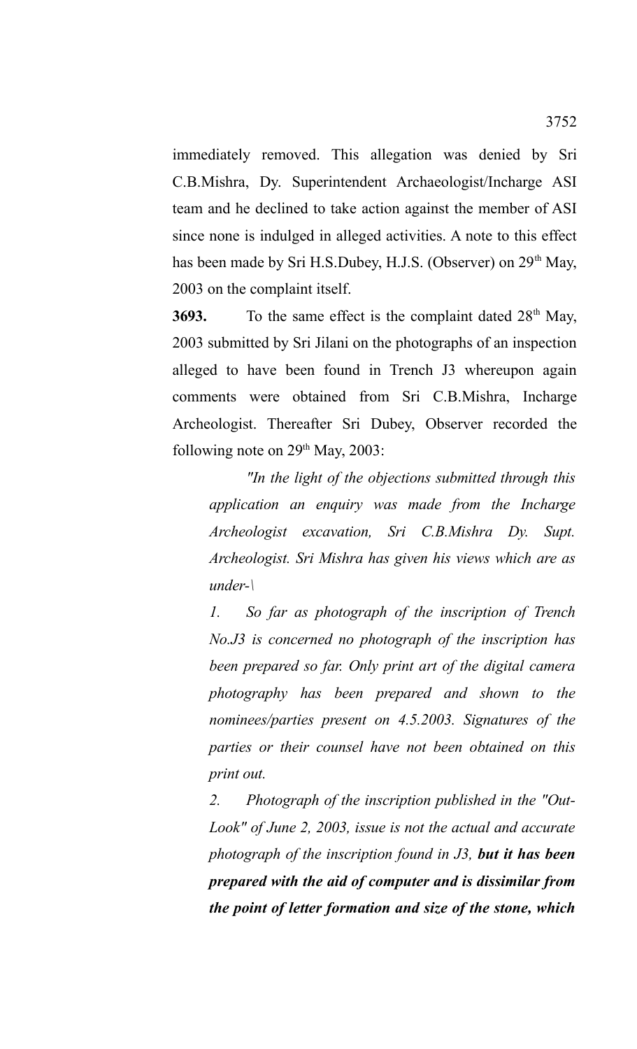immediately removed. This allegation was denied by Sri C.B.Mishra, Dy. Superintendent Archaeologist/Incharge ASI team and he declined to take action against the member of ASI since none is indulged in alleged activities. A note to this effect has been made by Sri H.S.Dubey, H.J.S. (Observer) on 29th May, 2003 on the complaint itself.

**3693.** To the same effect is the complaint dated 28th May, 2003 submitted by Sri Jilani on the photographs of an inspection alleged to have been found in Trench J3 whereupon again comments were obtained from Sri C.B.Mishra, Incharge Archeologist. Thereafter Sri Dubey, Observer recorded the following note on 29th May, 2003:

> *"In the light of the objections submitted through this application an enquiry was made from the Incharge Archeologist excavation, Sri C.B.Mishra Dy. Supt. Archeologist. Sri Mishra has given his views which are as under-\*
>
> *1. So far as photograph of the inscription of Trench No.J3 is concerned no photograph of the inscription has been prepared so far. Only print art of the digital camera photography has been prepared and shown to the nominees/parties present on 4.5.2003. Signatures of the parties or their counsel have not been obtained on this print out.*
>
> *2. Photograph of the inscription published in the "Out-Look" of June 2, 2003, issue is not the actual and accurate photograph of the inscription found in J3,* ***but it has been prepared with the aid of computer and is dissimilar from the point of letter formation and size of the stone, which***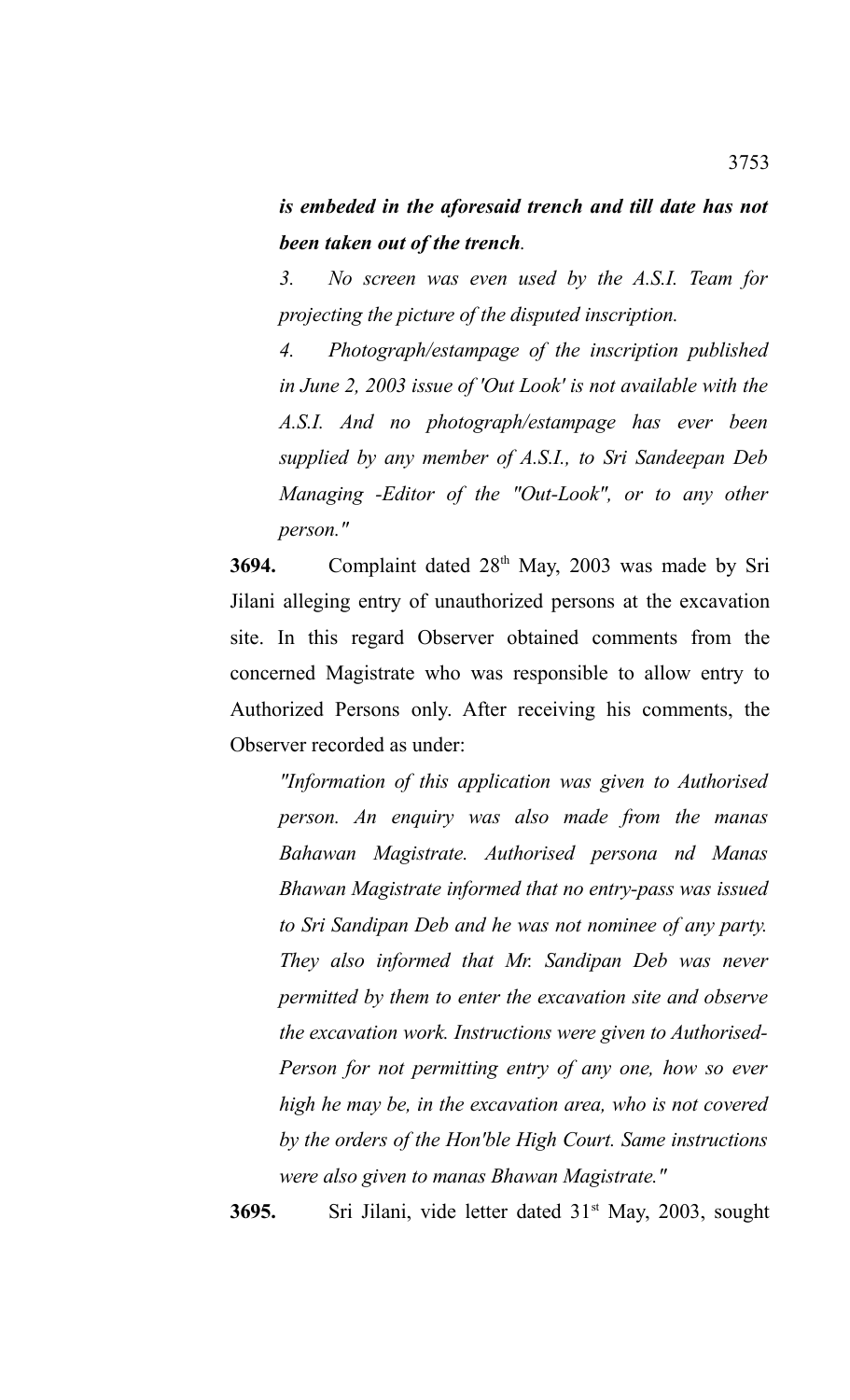*__is embeded in the aforesaid trench and till date has not been taken out of the trench__.*

*3. No screen was even used by the A.S.I. Team for projecting the picture of the disputed inscription.*

*4. Photograph/estampage of the inscription published in June 2, 2003 issue of 'Out Look' is not available with the A.S.I. And no photograph/estampage has ever been supplied by any member of A.S.I., to Sri Sandeepan Deb Managing -Editor of the "Out-Look", or to any other person."*

**3694.** Complaint dated 28th May, 2003 was made by Sri Jilani alleging entry of unauthorized persons at the excavation site. In this regard Observer obtained comments from the concerned Magistrate who was responsible to allow entry to Authorized Persons only. After receiving his comments, the Observer recorded as under:

*"Information of this application was given to Authorised person. An enquiry was also made from the manas Bahawan Magistrate. Authorised persona nd Manas Bhawan Magistrate informed that no entry-pass was issued to Sri Sandipan Deb and he was not nominee of any party. They also informed that Mr. Sandipan Deb was never permitted by them to enter the excavation site and observe the excavation work. Instructions were given to Authorised-Person for not permitting entry of any one, how so ever high he may be, in the excavation area, who is not covered by the orders of the Hon'ble High Court. Same instructions were also given to manas Bhawan Magistrate."*

**3695.** Sri Jilani, vide letter dated 31st May, 2003, sought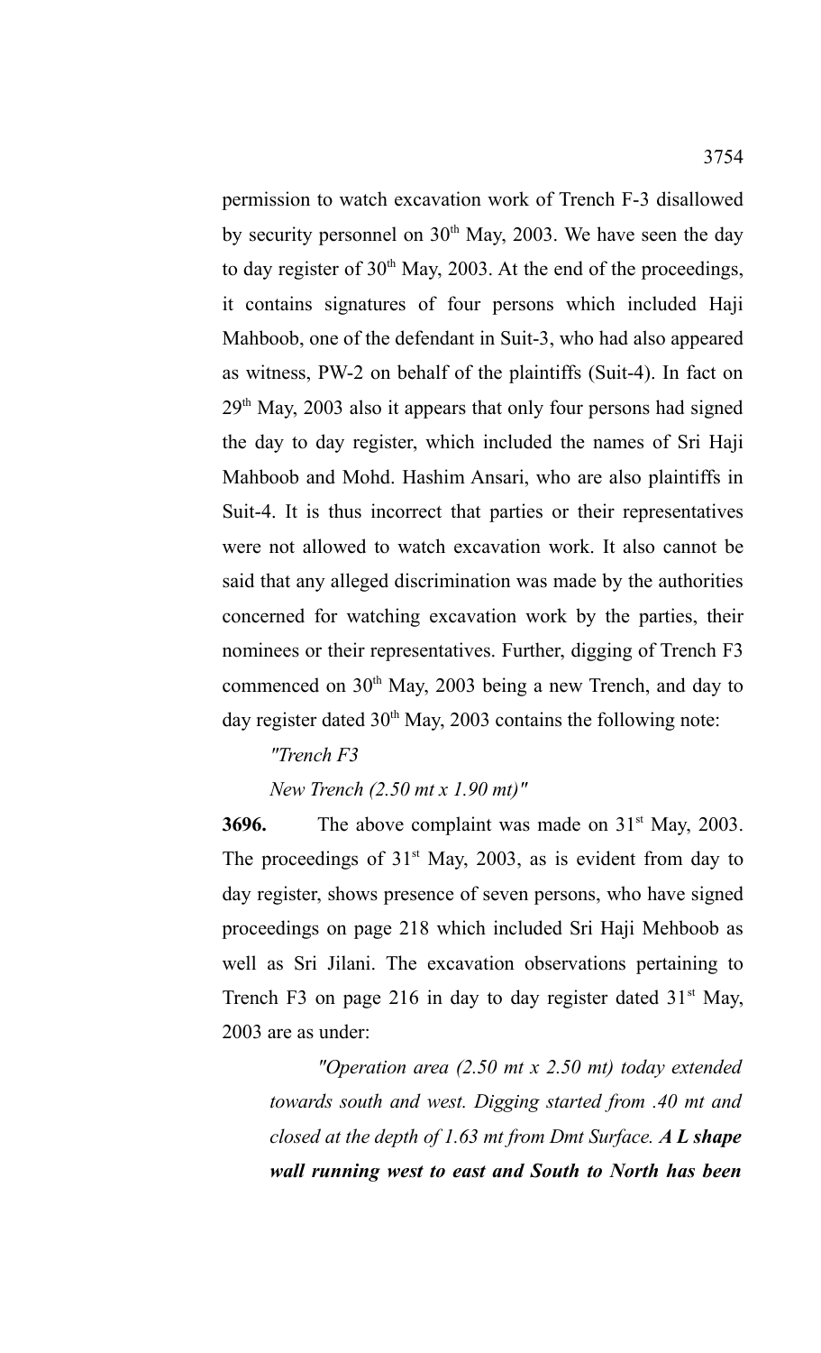permission to watch excavation work of Trench F-3 disallowed by security personnel on 30th May, 2003. We have seen the day to day register of 30th May, 2003. At the end of the proceedings, it contains signatures of four persons which included Haji Mahboob, one of the defendant in Suit-3, who had also appeared as witness, PW-2 on behalf of the plaintiffs (Suit-4). In fact on 29th May, 2003 also it appears that only four persons had signed the day to day register, which included the names of Sri Haji Mahboob and Mohd. Hashim Ansari, who are also plaintiffs in Suit-4. It is thus incorrect that parties or their representatives were not allowed to watch excavation work. It also cannot be said that any alleged discrimination was made by the authorities concerned for watching excavation work by the parties, their nominees or their representatives. Further, digging of Trench F3 commenced on 30th May, 2003 being a new Trench, and day to day register dated 30th May, 2003 contains the following note:

*"Trench F3*

*New Trench (2.50 mt x 1.90 mt)"*

**3696.** The above complaint was made on 31st May, 2003. The proceedings of 31st May, 2003, as is evident from day to day register, shows presence of seven persons, who have signed proceedings on page 218 which included Sri Haji Mehboob as well as Sri Jilani. The excavation observations pertaining to Trench F3 on page 216 in day to day register dated 31st May, 2003 are as under:

> *"Operation area (2.50 mt x 2.50 mt) today extended towards south and west. Digging started from .40 mt and closed at the depth of 1.63 mt from Dmt Surface.* ***A L shape wall running west to east and South to North has been***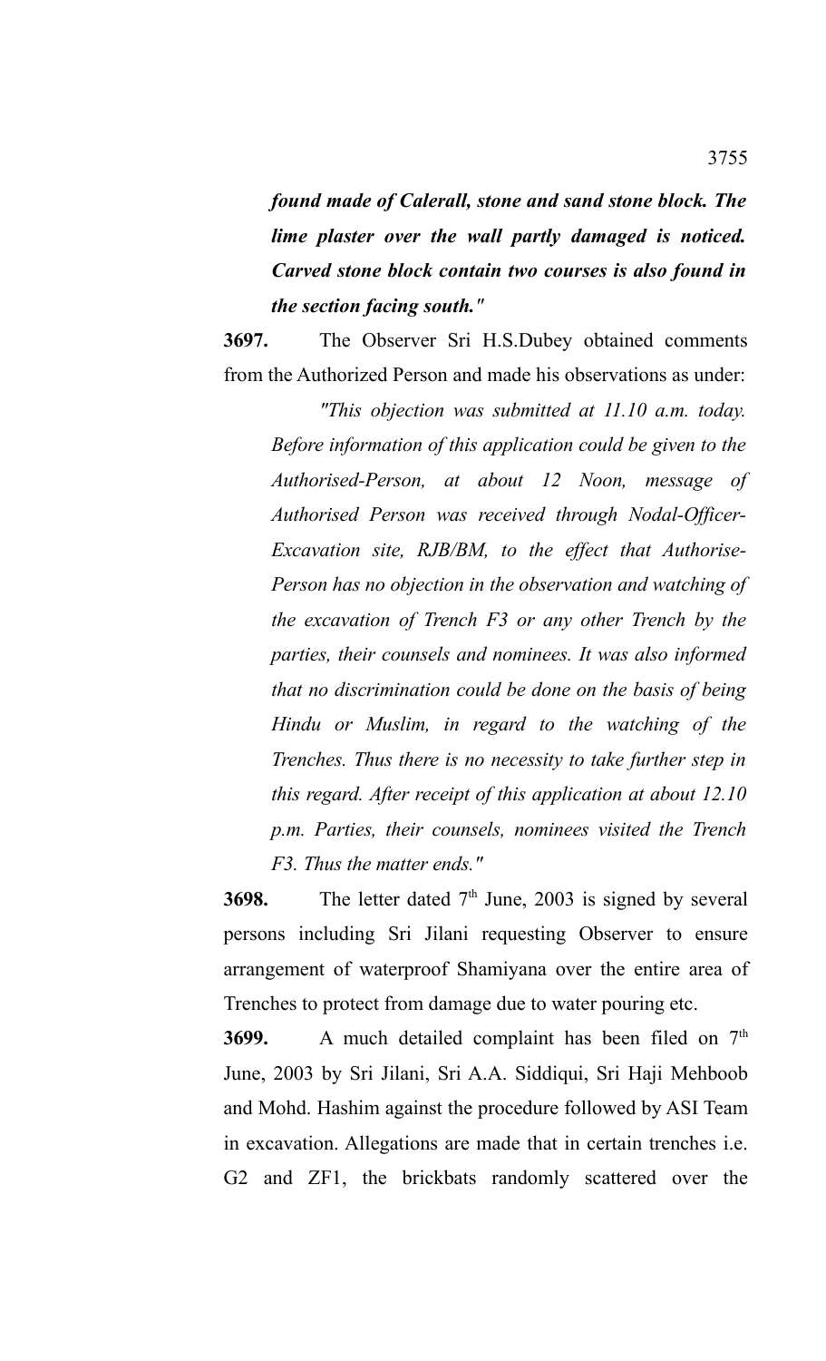*found made of Calerall, stone and sand stone block. The lime plaster over the wall partly damaged is noticed. Carved stone block contain two courses is also found in the section facing south."*

**3697.** The Observer Sri H.S.Dubey obtained comments from the Authorized Person and made his observations as under:

*"This objection was submitted at 11.10 a.m. today. Before information of this application could be given to the Authorised-Person, at about 12 Noon, message of Authorised Person was received through Nodal-Officer-Excavation site, RJB/BM, to the effect that Authorise-Person has no objection in the observation and watching of the excavation of Trench F3 or any other Trench by the parties, their counsels and nominees. It was also informed that no discrimination could be done on the basis of being Hindu or Muslim, in regard to the watching of the Trenches. Thus there is no necessity to take further step in this regard. After receipt of this application at about 12.10 p.m. Parties, their counsels, nominees visited the Trench F3. Thus the matter ends."*

**3698.** The letter dated 7th June, 2003 is signed by several persons including Sri Jilani requesting Observer to ensure arrangement of waterproof Shamiyana over the entire area of Trenches to protect from damage due to water pouring etc.

**3699.** A much detailed complaint has been filed on 7th June, 2003 by Sri Jilani, Sri A.A. Siddiqui, Sri Haji Mehboob and Mohd. Hashim against the procedure followed by ASI Team in excavation. Allegations are made that in certain trenches i.e. G2 and ZF1, the brickbats randomly scattered over the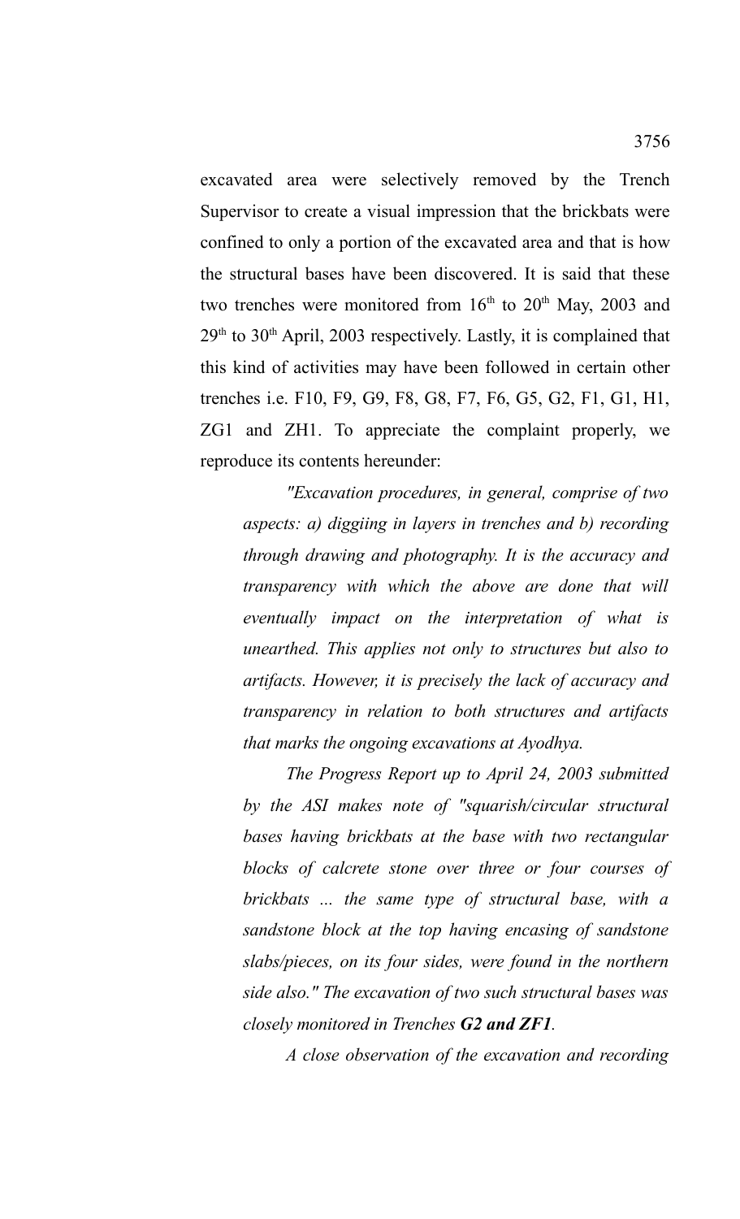excavated area were selectively removed by the Trench Supervisor to create a visual impression that the brickbats were confined to only a portion of the excavated area and that is how the structural bases have been discovered. It is said that these two trenches were monitored from 16th to 20th May, 2003 and 29th to 30th April, 2003 respectively. Lastly, it is complained that this kind of activities may have been followed in certain other trenches i.e. F10, F9, G9, F8, G8, F7, F6, G5, G2, F1, G1, H1, ZG1 and ZH1. To appreciate the complaint properly, we reproduce its contents hereunder:

> *"Excavation procedures, in general, comprise of two aspects: a) diggiing in layers in trenches and b) recording through drawing and photography. It is the accuracy and transparency with which the above are done that will eventually impact on the interpretation of what is unearthed. This applies not only to structures but also to artifacts. However, it is precisely the lack of accuracy and transparency in relation to both structures and artifacts that marks the ongoing excavations at Ayodhya.*
>
> *The Progress Report up to April 24, 2003 submitted by the ASI makes note of "squarish/circular structural bases having brickbats at the base with two rectangular blocks of calcrete stone over three or four courses of brickbats ... the same type of structural base, with a sandstone block at the top having encasing of sandstone slabs/pieces, on its four sides, were found in the northern side also." The excavation of two such structural bases was closely monitored in Trenches **G2 and ZF1**.*
>
> *A close observation of the excavation and recording*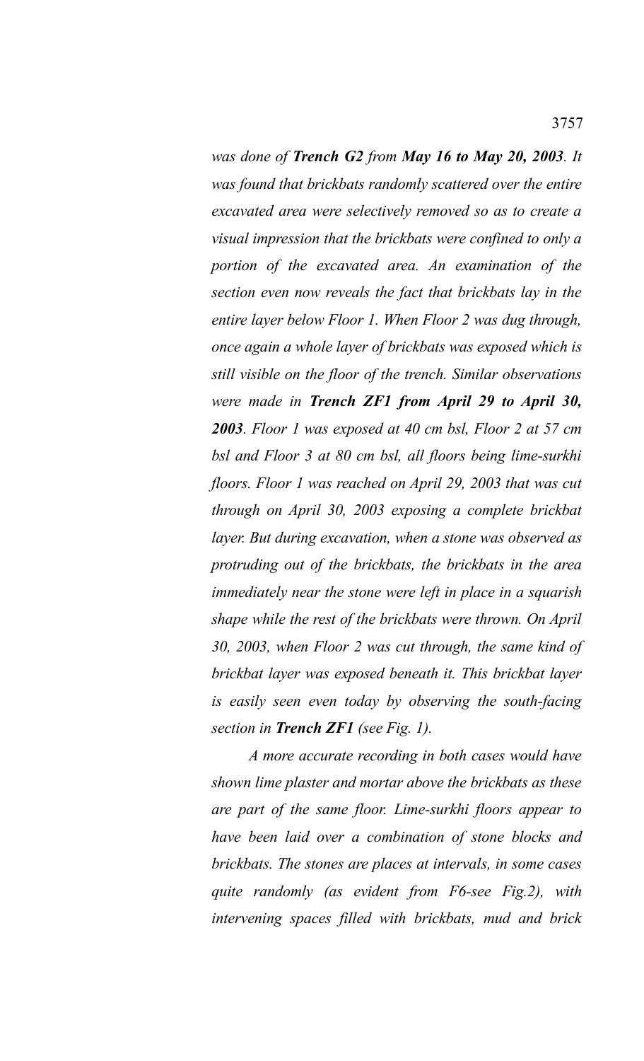*was done of **Trench G2** from **May 16 to May 20, 2003**. It was found that brickbats randomly scattered over the entire excavated area were selectively removed so as to create a visual impression that the brickbats were confined to only a portion of the excavated area. An examination of the section even now reveals the fact that brickbats lay in the entire layer below Floor 1. When Floor 2 was dug through, once again a whole layer of brickbats was exposed which is still visible on the floor of the trench. Similar observations were made in **Trench ZF1 from April 29 to April 30, 2003**. Floor 1 was exposed at 40 cm bsl, Floor 2 at 57 cm bsl and Floor 3 at 80 cm bsl, all floors being lime-surkhi floors. Floor 1 was reached on April 29, 2003 that was cut through on April 30, 2003 exposing a complete brickbat layer. But during excavation, when a stone was observed as protruding out of the brickbats, the brickbats in the area immediately near the stone were left in place in a squarish shape while the rest of the brickbats were thrown. On April 30, 2003, when Floor 2 was cut through, the same kind of brickbat layer was exposed beneath it. This brickbat layer is easily seen even today by observing the south-facing section in **Trench ZF1** (see Fig. 1).*

*A more accurate recording in both cases would have shown lime plaster and mortar above the brickbats as these are part of the same floor. Lime-surkhi floors appear to have been laid over a combination of stone blocks and brickbats. The stones are places at intervals, in some cases quite randomly (as evident from F6-see Fig.2), with intervening spaces filled with brickbats, mud and brick*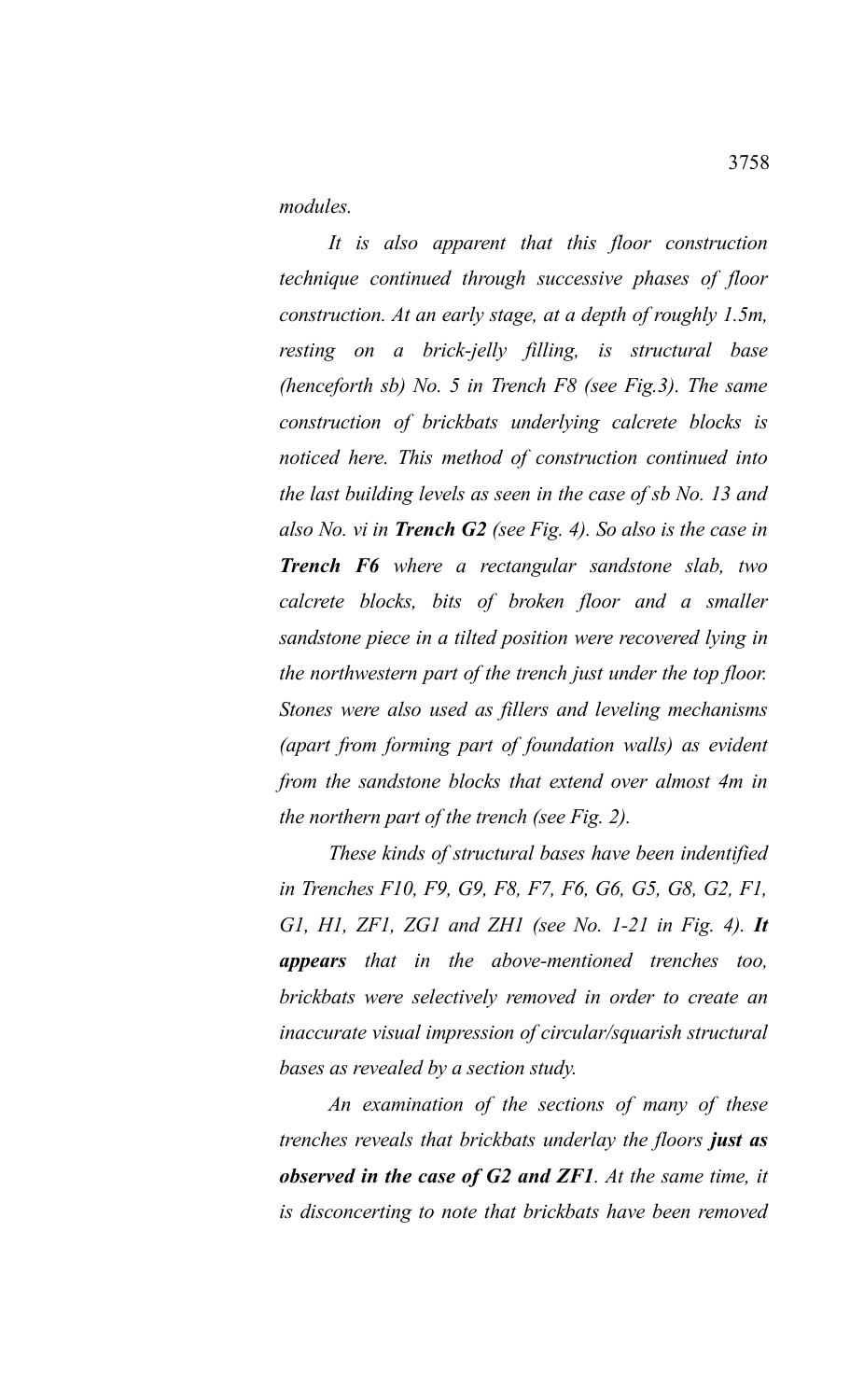*modules.*

*It is also apparent that this floor construction technique continued through successive phases of floor construction. At an early stage, at a depth of roughly 1.5m, resting on a brick-jelly filling, is structural base (henceforth sb) No. 5 in Trench F8 (see Fig.3). The same construction of brickbats underlying calcrete blocks is noticed here. This method of construction continued into the last building levels as seen in the case of sb No. 13 and also No. vi in **Trench G2** (see Fig. 4). So also is the case in **Trench F6** where a rectangular sandstone slab, two calcrete blocks, bits of broken floor and a smaller sandstone piece in a tilted position were recovered lying in the northwestern part of the trench just under the top floor. Stones were also used as fillers and leveling mechanisms (apart from forming part of foundation walls) as evident from the sandstone blocks that extend over almost 4m in the northern part of the trench (see Fig. 2).*

*These kinds of structural bases have been indentified in Trenches F10, F9, G9, F8, F7, F6, G6, G5, G8, G2, F1, G1, H1, ZF1, ZG1 and ZH1 (see No. 1-21 in Fig. 4). **It appears** that in the above-mentioned trenches too, brickbats were selectively removed in order to create an inaccurate visual impression of circular/squarish structural bases as revealed by a section study.*

*An examination of the sections of many of these trenches reveals that brickbats underlay the floors **just as observed in the case of G2 and ZF1**. At the same time, it is disconcerting to note that brickbats have been removed*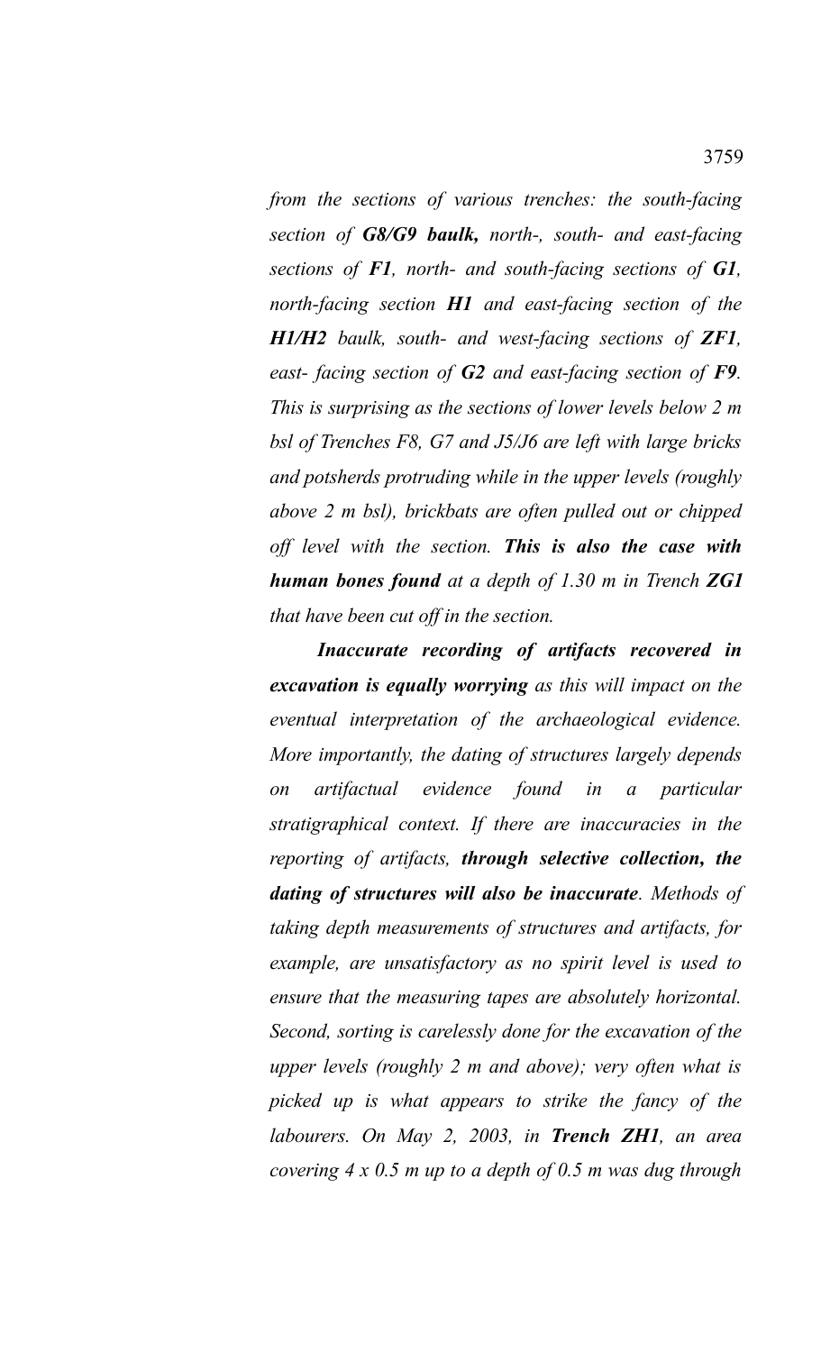*from the sections of various trenches: the south-facing section of **G8/G9 baulk,** north-, south- and east-facing sections of **F1**, north- and south-facing sections of **G1**, north-facing section **H1** and east-facing section of the **H1/H2** baulk, south- and west-facing sections of **ZF1**, east- facing section of **G2** and east-facing section of **F9**. This is surprising as the sections of lower levels below 2 m bsl of Trenches F8, G7 and J5/J6 are left with large bricks and potsherds protruding while in the upper levels (roughly above 2 m bsl), brickbats are often pulled out or chipped off level with the section. **This is also the case with human bones found** at a depth of 1.30 m in Trench **ZG1** that have been cut off in the section.*

***Inaccurate recording of artifacts recovered in excavation is equally worrying** as this will impact on the eventual interpretation of the archaeological evidence. More importantly, the dating of structures largely depends on artifactual evidence found in a particular stratigraphical context. If there are inaccuracies in the reporting of artifacts, **through selective collection, the dating of structures will also be inaccurate**. Methods of taking depth measurements of structures and artifacts, for example, are unsatisfactory as no spirit level is used to ensure that the measuring tapes are absolutely horizontal. Second, sorting is carelessly done for the excavation of the upper levels (roughly 2 m and above); very often what is picked up is what appears to strike the fancy of the labourers. On May 2, 2003, in **Trench ZH1**, an area covering 4 x 0.5 m up to a depth of 0.5 m was dug through*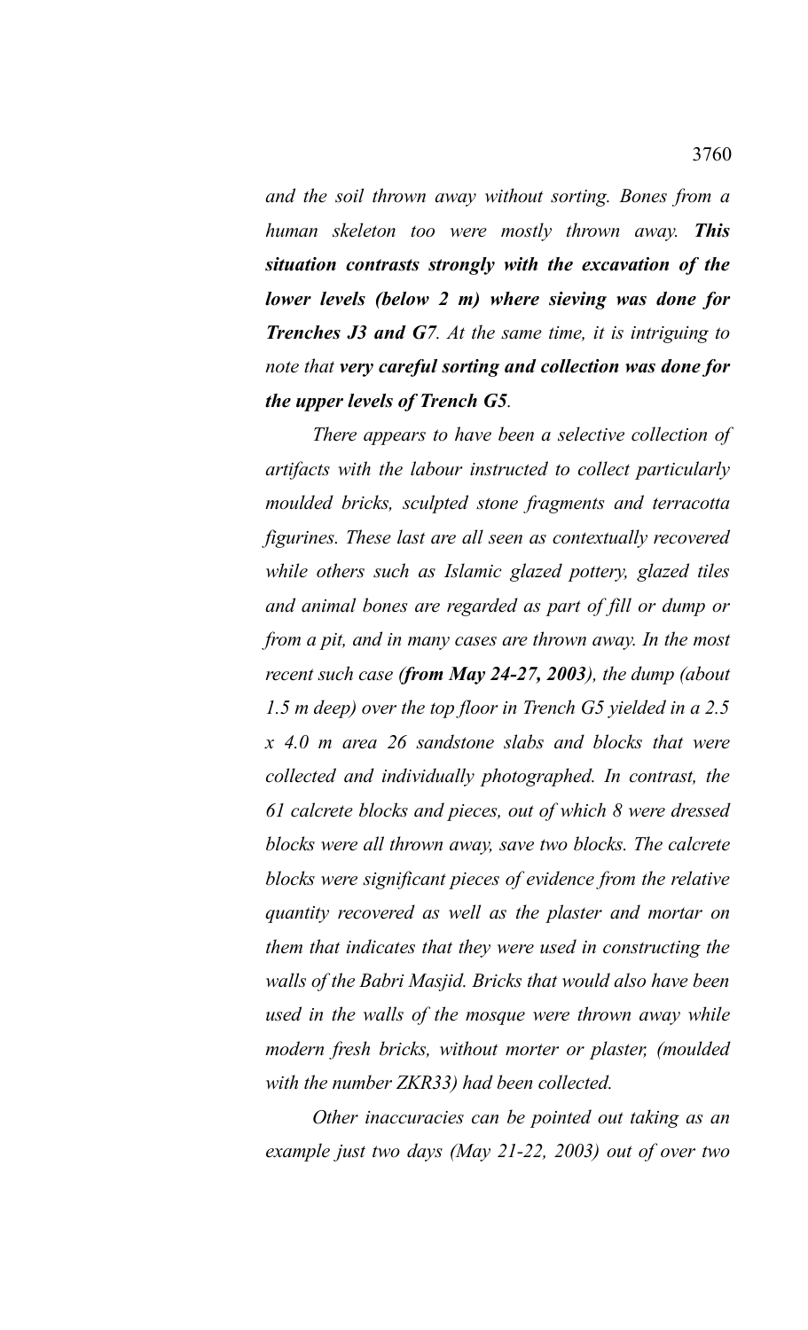*and the soil thrown away without sorting. Bones from a human skeleton too were mostly thrown away.* ***This situation contrasts strongly with the excavation of the lower levels (below 2 m) where sieving was done for Trenches J3 and G7****. At the same time, it is intriguing to note that* ***very careful sorting and collection was done for the upper levels of Trench G5****.*

*There appears to have been a selective collection of artifacts with the labour instructed to collect particularly moulded bricks, sculpted stone fragments and terracotta figurines. These last are all seen as contextually recovered while others such as Islamic glazed pottery, glazed tiles and animal bones are regarded as part of fill or dump or from a pit, and in many cases are thrown away. In the most recent such case* ***(from May 24-27, 2003****), the dump (about 1.5 m deep) over the top floor in Trench G5 yielded in a 2.5 x 4.0 m area 26 sandstone slabs and blocks that were collected and individually photographed. In contrast, the 61 calcrete blocks and pieces, out of which 8 were dressed blocks were all thrown away, save two blocks. The calcrete blocks were significant pieces of evidence from the relative quantity recovered as well as the plaster and mortar on them that indicates that they were used in constructing the walls of the Babri Masjid. Bricks that would also have been used in the walls of the mosque were thrown away while modern fresh bricks, without morter or plaster, (moulded with the number ZKR33) had been collected.*

*Other inaccuracies can be pointed out taking as an example just two days (May 21-22, 2003) out of over two*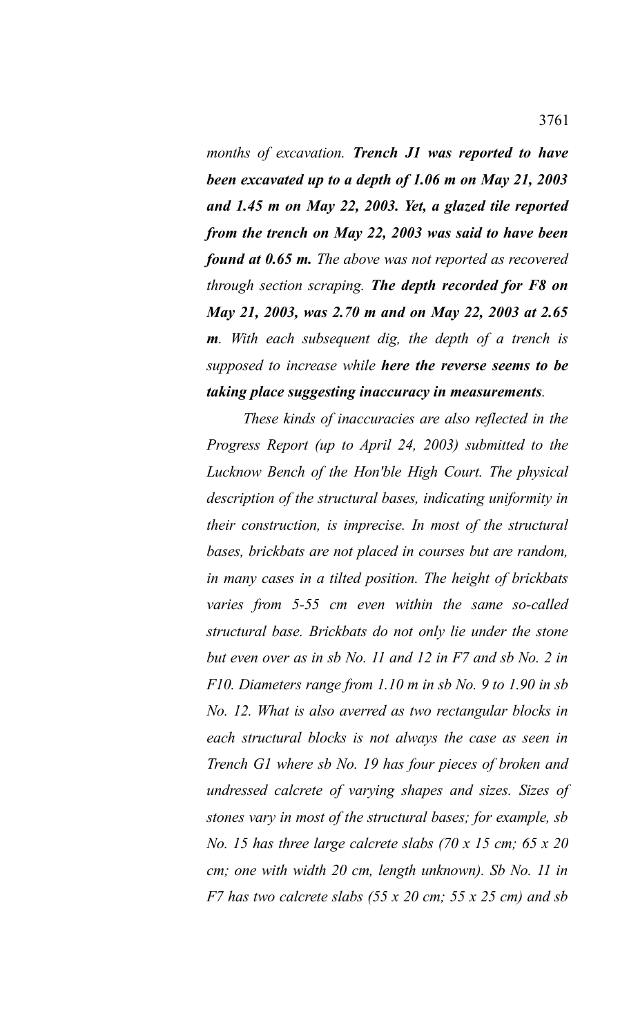*months of excavation.* ***Trench J1 was reported to have been excavated up to a depth of 1.06 m on May 21, 2003 and 1.45 m on May 22, 2003. Yet, a glazed tile reported from the trench on May 22, 2003 was said to have been found at 0.65 m.*** *The above was not reported as recovered through section scraping.* ***The depth recorded for F8 on May 21, 2003, was 2.70 m and on May 22, 2003 at 2.65 m****. With each subsequent dig, the depth of a trench is supposed to increase while* ***here the reverse seems to be taking place suggesting inaccuracy in measurements****.*

*These kinds of inaccuracies are also reflected in the Progress Report (up to April 24, 2003) submitted to the Lucknow Bench of the Hon'ble High Court. The physical description of the structural bases, indicating uniformity in their construction, is imprecise. In most of the structural bases, brickbats are not placed in courses but are random, in many cases in a tilted position. The height of brickbats varies from 5-55 cm even within the same so-called structural base. Brickbats do not only lie under the stone but even over as in sb No. 11 and 12 in F7 and sb No. 2 in F10. Diameters range from 1.10 m in sb No. 9 to 1.90 in sb No. 12. What is also averred as two rectangular blocks in each structural blocks is not always the case as seen in Trench G1 where sb No. 19 has four pieces of broken and undressed calcrete of varying shapes and sizes. Sizes of stones vary in most of the structural bases; for example, sb No. 15 has three large calcrete slabs (70 x 15 cm; 65 x 20 cm; one with width 20 cm, length unknown). Sb No. 11 in F7 has two calcrete slabs (55 x 20 cm; 55 x 25 cm) and sb*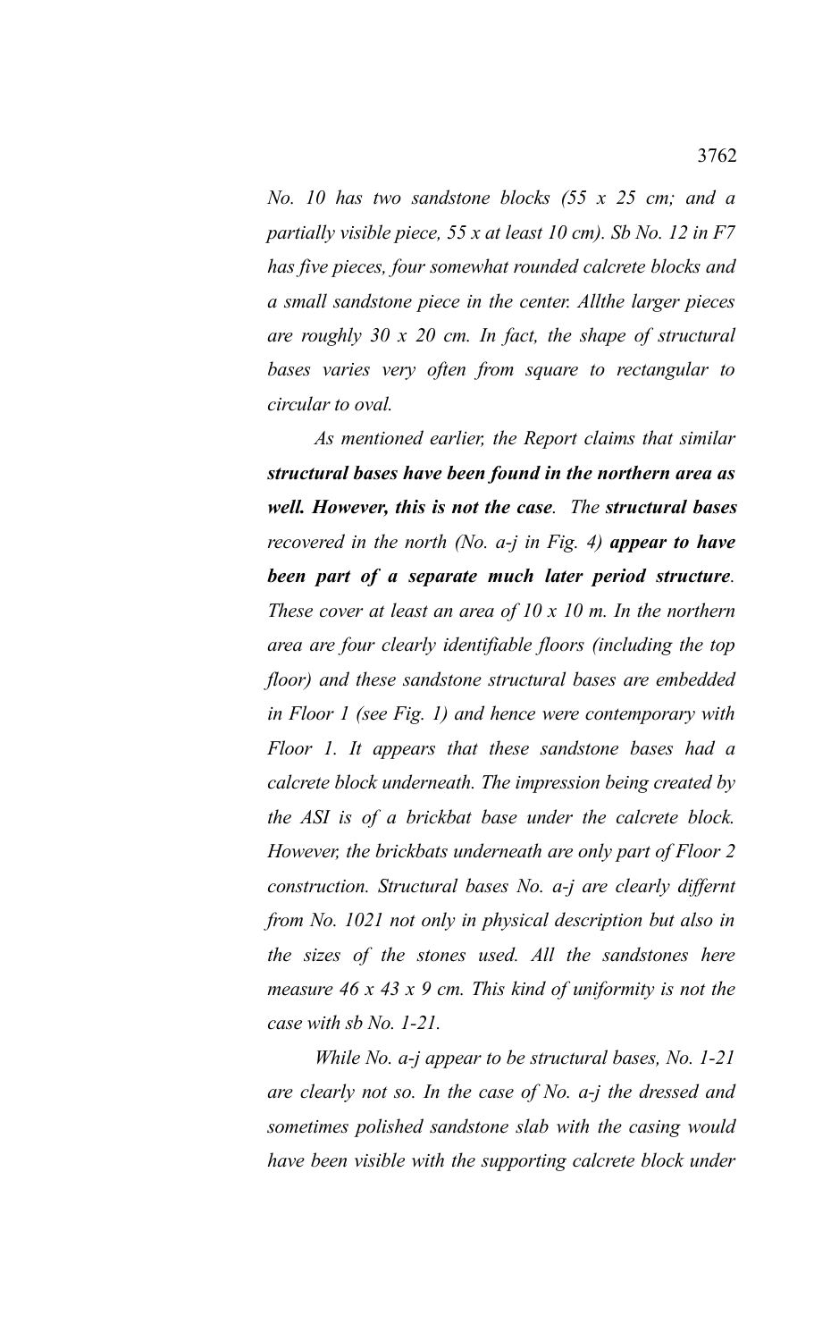*No. 10 has two sandstone blocks (55 x 25 cm; and a partially visible piece, 55 x at least 10 cm). Sb No. 12 in F7 has five pieces, four somewhat rounded calcrete blocks and a small sandstone piece in the center. Allthe larger pieces are roughly 30 x 20 cm. In fact, the shape of structural bases varies very often from square to rectangular to circular to oval.*

*As mentioned earlier, the Report claims that similar* ***structural bases have been found in the northern area as well. However, this is not the case****. The* ***structural bases*** *recovered in the north (No. a-j in Fig. 4)* ***appear to have been part of a separate much later period structure****. These cover at least an area of 10 x 10 m. In the northern area are four clearly identifiable floors (including the top floor) and these sandstone structural bases are embedded in Floor 1 (see Fig. 1) and hence were contemporary with Floor 1. It appears that these sandstone bases had a calcrete block underneath. The impression being created by the ASI is of a brickbat base under the calcrete block. However, the brickbats underneath are only part of Floor 2 construction. Structural bases No. a-j are clearly differnt from No. 1021 not only in physical description but also in the sizes of the stones used. All the sandstones here measure 46 x 43 x 9 cm. This kind of uniformity is not the case with sb No. 1-21.*

*While No. a-j appear to be structural bases, No. 1-21 are clearly not so. In the case of No. a-j the dressed and sometimes polished sandstone slab with the casing would have been visible with the supporting calcrete block under*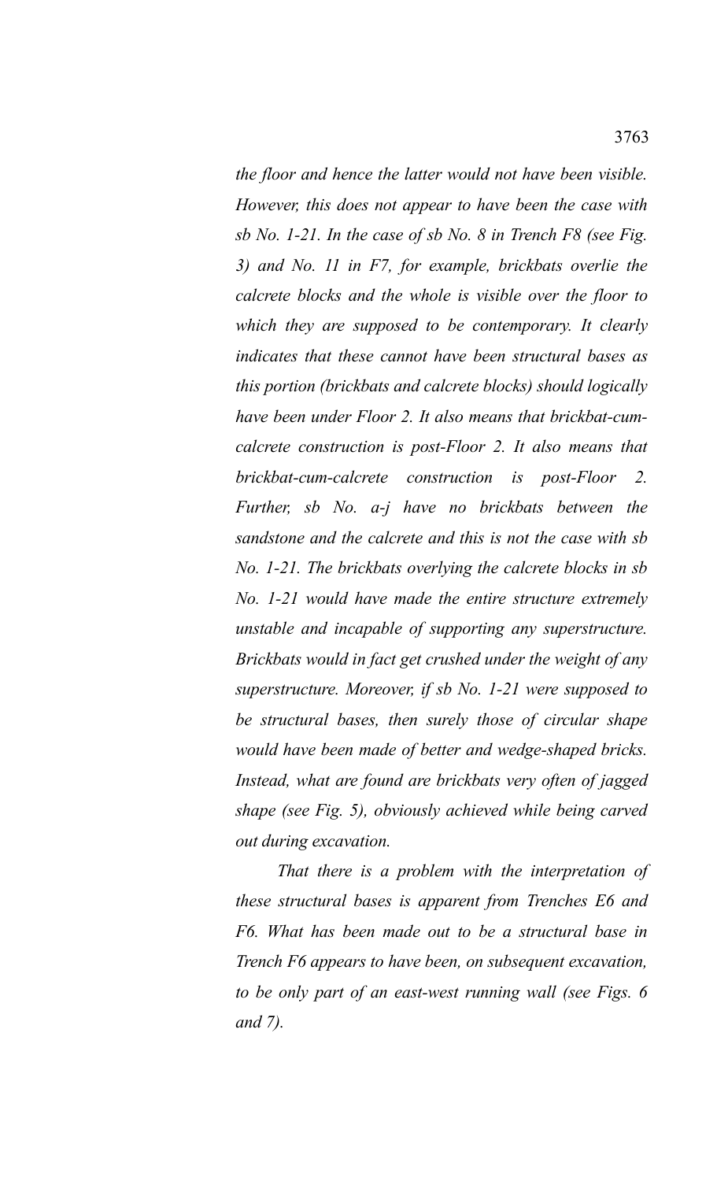*the floor and hence the latter would not have been visible. However, this does not appear to have been the case with sb No. 1-21. In the case of sb No. 8 in Trench F8 (see Fig. 3) and No. 11 in F7, for example, brickbats overlie the calcrete blocks and the whole is visible over the floor to which they are supposed to be contemporary. It clearly indicates that these cannot have been structural bases as this portion (brickbats and calcrete blocks) should logically have been under Floor 2. It also means that brickbat-cum-calcrete construction is post-Floor 2. It also means that brickbat-cum-calcrete construction is post-Floor 2. Further, sb No. a-j have no brickbats between the sandstone and the calcrete and this is not the case with sb No. 1-21. The brickbats overlying the calcrete blocks in sb No. 1-21 would have made the entire structure extremely unstable and incapable of supporting any superstructure. Brickbats would in fact get crushed under the weight of any superstructure. Moreover, if sb No. 1-21 were supposed to be structural bases, then surely those of circular shape would have been made of better and wedge-shaped bricks. Instead, what are found are brickbats very often of jagged shape (see Fig. 5), obviously achieved while being carved out during excavation.*

*That there is a problem with the interpretation of these structural bases is apparent from Trenches E6 and F6. What has been made out to be a structural base in Trench F6 appears to have been, on subsequent excavation, to be only part of an east-west running wall (see Figs. 6 and 7).*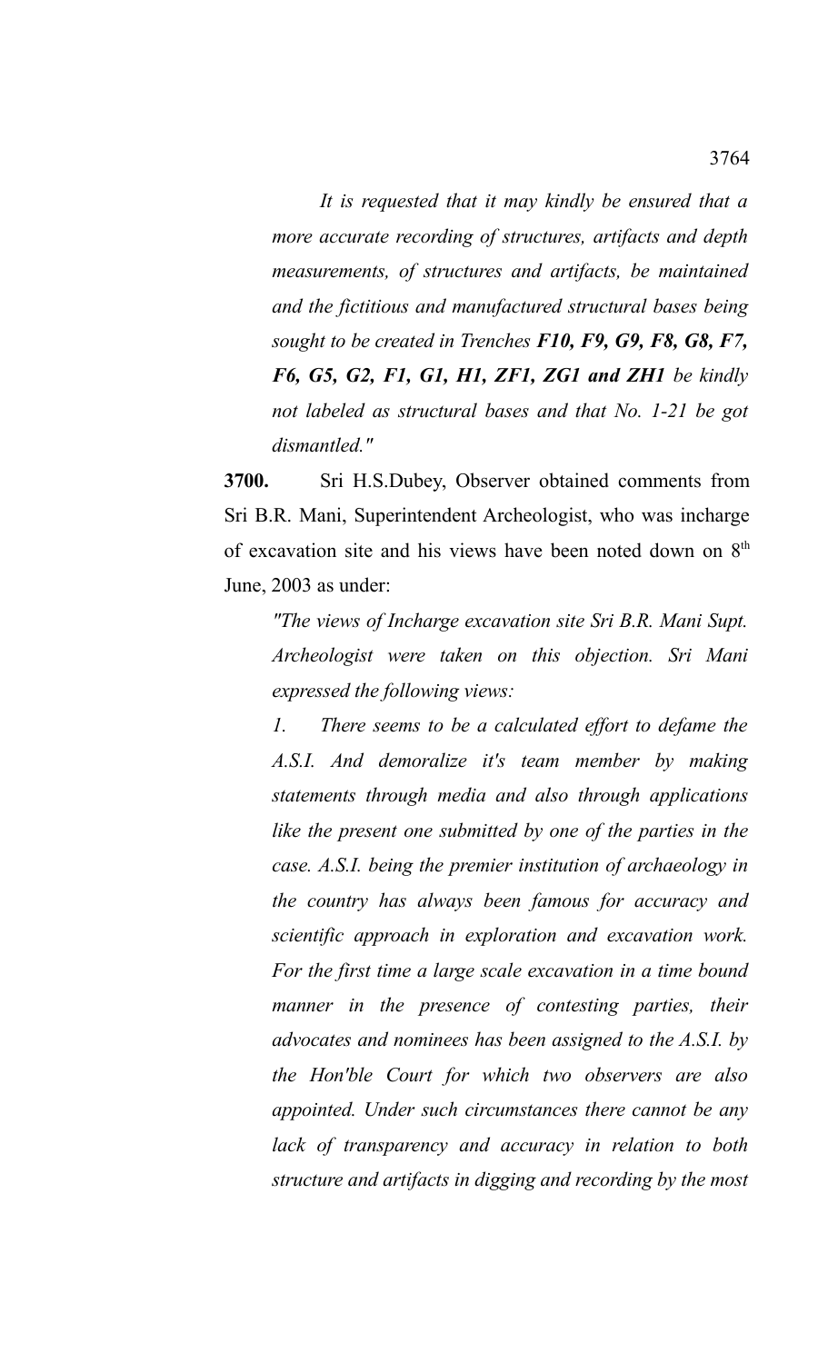*It is requested that it may kindly be ensured that a more accurate recording of structures, artifacts and depth measurements, of structures and artifacts, be maintained and the fictitious and manufactured structural bases being sought to be created in Trenches **F10, F9, G9, F8, G8, F7, F6, G5, G2, F1, G1, H1, ZF1, ZG1 and ZH1** be kindly not labeled as structural bases and that No. 1-21 be got dismantled."*

**3700.** Sri H.S.Dubey, Observer obtained comments from Sri B.R. Mani, Superintendent Archeologist, who was incharge of excavation site and his views have been noted down on 8th June, 2003 as under:

*"The views of Incharge excavation site Sri B.R. Mani Supt. Archeologist were taken on this objection. Sri Mani expressed the following views:*

*1. There seems to be a calculated effort to defame the A.S.I. And demoralize it's team member by making statements through media and also through applications like the present one submitted by one of the parties in the case. A.S.I. being the premier institution of archaeology in the country has always been famous for accuracy and scientific approach in exploration and excavation work. For the first time a large scale excavation in a time bound manner in the presence of contesting parties, their advocates and nominees has been assigned to the A.S.I. by the Hon'ble Court for which two observers are also appointed. Under such circumstances there cannot be any lack of transparency and accuracy in relation to both structure and artifacts in digging and recording by the most*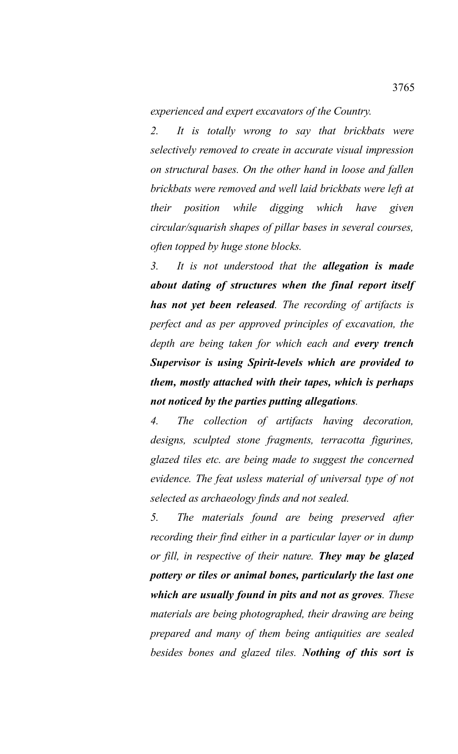*experienced and expert excavators of the Country.*

*2. It is totally wrong to say that brickbats were selectively removed to create in accurate visual impression on structural bases. On the other hand in loose and fallen brickbats were removed and well laid brickbats were left at their position while digging which have given circular/squarish shapes of pillar bases in several courses, often topped by huge stone blocks.*

*3. It is not understood that the* ***allegation is made about dating of structures when the final report itself has not yet been released****. The recording of artifacts is perfect and as per approved principles of excavation, the depth are being taken for which each and* ***every trench Supervisor is using Spirit-levels which are provided to them, mostly attached with their tapes, which is perhaps not noticed by the parties putting allegations****.*

*4. The collection of artifacts having decoration, designs, sculpted stone fragments, terracotta figurines, glazed tiles etc. are being made to suggest the concerned evidence. The feat usless material of universal type of not selected as archaeology finds and not sealed.*

*5. The materials found are being preserved after recording their find either in a particular layer or in dump or fill, in respective of their nature.* ***They may be glazed pottery or tiles or animal bones, particularly the last one which are usually found in pits and not as groves****. These materials are being photographed, their drawing are being prepared and many of them being antiquities are sealed besides bones and glazed tiles.* ***Nothing of this sort is***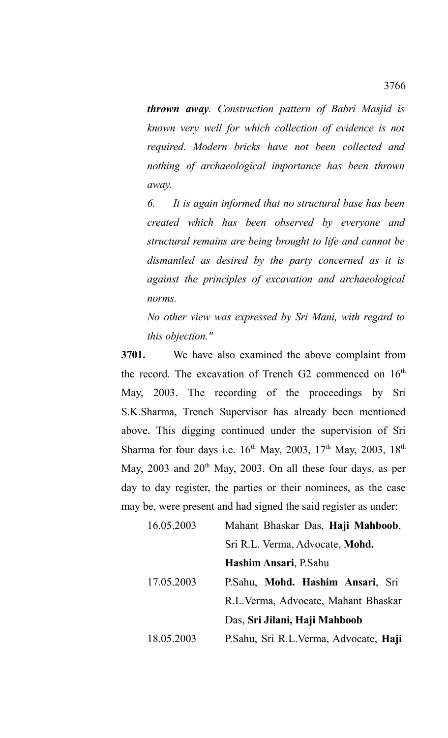*__thrown away__. Construction pattern of Babri Masjid is known very well for which collection of evidence is not required. Modern bricks have not been collected and nothing of archaeological importance has been thrown away.*

*6. It is again informed that no structural base has been created which has been observed by everyone and structural remains are being brought to life and cannot be dismantled as desired by the party concerned as it is against the principles of excavation and archaeological norms.*

*No other view was expressed by Sri Mani, with regard to this objection."*

**3701.** We have also examined the above complaint from the record. The excavation of Trench G2 commenced on 16th May, 2003. The recording of the proceedings by Sri S.K.Sharma, Trench Supervisor has already been mentioned above. This digging continued under the supervision of Sri Sharma for four days i.e. 16th May, 2003, 17th May, 2003, 18th May, 2003 and 20th May, 2003. On all these four days, as per day to day register, the parties or their nominees, as the case may be, were present and had signed the said register as under:

| | |
|---|---|
| 16.05.2003 | Mahant Bhaskar Das, **Haji Mahboob**, Sri R.L. Verma, Advocate, **Mohd. Hashim Ansari**, P.Sahu |
| 17.05.2003 | P.Sahu, **Mohd. Hashim Ansari**, Sri R.L.Verma, Advocate, Mahant Bhaskar Das, **Sri Jilani, Haji Mahboob** |
| 18.05.2003 | P.Sahu, Sri R.L.Verma, Advocate, **Haji** |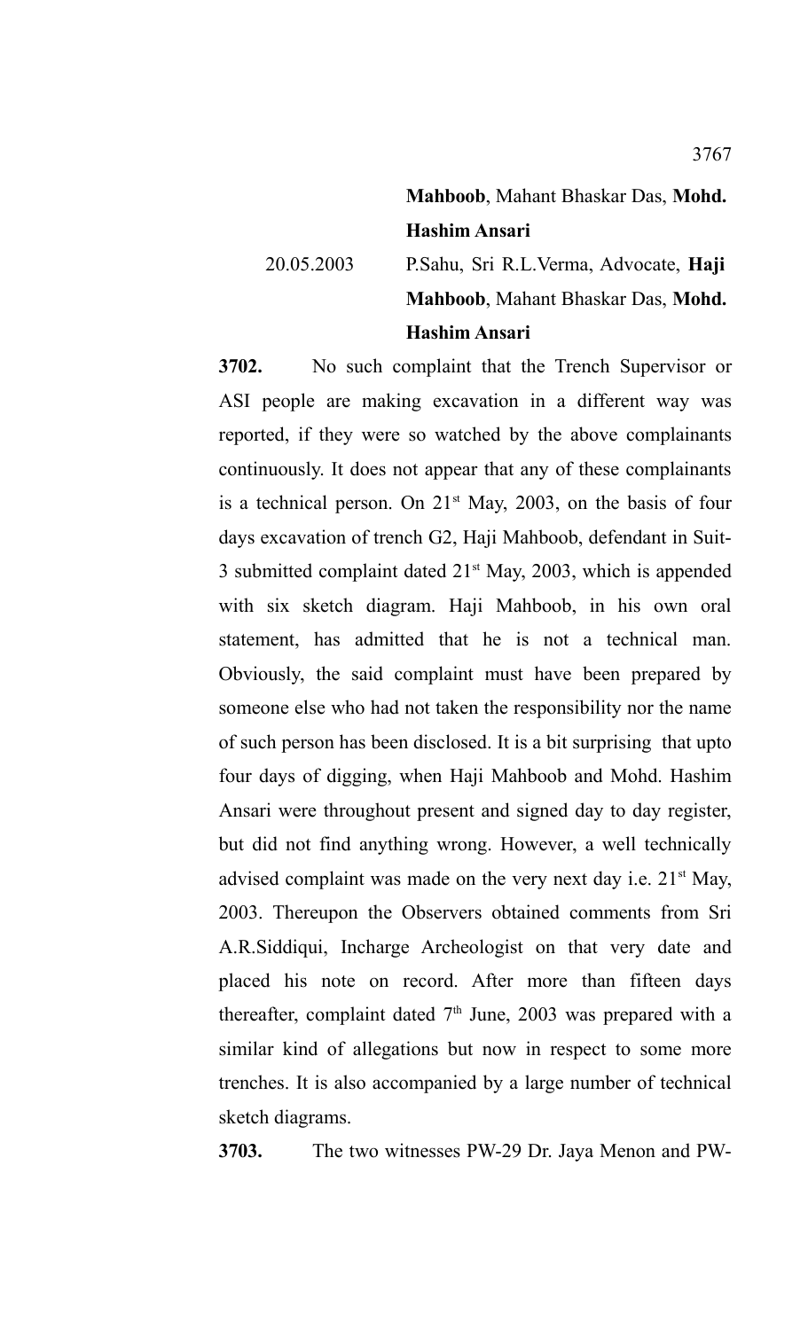**Mahboob**, Mahant Bhaskar Das, **Mohd. Hashim Ansari**

20.05.2003 P.Sahu, Sri R.L.Verma, Advocate, **Haji Mahboob**, Mahant Bhaskar Das, **Mohd. Hashim Ansari**

**3702.** No such complaint that the Trench Supervisor or ASI people are making excavation in a different way was reported, if they were so watched by the above complainants continuously. It does not appear that any of these complainants is a technical person. On 21st May, 2003, on the basis of four days excavation of trench G2, Haji Mahboob, defendant in Suit-3 submitted complaint dated 21st May, 2003, which is appended with six sketch diagram. Haji Mahboob, in his own oral statement, has admitted that he is not a technical man. Obviously, the said complaint must have been prepared by someone else who had not taken the responsibility nor the name of such person has been disclosed. It is a bit surprising that upto four days of digging, when Haji Mahboob and Mohd. Hashim Ansari were throughout present and signed day to day register, but did not find anything wrong. However, a well technically advised complaint was made on the very next day i.e. 21st May, 2003. Thereupon the Observers obtained comments from Sri A.R.Siddiqui, Incharge Archeologist on that very date and placed his note on record. After more than fifteen days thereafter, complaint dated 7th June, 2003 was prepared with a similar kind of allegations but now in respect to some more trenches. It is also accompanied by a large number of technical sketch diagrams.

**3703.** The two witnesses PW-29 Dr. Jaya Menon and PW-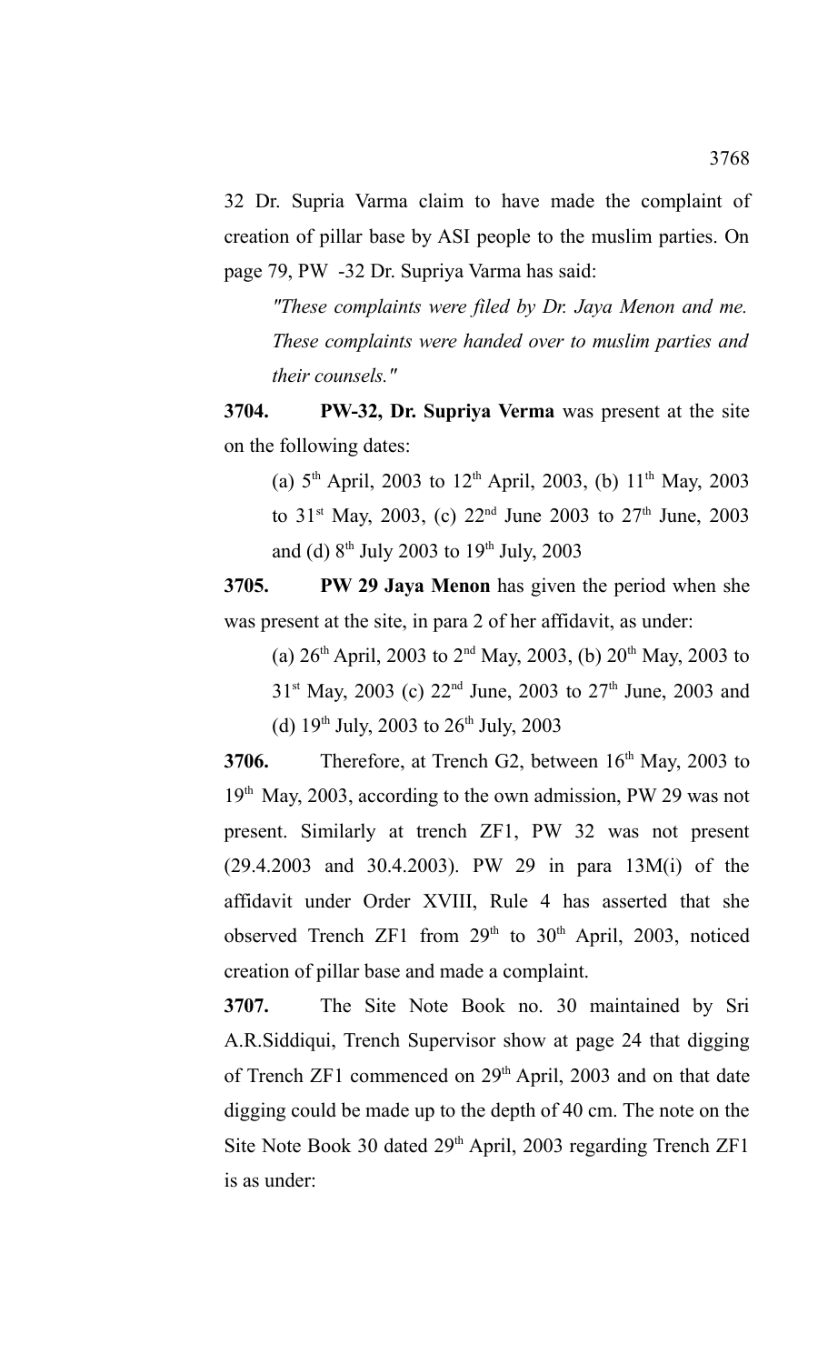32 Dr. Supria Varma claim to have made the complaint of creation of pillar base by ASI people to the muslim parties. On page 79, PW -32 Dr. Supriya Varma has said:

*"These complaints were filed by Dr. Jaya Menon and me. These complaints were handed over to muslim parties and their counsels."*

**3704.** **PW-32, Dr. Supriya Verma** was present at the site on the following dates:

(a) 5th April, 2003 to 12th April, 2003, (b) 11th May, 2003 to 31st May, 2003, (c) 22nd June 2003 to 27th June, 2003 and (d) 8th July 2003 to 19th July, 2003

**3705.** **PW 29 Jaya Menon** has given the period when she was present at the site, in para 2 of her affidavit, as under:

(a) 26th April, 2003 to 2nd May, 2003, (b) 20th May, 2003 to 31st May, 2003 (c) 22nd June, 2003 to 27th June, 2003 and (d) 19th July, 2003 to 26th July, 2003

**3706.** Therefore, at Trench G2, between 16th May, 2003 to 19th May, 2003, according to the own admission, PW 29 was not present. Similarly at trench ZF1, PW 32 was not present (29.4.2003 and 30.4.2003). PW 29 in para 13M(i) of the affidavit under Order XVIII, Rule 4 has asserted that she observed Trench ZF1 from 29th to 30th April, 2003, noticed creation of pillar base and made a complaint.

**3707.** The Site Note Book no. 30 maintained by Sri A.R.Siddiqui, Trench Supervisor show at page 24 that digging of Trench ZF1 commenced on 29th April, 2003 and on that date digging could be made up to the depth of 40 cm. The note on the Site Note Book 30 dated 29th April, 2003 regarding Trench ZF1 is as under: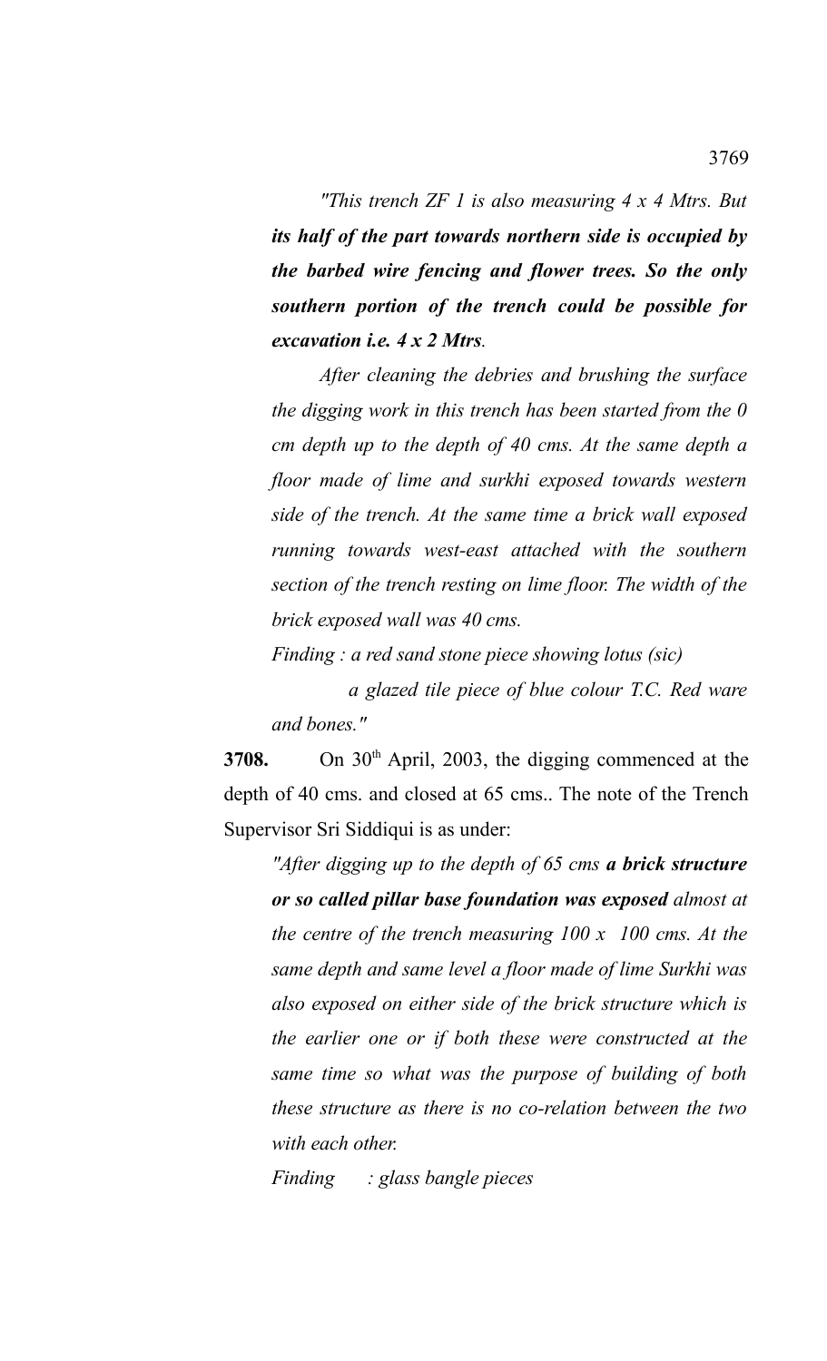*"This trench ZF 1 is also measuring 4 x 4 Mtrs. But* ***its half of the part towards northern side is occupied by the barbed wire fencing and flower trees. So the only southern portion of the trench could be possible for excavation i.e. 4 x 2 Mtrs****.*

*After cleaning the debries and brushing the surface the digging work in this trench has been started from the 0 cm depth up to the depth of 40 cms. At the same depth a floor made of lime and surkhi exposed towards western side of the trench. At the same time a brick wall exposed running towards west-east attached with the southern section of the trench resting on lime floor. The width of the brick exposed wall was 40 cms.*

*Finding : a red sand stone piece showing lotus (sic)*

*a glazed tile piece of blue colour T.C. Red ware and bones."*

**3708.** On 30th April, 2003, the digging commenced at the depth of 40 cms. and closed at 65 cms.. The note of the Trench Supervisor Sri Siddiqui is as under:

*"After digging up to the depth of 65 cms* ***a brick structure or so called pillar base foundation was exposed*** *almost at the centre of the trench measuring 100 x 100 cms. At the same depth and same level a floor made of lime Surkhi was also exposed on either side of the brick structure which is the earlier one or if both these were constructed at the same time so what was the purpose of building of both these structure as there is no co-relation between the two with each other.*

*Finding : glass bangle pieces*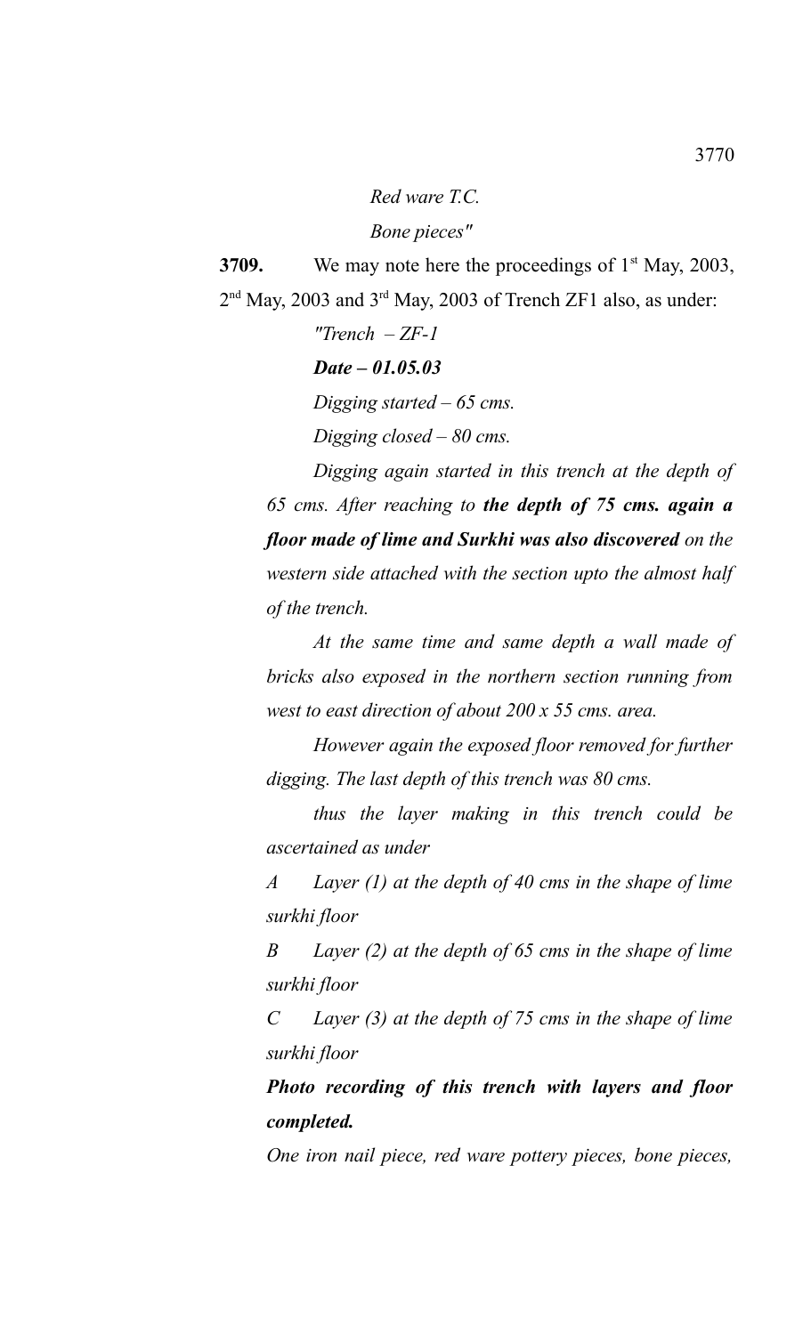*Red ware T.C.*

*Bone pieces"*

**3709.** We may note here the proceedings of 1st May, 2003, 2nd May, 2003 and 3rd May, 2003 of Trench ZF1 also, as under:

*"Trench – ZF-1*

***Date – 01.05.03***

*Digging started – 65 cms.*

*Digging closed – 80 cms.*

*Digging again started in this trench at the depth of 65 cms. After reaching to **the depth of 75 cms. again a floor made of lime and Surkhi was also discovered** on the western side attached with the section upto the almost half of the trench.*

*At the same time and same depth a wall made of bricks also exposed in the northern section running from west to east direction of about 200 x 55 cms. area.*

*However again the exposed floor removed for further digging. The last depth of this trench was 80 cms.*

*thus the layer making in this trench could be ascertained as under*

*A Layer (1) at the depth of 40 cms in the shape of lime surkhi floor*

*B Layer (2) at the depth of 65 cms in the shape of lime surkhi floor*

*C Layer (3) at the depth of 75 cms in the shape of lime surkhi floor*

***Photo recording of this trench with layers and floor completed.***

*One iron nail piece, red ware pottery pieces, bone pieces,*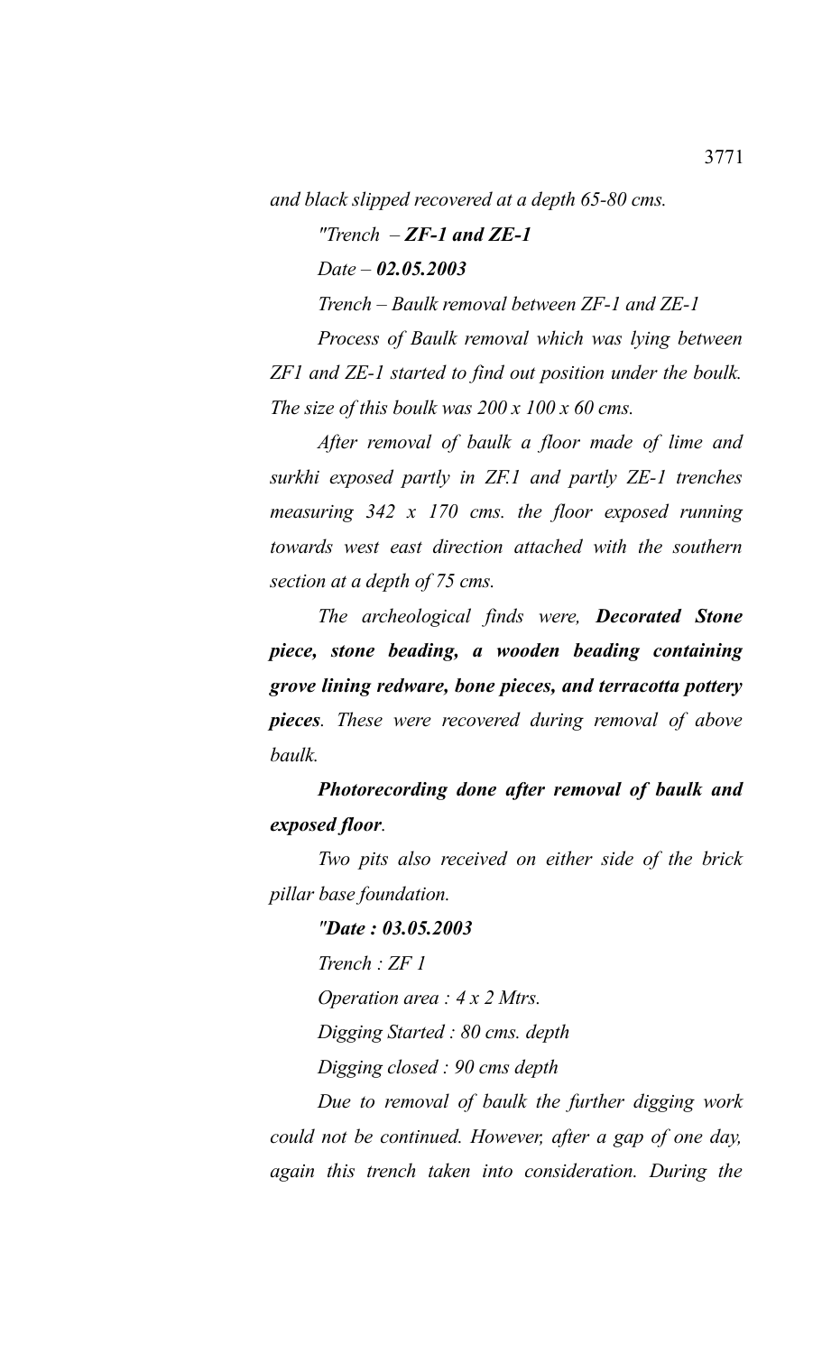*and black slipped recovered at a depth 65-80 cms.*

*"Trench – **ZF-1 and ZE-1***

*Date – **02.05.2003***

*Trench – Baulk removal between ZF-1 and ZE-1*

*Process of Baulk removal which was lying between ZF1 and ZE-1 started to find out position under the boulk. The size of this boulk was 200 x 100 x 60 cms.*

*After removal of baulk a floor made of lime and surkhi exposed partly in ZF.1 and partly ZE-1 trenches measuring 342 x 170 cms. the floor exposed running towards west east direction attached with the southern section at a depth of 75 cms.*

*The archeological finds were, **Decorated Stone piece, stone beading, a wooden beading containing grove lining redware, bone pieces, and terracotta pottery pieces**. These were recovered during removal of above baulk.*

***Photorecording done after removal of baulk and exposed floor**.*

*Two pits also received on either side of the brick pillar base foundation.*

***"Date : 03.05.2003***

*Trench : ZF 1*

*Operation area : 4 x 2 Mtrs.*

*Digging Started : 80 cms. depth*

*Digging closed : 90 cms depth*

*Due to removal of baulk the further digging work could not be continued. However, after a gap of one day, again this trench taken into consideration. During the*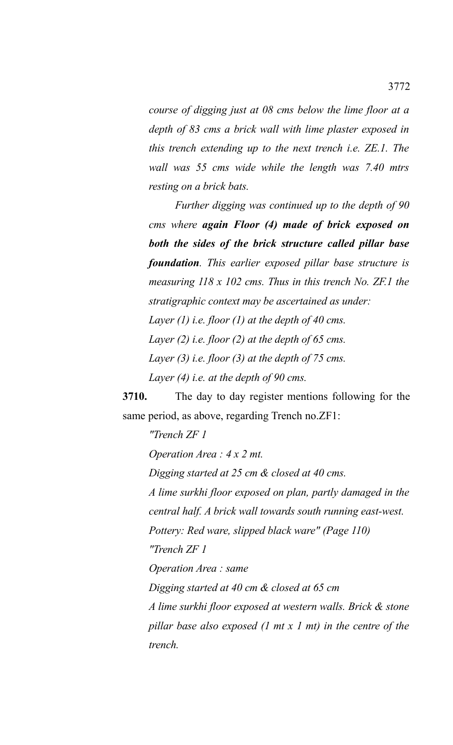*course of digging just at 08 cms below the lime floor at a depth of 83 cms a brick wall with lime plaster exposed in this trench extending up to the next trench i.e. ZE.1. The wall was 55 cms wide while the length was 7.40 mtrs resting on a brick bats.*

*Further digging was continued up to the depth of 90 cms where **again Floor (4) made of brick exposed on both the sides of the brick structure called pillar base foundation**. This earlier exposed pillar base structure is measuring 118 x 102 cms. Thus in this trench No. ZF.1 the stratigraphic context may be ascertained as under:*

*Layer (1) i.e. floor (1) at the depth of 40 cms.*

*Layer (2) i.e. floor (2) at the depth of 65 cms.*

*Layer (3) i.e. floor (3) at the depth of 75 cms.*

*Layer (4) i.e. at the depth of 90 cms.*

**3710.** The day to day register mentions following for the same period, as above, regarding Trench no.ZF1:

*"Trench ZF 1*

*Operation Area : 4 x 2 mt.*

*Digging started at 25 cm & closed at 40 cms.*

*A lime surkhi floor exposed on plan, partly damaged in the central half. A brick wall towards south running east-west.*

*Pottery: Red ware, slipped black ware" (Page 110)*

*"Trench ZF 1*

*Operation Area : same*

*Digging started at 40 cm & closed at 65 cm*

*A lime surkhi floor exposed at western walls. Brick & stone pillar base also exposed (1 mt x 1 mt) in the centre of the trench.*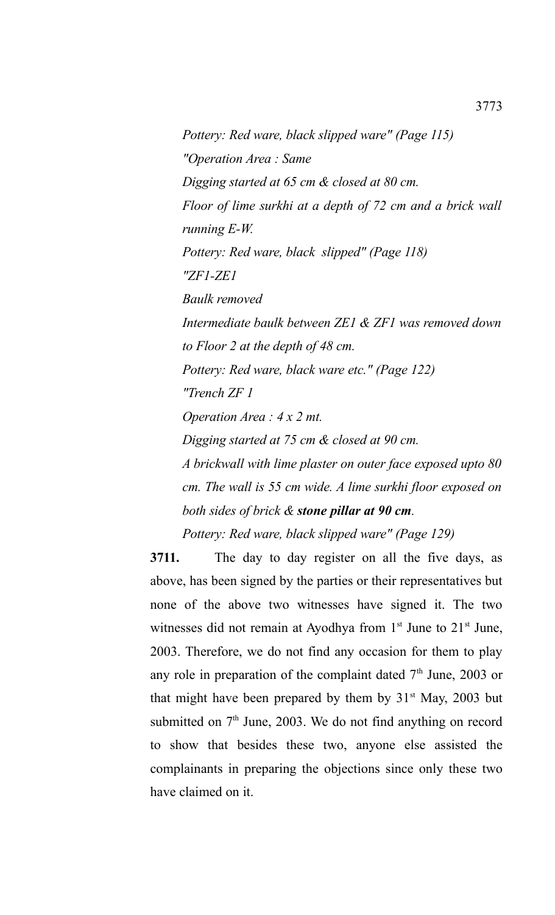*Pottery: Red ware, black slipped ware" (Page 115)*

*"Operation Area : Same*

*Digging started at 65 cm & closed at 80 cm.*

*Floor of lime surkhi at a depth of 72 cm and a brick wall running E-W.*

*Pottery: Red ware, black slipped" (Page 118)*

*"ZF1-ZE1*

*Baulk removed*

*Intermediate baulk between ZE1 & ZF1 was removed down to Floor 2 at the depth of 48 cm.*

*Pottery: Red ware, black ware etc." (Page 122)*

*"Trench ZF 1*

*Operation Area : 4 x 2 mt.*

*Digging started at 75 cm & closed at 90 cm.*

*A brickwall with lime plaster on outer face exposed upto 80 cm. The wall is 55 cm wide. A lime surkhi floor exposed on both sides of brick & **stone pillar at 90 cm**.*

*Pottery: Red ware, black slipped ware" (Page 129)*

**3711.** The day to day register on all the five days, as above, has been signed by the parties or their representatives but none of the above two witnesses have signed it. The two witnesses did not remain at Ayodhya from 1st June to 21st June, 2003. Therefore, we do not find any occasion for them to play any role in preparation of the complaint dated 7th June, 2003 or that might have been prepared by them by 31st May, 2003 but submitted on 7th June, 2003. We do not find anything on record to show that besides these two, anyone else assisted the complainants in preparing the objections since only these two have claimed on it.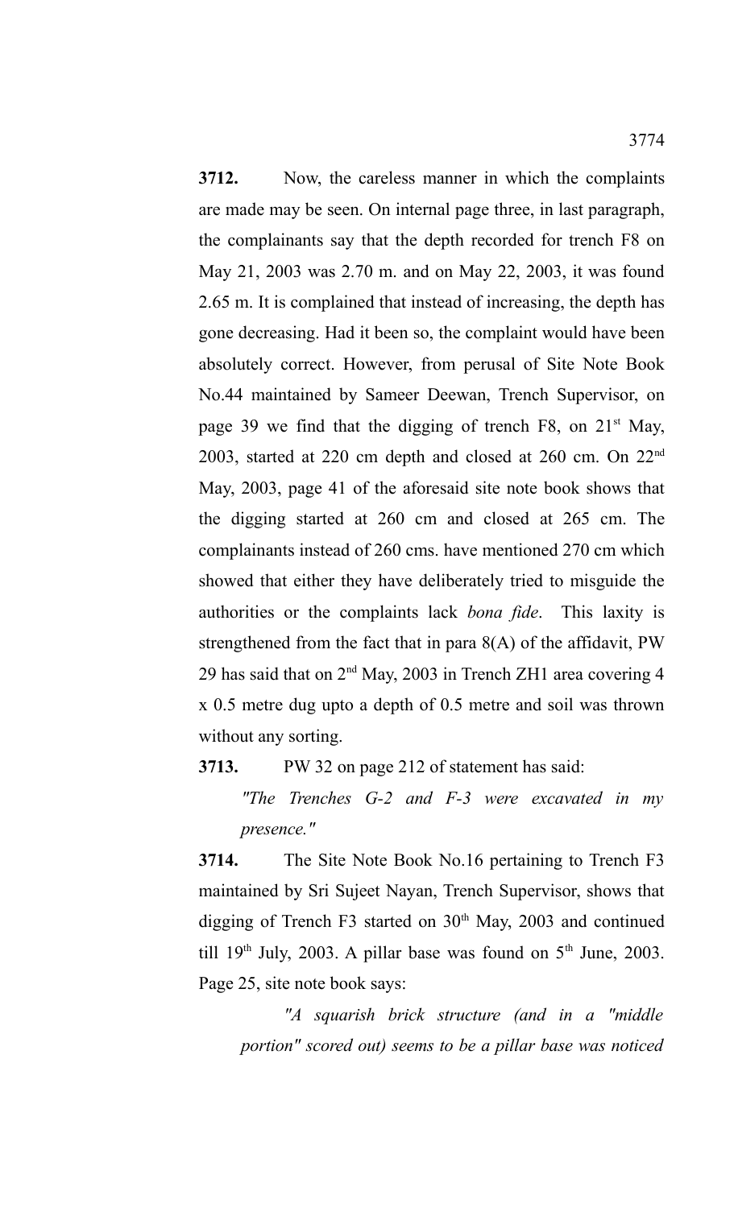**3712.** Now, the careless manner in which the complaints are made may be seen. On internal page three, in last paragraph, the complainants say that the depth recorded for trench F8 on May 21, 2003 was 2.70 m. and on May 22, 2003, it was found 2.65 m. It is complained that instead of increasing, the depth has gone decreasing. Had it been so, the complaint would have been absolutely correct. However, from perusal of Site Note Book No.44 maintained by Sameer Deewan, Trench Supervisor, on page 39 we find that the digging of trench F8, on 21st May, 2003, started at 220 cm depth and closed at 260 cm. On 22nd May, 2003, page 41 of the aforesaid site note book shows that the digging started at 260 cm and closed at 265 cm. The complainants instead of 260 cms. have mentioned 270 cm which showed that either they have deliberately tried to misguide the authorities or the complaints lack *bona fide*. This laxity is strengthened from the fact that in para 8(A) of the affidavit, PW 29 has said that on 2nd May, 2003 in Trench ZH1 area covering 4 x 0.5 metre dug upto a depth of 0.5 metre and soil was thrown without any sorting.

**3713.** PW 32 on page 212 of statement has said:

> *"The Trenches G-2 and F-3 were excavated in my presence."*

**3714.** The Site Note Book No.16 pertaining to Trench F3 maintained by Sri Sujeet Nayan, Trench Supervisor, shows that digging of Trench F3 started on 30th May, 2003 and continued till 19th July, 2003. A pillar base was found on 5th June, 2003. Page 25, site note book says:

> *"A squarish brick structure (and in a "middle portion" scored out) seems to be a pillar base was noticed*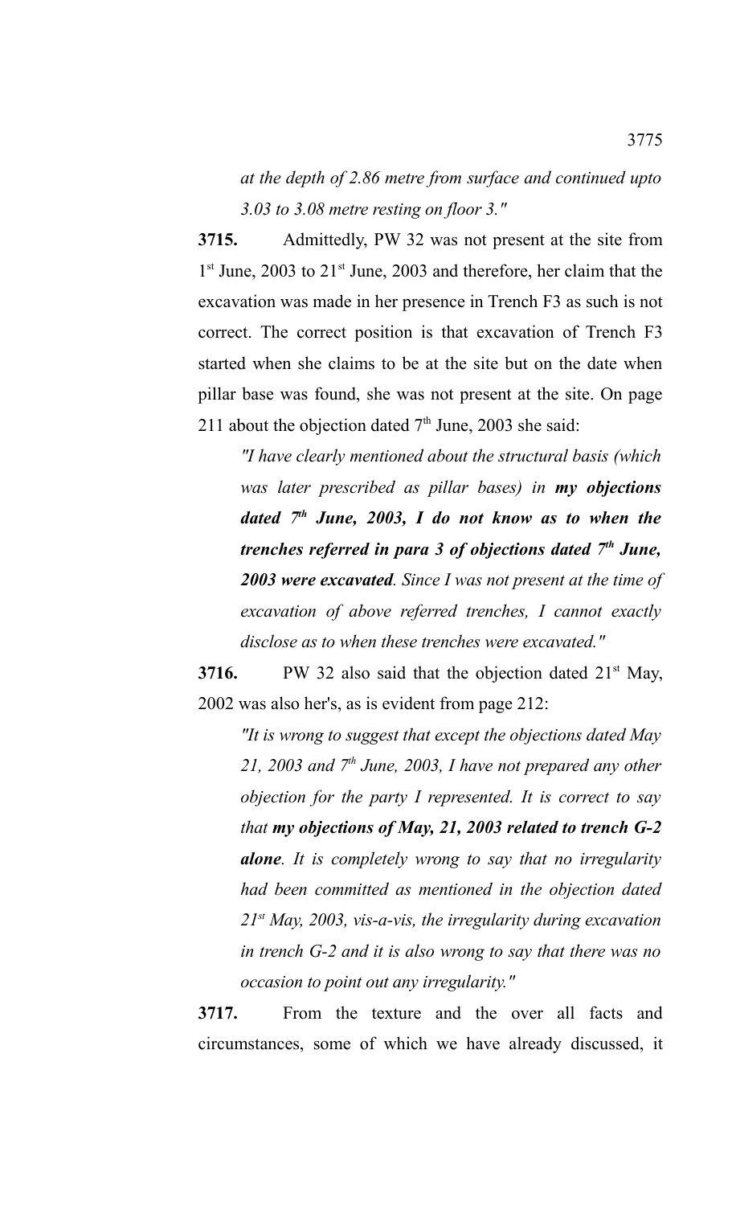*at the depth of 2.86 metre from surface and continued upto 3.03 to 3.08 metre resting on floor 3."*

**3715.** Admittedly, PW 32 was not present at the site from 1st June, 2003 to 21st June, 2003 and therefore, her claim that the excavation was made in her presence in Trench F3 as such is not correct. The correct position is that excavation of Trench F3 started when she claims to be at the site but on the date when pillar base was found, she was not present at the site. On page 211 about the objection dated 7th June, 2003 she said:

*"I have clearly mentioned about the structural basis (which was later prescribed as pillar bases) in **my objections dated 7th June, 2003, I do not know as to when the trenches referred in para 3 of objections dated 7th June, 2003 were excavated**. Since I was not present at the time of excavation of above referred trenches, I cannot exactly disclose as to when these trenches were excavated."*

**3716.** PW 32 also said that the objection dated 21st May, 2002 was also her's, as is evident from page 212:

*"It is wrong to suggest that except the objections dated May 21, 2003 and 7th June, 2003, I have not prepared any other objection for the party I represented. It is correct to say that **my objections of May, 21, 2003 related to trench G-2 alone**. It is completely wrong to say that no irregularity had been committed as mentioned in the objection dated 21st May, 2003, vis-a-vis, the irregularity during excavation in trench G-2 and it is also wrong to say that there was no occasion to point out any irregularity."*

**3717.** From the texture and the over all facts and circumstances, some of which we have already discussed, it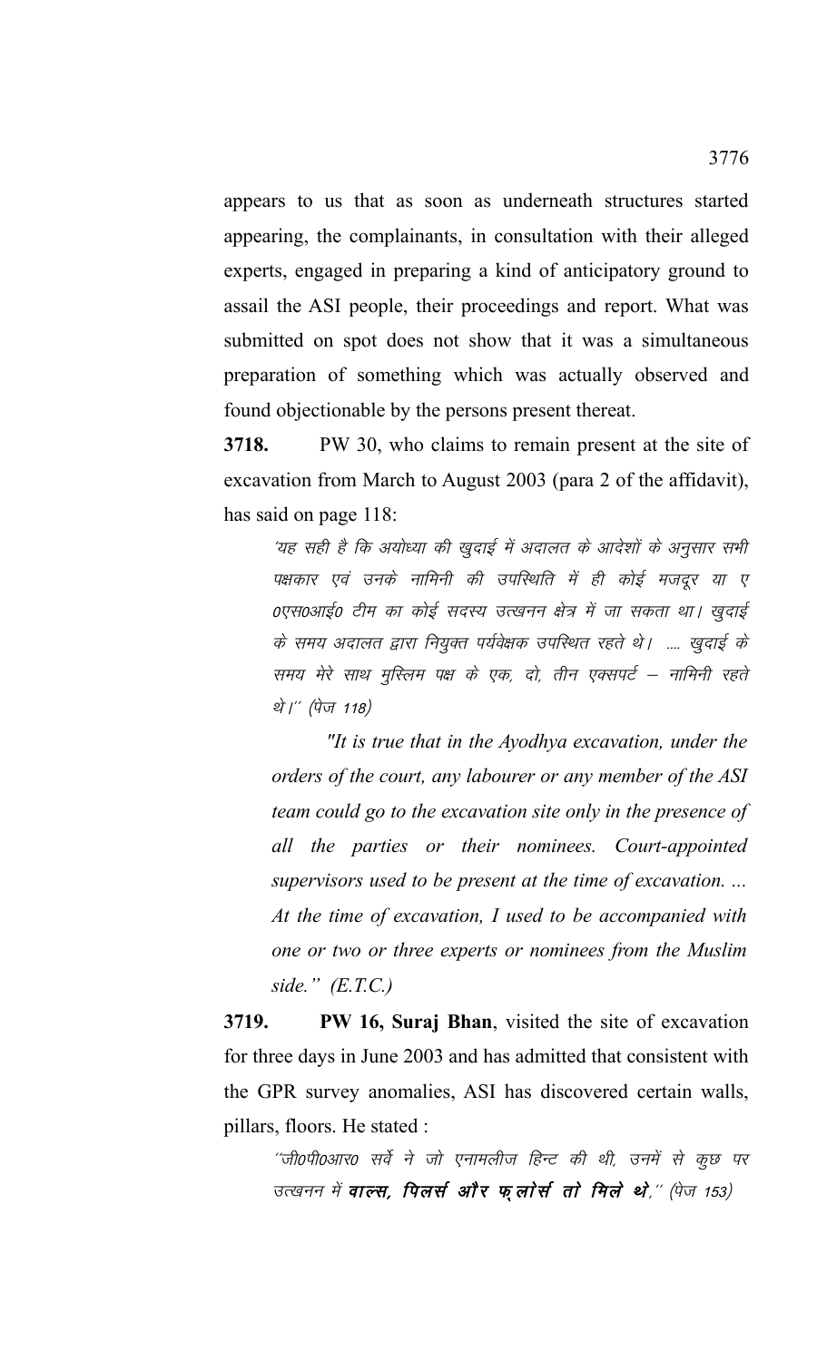appears to us that as soon as underneath structures started appearing, the complainants, in consultation with their alleged experts, engaged in preparing a kind of anticipatory ground to assail the ASI people, their proceedings and report. What was submitted on spot does not show that it was a simultaneous preparation of something which was actually observed and found objectionable by the persons present thereat.

**3718.** PW 30, who claims to remain present at the site of excavation from March to August 2003 (para 2 of the affidavit), has said on page 118:

> *'यह सही है कि अयोध्या की खुदाई में अदालत के आदेशों के अनुसार सभी पक्षकार एवं उनके नामिनी की उपस्थिति में ही कोई मजदूर या ए0एस0आई0 टीम का कोई सदस्य उत्खनन क्षेत्र में जा सकता था। खुदाई के समय अदालत द्वारा नियुक्त पर्यवेक्षक उपस्थित रहते थे। .... खुदाई के समय मेरे साथ मुस्लिम पक्ष के एक, दो, तीन एक्सपर्ट – नामिनी रहते थे।'' (पेज 118)*
>
> *"It is true that in the Ayodhya excavation, under the orders of the court, any labourer or any member of the ASI team could go to the excavation site only in the presence of all the parties or their nominees. Court-appointed supervisors used to be present at the time of excavation. ... At the time of excavation, I used to be accompanied with one or two or three experts or nominees from the Muslim side." (E.T.C.)*

**3719.** **PW 16, Suraj Bhan**, visited the site of excavation for three days in June 2003 and has admitted that consistent with the GPR survey anomalies, ASI has discovered certain walls, pillars, floors. He stated :

> *''जी0पी0आर0 सर्वे ने जो एनामलीज हिन्ट की थी, उनमें से कुछ पर उत्खनन में **वाल्स, पिलर्स और फ्लोर्स तो मिले थे**,'' (पेज 153)*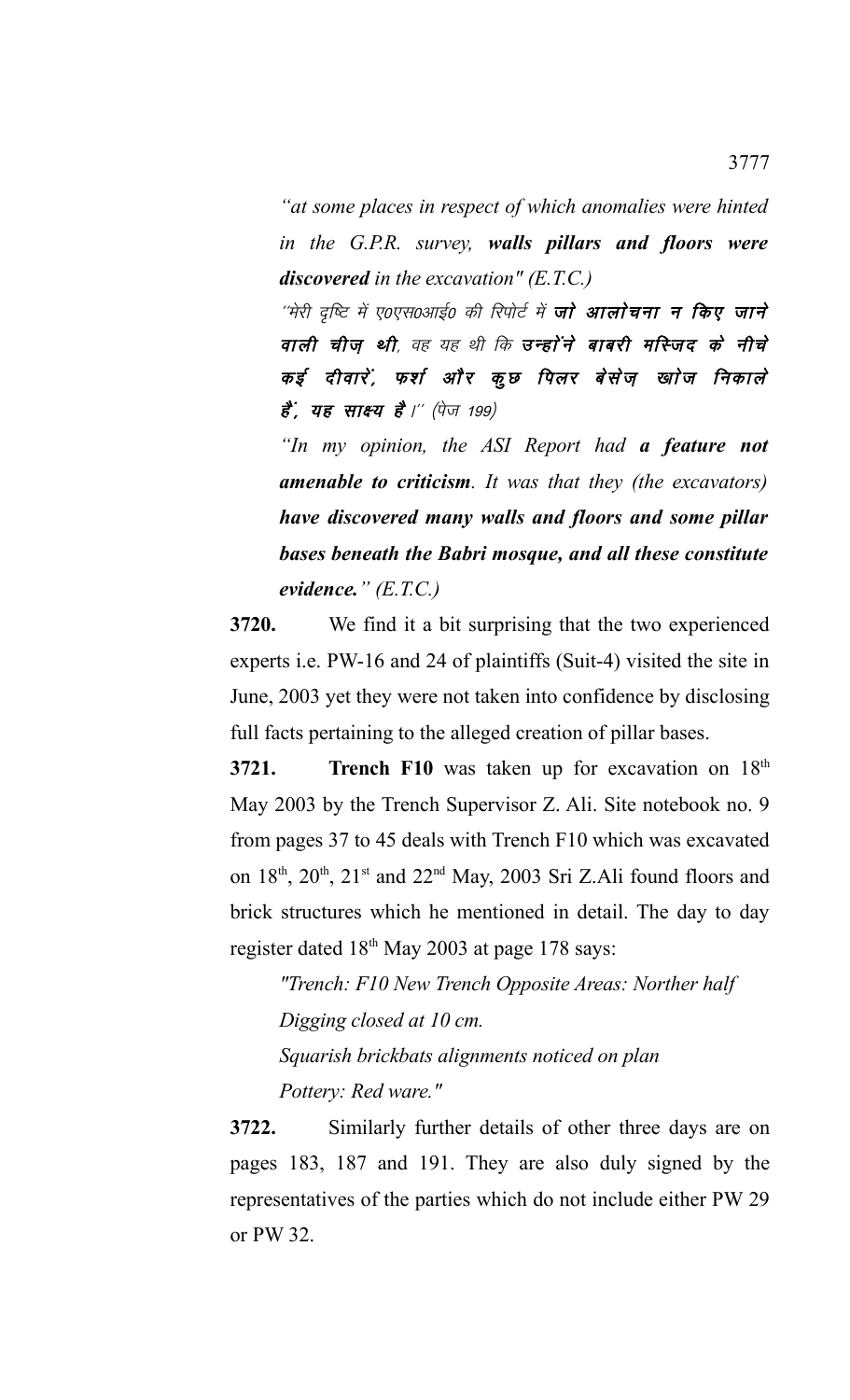*"at some places in respect of which anomalies were hinted in the G.P.R. survey,* ***walls pillars and floors were discovered*** *in the excavation" (E.T.C.)*

*''मेरी दृष्टि में ए0एस0आई0 की रिपोर्ट में* ***जो आलोचना न किए जाने वाली चीज़ थी****, वह यह थी कि* ***उन्होंने बाबरी मस्जिद के नीचे कई दीवारें, फर्श और कुछ पिलर बेसेज़ खोज निकाले हैं, यह साक्ष्य है****।'' (पेज 199)*

*"In my opinion, the ASI Report had* ***a feature not amenable to criticism****. It was that they (the excavators)* ***have discovered many walls and floors and some pillar bases beneath the Babri mosque, and all these constitute evidence.****" (E.T.C.)*

**3720.** We find it a bit surprising that the two experienced experts i.e. PW-16 and 24 of plaintiffs (Suit-4) visited the site in June, 2003 yet they were not taken into confidence by disclosing full facts pertaining to the alleged creation of pillar bases.

**3721. Trench F10** was taken up for excavation on 18th May 2003 by the Trench Supervisor Z. Ali. Site notebook no. 9 from pages 37 to 45 deals with Trench F10 which was excavated on 18th, 20th, 21st and 22nd May, 2003 Sri Z.Ali found floors and brick structures which he mentioned in detail. The day to day register dated 18th May 2003 at page 178 says:

*"Trench: F10 New Trench Opposite Areas: Norther half*
*Digging closed at 10 cm.*
*Squarish brickbats alignments noticed on plan*
*Pottery: Red ware."*

**3722.** Similarly further details of other three days are on pages 183, 187 and 191. They are also duly signed by the representatives of the parties which do not include either PW 29 or PW 32.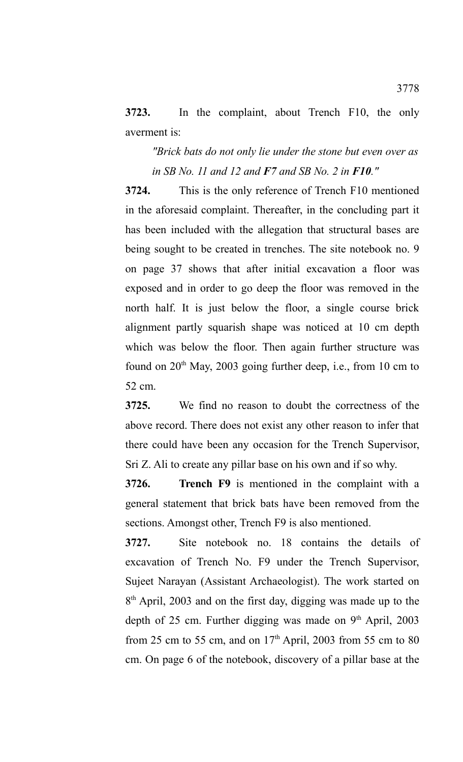**3723.** In the complaint, about Trench F10, the only averment is:

*"Brick bats do not only lie under the stone but even over as in SB No. 11 and 12 and **F7** and SB No. 2 in **F10**."*

**3724.** This is the only reference of Trench F10 mentioned in the aforesaid complaint. Thereafter, in the concluding part it has been included with the allegation that structural bases are being sought to be created in trenches. The site notebook no. 9 on page 37 shows that after initial excavation a floor was exposed and in order to go deep the floor was removed in the north half. It is just below the floor, a single course brick alignment partly squarish shape was noticed at 10 cm depth which was below the floor. Then again further structure was found on 20th May, 2003 going further deep, i.e., from 10 cm to 52 cm.

**3725.** We find no reason to doubt the correctness of the above record. There does not exist any other reason to infer that there could have been any occasion for the Trench Supervisor, Sri Z. Ali to create any pillar base on his own and if so why.

**3726.** **Trench F9** is mentioned in the complaint with a general statement that brick bats have been removed from the sections. Amongst other, Trench F9 is also mentioned.

**3727.** Site notebook no. 18 contains the details of excavation of Trench No. F9 under the Trench Supervisor, Sujeet Narayan (Assistant Archaeologist). The work started on 8th April, 2003 and on the first day, digging was made up to the depth of 25 cm. Further digging was made on 9th April, 2003 from 25 cm to 55 cm, and on 17th April, 2003 from 55 cm to 80 cm. On page 6 of the notebook, discovery of a pillar base at the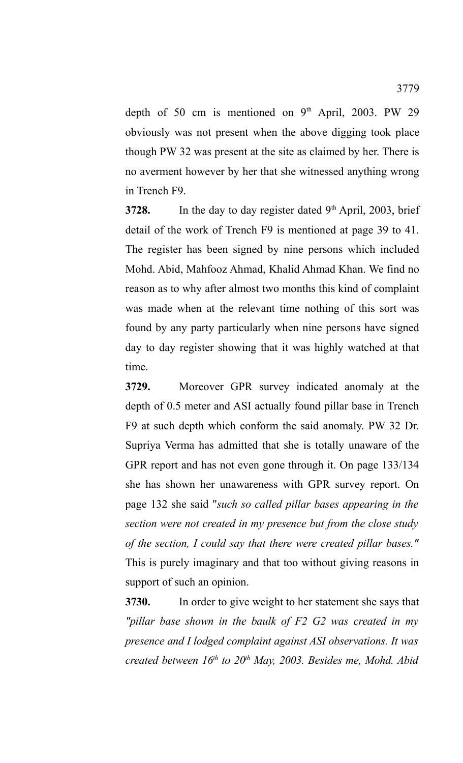depth of 50 cm is mentioned on 9th April, 2003. PW 29 obviously was not present when the above digging took place though PW 32 was present at the site as claimed by her. There is no averment however by her that she witnessed anything wrong in Trench F9.

**3728.** In the day to day register dated 9th April, 2003, brief detail of the work of Trench F9 is mentioned at page 39 to 41. The register has been signed by nine persons which included Mohd. Abid, Mahfooz Ahmad, Khalid Ahmad Khan. We find no reason as to why after almost two months this kind of complaint was made when at the relevant time nothing of this sort was found by any party particularly when nine persons have signed day to day register showing that it was highly watched at that time.

**3729.** Moreover GPR survey indicated anomaly at the depth of 0.5 meter and ASI actually found pillar base in Trench F9 at such depth which conform the said anomaly. PW 32 Dr. Supriya Verma has admitted that she is totally unaware of the GPR report and has not even gone through it. On page 133/134 she has shown her unawareness with GPR survey report. On page 132 she said "*such so called pillar bases appearing in the section were not created in my presence but from the close study of the section, I could say that there were created pillar bases."* This is purely imaginary and that too without giving reasons in support of such an opinion.

**3730.** In order to give weight to her statement she says that *"pillar base shown in the baulk of F2 G2 was created in my presence and I lodged complaint against ASI observations. It was created between 16th to 20th May, 2003. Besides me, Mohd. Abid*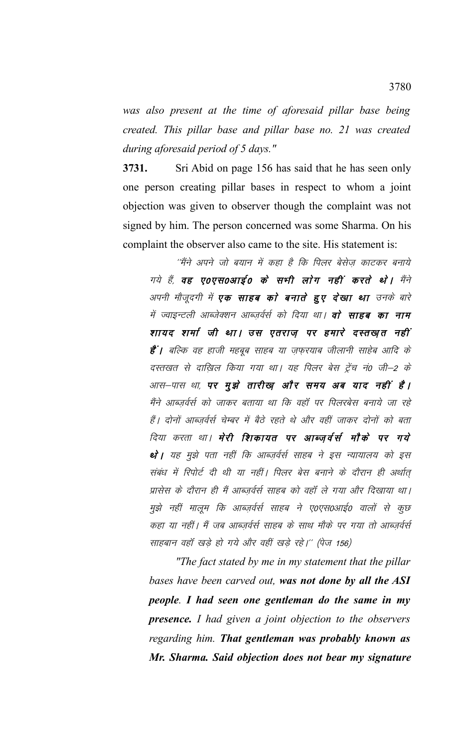*was also present at the time of aforesaid pillar base being created. This pillar base and pillar base no. 21 was created during aforesaid period of 5 days."*

**3731.** Sri Abid on page 156 has said that he has seen only one person creating pillar bases in respect to whom a joint objection was given to observer though the complaint was not signed by him. The person concerned was some Sharma. On his complaint the observer also came to the site. His statement is:

> *''मैंने अपने जो बयान में कहा है कि पिलर बेसेज़ काटकर बनाये गये हैं,* ***वह ए0एस0आई0 के सभी लोग नहीं करते थे।*** *मैंने अपनी मौजूदगी में* ***एक साहब को बनाते हुए देखा था*** *उनके बारे में ज्वाइन्टली आब्जेक्शन आब्ज़र्वर्स को दिया था।* ***वो साहब का नाम शायद शर्मा जी था। उस एतराज़ पर हमारे दस्तख़त नहीं हैं।*** *बल्कि वह हाजी महबूब साहब या ज़फ़रयाब जीलानी साहेब आदि के दस्तख़त से दाख़िल किया गया था। यह पिलर बेस ट्रेंच नं0 जी–2 के आस–पास था,* ***पर मुझे तारीख़ और समय अब याद नहीं है।*** *मैंने आब्ज़र्वर्स को जाकर बताया था कि वहाँ पर पिलरबेस बनाये जा रहे हैं। दोनों आब्ज़र्वर्स चेम्बर में बैठे रहते थे और वहीं जाकर दोनों को बता दिया करता था।* ***मेरी शिकायत पर आब्जर्वर्स मौके पर गये थे।*** *यह मुझे पता नहीं कि आब्ज़र्वर्स साहब ने इस न्यायालय को इस संबंध में रिपोर्ट दी थी या नहीं। पिलर बेस बनाने के दौरान ही अर्थात् प्रासेस के दौरान ही मैं आब्ज़र्वर्स साहब को वहाँ ले गया और दिखाया था। मुझे नहीं मालूम कि आब्ज़र्वर्स साहब ने ए0एस0आई0 वालों से कुछ कहा या नहीं। मैं जब आब्ज़र्वर्स साहब के साथ मौके पर गया तो आब्ज़र्वर्स साहबान वहाँ खड़े हो गये और वहीं खड़े रहे।''* (पेज 156)
>
> *"The fact stated by me in my statement that the pillar bases have been carved out,* ***was not done by all the ASI people****.* ***I had seen one gentleman do the same in my presence.*** *I had given a joint objection to the observers regarding him.* ***That gentleman was probably known as Mr. Sharma. Said objection does not bear my signature***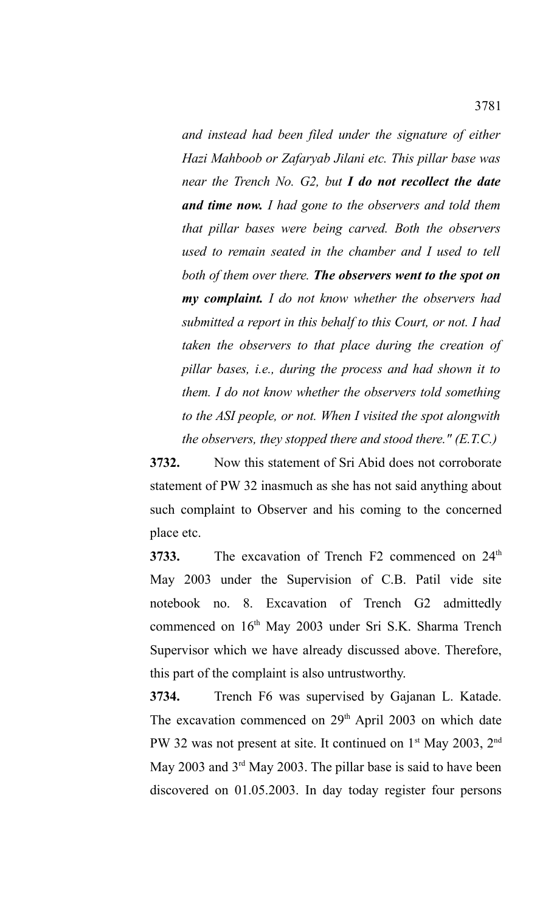*and instead had been filed under the signature of either Hazi Mahboob or Zafaryab Jilani etc. This pillar base was near the Trench No. G2, but **I do not recollect the date and time now.** I had gone to the observers and told them that pillar bases were being carved. Both the observers used to remain seated in the chamber and I used to tell both of them over there. **The observers went to the spot on my complaint.** I do not know whether the observers had submitted a report in this behalf to this Court, or not. I had taken the observers to that place during the creation of pillar bases, i.e., during the process and had shown it to them. I do not know whether the observers told something to the ASI people, or not. When I visited the spot alongwith the observers, they stopped there and stood there." (E.T.C.)*

**3732.** Now this statement of Sri Abid does not corroborate statement of PW 32 inasmuch as she has not said anything about such complaint to Observer and his coming to the concerned place etc.

**3733.** The excavation of Trench F2 commenced on 24th May 2003 under the Supervision of C.B. Patil vide site notebook no. 8. Excavation of Trench G2 admittedly commenced on 16th May 2003 under Sri S.K. Sharma Trench Supervisor which we have already discussed above. Therefore, this part of the complaint is also untrustworthy.

**3734.** Trench F6 was supervised by Gajanan L. Katade. The excavation commenced on 29th April 2003 on which date PW 32 was not present at site. It continued on 1st May 2003, 2nd May 2003 and 3rd May 2003. The pillar base is said to have been discovered on 01.05.2003. In day today register four persons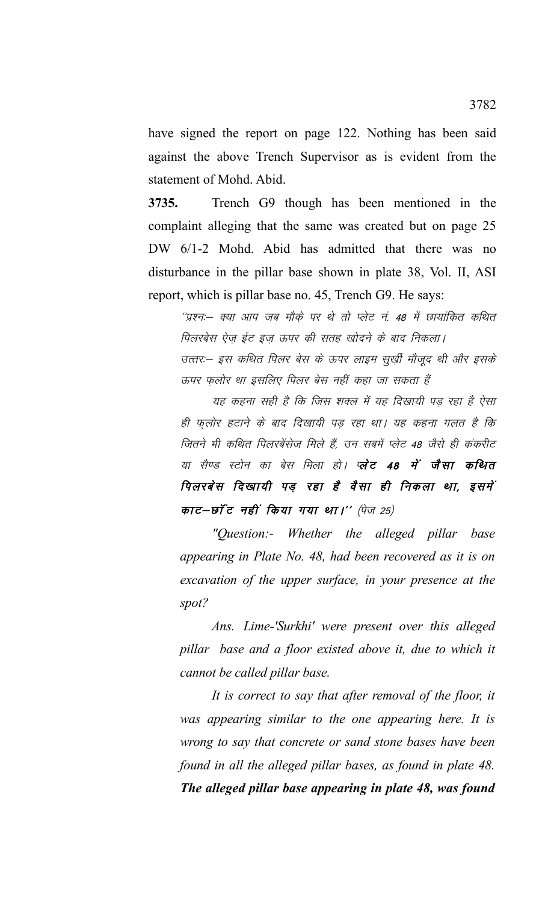have signed the report on page 122. Nothing has been said against the above Trench Supervisor as is evident from the statement of Mohd. Abid.

**3735.** Trench G9 though has been mentioned in the complaint alleging that the same was created but on page 25 DW 6/1-2 Mohd. Abid has admitted that there was no disturbance in the pillar base shown in plate 38, Vol. II, ASI report, which is pillar base no. 45, Trench G9. He says:

> ''प्रश्नः– क्या आप जब मौके पर थे तो प्लेट नं. 48 में छायांकित कथित पिलरबेस ऐज़ ईट इज़ ऊपर की सतह खोदने के बाद निकला।
>
> उत्तरः– इस कथित पिलर बेस के ऊपर लाइम सुर्खी मौजूद थी और इसके ऊपर फ्लोर था इसलिए पिलर बेस नहीं कहा जा सकता हैं
>
> यह कहना सही है कि जिस शक्ल में यह दिखायी पड़ रहा है ऐसा ही फ्लोर हटाने के बाद दिखायी पड़ रहा था। यह कहना गलत है कि जितने भी कथित पिलरबेंसेज मिले हैं, उन सबमें प्लेट 48 जैसे ही कंकरीट या सैण्ड स्टोन का बेस मिला हो। ***प्लेट 48 में जैसा कथित पिलरबेस दिखायी पड़ रहा है वैसा ही निकला था, इसमें काट–छाँट नहीं किया गया था।''*** (पेज 25)
>
> *"Question:- Whether the alleged pillar base appearing in Plate No. 48, had been recovered as it is on excavation of the upper surface, in your presence at the spot?*
>
> *Ans. Lime-'Surkhi' were present over this alleged pillar base and a floor existed above it, due to which it cannot be called pillar base.*
>
> *It is correct to say that after removal of the floor, it was appearing similar to the one appearing here. It is wrong to say that concrete or sand stone bases have been found in all the alleged pillar bases, as found in plate 48.* ***The alleged pillar base appearing in plate 48, was found***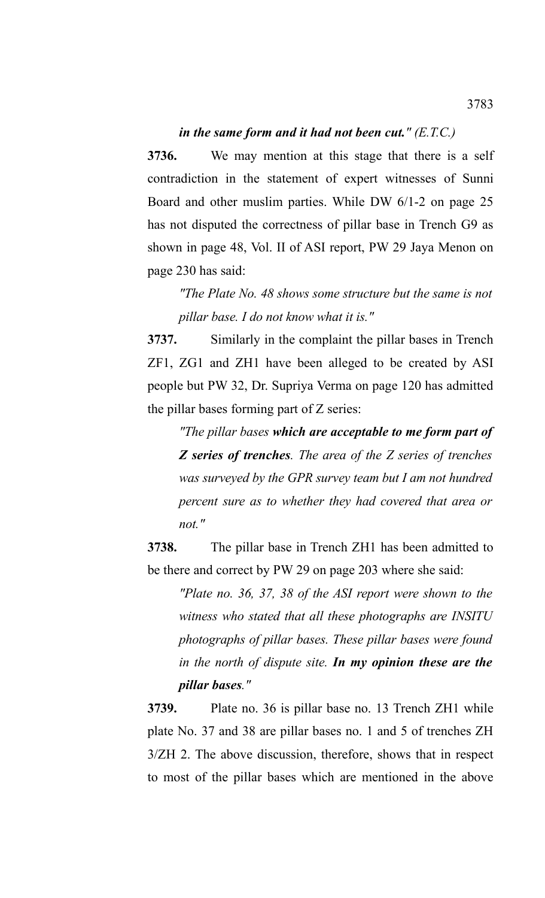***in the same form and it had not been cut." (E.T.C.)***

**3736.** We may mention at this stage that there is a self contradiction in the statement of expert witnesses of Sunni Board and other muslim parties. While DW 6/1-2 on page 25 has not disputed the correctness of pillar base in Trench G9 as shown in page 48, Vol. II of ASI report, PW 29 Jaya Menon on page 230 has said:

> *"The Plate No. 48 shows some structure but the same is not pillar base. I do not know what it is."*

**3737.** Similarly in the complaint the pillar bases in Trench ZF1, ZG1 and ZH1 have been alleged to be created by ASI people but PW 32, Dr. Supriya Verma on page 120 has admitted the pillar bases forming part of Z series:

> *"The pillar bases **which are acceptable to me form part of Z series of trenches**. The area of the Z series of trenches was surveyed by the GPR survey team but I am not hundred percent sure as to whether they had covered that area or not."*

**3738.** The pillar base in Trench ZH1 has been admitted to be there and correct by PW 29 on page 203 where she said:

> *"Plate no. 36, 37, 38 of the ASI report were shown to the witness who stated that all these photographs are INSITU photographs of pillar bases. These pillar bases were found in the north of dispute site. **In my opinion these are the pillar bases**."*

**3739.** Plate no. 36 is pillar base no. 13 Trench ZH1 while plate No. 37 and 38 are pillar bases no. 1 and 5 of trenches ZH 3/ZH 2. The above discussion, therefore, shows that in respect to most of the pillar bases which are mentioned in the above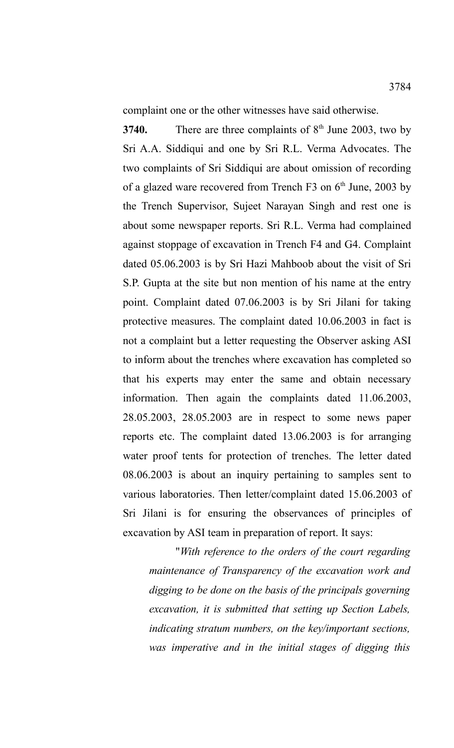complaint one or the other witnesses have said otherwise.

**3740.** There are three complaints of 8th June 2003, two by Sri A.A. Siddiqui and one by Sri R.L. Verma Advocates. The two complaints of Sri Siddiqui are about omission of recording of a glazed ware recovered from Trench F3 on 6th June, 2003 by the Trench Supervisor, Sujeet Narayan Singh and rest one is about some newspaper reports. Sri R.L. Verma had complained against stoppage of excavation in Trench F4 and G4. Complaint dated 05.06.2003 is by Sri Hazi Mahboob about the visit of Sri S.P. Gupta at the site but non mention of his name at the entry point. Complaint dated 07.06.2003 is by Sri Jilani for taking protective measures. The complaint dated 10.06.2003 in fact is not a complaint but a letter requesting the Observer asking ASI to inform about the trenches where excavation has completed so that his experts may enter the same and obtain necessary information. Then again the complaints dated 11.06.2003, 28.05.2003, 28.05.2003 are in respect to some news paper reports etc. The complaint dated 13.06.2003 is for arranging water proof tents for protection of trenches. The letter dated 08.06.2003 is about an inquiry pertaining to samples sent to various laboratories. Then letter/complaint dated 15.06.2003 of Sri Jilani is for ensuring the observances of principles of excavation by ASI team in preparation of report. It says:

> "*With reference to the orders of the court regarding maintenance of Transparency of the excavation work and digging to be done on the basis of the principals governing excavation, it is submitted that setting up Section Labels, indicating stratum numbers, on the key/important sections, was imperative and in the initial stages of digging this*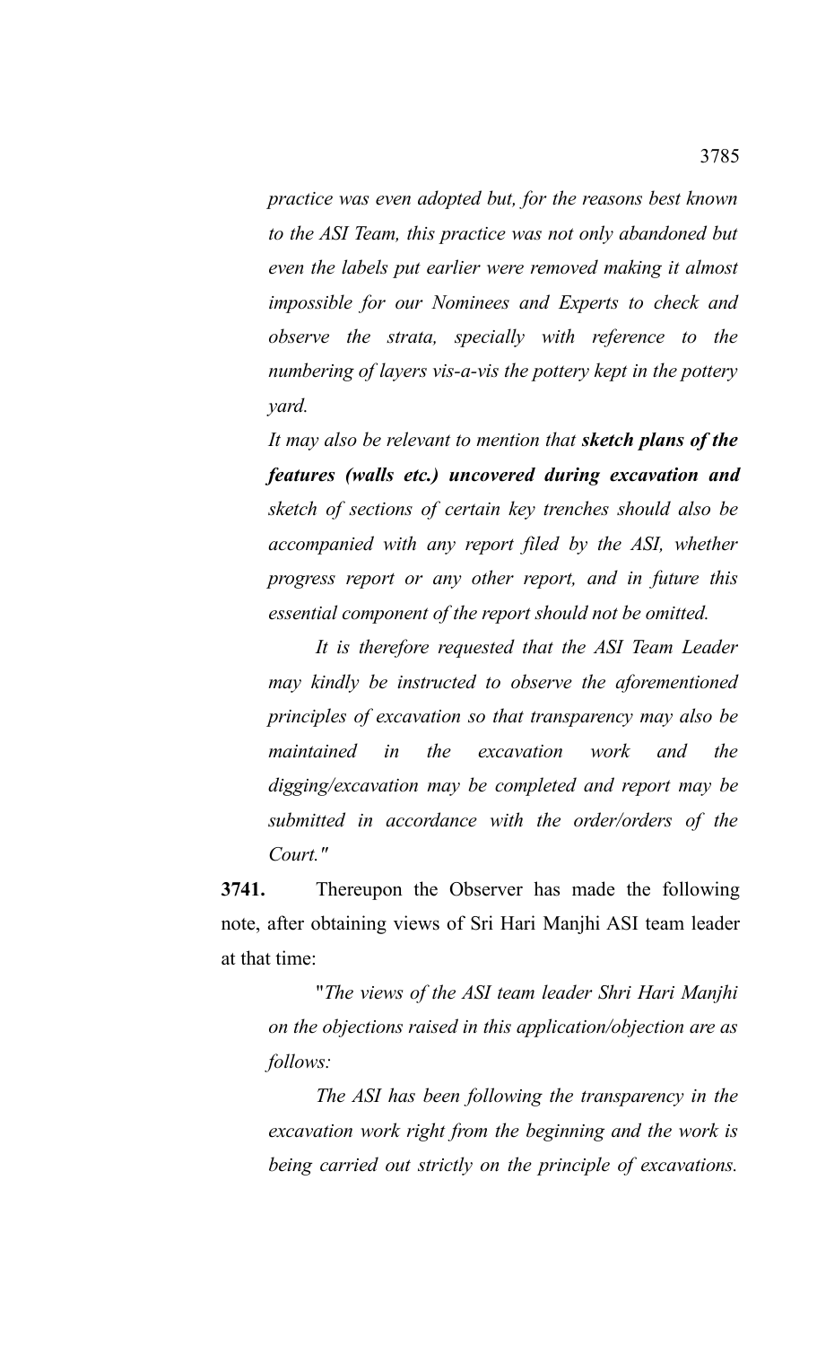*practice was even adopted but, for the reasons best known to the ASI Team, this practice was not only abandoned but even the labels put earlier were removed making it almost impossible for our Nominees and Experts to check and observe the strata, specially with reference to the numbering of layers vis-a-vis the pottery kept in the pottery yard.*

*It may also be relevant to mention that* ***sketch plans of the features (walls etc.) uncovered during excavation and*** *sketch of sections of certain key trenches should also be accompanied with any report filed by the ASI, whether progress report or any other report, and in future this essential component of the report should not be omitted.*

*It is therefore requested that the ASI Team Leader may kindly be instructed to observe the aforementioned principles of excavation so that transparency may also be maintained in the excavation work and the digging/excavation may be completed and report may be submitted in accordance with the order/orders of the Court."*

**3741.** Thereupon the Observer has made the following note, after obtaining views of Sri Hari Manjhi ASI team leader at that time:

"*The views of the ASI team leader Shri Hari Manjhi on the objections raised in this application/objection are as follows:*

*The ASI has been following the transparency in the excavation work right from the beginning and the work is being carried out strictly on the principle of excavations.*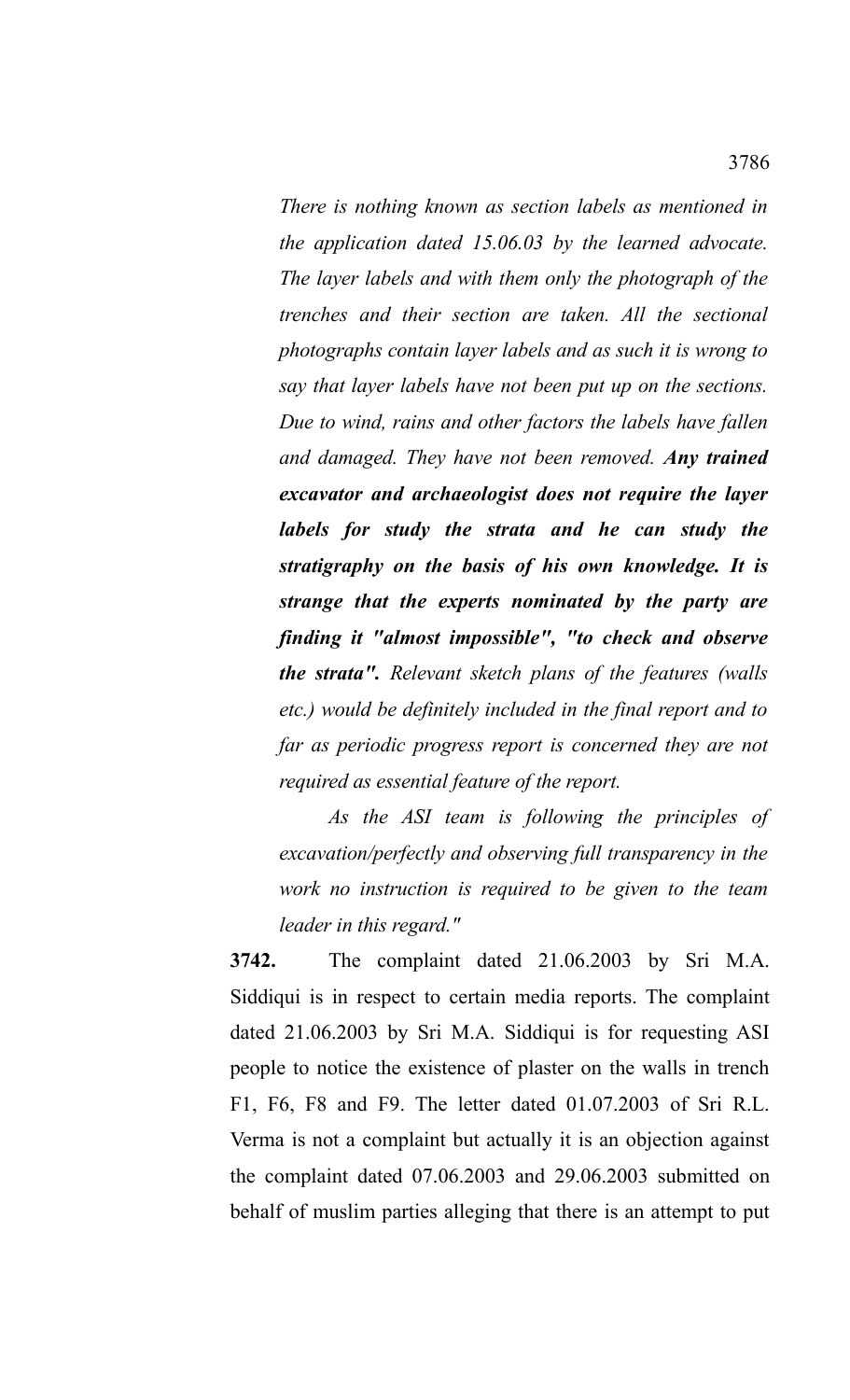*There is nothing known as section labels as mentioned in the application dated 15.06.03 by the learned advocate. The layer labels and with them only the photograph of the trenches and their section are taken. All the sectional photographs contain layer labels and as such it is wrong to say that layer labels have not been put up on the sections. Due to wind, rains and other factors the labels have fallen and damaged. They have not been removed.* ***Any trained excavator and archaeologist does not require the layer labels for study the strata and he can study the stratigraphy on the basis of his own knowledge. It is strange that the experts nominated by the party are finding it "almost impossible", "to check and observe the strata".*** *Relevant sketch plans of the features (walls etc.) would be definitely included in the final report and to far as periodic progress report is concerned they are not required as essential feature of the report.*

*As the ASI team is following the principles of excavation/perfectly and observing full transparency in the work no instruction is required to be given to the team leader in this regard."*

**3742.** The complaint dated 21.06.2003 by Sri M.A. Siddiqui is in respect to certain media reports. The complaint dated 21.06.2003 by Sri M.A. Siddiqui is for requesting ASI people to notice the existence of plaster on the walls in trench F1, F6, F8 and F9. The letter dated 01.07.2003 of Sri R.L. Verma is not a complaint but actually it is an objection against the complaint dated 07.06.2003 and 29.06.2003 submitted on behalf of muslim parties alleging that there is an attempt to put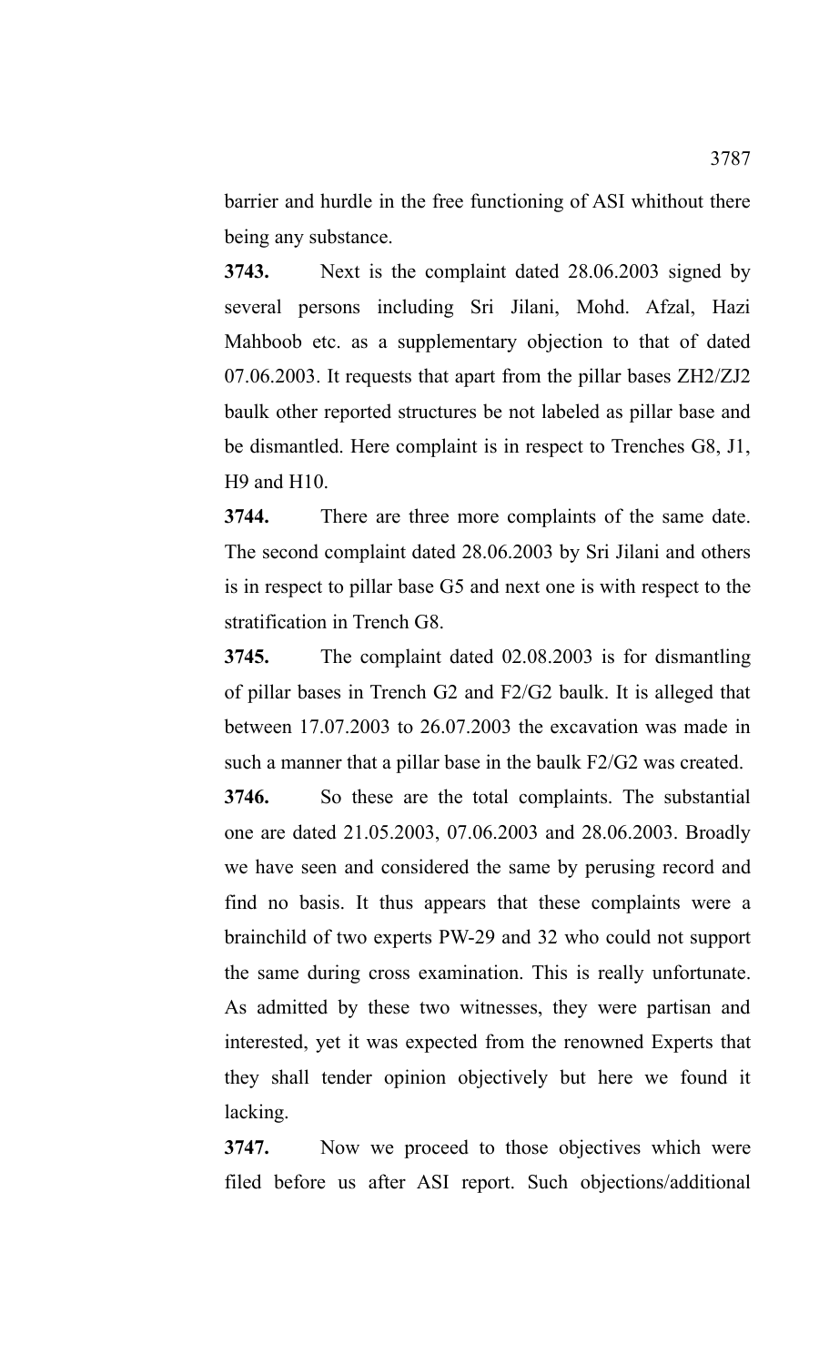barrier and hurdle in the free functioning of ASI whithout there being any substance.

**3743.** Next is the complaint dated 28.06.2003 signed by several persons including Sri Jilani, Mohd. Afzal, Hazi Mahboob etc. as a supplementary objection to that of dated 07.06.2003. It requests that apart from the pillar bases ZH2/ZJ2 baulk other reported structures be not labeled as pillar base and be dismantled. Here complaint is in respect to Trenches G8, J1, H9 and H10.

**3744.** There are three more complaints of the same date. The second complaint dated 28.06.2003 by Sri Jilani and others is in respect to pillar base G5 and next one is with respect to the stratification in Trench G8.

**3745.** The complaint dated 02.08.2003 is for dismantling of pillar bases in Trench G2 and F2/G2 baulk. It is alleged that between 17.07.2003 to 26.07.2003 the excavation was made in such a manner that a pillar base in the baulk F2/G2 was created.

**3746.** So these are the total complaints. The substantial one are dated 21.05.2003, 07.06.2003 and 28.06.2003. Broadly we have seen and considered the same by perusing record and find no basis. It thus appears that these complaints were a brainchild of two experts PW-29 and 32 who could not support the same during cross examination. This is really unfortunate. As admitted by these two witnesses, they were partisan and interested, yet it was expected from the renowned Experts that they shall tender opinion objectively but here we found it lacking.

**3747.** Now we proceed to those objectives which were filed before us after ASI report. Such objections/additional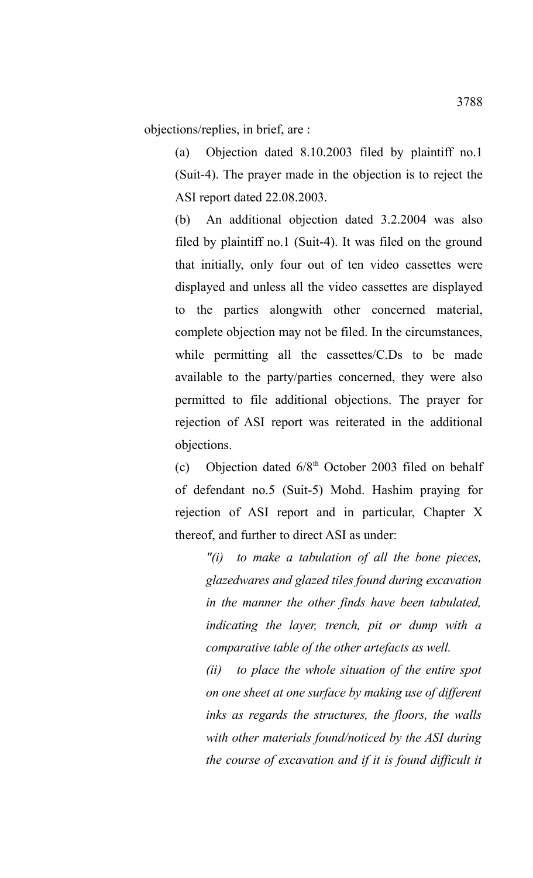objections/replies, in brief, are :

(a) Objection dated 8.10.2003 filed by plaintiff no.1 (Suit-4). The prayer made in the objection is to reject the ASI report dated 22.08.2003.

(b) An additional objection dated 3.2.2004 was also filed by plaintiff no.1 (Suit-4). It was filed on the ground that initially, only four out of ten video cassettes were displayed and unless all the video cassettes are displayed to the parties alongwith other concerned material, complete objection may not be filed. In the circumstances, while permitting all the cassettes/C.Ds to be made available to the party/parties concerned, they were also permitted to file additional objections. The prayer for rejection of ASI report was reiterated in the additional objections.

(c) Objection dated 6/8th October 2003 filed on behalf of defendant no.5 (Suit-5) Mohd. Hashim praying for rejection of ASI report and in particular, Chapter X thereof, and further to direct ASI as under:

> *"(i) to make a tabulation of all the bone pieces, glazedwares and glazed tiles found during excavation in the manner the other finds have been tabulated, indicating the layer, trench, pit or dump with a comparative table of the other artefacts as well.*
>
> *(ii) to place the whole situation of the entire spot on one sheet at one surface by making use of different inks as regards the structures, the floors, the walls with other materials found/noticed by the ASI during the course of excavation and if it is found difficult it*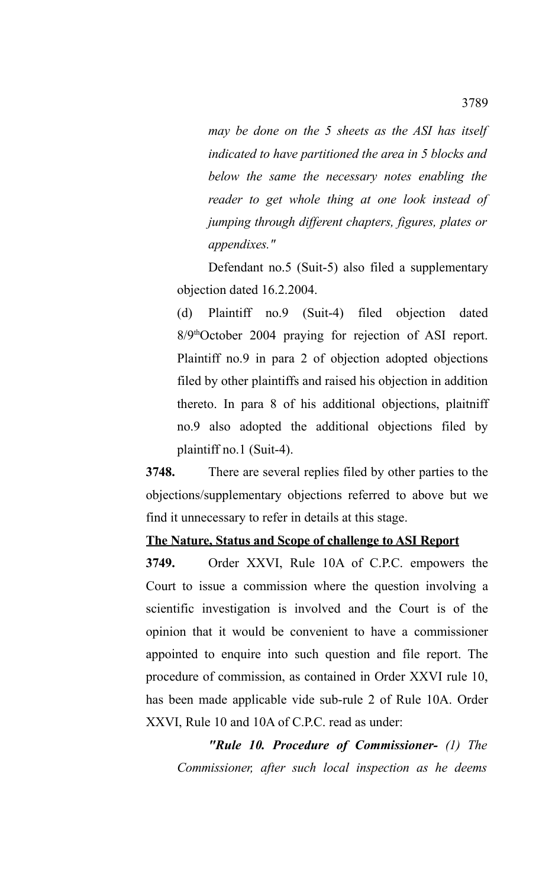*may be done on the 5 sheets as the ASI has itself indicated to have partitioned the area in 5 blocks and below the same the necessary notes enabling the reader to get whole thing at one look instead of jumping through different chapters, figures, plates or appendixes."*

Defendant no.5 (Suit-5) also filed a supplementary objection dated 16.2.2004.

(d) Plaintiff no.9 (Suit-4) filed objection dated 8/9th October 2004 praying for rejection of ASI report. Plaintiff no.9 in para 2 of objection adopted objections filed by other plaintiffs and raised his objection in addition thereto. In para 8 of his additional objections, plaitniff no.9 also adopted the additional objections filed by plaintiff no.1 (Suit-4).

**3748.** There are several replies filed by other parties to the objections/supplementary objections referred to above but we find it unnecessary to refer in details at this stage.

**The Nature, Status and Scope of challenge to ASI Report**

**3749.** Order XXVI, Rule 10A of C.P.C. empowers the Court to issue a commission where the question involving a scientific investigation is involved and the Court is of the opinion that it would be convenient to have a commissioner appointed to enquire into such question and file report. The procedure of commission, as contained in Order XXVI rule 10, has been made applicable vide sub-rule 2 of Rule 10A. Order XXVI, Rule 10 and 10A of C.P.C. read as under:

***"Rule 10. Procedure of Commissioner-*** *(1) The Commissioner, after such local inspection as he deems*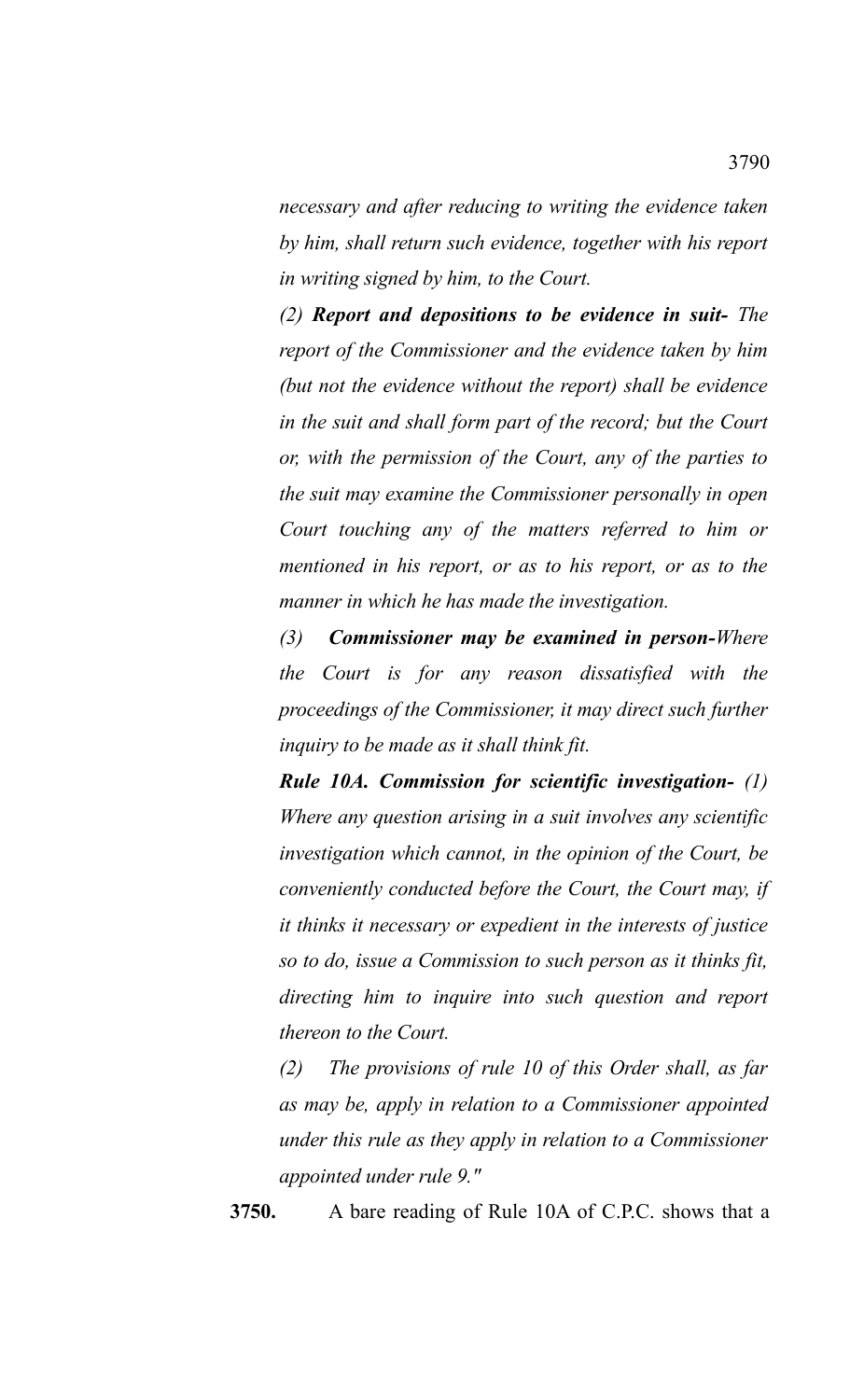*necessary and after reducing to writing the evidence taken by him, shall return such evidence, together with his report in writing signed by him, to the Court.*

*(2)* ***Report and depositions to be evidence in suit-*** *The report of the Commissioner and the evidence taken by him (but not the evidence without the report) shall be evidence in the suit and shall form part of the record; but the Court or, with the permission of the Court, any of the parties to the suit may examine the Commissioner personally in open Court touching any of the matters referred to him or mentioned in his report, or as to his report, or as to the manner in which he has made the investigation.*

*(3)* ***Commissioner may be examined in person-****Where the Court is for any reason dissatisfied with the proceedings of the Commissioner, it may direct such further inquiry to be made as it shall think fit.*

***Rule 10A. Commission for scientific investigation-*** *(1) Where any question arising in a suit involves any scientific investigation which cannot, in the opinion of the Court, be conveniently conducted before the Court, the Court may, if it thinks it necessary or expedient in the interests of justice so to do, issue a Commission to such person as it thinks fit, directing him to inquire into such question and report thereon to the Court.*

*(2) The provisions of rule 10 of this Order shall, as far as may be, apply in relation to a Commissioner appointed under this rule as they apply in relation to a Commissioner appointed under rule 9."*

**3750.** A bare reading of Rule 10A of C.P.C. shows that a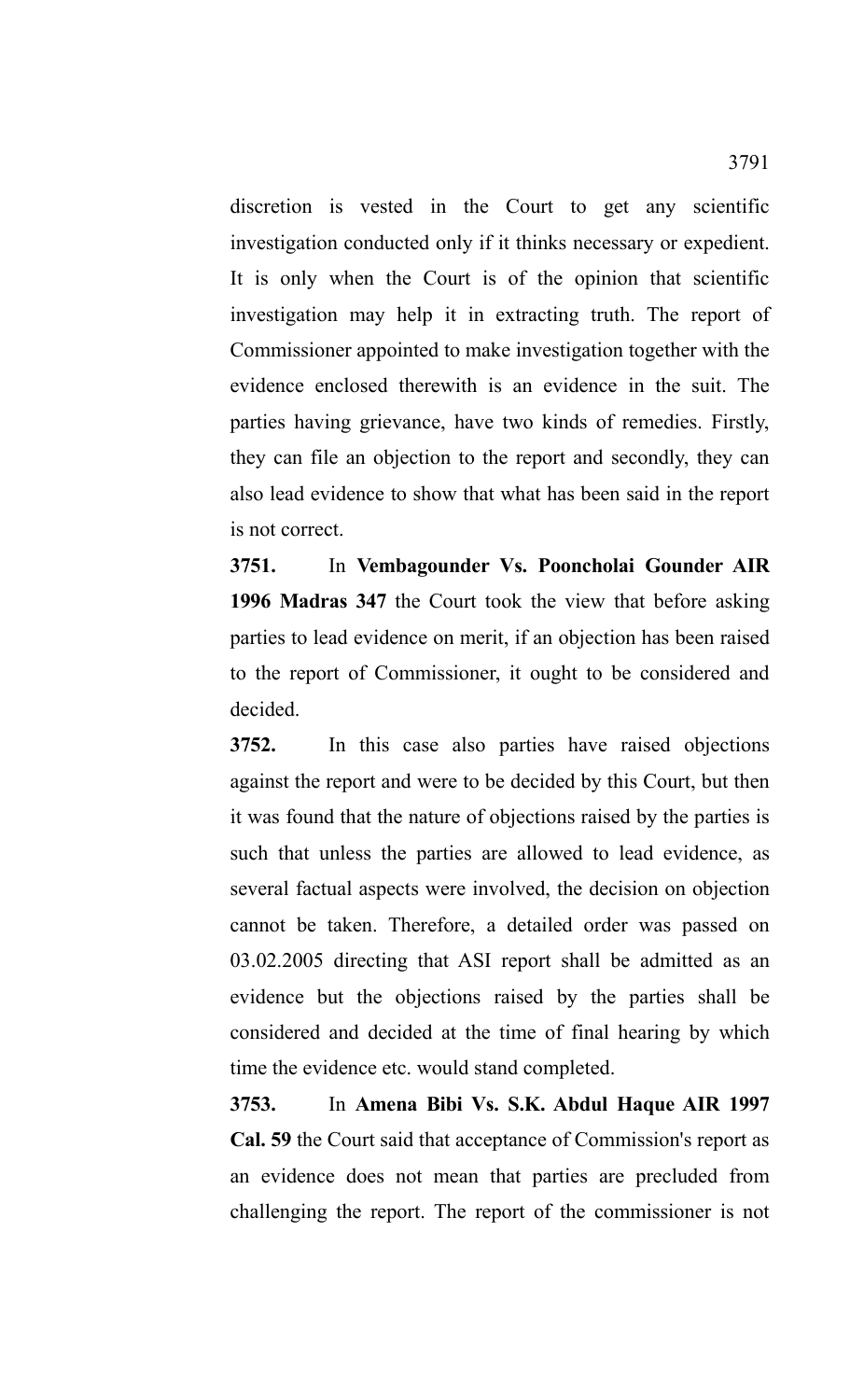discretion is vested in the Court to get any scientific investigation conducted only if it thinks necessary or expedient. It is only when the Court is of the opinion that scientific investigation may help it in extracting truth. The report of Commissioner appointed to make investigation together with the evidence enclosed therewith is an evidence in the suit. The parties having grievance, have two kinds of remedies. Firstly, they can file an objection to the report and secondly, they can also lead evidence to show that what has been said in the report is not correct.

**3751.** In **Vembagounder Vs. Pooncholai Gounder AIR 1996 Madras 347** the Court took the view that before asking parties to lead evidence on merit, if an objection has been raised to the report of Commissioner, it ought to be considered and decided.

**3752.** In this case also parties have raised objections against the report and were to be decided by this Court, but then it was found that the nature of objections raised by the parties is such that unless the parties are allowed to lead evidence, as several factual aspects were involved, the decision on objection cannot be taken. Therefore, a detailed order was passed on 03.02.2005 directing that ASI report shall be admitted as an evidence but the objections raised by the parties shall be considered and decided at the time of final hearing by which time the evidence etc. would stand completed.

**3753.** In **Amena Bibi Vs. S.K. Abdul Haque AIR 1997 Cal. 59** the Court said that acceptance of Commission's report as an evidence does not mean that parties are precluded from challenging the report. The report of the commissioner is not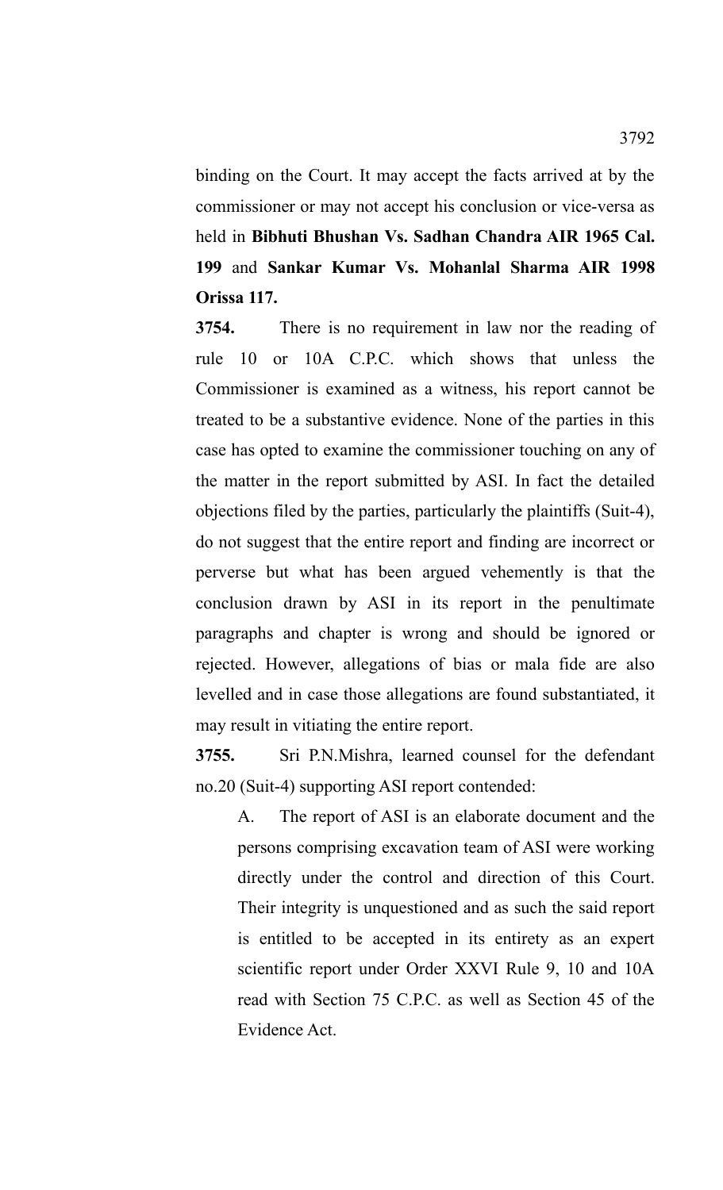binding on the Court. It may accept the facts arrived at by the commissioner or may not accept his conclusion or vice-versa as held in **Bibhuti Bhushan Vs. Sadhan Chandra AIR 1965 Cal. 199** and **Sankar Kumar Vs. Mohanlal Sharma AIR 1998 Orissa 117.**

**3754.** There is no requirement in law nor the reading of rule 10 or 10A C.P.C. which shows that unless the Commissioner is examined as a witness, his report cannot be treated to be a substantive evidence. None of the parties in this case has opted to examine the commissioner touching on any of the matter in the report submitted by ASI. In fact the detailed objections filed by the parties, particularly the plaintiffs (Suit-4), do not suggest that the entire report and finding are incorrect or perverse but what has been argued vehemently is that the conclusion drawn by ASI in its report in the penultimate paragraphs and chapter is wrong and should be ignored or rejected. However, allegations of bias or mala fide are also levelled and in case those allegations are found substantiated, it may result in vitiating the entire report.

**3755.** Sri P.N.Mishra, learned counsel for the defendant no.20 (Suit-4) supporting ASI report contended:

A. The report of ASI is an elaborate document and the persons comprising excavation team of ASI were working directly under the control and direction of this Court. Their integrity is unquestioned and as such the said report is entitled to be accepted in its entirety as an expert scientific report under Order XXVI Rule 9, 10 and 10A read with Section 75 C.P.C. as well as Section 45 of the Evidence Act.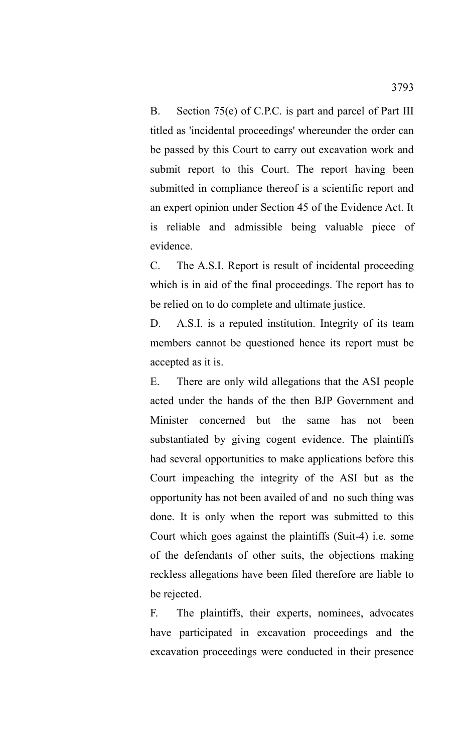B. Section 75(e) of C.P.C. is part and parcel of Part III titled as 'incidental proceedings' whereunder the order can be passed by this Court to carry out excavation work and submit report to this Court. The report having been submitted in compliance thereof is a scientific report and an expert opinion under Section 45 of the Evidence Act. It is reliable and admissible being valuable piece of evidence.

C. The A.S.I. Report is result of incidental proceeding which is in aid of the final proceedings. The report has to be relied on to do complete and ultimate justice.

D. A.S.I. is a reputed institution. Integrity of its team members cannot be questioned hence its report must be accepted as it is.

E. There are only wild allegations that the ASI people acted under the hands of the then BJP Government and Minister concerned but the same has not been substantiated by giving cogent evidence. The plaintiffs had several opportunities to make applications before this Court impeaching the integrity of the ASI but as the opportunity has not been availed of and no such thing was done. It is only when the report was submitted to this Court which goes against the plaintiffs (Suit-4) i.e. some of the defendants of other suits, the objections making reckless allegations have been filed therefore are liable to be rejected.

F. The plaintiffs, their experts, nominees, advocates have participated in excavation proceedings and the excavation proceedings were conducted in their presence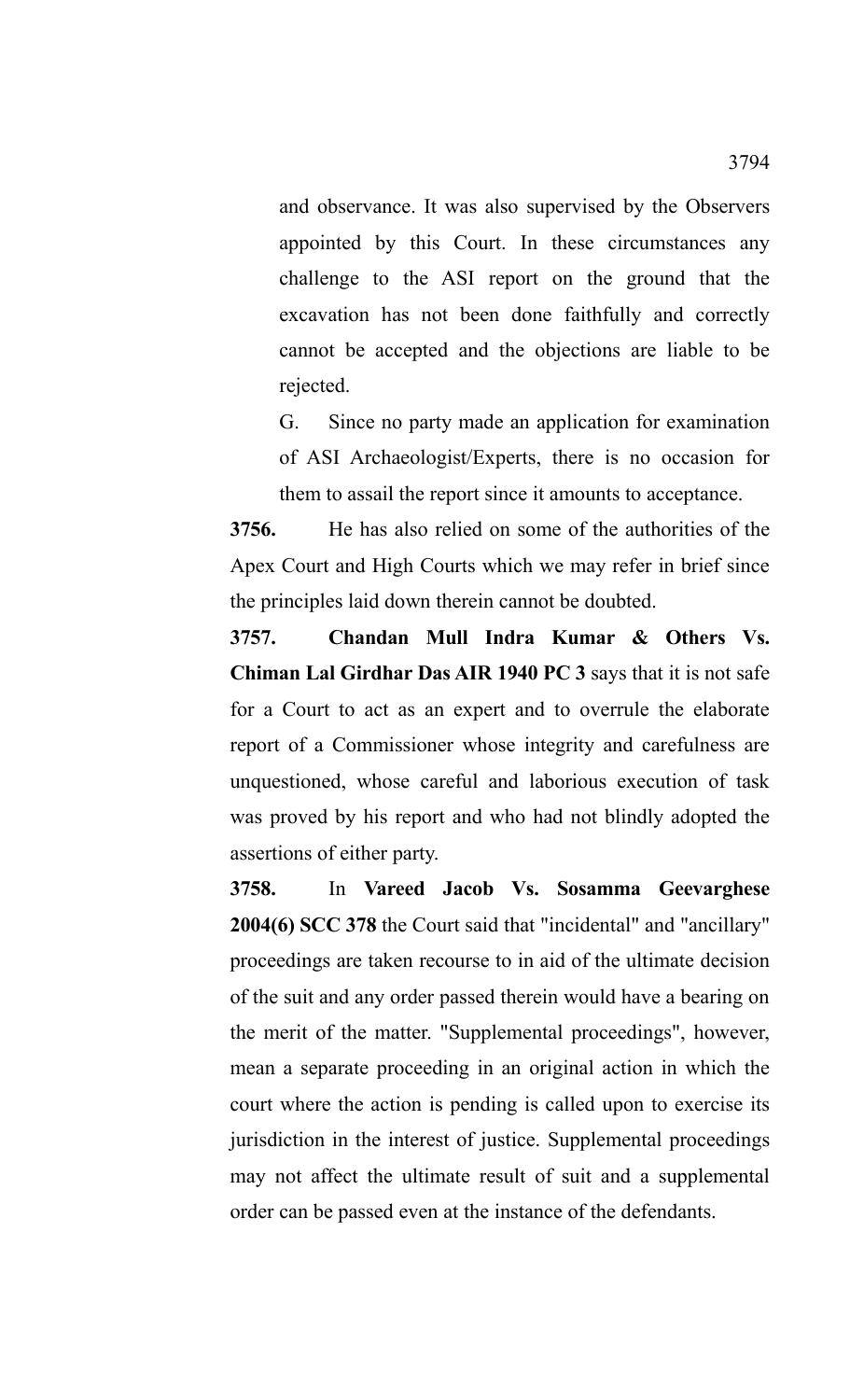and observance. It was also supervised by the Observers appointed by this Court. In these circumstances any challenge to the ASI report on the ground that the excavation has not been done faithfully and correctly cannot be accepted and the objections are liable to be rejected.

G. Since no party made an application for examination of ASI Archaeologist/Experts, there is no occasion for them to assail the report since it amounts to acceptance.

**3756.** He has also relied on some of the authorities of the Apex Court and High Courts which we may refer in brief since the principles laid down therein cannot be doubted.

**3757. Chandan Mull Indra Kumar & Others Vs. Chiman Lal Girdhar Das AIR 1940 PC 3** says that it is not safe for a Court to act as an expert and to overrule the elaborate report of a Commissioner whose integrity and carefulness are unquestioned, whose careful and laborious execution of task was proved by his report and who had not blindly adopted the assertions of either party.

**3758.** In **Vareed Jacob Vs. Sosamma Geevarghese 2004(6) SCC 378** the Court said that "incidental" and "ancillary" proceedings are taken recourse to in aid of the ultimate decision of the suit and any order passed therein would have a bearing on the merit of the matter. "Supplemental proceedings", however, mean a separate proceeding in an original action in which the court where the action is pending is called upon to exercise its jurisdiction in the interest of justice. Supplemental proceedings may not affect the ultimate result of suit and a supplemental order can be passed even at the instance of the defendants.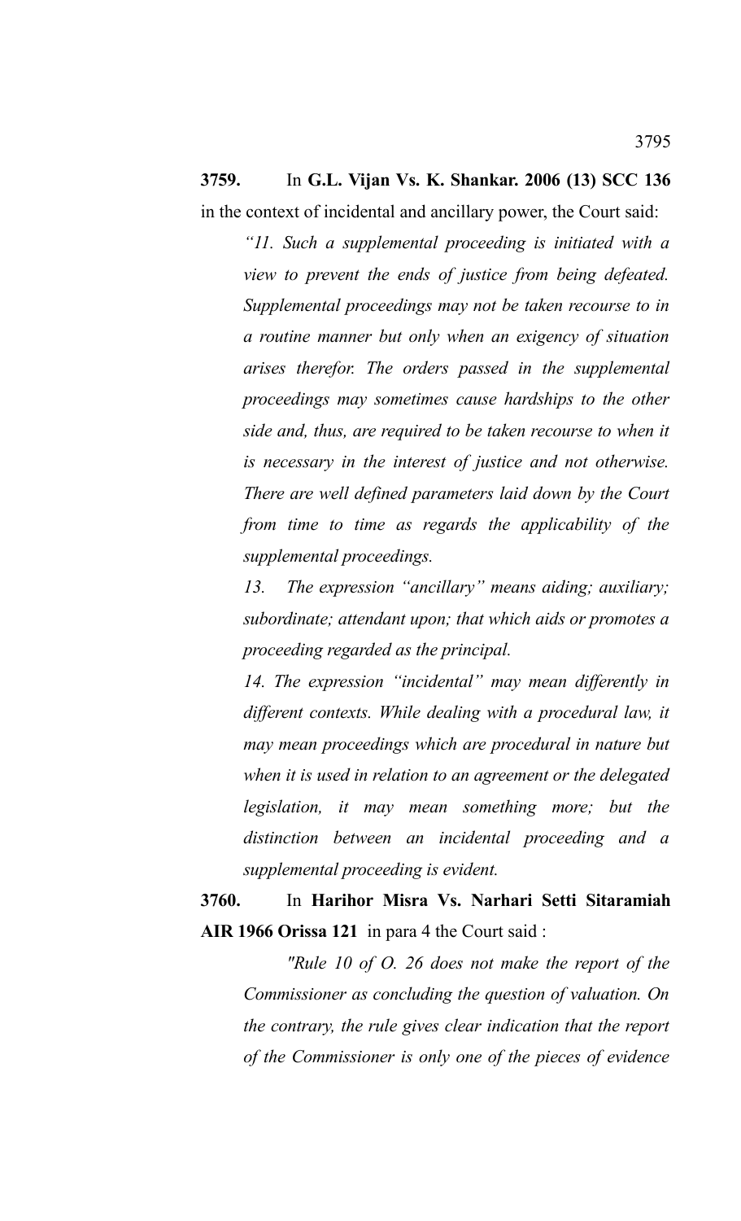**3759.** In **G.L. Vijan Vs. K. Shankar. 2006 (13) SCC 136** in the context of incidental and ancillary power, the Court said:

> *"11. Such a supplemental proceeding is initiated with a view to prevent the ends of justice from being defeated. Supplemental proceedings may not be taken recourse to in a routine manner but only when an exigency of situation arises therefor. The orders passed in the supplemental proceedings may sometimes cause hardships to the other side and, thus, are required to be taken recourse to when it is necessary in the interest of justice and not otherwise. There are well defined parameters laid down by the Court from time to time as regards the applicability of the supplemental proceedings.*
>
> *13. The expression "ancillary" means aiding; auxiliary; subordinate; attendant upon; that which aids or promotes a proceeding regarded as the principal.*
>
> *14. The expression "incidental" may mean differently in different contexts. While dealing with a procedural law, it may mean proceedings which are procedural in nature but when it is used in relation to an agreement or the delegated legislation, it may mean something more; but the distinction between an incidental proceeding and a supplemental proceeding is evident.*

**3760.** In **Harihor Misra Vs. Narhari Setti Sitaramiah AIR 1966 Orissa 121** in para 4 the Court said :

> *"Rule 10 of O. 26 does not make the report of the Commissioner as concluding the question of valuation. On the contrary, the rule gives clear indication that the report of the Commissioner is only one of the pieces of evidence*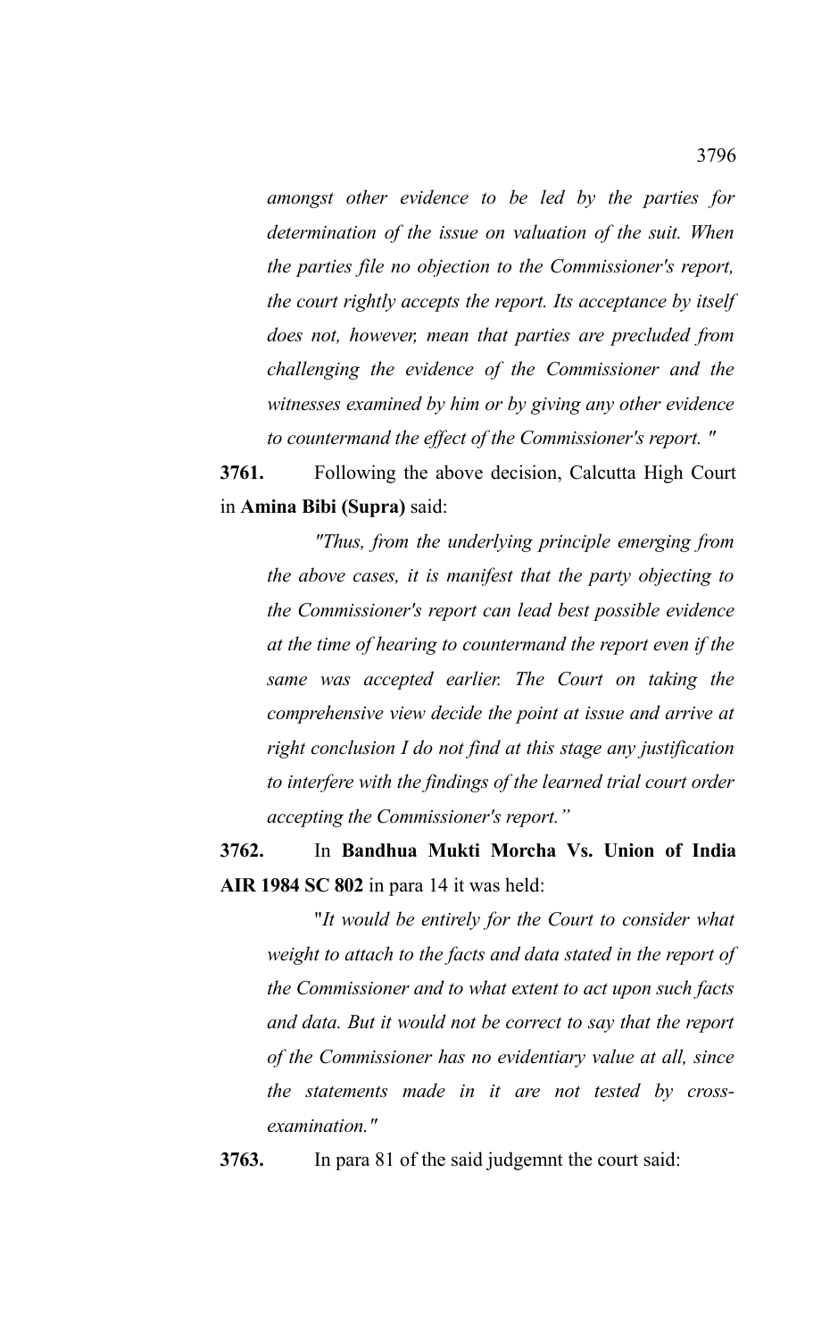*amongst other evidence to be led by the parties for determination of the issue on valuation of the suit. When the parties file no objection to the Commissioner's report, the court rightly accepts the report. Its acceptance by itself does not, however, mean that parties are precluded from challenging the evidence of the Commissioner and the witnesses examined by him or by giving any other evidence to countermand the effect of the Commissioner's report. "*

**3761.** Following the above decision, Calcutta High Court in **Amina Bibi (Supra)** said:

*"Thus, from the underlying principle emerging from the above cases, it is manifest that the party objecting to the Commissioner's report can lead best possible evidence at the time of hearing to countermand the report even if the same was accepted earlier. The Court on taking the comprehensive view decide the point at issue and arrive at right conclusion I do not find at this stage any justification to interfere with the findings of the learned trial court order accepting the Commissioner's report."*

**3762.** In **Bandhua Mukti Morcha Vs. Union of India AIR 1984 SC 802** in para 14 it was held:

"*It would be entirely for the Court to consider what weight to attach to the facts and data stated in the report of the Commissioner and to what extent to act upon such facts and data. But it would not be correct to say that the report of the Commissioner has no evidentiary value at all, since the statements made in it are not tested by cross-examination."*

**3763.** In para 81 of the said judgemnt the court said: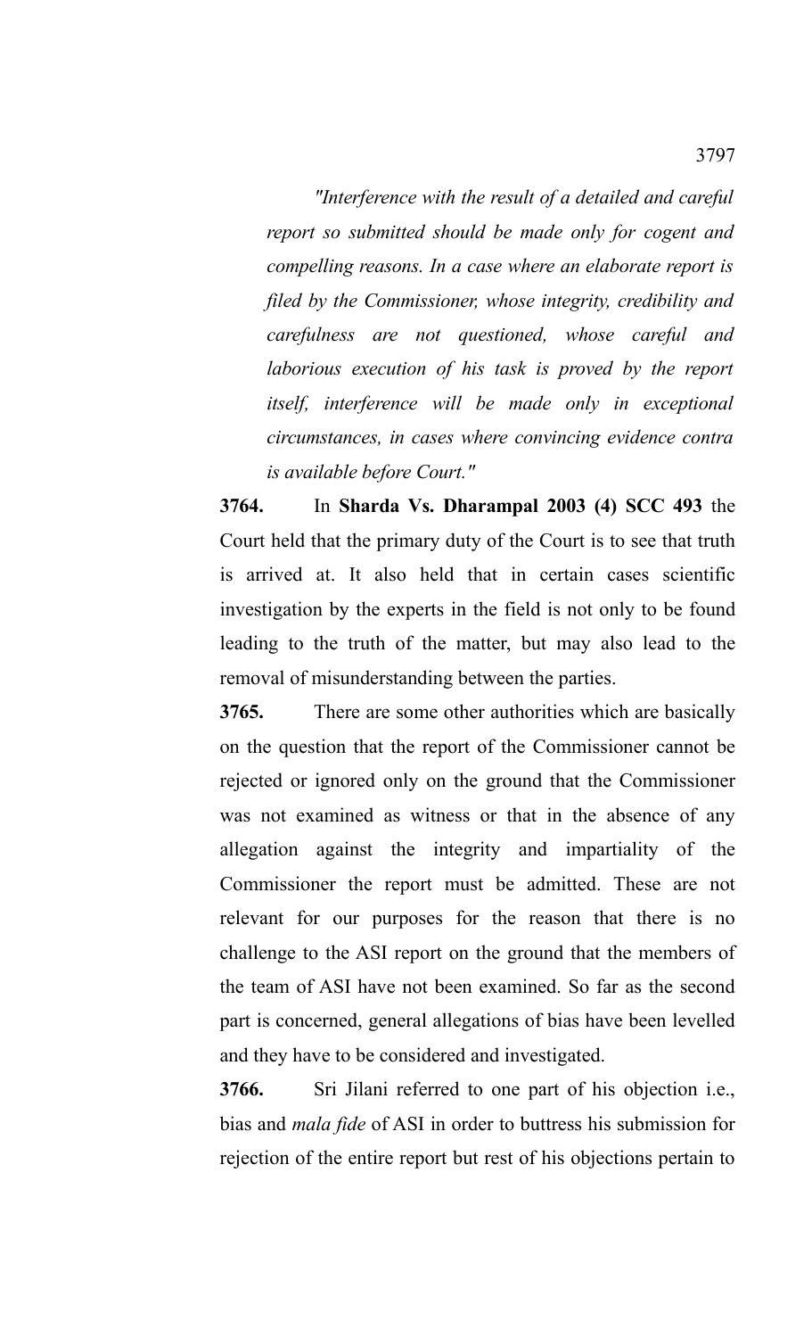*"Interference with the result of a detailed and careful report so submitted should be made only for cogent and compelling reasons. In a case where an elaborate report is filed by the Commissioner, whose integrity, credibility and carefulness are not questioned, whose careful and laborious execution of his task is proved by the report itself, interference will be made only in exceptional circumstances, in cases where convincing evidence contra is available before Court."*

**3764.** In **Sharda Vs. Dharampal 2003 (4) SCC 493** the Court held that the primary duty of the Court is to see that truth is arrived at. It also held that in certain cases scientific investigation by the experts in the field is not only to be found leading to the truth of the matter, but may also lead to the removal of misunderstanding between the parties.

**3765.** There are some other authorities which are basically on the question that the report of the Commissioner cannot be rejected or ignored only on the ground that the Commissioner was not examined as witness or that in the absence of any allegation against the integrity and impartiality of the Commissioner the report must be admitted. These are not relevant for our purposes for the reason that there is no challenge to the ASI report on the ground that the members of the team of ASI have not been examined. So far as the second part is concerned, general allegations of bias have been levelled and they have to be considered and investigated.

**3766.** Sri Jilani referred to one part of his objection i.e., bias and *mala fide* of ASI in order to buttress his submission for rejection of the entire report but rest of his objections pertain to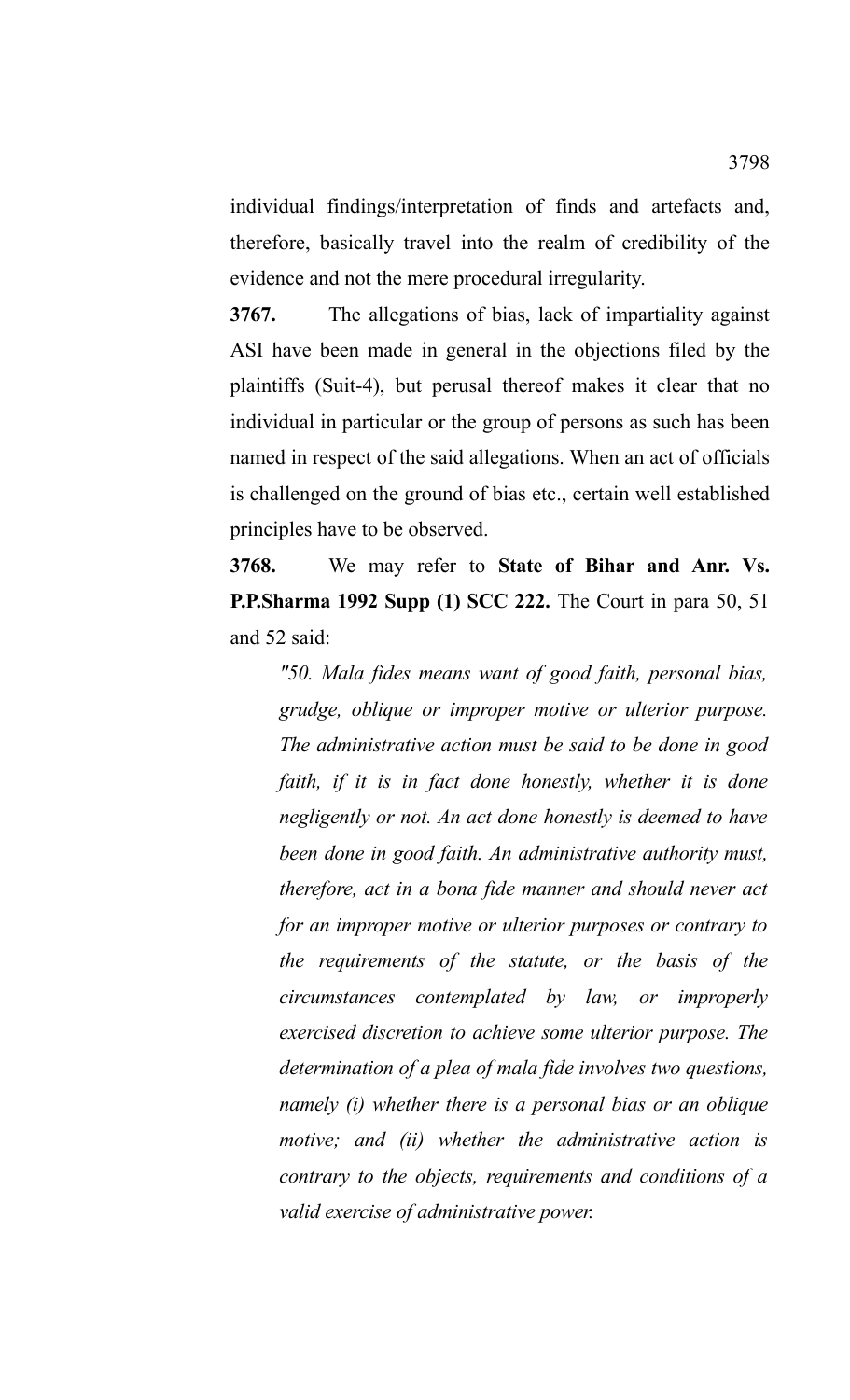individual findings/interpretation of finds and artefacts and, therefore, basically travel into the realm of credibility of the evidence and not the mere procedural irregularity.

**3767.** The allegations of bias, lack of impartiality against ASI have been made in general in the objections filed by the plaintiffs (Suit-4), but perusal thereof makes it clear that no individual in particular or the group of persons as such has been named in respect of the said allegations. When an act of officials is challenged on the ground of bias etc., certain well established principles have to be observed.

**3768.** We may refer to **State of Bihar and Anr. Vs. P.P.Sharma 1992 Supp (1) SCC 222.** The Court in para 50, 51 and 52 said:

> *"50. Mala fides means want of good faith, personal bias, grudge, oblique or improper motive or ulterior purpose. The administrative action must be said to be done in good faith, if it is in fact done honestly, whether it is done negligently or not. An act done honestly is deemed to have been done in good faith. An administrative authority must, therefore, act in a bona fide manner and should never act for an improper motive or ulterior purposes or contrary to the requirements of the statute, or the basis of the circumstances contemplated by law, or improperly exercised discretion to achieve some ulterior purpose. The determination of a plea of mala fide involves two questions, namely (i) whether there is a personal bias or an oblique motive; and (ii) whether the administrative action is contrary to the objects, requirements and conditions of a valid exercise of administrative power.*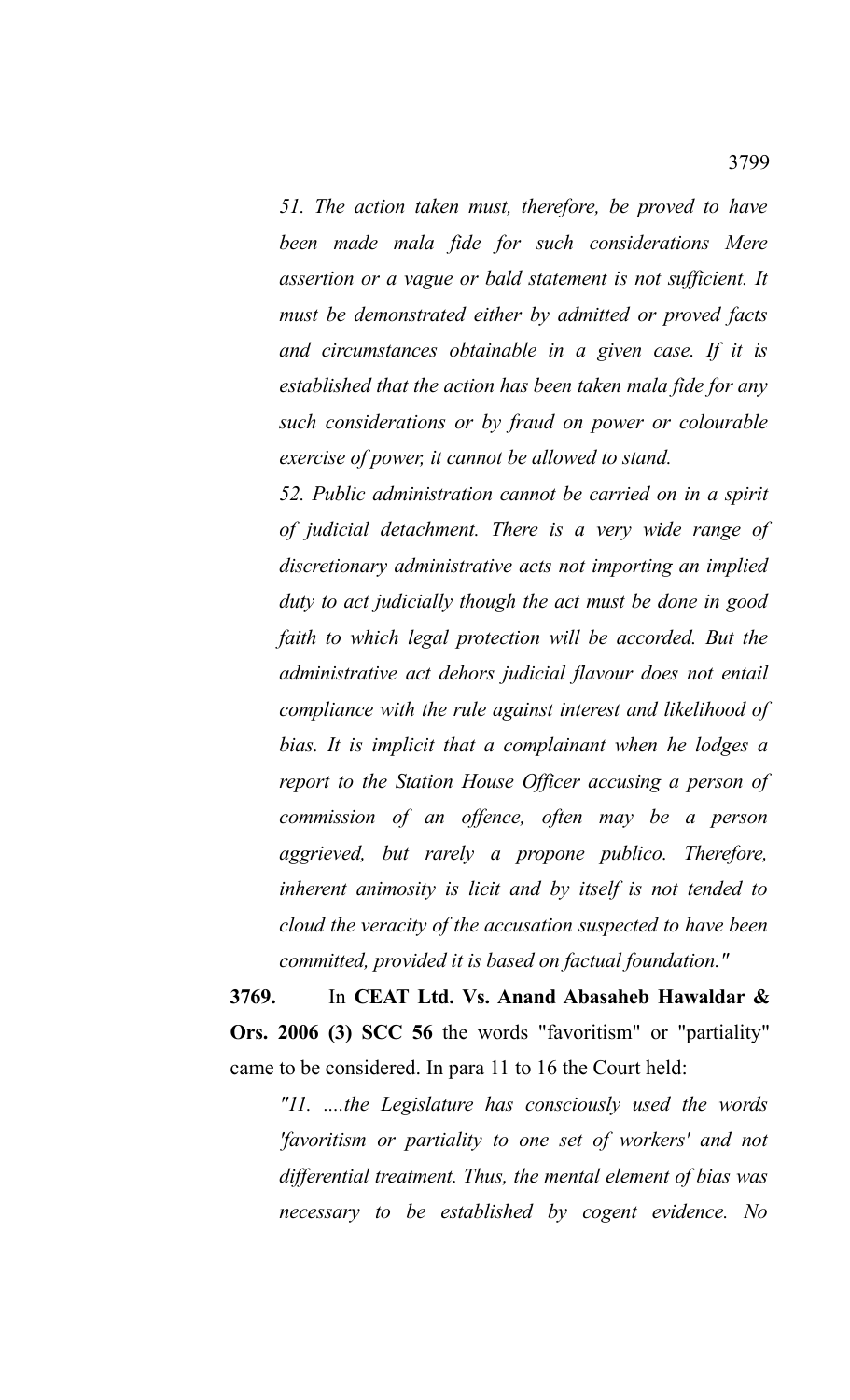*51. The action taken must, therefore, be proved to have been made mala fide for such considerations Mere assertion or a vague or bald statement is not sufficient. It must be demonstrated either by admitted or proved facts and circumstances obtainable in a given case. If it is established that the action has been taken mala fide for any such considerations or by fraud on power or colourable exercise of power, it cannot be allowed to stand.*

*52. Public administration cannot be carried on in a spirit of judicial detachment. There is a very wide range of discretionary administrative acts not importing an implied duty to act judicially though the act must be done in good faith to which legal protection will be accorded. But the administrative act dehors judicial flavour does not entail compliance with the rule against interest and likelihood of bias. It is implicit that a complainant when he lodges a report to the Station House Officer accusing a person of commission of an offence, often may be a person aggrieved, but rarely a propone publico. Therefore, inherent animosity is licit and by itself is not tended to cloud the veracity of the accusation suspected to have been committed, provided it is based on factual foundation."*

**3769.** In **CEAT Ltd. Vs. Anand Abasaheb Hawaldar & Ors. 2006 (3) SCC 56** the words "favoritism" or "partiality" came to be considered. In para 11 to 16 the Court held:

*"11. ....the Legislature has consciously used the words 'favoritism or partiality to one set of workers' and not differential treatment. Thus, the mental element of bias was necessary to be established by cogent evidence. No*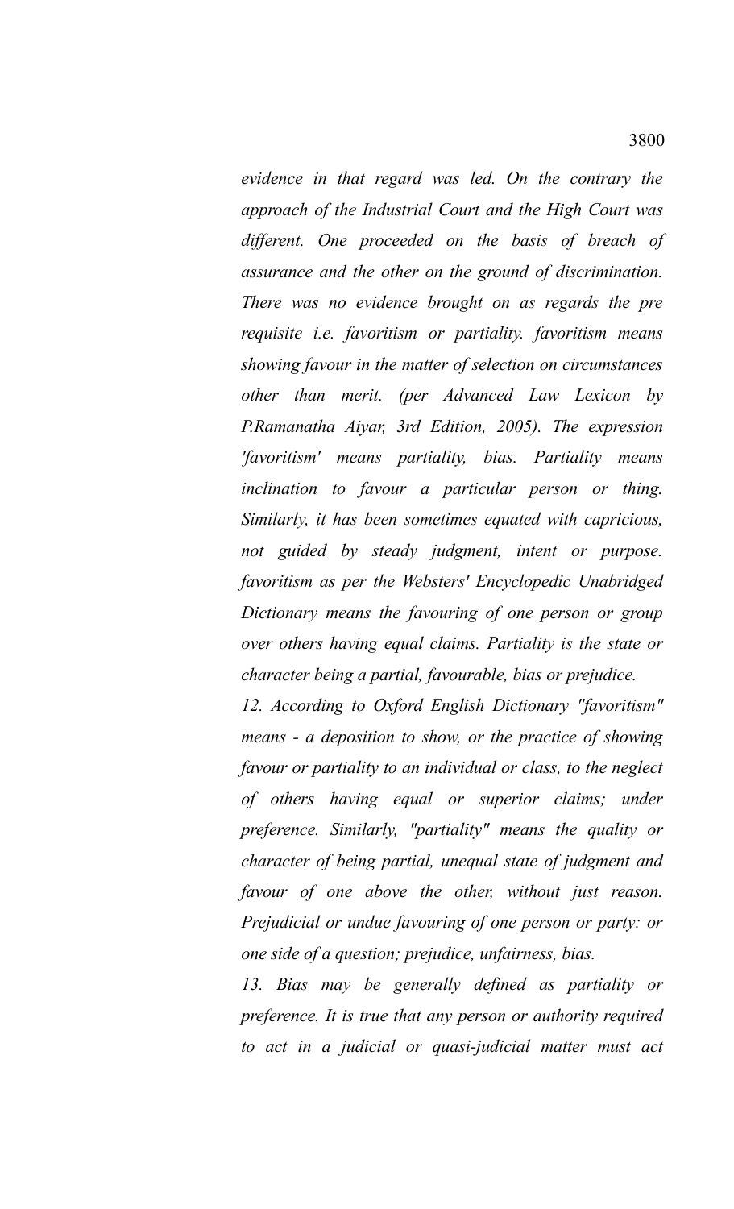*evidence in that regard was led. On the contrary the approach of the Industrial Court and the High Court was different. One proceeded on the basis of breach of assurance and the other on the ground of discrimination. There was no evidence brought on as regards the pre requisite i.e. favoritism or partiality. favoritism means showing favour in the matter of selection on circumstances other than merit. (per Advanced Law Lexicon by P.Ramanatha Aiyar, 3rd Edition, 2005). The expression 'favoritism' means partiality, bias. Partiality means inclination to favour a particular person or thing. Similarly, it has been sometimes equated with capricious, not guided by steady judgment, intent or purpose. favoritism as per the Websters' Encyclopedic Unabridged Dictionary means the favouring of one person or group over others having equal claims. Partiality is the state or character being a partial, favourable, bias or prejudice.*

*12. According to Oxford English Dictionary "favoritism" means - a deposition to show, or the practice of showing favour or partiality to an individual or class, to the neglect of others having equal or superior claims; under preference. Similarly, "partiality" means the quality or character of being partial, unequal state of judgment and favour of one above the other, without just reason. Prejudicial or undue favouring of one person or party: or one side of a question; prejudice, unfairness, bias.*

*13. Bias may be generally defined as partiality or preference. It is true that any person or authority required to act in a judicial or quasi-judicial matter must act*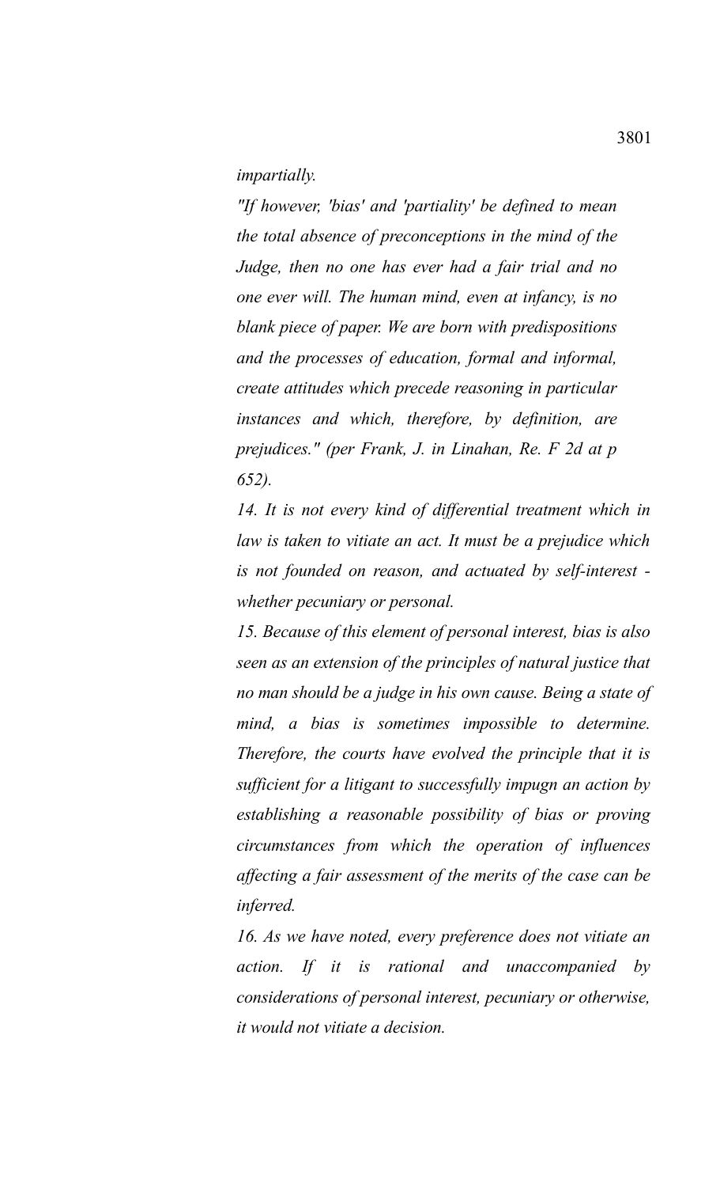*impartially.*

*"If however, 'bias' and 'partiality' be defined to mean the total absence of preconceptions in the mind of the Judge, then no one has ever had a fair trial and no one ever will. The human mind, even at infancy, is no blank piece of paper. We are born with predispositions and the processes of education, formal and informal, create attitudes which precede reasoning in particular instances and which, therefore, by definition, are prejudices." (per Frank, J. in Linahan, Re. F 2d at p 652).*

*14. It is not every kind of differential treatment which in law is taken to vitiate an act. It must be a prejudice which is not founded on reason, and actuated by self-interest - whether pecuniary or personal.*

*15. Because of this element of personal interest, bias is also seen as an extension of the principles of natural justice that no man should be a judge in his own cause. Being a state of mind, a bias is sometimes impossible to determine. Therefore, the courts have evolved the principle that it is sufficient for a litigant to successfully impugn an action by establishing a reasonable possibility of bias or proving circumstances from which the operation of influences affecting a fair assessment of the merits of the case can be inferred.*

*16. As we have noted, every preference does not vitiate an action. If it is rational and unaccompanied by considerations of personal interest, pecuniary or otherwise, it would not vitiate a decision.*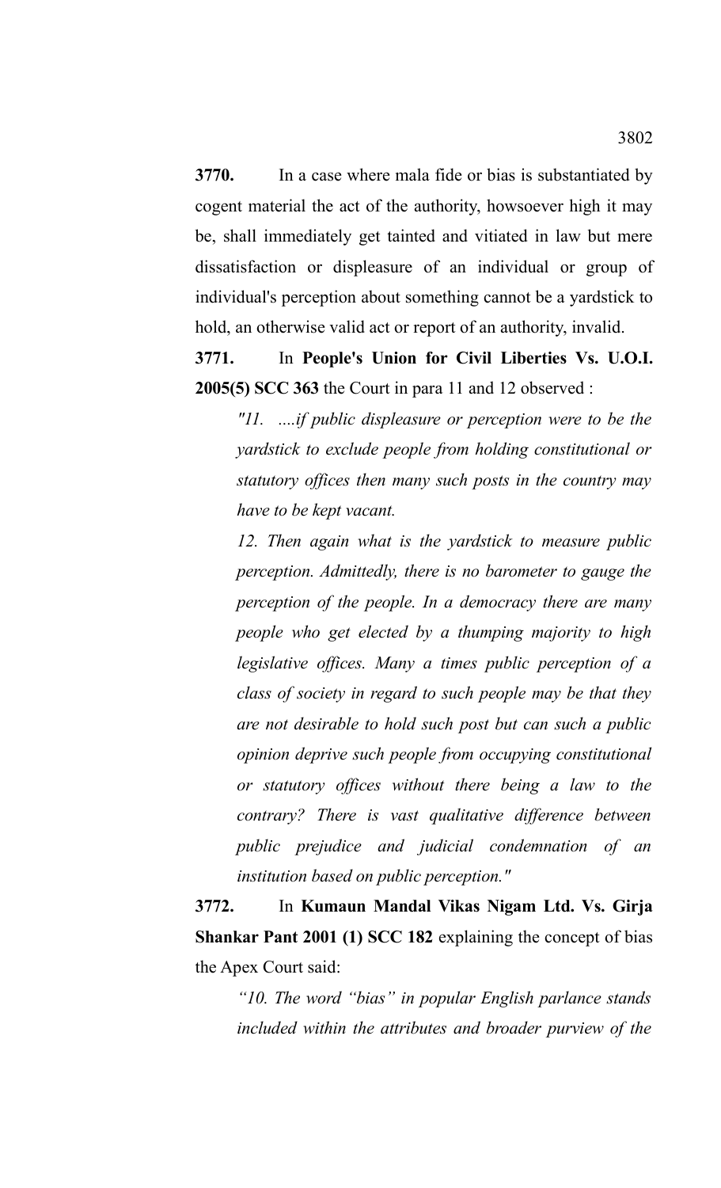**3770.** In a case where mala fide or bias is substantiated by cogent material the act of the authority, howsoever high it may be, shall immediately get tainted and vitiated in law but mere dissatisfaction or displeasure of an individual or group of individual's perception about something cannot be a yardstick to hold, an otherwise valid act or report of an authority, invalid.

**3771.** In **People's Union for Civil Liberties Vs. U.O.I. 2005(5) SCC 363** the Court in para 11 and 12 observed :

> *"11. ....if public displeasure or perception were to be the yardstick to exclude people from holding constitutional or statutory offices then many such posts in the country may have to be kept vacant.*
>
> *12. Then again what is the yardstick to measure public perception. Admittedly, there is no barometer to gauge the perception of the people. In a democracy there are many people who get elected by a thumping majority to high legislative offices. Many a times public perception of a class of society in regard to such people may be that they are not desirable to hold such post but can such a public opinion deprive such people from occupying constitutional or statutory offices without there being a law to the contrary? There is vast qualitative difference between public prejudice and judicial condemnation of an institution based on public perception."*

**3772.** In **Kumaun Mandal Vikas Nigam Ltd. Vs. Girja Shankar Pant 2001 (1) SCC 182** explaining the concept of bias the Apex Court said:

> *"10. The word "bias" in popular English parlance stands included within the attributes and broader purview of the*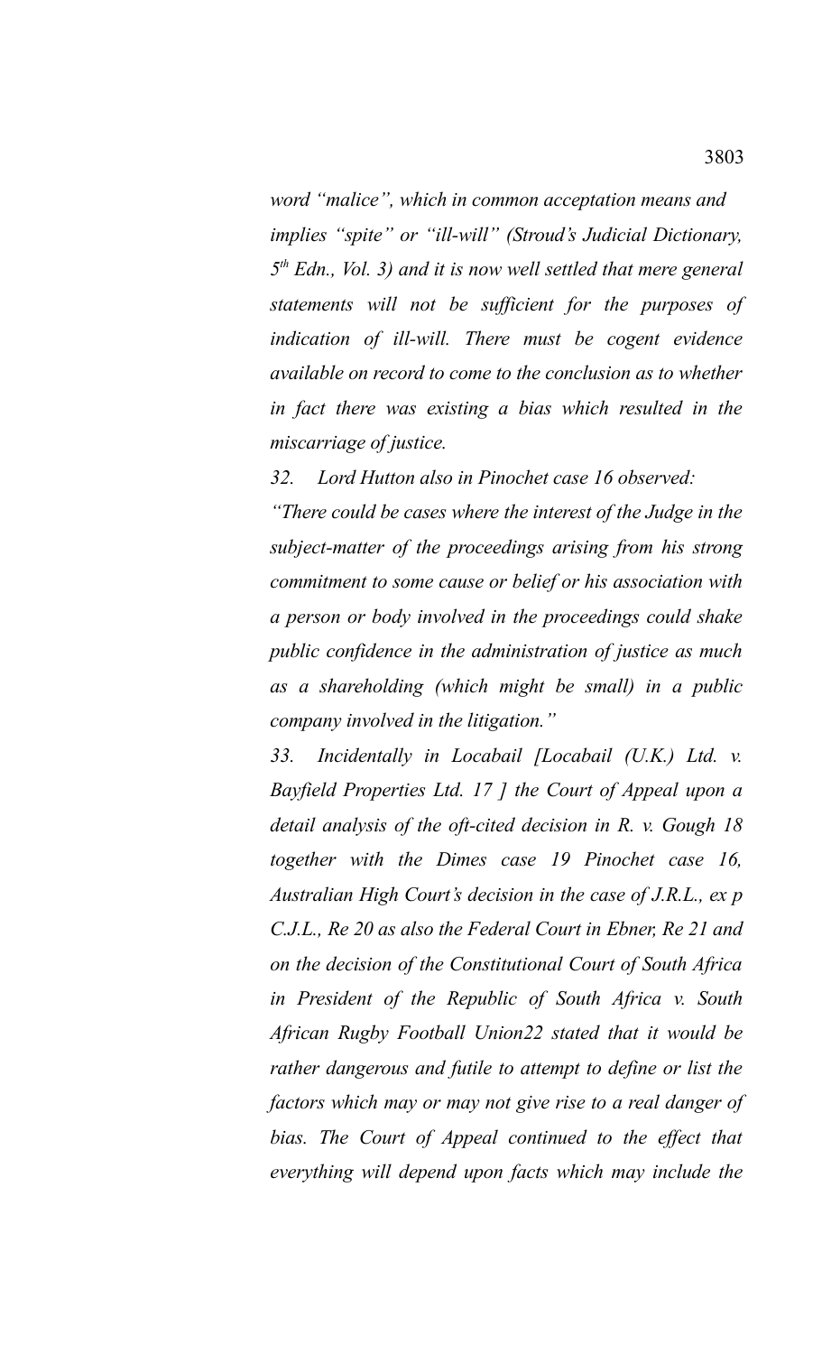*word "malice", which in common acceptation means and implies "spite" or "ill-will" (Stroud's Judicial Dictionary, 5th Edn., Vol. 3) and it is now well settled that mere general statements will not be sufficient for the purposes of indication of ill-will. There must be cogent evidence available on record to come to the conclusion as to whether in fact there was existing a bias which resulted in the miscarriage of justice.*

*32. Lord Hutton also in Pinochet case 16 observed:*

*"There could be cases where the interest of the Judge in the subject-matter of the proceedings arising from his strong commitment to some cause or belief or his association with a person or body involved in the proceedings could shake public confidence in the administration of justice as much as a shareholding (which might be small) in a public company involved in the litigation."*

*33. Incidentally in Locabail [Locabail (U.K.) Ltd. v. Bayfield Properties Ltd. 17 ] the Court of Appeal upon a detail analysis of the oft-cited decision in R. v. Gough 18 together with the Dimes case 19 Pinochet case 16, Australian High Court's decision in the case of J.R.L., ex p C.J.L., Re 20 as also the Federal Court in Ebner, Re 21 and on the decision of the Constitutional Court of South Africa in President of the Republic of South Africa v. South African Rugby Football Union22 stated that it would be rather dangerous and futile to attempt to define or list the factors which may or may not give rise to a real danger of bias. The Court of Appeal continued to the effect that everything will depend upon facts which may include the*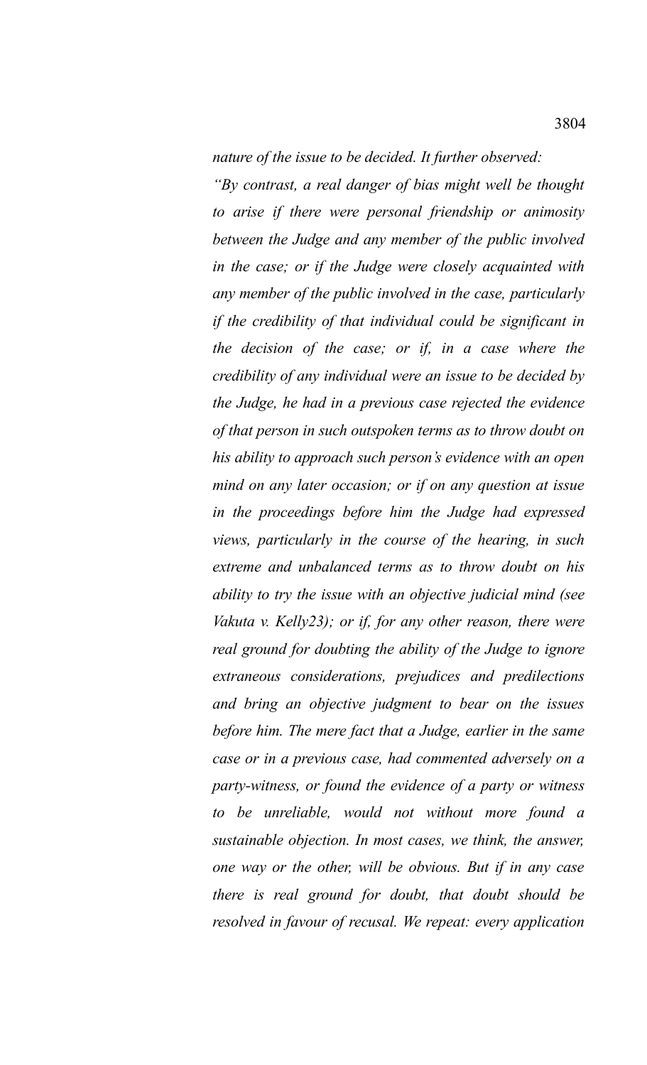*nature of the issue to be decided. It further observed:*

*"By contrast, a real danger of bias might well be thought to arise if there were personal friendship or animosity between the Judge and any member of the public involved in the case; or if the Judge were closely acquainted with any member of the public involved in the case, particularly if the credibility of that individual could be significant in the decision of the case; or if, in a case where the credibility of any individual were an issue to be decided by the Judge, he had in a previous case rejected the evidence of that person in such outspoken terms as to throw doubt on his ability to approach such person's evidence with an open mind on any later occasion; or if on any question at issue in the proceedings before him the Judge had expressed views, particularly in the course of the hearing, in such extreme and unbalanced terms as to throw doubt on his ability to try the issue with an objective judicial mind (see Vakuta v. Kelly23); or if, for any other reason, there were real ground for doubting the ability of the Judge to ignore extraneous considerations, prejudices and predilections and bring an objective judgment to bear on the issues before him. The mere fact that a Judge, earlier in the same case or in a previous case, had commented adversely on a party-witness, or found the evidence of a party or witness to be unreliable, would not without more found a sustainable objection. In most cases, we think, the answer, one way or the other, will be obvious. But if in any case there is real ground for doubt, that doubt should be resolved in favour of recusal. We repeat: every application*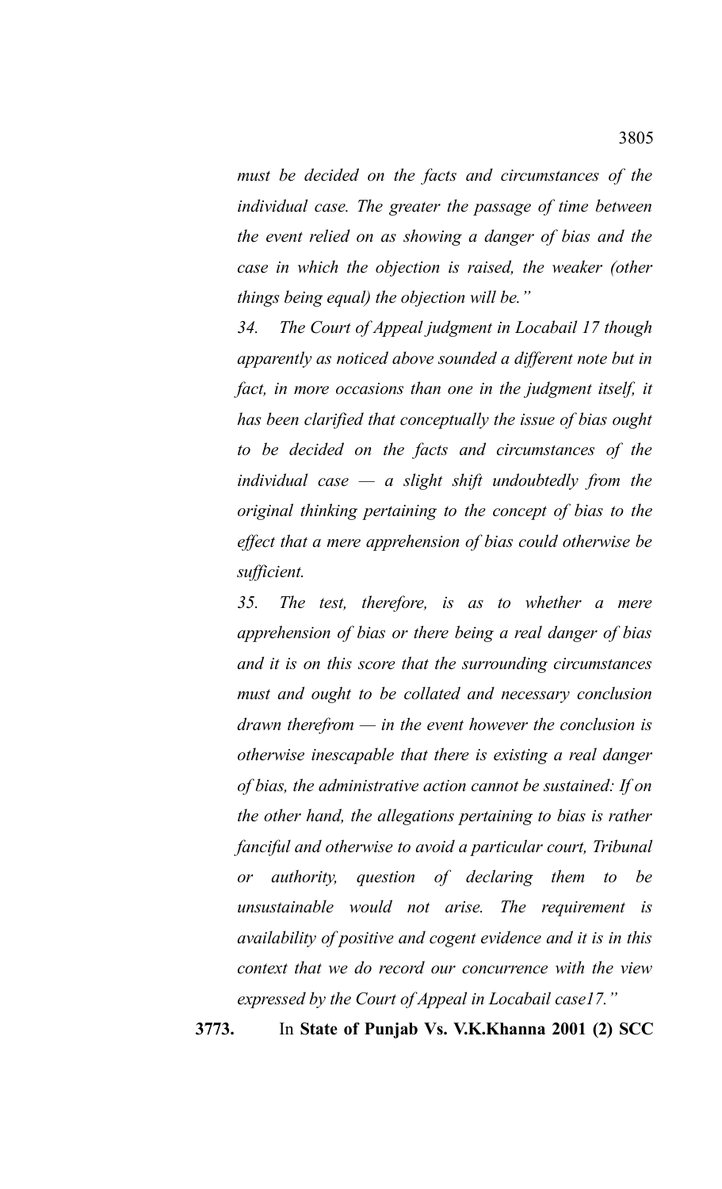*must be decided on the facts and circumstances of the individual case. The greater the passage of time between the event relied on as showing a danger of bias and the case in which the objection is raised, the weaker (other things being equal) the objection will be."*

*34. The Court of Appeal judgment in Locabail 17 though apparently as noticed above sounded a different note but in fact, in more occasions than one in the judgment itself, it has been clarified that conceptually the issue of bias ought to be decided on the facts and circumstances of the individual case — a slight shift undoubtedly from the original thinking pertaining to the concept of bias to the effect that a mere apprehension of bias could otherwise be sufficient.*

*35. The test, therefore, is as to whether a mere apprehension of bias or there being a real danger of bias and it is on this score that the surrounding circumstances must and ought to be collated and necessary conclusion drawn therefrom — in the event however the conclusion is otherwise inescapable that there is existing a real danger of bias, the administrative action cannot be sustained: If on the other hand, the allegations pertaining to bias is rather fanciful and otherwise to avoid a particular court, Tribunal or authority, question of declaring them to be unsustainable would not arise. The requirement is availability of positive and cogent evidence and it is in this context that we do record our concurrence with the view expressed by the Court of Appeal in Locabail case17."*

**3773.** In **State of Punjab Vs. V.K.Khanna 2001 (2) SCC**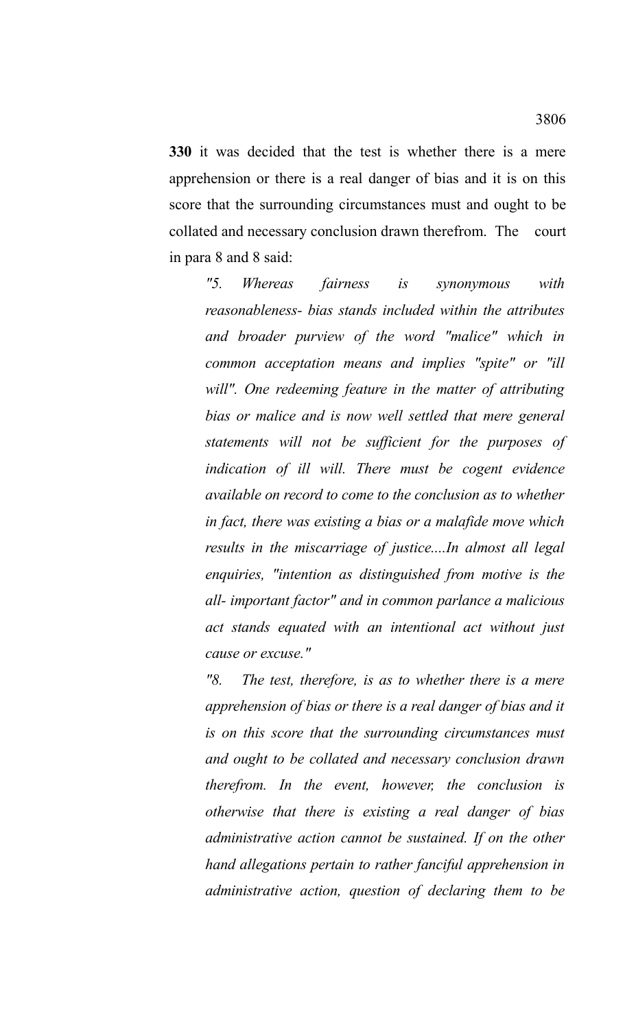**330** it was decided that the test is whether there is a mere apprehension or there is a real danger of bias and it is on this score that the surrounding circumstances must and ought to be collated and necessary conclusion drawn therefrom. The court in para 8 and 8 said:

> *"5. Whereas fairness is synonymous with reasonableness- bias stands included within the attributes and broader purview of the word "malice" which in common acceptation means and implies "spite" or "ill will". One redeeming feature in the matter of attributing bias or malice and is now well settled that mere general statements will not be sufficient for the purposes of indication of ill will. There must be cogent evidence available on record to come to the conclusion as to whether in fact, there was existing a bias or a malafide move which results in the miscarriage of justice....In almost all legal enquiries, "intention as distinguished from motive is the all- important factor" and in common parlance a malicious act stands equated with an intentional act without just cause or excuse."*
>
> *"8. The test, therefore, is as to whether there is a mere apprehension of bias or there is a real danger of bias and it is on this score that the surrounding circumstances must and ought to be collated and necessary conclusion drawn therefrom. In the event, however, the conclusion is otherwise that there is existing a real danger of bias administrative action cannot be sustained. If on the other hand allegations pertain to rather fanciful apprehension in administrative action, question of declaring them to be*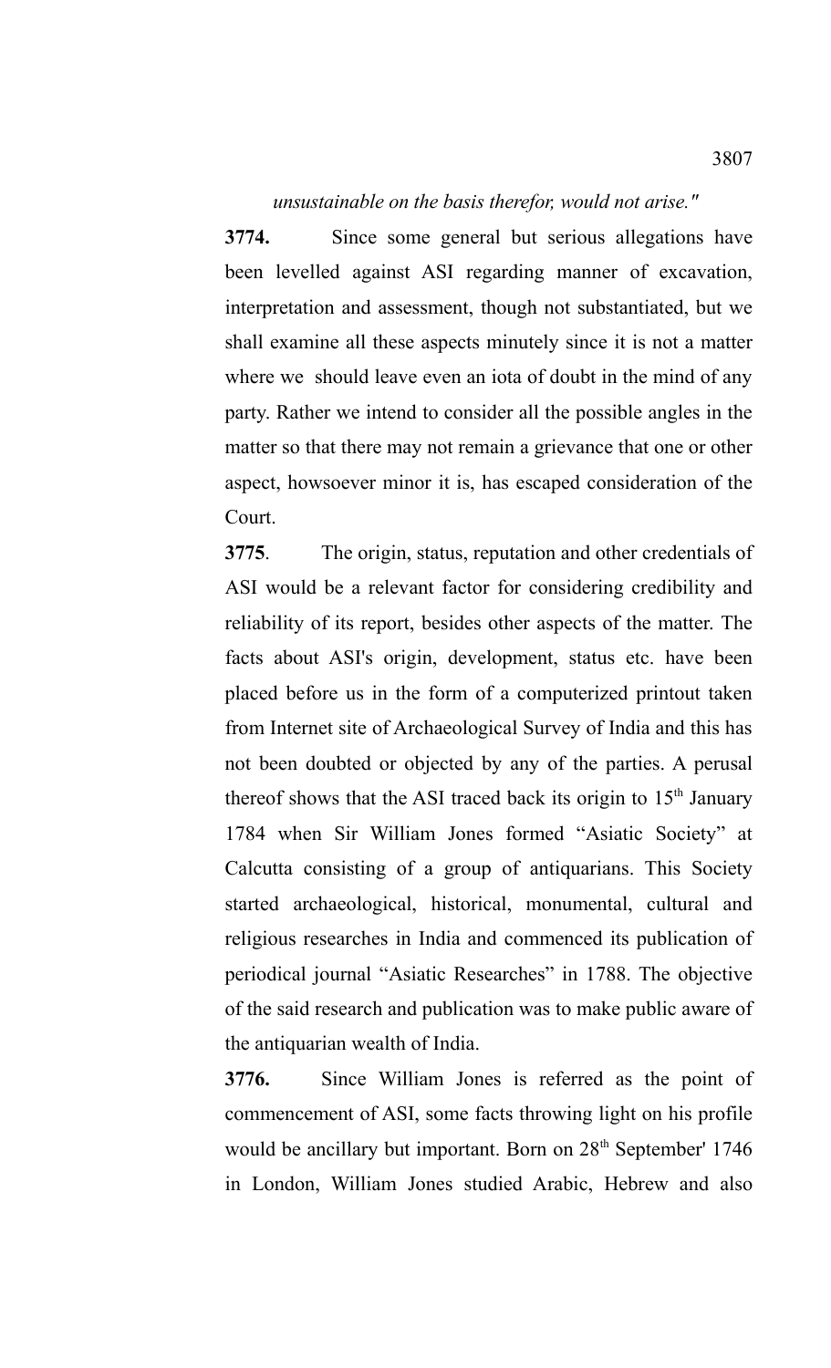*unsustainable on the basis therefor, would not arise."*

**3774.** Since some general but serious allegations have been levelled against ASI regarding manner of excavation, interpretation and assessment, though not substantiated, but we shall examine all these aspects minutely since it is not a matter where we should leave even an iota of doubt in the mind of any party. Rather we intend to consider all the possible angles in the matter so that there may not remain a grievance that one or other aspect, howsoever minor it is, has escaped consideration of the Court.

**3775**. The origin, status, reputation and other credentials of ASI would be a relevant factor for considering credibility and reliability of its report, besides other aspects of the matter. The facts about ASI's origin, development, status etc. have been placed before us in the form of a computerized printout taken from Internet site of Archaeological Survey of India and this has not been doubted or objected by any of the parties. A perusal thereof shows that the ASI traced back its origin to 15th January 1784 when Sir William Jones formed "Asiatic Society" at Calcutta consisting of a group of antiquarians. This Society started archaeological, historical, monumental, cultural and religious researches in India and commenced its publication of periodical journal "Asiatic Researches" in 1788. The objective of the said research and publication was to make public aware of the antiquarian wealth of India.

**3776.** Since William Jones is referred as the point of commencement of ASI, some facts throwing light on his profile would be ancillary but important. Born on 28th September' 1746 in London, William Jones studied Arabic, Hebrew and also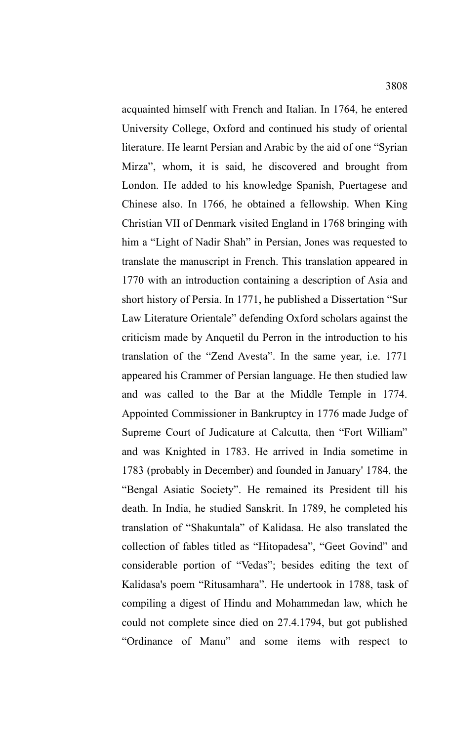acquainted himself with French and Italian. In 1764, he entered University College, Oxford and continued his study of oriental literature. He learnt Persian and Arabic by the aid of one “Syrian Mirza”, whom, it is said, he discovered and brought from London. He added to his knowledge Spanish, Puertagese and Chinese also. In 1766, he obtained a fellowship. When King Christian VII of Denmark visited England in 1768 bringing with him a “Light of Nadir Shah” in Persian, Jones was requested to translate the manuscript in French. This translation appeared in 1770 with an introduction containing a description of Asia and short history of Persia. In 1771, he published a Dissertation “Sur Law Literature Orientale” defending Oxford scholars against the criticism made by Anquetil du Perron in the introduction to his translation of the “Zend Avesta”. In the same year, i.e. 1771 appeared his Crammer of Persian language. He then studied law and was called to the Bar at the Middle Temple in 1774. Appointed Commissioner in Bankruptcy in 1776 made Judge of Supreme Court of Judicature at Calcutta, then “Fort William” and was Knighted in 1783. He arrived in India sometime in 1783 (probably in December) and founded in January' 1784, the “Bengal Asiatic Society”. He remained its President till his death. In India, he studied Sanskrit. In 1789, he completed his translation of “Shakuntala” of Kalidasa. He also translated the collection of fables titled as “Hitopadesa”, “Geet Govind” and considerable portion of “Vedas”; besides editing the text of Kalidasa's poem “Ritusamhara”. He undertook in 1788, task of compiling a digest of Hindu and Mohammedan law, which he could not complete since died on 27.4.1794, but got published “Ordinance of Manu” and some items with respect to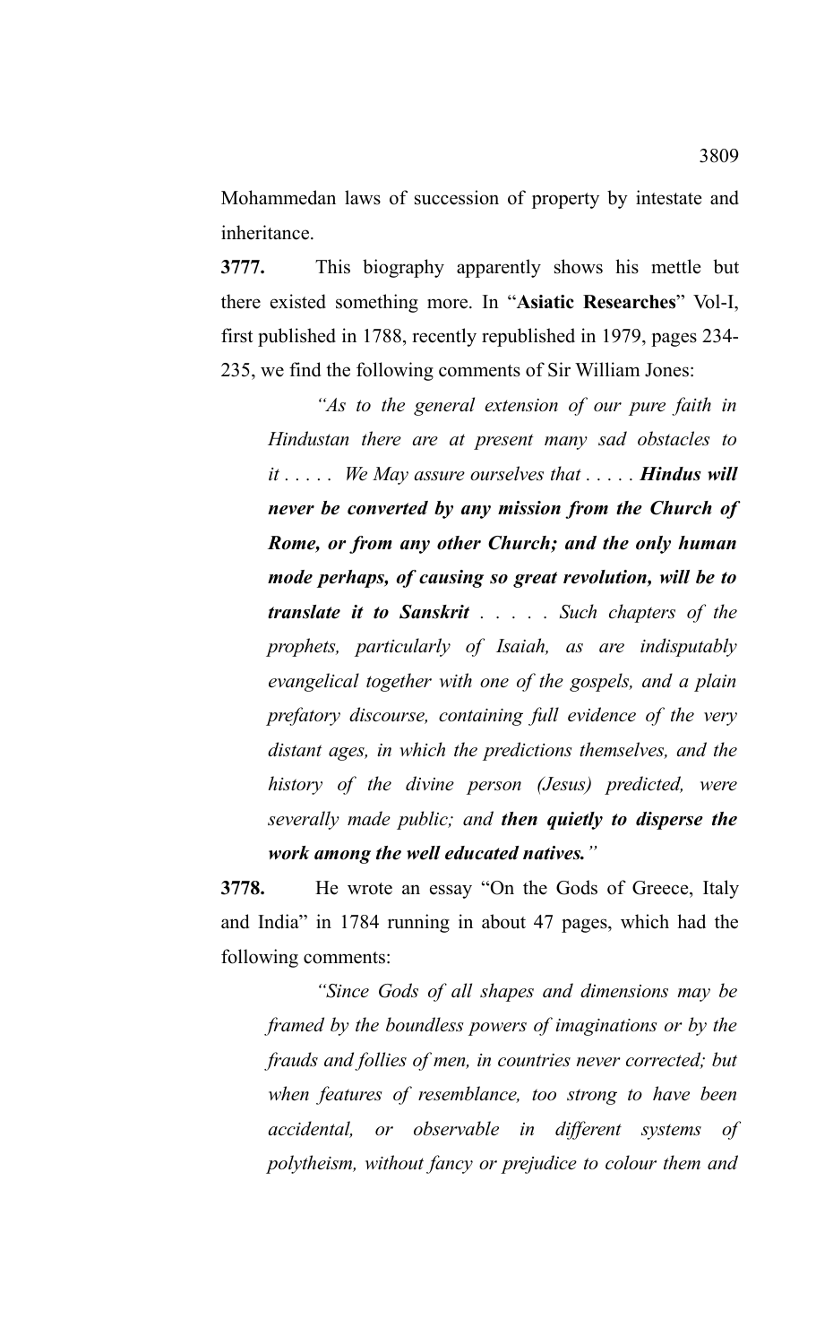Mohammedan laws of succession of property by intestate and inheritance.

**3777.** This biography apparently shows his mettle but there existed something more. In "**Asiatic Researches**" Vol-I, first published in 1788, recently republished in 1979, pages 234-235, we find the following comments of Sir William Jones:

> *"As to the general extension of our pure faith in Hindustan there are at present many sad obstacles to it . . . . . We May assure ourselves that . . . . . **Hindus will never be converted by any mission from the Church of Rome, or from any other Church; and the only human mode perhaps, of causing so great revolution, will be to translate it to Sanskrit** . . . . . Such chapters of the prophets, particularly of Isaiah, as are indisputably evangelical together with one of the gospels, and a plain prefatory discourse, containing full evidence of the very distant ages, in which the predictions themselves, and the history of the divine person (Jesus) predicted, were severally made public; and **then quietly to disperse the work among the well educated natives.**"*

**3778.** He wrote an essay "On the Gods of Greece, Italy and India" in 1784 running in about 47 pages, which had the following comments:

> *"Since Gods of all shapes and dimensions may be framed by the boundless powers of imaginations or by the frauds and follies of men, in countries never corrected; but when features of resemblance, too strong to have been accidental, or observable in different systems of polytheism, without fancy or prejudice to colour them and*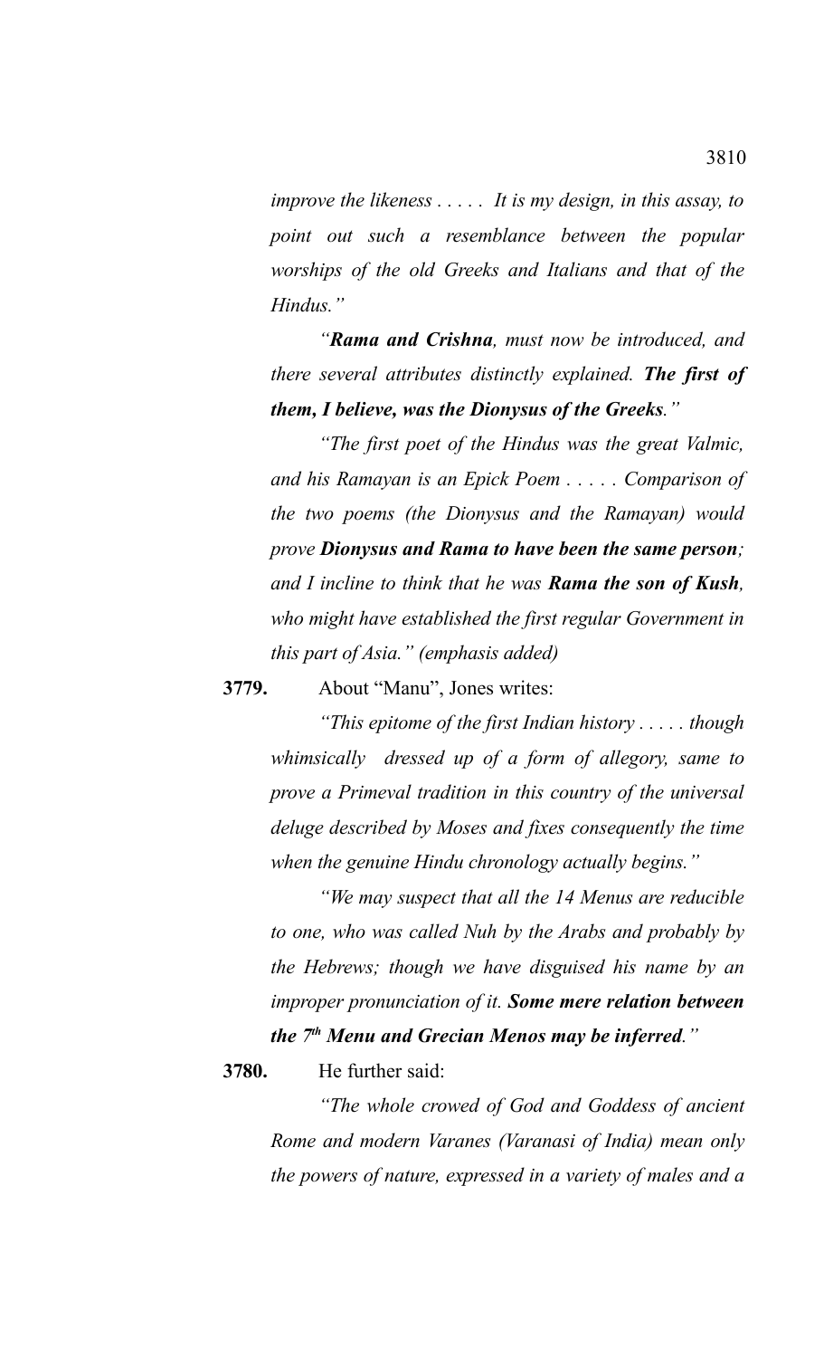*improve the likeness . . . . . It is my design, in this assay, to point out such a resemblance between the popular worships of the old Greeks and Italians and that of the Hindus."*

*"**Rama and Crishna**, must now be introduced, and there several attributes distinctly explained. **The first of them, I believe, was the Dionysus of the Greeks**."*

*"The first poet of the Hindus was the great Valmic, and his Ramayan is an Epick Poem . . . . . Comparison of the two poems (the Dionysus and the Ramayan) would prove **Dionysus and Rama to have been the same person**; and I incline to think that he was **Rama the son of Kush**, who might have established the first regular Government in this part of Asia." (emphasis added)*

**3779.** About "Manu", Jones writes:

*"This epitome of the first Indian history . . . . . though whimsically dressed up of a form of allegory, same to prove a Primeval tradition in this country of the universal deluge described by Moses and fixes consequently the time when the genuine Hindu chronology actually begins."*

*"We may suspect that all the 14 Menus are reducible to one, who was called Nuh by the Arabs and probably by the Hebrews; though we have disguised his name by an improper pronunciation of it. **Some mere relation between the 7th Menu and Grecian Menos may be inferred**."*

**3780.** He further said:

*"The whole crowed of God and Goddess of ancient Rome and modern Varanes (Varanasi of India) mean only the powers of nature, expressed in a variety of males and a*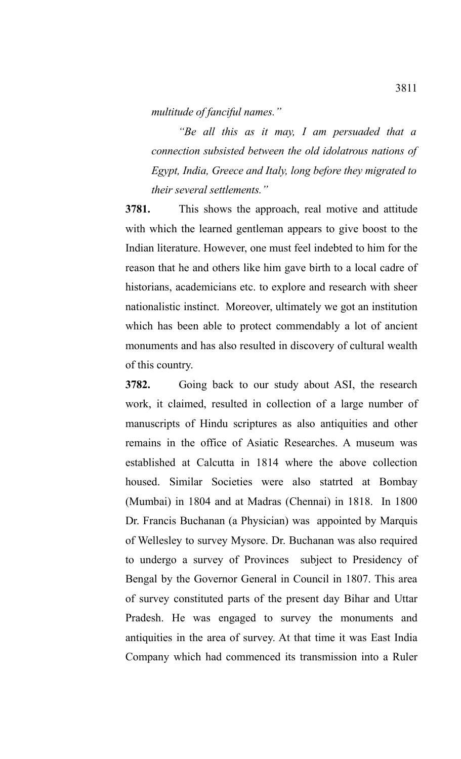*multitude of fanciful names.”*

*“Be all this as it may, I am persuaded that a connection subsisted between the old idolatrous nations of Egypt, India, Greece and Italy, long before they migrated to their several settlements.”*

**3781.** This shows the approach, real motive and attitude with which the learned gentleman appears to give boost to the Indian literature. However, one must feel indebted to him for the reason that he and others like him gave birth to a local cadre of historians, academicians etc. to explore and research with sheer nationalistic instinct. Moreover, ultimately we got an institution which has been able to protect commendably a lot of ancient monuments and has also resulted in discovery of cultural wealth of this country.

**3782.** Going back to our study about ASI, the research work, it claimed, resulted in collection of a large number of manuscripts of Hindu scriptures as also antiquities and other remains in the office of Asiatic Researches. A museum was established at Calcutta in 1814 where the above collection housed. Similar Societies were also statrted at Bombay (Mumbai) in 1804 and at Madras (Chennai) in 1818. In 1800 Dr. Francis Buchanan (a Physician) was appointed by Marquis of Wellesley to survey Mysore. Dr. Buchanan was also required to undergo a survey of Provinces subject to Presidency of Bengal by the Governor General in Council in 1807. This area of survey constituted parts of the present day Bihar and Uttar Pradesh. He was engaged to survey the monuments and antiquities in the area of survey. At that time it was East India Company which had commenced its transmission into a Ruler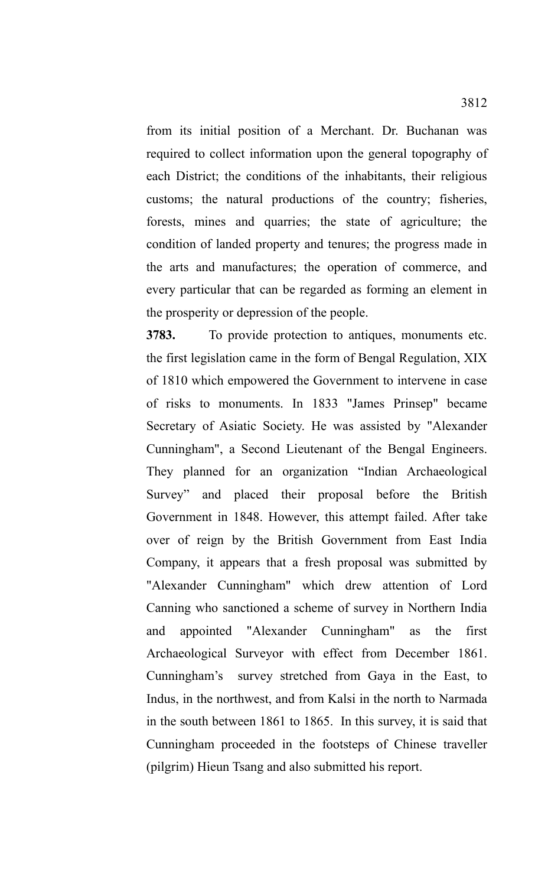from its initial position of a Merchant. Dr. Buchanan was required to collect information upon the general topography of each District; the conditions of the inhabitants, their religious customs; the natural productions of the country; fisheries, forests, mines and quarries; the state of agriculture; the condition of landed property and tenures; the progress made in the arts and manufactures; the operation of commerce, and every particular that can be regarded as forming an element in the prosperity or depression of the people.

**3783.** To provide protection to antiques, monuments etc. the first legislation came in the form of Bengal Regulation, XIX of 1810 which empowered the Government to intervene in case of risks to monuments. In 1833 "James Prinsep" became Secretary of Asiatic Society. He was assisted by "Alexander Cunningham", a Second Lieutenant of the Bengal Engineers. They planned for an organization "Indian Archaeological Survey" and placed their proposal before the British Government in 1848. However, this attempt failed. After take over of reign by the British Government from East India Company, it appears that a fresh proposal was submitted by "Alexander Cunningham" which drew attention of Lord Canning who sanctioned a scheme of survey in Northern India and appointed "Alexander Cunningham" as the first Archaeological Surveyor with effect from December 1861. Cunningham's survey stretched from Gaya in the East, to Indus, in the northwest, and from Kalsi in the north to Narmada in the south between 1861 to 1865. In this survey, it is said that Cunningham proceeded in the footsteps of Chinese traveller (pilgrim) Hieun Tsang and also submitted his report.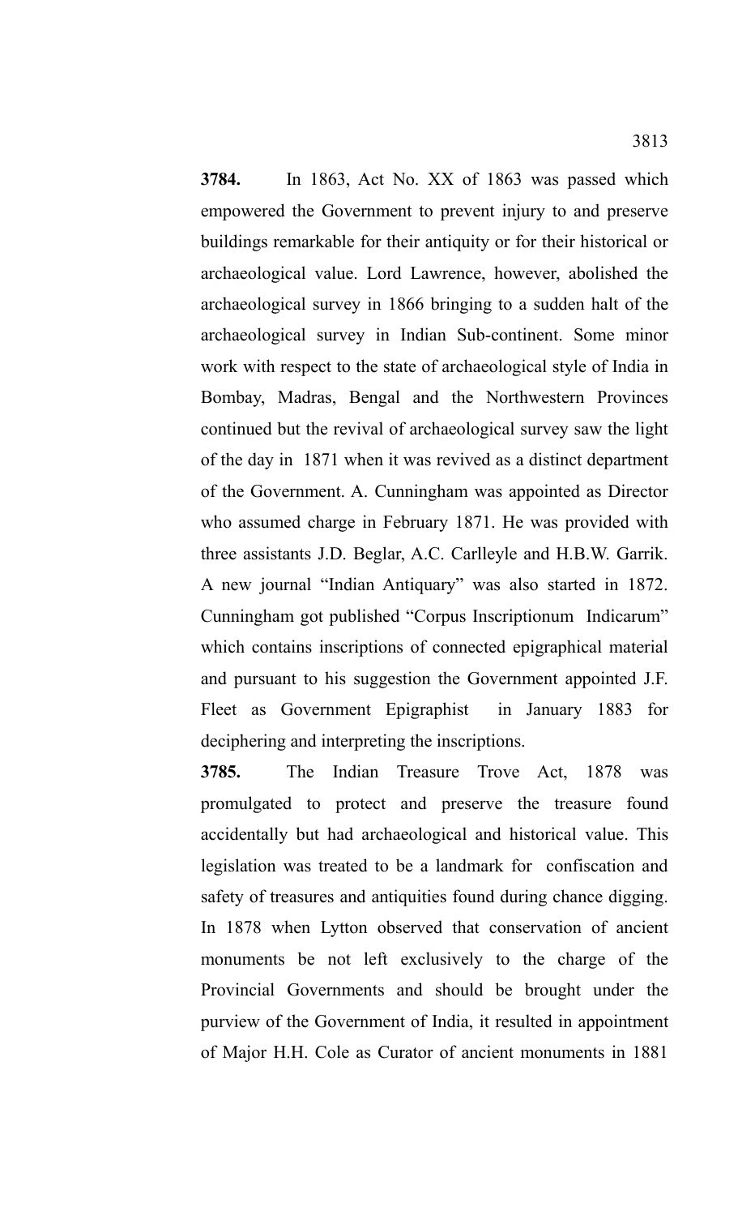**3784.** In 1863, Act No. XX of 1863 was passed which empowered the Government to prevent injury to and preserve buildings remarkable for their antiquity or for their historical or archaeological value. Lord Lawrence, however, abolished the archaeological survey in 1866 bringing to a sudden halt of the archaeological survey in Indian Sub-continent. Some minor work with respect to the state of archaeological style of India in Bombay, Madras, Bengal and the Northwestern Provinces continued but the revival of archaeological survey saw the light of the day in 1871 when it was revived as a distinct department of the Government. A. Cunningham was appointed as Director who assumed charge in February 1871. He was provided with three assistants J.D. Beglar, A.C. Carlleyle and H.B.W. Garrik. A new journal "Indian Antiquary" was also started in 1872. Cunningham got published "Corpus Inscriptionum Indicarum" which contains inscriptions of connected epigraphical material and pursuant to his suggestion the Government appointed J.F. Fleet as Government Epigraphist in January 1883 for deciphering and interpreting the inscriptions.

**3785.** The Indian Treasure Trove Act, 1878 was promulgated to protect and preserve the treasure found accidentally but had archaeological and historical value. This legislation was treated to be a landmark for confiscation and safety of treasures and antiquities found during chance digging. In 1878 when Lytton observed that conservation of ancient monuments be not left exclusively to the charge of the Provincial Governments and should be brought under the purview of the Government of India, it resulted in appointment of Major H.H. Cole as Curator of ancient monuments in 1881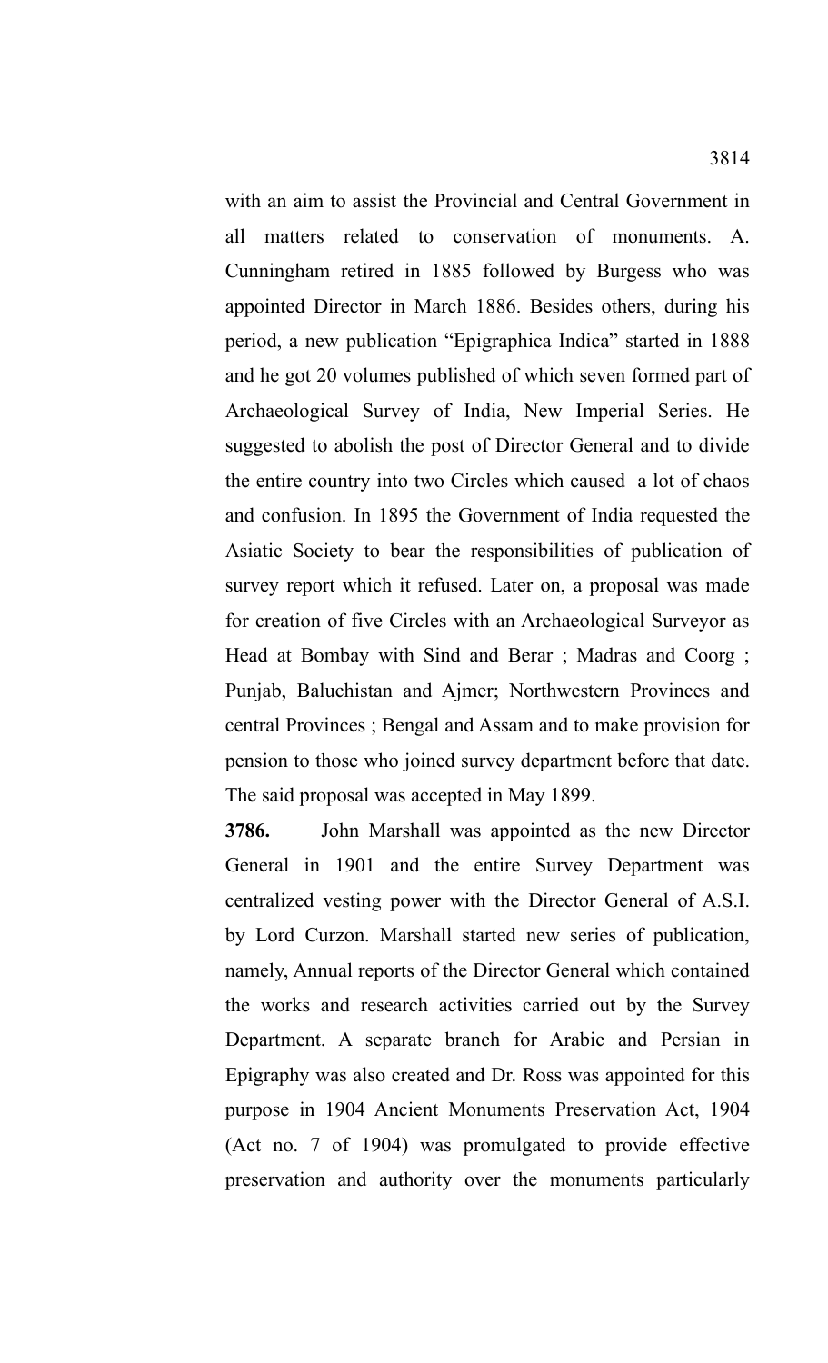with an aim to assist the Provincial and Central Government in all matters related to conservation of monuments. A. Cunningham retired in 1885 followed by Burgess who was appointed Director in March 1886. Besides others, during his period, a new publication "Epigraphica Indica" started in 1888 and he got 20 volumes published of which seven formed part of Archaeological Survey of India, New Imperial Series. He suggested to abolish the post of Director General and to divide the entire country into two Circles which caused a lot of chaos and confusion. In 1895 the Government of India requested the Asiatic Society to bear the responsibilities of publication of survey report which it refused. Later on, a proposal was made for creation of five Circles with an Archaeological Surveyor as Head at Bombay with Sind and Berar ; Madras and Coorg ; Punjab, Baluchistan and Ajmer; Northwestern Provinces and central Provinces ; Bengal and Assam and to make provision for pension to those who joined survey department before that date. The said proposal was accepted in May 1899.

**3786.** John Marshall was appointed as the new Director General in 1901 and the entire Survey Department was centralized vesting power with the Director General of A.S.I. by Lord Curzon. Marshall started new series of publication, namely, Annual reports of the Director General which contained the works and research activities carried out by the Survey Department. A separate branch for Arabic and Persian in Epigraphy was also created and Dr. Ross was appointed for this purpose in 1904 Ancient Monuments Preservation Act, 1904 (Act no. 7 of 1904) was promulgated to provide effective preservation and authority over the monuments particularly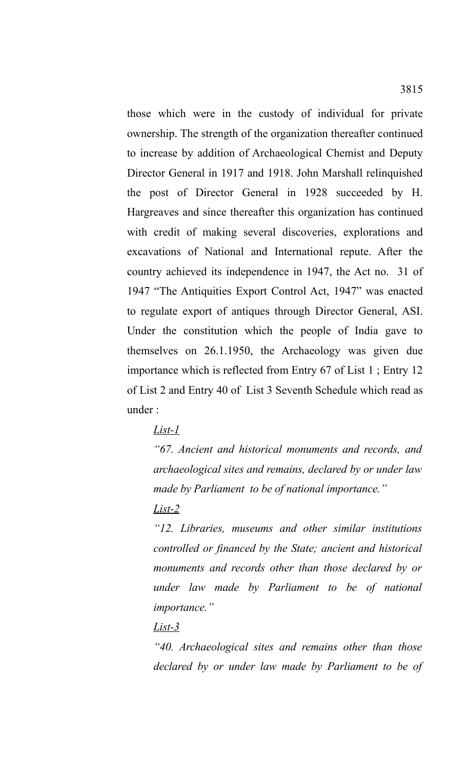those which were in the custody of individual for private ownership. The strength of the organization thereafter continued to increase by addition of Archaeological Chemist and Deputy Director General in 1917 and 1918. John Marshall relinquished the post of Director General in 1928 succeeded by H. Hargreaves and since thereafter this organization has continued with credit of making several discoveries, explorations and excavations of National and International repute. After the country achieved its independence in 1947, the Act no. 31 of 1947 "The Antiquities Export Control Act, 1947" was enacted to regulate export of antiques through Director General, ASI. Under the constitution which the people of India gave to themselves on 26.1.1950, the Archaeology was given due importance which is reflected from Entry 67 of List 1 ; Entry 12 of List 2 and Entry 40 of List 3 Seventh Schedule which read as under :

> *List-1*
>
> *"67. Ancient and historical monuments and records, and archaeological sites and remains, declared by or under law made by Parliament to be of national importance."*
>
> *List-2*
>
> *"12. Libraries, museums and other similar institutions controlled or financed by the State; ancient and historical monuments and records other than those declared by or under law made by Parliament to be of national importance."*
>
> *List-3*
>
> *"40. Archaeological sites and remains other than those declared by or under law made by Parliament to be of*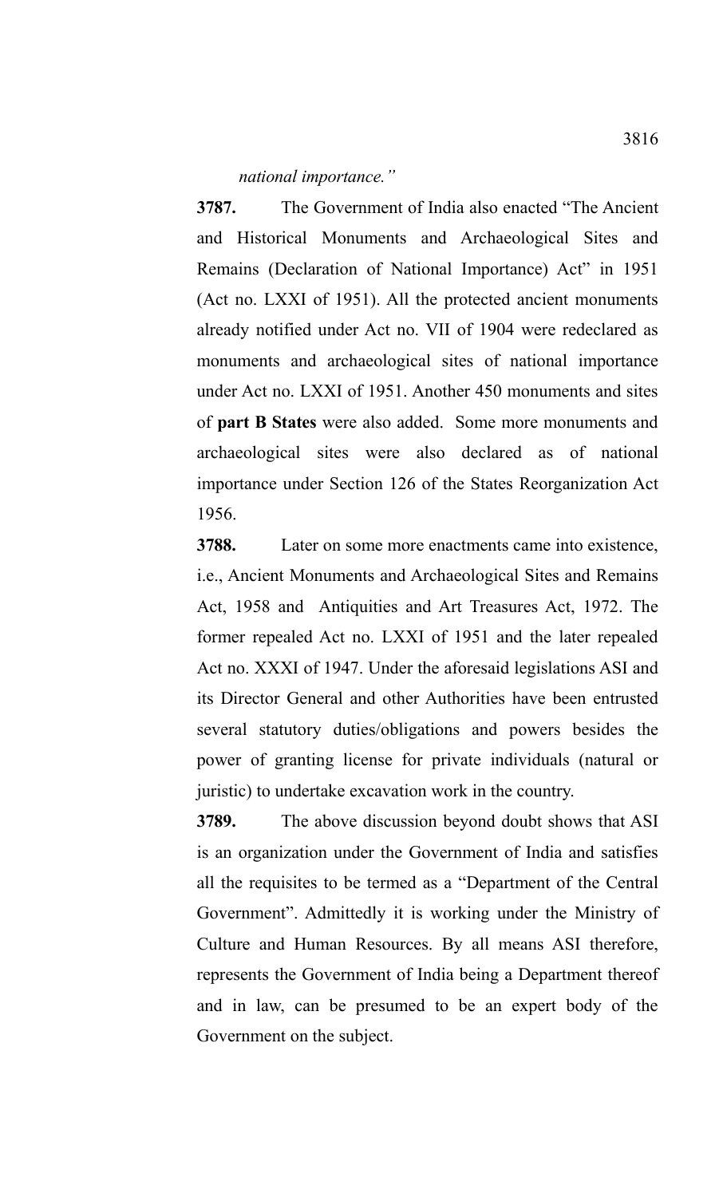*national importance."*

**3787.** The Government of India also enacted "The Ancient and Historical Monuments and Archaeological Sites and Remains (Declaration of National Importance) Act" in 1951 (Act no. LXXI of 1951). All the protected ancient monuments already notified under Act no. VII of 1904 were redeclared as monuments and archaeological sites of national importance under Act no. LXXI of 1951. Another 450 monuments and sites of **part B States** were also added. Some more monuments and archaeological sites were also declared as of national importance under Section 126 of the States Reorganization Act 1956.

**3788.** Later on some more enactments came into existence, i.e., Ancient Monuments and Archaeological Sites and Remains Act, 1958 and Antiquities and Art Treasures Act, 1972. The former repealed Act no. LXXI of 1951 and the later repealed Act no. XXXI of 1947. Under the aforesaid legislations ASI and its Director General and other Authorities have been entrusted several statutory duties/obligations and powers besides the power of granting license for private individuals (natural or juristic) to undertake excavation work in the country.

**3789.** The above discussion beyond doubt shows that ASI is an organization under the Government of India and satisfies all the requisites to be termed as a "Department of the Central Government". Admittedly it is working under the Ministry of Culture and Human Resources. By all means ASI therefore, represents the Government of India being a Department thereof and in law, can be presumed to be an expert body of the Government on the subject.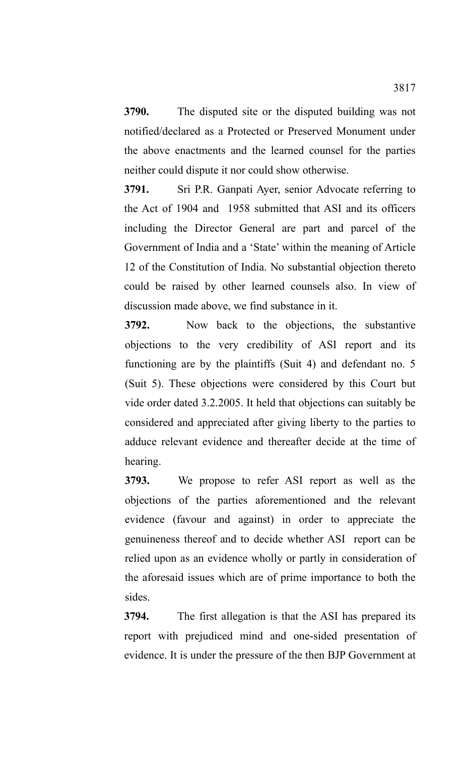**3790.** The disputed site or the disputed building was not notified/declared as a Protected or Preserved Monument under the above enactments and the learned counsel for the parties neither could dispute it nor could show otherwise.

**3791.** Sri P.R. Ganpati Ayer, senior Advocate referring to the Act of 1904 and 1958 submitted that ASI and its officers including the Director General are part and parcel of the Government of India and a 'State' within the meaning of Article 12 of the Constitution of India. No substantial objection thereto could be raised by other learned counsels also. In view of discussion made above, we find substance in it.

**3792.** Now back to the objections, the substantive objections to the very credibility of ASI report and its functioning are by the plaintiffs (Suit 4) and defendant no. 5 (Suit 5). These objections were considered by this Court but vide order dated 3.2.2005. It held that objections can suitably be considered and appreciated after giving liberty to the parties to adduce relevant evidence and thereafter decide at the time of hearing.

**3793.** We propose to refer ASI report as well as the objections of the parties aforementioned and the relevant evidence (favour and against) in order to appreciate the genuineness thereof and to decide whether ASI report can be relied upon as an evidence wholly or partly in consideration of the aforesaid issues which are of prime importance to both the sides.

**3794.** The first allegation is that the ASI has prepared its report with prejudiced mind and one-sided presentation of evidence. It is under the pressure of the then BJP Government at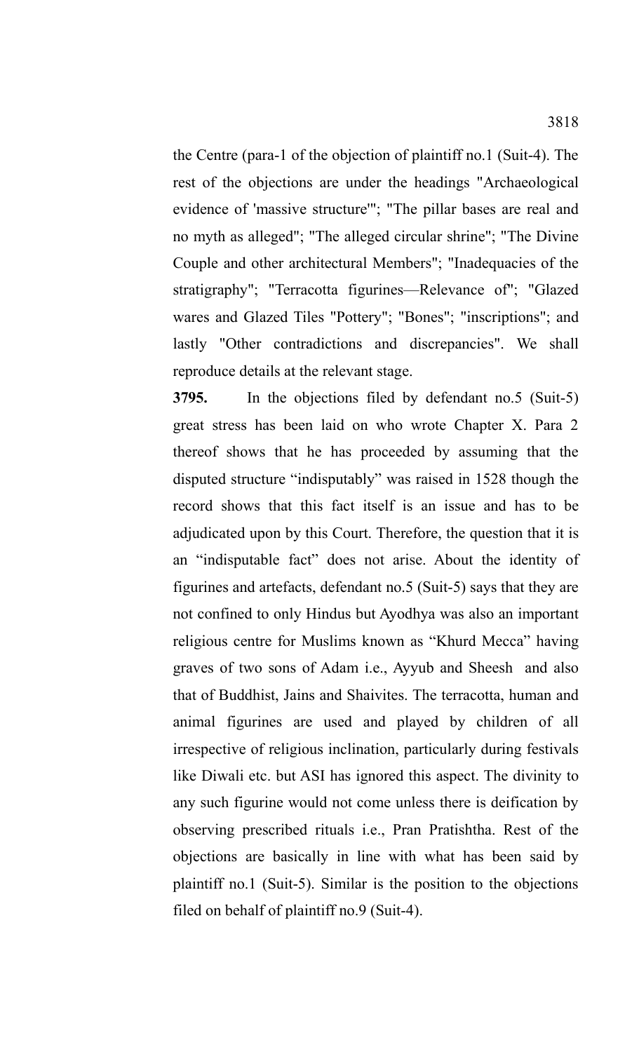the Centre (para-1 of the objection of plaintiff no.1 (Suit-4). The rest of the objections are under the headings "Archaeological evidence of 'massive structure'"; "The pillar bases are real and no myth as alleged"; "The alleged circular shrine"; "The Divine Couple and other architectural Members"; "Inadequacies of the stratigraphy"; "Terracotta figurines—Relevance of"; "Glazed wares and Glazed Tiles "Pottery"; "Bones"; "inscriptions"; and lastly "Other contradictions and discrepancies". We shall reproduce details at the relevant stage.

**3795.** In the objections filed by defendant no.5 (Suit-5) great stress has been laid on who wrote Chapter X. Para 2 thereof shows that he has proceeded by assuming that the disputed structure "indisputably" was raised in 1528 though the record shows that this fact itself is an issue and has to be adjudicated upon by this Court. Therefore, the question that it is an "indisputable fact" does not arise. About the identity of figurines and artefacts, defendant no.5 (Suit-5) says that they are not confined to only Hindus but Ayodhya was also an important religious centre for Muslims known as "Khurd Mecca" having graves of two sons of Adam i.e., Ayyub and Sheesh and also that of Buddhist, Jains and Shaivites. The terracotta, human and animal figurines are used and played by children of all irrespective of religious inclination, particularly during festivals like Diwali etc. but ASI has ignored this aspect. The divinity to any such figurine would not come unless there is deification by observing prescribed rituals i.e., Pran Pratishtha. Rest of the objections are basically in line with what has been said by plaintiff no.1 (Suit-5). Similar is the position to the objections filed on behalf of plaintiff no.9 (Suit-4).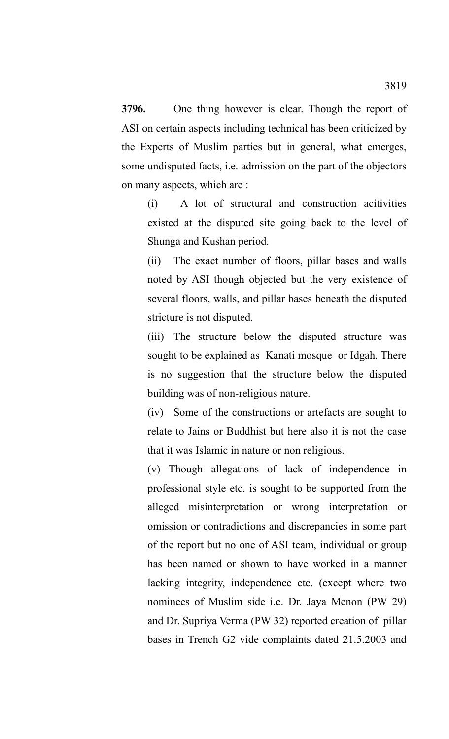**3796.** One thing however is clear. Though the report of ASI on certain aspects including technical has been criticized by the Experts of Muslim parties but in general, what emerges, some undisputed facts, i.e. admission on the part of the objectors on many aspects, which are :

(i) A lot of structural and construction acitivities existed at the disputed site going back to the level of Shunga and Kushan period.

(ii) The exact number of floors, pillar bases and walls noted by ASI though objected but the very existence of several floors, walls, and pillar bases beneath the disputed stricture is not disputed.

(iii) The structure below the disputed structure was sought to be explained as Kanati mosque or Idgah. There is no suggestion that the structure below the disputed building was of non-religious nature.

(iv) Some of the constructions or artefacts are sought to relate to Jains or Buddhist but here also it is not the case that it was Islamic in nature or non religious.

(v) Though allegations of lack of independence in professional style etc. is sought to be supported from the alleged misinterpretation or wrong interpretation or omission or contradictions and discrepancies in some part of the report but no one of ASI team, individual or group has been named or shown to have worked in a manner lacking integrity, independence etc. (except where two nominees of Muslim side i.e. Dr. Jaya Menon (PW 29) and Dr. Supriya Verma (PW 32) reported creation of pillar bases in Trench G2 vide complaints dated 21.5.2003 and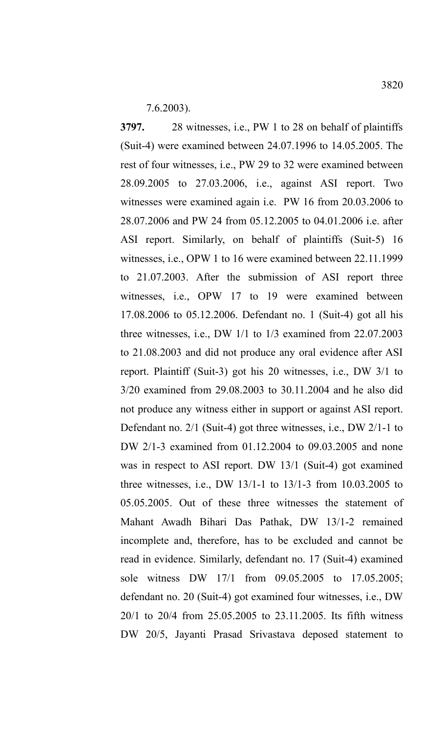7.6.2003).

**3797.** 28 witnesses, i.e., PW 1 to 28 on behalf of plaintiffs (Suit-4) were examined between 24.07.1996 to 14.05.2005. The rest of four witnesses, i.e., PW 29 to 32 were examined between 28.09.2005 to 27.03.2006, i.e., against ASI report. Two witnesses were examined again i.e. PW 16 from 20.03.2006 to 28.07.2006 and PW 24 from 05.12.2005 to 04.01.2006 i.e. after ASI report. Similarly, on behalf of plaintiffs (Suit-5) 16 witnesses, i.e., OPW 1 to 16 were examined between 22.11.1999 to 21.07.2003. After the submission of ASI report three witnesses, i.e., OPW 17 to 19 were examined between 17.08.2006 to 05.12.2006. Defendant no. 1 (Suit-4) got all his three witnesses, i.e., DW 1/1 to 1/3 examined from 22.07.2003 to 21.08.2003 and did not produce any oral evidence after ASI report. Plaintiff (Suit-3) got his 20 witnesses, i.e., DW 3/1 to 3/20 examined from 29.08.2003 to 30.11.2004 and he also did not produce any witness either in support or against ASI report. Defendant no. 2/1 (Suit-4) got three witnesses, i.e., DW 2/1-1 to DW 2/1-3 examined from 01.12.2004 to 09.03.2005 and none was in respect to ASI report. DW 13/1 (Suit-4) got examined three witnesses, i.e., DW 13/1-1 to 13/1-3 from 10.03.2005 to 05.05.2005. Out of these three witnesses the statement of Mahant Awadh Bihari Das Pathak, DW 13/1-2 remained incomplete and, therefore, has to be excluded and cannot be read in evidence. Similarly, defendant no. 17 (Suit-4) examined sole witness DW 17/1 from 09.05.2005 to 17.05.2005; defendant no. 20 (Suit-4) got examined four witnesses, i.e., DW 20/1 to 20/4 from 25.05.2005 to 23.11.2005. Its fifth witness DW 20/5, Jayanti Prasad Srivastava deposed statement to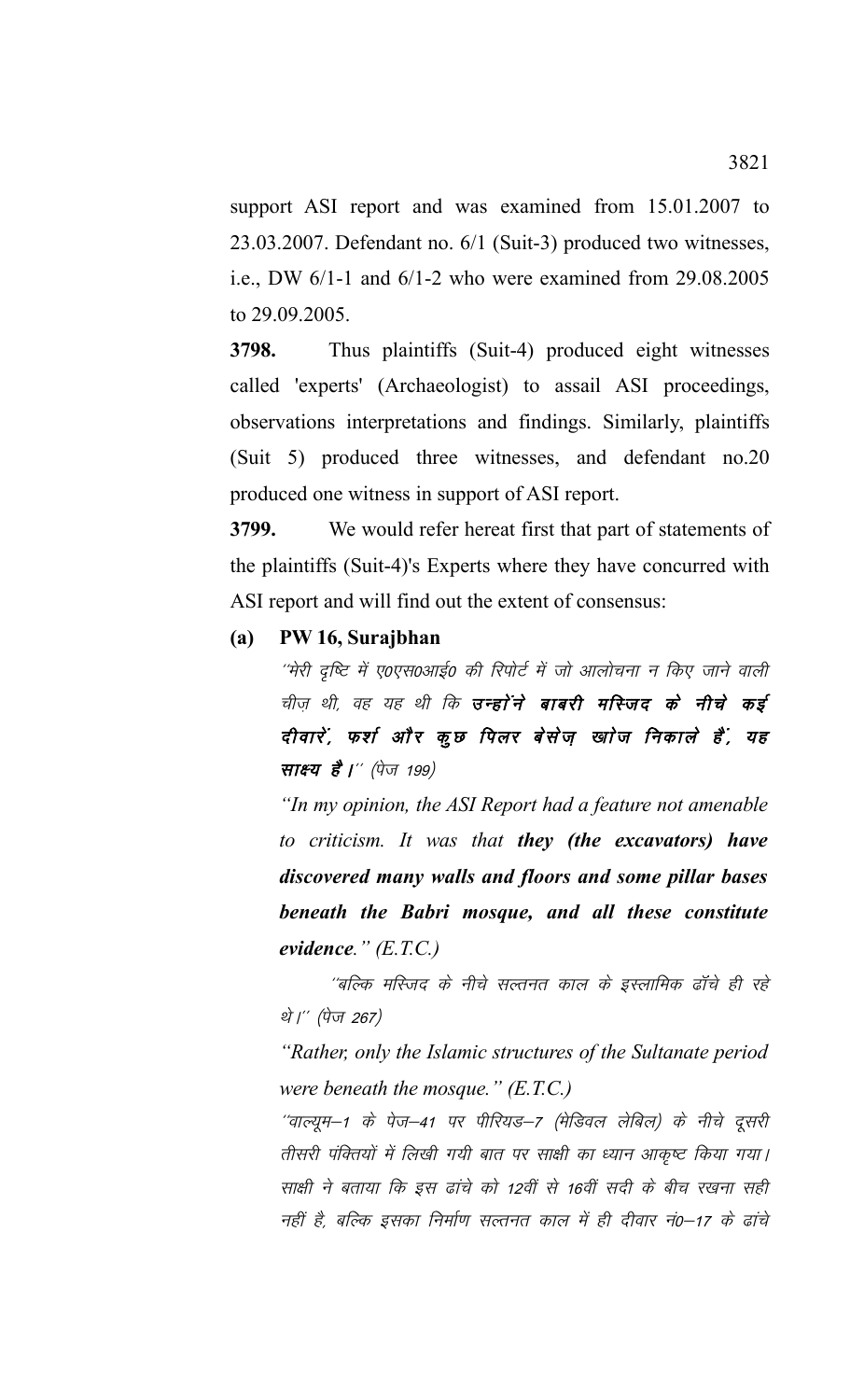support ASI report and was examined from 15.01.2007 to 23.03.2007. Defendant no. 6/1 (Suit-3) produced two witnesses, i.e., DW 6/1-1 and 6/1-2 who were examined from 29.08.2005 to 29.09.2005.

**3798.** Thus plaintiffs (Suit-4) produced eight witnesses called 'experts' (Archaeologist) to assail ASI proceedings, observations interpretations and findings. Similarly, plaintiffs (Suit 5) produced three witnesses, and defendant no.20 produced one witness in support of ASI report.

**3799.** We would refer hereat first that part of statements of the plaintiffs (Suit-4)'s Experts where they have concurred with ASI report and will find out the extent of consensus:

**(a) PW 16, Surajbhan**

''मेरी दृष्टि में ए0एस0आई0 की रिपोर्ट में जो आलोचना न किए जाने वाली चीज़ थी, वह यह थी कि ***उन्होंने बाबरी मस्जिद के नीचे कई दीवारें, फर्श और कुछ पिलर बेसेज़ खोज निकाले हैं, यह साक्ष्य है।''*** (पेज 199)

*"In my opinion, the ASI Report had a feature not amenable to criticism. It was that **they (the excavators) have discovered many walls and floors and some pillar bases beneath the Babri mosque, and all these constitute evidence**." (E.T.C.)*

''बल्कि मस्जिद के नीचे सल्तनत काल के इस्लामिक ढॉचे ही रहे थे।'' (पेज 267)

*"Rather, only the Islamic structures of the Sultanate period were beneath the mosque." (E.T.C.)*

''वाल्यूम–1 के पेज–41 पर पीरियड–7 (मेडिवल लेबिल) के नीचे दूसरी तीसरी पंक्तियों में लिखी गयी बात पर साक्षी का ध्यान आकृष्ट किया गया। साक्षी ने बताया कि इस ढांचे को 12वीं से 16वीं सदी के बीच रखना सही नहीं है, बल्कि इसका निर्माण सल्तनत काल में ही दीवार नं0–17 के ढांचे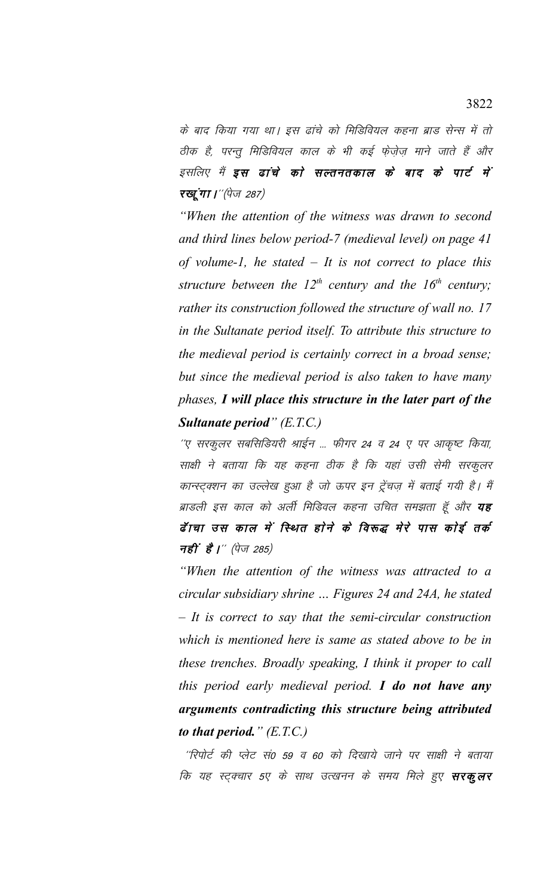के बाद किया गया था। इस ढांचे को मिडिवियल कहना ब्राड सेन्स में तो ठीक है, परन्तु मिडिवियल काल के भी कई फेज़ेज़ माने जाते हैं और इसलिए मैं **इस ढांचे को सल्तनतकाल के बाद के पार्ट में रखूंगा।**''(पेज 287)

*"When the attention of the witness was drawn to second and third lines below period-7 (medieval level) on page 41 of volume-1, he stated – It is not correct to place this structure between the $12^{th}$ century and the $16^{th}$ century; rather its construction followed the structure of wall no. 17 in the Sultanate period itself. To attribute this structure to the medieval period is certainly correct in a broad sense; but since the medieval period is also taken to have many phases,* ***I will place this structure in the later part of the Sultanate period****" (E.T.C.)*

''ए सरकुलर सबसिडियरी श्राईन ... फीगर 24 व 24 ए पर आकृष्ट किया, साक्षी ने बताया कि यह कहना ठीक है कि यहां उसी सेमी सरकुलर कान्स्ट्क्शन का उल्लेख हुआ है जो ऊपर इन ट्रेंचज़ में बताई गयी है। मैं ब्राडली इस काल को अर्ली मिडिवल कहना उचित समझता हूँ और **यह ढॅांचा उस काल में स्थित होने के विरूद्ध मेरे पास कोई तर्क नहीं है।**'' (पेज 285)

*"When the attention of the witness was attracted to a circular subsidiary shrine ... Figures 24 and 24A, he stated – It is correct to say that the semi-circular construction which is mentioned here is same as stated above to be in these trenches. Broadly speaking, I think it proper to call this period early medieval period.* ***I do not have any arguments contradicting this structure being attributed to that period.****" (E.T.C.)*

''रिपोर्ट की प्लेट सं0 59 व 60 को दिखाये जाने पर साक्षी ने बताया कि यह स्ट्क्चार 5ए के साथ उत्खनन के समय मिले हुए **सरकुलर**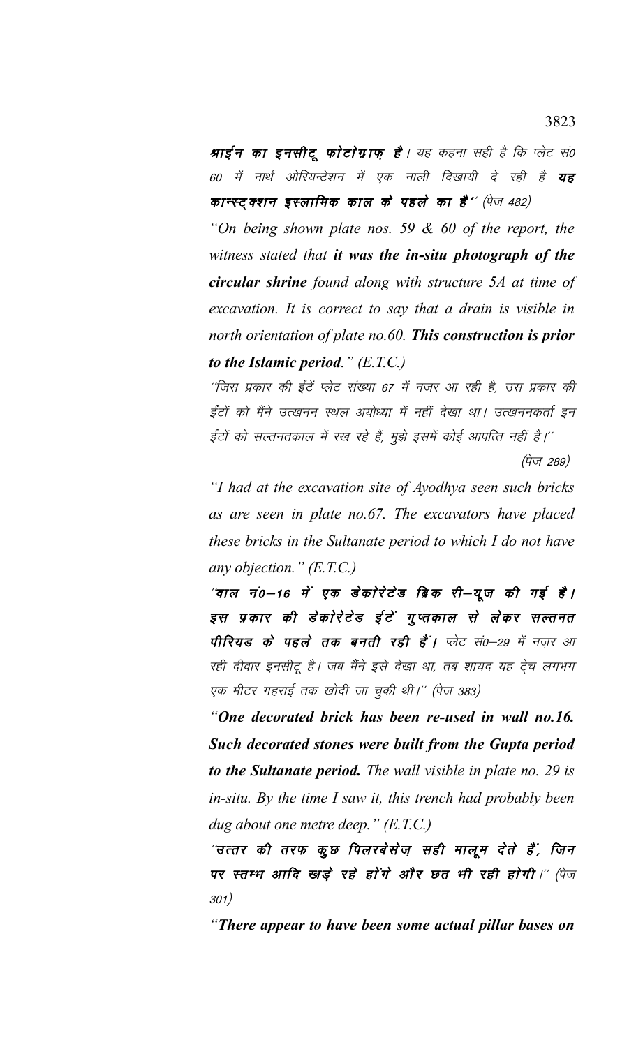**श्राईन का इनसीटू फोटोग्राफ़ है**। यह कहना सही है कि प्लेट सं0 60 में नार्थ ओरियन्टेशन में एक नाली दिखायी दे रही है **यह कान्स्ट्क्शन इस्लामिक काल के पहले का है**'' (पेज 482)

*"On being shown plate nos. 59 & 60 of the report, the witness stated that **it was the in-situ photograph of the circular shrine** found along with structure 5A at time of excavation. It is correct to say that a drain is visible in north orientation of plate no.60. **This construction is prior to the Islamic period**." (E.T.C.)*

*''जिस प्रकार की ईंटें प्लेट संख्या 67 में नजर आ रही है, उस प्रकार की ईंटों को मैंने उत्खनन स्थल अयोध्या में नहीं देखा था। उत्खननकर्ता इन ईंटों को सल्तनतकाल में रख रहे हैं, मुझे इसमें कोई आपत्ति नहीं है।''* (पेज 289)

*"I had at the excavation site of Ayodhya seen such bricks as are seen in plate no.67. The excavators have placed these bricks in the Sultanate period to which I do not have any objection." (E.T.C.)*

*''**वाल नं0–16 में एक डेकोरेटेड ब्रिक री–यूज की गई है। इस प्रकार की डेकोरेटेड ईंटें गुप्तकाल से लेकर सल्तनत पीरियड के पहले तक बनती रही हैं।** प्लेट सं0–29 में नज़र आ रही दीवार इनसीटू है। जब मैंने इसे देखा था, तब शायद यह ट्रेंच लगभग एक मीटर गहराई तक खोदी जा चुकी थी।''* (पेज 383)

*"**One decorated brick has been re-used in wall no.16. Such decorated stones were built from the Gupta period to the Sultanate period.** The wall visible in plate no. 29 is in-situ. By the time I saw it, this trench had probably been dug about one metre deep." (E.T.C.)*

*''**उत्तर की तरफ कुछ पिलरबेसेज़ सही मालूम देते हैं, जिन पर स्तम्भ आदि खड़े रहे होंगे और छत भी रही होगी।**''* (पेज 301)

*"**There appear to have been some actual pillar bases on**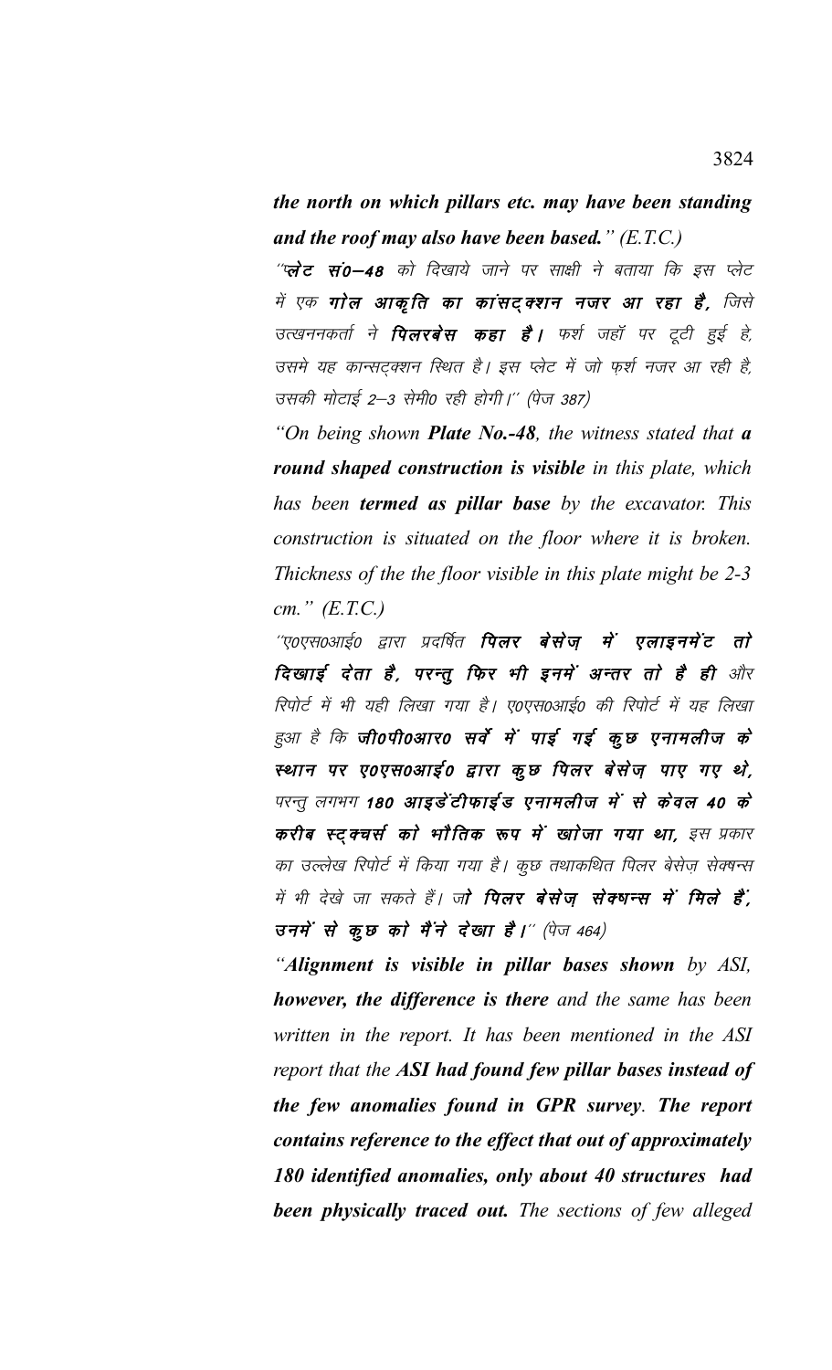***the north on which pillars etc. may have been standing and the roof may also have been based." (E.T.C.)***

*"**प्लेट सं0–48** को दिखाये जाने पर साक्षी ने बताया कि इस प्लेट में एक **गोल आकृति का कांसट्क्शन नजर आ रहा है,** जिसे उत्खननकर्ता ने **पिलरबेस कहा है।** फर्श जहाँ पर टूटी हुई हे, उसमे यह कान्सट्क्शन स्थित है। इस प्लेट में जो फ़र्श नजर आ रही है, उसकी मोटाई 2–3 सेमी0 रही होगी।" (पेज 387)*

*"On being shown **Plate No.-48**, the witness stated that **a round shaped construction is visible** in this plate, which has been **termed as pillar base** by the excavator. This construction is situated on the floor where it is broken. Thickness of the the floor visible in this plate might be 2-3 cm." (E.T.C.)*

*"ए0एस0आई0 द्वारा प्रदर्शित **पिलर बेसेज़ में एलाइनमेंट तो दिखाई देता है, परन्तु फिर भी इनमें अन्तर तो है ही** और रिपोर्ट में भी यही लिखा गया है। ए0एस0आई0 की रिपोर्ट में यह लिखा हुआ है कि **जी0पी0आर0 सर्वे में पाई गई कुछ एनामलीज के स्थान पर ए0एस0आई0 द्वारा कुछ पिलर बेसेज पाए गए थे,** परन्तु लगभग **180 आइडेंटीफाईड एनामलीज में से केवल 40 के करीब स्ट्क्चर्स को भौतिक रूप में खोजा गया था,** इस प्रकार का उल्लेख रिपोर्ट में किया गया है। कुछ तथाकथित पिलर बेसेज़ सेक्शन्स में भी देखे जा सकते हैं। **जो पिलर बेसेज़ सेक्शन्स में मिले हैं, उनमें से कुछ को मैंने देखा है।**" (पेज 464)*

*"**Alignment is visible in pillar bases shown** by ASI, **however, the difference is there** and the same has been written in the report. It has been mentioned in the ASI report that the **ASI had found few pillar bases instead of the few anomalies found in GPR survey**. **The report contains reference to the effect that out of approximately 180 identified anomalies, only about 40 structures had been physically traced out.** The sections of few alleged*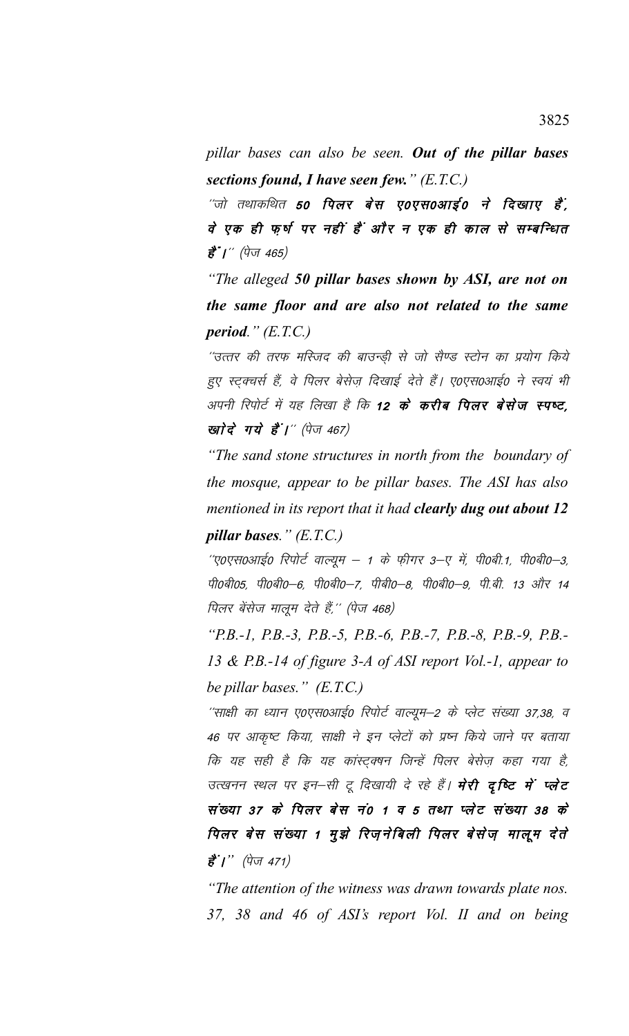*pillar bases can also be seen.* ***Out of the pillar bases sections found, I have seen few.*** *" (E.T.C.)*

*"जो तथाकथित* ***50 पिलर बेस ए0एस0आई0 ने दिखाए हैं, वे एक ही फ़र्श पर नहीं हैं और न एक ही काल से सम्बन्धित हैं।*** *" (पेज 465)*

*"The alleged* ***50 pillar bases shown by ASI, are not on the same floor and are also not related to the same period****." (E.T.C.)*

*"उत्तर की तरफ मस्जिद की बाउन्ड्री से जो सैण्ड स्टोन का प्रयोग किये हुए स्ट्क्चर्स हैं, वे पिलर बेसेज़ दिखाई देते हैं। ए0एस0आई0 ने स्वयं भी अपनी रिपोर्ट में यह लिखा है कि* ***12 के करीब पिलर बेसेज स्पष्ट, खोदे गये हैं।*** *" (पेज 467)*

*"The sand stone structures in north from the boundary of the mosque, appear to be pillar bases. The ASI has also mentioned in its report that it had* ***clearly dug out about 12 pillar bases****." (E.T.C.)*

*"ए0एस0आई0 रिपोर्ट वाल्यूम – 1 के फ़ीगर 3–ए में, पी0बी.1, पी0बी0–3, पी0बी05, पी0बी0–6, पी0बी0–7, पीबी0–8, पी0बी0–9, पी.बी. 13 और 14 पिलर बेंसेज मालूम देते हैं," (पेज 468)*

*"P.B.-1, P.B.-3, P.B.-5, P.B.-6, P.B.-7, P.B.-8, P.B.-9, P.B.-13 & P.B.-14 of figure 3-A of ASI report Vol.-1, appear to be pillar bases." (E.T.C.)*

*"साक्षी का ध्यान ए0एस0आई0 रिपोर्ट वाल्यूम–2 के प्लेट संख्या 37,38, व 46 पर आकृष्ट किया, साक्षी ने इन प्लेटों को प्रश्न किये जाने पर बताया कि यह सही है कि यह कांस्ट्क्षन जिन्हें पिलर बेसेज़ कहा गया है, उत्खनन स्थल पर इन–सी टू दिखायी दे रहे हैं।* ***मेरी दृष्टि में प्लेट संख्या 37 के पिलर बेस नं0 1 व 5 तथा प्लेट संख्या 38 के पिलर बेस संख्या 1 मुझे रिज़नेबिली पिलर बेसेज़ मालूम देते हैं।*** *" (पेज 471)*

*"The attention of the witness was drawn towards plate nos. 37, 38 and 46 of ASI's report Vol. II and on being*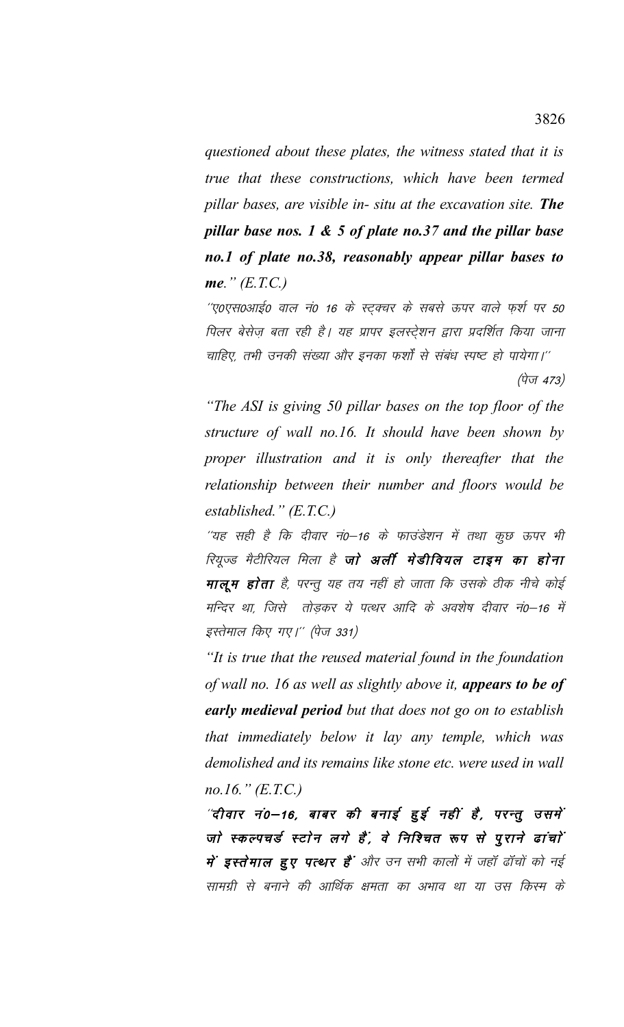*questioned about these plates, the witness stated that it is true that these constructions, which have been termed pillar bases, are visible in- situ at the excavation site.* ***The pillar base nos. 1 & 5 of plate no.37 and the pillar base no.1 of plate no.38, reasonably appear pillar bases to me****." (E.T.C.)*

*"ए0एस0आई0 वाल नं0 16 के स्ट्क्चर के सबसे ऊपर वाले फ़र्श पर 50 पिलर बेसेज़ बता रही है। यह प्रापर इलस्ट्रेशन द्वारा प्रदर्शित किया जाना चाहिए, तभी उनकी संख्या और इनका फर्शों से संबंध स्पष्ट हो पायेगा।"*

*(पेज 473)*

*"The ASI is giving 50 pillar bases on the top floor of the structure of wall no.16. It should have been shown by proper illustration and it is only thereafter that the relationship between their number and floors would be established." (E.T.C.)*

*"यह सही है कि दीवार नं0–16 के फाउंडेशन में तथा कुछ ऊपर भी रियूज्ड मैटीरियल मिला है* ***जो अर्ली मेडीवियल टाइम का होना मालूम होता*** *है, परन्तु यह तय नहीं हो जाता कि उसके ठीक नीचे कोई मन्दिर था, जिसे तोड़कर ये पत्थर आदि के अवशेष दीवार नं0–16 में इस्तेमाल किए गए।" (पेज 331)*

*"It is true that the reused material found in the foundation of wall no. 16 as well as slightly above it,* ***appears to be of early medieval period*** *but that does not go on to establish that immediately below it lay any temple, which was demolished and its remains like stone etc. were used in wall no.16." (E.T.C.)*

*"****दीवार नं0–16, बाबर की बनाई हुई नहीं है, परन्तु उसमें जो स्कल्पचर्ड स्टोन लगे हैं, वे निश्चित रूप से पुराने ढांचों में इस्तेमाल हुए पत्थर हैं*** *और उन सभी कालों में जहॉ ढॉचों को नई सामग्री से बनाने की आर्थिक क्षमता का अभाव था या उस किस्म के*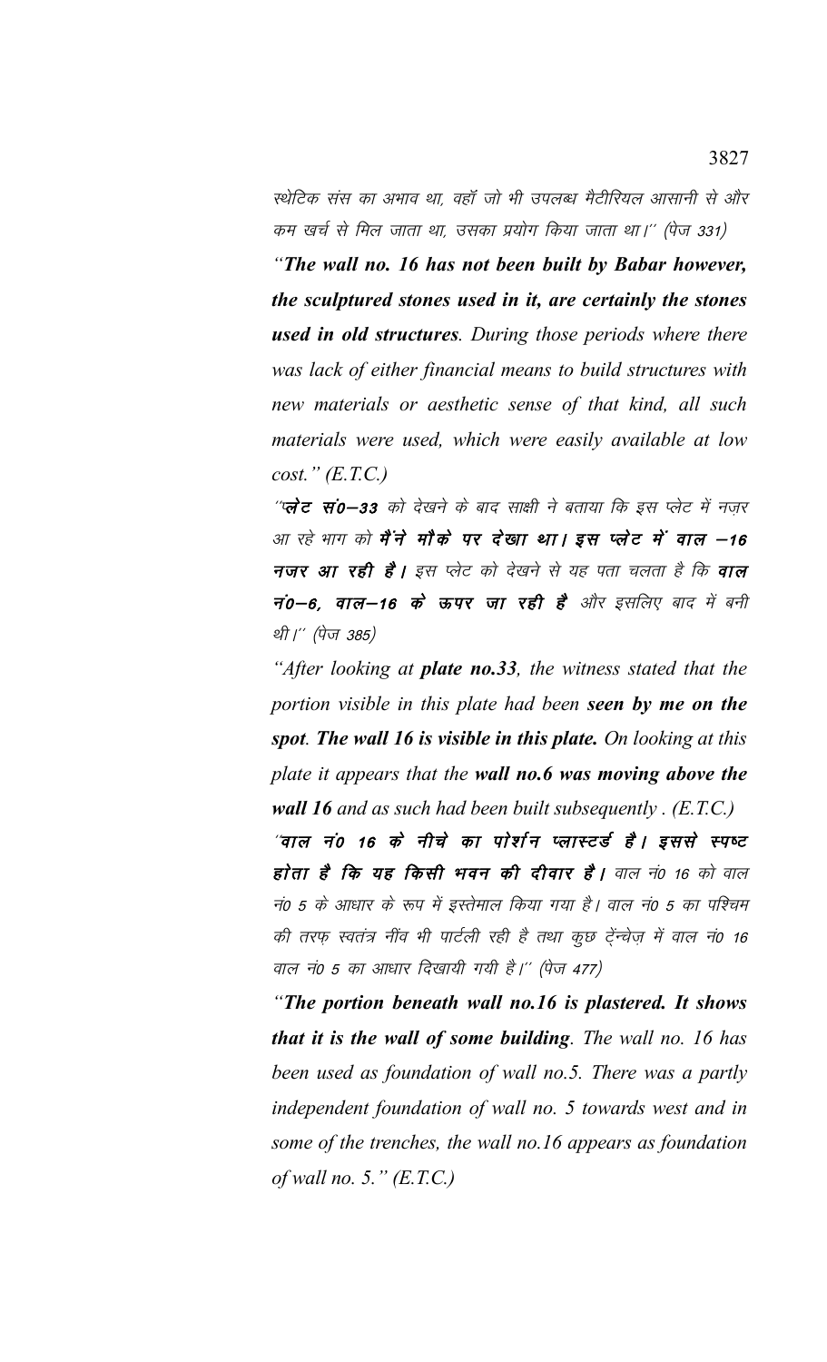स्थेटिक संस का अभाव था, वहाँ जो भी उपलब्ध मैटीरियल आसानी से और कम खर्च से मिल जाता था, उसका प्रयोग किया जाता था।'' (पेज 331)

*"**The wall no. 16 has not been built by Babar however, the sculptured stones used in it, are certainly the stones used in old structures**. During those periods where there was lack of either financial means to build structures with new materials or aesthetic sense of that kind, all such materials were used, which were easily available at low cost." (E.T.C.)*

''**प्लेट सं0—33** को देखने के बाद साक्षी ने बताया कि इस प्लेट में नज़र आ रहे भाग को **मैंने मौके पर देखा था। इस प्लेट में वाल —16 नजर आ रही है।** इस प्लेट को देखने से यह पता चलता है कि **वाल नं0—6, वाल—16 के ऊपर जा रही है** और इसलिए बाद में बनी थी।'' (पेज 385)

*"After looking at **plate no.33**, the witness stated that the portion visible in this plate had been **seen by me on the spot**. **The wall 16 is visible in this plate.** On looking at this plate it appears that the **wall no.6 was moving above the wall 16** and as such had been built subsequently . (E.T.C.)*

''**वाल नं0 16 के नीचे का पोर्शन प्लास्टर्ड है। इससे स्पष्ट होता है कि यह किसी भवन की दीवार है।** वाल नं0 16 को वाल नं0 5 के आधार के रूप में इस्तेमाल किया गया है। वाल नं0 5 का पश्चिम की तरफ़ स्वतंत्र नींव भी पार्टली रही है तथा कुछ ट्रेन्चेज़ में वाल नं0 16 वाल नं0 5 का आधार दिखायी गयी है।'' (पेज 477)

*"**The portion beneath wall no.16 is plastered. It shows that it is the wall of some building**. The wall no. 16 has been used as foundation of wall no.5. There was a partly independent foundation of wall no. 5 towards west and in some of the trenches, the wall no.16 appears as foundation of wall no. 5." (E.T.C.)*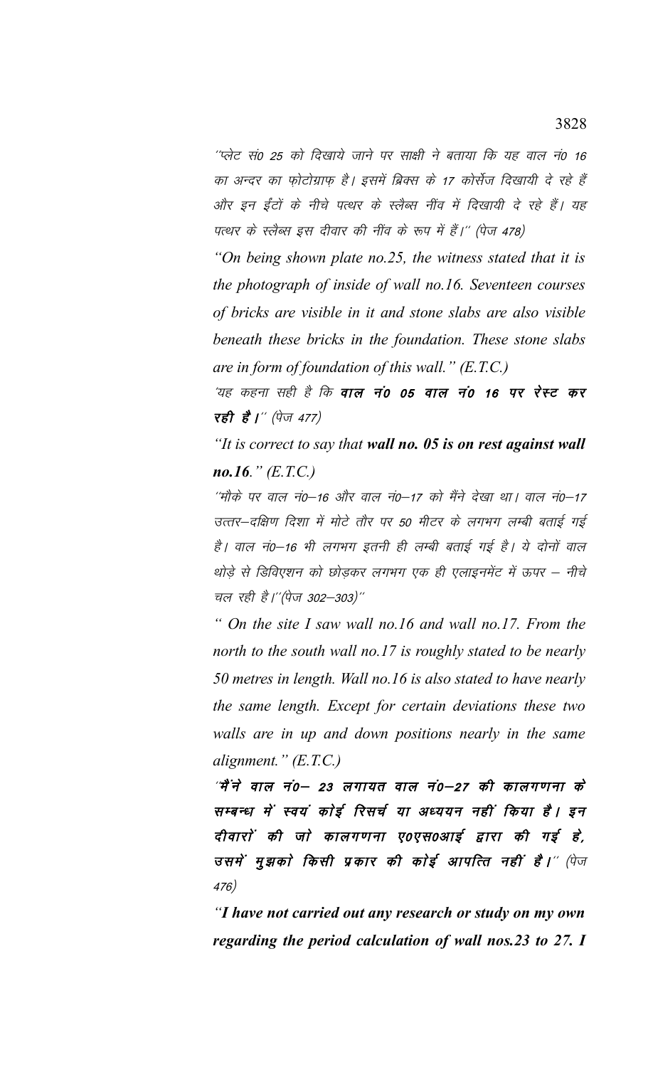''प्लेट सं0 25 को दिखाये जाने पर साक्षी ने बताया कि यह वाल नं0 16 का अन्दर का फ़ोटोग्राफ़ है। इसमें ब्रिक्स के 17 कोर्सेज दिखायी दे रहे हैं और इन ईंटों के नीचे पत्थर के स्लैब्स नींव में दिखायी दे रहे हैं। यह पत्थर के स्लैब्स इस दीवार की नींव के रूप में हैं।'' (पेज 478)

*"On being shown plate no.25, the witness stated that it is the photograph of inside of wall no.16. Seventeen courses of bricks are visible in it and stone slabs are also visible beneath these bricks in the foundation. These stone slabs are in form of foundation of this wall." (E.T.C.)*

'यह कहना सही है कि **वाल नं0 05 वाल नं0 16 पर रेस्ट कर रही है।**'' (पेज 477)

*"It is correct to say that **wall no. 05 is on rest against wall no.16**." (E.T.C.)*

''मौके पर वाल नं0–16 और वाल नं0–17 को मैंने देखा था। वाल नं0–17 उत्तर–दक्षिण दिशा में मोटे तौर पर 50 मीटर के लगभग लम्बी बताई गई है। वाल नं0–16 भी लगभग इतनी ही लम्बी बताई गई है। ये दोनों वाल थोड़े से डिविएशन को छोड़कर लगभग एक ही एलाइनमेंट में ऊपर – नीचे चल रही है।''(पेज 302–303)''

*" On the site I saw wall no.16 and wall no.17. From the north to the south wall no.17 is roughly stated to be nearly 50 metres in length. Wall no.16 is also stated to have nearly the same length. Except for certain deviations these two walls are in up and down positions nearly in the same alignment." (E.T.C.)*

***''मैंने वाल नं0– 23 लगायत वाल नं0–27 की कालगणना के सम्बन्ध में स्वयं कोई रिसर्च या अध्ययन नहीं किया है। इन दीवारों की जो कालगणना ए0एस0आई द्वारा की गई हे, उसमें मुझको किसी प्रकार की कोई आपत्ति नहीं है।''*** (पेज 476)

***"I have not carried out any research or study on my own regarding the period calculation of wall nos.23 to 27. I***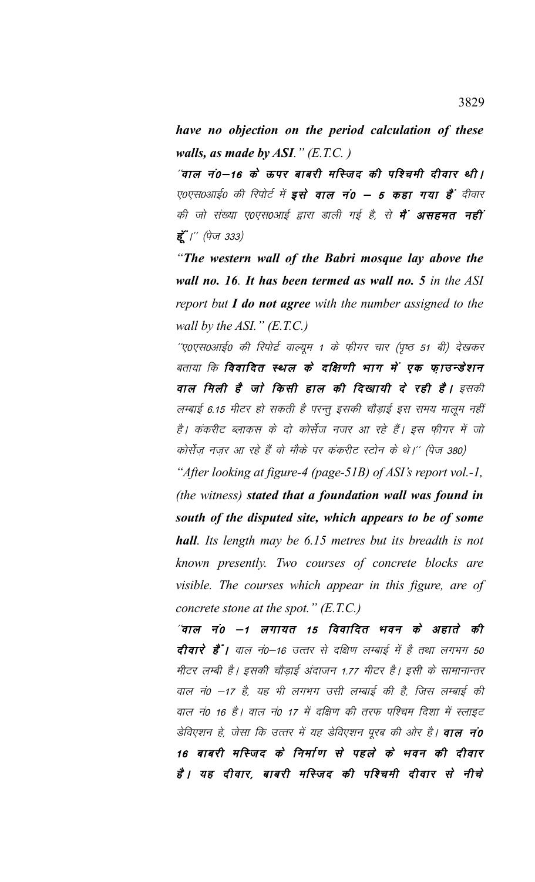***have no objection on the period calculation of these walls, as made by ASI.*** *" (E.T.C.)*

*"**वाल नं0–16 के ऊपर बाबरी मस्जिद की पश्चिमी दीवार थी।** ए0एस0आई0 की रिपोर्ट में **इसे वाल नं0 – 5 कहा गया है** दीवार की जो संख्या ए0एस0आई द्वारा डाली गई है, से **मैं असहमत नहीं हूँ**।" (पेज 333)*

*"**The western wall of the Babri mosque lay above the wall no. 16. It has been termed as wall no. 5** in the ASI report but **I do not agree** with the number assigned to the wall by the ASI." (E.T.C.)*

*"ए0एस0आई0 की रिपोर्ट वाल्यूम 1 के फीगर चार (पृष्ठ 51 बी) देखकर बताया कि **विवादित स्थल के दक्षिणी भाग में एक फाउन्डेशन वाल मिली है जो किसी हाल की दिखायी दे रही है।** इसकी लम्बाई 6.15 मीटर हो सकती है परन्तु इसकी चौड़ाई इस समय मालूम नहीं है। कंकरीट ब्लाकस के दो कोर्सेज नजर आ रहे हैं। इस फीगर में जो कोर्सेज़ नज़र आ रहे हैं वो मौके पर कंकरीट स्टोन के थे।" (पेज 380)*

*"After looking at figure-4 (page-51B) of ASI's report vol.-1, (the witness) **stated that a foundation wall was found in south of the disputed site, which appears to be of some hall**. Its length may be 6.15 metres but its breadth is not known presently. Two courses of concrete blocks are visible. The courses which appear in this figure, are of concrete stone at the spot." (E.T.C.)*

*"**वाल नं0 –1 लगायत 15 विवादित भवन के अहाते की दीवारे हैं।** वाल नं0–16 उत्तर से दक्षिण लम्बाई में है तथा लगभग 50 मीटर लम्बी है। इसकी चौड़ाई अंदाजन 1.77 मीटर है। इसी के सामानान्तर वाल नं0 –17 है, यह भी लगभग उसी लम्बाई की है, जिस लम्बाई की वाल नं0 16 है। वाल नं0 17 में दक्षिण की तरफ पश्चिम दिशा में स्लाइट डेविएशन हे, जैसा कि उत्तर में यह डेविएशन पूरब की ओर है। **वाल नं0 16 बाबरी मस्जिद के निर्माण से पहले के भवन की दीवार है। यह दीवार, बाबरी मस्जिद की पश्चिमी दीवार से नीचे***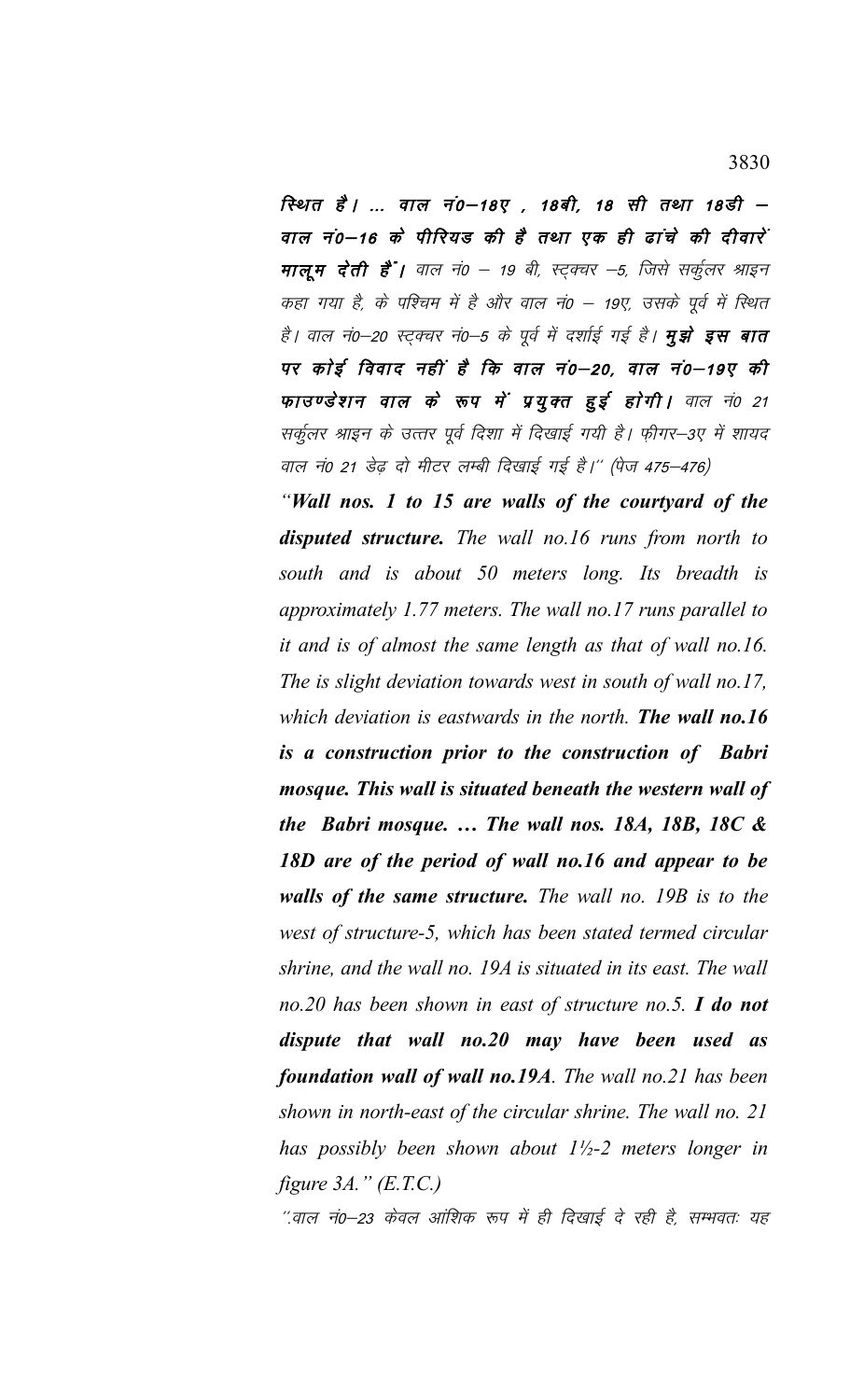***स्थित है। ... वाल नं0–18ए , 18बी, 18 सी तथा 18डी – वाल नं0–16 के पीरियड की है तथा एक ही ढांचे की दीवारें मालूम देती हैं।*** *वाल नं0 – 19 बी, स्ट्क्चर –5, जिसे सर्कुलर श्राइन कहा गया है, के पश्चिम में है और वाल नं0 – 19ए, उसके पूर्व में स्थित है। वाल नं0–20 स्ट्क्चर नं0–5 के पूर्व में दर्शाई गई है।* ***मुझे इस बात पर कोई विवाद नहीं है कि वाल नं0–20, वाल नं0–19ए की फाउण्डेशन वाल के रूप में प्रयुक्त हुई होगी।*** *वाल नं0 21 सर्कुलर श्राइन के उत्तर पूर्व दिशा में दिखाई गयी है। फ़ीगर–3ए में शायद वाल नं0 21 डेढ़ दो मीटर लम्बी दिखाई गई है।'' (पेज 475–476)*

*"**Wall nos. 1 to 15 are walls of the courtyard of the disputed structure.** The wall no.16 runs from north to south and is about 50 meters long. Its breadth is approximately 1.77 meters. The wall no.17 runs parallel to it and is of almost the same length as that of wall no.16. The is slight deviation towards west in south of wall no.17, which deviation is eastwards in the north. **The wall no.16 is a construction prior to the construction of Babri mosque. This wall is situated beneath the western wall of the Babri mosque. … The wall nos. 18A, 18B, 18C & 18D are of the period of wall no.16 and appear to be walls of the same structure.** The wall no. 19B is to the west of structure-5, which has been stated termed circular shrine, and the wall no. 19A is situated in its east. The wall no.20 has been shown in east of structure no.5. **I do not dispute that wall no.20 may have been used as foundation wall of wall no.19A**. The wall no.21 has been shown in north-east of the circular shrine. The wall no. 21 has possibly been shown about 1½-2 meters longer in figure 3A." (E.T.C.)*

''.वाल नं0–23 केवल आंशिक रूप में ही दिखाई दे रही है, सम्भवतः यह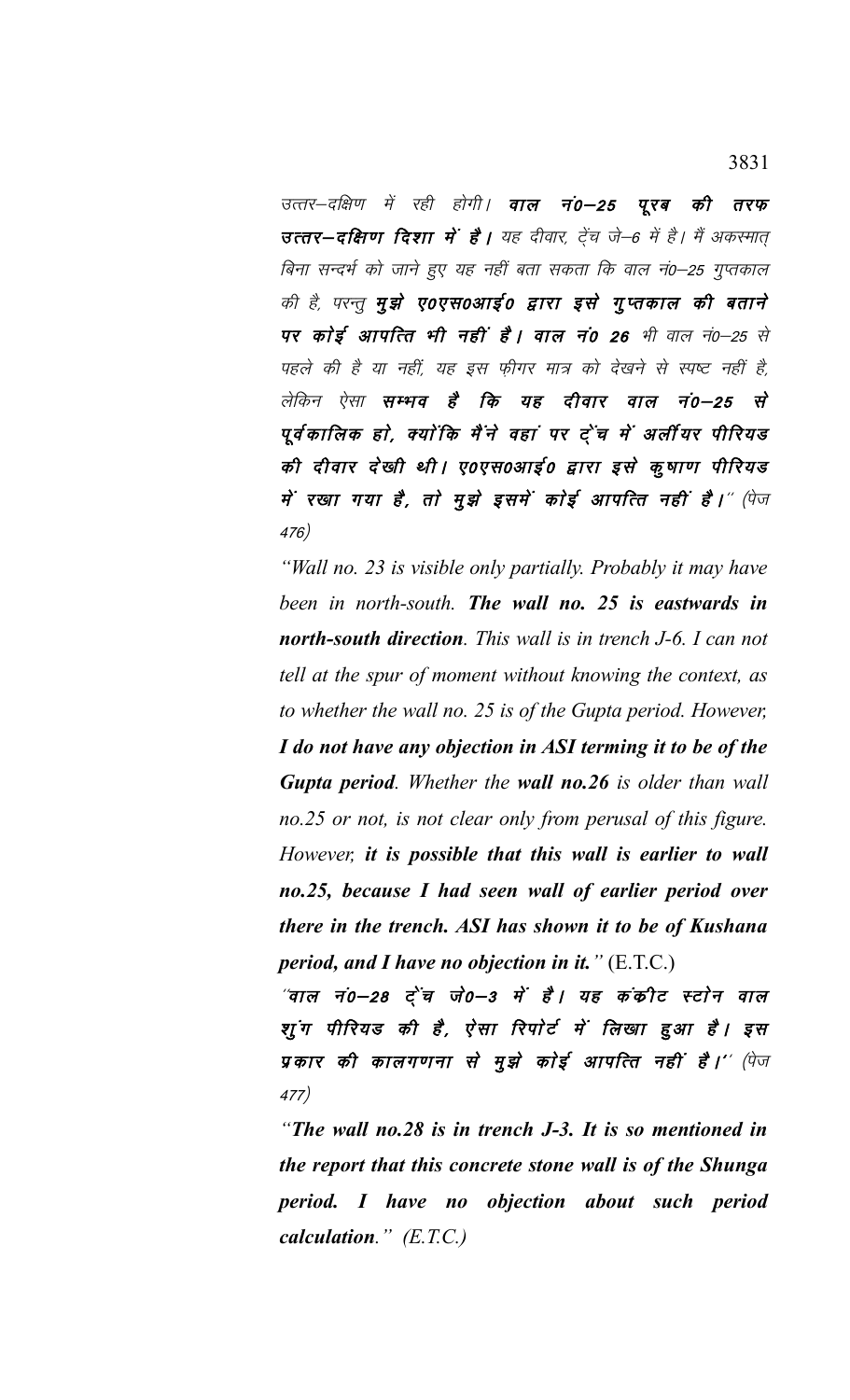उत्तर–दक्षिण में रही होगी। **वाल नं0–25 पूरब की तरफ उत्तर–दक्षिण दिशा में है।** यह दीवार, ट्रेंच जे–6 में है। मैं अकस्मात् बिना सन्दर्भ को जाने हुए यह नहीं बता सकता कि वाल नं0–25 गुप्तकाल की है, परन्तु **मुझे ए0एस0आई0 द्वारा इसे गुप्तकाल की बताने पर कोई आपत्ति भी नहीं है। वाल नं0 26** भी वाल नं0–25 से पहले की है या नहीं, यह इस फ़ीगर मात्र को देखने से स्पष्ट नहीं है, लेकिन ऐसा **सम्भव है कि यह दीवार वाल नं0–25 से पूर्वकालिक हो, क्योंकि मैंने वहां पर ट्रेंच में अर्लीयर पीरियड की दीवार देखी थी। ए0एस0आई0 द्वारा इसे कुषाण पीरियड में रखा गया है, तो मुझे इसमें कोई आपत्ति नहीं है।**" (पेज 476)

*"Wall no. 23 is visible only partially. Probably it may have been in north-south.* ***The wall no. 25 is eastwards in north-south direction****. This wall is in trench J-6. I can not tell at the spur of moment without knowing the context, as to whether the wall no. 25 is of the Gupta period. However,* ***I do not have any objection in ASI terming it to be of the Gupta period****. Whether the* ***wall no.26*** *is older than wall no.25 or not, is not clear only from perusal of this figure. However,* ***it is possible that this wall is earlier to wall no.25, because I had seen wall of earlier period over there in the trench. ASI has shown it to be of Kushana period, and I have no objection in it."*** (E.T.C.)

"**वाल नं0–28 ट्रेंच जे0–3 में है। यह कंक्रीट स्टोन वाल शुंग पीरियड की है, ऐसा रिपोर्ट में लिखा हुआ है। इस प्रकार की कालगणना से मुझे कोई आपत्ति नहीं है।**" (पेज 477)

***"The wall no.28 is in trench J-3. It is so mentioned in the report that this concrete stone wall is of the Shunga period. I have no objection about such period calculation."*** *(E.T.C.)*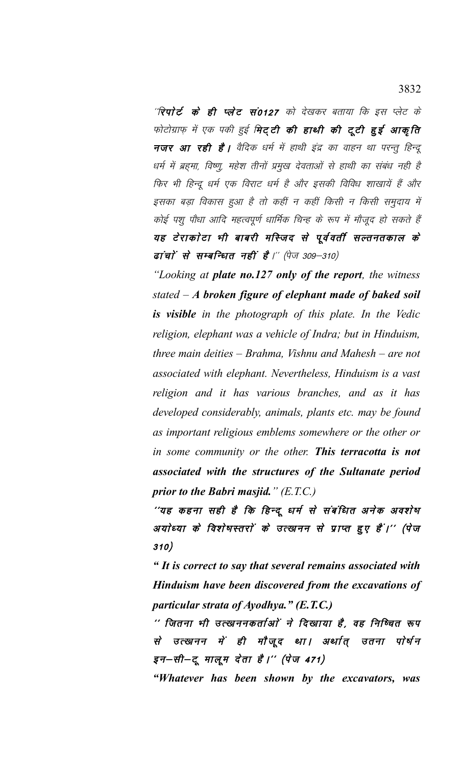''**रिपोर्ट के ही प्लेट सं0127** को देखकर बताया कि इस प्लेट के फोटोग्राफ़ में एक पकी हुई **मिट्टी की हाथी की टूटी हुई आकृति नजर आ रही है।** वैदिक धर्म में हाथी इंद्र का वाहन था परन्तु हिन्दू धर्म में ब्रहमा, विष्णु, महेश तीनों प्रमुख देवताओं से हाथी का संबंध नही है फिर भी हिन्दू धर्म एक विराट धर्म है और इसकी विविध शाखायें हैं और इसका बड़ा विकास हुआ है तो कहीं न कहीं किसी न किसी समुदाय में कोई पशु पौधा आदि महत्वपूर्ण धार्मिक चिन्ह के रूप में मौजूद हो सकते हैं **यह टेराकोटा भी बाबरी मस्जिद से पूर्ववर्ती सल्तनतकाल के ढांचों से सम्बन्धित नहीं है।**'' (पेज 309–310)

*"Looking at **plate no.127 only of the report**, the witness stated – **A broken figure of elephant made of baked soil is visible** in the photograph of this plate. In the Vedic religion, elephant was a vehicle of Indra; but in Hinduism, three main deities – Brahma, Vishnu and Mahesh – are not associated with elephant. Nevertheless, Hinduism is a vast religion and it has various branches, and as it has developed considerably, animals, plants etc. may be found as important religious emblems somewhere or the other or in some community or the other. **This terracotta is not associated with the structures of the Sultanate period prior to the Babri masjid.**" (E.T.C.)*

***''यह कहना सही है कि हिन्दू धर्म से संबंधित अनेक अवशेष अयोध्या के विशेषस्तरों के उत्खनन से प्राप्त हुए हैं।'' (पेज 310)***

***" It is correct to say that several remains associated with Hinduism have been discovered from the excavations of particular strata of Ayodhya." (E.T.C.)***

***'' जितना भी उत्खननकर्ताओं ने दिखाया है, वह निष्चित रूप से उत्खनन में ही मौजूद था। अर्थात् उतना पोर्षन इन–सी–टू मालूम देता है।'' (पेज 471)***

***"Whatever has been shown by the excavators, was***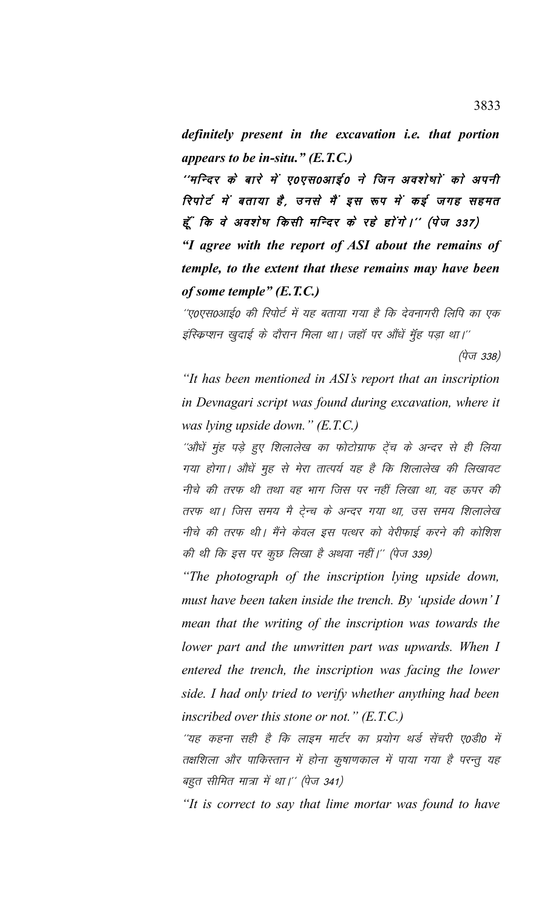***definitely present in the excavation i.e. that portion appears to be in-situ." (E.T.C.)***

***''मन्दिर के बारे में ए0एस0आई0 ने जिन अवशेषों को अपनी रिपोर्ट में बताया है, उनसे मैं इस रूप में कई जगह सहमत हूँ कि वे अवशेष किसी मन्दिर के रहे होंगे।'' (पेज 337)***

***"I agree with the report of ASI about the remains of temple, to the extent that these remains may have been of some temple" (E.T.C.)***

*''ए0एस0आई0 की रिपोर्ट में यह बताया गया है कि देवनागरी लिपि का एक इंस्क्रिप्शन खुदाई के दौरान मिला था। जहाँ पर औंधे मुँह पड़ा था।''* *(पेज 338)*

*"It has been mentioned in ASI's report that an inscription in Devnagari script was found during excavation, where it was lying upside down." (E.T.C.)*

*''औंधे मुंह पड़े हुए शिलालेख का फोटोग्राफ ट्रेंच के अन्दर से ही लिया गया होगा। औंधे मुह से मेरा तात्पर्य यह है कि शिलालेख की लिखावट नीचे की तरफ थी तथा वह भाग जिस पर नहीं लिखा था, वह ऊपर की तरफ था। जिस समय मै ट्रेन्च के अन्दर गया था, उस समय शिलालेख नीचे की तरफ थी। मैंने केवल इस पत्थर को वेरीफाई करने की कोशिश की थी कि इस पर कुछ लिखा है अथवा नहीं।'' (पेज 339)*

*"The photograph of the inscription lying upside down, must have been taken inside the trench. By 'upside down' I mean that the writing of the inscription was towards the lower part and the unwritten part was upwards. When I entered the trench, the inscription was facing the lower side. I had only tried to verify whether anything had been inscribed over this stone or not." (E.T.C.)*

*''यह कहना सही है कि लाइम मार्टर का प्रयोग थर्ड सेंचरी ए0डी0 में तक्षशिला और पाकिस्तान में होना कुषाणकाल में पाया गया है परन्तु यह बहुत सीमित मात्रा में था।'' (पेज 341)*

*"It is correct to say that lime mortar was found to have*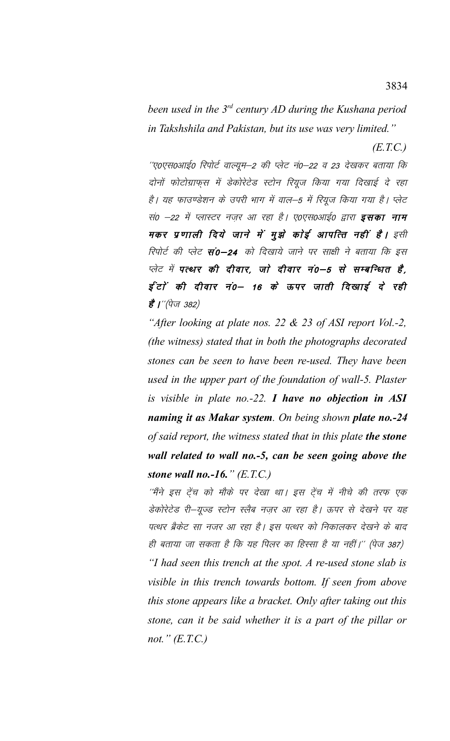*been used in the 3rd century AD during the Kushana period in Takshshila and Pakistan, but its use was very limited."*

*(E.T.C.)*

''ए0एस0आई0 रिपोर्ट वाल्यूम–2 की प्लेट नं0–22 व 23 देखकर बताया कि दोनों फोटोग्राफ्स में डेकोरेटेड स्टोन रियूज किया गया दिखाई दे रहा है। यह फाउण्डेशन के उपरी भाग में वाल–5 में रियूज किया गया है। प्लेट सं0 –22 में प्लास्टर नज़र आ रहा है। ए0एस0आई0 द्वारा ***इसका नाम मकर प्रणाली दिये जाने में मुझे कोई आपत्ति नहीं है।*** इसी रिपोर्ट की प्लेट ***सं0–24*** को दिखाये जाने पर साक्षी ने बताया कि इस प्लेट में ***पत्थर की दीवार, जो दीवार नं0–5 से सम्बन्धित है, ईंटों की दीवार नं0– 16 के ऊपर जाती दिखाई दे रही है।***''(पेज 382)

*"After looking at plate nos. 22 & 23 of ASI report Vol.-2, (the witness) stated that in both the photographs decorated stones can be seen to have been re-used. They have been used in the upper part of the foundation of wall-5. Plaster is visible in plate no.-22. **I have no objection in ASI naming it as Makar system**. On being shown **plate no.-24** of said report, the witness stated that in this plate **the stone wall related to wall no.-5, can be seen going above the stone wall no.-16.**" (E.T.C.)*

''मैंने इस ट्रेंच को मौके पर देखा था। इस ट्रेंच में नीचे की तरफ एक डेकोरेटेड री–यूज्ड स्टोन स्लैब नज़र आ रहा है। ऊपर से देखने पर यह पत्थर ब्रैकेट सा नजर आ रहा है। इस पत्थर को निकालकर देखने के बाद ही बताया जा सकता है कि यह पिलर का हिस्सा है या नहीं।'' (पेज 387)

*"I had seen this trench at the spot. A re-used stone slab is visible in this trench towards bottom. If seen from above this stone appears like a bracket. Only after taking out this stone, can it be said whether it is a part of the pillar or not." (E.T.C.)*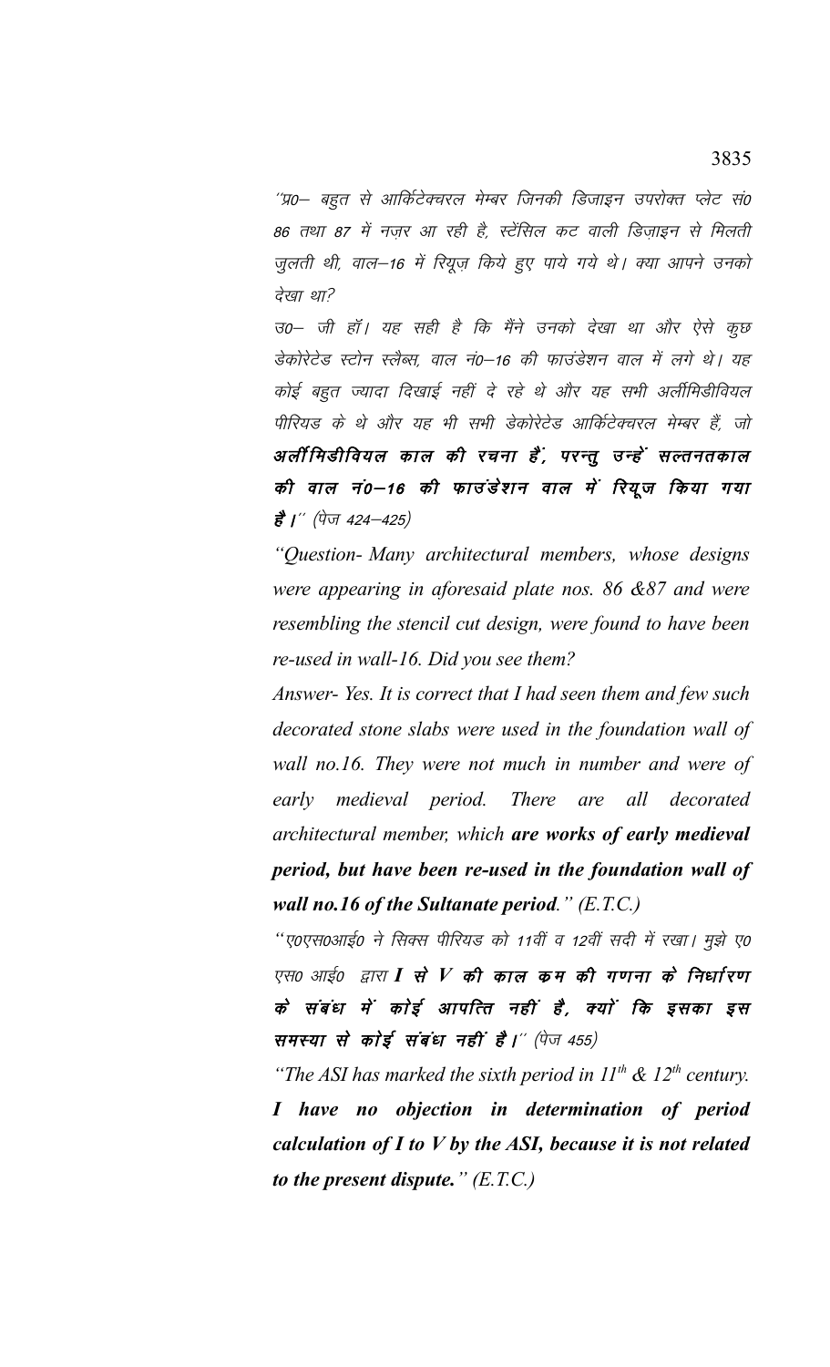"प्र0– बहुत से आर्किटेक्चरल मेम्बर जिनकी डिजाइन उपरोक्त प्लेट सं0 86 तथा 87 में नज़र आ रही है, स्टेंसिल कट वाली डिज़ाइन से मिलती जुलती थी, वाल–16 में रियूज़ किये हुए पाये गये थे। क्या आपने उनको देखा था?

उ0– जी हॉ। यह सही है कि मैंने उनको देखा था और ऐसे कुछ डेकोरेटेड स्टोन स्लैब्स, वाल नं0–16 की फाउंडेशन वाल में लगे थे। यह कोई बहुत ज्यादा दिखाई नहीं दे रहे थे और यह सभी अर्लीमिडीवियल पीरियड के थे और यह भी सभी डेकोरेटेड आर्किटेक्चरल मेम्बर हैं, जो **अर्लीमिडीवियल काल की रचना हैं, परन्तु उन्हें सल्तनतकाल की वाल नं0–16 की फाउंडेशन वाल में रियूज किया गया है।**" (पेज 424–425)

*"Question- Many architectural members, whose designs were appearing in aforesaid plate nos. 86 &87 and were resembling the stencil cut design, were found to have been re-used in wall-16. Did you see them?*

*Answer- Yes. It is correct that I had seen them and few such decorated stone slabs were used in the foundation wall of wall no.16. They were not much in number and were of early medieval period. There are all decorated architectural member, which **are works of early medieval period, but have been re-used in the foundation wall of wall no.16 of the Sultanate period**." (E.T.C.)*

"ए0एस0आई0 ने सिक्स पीरियड को 11वीं व 12वीं सदी में रखा। मुझे ए0 एस0 आई0 द्वारा **I से V की काल कम की गणना के निर्धारण के संबंध में कोई आपत्ति नहीं है, क्यों कि इसका इस समस्या से कोई संबंध नहीं है।**" (पेज 455)

*"The ASI has marked the sixth period in 11th & 12th century. **I have no objection in determination of period calculation of I to V by the ASI, because it is not related to the present dispute.**" (E.T.C.)*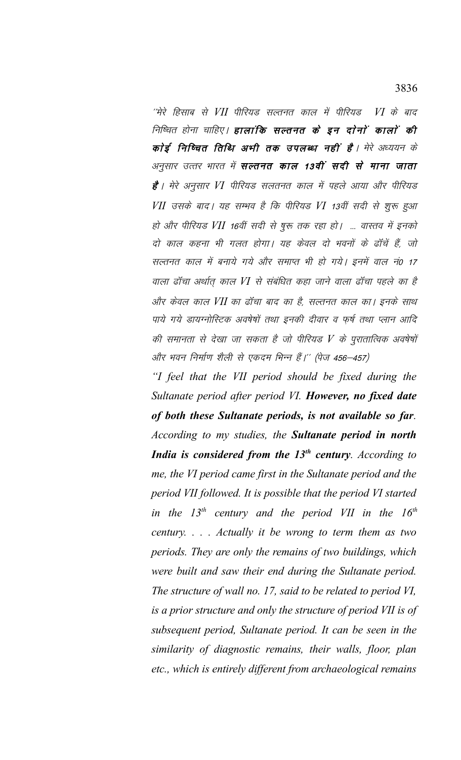''मेरे हिसाब से VII पीरियड सल्तनत काल में पीरियड VI के बाद निष्चित होना चाहिए। **हालांकि सल्तनत के इन दोनों कालों की कोई निष्चित तिथि अभी तक उपलब्ध नहीं है।** मेरे अध्ययन के अनुसार उत्तर भारत में **सल्तनत काल 13वीं सदी से माना जाता है।** मेरे अनुसार VI पीरियड सलतनत काल में पहले आया और पीरियड VII उसके बाद। यह सम्भव है कि पीरियड VI 13वीं सदी से शुरू हुआ हो और पीरियड VII 16वीं सदी से षुरू तक रहा हो। ... वास्तव में इनको दो काल कहना भी गलत होगा। यह केवल दो भवनों के ढॉचें हैं, जो सल्तनत काल में बनाये गये और समाप्त भी हो गये। इनमें वाल नं0 17 वाला ढॉचा अर्थात् काल VI से संबंधित कहा जाने वाला ढॉचा पहले का है और केवल काल VII का ढॉचा बाद का है, सल्तनत काल का। इनके साथ पाये गये डायग्नोस्टिक अवषेषों तथा इनकी दीवार व फर्ष तथा प्लान आदि की समानता से देखा जा सकता है जो पीरियड V के पुरातात्विक अवषेषों और भवन निर्माण शैली से एकदम भिन्न हैं।'' (पेज 456–457)

*"I feel that the VII period should be fixed during the Sultanate period after period VI. **However, no fixed date of both these Sultanate periods, is not available so far**. According to my studies, the **Sultanate period in north India is considered from the 13th century**. According to me, the VI period came first in the Sultanate period and the period VII followed. It is possible that the period VI started in the 13th century and the period VII in the 16th century. . . . Actually it be wrong to term them as two periods. They are only the remains of two buildings, which were built and saw their end during the Sultanate period. The structure of wall no. 17, said to be related to period VI, is a prior structure and only the structure of period VII is of subsequent period, Sultanate period. It can be seen in the similarity of diagnostic remains, their walls, floor, plan etc., which is entirely different from archaeological remains*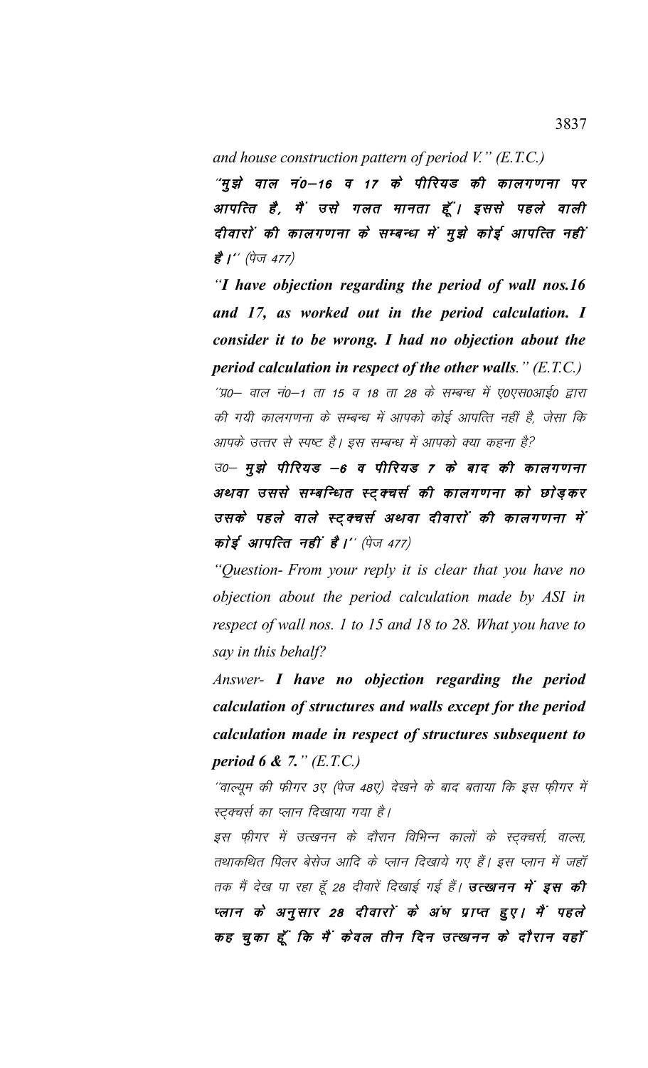*and house construction pattern of period V." (E.T.C.)*

***"मुझे वाल नं0–16 व 17 के पीरियड की कालगणना पर आपत्ति है, मैं उसे गलत मानता हूँ। इससे पहले वाली दीवारों की कालगणना के सम्बन्ध में मुझे कोई आपत्ति नहीं है।"*** *(पेज 477)*

***"I have objection regarding the period of wall nos.16 and 17, as worked out in the period calculation. I consider it to be wrong. I had no objection about the period calculation in respect of the other walls." (E.T.C.)***

*"प्र0– वाल नं0–1 ता 15 व 18 ता 28 के सम्बन्ध में ए0एस0आई0 द्वारा की गयी कालगणना के सम्बन्ध में आपको कोई आपत्ति नहीं है, जेसा कि आपके उत्तर से स्पष्ट है। इस सम्बन्ध में आपको क्या कहना है?*

*उ0–* ***मुझे पीरियड –6 व पीरियड 7 के बाद की कालगणना अथवा उससे सम्बन्धित स्ट्क्चर्स की कालगणना को छोड़कर उसके पहले वाले स्ट्क्चर्स अथवा दीवारों की कालगणना में कोई आपत्ति नहीं है।"*** *(पेज 477)*

*"Question- From your reply it is clear that you have no objection about the period calculation made by ASI in respect of wall nos. 1 to 15 and 18 to 28. What you have to say in this behalf?*

*Answer-* ***I have no objection regarding the period calculation of structures and walls except for the period calculation made in respect of structures subsequent to period 6 & 7."*** *(E.T.C.)*

*"वाल्यूम की फीगर 3ए (पेज 48ए) देखने के बाद बताया कि इस फीगर में स्ट्क्चर्स का प्लान दिखाया गया है।*

*इस फीगर में उत्खनन के दौरान विभिन्न कालों के स्ट्क्चर्स, वाल्स, तथाकथित पिलर बेसेज आदि के प्लान दिखाये गए हैं। इस प्लान में जहाँ तक मैं देख पा रहा हूँ 28 दीवारें दिखाई गई हैं।* ***उत्खनन में इस की प्लान के अनुसार 28 दीवारों के अंष प्राप्त हुए। मैं पहले कह चुका हूँ कि मैं केवल तीन दिन उत्खनन के दौरान वहाँ***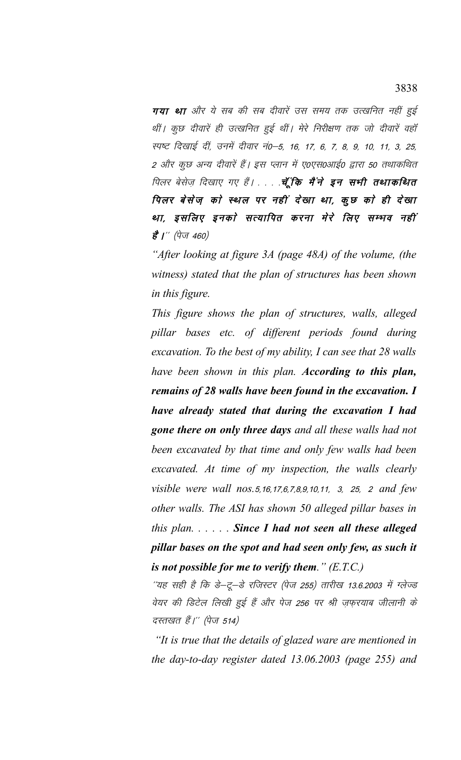***गया था*** और ये सब की सब दीवारें उस समय तक उत्खनित नहीं हुई थीं। कुछ दीवारें ही उत्खनित हुई थीं। मेरे निरीक्षण तक जो दीवारें वहाँ स्पष्ट दिखाई दीं, उनमें दीवार नं0–5, 16, 17, 6, 7, 8, 9, 10, 11, 3, 25, 2 और कुछ अन्य दीवारें हैं। इस प्लान में ए0एस0आई0 द्वारा 50 तथाकथित पिलर बेसेज़ दिखाए गए हैं। . . . .***चूँकि मैंने इन सभी तथाकथित पिलर बेसेज को स्थल पर नहीं देखा था, कुछ को ही देखा था, इसलिए इनको सत्यापित करना मेरे लिए सम्भव नहीं है।''*** (पेज 460)

*"After looking at figure 3A (page 48A) of the volume, (the witness) stated that the plan of structures has been shown in this figure.*

*This figure shows the plan of structures, walls, alleged pillar bases etc. of different periods found during excavation. To the best of my ability, I can see that 28 walls have been shown in this plan.* ***According to this plan, remains of 28 walls have been found in the excavation. I have already stated that during the excavation I had gone there on only three days*** *and all these walls had not been excavated by that time and only few walls had been excavated. At time of my inspection, the walls clearly visible were wall nos.5,16,17,6,7,8,9,10,11, 3, 25, 2 and few other walls. The ASI has shown 50 alleged pillar bases in this plan. . . . . .* ***Since I had not seen all these alleged pillar bases on the spot and had seen only few, as such it is not possible for me to verify them****." (E.T.C.)*

*''यह सही है कि डे–टू–डे रजिस्टर (पेज 255) तारीख 13.6.2003 में ग्लेज्ड वेयर की डिटेल लिखी हुई हैं और पेज 256 पर श्री ज़फ़रयाब जीलानी के दस्तखत हैं।''* (पेज 514)

*"It is true that the details of glazed ware are mentioned in the day-to-day register dated 13.06.2003 (page 255) and*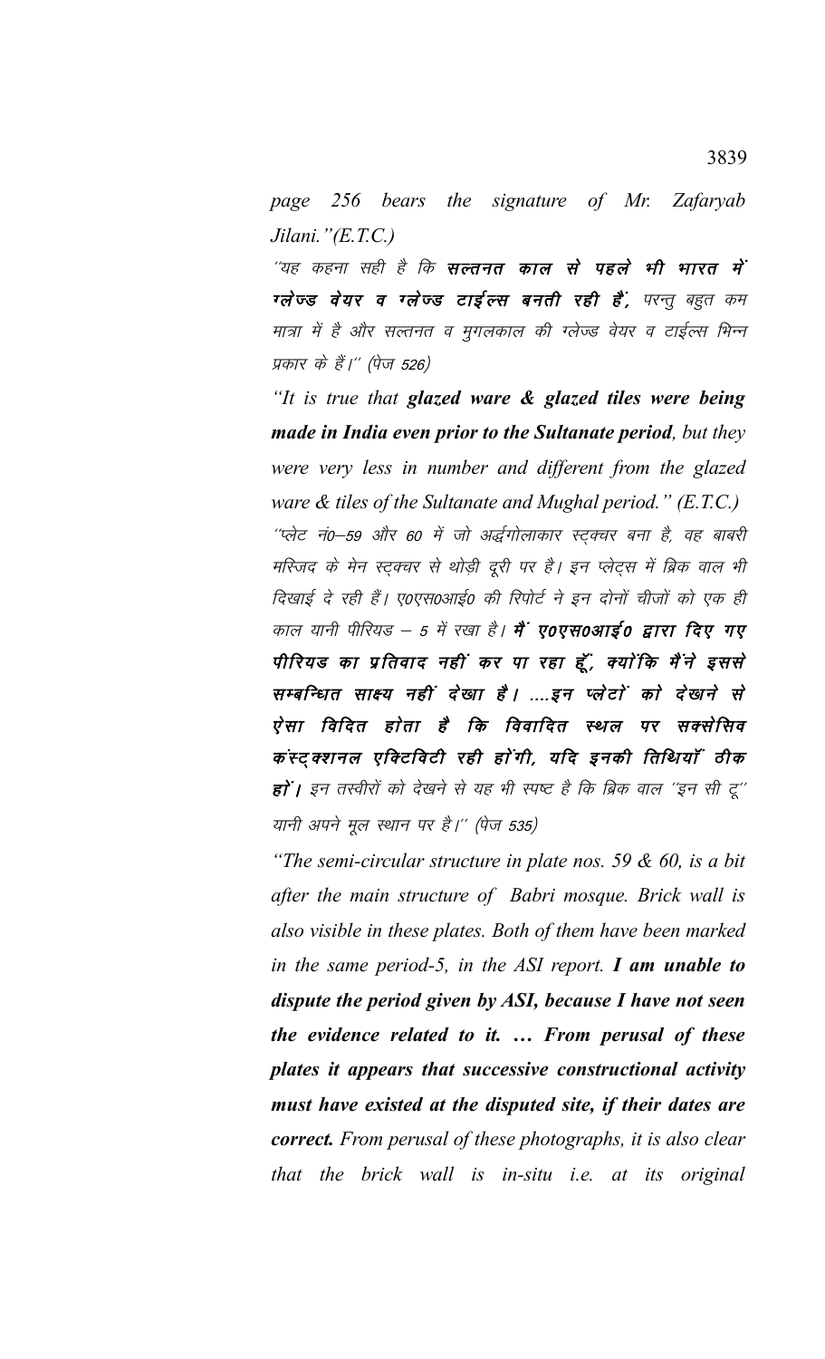*page 256 bears the signature of Mr. Zafaryab Jilani."(E.T.C.)*

*"यह कहना सही है कि **सल्तनत काल से पहले भी भारत में ग्लेज्ड वेयर व ग्लेज्ड टाईल्स बनती रही हैं,** परन्तु बहुत कम मात्रा में है और सल्तनत व मुगलकाल की ग्लेज्ड वेयर व टाईल्स भिन्न प्रकार के हैं।" (पेज 526)*

*"It is true that **glazed ware & glazed tiles were being made in India even prior to the Sultanate period**, but they were very less in number and different from the glazed ware & tiles of the Sultanate and Mughal period." (E.T.C.)*

*"प्लेट नं0–59 और 60 में जो अर्द्धगोलाकार स्ट्रक्चर बना है, वह बाबरी मस्जिद के मेन स्ट्रक्चर से थोड़ी दूरी पर है। इन प्लेट्स में ब्रिक वाल भी दिखाई दे रही हैं। ए0एस0आई0 की रिपोर्ट ने इन दोनों चीजों को एक ही काल यानी पीरियड – 5 में रखा है। **मैं ए0एस0आई0 द्वारा दिए गए पीरियड का प्रतिवाद नहीं कर पा रहा हूँ, क्योंकि मैंने इससे सम्बन्धित साक्ष्य नहीं देखा है। ....इन प्लेटों को देखने से ऐसा विदित होता है कि विवादित स्थल पर सक्सेसिव कंस्ट्रक्शनल एक्टिविटी रही होंगी, यदि इनकी तिथियाँ ठीक हों।** इन तस्वीरों को देखने से यह भी स्पष्ट है कि ब्रिक वाल "इन सी टू" यानी अपने मूल स्थान पर है।" (पेज 535)*

*"The semi-circular structure in plate nos. 59 & 60, is a bit after the main structure of Babri mosque. Brick wall is also visible in these plates. Both of them have been marked in the same period-5, in the ASI report. **I am unable to dispute the period given by ASI, because I have not seen the evidence related to it. … From perusal of these plates it appears that successive constructional activity must have existed at the disputed site, if their dates are correct.** From perusal of these photographs, it is also clear that the brick wall is in-situ i.e. at its original*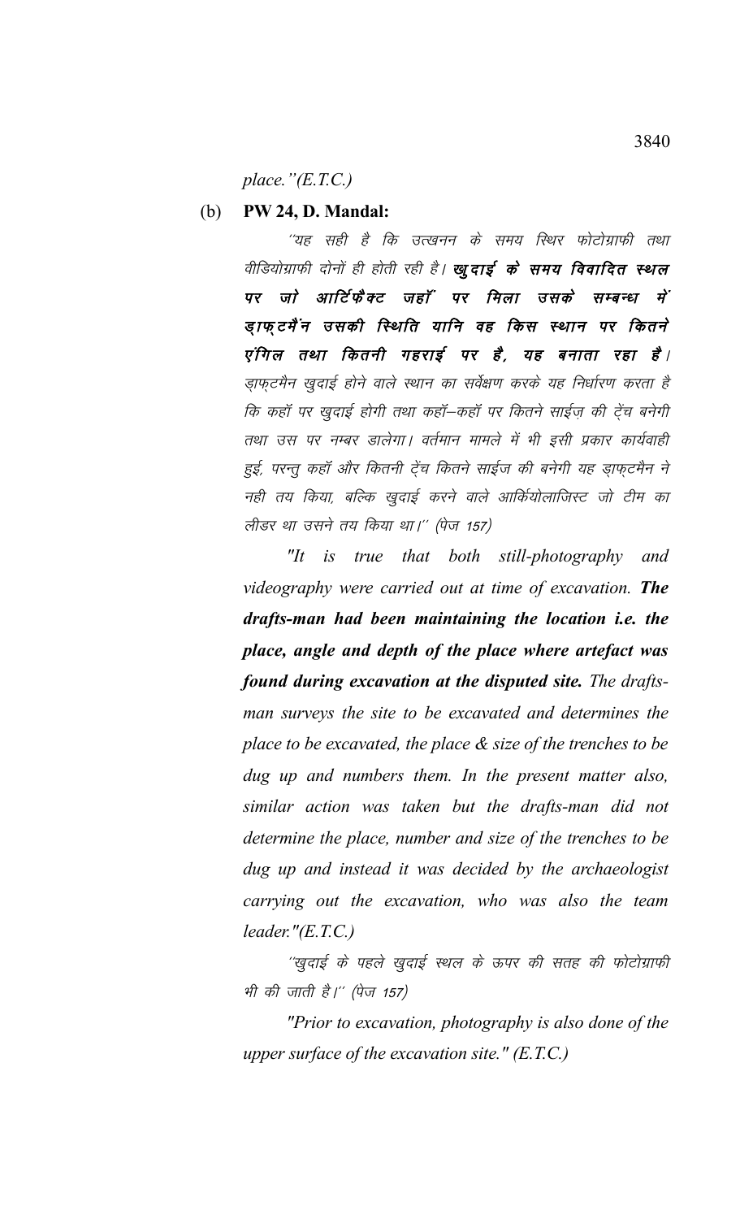*place."(E.T.C.)*

(b) **PW 24, D. Mandal:**

*"यह सही है कि उत्खनन के समय स्थिर फोटोग्राफी तथा वीडियोग्राफी दोनों ही होती रही है। **खुदाई के समय विवादित स्थल पर जो आर्टिफैक्ट जहॉ पर मिला उसके सम्बन्ध में ड्राफ्टमैन उसकी स्थिति यानि वह किस स्थान पर कितने एंगिल तथा कितनी गहराई पर है, यह बनाता रहा है।** ड्राफ्टमैन खुदाई होने वाले स्थान का सर्वेक्षण करके यह निर्धारण करता है कि कहॉ पर खुदाई होगी तथा कहॉ–कहॉ पर कितने साईज़ की ट्रेंच बनेगी तथा उस पर नम्बर डालेगा। वर्तमान मामले में भी इसी प्रकार कार्यवाही हुई, परन्तु कहॉ और कितनी ट्रेंच कितने साईज की बनेगी यह ड्राफ्टमैन ने नही तय किया, बल्कि खुदाई करने वाले आर्कियोलाजिस्ट जो टीम का लीडर था उसने तय किया था।" (पेज 157)*

*"It is true that both still-photography and videography were carried out at time of excavation. **The drafts-man had been maintaining the location i.e. the place, angle and depth of the place where artefact was found during excavation at the disputed site.** The drafts-man surveys the site to be excavated and determines the place to be excavated, the place & size of the trenches to be dug up and numbers them. In the present matter also, similar action was taken but the drafts-man did not determine the place, number and size of the trenches to be dug up and instead it was decided by the archaeologist carrying out the excavation, who was also the team leader."(E.T.C.)*

*"खुदाई के पहले खुदाई स्थल के ऊपर की सतह की फोटोग्राफी भी की जाती है।" (पेज 157)*

*"Prior to excavation, photography is also done of the upper surface of the excavation site." (E.T.C.)*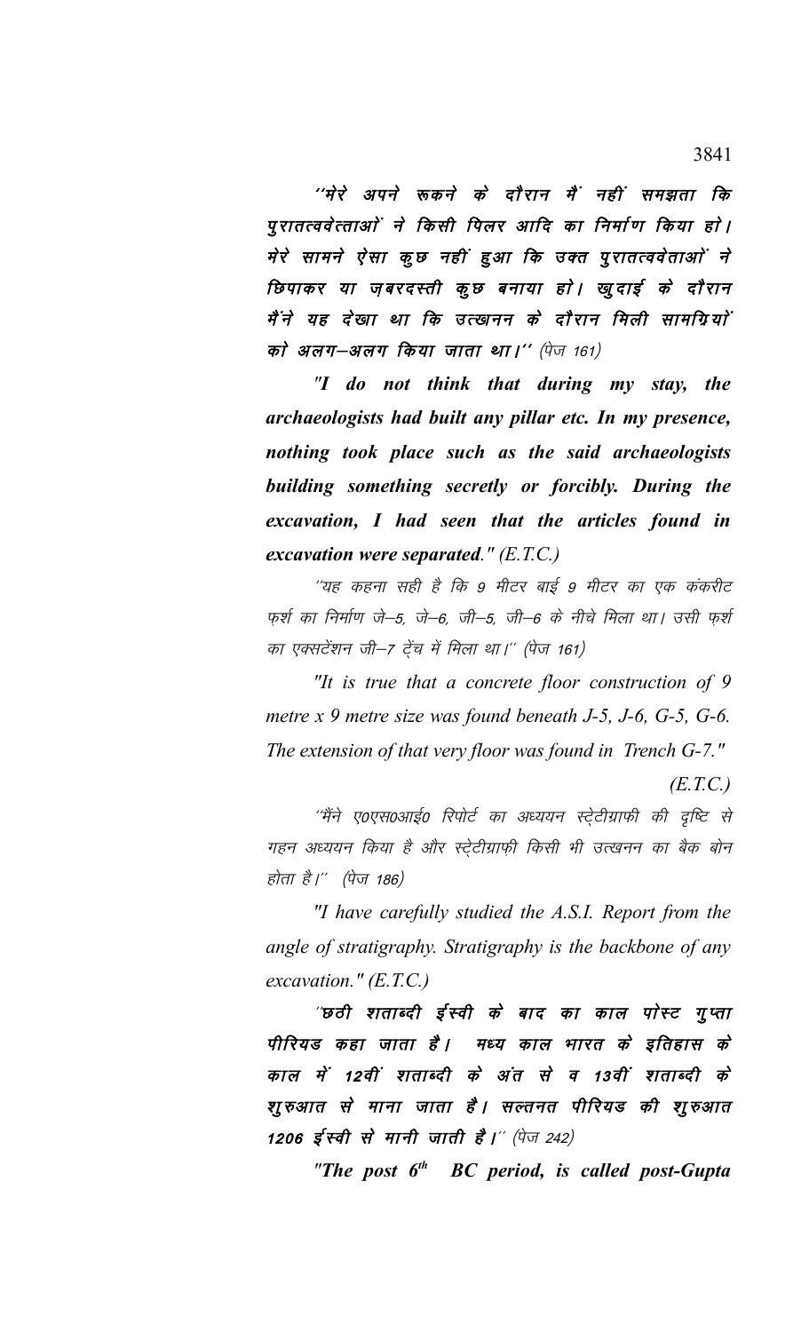***"मेरे अपने रूकने के दौरान मैं नहीं समझता कि पुरातत्ववेत्ताओं ने किसी पिलर आदि का निर्माण किया हो। मेरे सामने ऐसा कुछ नहीं हुआ कि उक्त पुरातत्ववेताओं ने छिपाकर या ज़बरदस्ती कुछ बनाया हो। खुदाई के दौरान मैंने यह देखा था कि उत्खनन के दौरान मिली सामग्रियों को अलग–अलग किया जाता था।"*** (पेज 161)

***"I do not think that during my stay, the archaeologists had built any pillar etc. In my presence, nothing took place such as the said archaeologists building something secretly or forcibly. During the excavation, I had seen that the articles found in excavation were separated."*** *(E.T.C.)*

"यह कहना सही है कि 9 मीटर बाई 9 मीटर का एक कंक्रीट फ़र्श का निर्माण जे–5, जे–6, जी–5, जी–6 के नीचे मिला था। उसी फ़र्श का एक्सटेंशन जी–7 ट्रेंच में मिला था।" (पेज 161)

*"It is true that a concrete floor construction of 9 metre x 9 metre size was found beneath J-5, J-6, G-5, G-6. The extension of that very floor was found in Trench G-7."* *(E.T.C.)*

"मैंने ए0एस0आई0 रिपोर्ट का अध्ययन स्ट्रेटीग्राफी की दृष्टि से गहन अध्ययन किया है और स्ट्रेटीग्राफ़ी किसी भी उत्खनन का बैक बोन होता है।" (पेज 186)

*"I have carefully studied the A.S.I. Report from the angle of stratigraphy. Stratigraphy is the backbone of any excavation." (E.T.C.)*

***"छठी शताब्दी ईस्वी के बाद का काल पोस्ट गुप्ता पीरियड कहा जाता है। मध्य काल भारत के इतिहास के काल में 12वीं शताब्दी के अंत से व 13वीं शताब्दी के शुरुआत से माना जाता है। सल्तनत पीरियड की शुरुआत 1206 ईस्वी से मानी जाती है।"*** (पेज 242)

***"The post 6th BC period, is called post-Gupta***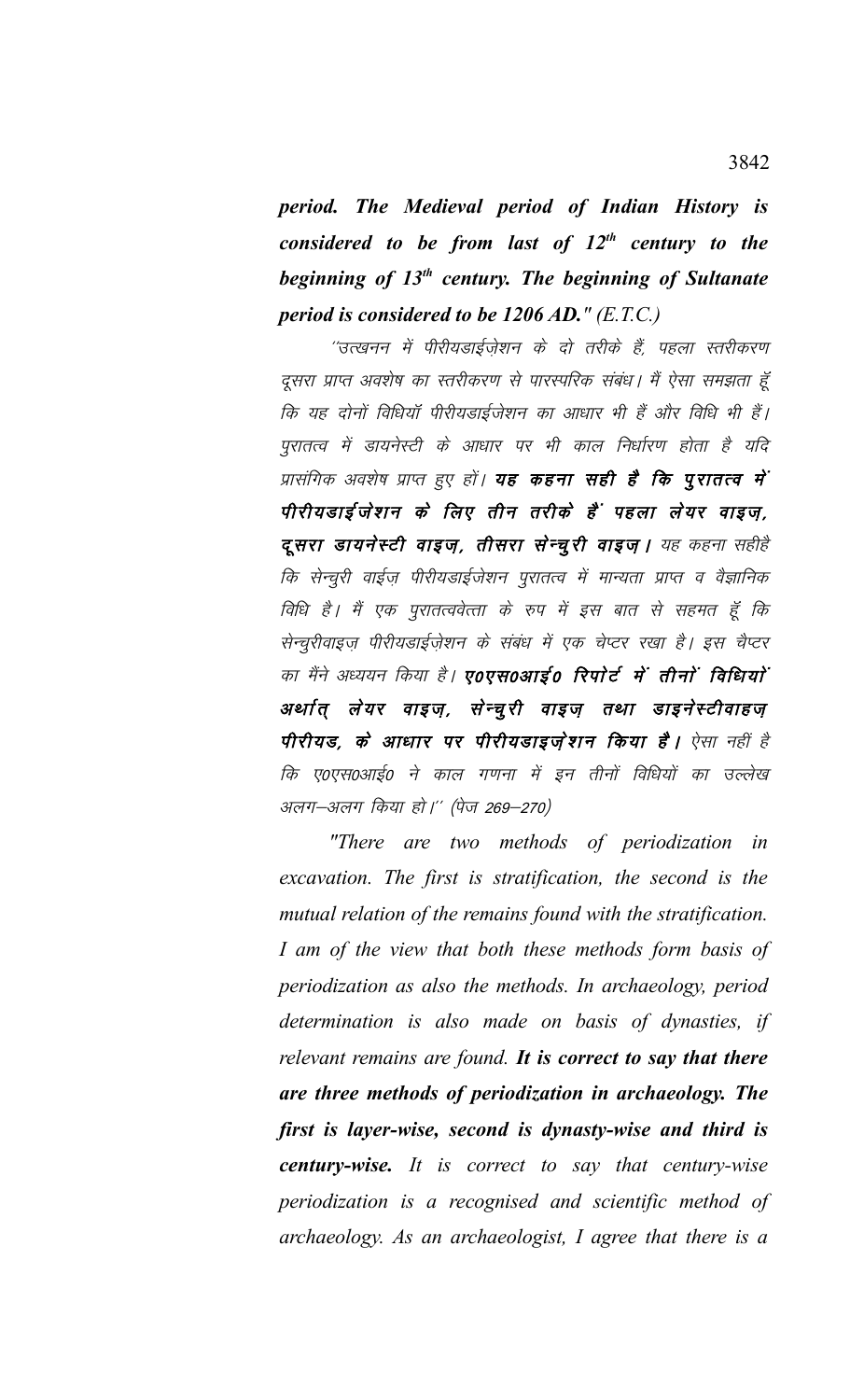*period. The Medieval period of Indian History is considered to be from last of 12th century to the beginning of 13th century. The beginning of Sultanate period is considered to be 1206 AD." (E.T.C.)*

*''उत्खनन में पीरीयडाईज़ेशन के दो तरीके हैं, पहला स्तरीकरण दूसरा प्राप्त अवशेष का स्तरीकरण से पारस्परिक संबंध। मैं ऐसा समझता हूँ कि यह दोनों विधियॉ पीरीयडाईजेशन का आधार भी हैं और विधि भी हैं। पुरातत्व में डायनेस्टी के आधार पर भी काल निर्धारण होता है यदि प्रासंगिक अवशेष प्राप्त हुए हों।* ***यह कहना सही है कि पुरातत्व में पीरीयडाईजेशन के लिए तीन तरीके हैं पहला लेयर वाइज़, दूसरा डायनेस्टी वाइज़, तीसरा सेन्चुरी वाइज़।*** *यह कहना सहीहै कि सेन्चुरी वाईज़ पीरीयडाईजेशन पुरातत्व में मान्यता प्राप्त व वैज्ञानिक विधि है। मैं एक पुरातत्ववेत्ता के रुप में इस बात से सहमत हूँ कि सेन्चुरीवाइज़ पीरीयडाईज़ेशन के संबंध में एक चेप्टर रखा है। इस चैप्टर का मैंने अध्ययन किया है।* ***ए0एस0आई0 रिपोर्ट में तीनों विधियों अर्थात् लेयर वाइज़, सेन्चुरी वाइज़ तथा डाइनेस्टीवाइज़ पीरीयड, के आधार पर पीरीयडाइज़ेशन किया है।*** *ऐसा नहीं है कि ए0एस0आई0 ने काल गणना में इन तीनों विधियों का उल्लेख अलग–अलग किया हो।'' (पेज 269–270)*

*"There are two methods of periodization in excavation. The first is stratification, the second is the mutual relation of the remains found with the stratification. I am of the view that both these methods form basis of periodization as also the methods. In archaeology, period determination is also made on basis of dynasties, if relevant remains are found.* ***It is correct to say that there are three methods of periodization in archaeology. The first is layer-wise, second is dynasty-wise and third is century-wise.*** *It is correct to say that century-wise periodization is a recognised and scientific method of archaeology. As an archaeologist, I agree that there is a*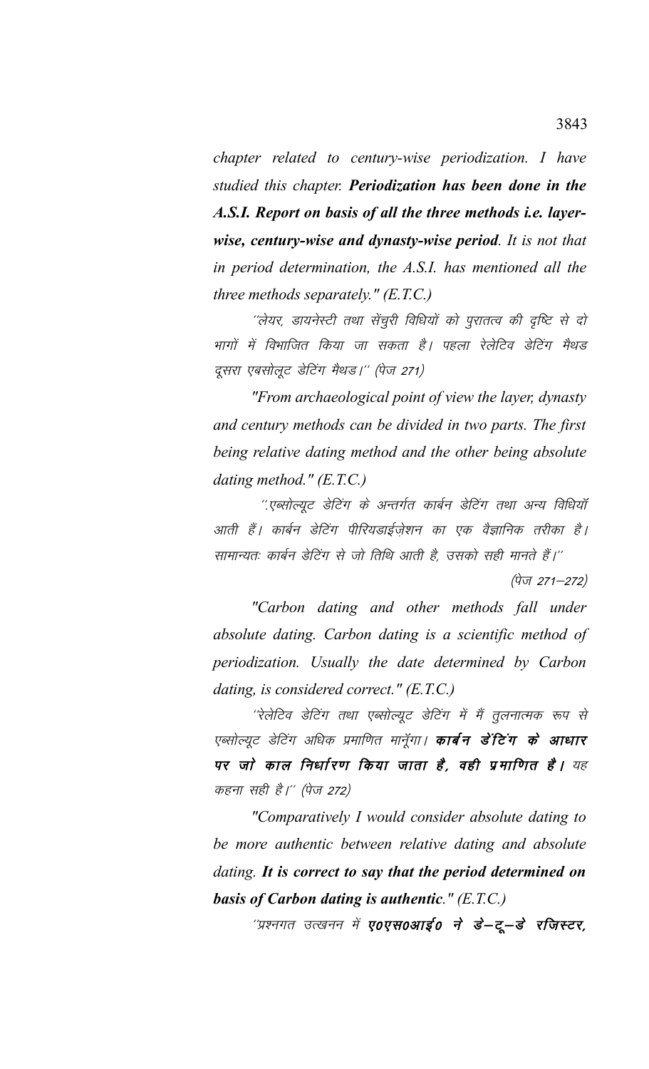*chapter related to century-wise periodization. I have studied this chapter. **Periodization has been done in the A.S.I. Report on basis of all the three methods i.e. layer-wise, century-wise and dynasty-wise period**. It is not that in period determination, the A.S.I. has mentioned all the three methods separately." (E.T.C.)*

*"लेयर, डायनेस्टी तथा सेंचुरी विधियों को पुरातत्व की दृष्टि से दो भागों में विभाजित किया जा सकता है। पहला रेलेटिव डेटिंग मैथड दूसरा एबसोलूट डेटिंग मैथड।" (पेज 271)*

*"From archaeological point of view the layer, dynasty and century methods can be divided in two parts. The first being relative dating method and the other being absolute dating method." (E.T.C.)*

*".एब्सोल्यूट डेटिंग के अन्तर्गत कार्बन डेटिंग तथा अन्य विधियॉ आती हैं। कार्बन डेटिंग पीरियडाईज़ेशन का एक वैज्ञानिक तरीका है। सामान्यतः कार्बन डेटिंग से जो तिथि आती है, उसको सही मानते हैं।" (पेज 271–272)*

*"Carbon dating and other methods fall under absolute dating. Carbon dating is a scientific method of periodization. Usually the date determined by Carbon dating, is considered correct." (E.T.C.)*

*"रेलेटिव डेटिंग तथा एब्सोल्यूट डेटिंग में मैं तुलनात्मक रूप से एब्सोल्यूट डेटिंग अधिक प्रमाणित मानूँगा। **कार्बन डेटिंग के आधार पर जो काल निर्धारण किया जाता है, वही प्रमाणित है।** यह कहना सही है।" (पेज 272)*

*"Comparatively I would consider absolute dating to be more authentic between relative dating and absolute dating. **It is correct to say that the period determined on basis of Carbon dating is authentic**." (E.T.C.)*

*"प्रश्नगत उत्खनन में **ए0एस0आई0 ने डे–टू–डे रजिस्टर,***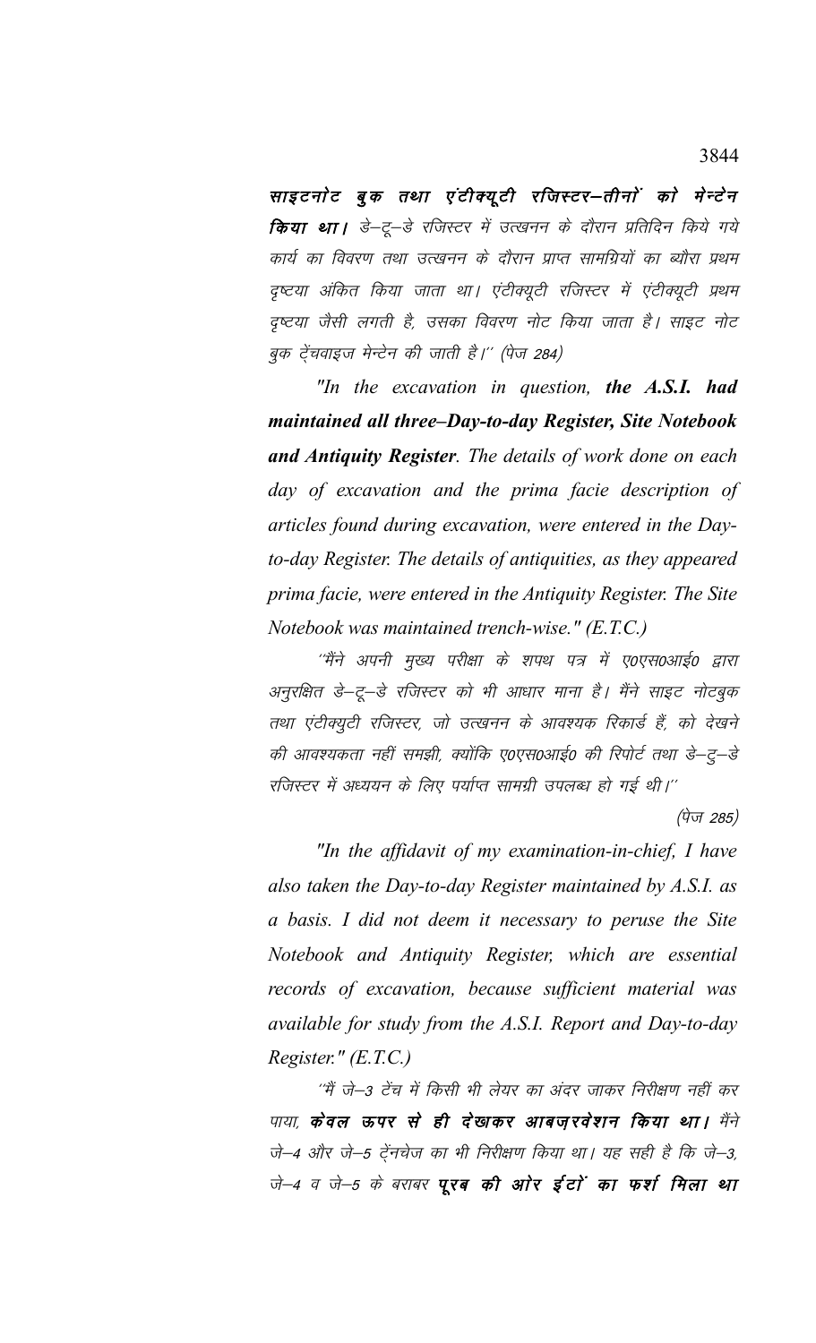**साइटनोट बुक तथा एंटीक्यूटी रजिस्टर–तीनों को मेन्टेन किया था।** *डे–टू–डे रजिस्टर में उत्खनन के दौरान प्रतिदिन किये गये कार्य का विवरण तथा उत्खनन के दौरान प्राप्त सामग्रियों का ब्यौरा प्रथम दृष्टया अंकित किया जाता था। एंटीक्यूटी रजिस्टर में एंटीक्यूटी प्रथम दृष्टया जैसी लगती है, उसका विवरण नोट किया जाता है। साइट नोट बुक ट्रेंचवाइज मेन्टेन की जाती है।'' (पेज 284)*

*"In the excavation in question, **the A.S.I. had maintained all three–Day-to-day Register, Site Notebook and Antiquity Register**. The details of work done on each day of excavation and the prima facie description of articles found during excavation, were entered in the Day-to-day Register. The details of antiquities, as they appeared prima facie, were entered in the Antiquity Register. The Site Notebook was maintained trench-wise." (E.T.C.)*

*''मैंने अपनी मुख्य परीक्षा के शपथ पत्र में ए0एस0आई0 द्वारा अनुरक्षित डे–टू–डे रजिस्टर को भी आधार माना है। मैंने साइट नोटबुक तथा एंटीक्युटी रजिस्टर, जो उत्खनन के आवश्यक रिकार्ड हैं, को देखने की आवश्यकता नहीं समझी, क्योंकि ए0एस0आई0 की रिपोर्ट तथा डे–टु–डे रजिस्टर में अध्ययन के लिए पर्याप्त सामग्री उपलब्ध हो गई थी।''*

*(पेज 285)*

*"In the affidavit of my examination-in-chief, I have also taken the Day-to-day Register maintained by A.S.I. as a basis. I did not deem it necessary to peruse the Site Notebook and Antiquity Register, which are essential records of excavation, because sufficient material was available for study from the A.S.I. Report and Day-to-day Register." (E.T.C.)*

*''मैं जे–3 टेंच में किसी भी लेयर का अंदर जाकर निरीक्षण नहीं कर पाया,* ***केवल ऊपर से ही देखकर आबज़रवेशन किया था।*** *मैंने जे–4 और जे–5 ट्रेंनचेज का भी निरीक्षण किया था। यह सही है कि जे–3, जे–4 व जे–5 के बराबर* ***पूरब की ओर ईंटों का फर्श मिला था***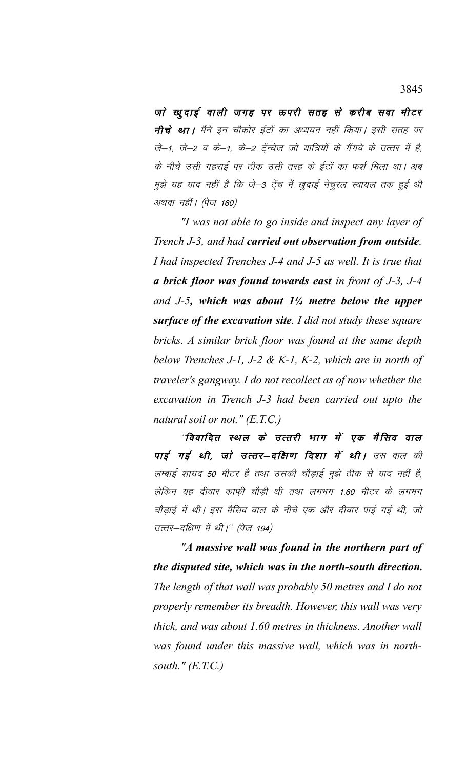**जो खुदाई वाली जगह पर ऊपरी सतह से करीब सवा मीटर नीचे था।** मैंने इन चौकोर ईंटों का अध्ययन नहीं किया। इसी सतह पर जे–1, जे–2 व के–1, के–2 ट्रेंन्चेज जो यात्रियों के गैंगवे के उत्तर में है, के नीचे उसी गहराई पर ठीक उसी तरह के ईटों का फर्श मिला था। अब मुझे यह याद नहीं है कि जे–3 ट्रेंच में खुदाई नेचुरल स्वायल तक हुई थी अथवा नहीं। (पेज 160)

*"I was not able to go inside and inspect any layer of Trench J-3, and had **carried out observation from outside**. I had inspected Trenches J-4 and J-5 as well. It is true that **a brick floor was found towards east** in front of J-3, J-4 and J-5**, which was about 1¼ metre below the upper surface of the excavation site**. I did not study these square bricks. A similar brick floor was found at the same depth below Trenches J-1, J-2 & K-1, K-2, which are in north of traveler's gangway. I do not recollect as of now whether the excavation in Trench J-3 had been carried out upto the natural soil or not." (E.T.C.)*

''**विवादित स्थल के उत्तरी भाग में एक मैसिव वाल पाई गई थी, जो उत्तर–दक्षिण दिशा में थी।** उस वाल की लम्बाई शायद 50 मीटर है तथा उसकी चौड़ाई मुझे ठीक से याद नहीं है, लेकिन यह दीवार काफ़ी चौड़ी थी तथा लगभग 1.60 मीटर के लगभग चौड़ाई में थी। इस मैसिव वाल के नीचे एक और दीवार पाई गई थी, जो उत्तर–दक्षिण में थी।'' (पेज 194)

***"A massive wall was found in the northern part of the disputed site, which was in the north-south direction.** The length of that wall was probably 50 metres and I do not properly remember its breadth. However, this wall was very thick, and was about 1.60 metres in thickness. Another wall was found under this massive wall, which was in north-south." (E.T.C.)*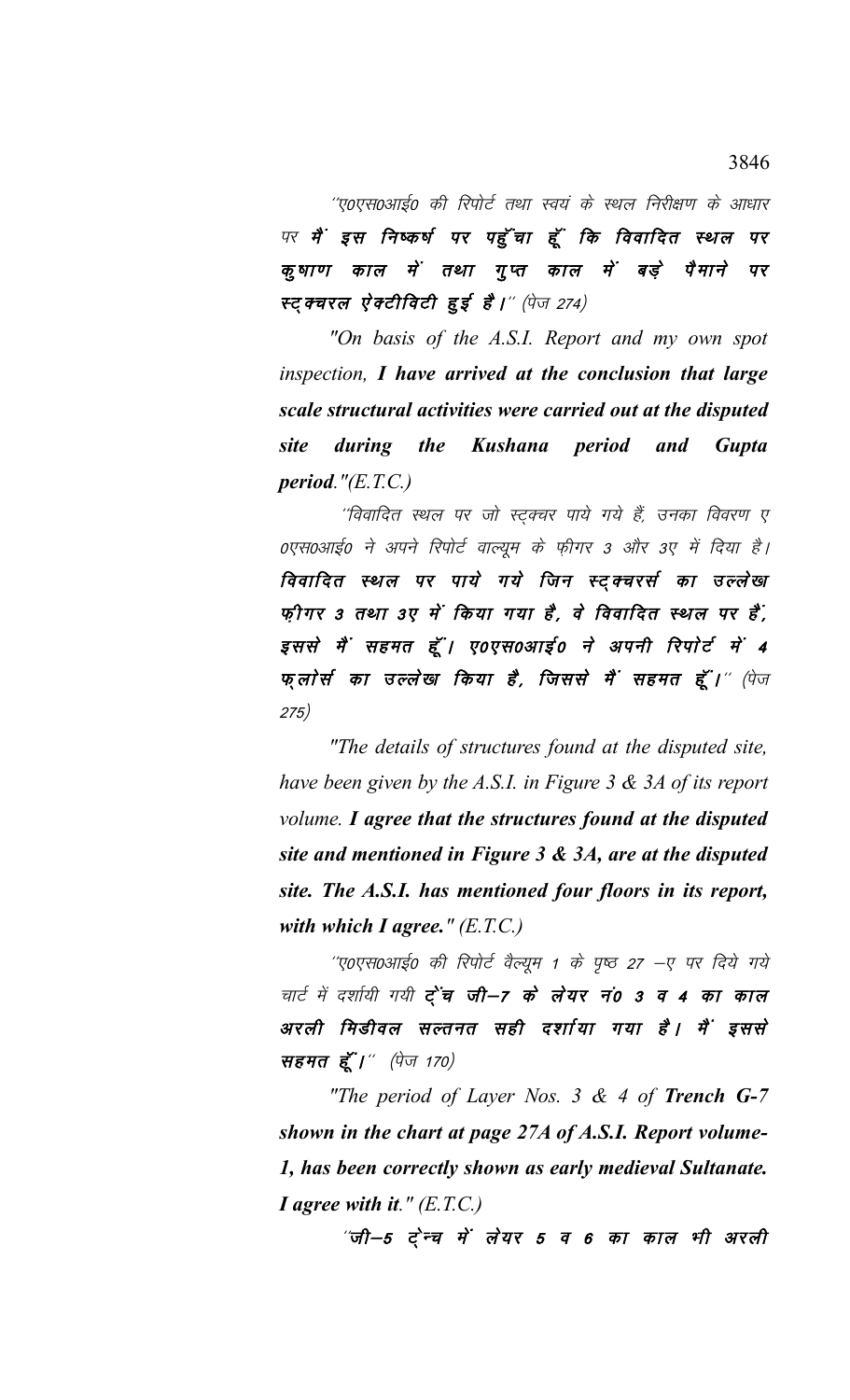''ए0एस0आई0 की रिपोर्ट तथा स्वयं के स्थल निरीक्षण के आधार पर ***मैं इस निष्कर्ष पर पहुँचा हूँ कि विवादित स्थल पर कुषाण काल में तथा गुप्त काल में बड़े पैमाने पर स्ट्क्चरल ऐक्टीविटी हुई है।***'' (पेज 274)

*"On basis of the A.S.I. Report and my own spot inspection, **I have arrived at the conclusion that large scale structural activities were carried out at the disputed site during the Kushana period and Gupta period.**"(E.T.C.)*

''विवादित स्थल पर जो स्ट्क्चर पाये गये हैं, उनका विवरण ए0एस0आई0 ने अपने रिपोर्ट वाल्यूम के फ़ीगर 3 और 3ए में दिया है। ***विवादित स्थल पर पाये गये जिन स्ट्क्चरर्स का उल्लेख फ़ीगर 3 तथा 3ए में किया गया है, वे विवादित स्थल पर हैं, इससे मैं सहमत हूँ। ए0एस0आई0 ने अपनी रिपोर्ट में 4 फ्लोर्स का उल्लेख किया है, जिससे मैं सहमत हूँ।***'' (पेज 275)

*"The details of structures found at the disputed site, have been given by the A.S.I. in Figure 3 & 3A of its report volume. **I agree that the structures found at the disputed site and mentioned in Figure 3 & 3A, are at the disputed site. The A.S.I. has mentioned four floors in its report, with which I agree.**" (E.T.C.)*

''ए0एस0आई0 की रिपोर्ट वैल्यूम 1 के पृष्ठ 27 –ए पर दिये गये चार्ट में दर्शायी गयी ***ट्रेंच जी–7 के लेयर नं0 3 व 4 का काल अरली मिडीवल सल्तनत सही दर्शाया गया है। मैं इससे सहमत हूँ।***'' (पेज 170)

*"**The period of Layer Nos. 3 & 4 of Trench G-7 shown in the chart at page 27A of A.S.I. Report volume-1, has been correctly shown as early medieval Sultanate. I agree with it.**" (E.T.C.)*

***''जी–5 ट्रेन्च में लेयर 5 व 6 का काल भी अरली***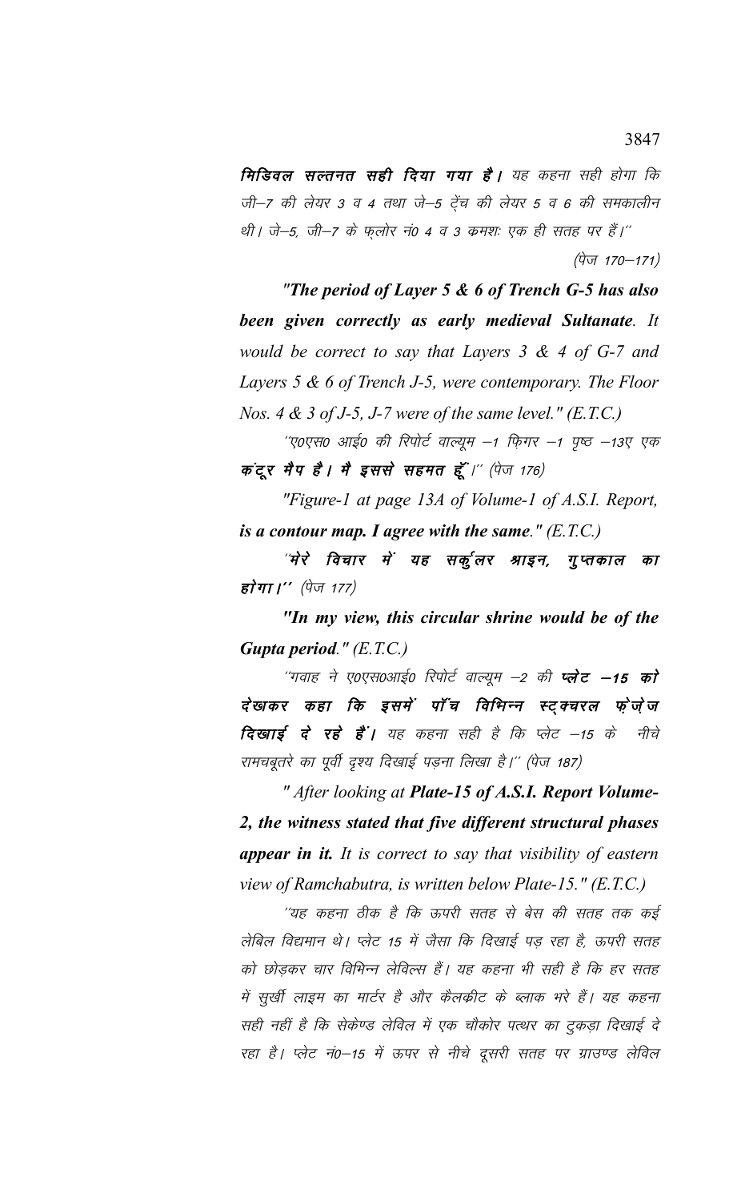**मिडिवल सल्तनत सही दिया गया है।** यह कहना सही होगा कि जी–7 की लेयर 3 व 4 तथा जे–5 ट्रेंच की लेयर 5 व 6 की समकालीन थी। जे–5, जी–7 के फ्लोर नं0 4 व 3 क्रमशः एक ही सतह पर हैं।''

(पेज 170–171)

***"The period of Layer 5 & 6 of Trench G-5 has also been given correctly as early medieval Sultanate.** It would be correct to say that Layers 3 & 4 of G-7 and Layers 5 & 6 of Trench J-5, were contemporary. The Floor Nos. 4 & 3 of J-5, J-7 were of the same level." (E.T.C.)*

''ए0एस0 आई0 की रिपोर्ट वाल्यूम –1 फ़िगर –1 पृष्ठ –13ए एक **कंटूर मैप है। मै इससे सहमत हूँ।**'' (पेज 176)

*"Figure-1 at page 13A of Volume-1 of A.S.I. Report, **is a contour map. I agree with the same.**" (E.T.C.)*

**''मेरे विचार में यह सर्कुलर श्राइन, गुप्तकाल का होगा।''** (पेज 177)

***"In my view, this circular shrine would be of the Gupta period."** (E.T.C.)*

''गवाह ने ए0एस0आई0 रिपोर्ट वाल्यूम –2 की **प्लेट –15 को देखकर कहा कि इसमें पॉच विभिन्न स्ट्क्चरल फेज़ेज दिखाई दे रहे हैं।** यह कहना सही है कि प्लेट –15 के नीचे रामचबूतरे का पूर्वी दृश्य दिखाई पड़ना लिखा है।'' (पेज 187)

*" After looking at **Plate-15 of A.S.I. Report Volume-2, the witness stated that five different structural phases appear in it.** It is correct to say that visibility of eastern view of Ramchabutra, is written below Plate-15." (E.T.C.)*

''यह कहना ठीक है कि ऊपरी सतह से बेस की सतह तक कई लेबिल विद्यमान थे। प्लेट 15 में जैसा कि दिखाई पड़ रहा है, ऊपरी सतह को छोड़कर चार विभिन्न लेविल्स हैं। यह कहना भी सही है कि हर सतह में सुर्खी लाइम का मार्टर है और कैलक्रीट के ब्लाक भरे हैं। यह कहना सही नहीं है कि सेकेण्ड लेविल में एक चौकोर पत्थर का टुकड़ा दिखाई दे रहा है। प्लेट नं0–15 में ऊपर से नीचे दूसरी सतह पर ग्राउण्ड लेविल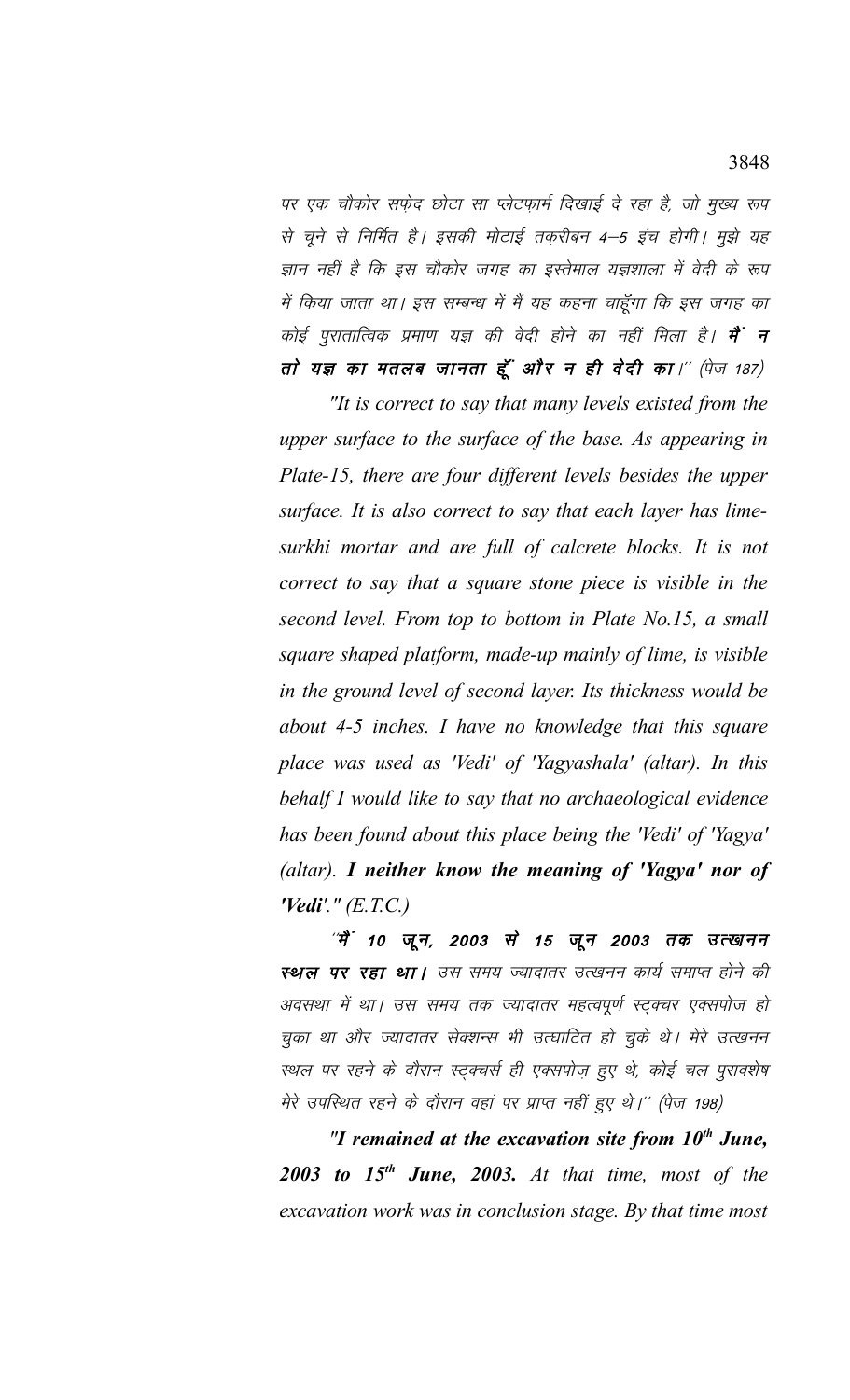पर एक चौकोर सफ़ेद छोटा सा प्लेटफ़ार्म दिखाई दे रहा है, जो मुख्य रूप से चूने से निर्मित है। इसकी मोटाई तक़रीबन 4–5 इंच होगी। मुझे यह ज्ञान नहीं है कि इस चौकोर जगह का इस्तेमाल यज्ञशाला में वेदी के रूप में किया जाता था। इस सम्बन्ध में मैं यह कहना चाहूँगा कि इस जगह का कोई पुरातात्विक प्रमाण यज्ञ की वेदी होने का नहीं मिला है। ***मैं न तो यज्ञ का मतलब जानता हूँ और न ही वेदी का।***'' (पेज 187)

*"It is correct to say that many levels existed from the upper surface to the surface of the base. As appearing in Plate-15, there are four different levels besides the upper surface. It is also correct to say that each layer has lime-surkhi mortar and are full of calcrete blocks. It is not correct to say that a square stone piece is visible in the second level. From top to bottom in Plate No.15, a small square shaped platform, made-up mainly of lime, is visible in the ground level of second layer. Its thickness would be about 4-5 inches. I have no knowledge that this square place was used as 'Vedi' of 'Yagyashala' (altar). In this behalf I would like to say that no archaeological evidence has been found about this place being the 'Vedi' of 'Yagya' (altar). **I neither know the meaning of 'Yagya' nor of 'Vedi'.**" (E.T.C.)*

''***मैं 10 जून, 2003 से 15 जून 2003 तक उत्खनन स्थल पर रहा था।*** उस समय ज्यादातर उत्खनन कार्य समाप्त होने की अवस्था में था। उस समय तक ज्यादातर महत्वपूर्ण स्ट्क्चर एक्सपोज हो चुका था और ज्यादातर सेक्शन्स भी उत्घाटित हो चुके थे। मेरे उत्खनन स्थल पर रहने के दौरान स्ट्क्चर्स ही एक्सपोज़ हुए थे, कोई चल पुरावशेष मेरे उपस्थित रहने के दौरान वहां पर प्राप्त नहीं हुए थे।'' (पेज 198)

*"**I remained at the excavation site from 10th June, 2003 to 15th June, 2003.** At that time, most of the excavation work was in conclusion stage. By that time most*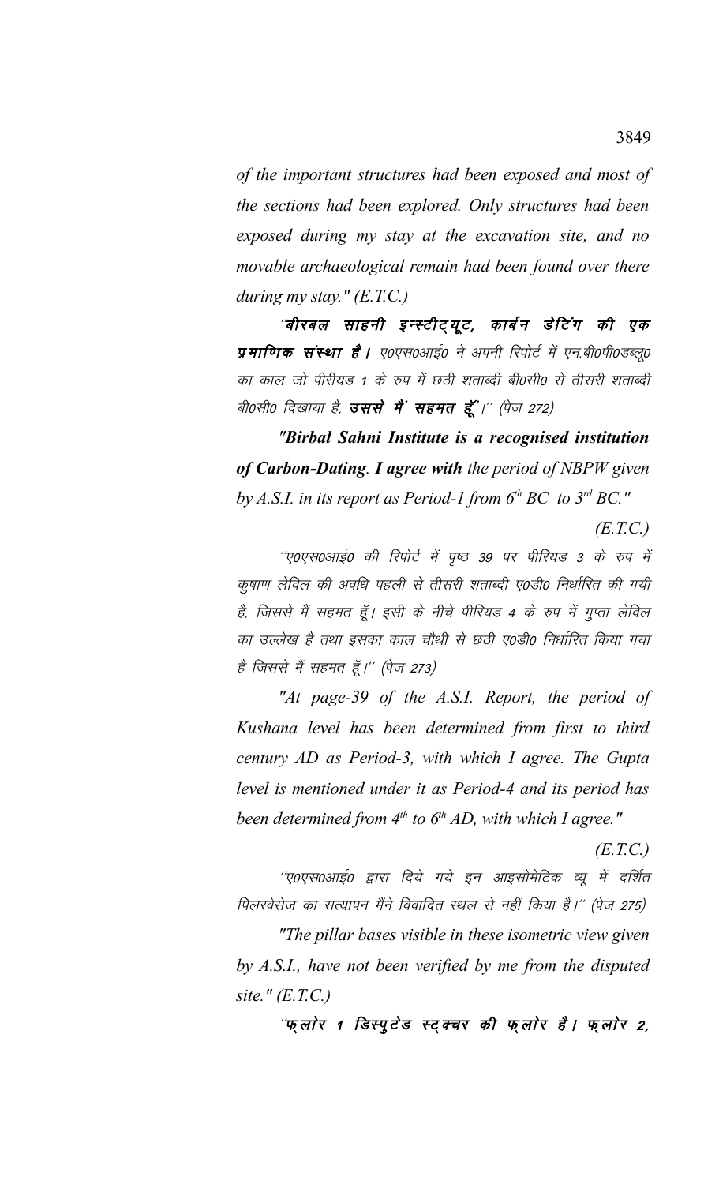*of the important structures had been exposed and most of the sections had been explored. Only structures had been exposed during my stay at the excavation site, and no movable archaeological remain had been found over there during my stay." (E.T.C.)*

*"**बीरबल साहनी इन्स्टीट्यूट, कार्बन डेटिंग की एक प्रमाणिक संस्था है।** ए0एस0आई0 ने अपनी रिपोर्ट में एन.बी0पी0डब्लू0 का काल जो पीरीयड 1 के रुप में छठी शताब्दी बी0सी0 से तीसरी शताब्दी बी0सी0 दिखाया है, **उससे मैं सहमत हूँ।**" (पेज 272)*

***"Birbal Sahni Institute is a recognised institution of Carbon-Dating. I agree with** the period of NBPW given by A.S.I. in its report as Period-1 from 6th BC to 3rd BC."*

*(E.T.C.)*

*"ए0एस0आई0 की रिपोर्ट में पृष्ठ 39 पर पीरियड 3 के रुप में कुषाण लेविल की अवधि पहली से तीसरी शताब्दी ए0डी0 निर्धारित की गयी है, जिससे मैं सहमत हूँ। इसी के नीचे पीरियड 4 के रुप में गुप्ता लेविल का उल्लेख है तथा इसका काल चौथी से छठी ए0डी0 निर्धारित किया गया है जिससे मैं सहमत हूँ।" (पेज 273)*

*"At page-39 of the A.S.I. Report, the period of Kushana level has been determined from first to third century AD as Period-3, with which I agree. The Gupta level is mentioned under it as Period-4 and its period has been determined from 4th to 6th AD, with which I agree."*

*(E.T.C.)*

*"ए0एस0आई0 द्वारा दिये गये इन आइसोमेटिक व्यू में दर्शित पिलरवेसेज़ का सत्यापन मैंने विवादित स्थल से नहीं किया है।" (पेज 275)*

*"The pillar bases visible in these isometric view given by A.S.I., have not been verified by me from the disputed site." (E.T.C.)*

*"**फ्लोर 1 डिस्पुटेड स्ट्क्चर की फ्लोर है। फ्लोर 2,***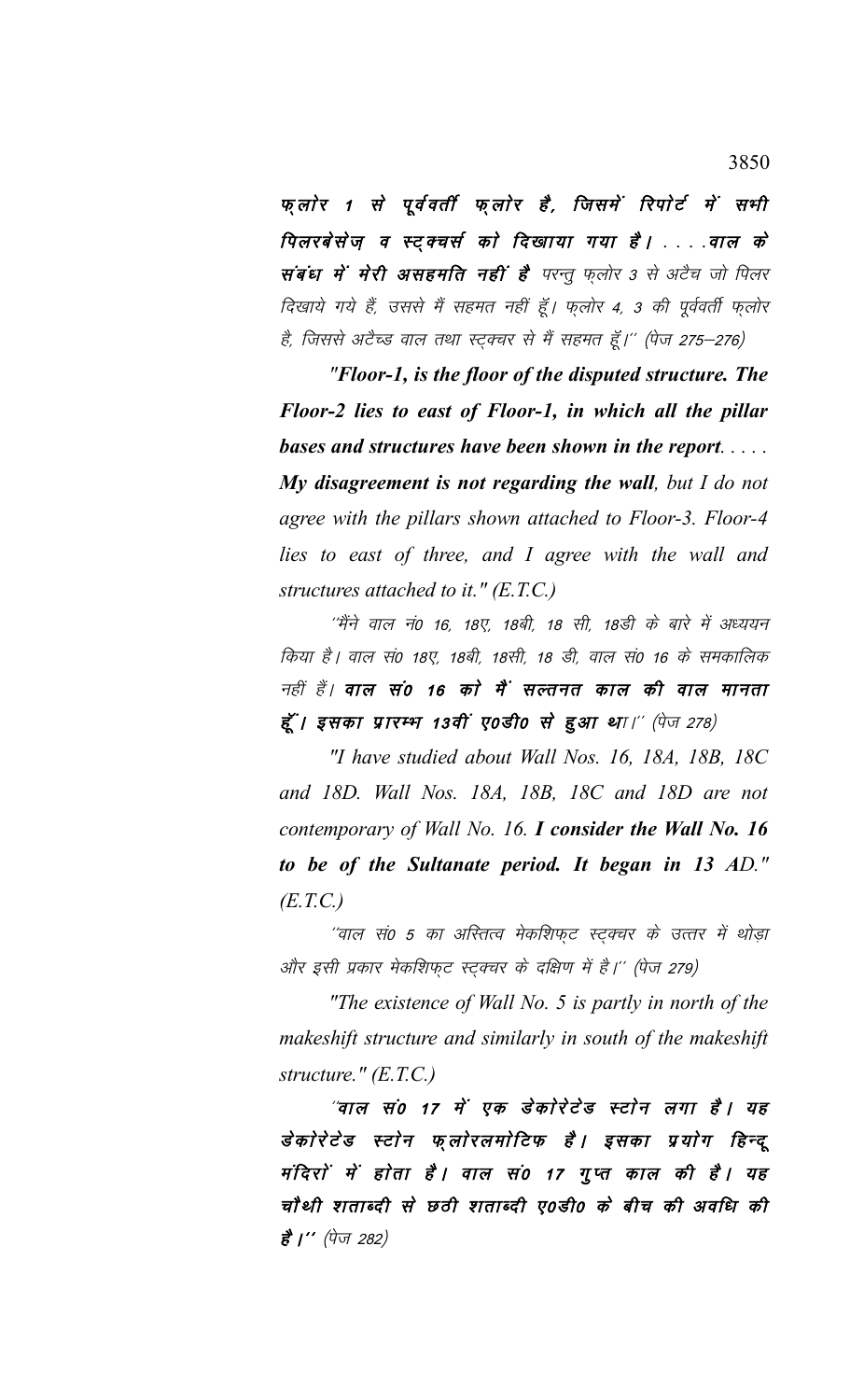**फ्लोर 1 से पूर्ववर्ती फ्लोर है, जिसमें रिपोर्ट में सभी पिलरबेसेज व स्ट्क्चर्स को दिखाया गया है। . . . .वाल के संबंध में मेरी असहमति नहीं है** परन्तु फ्लोर 3 से अटैच जो पिलर दिखाये गये हैं, उससे मैं सहमत नहीं हूँ। फ्लोर 4, 3 की पूर्ववर्ती फ्लोर है, जिससे अटैच्ड वाल तथा स्ट्क्चर से मैं सहमत हूँ।'' (पेज 275–276)

*"Floor-1, is the floor of the disputed structure. The Floor-2 lies to east of Floor-1, in which all the pillar bases and structures have been shown in the report. . . . . My disagreement is not regarding the wall, but I do not agree with the pillars shown attached to Floor-3. Floor-4 lies to east of three, and I agree with the wall and structures attached to it." (E.T.C.)*

''मैंने वाल नं0 16, 18ए, 18बी, 18 सी, 18डी के बारे में अध्ययन किया है। वाल सं0 18ए, 18बी, 18सी, 18 डी, वाल सं0 16 के समकालिक नहीं हैं। **वाल सं0 16 को मैं सल्तनत काल की वाल मानता हूँ। इसका प्रारम्भ 13वीं ए0डी0 से हुआ था।**'' (पेज 278)

*"I have studied about Wall Nos. 16, 18A, 18B, 18C and 18D. Wall Nos. 18A, 18B, 18C and 18D are not contemporary of Wall No. 16. **I consider the Wall No. 16 to be of the Sultanate period. It began in 13 AD."** (E.T.C.)*

''वाल सं0 5 का अस्तित्व मेकशिफ्ट स्ट्क्चर के उत्तर में थोड़ा और इसी प्रकार मेकशिफ्ट स्ट्क्चर के दक्षिण में है।'' (पेज 279)

*"The existence of Wall No. 5 is partly in north of the makeshift structure and similarly in south of the makeshift structure." (E.T.C.)*

**''वाल सं0 17 में एक डेकोरेटेड स्टोन लगा है। यह डेकोरेटेड स्टोन फ्लोरलमोटिफ है। इसका प्रयोग हिन्दू मंदिरों में होता है। वाल सं0 17 गुप्त काल की है। यह चौथी शताब्दी से छठी शताब्दी ए0डी0 के बीच की अवधि की है।''** (पेज 282)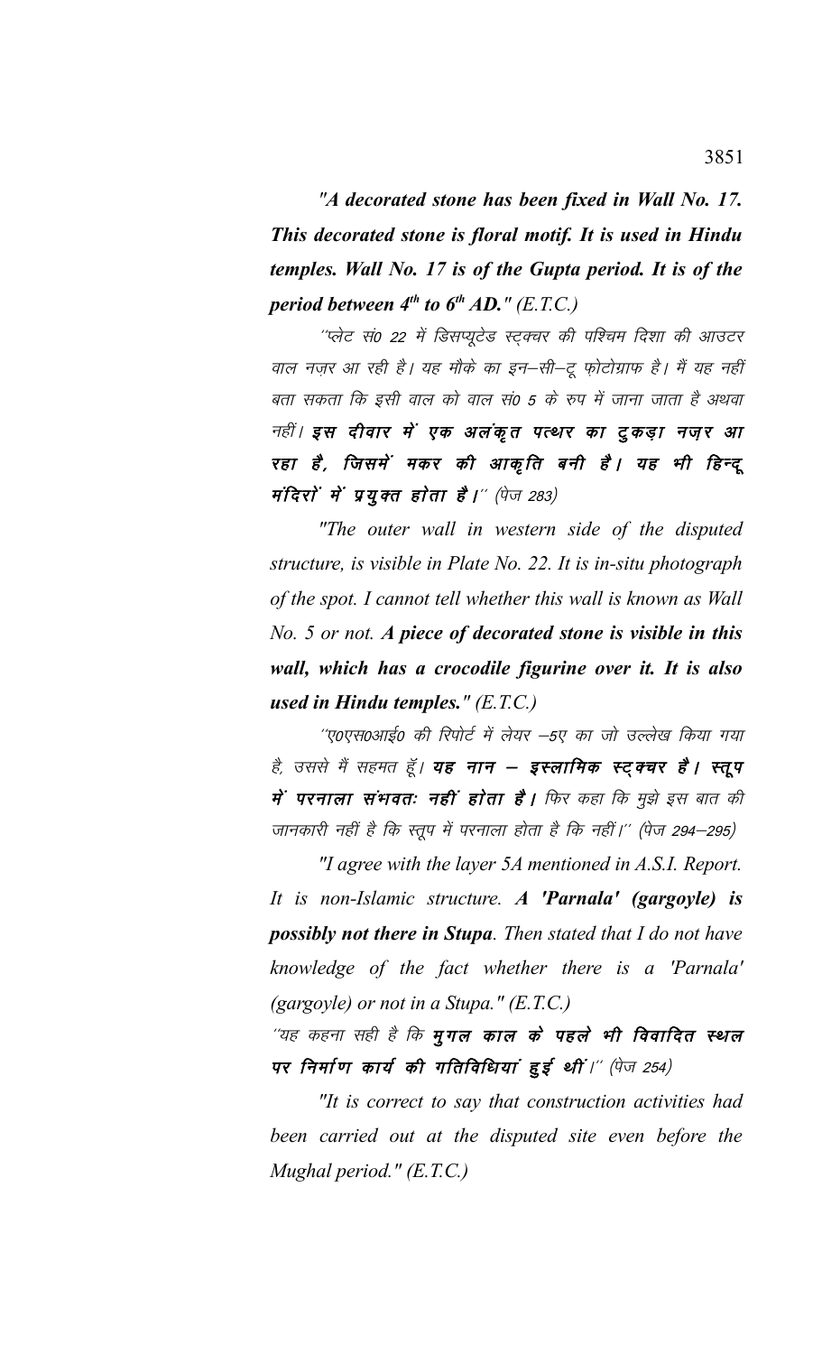*"A decorated stone has been fixed in Wall No. 17. This decorated stone is floral motif. It is used in Hindu temples. Wall No. 17 is of the Gupta period. It is of the period between $4^{th}$ to $6^{th}$ AD." (E.T.C.)*

''प्लेट सं0 22 में डिसप्यूटेड स्ट्रक्चर की पश्चिम दिशा की आउटर वाल नज़र आ रही है। यह मौके का इन–सी–टू फ़ोटोग्राफ है। मैं यह नहीं बता सकता कि इसी वाल को वाल सं0 5 के रुप में जाना जाता है अथवा नहीं। ***इस दीवार में एक अलंकृत पत्थर का टुकड़ा नज़र आ रहा है, जिसमें मकर की आकृति बनी है। यह भी हिन्दू मंदिरों में प्रयुक्त होता है।*** '' (पेज 283)

*"The outer wall in western side of the disputed structure, is visible in Plate No. 22. It is in-situ photograph of the spot. I cannot tell whether this wall is known as Wall No. 5 or not. **A piece of decorated stone is visible in this wall, which has a crocodile figurine over it. It is also used in Hindu temples.**" (E.T.C.)*

''ए0एस0आई0 की रिपोर्ट में लेयर –5ए का जो उल्लेख किया गया है, उससे मैं सहमत हूँ। ***यह नान – इस्लामिक स्ट्रक्चर है। स्तूप में परनाला संभवतः नहीं होता है।*** फिर कहा कि मुझे इस बात की जानकारी नहीं है कि स्तूप में परनाला होता है कि नहीं।'' (पेज 294–295)

*"I agree with the layer 5A mentioned in A.S.I. Report. It is non-Islamic structure. **A 'Parnala' (gargoyle) is possibly not there in Stupa**. Then stated that I do not have knowledge of the fact whether there is a 'Parnala' (gargoyle) or not in a Stupa." (E.T.C.)*

''यह कहना सही है कि ***मुगल काल के पहले भी विवादित स्थल पर निर्माण कार्य की गतिविधियां हुई थीं।*** '' (पेज 254)

*"It is correct to say that construction activities had been carried out at the disputed site even before the Mughal period." (E.T.C.)*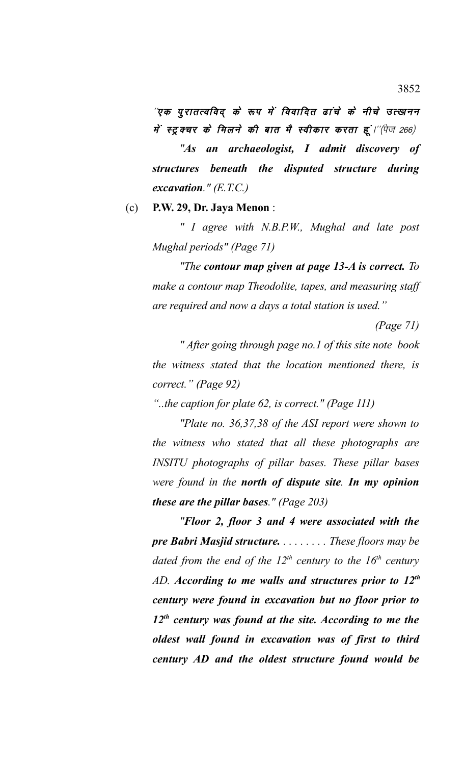*´एक पुरातत्वविद् के रूप में विवादित ढांचे के नीचे उत्खनन में स्ट्रक्चर के मिलने की बात मै स्वीकार करता हूं।´´*(पेज 266)

***"As an archaeologist, I admit discovery of structures beneath the disputed structure during excavation****." (E.T.C.)*

(c) **P.W. 29, Dr. Jaya Menon** :

*" I agree with N.B.P.W., Mughal and late post Mughal periods" (Page 71)*

*"The **contour map given at page 13-A is correct.** To make a contour map Theodolite, tapes, and measuring staff are required and now a days a total station is used."*

*(Page 71)*

*" After going through page no.1 of this site note book the witness stated that the location mentioned there, is correct." (Page 92)*

*"..the caption for plate 62, is correct." (Page 111)*

*"Plate no. 36,37,38 of the ASI report were shown to the witness who stated that all these photographs are INSITU photographs of pillar bases. These pillar bases were found in the **north of dispute site**. **In my opinion these are the pillar bases**." (Page 203)*

***"Floor 2, floor 3 and 4 were associated with the pre Babri Masjid structure.*** *. . . . . . . . These floors may be dated from the end of the 12th century to the 16th century AD.* ***According to me walls and structures prior to 12th century were found in excavation but no floor prior to 12th century was found at the site. According to me the oldest wall found in excavation was of first to third century AD and the oldest structure found would be***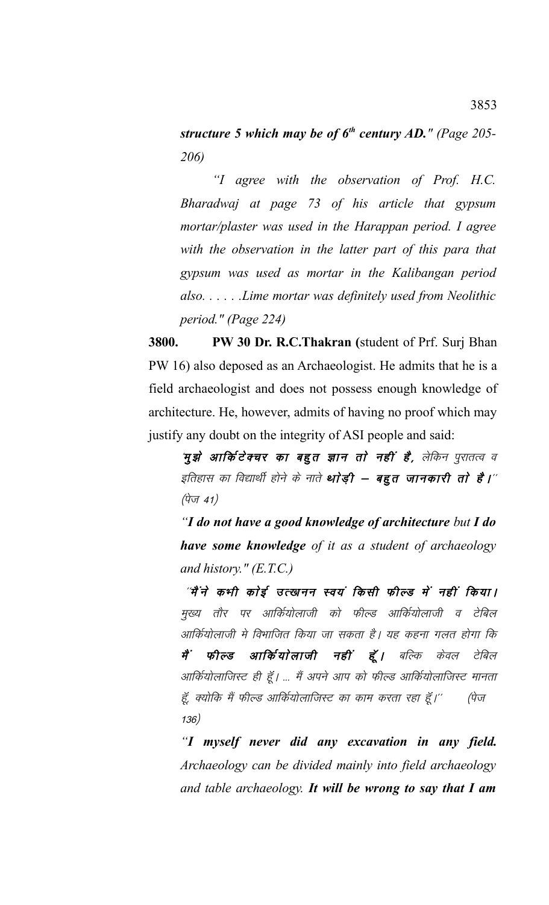***structure 5 which may be of $6^{th}$ century AD." (Page 205-206)***

*"I agree with the observation of Prof. H.C. Bharadwaj at page 73 of his article that gypsum mortar/plaster was used in the Harappan period. I agree with the observation in the latter part of this para that gypsum was used as mortar in the Kalibangan period also. . . . . .Lime mortar was definitely used from Neolithic period." (Page 224)*

**3800. PW 30 Dr. R.C.Thakran (**student of Prf. Surj Bhan PW 16) also deposed as an Archaeologist. He admits that he is a field archaeologist and does not possess enough knowledge of architecture. He, however, admits of having no proof which may justify any doubt on the integrity of ASI people and said:

"**मुझे आर्किटेक्चर का बहुत ज्ञान तो नहीं है,** लेकिन पुरातत्व व इतिहास का विद्यार्थी होने के नाते **थोड़ी – बहुत जानकारी तो है।**" (पेज 41)

*"**I do not have a good knowledge of architecture** but **I do have some knowledge** of it as a student of archaeology and history." (E.T.C.)*

"**मैंने कभी कोई उत्खनन स्वयं किसी फील्ड में नहीं किया।** मुख्य तौर पर आर्कियोलाजी को फील्ड आर्कियोलाजी व टेबिल आर्कियोलाजी मे विभाजित किया जा सकता है। यह कहना गलत होगा कि **मैं फील्ड आर्कियोलाजी नहीं हूँ।** बल्कि केवल टेबिल आर्कियोलाजिस्ट ही हूँ। ... मैं अपने आप को फील्ड आर्कियोलाजिस्ट मानता हूँ, क्योंकि मैं फील्ड आर्कियोलाजिस्ट का काम करता रहा हूँ।" (पेज 136)

*"**I myself never did any excavation in any field.** Archaeology can be divided mainly into field archaeology and table archaeology. **It will be wrong to say that I am***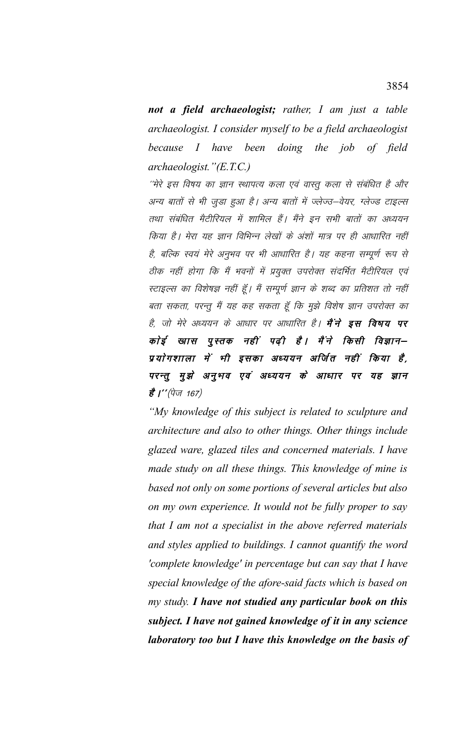***not a field archaeologist;*** *rather, I am just a table archaeologist. I consider myself to be a field archaeologist because I have been doing the job of field archaeologist."(E.T.C.)*

*"मेरे इस विषय का ज्ञान स्थापत्य कला एवं वास्तु कला से संबंधित है और अन्य बातों से भी जुड़ा हुआ है। अन्य बातों में ग्लेज्ड–वेयर, ग्लेज्ड टाइल्स तथा संबंधित मैटीरियल में शामिल हैं। मैंने इन सभी बातों का अध्ययन किया है। मेरा यह ज्ञान विभिन्न लेखों के अंशों मात्र पर ही आधारित नहीं है, बल्कि स्वयं मेरे अनुभव पर भी आधारित है। यह कहना सम्पूर्ण रूप से ठीक नहीं होगा कि मैं भवनों में प्रयुक्त उपरोक्त संदर्भित मैटीरियल एवं स्टाइल्स का विशेषज्ञ नहीं हूँ। मैं सम्पूर्ण ज्ञान के शब्द का प्रतिशत तो नहीं बता सकता, परन्तु मैं यह कह सकता हूँ कि मुझे विशेष ज्ञान उपरोक्त का है, जो मेरे अध्ययन के आधार पर आधारित है।* ***मैंने इस विषय पर कोई खास पुस्तक नहीं पढ़ी है। मैंने किसी विज्ञान–प्रयोगशाला में भी इसका अध्ययन अर्जित नहीं किया है, परन्तु मुझे अनुभव एवं अध्ययन के आधार पर यह ज्ञान है।"*** *(पेज 167)*

*"My knowledge of this subject is related to sculpture and architecture and also to other things. Other things include glazed ware, glazed tiles and concerned materials. I have made study on all these things. This knowledge of mine is based not only on some portions of several articles but also on my own experience. It would not be fully proper to say that I am not a specialist in the above referred materials and styles applied to buildings. I cannot quantify the word 'complete knowledge' in percentage but can say that I have special knowledge of the afore-said facts which is based on my study.* ***I have not studied any particular book on this subject. I have not gained knowledge of it in any science laboratory too but I have this knowledge on the basis of***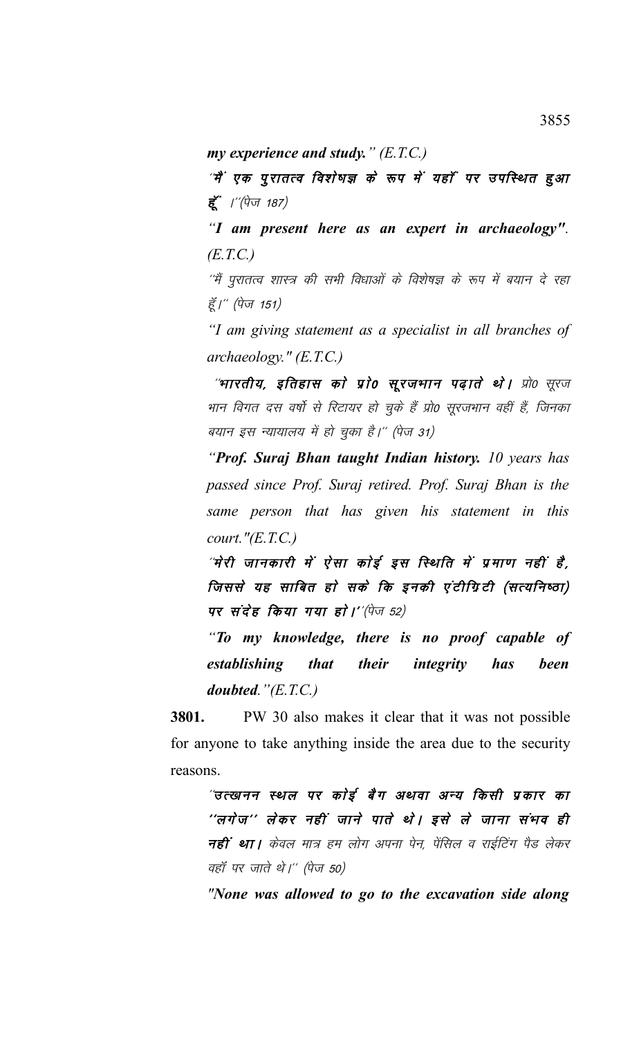***my experience and study.*** *" (E.T.C.)*

***"मैं एक पुरातत्व विशेषज्ञ के रूप में यहाँ पर उपस्थित हुआ हूँ*** *।"(पेज 187)*

***"I am present here as an expert in archaeology"****. (E.T.C.)*

*"मैं पुरातत्व शास्त्र की सभी विधाओं के विशेषज्ञ के रूप में बयान दे रहा हूँ।" (पेज 151)*

*"I am giving statement as a specialist in all branches of archaeology." (E.T.C.)*

***"भारतीय, इतिहास को प्रो0 सूरजभान पढ़ाते थे।*** *प्रो0 सूरज भान विगत दस वर्षो से रिटायर हो चुके हैं प्रो0 सूरजभान वहीं हैं, जिनका बयान इस न्यायालय में हो चुका है।" (पेज 31)*

***"Prof. Suraj Bhan taught Indian history.*** *10 years has passed since Prof. Suraj retired. Prof. Suraj Bhan is the same person that has given his statement in this court."(E.T.C.)*

***"मेरी जानकारी में ऐसा कोई इस स्थिति में प्रमाण नहीं है, जिससे यह साबित हो सके कि इनकी एंटीग्रिटी (सत्यनिष्ठा) पर संदेह किया गया हो।"*** *(पेज 52)*

***"To my knowledge, there is no proof capable of establishing that their integrity has been doubted.*** *"(E.T.C.)*

**3801.** PW 30 also makes it clear that it was not possible for anyone to take anything inside the area due to the security reasons.

***"उत्खनन स्थल पर कोई बैग अथवा अन्य किसी प्रकार का ''लगेज'' लेकर नहीं जाने पाते थे। इसे ले जाना संभव ही नहीं था।*** *केवल मात्र हम लोग अपना पेन, पेंसिल व राईटिंग पैड लेकर वहाँ पर जाते थे।" (पेज 50)*

***"None was allowed to go to the excavation side along***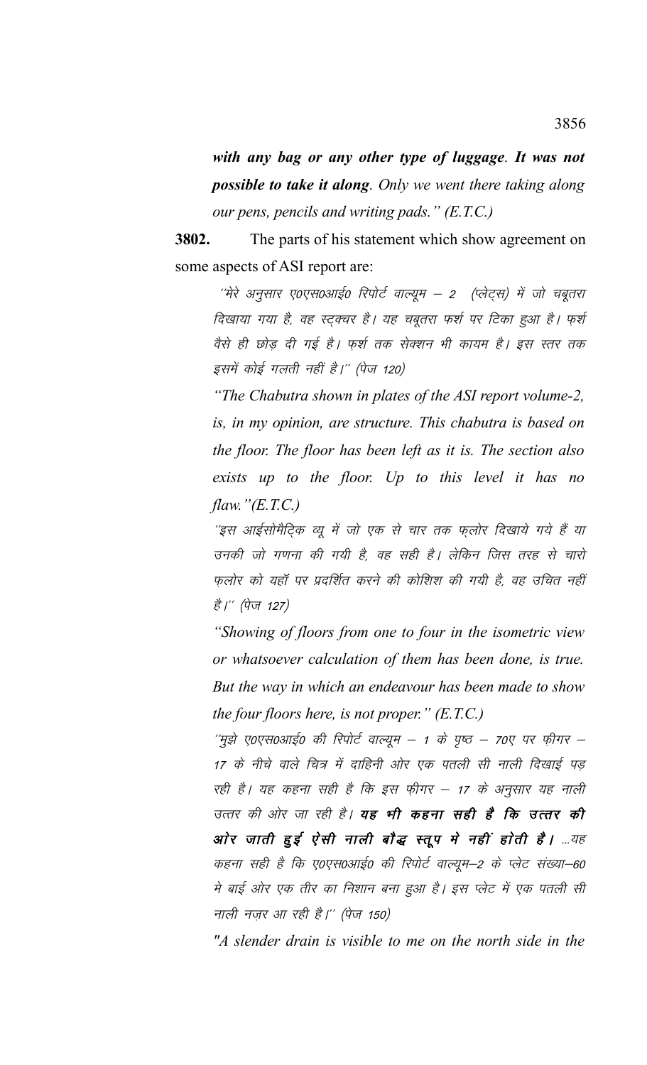***with any bag or any other type of luggage. It was not possible to take it along.*** *Only we went there taking along our pens, pencils and writing pads." (E.T.C.)*

**3802.** The parts of his statement which show agreement on some aspects of ASI report are:

*"मेरे अनुसार ए0एस0आई0 रिपोर्ट वाल्यूम – 2 (प्लेट्स) में जो चबूतरा दिखाया गया है, वह स्ट्रक्चर है। यह चबूतरा फर्श पर टिका हुआ है। फ़र्श वैसे ही छोड़ दी गई है। फ़र्श तक सेक्शन भी कायम है। इस स्तर तक इसमें कोई गलती नहीं है।" (पेज 120)*

*"The Chabutra shown in plates of the ASI report volume-2, is, in my opinion, are structure. This chabutra is based on the floor. The floor has been left as it is. The section also exists up to the floor. Up to this level it has no flaw."(E.T.C.)*

*"इस आईसोमैट्रिक व्यू में जो एक से चार तक फ़्लोर दिखाये गये हैं या उनकी जो गणना की गयी है, वह सही है। लेकिन जिस तरह से चारो फ़्लोर को यहाँ पर प्रदर्शित करने की कोशिश की गयी है, वह उचित नहीं है।" (पेज 127)*

*"Showing of floors from one to four in the isometric view or whatsoever calculation of them has been done, is true. But the way in which an endeavour has been made to show the four floors here, is not proper." (E.T.C.)*

*"मुझे ए0एस0आई0 की रिपोर्ट वाल्यूम – 1 के पृष्ठ – 70ए पर फ़ीगर – 17 के नीचे वाले चित्र में दाहिनी ओर एक पतली सी नाली दिखाई पड़ रही है। यह कहना सही है कि इस फ़ीगर – 17 के अनुसार यह नाली उत्तर की ओर जा रही है।* ***यह भी कहना सही है कि उत्तर की ओर जाती हुई ऐसी नाली बौद्ध स्तूप मे नहीं होती है।*** *...यह कहना सही है कि ए0एस0आई0 की रिपोर्ट वाल्यूम–2 के प्लेट संख्या–60 मे बाई ओर एक तीर का निशान बना हुआ है। इस प्लेट में एक पतली सी नाली नज़र आ रही है।" (पेज 150)*

*"A slender drain is visible to me on the north side in the*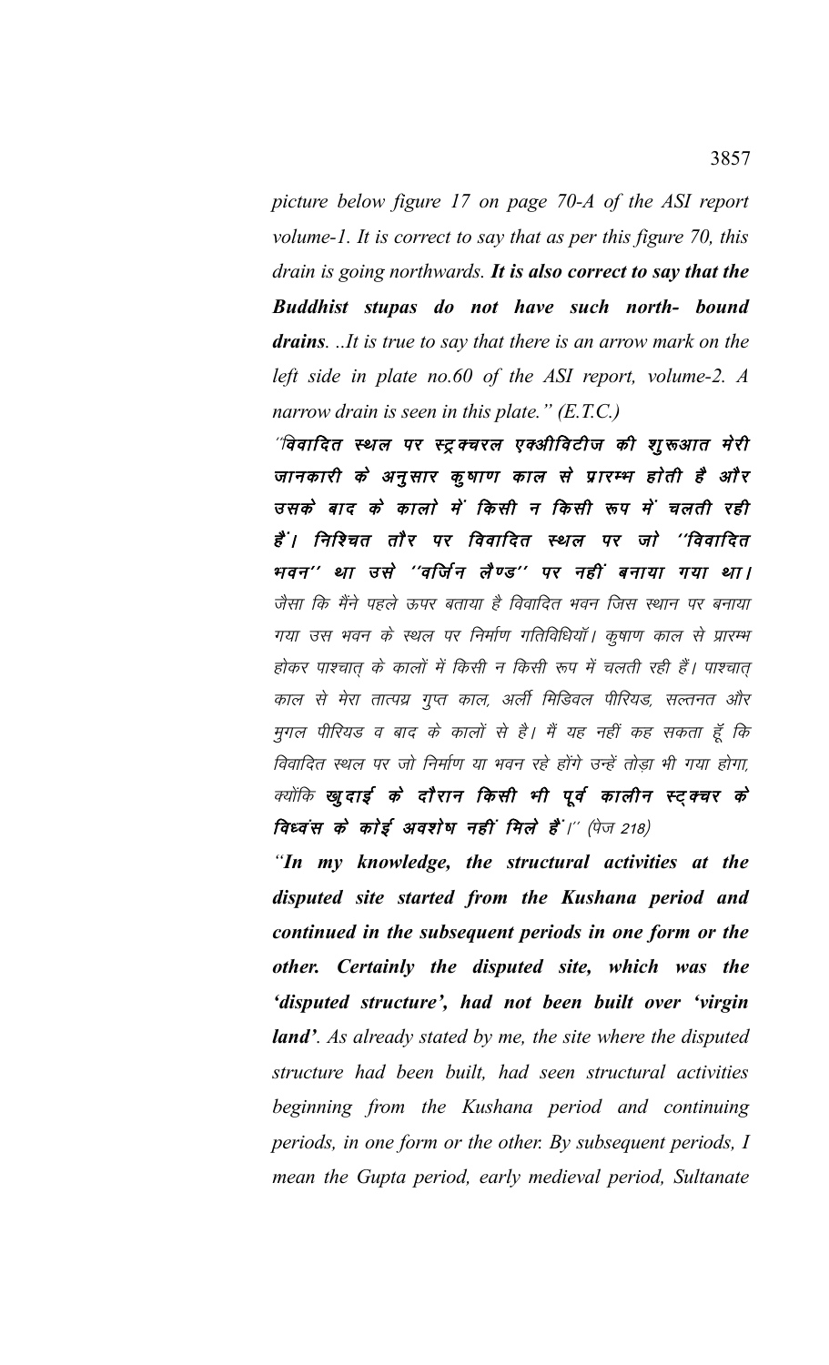*picture below figure 17 on page 70-A of the ASI report volume-1. It is correct to say that as per this figure 70, this drain is going northwards.* ***It is also correct to say that the Buddhist stupas do not have such north- bound drains****. ..It is true to say that there is an arrow mark on the left side in plate no.60 of the ASI report, volume-2. A narrow drain is seen in this plate." (E.T.C.)*

*"**विवादित स्थल पर स्ट्रक्चरल एक्अीविटीज की शुरूआत मेरी जानकारी के अनुसार कुषाण काल से प्रारम्भ होती है और उसके बाद के कालो में किसी न किसी रूप में चलती रही हैं। निश्चित तौर पर विवादित स्थल पर जो "विवादित भवन" था उसे "वर्जिन लैण्ड" पर नहीं बनाया गया था।** जैसा कि मैंने पहले ऊपर बताया है विवादित भवन जिस स्थान पर बनाया गया उस भवन के स्थल पर निर्माण गतिविधियाँ। कुषाण काल से प्रारम्भ होकर पाश्चात् के कालों में किसी न किसी रूप में चलती रही हैं। पाश्चात् काल से मेरा तात्पर्य गुप्त काल, अर्ली मिडिवल पीरियड, सल्तनत और मुगल पीरियड व बाद के कालों से है। मैं यह नहीं कह सकता हूँ कि विवादित स्थल पर जो निर्माण या भवन रहे होंगे उन्हें तोड़ा भी गया होगा, क्योंकि **खुदाई के दौरान किसी भी पूर्व कालीन स्ट्क्चर के विध्वंस के कोई अवशेष नहीं मिले हैं**।" (पेज 218)*

*"**In my knowledge, the structural activities at the disputed site started from the Kushana period and continued in the subsequent periods in one form or the other. Certainly the disputed site, which was the 'disputed structure', had not been built over 'virgin land'**. As already stated by me, the site where the disputed structure had been built, had seen structural activities beginning from the Kushana period and continuing periods, in one form or the other. By subsequent periods, I mean the Gupta period, early medieval period, Sultanate*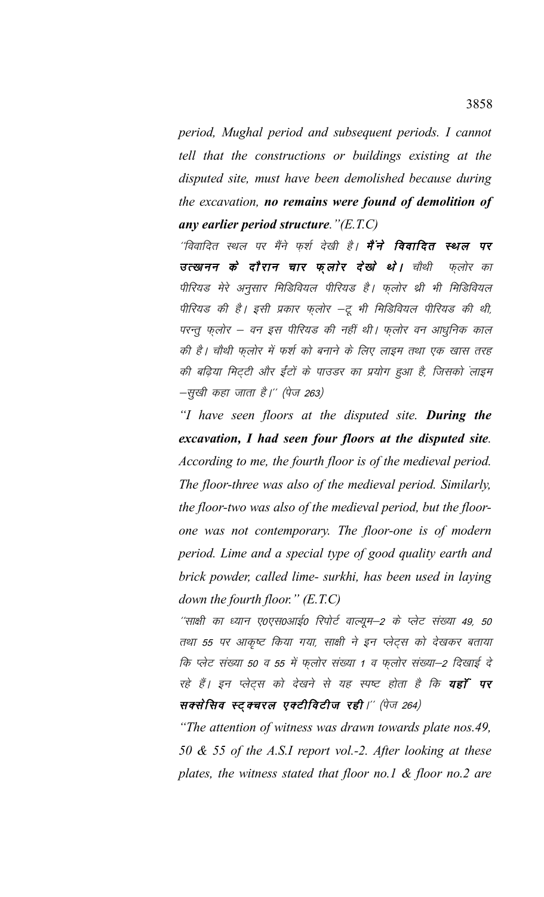*period, Mughal period and subsequent periods. I cannot tell that the constructions or buildings existing at the disputed site, must have been demolished because during the excavation, **no remains were found of demolition of any earlier period structure**."(E.T.C)*

''विवादित स्थल पर मैंने फ़र्श देखी है। ***मैंने विवादित स्थल पर उत्खनन के दौरान चार फ्लोर देखे थे।*** चौथी फ्लोर का पीरियड मेरे अनुसार मिडिवियल पीरियड है। फ्लोर थ्री भी मिडिवियल पीरियड की है। इसी प्रकार फ्लोर –टू भी मिडिवियल पीरियड की थी, परन्तु फ्लोर – वन इस पीरियड की नहीं थी। फ्लोर वन आधुनिक काल की है। चौथी फ्लोर में फर्श को बनाने के लिए लाइम तथा एक खास तरह की बढ़िया मिट्टी और ईंटों के पाउडर का प्रयोग हुआ है, जिसको लाइम –सुखी कहा जाता है।'' (पेज 263)

*"I have seen floors at the disputed site. **During the excavation, I had seen four floors at the disputed site**. According to me, the fourth floor is of the medieval period. The floor-three was also of the medieval period. Similarly, the floor-two was also of the medieval period, but the floor-one was not contemporary. The floor-one is of modern period. Lime and a special type of good quality earth and brick powder, called lime- surkhi, has been used in laying down the fourth floor." (E.T.C)*

''साक्षी का ध्यान ए0एस0आई0 रिपोर्ट वाल्यूम–2 के प्लेट संख्या 49, 50 तथा 55 पर आकृष्ट किया गया, साक्षी ने इन प्लेट्स को देखकर बताया कि प्लेट संख्या 50 व 55 में फ्लोर संख्या 1 व फ्लोर संख्या–2 दिखाई दे रहे हैं। इन प्लेट्स को देखने से यह स्पष्ट होता है कि ***यहाँ पर सक्सेसिव स्ट्क्चरल एक्टीविटीज रही।***'' (पेज 264)

*"The attention of witness was drawn towards plate nos.49, 50 & 55 of the A.S.I report vol.-2. After looking at these plates, the witness stated that floor no.1 & floor no.2 are*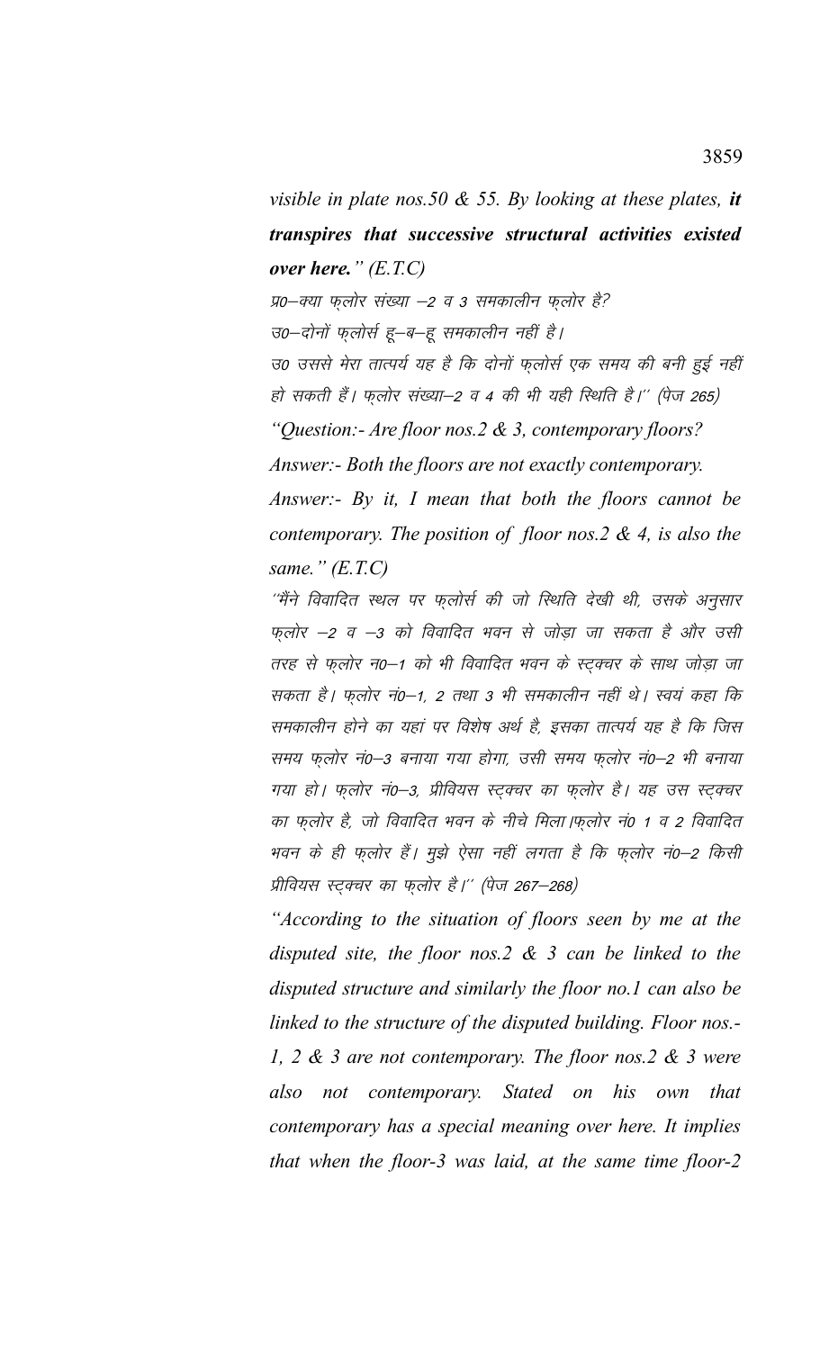*visible in plate nos.50 & 55. By looking at these plates, **it transpires that successive structural activities existed over here.**" (E.T.C)*

प्र0–क्या फ्लोर संख्या –2 व 3 समकालीन फ्लोर है?

उ0–दोनों फ्लोर्स हू–ब–हू समकालीन नहीं है।

उ0 उससे मेरा तात्पर्य यह है कि दोनों फ्लोर्स एक समय की बनी हुई नहीं हो सकती हैं। फ्लोर संख्या–2 व 4 की भी यही स्थिति है।'' (पेज 265)

*"Question:- Are floor nos.2 & 3, contemporary floors?*

*Answer:- Both the floors are not exactly contemporary.*

*Answer:- By it, I mean that both the floors cannot be contemporary. The position of floor nos.2 & 4, is also the same." (E.T.C)*

''मैंने विवादित स्थल पर फ्लोर्स की जो स्थिति देखी थी, उसके अनुसार फ्लोर –2 व –3 को विवादित भवन से जोड़ा जा सकता है और उसी तरह से फ्लोर न0–1 को भी विवादित भवन के स्ट्क्चर के साथ जोड़ा जा सकता है। फ्लोर नं0–1, 2 तथा 3 भी समकालीन नहीं थे। स्वयं कहा कि समकालीन होने का यहां पर विशेष अर्थ है, इसका तात्पर्य यह है कि जिस समय फ्लोर नं0–3 बनाया गया होगा, उसी समय फ्लोर नं0–2 भी बनाया गया हो। फ्लोर नं0–3, प्रीवियस स्ट्क्चर का फ्लोर है। यह उस स्ट्क्चर का फ्लोर है, जो विवादित भवन के नीचे मिला।फ्लोर नं0 1 व 2 विवादित भवन के ही फ्लोर हैं। मुझे ऐसा नहीं लगता है कि फ्लोर नं0–2 किसी प्रीवियस स्ट्क्चर का फ्लोर है।'' (पेज 267–268)

*"According to the situation of floors seen by me at the disputed site, the floor nos.2 & 3 can be linked to the disputed structure and similarly the floor no.1 can also be linked to the structure of the disputed building. Floor nos.- 1, 2 & 3 are not contemporary. The floor nos.2 & 3 were also not contemporary. Stated on his own that contemporary has a special meaning over here. It implies that when the floor-3 was laid, at the same time floor-2*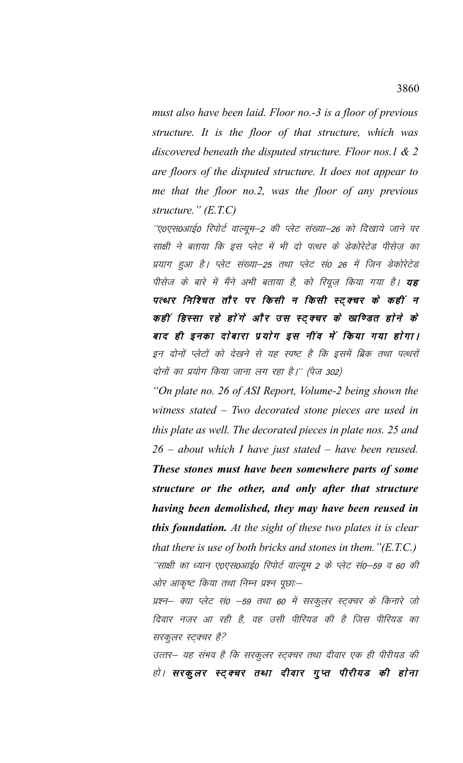*must also have been laid. Floor no.-3 is a floor of previous structure. It is the floor of that structure, which was discovered beneath the disputed structure. Floor nos.1 & 2 are floors of the disputed structure. It does not appear to me that the floor no.2, was the floor of any previous structure." (E.T.C)*

''ए0एस0आई0 रिपोर्ट वाल्यूम–2 की प्लेट संख्या–26 को दिखाये जाने पर साक्षी ने बताया कि इस प्लेट में भी दो पत्थर के डेकोरेटेड पीसेज़ का प्रयाग हुआ है। प्लेट संख्या–25 तथा प्लेट सं0 26 में जिन डेकोरेटेड पीसेज के बारे में मैंने अभी बताया है, को रियूज़ किया गया है। ***यह पत्थर निश्चित तौर पर किसी न किसी स्ट्क्चर के कहीं न कहीं हिस्सा रहे होंगे और उस स्ट्क्चर के खण्डित होने के बाद ही इनका दोबारा प्रयोग इस नींव में किया गया होगा।*** इन दोनों प्लेटों को देखने से यह स्पष्ट है कि इसमें ब्रिक तथा पत्थरों दोनों का प्रयोग किया जाना लग रहा है।'' (पेज 302)

*"On plate no. 26 of ASI Report, Volume-2 being shown the witness stated – Two decorated stone pieces are used in this plate as well. The decorated pieces in plate nos. 25 and 26 – about which I have just stated – have been reused.* ***These stones must have been somewhere parts of some structure or the other, and only after that structure having been demolished, they may have been reused in this foundation.*** *At the sight of these two plates it is clear that there is use of both bricks and stones in them."(E.T.C.)*

''साक्षी का ध्यान ए0एस0आई0 रिपोर्ट वाल्यूम 2 के प्लेट सं0–59 व 60 की ओर आकृष्ट किया तथा निम्न प्रश्न पूछाः–

प्रश्न– क्या प्लेट सं0 –59 तथा 60 में सरकुलर स्ट्क्चर के किनारे जो दिवार नज़र आ रही है, वह उसी पीरियड की है जिस पीरियड का सरकुलर स्ट्क्चर है?

उत्तर– यह संभव है कि सरकुलर स्ट्क्चर तथा दीवार एक ही पीरीयड की हो। ***सरकुलर स्ट्क्चर तथा दीवार गुप्त पीरीयड की होना***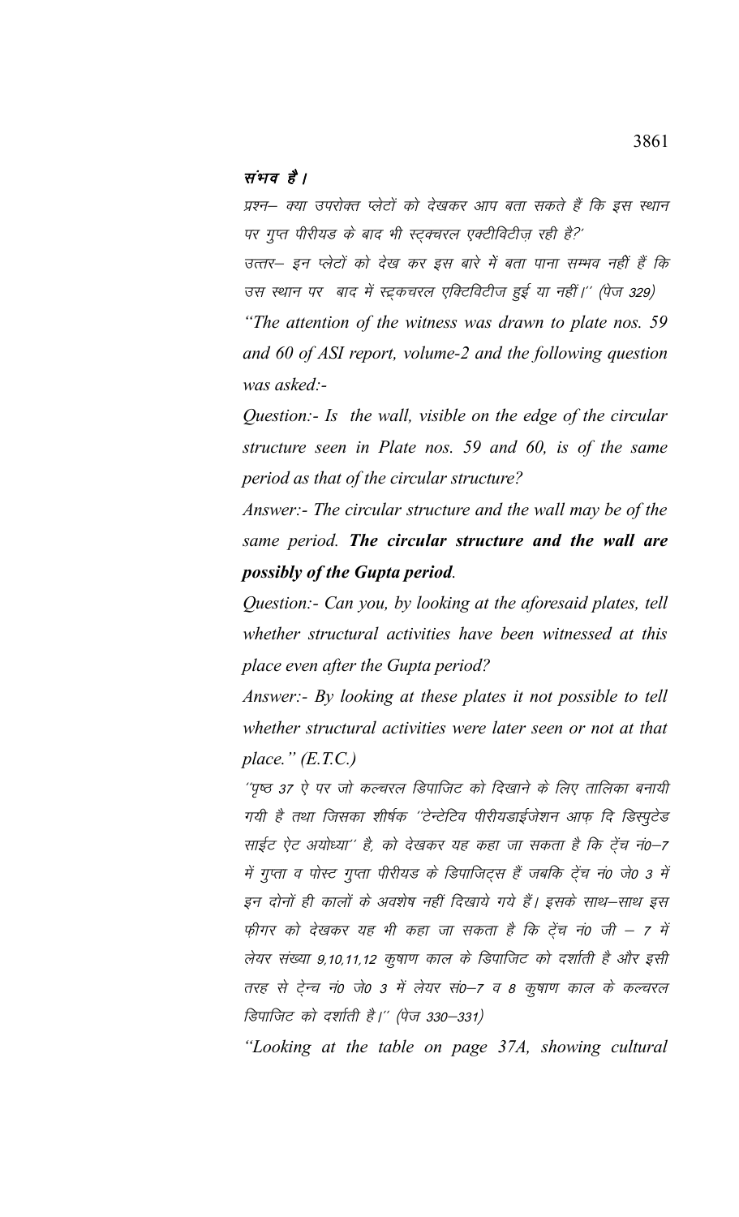*संभव है।*

*प्रश्न– क्या उपरोक्त प्लेटों को देखकर आप बता सकते हैं कि इस स्थान पर गुप्त पीरीयड के बाद भी स्ट्क्चरल एक्टीविटीज़ रही है?'*

*उत्तर– इन प्लेटों को देख कर इस बारे में बता पाना सम्भव नहीं हैं कि उस स्थान पर बाद में स्ट्रकचरल एक्टिविटीज हुई या नहीं।'' (पेज 329)*

*"The attention of the witness was drawn to plate nos. 59 and 60 of ASI report, volume-2 and the following question was asked:-*

*Question:- Is the wall, visible on the edge of the circular structure seen in Plate nos. 59 and 60, is of the same period as that of the circular structure?*

*Answer:- The circular structure and the wall may be of the same period.* ***The circular structure and the wall are possibly of the Gupta period****.*

*Question:- Can you, by looking at the aforesaid plates, tell whether structural activities have been witnessed at this place even after the Gupta period?*

*Answer:- By looking at these plates it not possible to tell whether structural activities were later seen or not at that place." (E.T.C.)*

*''पृष्ठ 37 ऐ पर जो कल्चरल डिपाजिट को दिखाने के लिए तालिका बनायी गयी है तथा जिसका शीर्षक ''टेन्टेटिव पीरीयडाईजेशन आफ़ दि डिस्पुटेड साईट ऐट अयोध्या'' है, को देखकर यह कहा जा सकता है कि ट्रेंच नं0–7 में गुप्ता व पोस्ट गुप्ता पीरीयड के डिपाजिट्स हैं जबकि ट्रेंच नं0 जे0 3 में इन दोनों ही कालों के अवशेष नहीं दिखाये गये हैं। इसके साथ–साथ इस फ़ीगर को देखकर यह भी कहा जा सकता है कि ट्रेंच नं0 जी – 7 में लेयर संख्या 9,10,11,12 कुषाण काल के डिपाजिट को दर्शाती है और इसी तरह से ट्रेन्च नं0 जे0 3 में लेयर सं0–7 व 8 कुषाण काल के कल्चरल डिपाजिट को दर्शाती है।'' (पेज 330–331)*

*"Looking at the table on page 37A, showing cultural*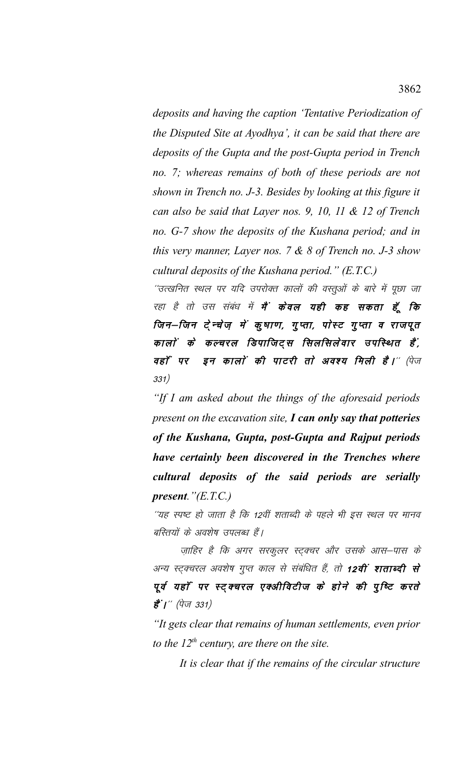*deposits and having the caption 'Tentative Periodization of the Disputed Site at Ayodhya', it can be said that there are deposits of the Gupta and the post-Gupta period in Trench no. 7; whereas remains of both of these periods are not shown in Trench no. J-3. Besides by looking at this figure it can also be said that Layer nos. 9, 10, 11 & 12 of Trench no. G-7 show the deposits of the Kushana period; and in this very manner, Layer nos. 7 & 8 of Trench no. J-3 show cultural deposits of the Kushana period." (E.T.C.)*

*''उत्खनित स्थल पर यदि उपरोक्त कालों की वस्तुओं के बारे में पूछा जा रहा है तो उस संबंध में* ***मैं केवल यही कह सकता हूँ कि जिन–जिन ट्रेन्चेज़ में कुषाण, गुप्ता, पोस्ट गुप्ता व राजपूत कालों के कल्चरल डिपाजिट्स सिलसिलेवार उपस्थित हैं, वहाँ पर इन कालों की पाटरी तो अवश्य मिली है।*** *'' (पेज 331)*

*"If I am asked about the things of the aforesaid periods present on the excavation site,* ***I can only say that potteries of the Kushana, Gupta, post-Gupta and Rajput periods have certainly been discovered in the Trenches where cultural deposits of the said periods are serially present****."(E.T.C.)*

*''यह स्पष्ट हो जाता है कि 12वीं शताब्दी के पहले भी इस स्थल पर मानव बस्तियों के अवशेष उपलब्ध हैं।*

*ज़ाहिर है कि अगर सरकुलर स्ट्रक्चर और उसके आस–पास के अन्य स्ट्रक्चरल अवशेष गुप्त काल से संबंधित हैं, तो* ***12वीं शताब्दी से पूर्व यहाँ पर स्ट्रक्चरल एक्टीविटीज के होने की पुष्टि करते हैं।*** *'' (पेज 331)*

*"It gets clear that remains of human settlements, even prior to the 12th century, are there on the site.*

*It is clear that if the remains of the circular structure*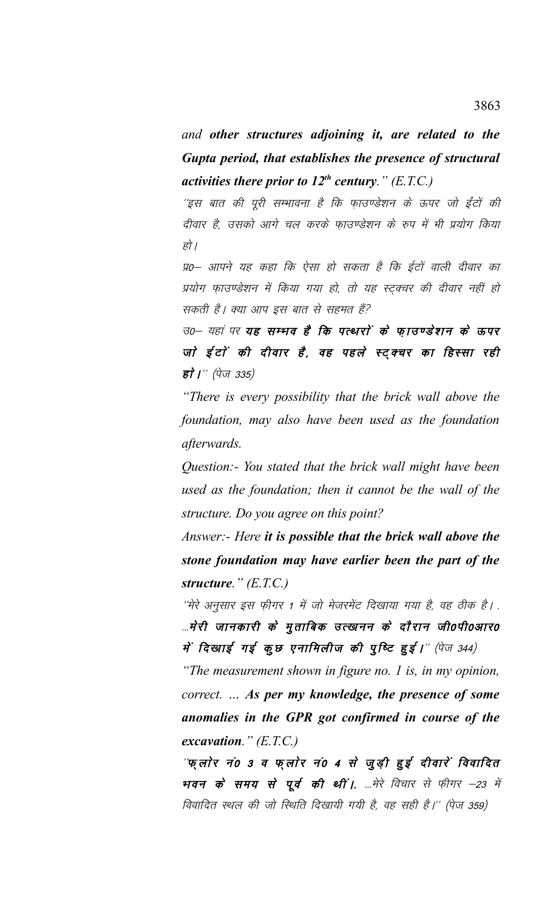and ***other structures adjoining it, are related to the Gupta period, that establishes the presence of structural activities there prior to 12th century***." (E.T.C.)

''इस बात की पूरी सम्भावना है कि फ़ाउण्डेशन के ऊपर जो ईंटों की दीवार है, उसको आगे चल करके फ़ाउण्डेशन के रुप में भी प्रयोग किया हो।

प्र0– आपने यह कहा कि ऐसा हो सकता है कि ईंटों वाली दीवार का प्रयोग फ़ाउण्डेशन में किया गया हो, तो यह स्ट्क्चर की दीवार नहीं हो सकती है। क्या आप इस बात से सहमत हैं?

उ0– यहां पर ***यह सम्भव है कि पत्थरों के फ़ाउण्डेशन के ऊपर जो ईंटों की दीवार है, वह पहले स्ट्क्चर का हिस्सा रही हो।''*** (पेज 335)

"There is every possibility that the brick wall above the foundation, may also have been used as the foundation afterwards.

Question:- You stated that the brick wall might have been used as the foundation; then it cannot be the wall of the structure. Do you agree on this point?

Answer:- Here ***it is possible that the brick wall above the stone foundation may have earlier been the part of the structure***." (E.T.C.)

''मेरे अनुसार इस फीगर 1 में जो मेजरमेंट दिखाया गया है, वह ठीक है।. ...***मेरी जानकारी के मुताबिक उत्खनन के दौरान जी0पी0आर0 में दिखाई गई कुछ एनामिलीज की पुष्टि हुई।***'' (पेज 344)

"The measurement shown in figure no. 1 is, in my opinion, correct. ... ***As per my knowledge, the presence of some anomalies in the GPR got confirmed in course of the excavation***." (E.T.C.)

''***फ्लोर नं0 3 व फ्लोर नं0 4 से जुड़ी हुई दीवारें विवादित भवन के समय से पूर्व की थीं।*** ...मेरे विचार से फ़ीगर –23 में विवादित स्थल की जो स्थिति दिखायी गयी है, वह सही है।'' (पेज 359)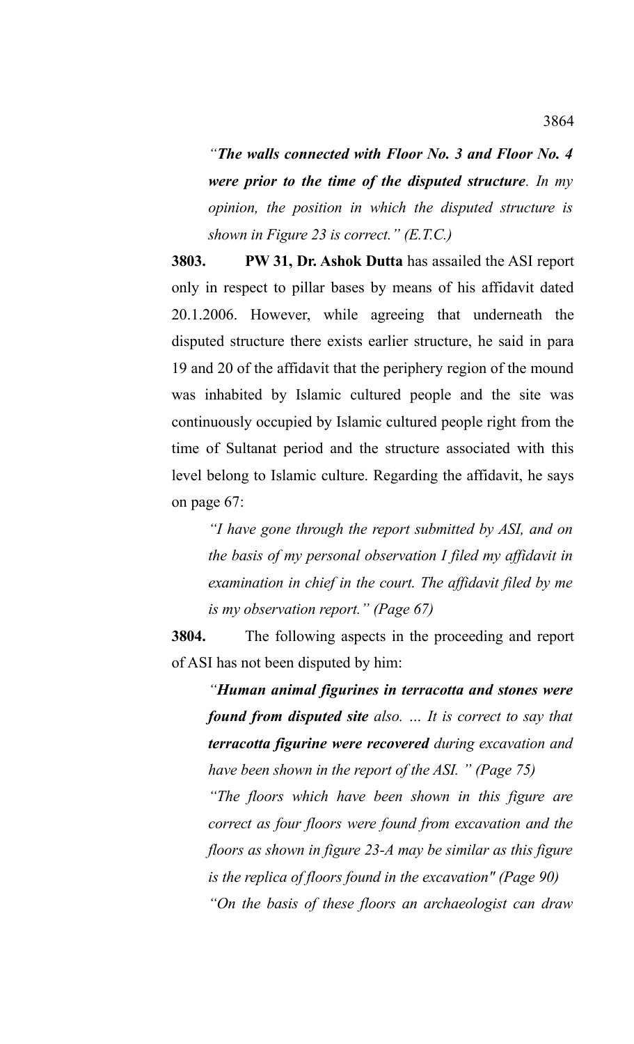*"**The walls connected with Floor No. 3 and Floor No. 4 were prior to the time of the disputed structure**. In my opinion, the position in which the disputed structure is shown in Figure 23 is correct." (E.T.C.)*

**3803.** **PW 31, Dr. Ashok Dutta** has assailed the ASI report only in respect to pillar bases by means of his affidavit dated 20.1.2006. However, while agreeing that underneath the disputed structure there exists earlier structure, he said in para 19 and 20 of the affidavit that the periphery region of the mound was inhabited by Islamic cultured people and the site was continuously occupied by Islamic cultured people right from the time of Sultanat period and the structure associated with this level belong to Islamic culture. Regarding the affidavit, he says on page 67:

> *"I have gone through the report submitted by ASI, and on the basis of my personal observation I filed my affidavit in examination in chief in the court. The affidavit filed by me is my observation report." (Page 67)*

**3804.** The following aspects in the proceeding and report of ASI has not been disputed by him:

> *"**Human animal figurines in terracotta and stones were found from disputed site** also. ... It is correct to say that **terracotta figurine were recovered** during excavation and have been shown in the report of the ASI. " (Page 75)*
>
> *"The floors which have been shown in this figure are correct as four floors were found from excavation and the floors as shown in figure 23-A may be similar as this figure is the replica of floors found in the excavation" (Page 90)*
>
> *"On the basis of these floors an archaeologist can draw*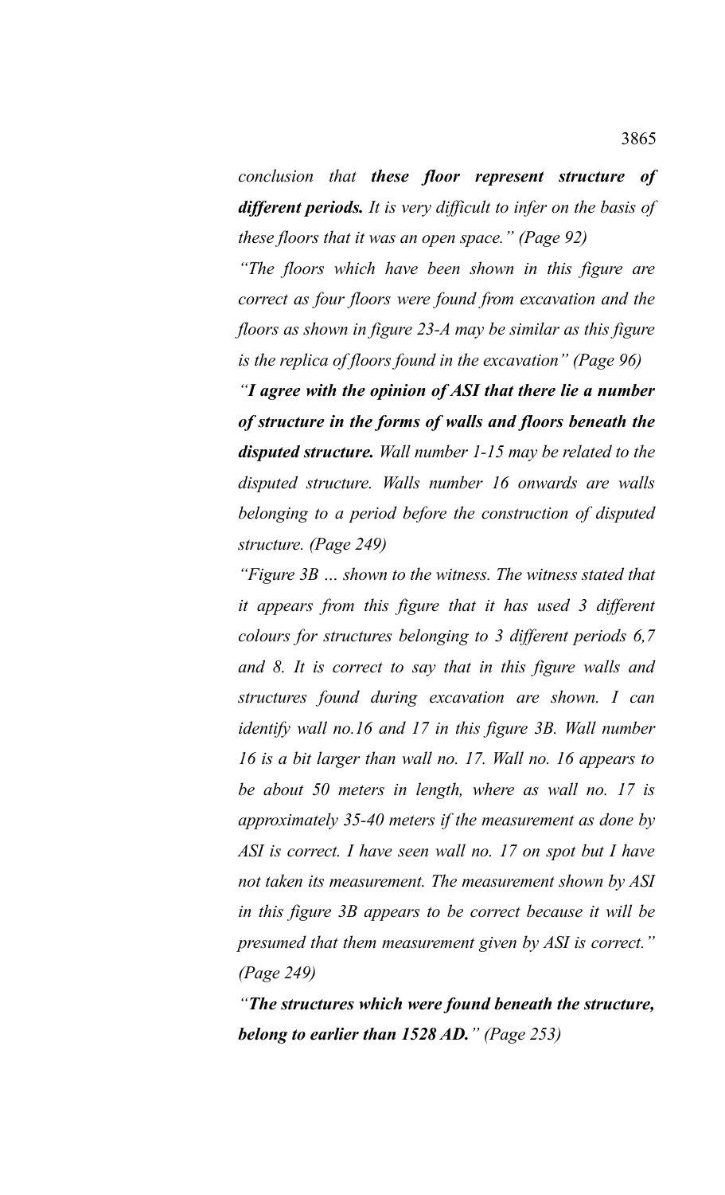*conclusion that **these floor represent structure of different periods.** It is very difficult to infer on the basis of these floors that it was an open space." (Page 92)*

*"The floors which have been shown in this figure are correct as four floors were found from excavation and the floors as shown in figure 23-A may be similar as this figure is the replica of floors found in the excavation" (Page 96)*

*"**I agree with the opinion of ASI that there lie a number of structure in the forms of walls and floors beneath the disputed structure.** Wall number 1-15 may be related to the disputed structure. Walls number 16 onwards are walls belonging to a period before the construction of disputed structure. (Page 249)*

*"Figure 3B … shown to the witness. The witness stated that it appears from this figure that it has used 3 different colours for structures belonging to 3 different periods 6,7 and 8. It is correct to say that in this figure walls and structures found during excavation are shown. I can identify wall no.16 and 17 in this figure 3B. Wall number 16 is a bit larger than wall no. 17. Wall no. 16 appears to be about 50 meters in length, where as wall no. 17 is approximately 35-40 meters if the measurement as done by ASI is correct. I have seen wall no. 17 on spot but I have not taken its measurement. The measurement shown by ASI in this figure 3B appears to be correct because it will be presumed that them measurement given by ASI is correct." (Page 249)*

*"**The structures which were found beneath the structure, belong to earlier than 1528 AD.**" (Page 253)*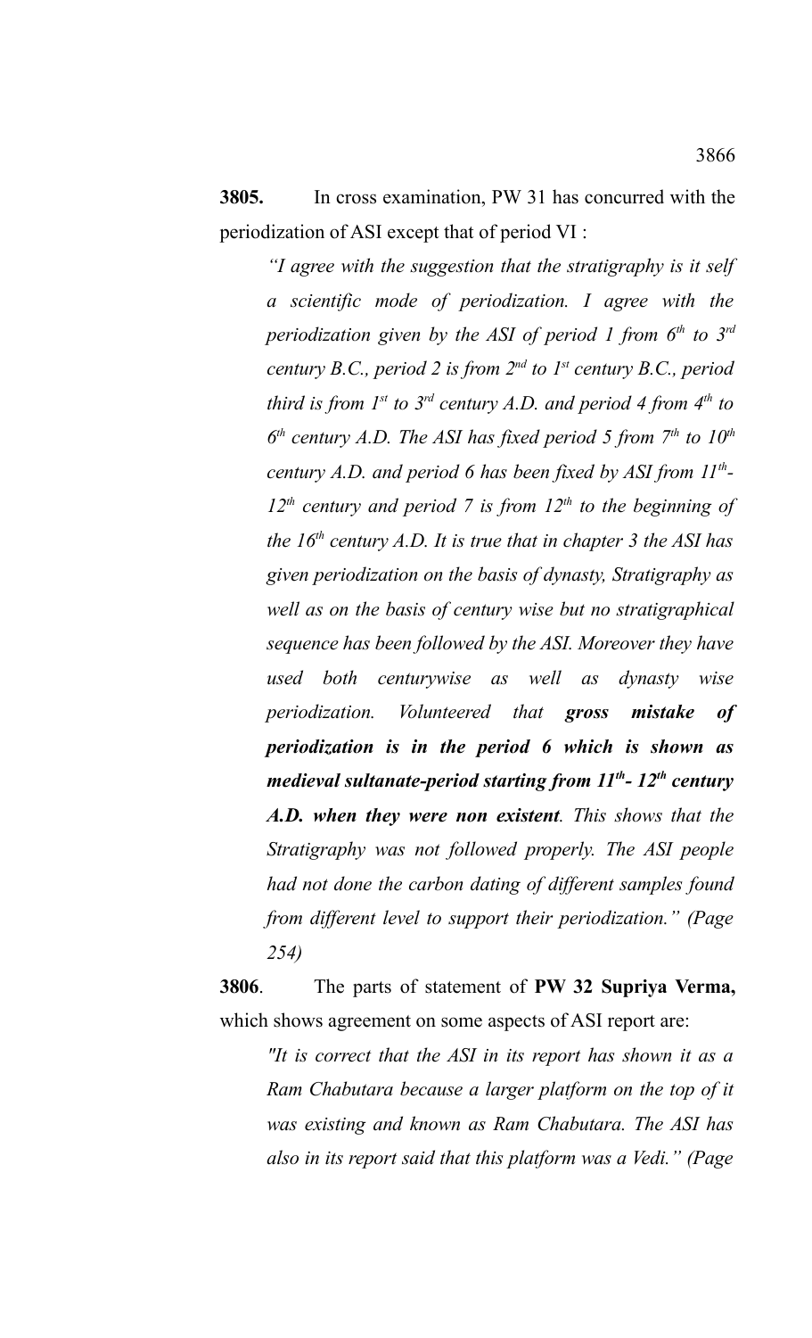**3805.** In cross examination, PW 31 has concurred with the periodization of ASI except that of period VI :

> *"I agree with the suggestion that the stratigraphy is it self a scientific mode of periodization. I agree with the periodization given by the ASI of period 1 from $6^{th}$ to $3^{rd}$ century B.C., period 2 is from $2^{nd}$ to $1^{st}$ century B.C., period third is from $1^{st}$ to $3^{rd}$ century A.D. and period 4 from $4^{th}$ to $6^{th}$ century A.D. The ASI has fixed period 5 from $7^{th}$ to $10^{th}$ century A.D. and period 6 has been fixed by ASI from $11^{th}$-$12^{th}$ century and period 7 is from $12^{th}$ to the beginning of the $16^{th}$ century A.D. It is true that in chapter 3 the ASI has given periodization on the basis of dynasty, Stratigraphy as well as on the basis of century wise but no stratigraphical sequence has been followed by the ASI. Moreover they have used both centurywise as well as dynasty wise periodization. Volunteered that* ***gross mistake of periodization is in the period 6 which is shown as medieval sultanate-period starting from $11^{th}$- $12^{th}$ century A.D. when they were non existent****. This shows that the Stratigraphy was not followed properly. The ASI people had not done the carbon dating of different samples found from different level to support their periodization." (Page 254)*

**3806**. The parts of statement of **PW 32 Supriya Verma,** which shows agreement on some aspects of ASI report are:

> *"It is correct that the ASI in its report has shown it as a Ram Chabutara because a larger platform on the top of it was existing and known as Ram Chabutara. The ASI has also in its report said that this platform was a Vedi." (Page*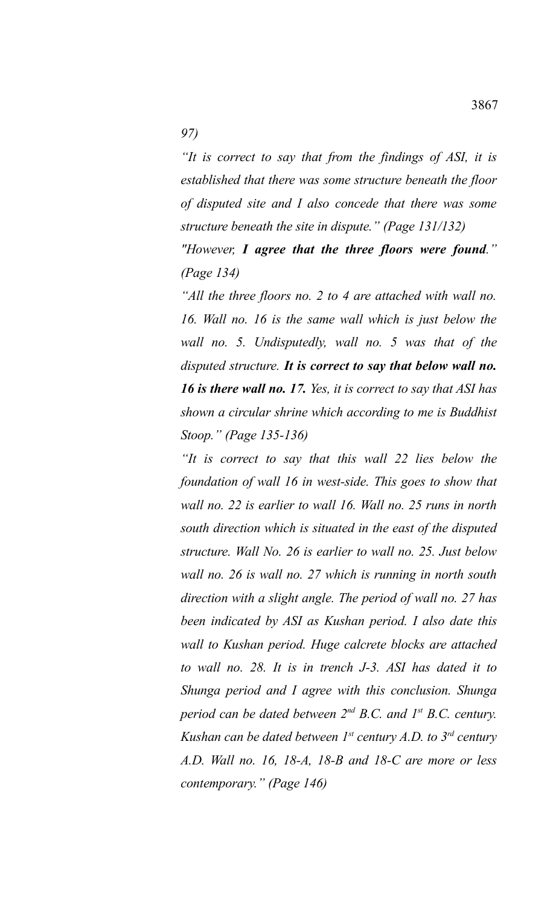*97)*

*"It is correct to say that from the findings of ASI, it is established that there was some structure beneath the floor of disputed site and I also concede that there was some structure beneath the site in dispute." (Page 131/132)*

*"However, **I agree that the three floors were found**." (Page 134)*

*"All the three floors no. 2 to 4 are attached with wall no. 16. Wall no. 16 is the same wall which is just below the wall no. 5. Undisputedly, wall no. 5 was that of the disputed structure. **It is correct to say that below wall no. 16 is there wall no. 17.** Yes, it is correct to say that ASI has shown a circular shrine which according to me is Buddhist Stoop." (Page 135-136)*

*"It is correct to say that this wall 22 lies below the foundation of wall 16 in west-side. This goes to show that wall no. 22 is earlier to wall 16. Wall no. 25 runs in north south direction which is situated in the east of the disputed structure. Wall No. 26 is earlier to wall no. 25. Just below wall no. 26 is wall no. 27 which is running in north south direction with a slight angle. The period of wall no. 27 has been indicated by ASI as Kushan period. I also date this wall to Kushan period. Huge calcrete blocks are attached to wall no. 28. It is in trench J-3. ASI has dated it to Shunga period and I agree with this conclusion. Shunga period can be dated between 2nd B.C. and 1st B.C. century. Kushan can be dated between 1st century A.D. to 3rd century A.D. Wall no. 16, 18-A, 18-B and 18-C are more or less contemporary." (Page 146)*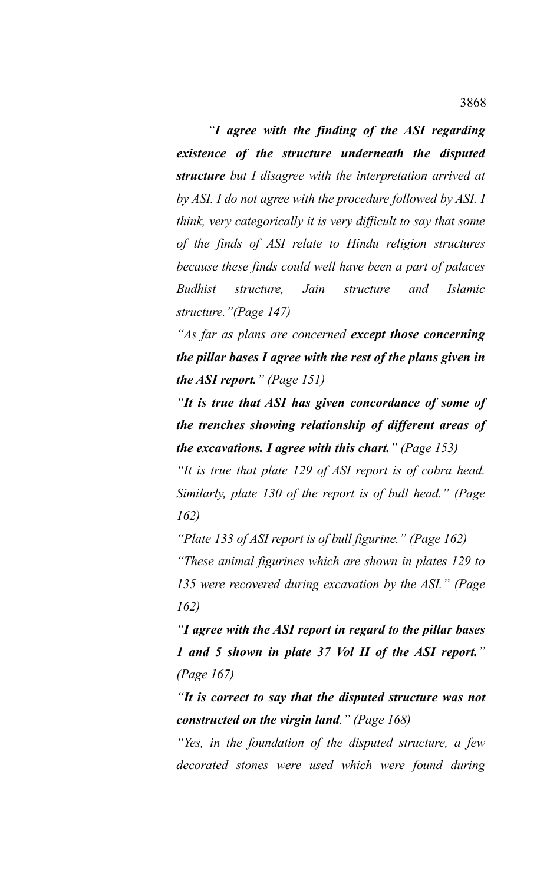*"**I agree with the finding of the ASI regarding existence of the structure underneath the disputed structure** but I disagree with the interpretation arrived at by ASI. I do not agree with the procedure followed by ASI. I think, very categorically it is very difficult to say that some of the finds of ASI relate to Hindu religion structures because these finds could well have been a part of palaces Budhist structure, Jain structure and Islamic structure."(Page 147)*

*"As far as plans are concerned **except those concerning the pillar bases I agree with the rest of the plans given in the ASI report.**" (Page 151)*

*"**It is true that ASI has given concordance of some of the trenches showing relationship of different areas of the excavations. I agree with this chart.**" (Page 153)*

*"It is true that plate 129 of ASI report is of cobra head. Similarly, plate 130 of the report is of bull head." (Page 162)*

*"Plate 133 of ASI report is of bull figurine." (Page 162)*

*"These animal figurines which are shown in plates 129 to 135 were recovered during excavation by the ASI." (Page 162)*

*"**I agree with the ASI report in regard to the pillar bases 1 and 5 shown in plate 37 Vol II of the ASI report.**" (Page 167)*

*"**It is correct to say that the disputed structure was not constructed on the virgin land**." (Page 168)*

*"Yes, in the foundation of the disputed structure, a few decorated stones were used which were found during*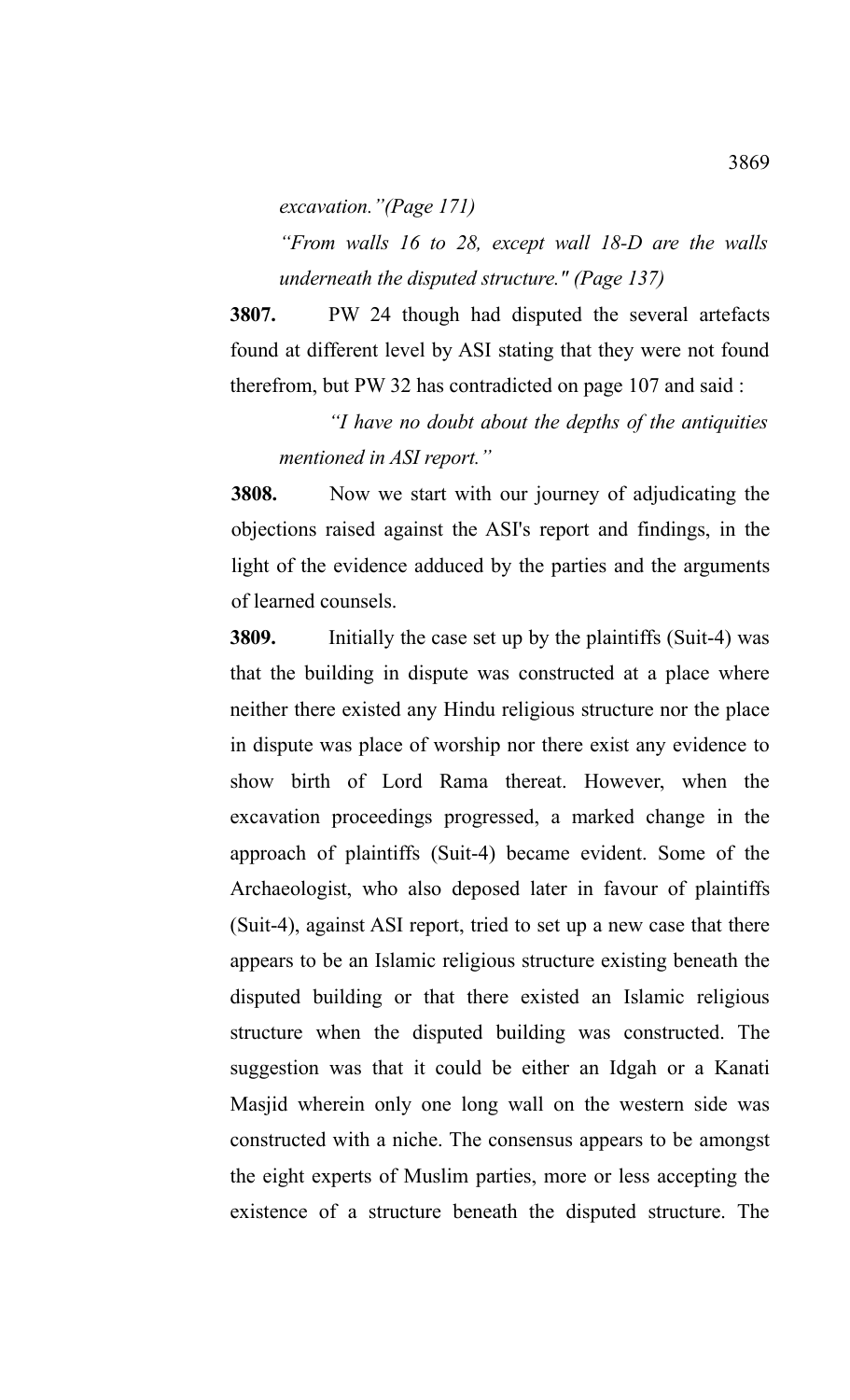*excavation."(Page 171)*

*"From walls 16 to 28, except wall 18-D are the walls underneath the disputed structure." (Page 137)*

**3807.** PW 24 though had disputed the several artefacts found at different level by ASI stating that they were not found therefrom, but PW 32 has contradicted on page 107 and said :

*"I have no doubt about the depths of the antiquities mentioned in ASI report."*

**3808.** Now we start with our journey of adjudicating the objections raised against the ASI's report and findings, in the light of the evidence adduced by the parties and the arguments of learned counsels.

**3809.** Initially the case set up by the plaintiffs (Suit-4) was that the building in dispute was constructed at a place where neither there existed any Hindu religious structure nor the place in dispute was place of worship nor there exist any evidence to show birth of Lord Rama thereat. However, when the excavation proceedings progressed, a marked change in the approach of plaintiffs (Suit-4) became evident. Some of the Archaeologist, who also deposed later in favour of plaintiffs (Suit-4), against ASI report, tried to set up a new case that there appears to be an Islamic religious structure existing beneath the disputed building or that there existed an Islamic religious structure when the disputed building was constructed. The suggestion was that it could be either an Idgah or a Kanati Masjid wherein only one long wall on the western side was constructed with a niche. The consensus appears to be amongst the eight experts of Muslim parties, more or less accepting the existence of a structure beneath the disputed structure. The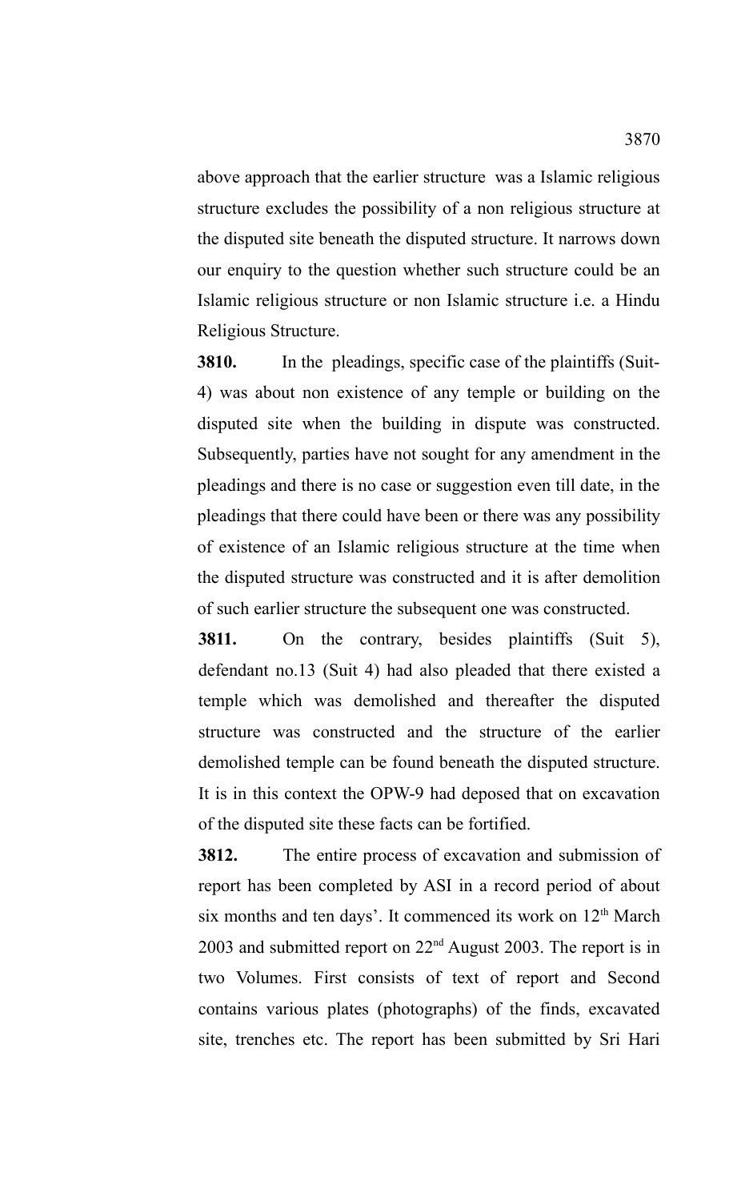above approach that the earlier structure was a Islamic religious structure excludes the possibility of a non religious structure at the disputed site beneath the disputed structure. It narrows down our enquiry to the question whether such structure could be an Islamic religious structure or non Islamic structure i.e. a Hindu Religious Structure.

**3810.** In the pleadings, specific case of the plaintiffs (Suit-4) was about non existence of any temple or building on the disputed site when the building in dispute was constructed. Subsequently, parties have not sought for any amendment in the pleadings and there is no case or suggestion even till date, in the pleadings that there could have been or there was any possibility of existence of an Islamic religious structure at the time when the disputed structure was constructed and it is after demolition of such earlier structure the subsequent one was constructed.

**3811.** On the contrary, besides plaintiffs (Suit 5), defendant no.13 (Suit 4) had also pleaded that there existed a temple which was demolished and thereafter the disputed structure was constructed and the structure of the earlier demolished temple can be found beneath the disputed structure. It is in this context the OPW-9 had deposed that on excavation of the disputed site these facts can be fortified.

**3812.** The entire process of excavation and submission of report has been completed by ASI in a record period of about six months and ten days'. It commenced its work on 12th March 2003 and submitted report on 22nd August 2003. The report is in two Volumes. First consists of text of report and Second contains various plates (photographs) of the finds, excavated site, trenches etc. The report has been submitted by Sri Hari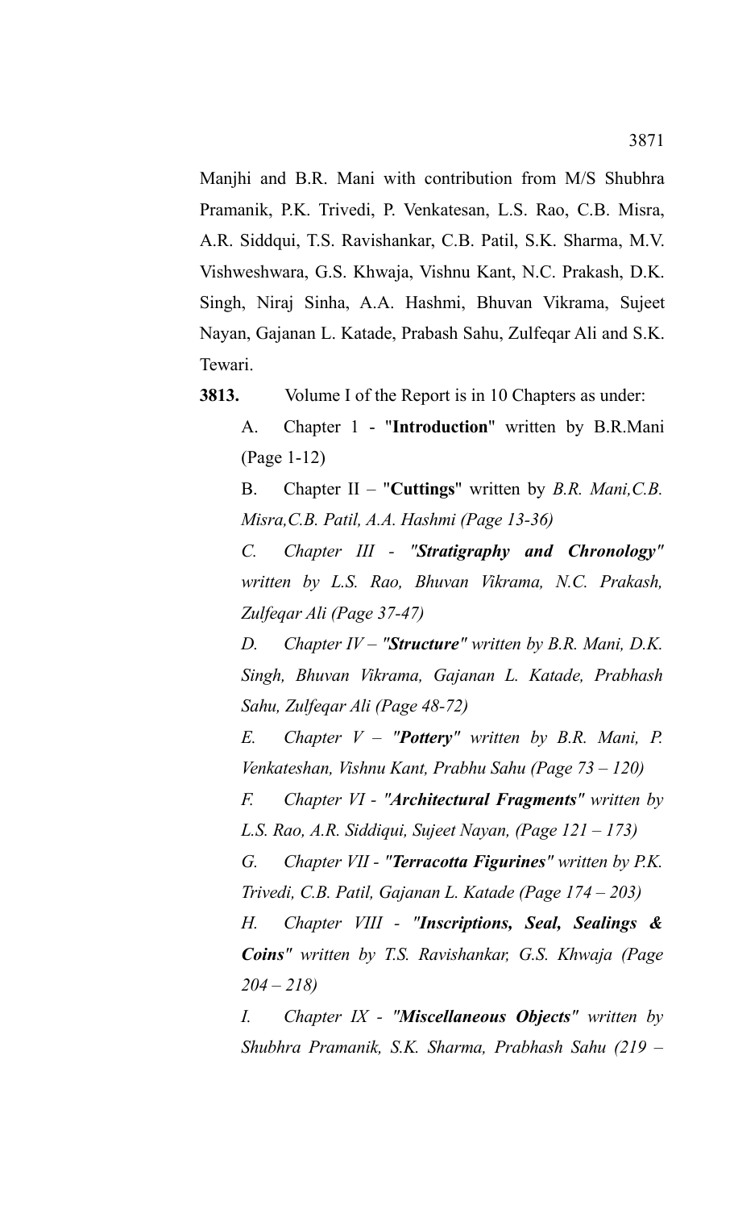Manjhi and B.R. Mani with contribution from M/S Shubhra Pramanik, P.K. Trivedi, P. Venkatesan, L.S. Rao, C.B. Misra, A.R. Siddqui, T.S. Ravishankar, C.B. Patil, S.K. Sharma, M.V. Vishweshwara, G.S. Khwaja, Vishnu Kant, N.C. Prakash, D.K. Singh, Niraj Sinha, A.A. Hashmi, Bhuvan Vikrama, Sujeet Nayan, Gajanan L. Katade, Prabash Sahu, Zulfeqar Ali and S.K. Tewari.

**3813.** Volume I of the Report is in 10 Chapters as under:

A. Chapter 1 - "**Introduction**" written by B.R.Mani (Page 1-12)

B. Chapter II – "**Cuttings**" written by *B.R. Mani,C.B. Misra,C.B. Patil, A.A. Hashmi (Page 13-36)*

*C. Chapter III - "**Stratigraphy and Chronology**" written by L.S. Rao, Bhuvan Vikrama, N.C. Prakash, Zulfeqar Ali (Page 37-47)*

*D. Chapter IV – "**Structure**" written by B.R. Mani, D.K. Singh, Bhuvan Vikrama, Gajanan L. Katade, Prabhash Sahu, Zulfeqar Ali (Page 48-72)*

*E. Chapter V – "**Pottery**" written by B.R. Mani, P. Venkateshan, Vishnu Kant, Prabhu Sahu (Page 73 – 120)*

*F. Chapter VI - "**Architectural Fragments**" written by L.S. Rao, A.R. Siddiqui, Sujeet Nayan, (Page 121 – 173)*

*G. Chapter VII - "**Terracotta Figurines**" written by P.K. Trivedi, C.B. Patil, Gajanan L. Katade (Page 174 – 203)*

*H. Chapter VIII - "**Inscriptions, Seal, Sealings & Coins**" written by T.S. Ravishankar, G.S. Khwaja (Page 204 – 218)*

*I. Chapter IX - "**Miscellaneous Objects**" written by Shubhra Pramanik, S.K. Sharma, Prabhash Sahu (219 –*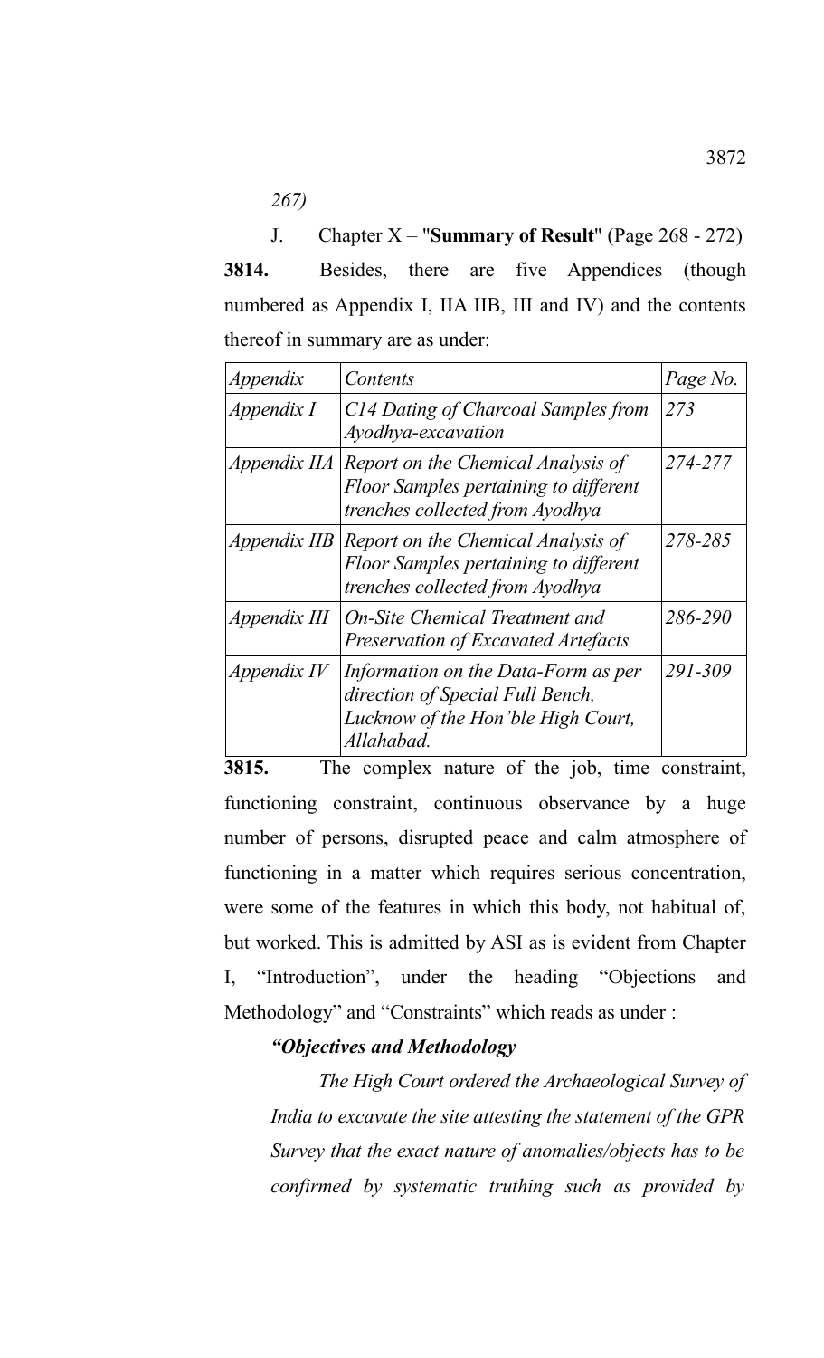*267)*

J. Chapter X – "**Summary of Result**" (Page 268 - 272)

**3814.** Besides, there are five Appendices (though numbered as Appendix I, IIA IIB, III and IV) and the contents thereof in summary are as under:

| *Appendix* | *Contents* | *Page No.* |
|---|---|---|
| *Appendix I* | *C14 Dating of Charcoal Samples from Ayodhya-excavation* | *273* |
| *Appendix IIA* | *Report on the Chemical Analysis of Floor Samples pertaining to different trenches collected from Ayodhya* | *274-277* |
| *Appendix IIB* | *Report on the Chemical Analysis of Floor Samples pertaining to different trenches collected from Ayodhya* | *278-285* |
| *Appendix III* | *On-Site Chemical Treatment and Preservation of Excavated Artefacts* | *286-290* |
| *Appendix IV* | *Information on the Data-Form as per direction of Special Full Bench, Lucknow of the Hon'ble High Court, Allahabad.* | *291-309* |

**3815.** The complex nature of the job, time constraint, functioning constraint, continuous observance by a huge number of persons, disrupted peace and calm atmosphere of functioning in a matter which requires serious concentration, were some of the features in which this body, not habitual of, but worked. This is admitted by ASI as is evident from Chapter I, "Introduction", under the heading "Objections and Methodology" and "Constraints" which reads as under :

***"Objectives and Methodology***

*The High Court ordered the Archaeological Survey of India to excavate the site attesting the statement of the GPR Survey that the exact nature of anomalies/objects has to be confirmed by systematic truthing such as provided by*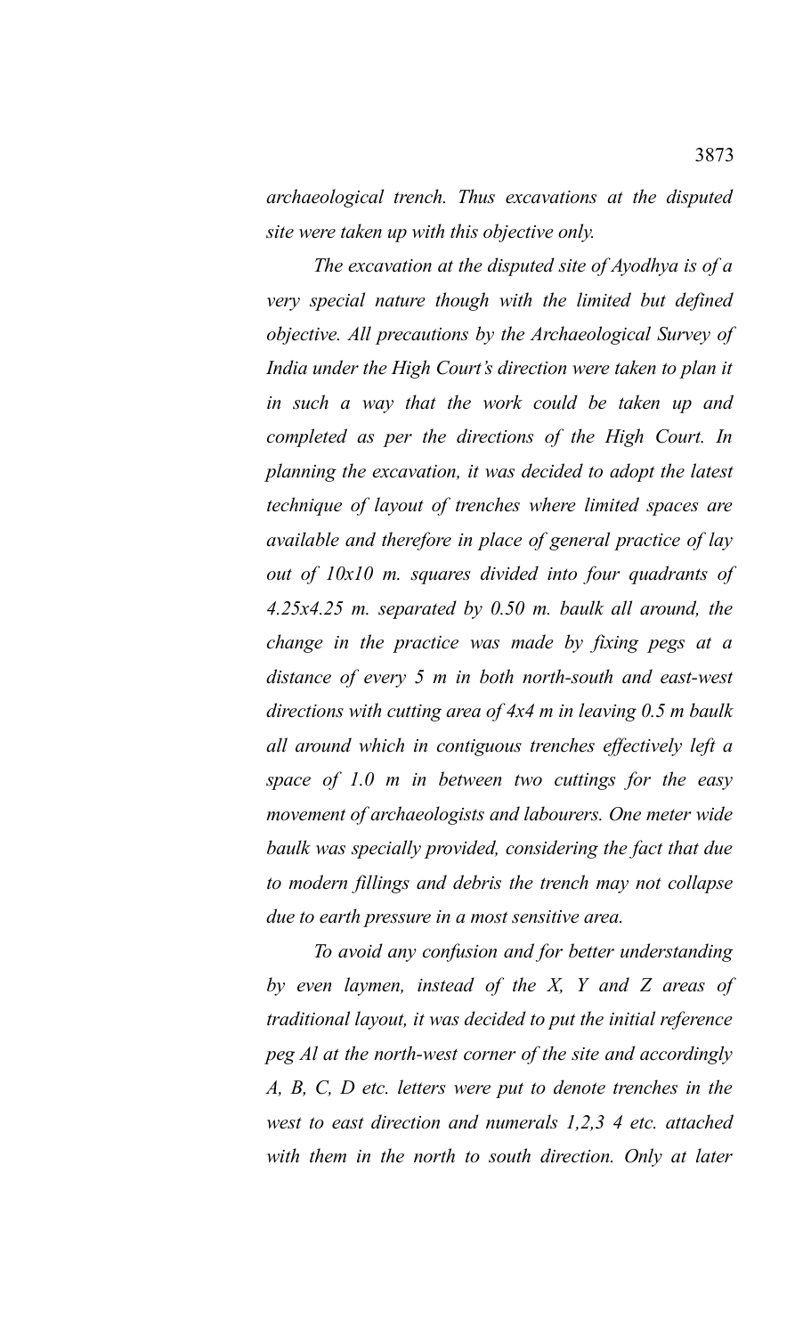*archaeological trench. Thus excavations at the disputed site were taken up with this objective only.*

*The excavation at the disputed site of Ayodhya is of a very special nature though with the limited but defined objective. All precautions by the Archaeological Survey of India under the High Court's direction were taken to plan it in such a way that the work could be taken up and completed as per the directions of the High Court. In planning the excavation, it was decided to adopt the latest technique of layout of trenches where limited spaces are available and therefore in place of general practice of lay out of 10x10 m. squares divided into four quadrants of 4.25x4.25 m. separated by 0.50 m. baulk all around, the change in the practice was made by fixing pegs at a distance of every 5 m in both north-south and east-west directions with cutting area of 4x4 m in leaving 0.5 m baulk all around which in contiguous trenches effectively left a space of 1.0 m in between two cuttings for the easy movement of archaeologists and labourers. One meter wide baulk was specially provided, considering the fact that due to modern fillings and debris the trench may not collapse due to earth pressure in a most sensitive area.*

*To avoid any confusion and for better understanding by even laymen, instead of the X, Y and Z areas of traditional layout, it was decided to put the initial reference peg Al at the north-west corner of the site and accordingly A, B, C, D etc. letters were put to denote trenches in the west to east direction and numerals 1,2,3 4 etc. attached with them in the north to south direction. Only at later*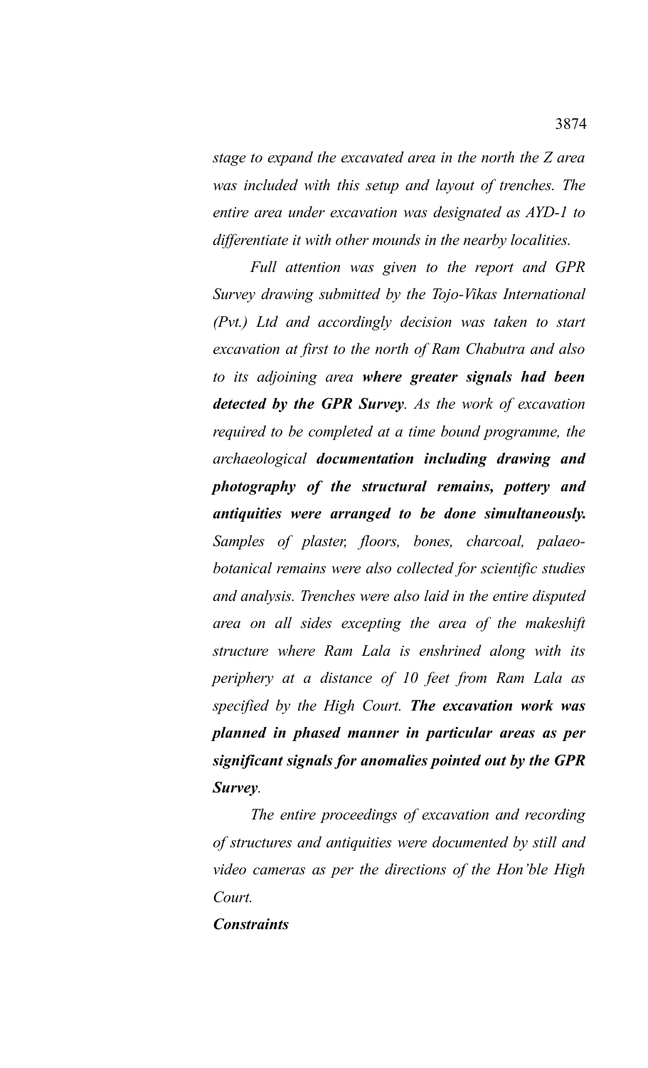*stage to expand the excavated area in the north the Z area was included with this setup and layout of trenches. The entire area under excavation was designated as AYD-1 to differentiate it with other mounds in the nearby localities.*

*Full attention was given to the report and GPR Survey drawing submitted by the Tojo-Vikas International (Pvt.) Ltd and accordingly decision was taken to start excavation at first to the north of Ram Chabutra and also to its adjoining area* ***where greater signals had been detected by the GPR Survey****. As the work of excavation required to be completed at a time bound programme, the archaeological* ***documentation including drawing and photography of the structural remains, pottery and antiquities were arranged to be done simultaneously.*** *Samples of plaster, floors, bones, charcoal, palaeo-botanical remains were also collected for scientific studies and analysis. Trenches were also laid in the entire disputed area on all sides excepting the area of the makeshift structure where Ram Lala is enshrined along with its periphery at a distance of 10 feet from Ram Lala as specified by the High Court.* ***The excavation work was planned in phased manner in particular areas as per significant signals for anomalies pointed out by the GPR Survey****.*

*The entire proceedings of excavation and recording of structures and antiquities were documented by still and video cameras as per the directions of the Hon'ble High Court.*

***Constraints***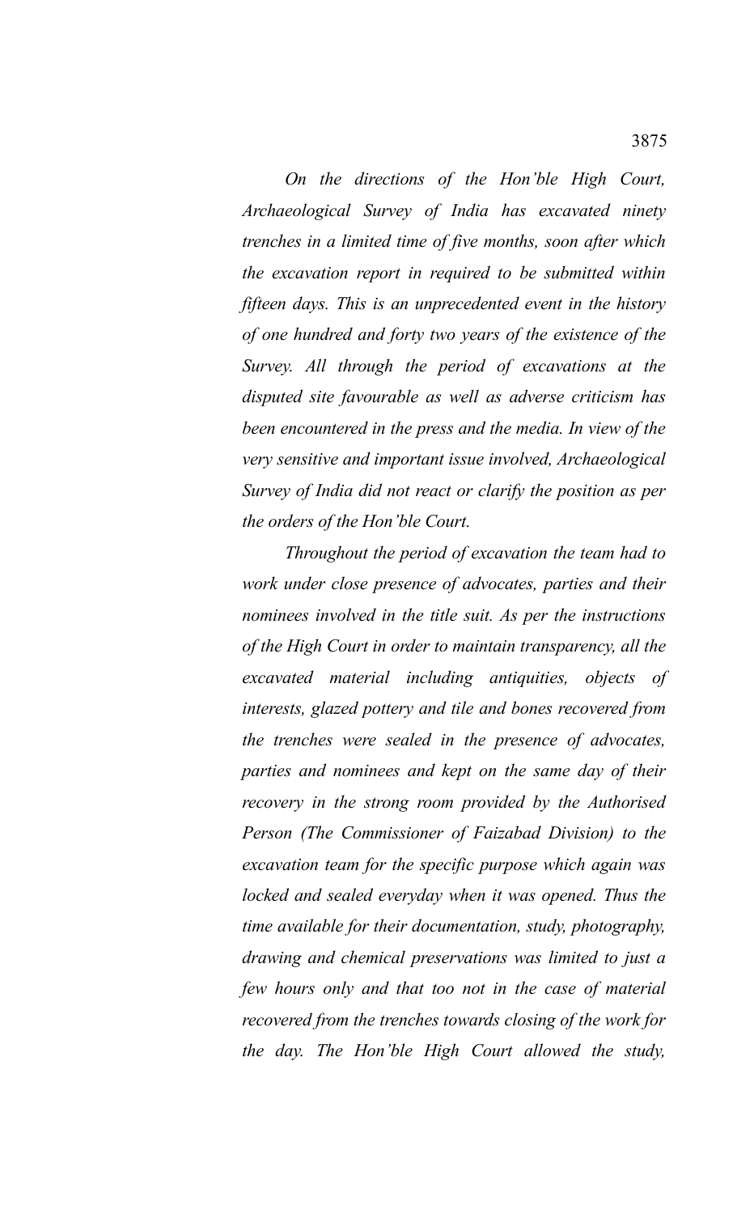*On the directions of the Hon'ble High Court, Archaeological Survey of India has excavated ninety trenches in a limited time of five months, soon after which the excavation report in required to be submitted within fifteen days. This is an unprecedented event in the history of one hundred and forty two years of the existence of the Survey. All through the period of excavations at the disputed site favourable as well as adverse criticism has been encountered in the press and the media. In view of the very sensitive and important issue involved, Archaeological Survey of India did not react or clarify the position as per the orders of the Hon'ble Court.*

*Throughout the period of excavation the team had to work under close presence of advocates, parties and their nominees involved in the title suit. As per the instructions of the High Court in order to maintain transparency, all the excavated material including antiquities, objects of interests, glazed pottery and tile and bones recovered from the trenches were sealed in the presence of advocates, parties and nominees and kept on the same day of their recovery in the strong room provided by the Authorised Person (The Commissioner of Faizabad Division) to the excavation team for the specific purpose which again was locked and sealed everyday when it was opened. Thus the time available for their documentation, study, photography, drawing and chemical preservations was limited to just a few hours only and that too not in the case of material recovered from the trenches towards closing of the work for the day. The Hon'ble High Court allowed the study,*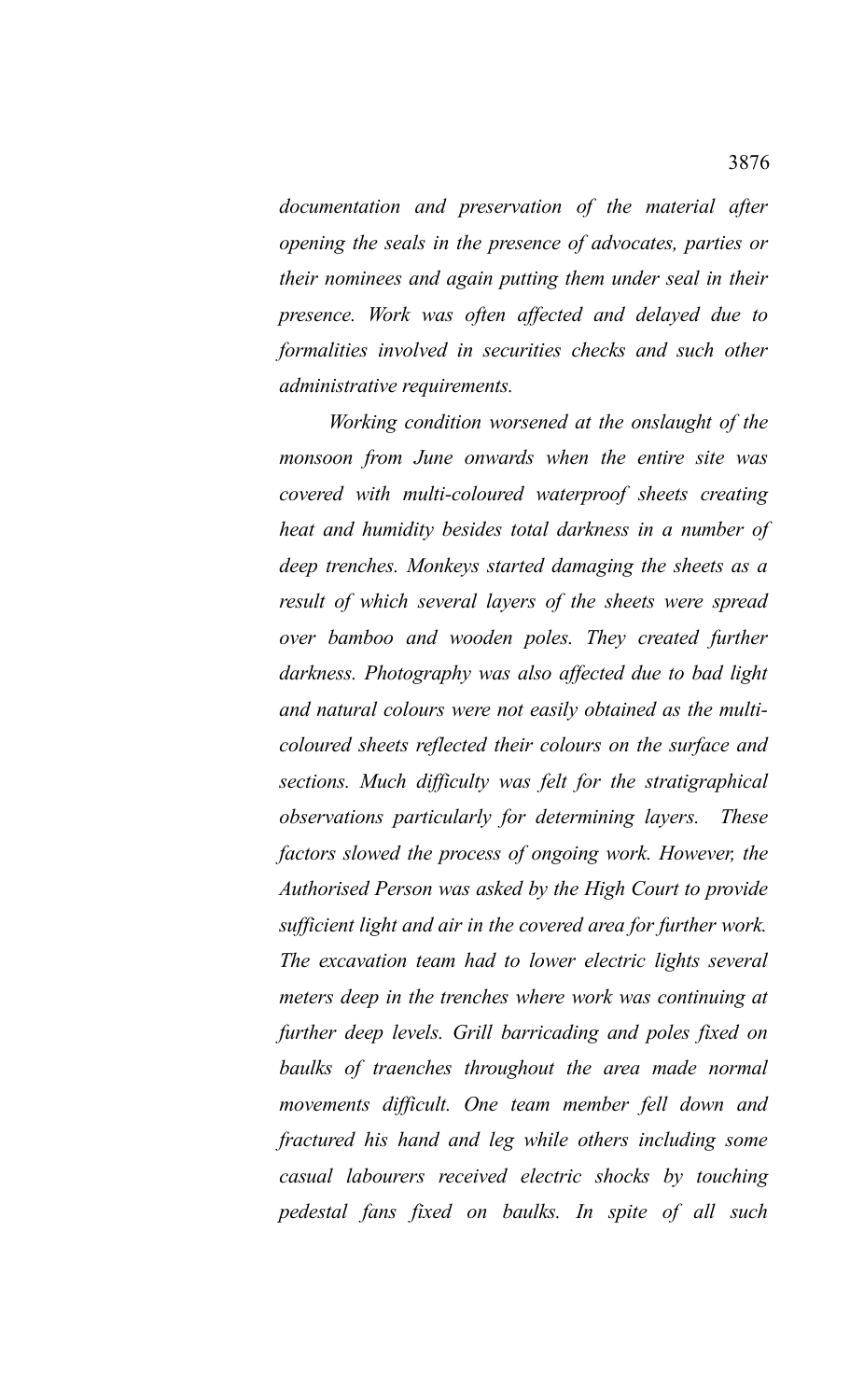*documentation and preservation of the material after opening the seals in the presence of advocates, parties or their nominees and again putting them under seal in their presence. Work was often affected and delayed due to formalities involved in securities checks and such other administrative requirements.*

*Working condition worsened at the onslaught of the monsoon from June onwards when the entire site was covered with multi-coloured waterproof sheets creating heat and humidity besides total darkness in a number of deep trenches. Monkeys started damaging the sheets as a result of which several layers of the sheets were spread over bamboo and wooden poles. They created further darkness. Photography was also affected due to bad light and natural colours were not easily obtained as the multi-coloured sheets reflected their colours on the surface and sections. Much difficulty was felt for the stratigraphical observations particularly for determining layers. These factors slowed the process of ongoing work. However, the Authorised Person was asked by the High Court to provide sufficient light and air in the covered area for further work. The excavation team had to lower electric lights several meters deep in the trenches where work was continuing at further deep levels. Grill barricading and poles fixed on baulks of traenches throughout the area made normal movements difficult. One team member fell down and fractured his hand and leg while others including some casual labourers received electric shocks by touching pedestal fans fixed on baulks. In spite of all such*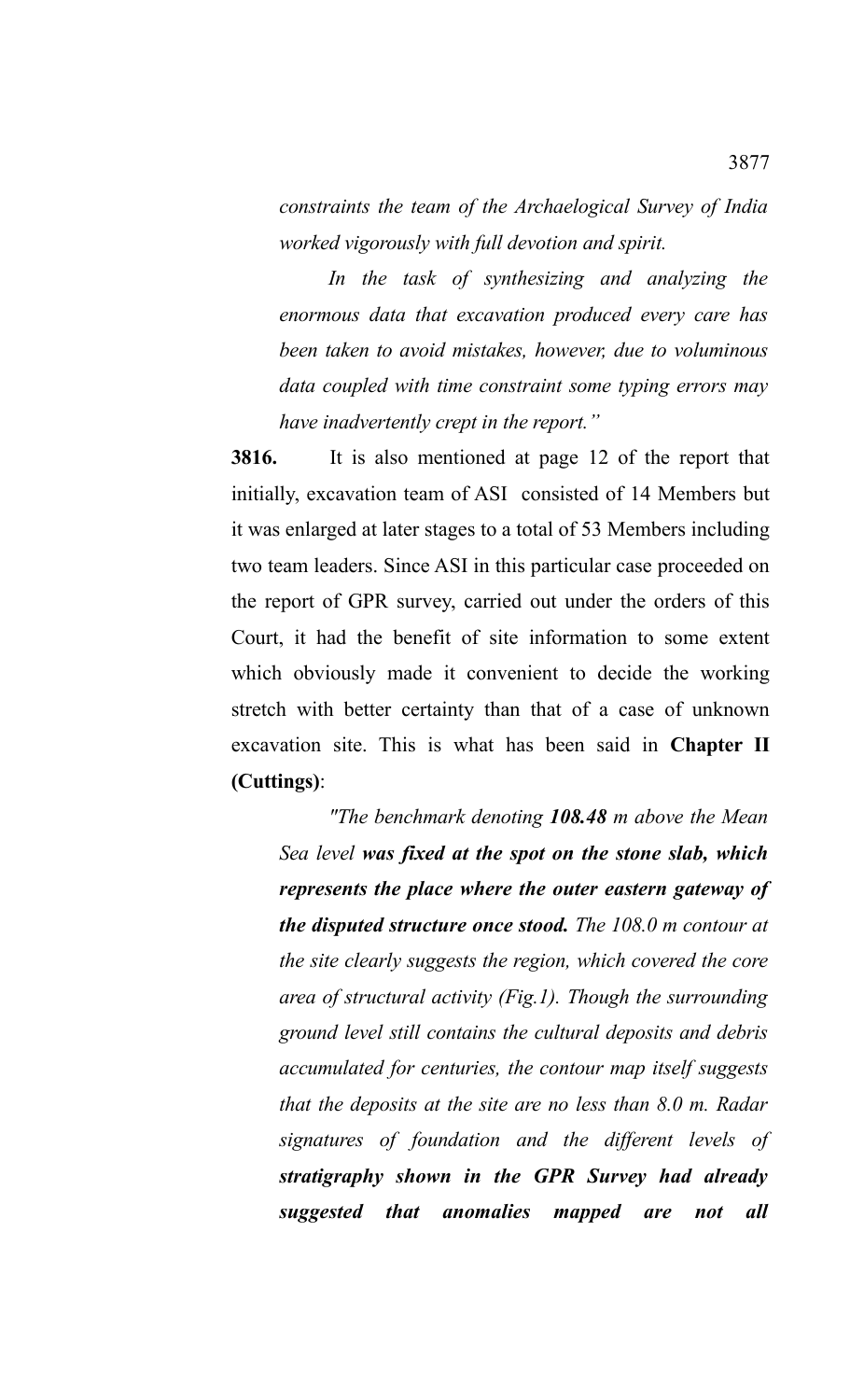*constraints the team of the Archaelogical Survey of India worked vigorously with full devotion and spirit.*

*In the task of synthesizing and analyzing the enormous data that excavation produced every care has been taken to avoid mistakes, however, due to voluminous data coupled with time constraint some typing errors may have inadvertently crept in the report."*

**3816.** It is also mentioned at page 12 of the report that initially, excavation team of ASI consisted of 14 Members but it was enlarged at later stages to a total of 53 Members including two team leaders. Since ASI in this particular case proceeded on the report of GPR survey, carried out under the orders of this Court, it had the benefit of site information to some extent which obviously made it convenient to decide the working stretch with better certainty than that of a case of unknown excavation site. This is what has been said in **Chapter II (Cuttings)**:

*"The benchmark denoting* ***108.48*** *m above the Mean Sea level* ***was fixed at the spot on the stone slab, which represents the place where the outer eastern gateway of the disputed structure once stood.*** *The 108.0 m contour at the site clearly suggests the region, which covered the core area of structural activity (Fig.1). Though the surrounding ground level still contains the cultural deposits and debris accumulated for centuries, the contour map itself suggests that the deposits at the site are no less than 8.0 m. Radar signatures of foundation and the different levels of* ***stratigraphy shown in the GPR Survey had already suggested that anomalies mapped are not all***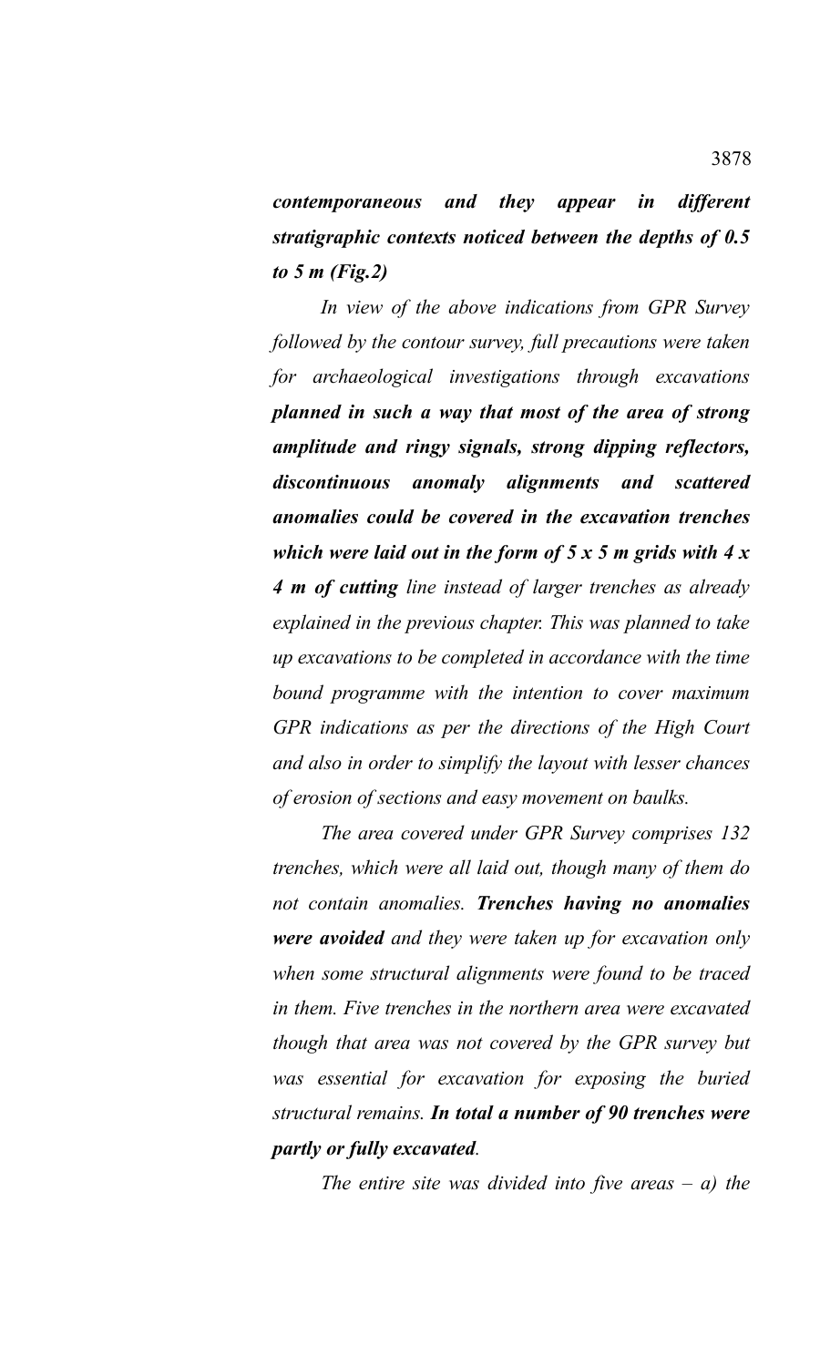***contemporaneous and they appear in different stratigraphic contexts noticed between the depths of 0.5 to 5 m (Fig.2)***

*In view of the above indications from GPR Survey followed by the contour survey, full precautions were taken for archaeological investigations through excavations* ***planned in such a way that most of the area of strong amplitude and ringy signals, strong dipping reflectors, discontinuous anomaly alignments and scattered anomalies could be covered in the excavation trenches which were laid out in the form of 5 x 5 m grids with 4 x 4 m of cutting*** *line instead of larger trenches as already explained in the previous chapter. This was planned to take up excavations to be completed in accordance with the time bound programme with the intention to cover maximum GPR indications as per the directions of the High Court and also in order to simplify the layout with lesser chances of erosion of sections and easy movement on baulks.*

*The area covered under GPR Survey comprises 132 trenches, which were all laid out, though many of them do not contain anomalies.* ***Trenches having no anomalies were avoided*** *and they were taken up for excavation only when some structural alignments were found to be traced in them. Five trenches in the northern area were excavated though that area was not covered by the GPR survey but was essential for excavation for exposing the buried structural remains.* ***In total a number of 90 trenches were partly or fully excavated****.*

*The entire site was divided into five areas – a) the*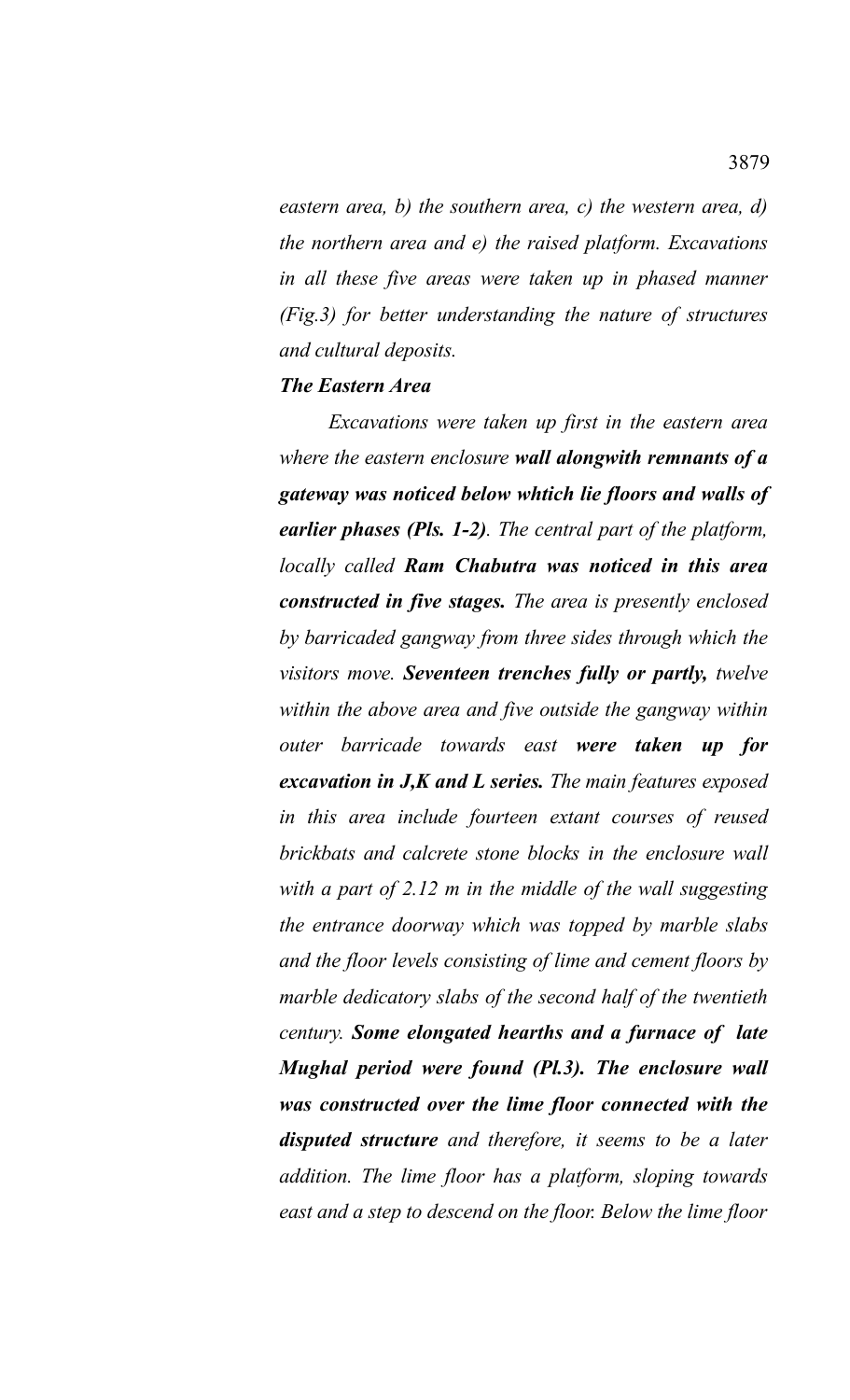*eastern area, b) the southern area, c) the western area, d) the northern area and e) the raised platform. Excavations in all these five areas were taken up in phased manner (Fig.3) for better understanding the nature of structures and cultural deposits.*

***The Eastern Area***

*Excavations were taken up first in the eastern area where the eastern enclosure* ***wall alongwith remnants of a gateway was noticed below whtich lie floors and walls of earlier phases (Pls. 1-2)****. The central part of the platform, locally called* ***Ram Chabutra was noticed in this area constructed in five stages.*** *The area is presently enclosed by barricaded gangway from three sides through which the visitors move.* ***Seventeen trenches fully or partly,*** *twelve within the above area and five outside the gangway within outer barricade towards east* ***were taken up for excavation in J,K and L series.*** *The main features exposed in this area include fourteen extant courses of reused brickbats and calcrete stone blocks in the enclosure wall with a part of 2.12 m in the middle of the wall suggesting the entrance doorway which was topped by marble slabs and the floor levels consisting of lime and cement floors by marble dedicatory slabs of the second half of the twentieth century.* ***Some elongated hearths and a furnace of late Mughal period were found (Pl.3). The enclosure wall was constructed over the lime floor connected with the disputed structure*** *and therefore, it seems to be a later addition. The lime floor has a platform, sloping towards east and a step to descend on the floor. Below the lime floor*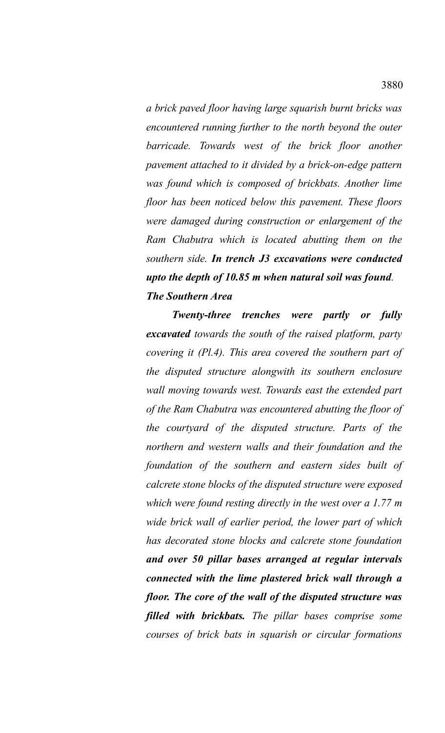*a brick paved floor having large squarish burnt bricks was encountered running further to the north beyond the outer barricade. Towards west of the brick floor another pavement attached to it divided by a brick-on-edge pattern was found which is composed of brickbats. Another lime floor has been noticed below this pavement. These floors were damaged during construction or enlargement of the Ram Chabutra which is located abutting them on the southern side.* ***In trench J3 excavations were conducted upto the depth of 10.85 m when natural soil was found.***

***The Southern Area***

***Twenty-three trenches were partly or fully excavated*** *towards the south of the raised platform, party covering it (Pl.4). This area covered the southern part of the disputed structure alongwith its southern enclosure wall moving towards west. Towards east the extended part of the Ram Chabutra was encountered abutting the floor of the courtyard of the disputed structure. Parts of the northern and western walls and their foundation and the foundation of the southern and eastern sides built of calcrete stone blocks of the disputed structure were exposed which were found resting directly in the west over a 1.77 m wide brick wall of earlier period, the lower part of which has decorated stone blocks and calcrete stone foundation* ***and over 50 pillar bases arranged at regular intervals connected with the lime plastered brick wall through a floor. The core of the wall of the disputed structure was filled with brickbats.*** *The pillar bases comprise some courses of brick bats in squarish or circular formations*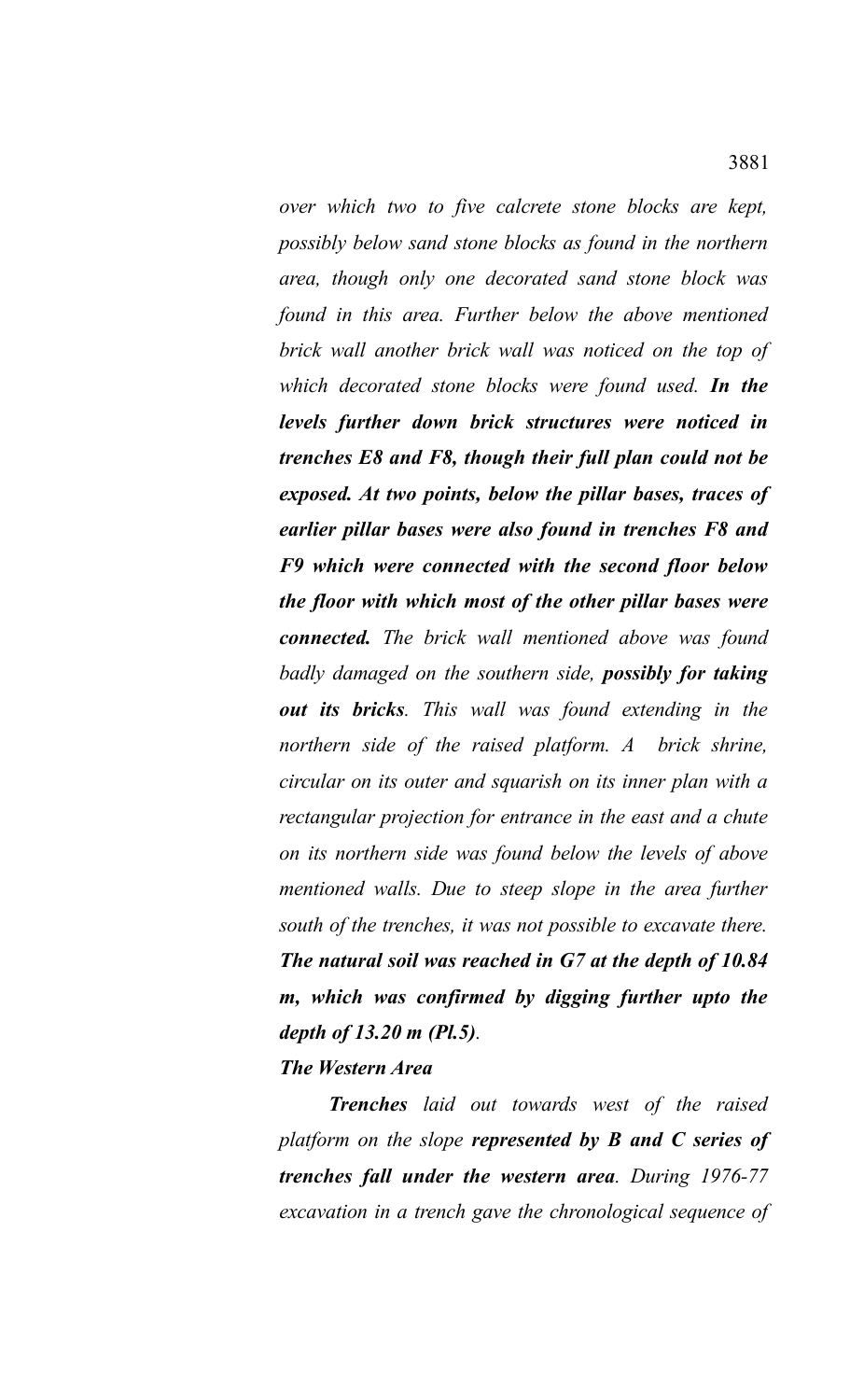*over which two to five calcrete stone blocks are kept, possibly below sand stone blocks as found in the northern area, though only one decorated sand stone block was found in this area. Further below the above mentioned brick wall another brick wall was noticed on the top of which decorated stone blocks were found used.* ***In the levels further down brick structures were noticed in trenches E8 and F8, though their full plan could not be exposed. At two points, below the pillar bases, traces of earlier pillar bases were also found in trenches F8 and F9 which were connected with the second floor below the floor with which most of the other pillar bases were connected.*** *The brick wall mentioned above was found badly damaged on the southern side,* ***possibly for taking out its bricks****. This wall was found extending in the northern side of the raised platform. A brick shrine, circular on its outer and squarish on its inner plan with a rectangular projection for entrance in the east and a chute on its northern side was found below the levels of above mentioned walls. Due to steep slope in the area further south of the trenches, it was not possible to excavate there.* ***The natural soil was reached in G7 at the depth of 10.84 m, which was confirmed by digging further upto the depth of 13.20 m (Pl.5)****.*

***The Western Area***

***Trenches*** *laid out towards west of the raised platform on the slope* ***represented by B and C series of trenches fall under the western area****. During 1976-77 excavation in a trench gave the chronological sequence of*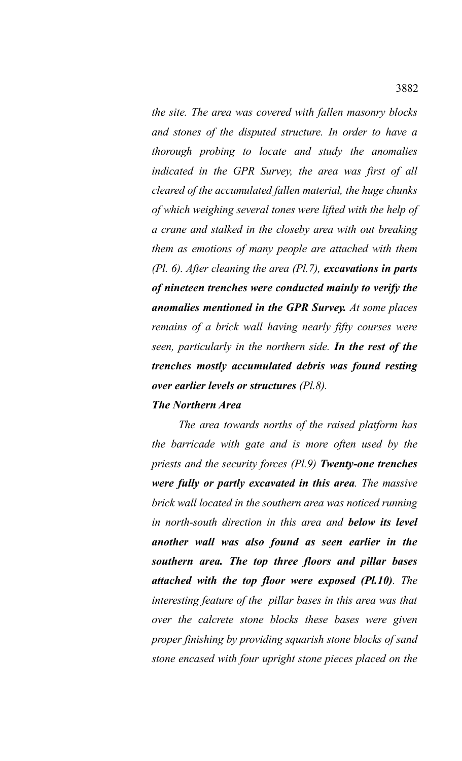*the site. The area was covered with fallen masonry blocks and stones of the disputed structure. In order to have a thorough probing to locate and study the anomalies indicated in the GPR Survey, the area was first of all cleared of the accumulated fallen material, the huge chunks of which weighing several tones were lifted with the help of a crane and stalked in the closeby area with out breaking them as emotions of many people are attached with them (Pl. 6). After cleaning the area (Pl.7), **excavations in parts of nineteen trenches were conducted mainly to verify the anomalies mentioned in the GPR Survey.** At some places remains of a brick wall having nearly fifty courses were seen, particularly in the northern side. **In the rest of the trenches mostly accumulated debris was found resting over earlier levels or structures** (Pl.8).*

***The Northern Area***

*The area towards norths of the raised platform has the barricade with gate and is more often used by the priests and the security forces (Pl.9) **Twenty-one trenches were fully or partly excavated in this area**. The massive brick wall located in the southern area was noticed running in north-south direction in this area and **below its level another wall was also found as seen earlier in the southern area. The top three floors and pillar bases attached with the top floor were exposed (Pl.10)**. The interesting feature of the pillar bases in this area was that over the calcrete stone blocks these bases were given proper finishing by providing squarish stone blocks of sand stone encased with four upright stone pieces placed on the*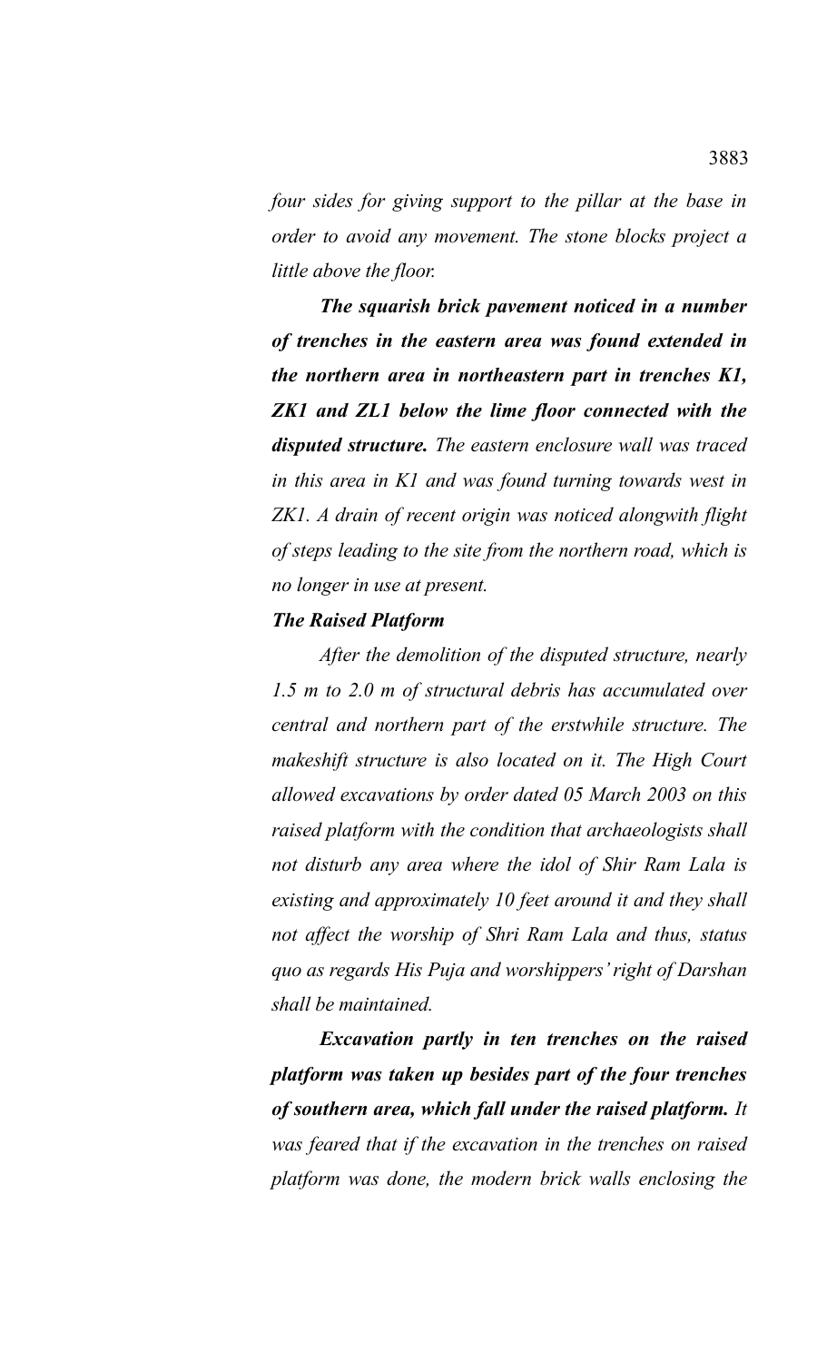*four sides for giving support to the pillar at the base in order to avoid any movement. The stone blocks project a little above the floor.*

***The squarish brick pavement noticed in a number of trenches in the eastern area was found extended in the northern area in northeastern part in trenches K1, ZK1 and ZL1 below the lime floor connected with the disputed structure.*** *The eastern enclosure wall was traced in this area in K1 and was found turning towards west in ZK1. A drain of recent origin was noticed alongwith flight of steps leading to the site from the northern road, which is no longer in use at present.*

***The Raised Platform***

*After the demolition of the disputed structure, nearly 1.5 m to 2.0 m of structural debris has accumulated over central and northern part of the erstwhile structure. The makeshift structure is also located on it. The High Court allowed excavations by order dated 05 March 2003 on this raised platform with the condition that archaeologists shall not disturb any area where the idol of Shir Ram Lala is existing and approximately 10 feet around it and they shall not affect the worship of Shri Ram Lala and thus, status quo as regards His Puja and worshippers' right of Darshan shall be maintained.*

***Excavation partly in ten trenches on the raised platform was taken up besides part of the four trenches of southern area, which fall under the raised platform.*** *It was feared that if the excavation in the trenches on raised platform was done, the modern brick walls enclosing the*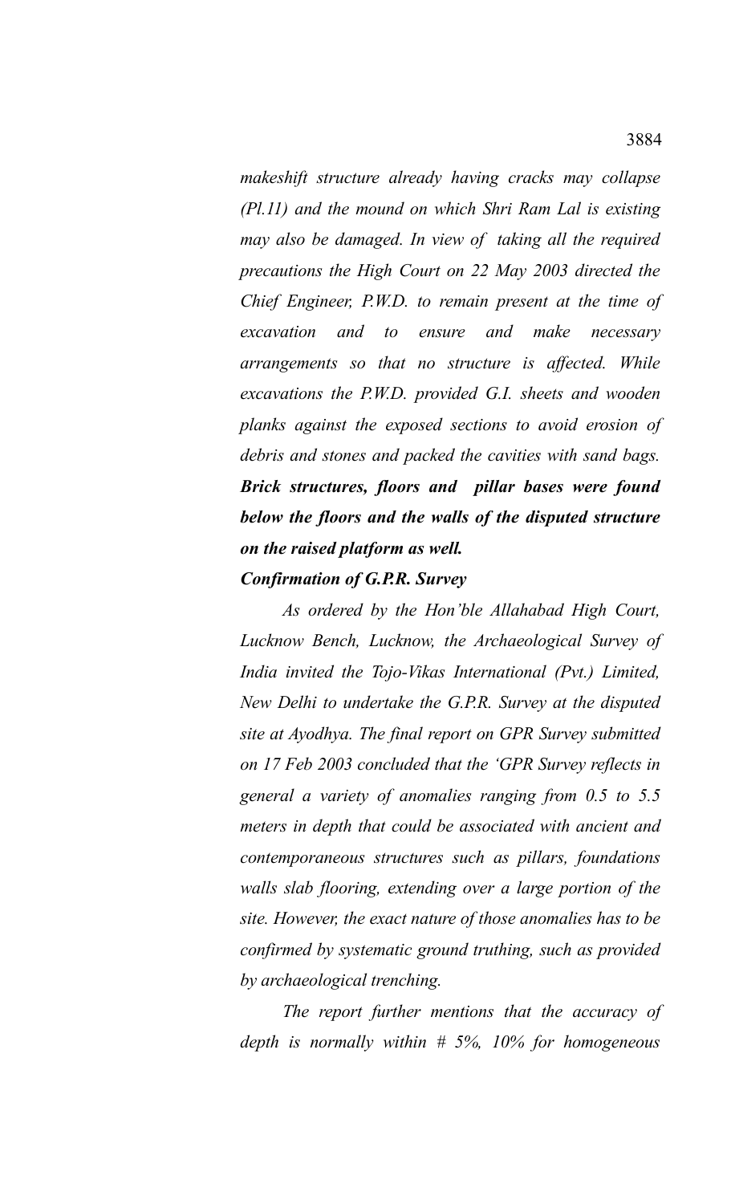*makeshift structure already having cracks may collapse (Pl.11) and the mound on which Shri Ram Lal is existing may also be damaged. In view of taking all the required precautions the High Court on 22 May 2003 directed the Chief Engineer, P.W.D. to remain present at the time of excavation and to ensure and make necessary arrangements so that no structure is affected. While excavations the P.W.D. provided G.I. sheets and wooden planks against the exposed sections to avoid erosion of debris and stones and packed the cavities with sand bags.* ***Brick structures, floors and pillar bases were found below the floors and the walls of the disputed structure on the raised platform as well.***

***Confirmation of G.P.R. Survey***

*As ordered by the Hon'ble Allahabad High Court, Lucknow Bench, Lucknow, the Archaeological Survey of India invited the Tojo-Vikas International (Pvt.) Limited, New Delhi to undertake the G.P.R. Survey at the disputed site at Ayodhya. The final report on GPR Survey submitted on 17 Feb 2003 concluded that the 'GPR Survey reflects in general a variety of anomalies ranging from 0.5 to 5.5 meters in depth that could be associated with ancient and contemporaneous structures such as pillars, foundations walls slab flooring, extending over a large portion of the site. However, the exact nature of those anomalies has to be confirmed by systematic ground truthing, such as provided by archaeological trenching.*

*The report further mentions that the accuracy of depth is normally within # 5%, 10% for homogeneous*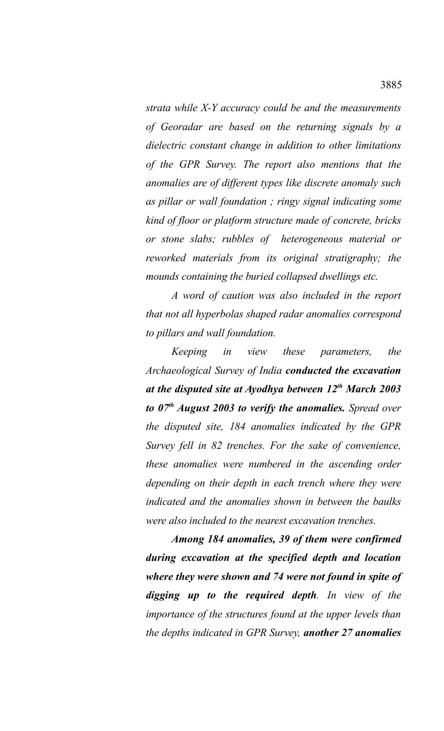*strata while X-Y accuracy could be and the measurements of Georadar are based on the returning signals by a dielectric constant change in addition to other limitations of the GPR Survey. The report also mentions that the anomalies are of different types like discrete anomaly such as pillar or wall foundation ; ringy signal indicating some kind of floor or platform structure made of concrete, bricks or stone slabs; rubbles of heterogeneous material or reworked materials from its original stratigraphy; the mounds containing the buried collapsed dwellings etc.*

*A word of caution was also included in the report that not all hyperbolas shaped radar anomalies correspond to pillars and wall foundation.*

*Keeping in view these parameters, the Archaeological Survey of India* ***conducted the excavation at the disputed site at Ayodhya between 12th March 2003 to 07th August 2003 to verify the anomalies.*** *Spread over the disputed site, 184 anomalies indicated by the GPR Survey fell in 82 trenches. For the sake of convenience, these anomalies were numbered in the ascending order depending on their depth in each trench where they were indicated and the anomalies shown in between the baulks were also included to the nearest excavation trenches.*

***Among 184 anomalies, 39 of them were confirmed during excavation at the specified depth and location where they were shown and 74 were not found in spite of digging up to the required depth****. In view of the importance of the structures found at the upper levels than the depths indicated in GPR Survey,* ***another 27 anomalies***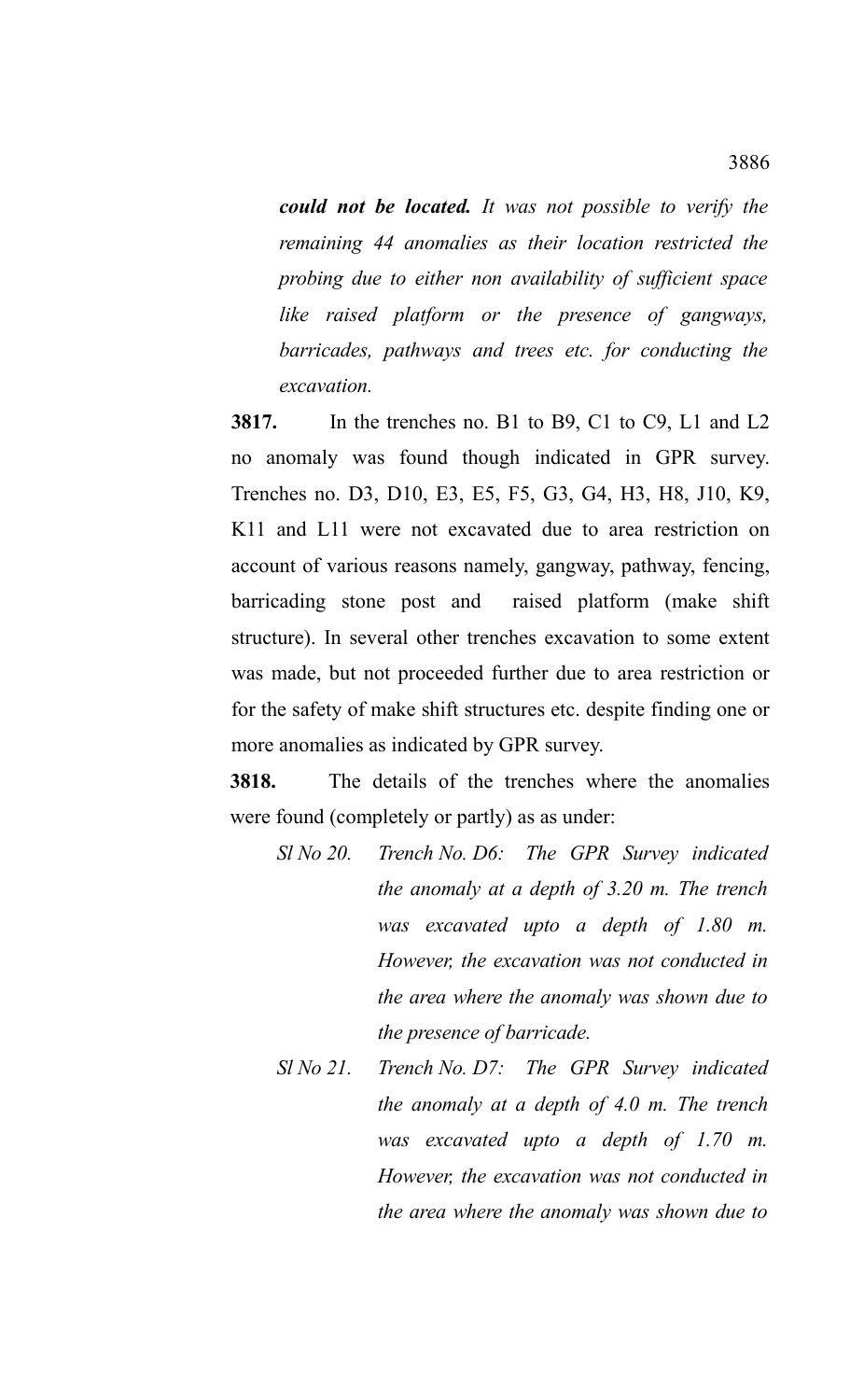***could not be located.*** *It was not possible to verify the remaining 44 anomalies as their location restricted the probing due to either non availability of sufficient space like raised platform or the presence of gangways, barricades, pathways and trees etc. for conducting the excavation.*

**3817.** In the trenches no. B1 to B9, C1 to C9, L1 and L2 no anomaly was found though indicated in GPR survey. Trenches no. D3, D10, E3, E5, F5, G3, G4, H3, H8, J10, K9, K11 and L11 were not excavated due to area restriction on account of various reasons namely, gangway, pathway, fencing, barricading stone post and raised platform (make shift structure). In several other trenches excavation to some extent was made, but not proceeded further due to area restriction or for the safety of make shift structures etc. despite finding one or more anomalies as indicated by GPR survey.

**3818.** The details of the trenches where the anomalies were found (completely or partly) as as under:

*Sl No 20. Trench No. D6: The GPR Survey indicated the anomaly at a depth of 3.20 m. The trench was excavated upto a depth of 1.80 m. However, the excavation was not conducted in the area where the anomaly was shown due to the presence of barricade.*

*Sl No 21. Trench No. D7: The GPR Survey indicated the anomaly at a depth of 4.0 m. The trench was excavated upto a depth of 1.70 m. However, the excavation was not conducted in the area where the anomaly was shown due to*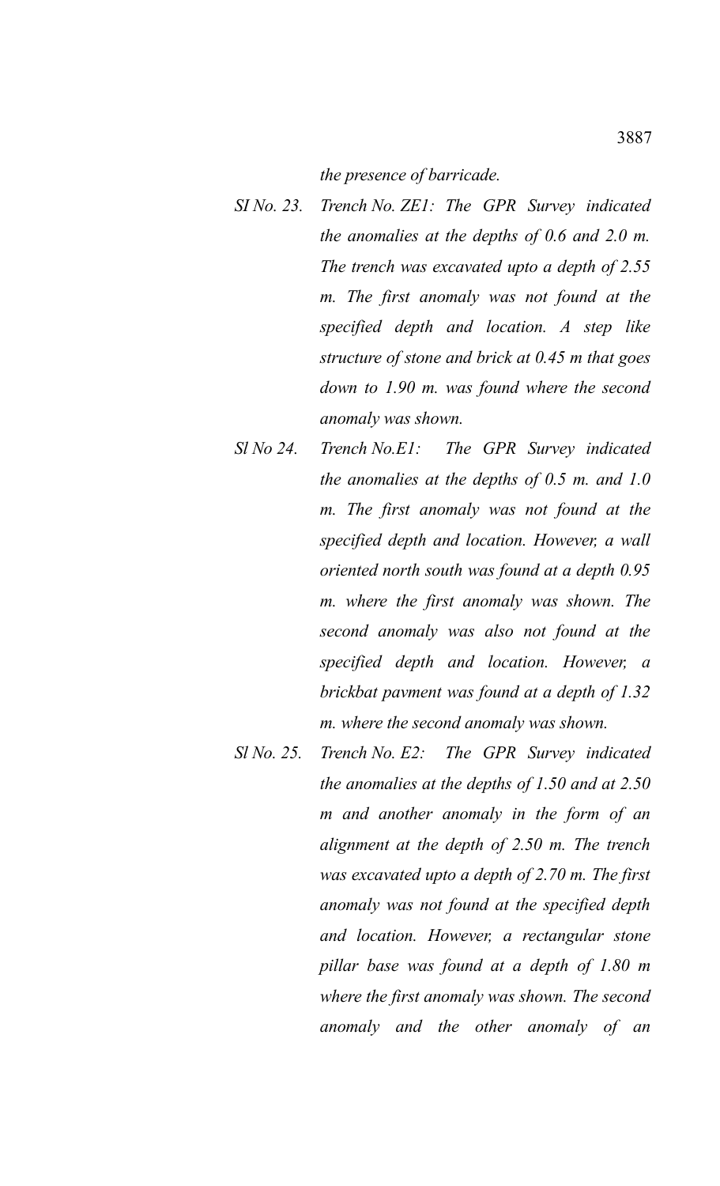*the presence of barricade.*

*Sl No. 23. Trench No. ZE1: The GPR Survey indicated the anomalies at the depths of 0.6 and 2.0 m. The trench was excavated upto a depth of 2.55 m. The first anomaly was not found at the specified depth and location. A step like structure of stone and brick at 0.45 m that goes down to 1.90 m. was found where the second anomaly was shown.*

*Sl No 24. Trench No.E1: The GPR Survey indicated the anomalies at the depths of 0.5 m. and 1.0 m. The first anomaly was not found at the specified depth and location. However, a wall oriented north south was found at a depth 0.95 m. where the first anomaly was shown. The second anomaly was also not found at the specified depth and location. However, a brickbat pavment was found at a depth of 1.32 m. where the second anomaly was shown.*

*Sl No. 25. Trench No. E2: The GPR Survey indicated the anomalies at the depths of 1.50 and at 2.50 m and another anomaly in the form of an alignment at the depth of 2.50 m. The trench was excavated upto a depth of 2.70 m. The first anomaly was not found at the specified depth and location. However, a rectangular stone pillar base was found at a depth of 1.80 m where the first anomaly was shown. The second anomaly and the other anomaly of an*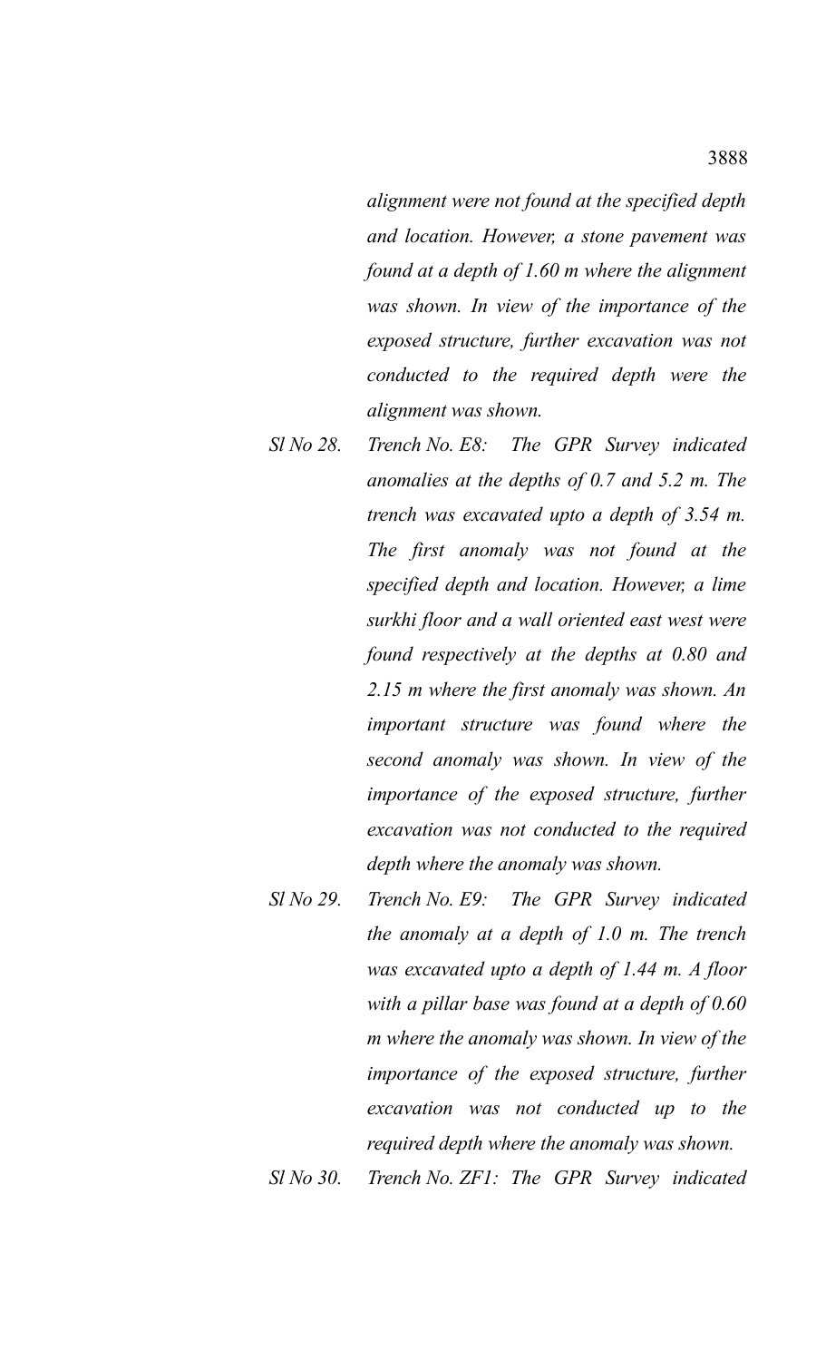*alignment were not found at the specified depth and location. However, a stone pavement was found at a depth of 1.60 m where the alignment was shown. In view of the importance of the exposed structure, further excavation was not conducted to the required depth were the alignment was shown.*

*Sl No 28.* *Trench No. E8: The GPR Survey indicated anomalies at the depths of 0.7 and 5.2 m. The trench was excavated upto a depth of 3.54 m. The first anomaly was not found at the specified depth and location. However, a lime surkhi floor and a wall oriented east west were found respectively at the depths at 0.80 and 2.15 m where the first anomaly was shown. An important structure was found where the second anomaly was shown. In view of the importance of the exposed structure, further excavation was not conducted to the required depth where the anomaly was shown.*

*Sl No 29.* *Trench No. E9: The GPR Survey indicated the anomaly at a depth of 1.0 m. The trench was excavated upto a depth of 1.44 m. A floor with a pillar base was found at a depth of 0.60 m where the anomaly was shown. In view of the importance of the exposed structure, further excavation was not conducted up to the required depth where the anomaly was shown.*

*Sl No 30.* *Trench No. ZF1: The GPR Survey indicated*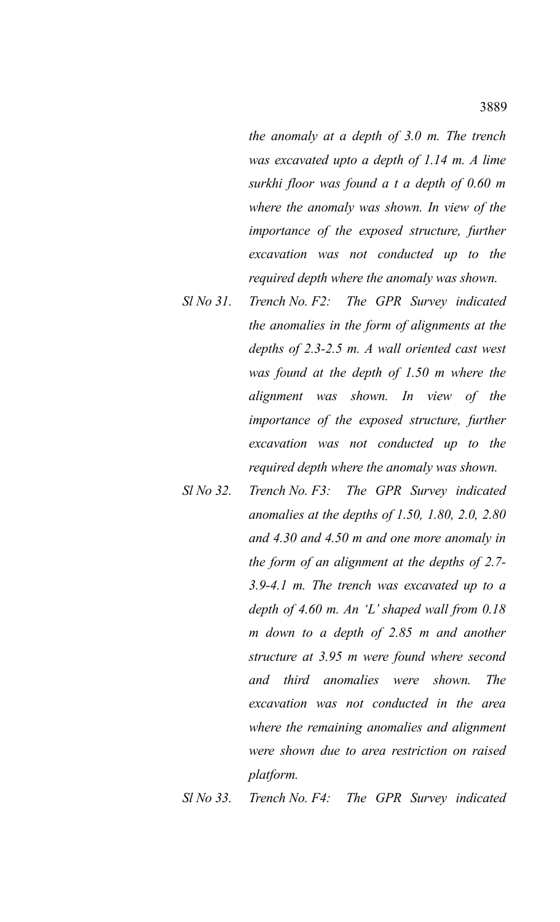*the anomaly at a depth of 3.0 m. The trench was excavated upto a depth of 1.14 m. A lime surkhi floor was found a t a depth of 0.60 m where the anomaly was shown. In view of the importance of the exposed structure, further excavation was not conducted up to the required depth where the anomaly was shown.*

*Sl No 31.* *Trench No. F2: The GPR Survey indicated the anomalies in the form of alignments at the depths of 2.3-2.5 m. A wall oriented cast west was found at the depth of 1.50 m where the alignment was shown. In view of the importance of the exposed structure, further excavation was not conducted up to the required depth where the anomaly was shown.*

*Sl No 32.* *Trench No. F3: The GPR Survey indicated anomalies at the depths of 1.50, 1.80, 2.0, 2.80 and 4.30 and 4.50 m and one more anomaly in the form of an alignment at the depths of 2.7-3.9-4.1 m. The trench was excavated up to a depth of 4.60 m. An 'L' shaped wall from 0.18 m down to a depth of 2.85 m and another structure at 3.95 m were found where second and third anomalies were shown. The excavation was not conducted in the area where the remaining anomalies and alignment were shown due to area restriction on raised platform.*

*Sl No 33.* *Trench No. F4: The GPR Survey indicated*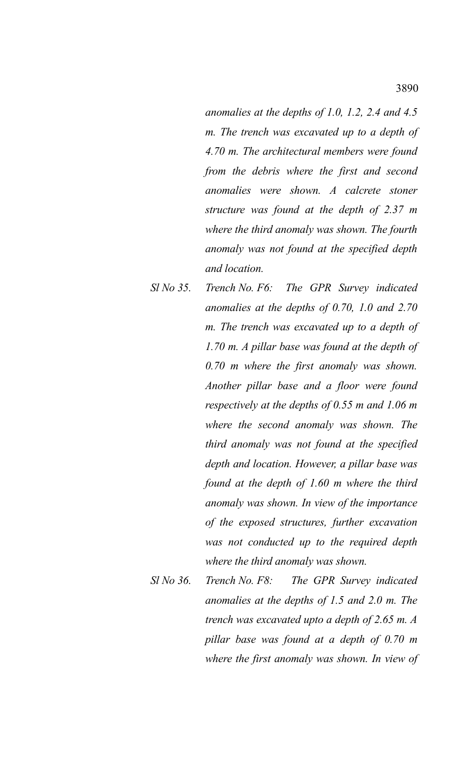*anomalies at the depths of 1.0, 1.2, 2.4 and 4.5 m. The trench was excavated up to a depth of 4.70 m. The architectural members were found from the debris where the first and second anomalies were shown. A calcrete stoner structure was found at the depth of 2.37 m where the third anomaly was shown. The fourth anomaly was not found at the specified depth and location.*

*Sl No 35.* *Trench No. F6: The GPR Survey indicated anomalies at the depths of 0.70, 1.0 and 2.70 m. The trench was excavated up to a depth of 1.70 m. A pillar base was found at the depth of 0.70 m where the first anomaly was shown. Another pillar base and a floor were found respectively at the depths of 0.55 m and 1.06 m where the second anomaly was shown. The third anomaly was not found at the specified depth and location. However, a pillar base was found at the depth of 1.60 m where the third anomaly was shown. In view of the importance of the exposed structures, further excavation was not conducted up to the required depth where the third anomaly was shown.*

*Sl No 36.* *Trench No. F8: The GPR Survey indicated anomalies at the depths of 1.5 and 2.0 m. The trench was excavated upto a depth of 2.65 m. A pillar base was found at a depth of 0.70 m where the first anomaly was shown. In view of*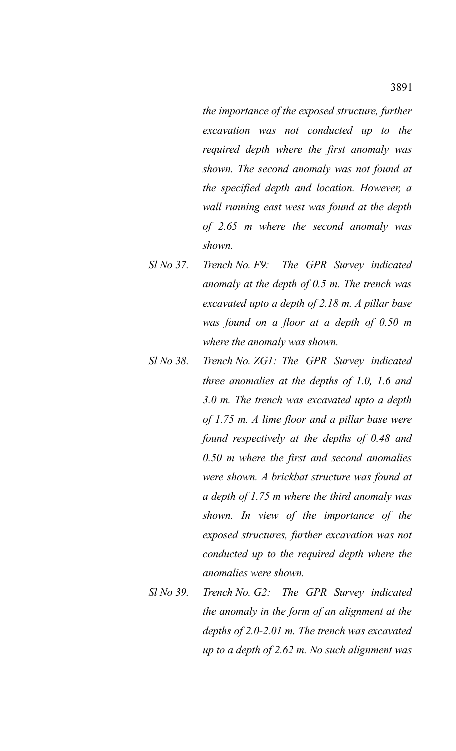*the importance of the exposed structure, further excavation was not conducted up to the required depth where the first anomaly was shown. The second anomaly was not found at the specified depth and location. However, a wall running east west was found at the depth of 2.65 m where the second anomaly was shown.*

*Sl No 37. Trench No. F9: The GPR Survey indicated anomaly at the depth of 0.5 m. The trench was excavated upto a depth of 2.18 m. A pillar base was found on a floor at a depth of 0.50 m where the anomaly was shown.*

*Sl No 38. Trench No. ZG1: The GPR Survey indicated three anomalies at the depths of 1.0, 1.6 and 3.0 m. The trench was excavated upto a depth of 1.75 m. A lime floor and a pillar base were found respectively at the depths of 0.48 and 0.50 m where the first and second anomalies were shown. A brickbat structure was found at a depth of 1.75 m where the third anomaly was shown. In view of the importance of the exposed structures, further excavation was not conducted up to the required depth where the anomalies were shown.*

*Sl No 39. Trench No. G2: The GPR Survey indicated the anomaly in the form of an alignment at the depths of 2.0-2.01 m. The trench was excavated up to a depth of 2.62 m. No such alignment was*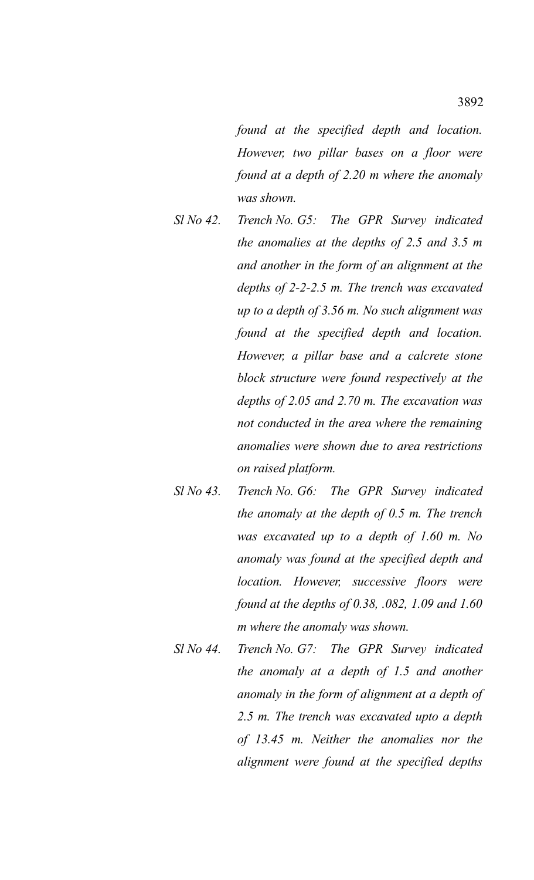*found at the specified depth and location. However, two pillar bases on a floor were found at a depth of 2.20 m where the anomaly was shown.*

*Sl No 42. Trench No. G5: The GPR Survey indicated the anomalies at the depths of 2.5 and 3.5 m and another in the form of an alignment at the depths of 2-2-2.5 m. The trench was excavated up to a depth of 3.56 m. No such alignment was found at the specified depth and location. However, a pillar base and a calcrete stone block structure were found respectively at the depths of 2.05 and 2.70 m. The excavation was not conducted in the area where the remaining anomalies were shown due to area restrictions on raised platform.*

*Sl No 43. Trench No. G6: The GPR Survey indicated the anomaly at the depth of 0.5 m. The trench was excavated up to a depth of 1.60 m. No anomaly was found at the specified depth and location. However, successive floors were found at the depths of 0.38, .082, 1.09 and 1.60 m where the anomaly was shown.*

*Sl No 44. Trench No. G7: The GPR Survey indicated the anomaly at a depth of 1.5 and another anomaly in the form of alignment at a depth of 2.5 m. The trench was excavated upto a depth of 13.45 m. Neither the anomalies nor the alignment were found at the specified depths*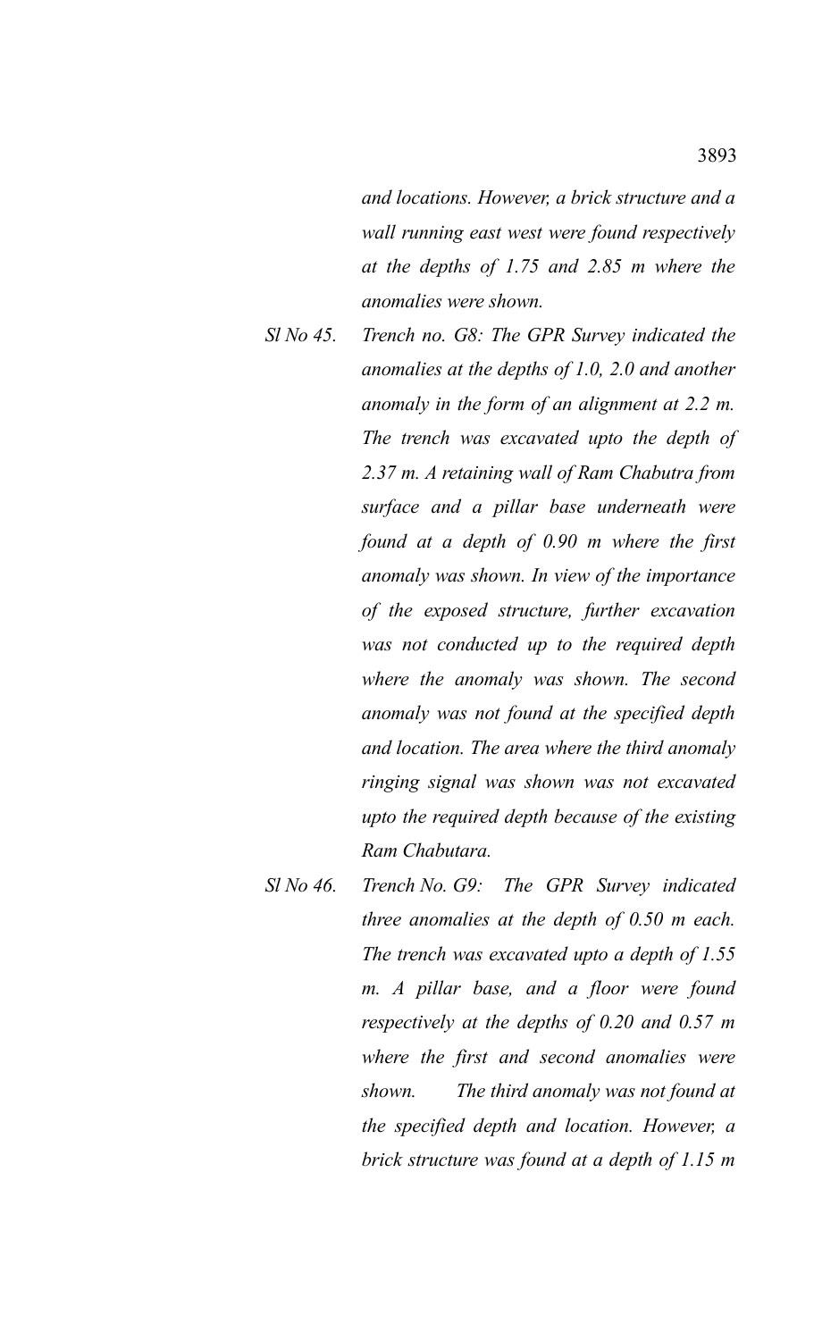*and locations. However, a brick structure and a wall running east west were found respectively at the depths of 1.75 and 2.85 m where the anomalies were shown.*

*Sl No 45. Trench no. G8: The GPR Survey indicated the anomalies at the depths of 1.0, 2.0 and another anomaly in the form of an alignment at 2.2 m. The trench was excavated upto the depth of 2.37 m. A retaining wall of Ram Chabutra from surface and a pillar base underneath were found at a depth of 0.90 m where the first anomaly was shown. In view of the importance of the exposed structure, further excavation was not conducted up to the required depth where the anomaly was shown. The second anomaly was not found at the specified depth and location. The area where the third anomaly ringing signal was shown was not excavated upto the required depth because of the existing Ram Chabutara.*

*Sl No 46. Trench No. G9: The GPR Survey indicated three anomalies at the depth of 0.50 m each. The trench was excavated upto a depth of 1.55 m. A pillar base, and a floor were found respectively at the depths of 0.20 and 0.57 m where the first and second anomalies were shown. The third anomaly was not found at the specified depth and location. However, a brick structure was found at a depth of 1.15 m*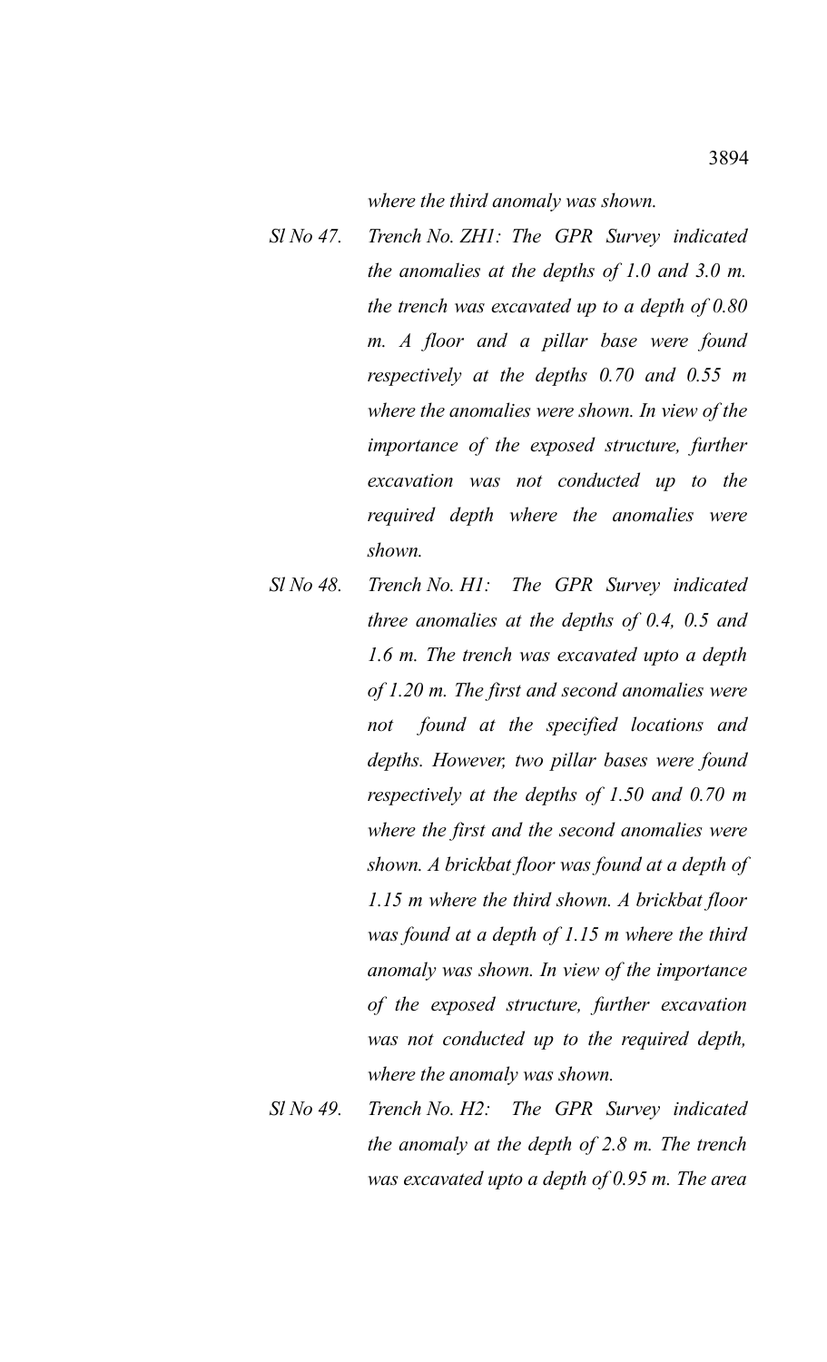*where the third anomaly was shown.*

*Sl No 47.* *Trench No. ZH1: The GPR Survey indicated the anomalies at the depths of 1.0 and 3.0 m. the trench was excavated up to a depth of 0.80 m. A floor and a pillar base were found respectively at the depths 0.70 and 0.55 m where the anomalies were shown. In view of the importance of the exposed structure, further excavation was not conducted up to the required depth where the anomalies were shown.*

*Sl No 48.* *Trench No. H1: The GPR Survey indicated three anomalies at the depths of 0.4, 0.5 and 1.6 m. The trench was excavated upto a depth of 1.20 m. The first and second anomalies were not found at the specified locations and depths. However, two pillar bases were found respectively at the depths of 1.50 and 0.70 m where the first and the second anomalies were shown. A brickbat floor was found at a depth of 1.15 m where the third shown. A brickbat floor was found at a depth of 1.15 m where the third anomaly was shown. In view of the importance of the exposed structure, further excavation was not conducted up to the required depth, where the anomaly was shown.*

*Sl No 49.* *Trench No. H2: The GPR Survey indicated the anomaly at the depth of 2.8 m. The trench was excavated upto a depth of 0.95 m. The area*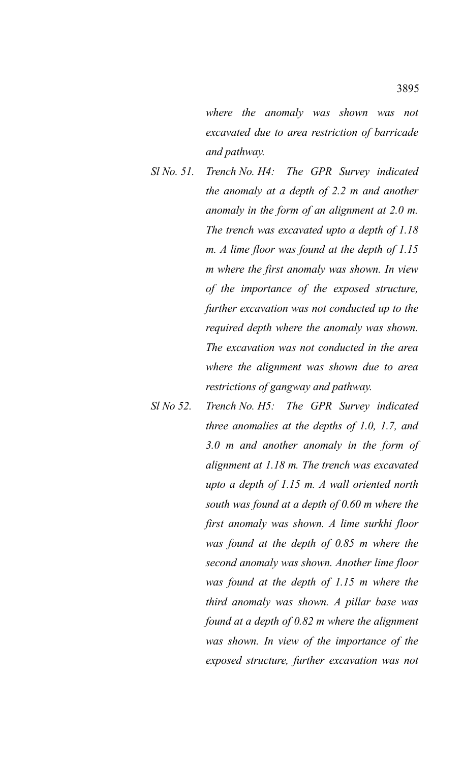*where the anomaly was shown was not excavated due to area restriction of barricade and pathway.*

*Sl No. 51. Trench No. H4: The GPR Survey indicated the anomaly at a depth of 2.2 m and another anomaly in the form of an alignment at 2.0 m. The trench was excavated upto a depth of 1.18 m. A lime floor was found at the depth of 1.15 m where the first anomaly was shown. In view of the importance of the exposed structure, further excavation was not conducted up to the required depth where the anomaly was shown. The excavation was not conducted in the area where the alignment was shown due to area restrictions of gangway and pathway.*

*Sl No 52. Trench No. H5: The GPR Survey indicated three anomalies at the depths of 1.0, 1.7, and 3.0 m and another anomaly in the form of alignment at 1.18 m. The trench was excavated upto a depth of 1.15 m. A wall oriented north south was found at a depth of 0.60 m where the first anomaly was shown. A lime surkhi floor was found at the depth of 0.85 m where the second anomaly was shown. Another lime floor was found at the depth of 1.15 m where the third anomaly was shown. A pillar base was found at a depth of 0.82 m where the alignment was shown. In view of the importance of the exposed structure, further excavation was not*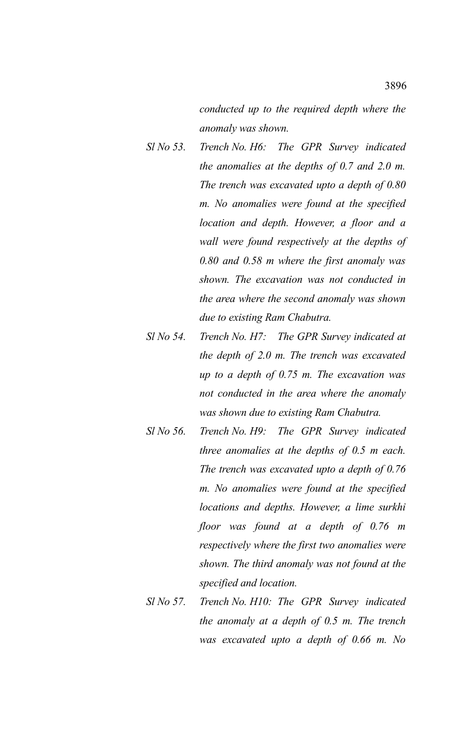*conducted up to the required depth where the anomaly was shown.*

*Sl No 53.* *Trench No. H6: The GPR Survey indicated the anomalies at the depths of 0.7 and 2.0 m. The trench was excavated upto a depth of 0.80 m. No anomalies were found at the specified location and depth. However, a floor and a wall were found respectively at the depths of 0.80 and 0.58 m where the first anomaly was shown. The excavation was not conducted in the area where the second anomaly was shown due to existing Ram Chabutra.*

*Sl No 54.* *Trench No. H7: The GPR Survey indicated at the depth of 2.0 m. The trench was excavated up to a depth of 0.75 m. The excavation was not conducted in the area where the anomaly was shown due to existing Ram Chabutra.*

*Sl No 56.* *Trench No. H9: The GPR Survey indicated three anomalies at the depths of 0.5 m each. The trench was excavated upto a depth of 0.76 m. No anomalies were found at the specified locations and depths. However, a lime surkhi floor was found at a depth of 0.76 m respectively where the first two anomalies were shown. The third anomaly was not found at the specified and location.*

*Sl No 57.* *Trench No. H10: The GPR Survey indicated the anomaly at a depth of 0.5 m. The trench was excavated upto a depth of 0.66 m. No*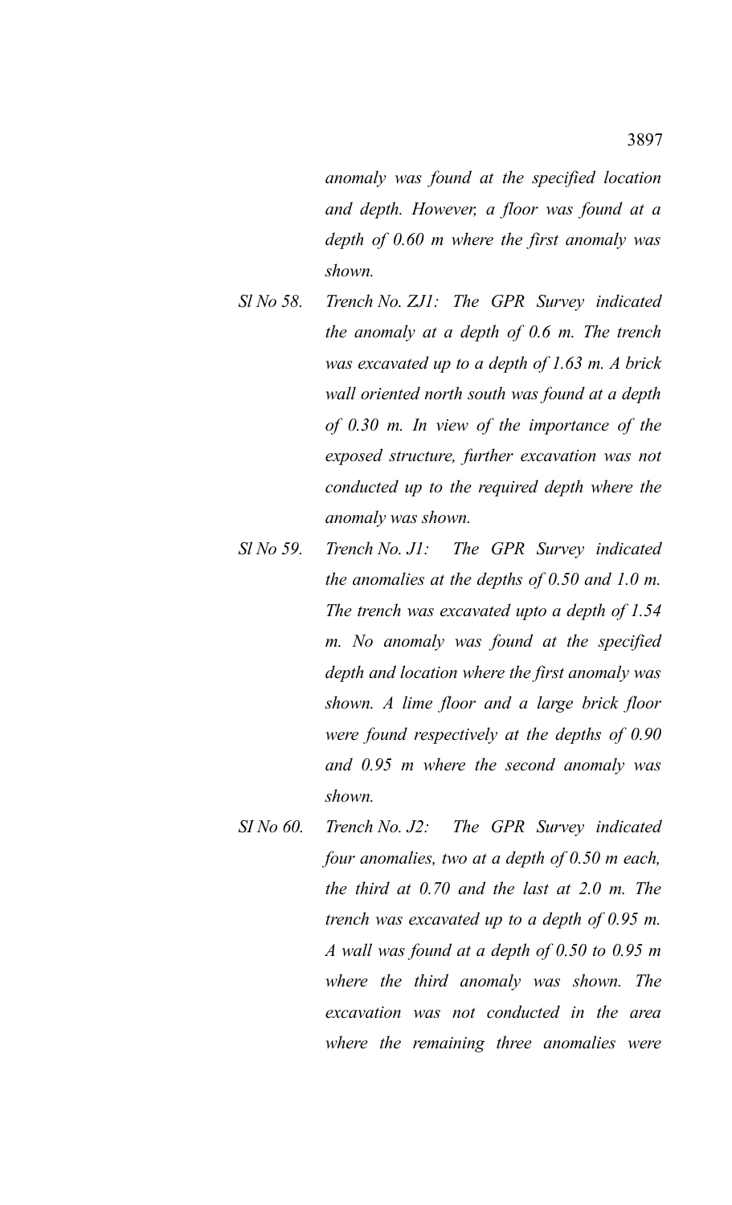*anomaly was found at the specified location and depth. However, a floor was found at a depth of 0.60 m where the first anomaly was shown.*

*Sl No 58.* *Trench No. ZJ1: The GPR Survey indicated the anomaly at a depth of 0.6 m. The trench was excavated up to a depth of 1.63 m. A brick wall oriented north south was found at a depth of 0.30 m. In view of the importance of the exposed structure, further excavation was not conducted up to the required depth where the anomaly was shown.*

*Sl No 59.* *Trench No. J1: The GPR Survey indicated the anomalies at the depths of 0.50 and 1.0 m. The trench was excavated upto a depth of 1.54 m. No anomaly was found at the specified depth and location where the first anomaly was shown. A lime floor and a large brick floor were found respectively at the depths of 0.90 and 0.95 m where the second anomaly was shown.*

*SI No 60.* *Trench No. J2: The GPR Survey indicated four anomalies, two at a depth of 0.50 m each, the third at 0.70 and the last at 2.0 m. The trench was excavated up to a depth of 0.95 m. A wall was found at a depth of 0.50 to 0.95 m where the third anomaly was shown. The excavation was not conducted in the area where the remaining three anomalies were*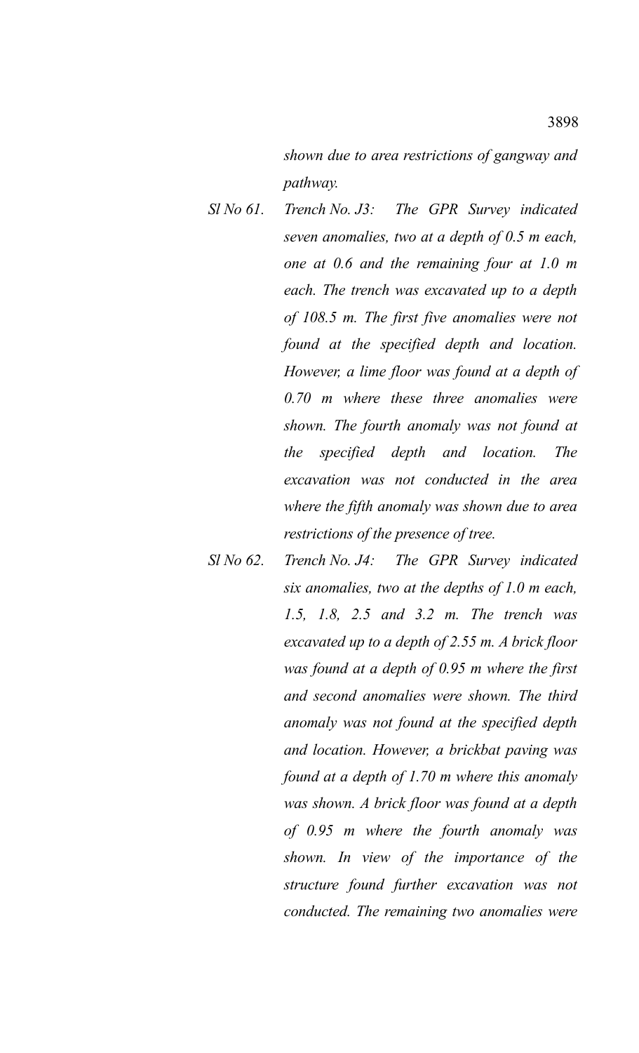*shown due to area restrictions of gangway and pathway.*

*Sl No 61.* *Trench No. J3: The GPR Survey indicated seven anomalies, two at a depth of 0.5 m each, one at 0.6 and the remaining four at 1.0 m each. The trench was excavated up to a depth of 108.5 m. The first five anomalies were not found at the specified depth and location. However, a lime floor was found at a depth of 0.70 m where these three anomalies were shown. The fourth anomaly was not found at the specified depth and location. The excavation was not conducted in the area where the fifth anomaly was shown due to area restrictions of the presence of tree.*

*Sl No 62.* *Trench No. J4: The GPR Survey indicated six anomalies, two at the depths of 1.0 m each, 1.5, 1.8, 2.5 and 3.2 m. The trench was excavated up to a depth of 2.55 m. A brick floor was found at a depth of 0.95 m where the first and second anomalies were shown. The third anomaly was not found at the specified depth and location. However, a brickbat paving was found at a depth of 1.70 m where this anomaly was shown. A brick floor was found at a depth of 0.95 m where the fourth anomaly was shown. In view of the importance of the structure found further excavation was not conducted. The remaining two anomalies were*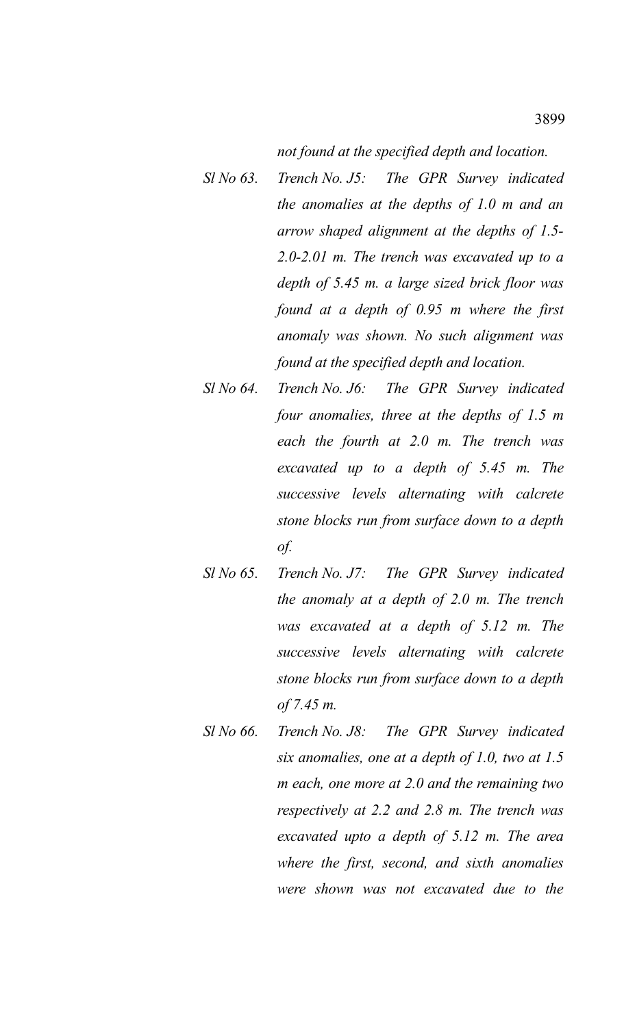*not found at the specified depth and location.*

*Sl No 63.* *Trench No. J5: The GPR Survey indicated the anomalies at the depths of 1.0 m and an arrow shaped alignment at the depths of 1.5-2.0-2.01 m. The trench was excavated up to a depth of 5.45 m. a large sized brick floor was found at a depth of 0.95 m where the first anomaly was shown. No such alignment was found at the specified depth and location.*

*Sl No 64.* *Trench No. J6: The GPR Survey indicated four anomalies, three at the depths of 1.5 m each the fourth at 2.0 m. The trench was excavated up to a depth of 5.45 m. The successive levels alternating with calcrete stone blocks run from surface down to a depth of.*

*Sl No 65.* *Trench No. J7: The GPR Survey indicated the anomaly at a depth of 2.0 m. The trench was excavated at a depth of 5.12 m. The successive levels alternating with calcrete stone blocks run from surface down to a depth of 7.45 m.*

*Sl No 66.* *Trench No. J8: The GPR Survey indicated six anomalies, one at a depth of 1.0, two at 1.5 m each, one more at 2.0 and the remaining two respectively at 2.2 and 2.8 m. The trench was excavated upto a depth of 5.12 m. The area where the first, second, and sixth anomalies were shown was not excavated due to the*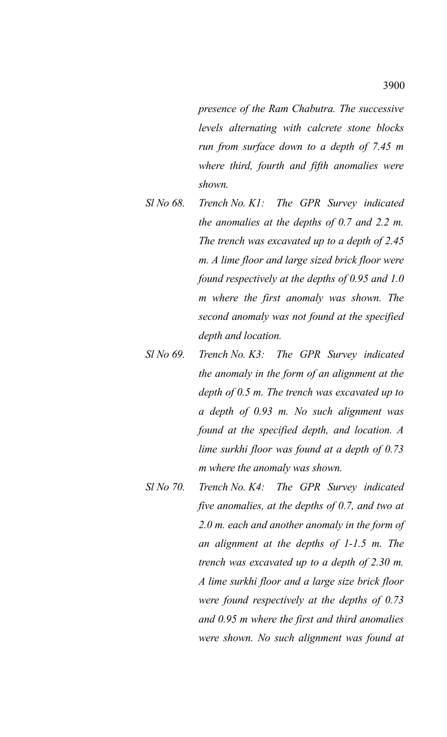*presence of the Ram Chabutra. The successive levels alternating with calcrete stone blocks run from surface down to a depth of 7.45 m where third, fourth and fifth anomalies were shown.*

*Sl No 68. Trench No. K1: The GPR Survey indicated the anomalies at the depths of 0.7 and 2.2 m. The trench was excavated up to a depth of 2.45 m. A lime floor and large sized brick floor were found respectively at the depths of 0.95 and 1.0 m where the first anomaly was shown. The second anomaly was not found at the specified depth and location.*

*Sl No 69. Trench No. K3: The GPR Survey indicated the anomaly in the form of an alignment at the depth of 0.5 m. The trench was excavated up to a depth of 0.93 m. No such alignment was found at the specified depth, and location. A lime surkhi floor was found at a depth of 0.73 m where the anomaly was shown.*

*Sl No 70. Trench No. K4: The GPR Survey indicated five anomalies, at the depths of 0.7, and two at 2.0 m. each and another anomaly in the form of an alignment at the depths of 1-1.5 m. The trench was excavated up to a depth of 2.30 m. A lime surkhi floor and a large size brick floor were found respectively at the depths of 0.73 and 0.95 m where the first and third anomalies were shown. No such alignment was found at*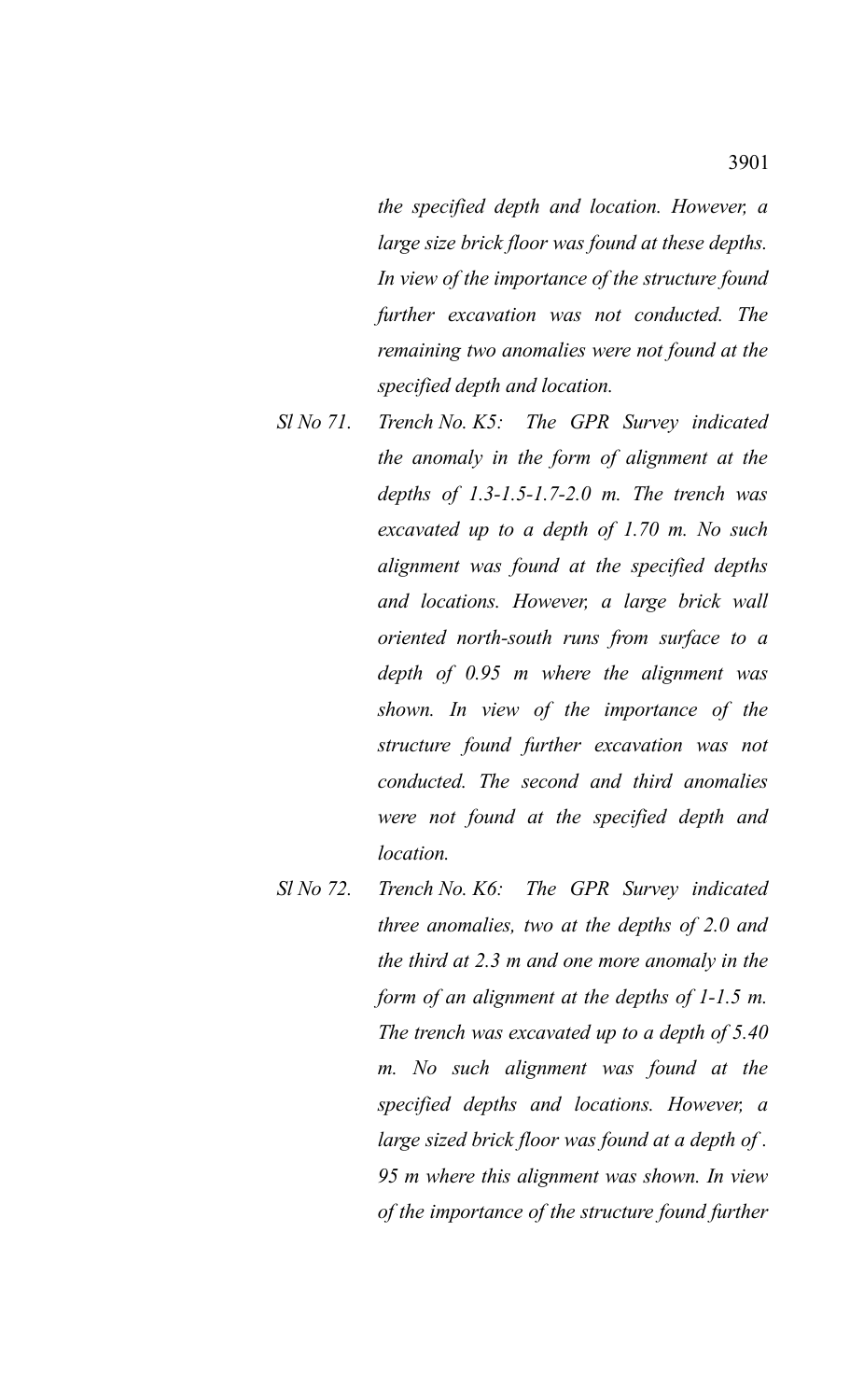*the specified depth and location. However, a large size brick floor was found at these depths. In view of the importance of the structure found further excavation was not conducted. The remaining two anomalies were not found at the specified depth and location.*

*Sl No 71.* *Trench No. K5: The GPR Survey indicated the anomaly in the form of alignment at the depths of 1.3-1.5-1.7-2.0 m. The trench was excavated up to a depth of 1.70 m. No such alignment was found at the specified depths and locations. However, a large brick wall oriented north-south runs from surface to a depth of 0.95 m where the alignment was shown. In view of the importance of the structure found further excavation was not conducted. The second and third anomalies were not found at the specified depth and location.*

*Sl No 72.* *Trench No. K6: The GPR Survey indicated three anomalies, two at the depths of 2.0 and the third at 2.3 m and one more anomaly in the form of an alignment at the depths of 1-1.5 m. The trench was excavated up to a depth of 5.40 m. No such alignment was found at the specified depths and locations. However, a large sized brick floor was found at a depth of . 95 m where this alignment was shown. In view of the importance of the structure found further*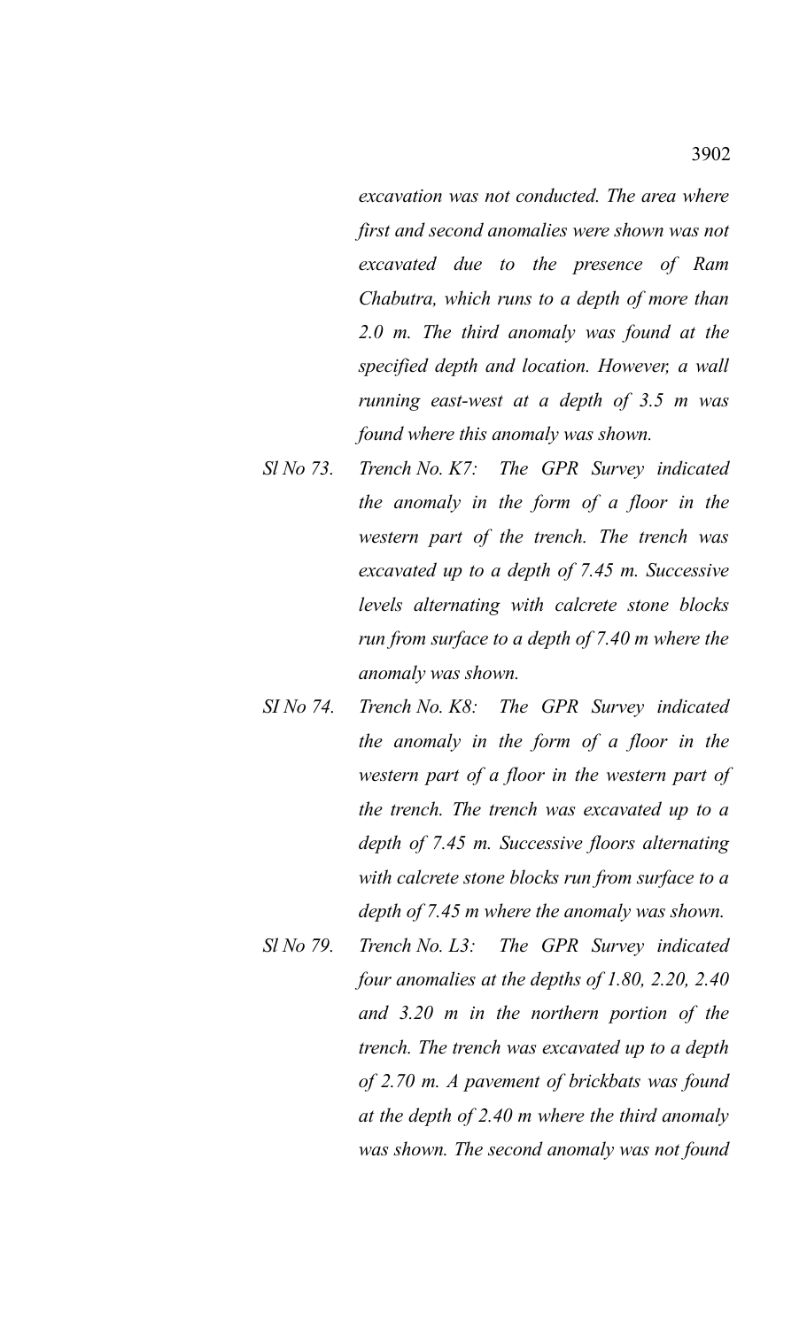*excavation was not conducted. The area where first and second anomalies were shown was not excavated due to the presence of Ram Chabutra, which runs to a depth of more than 2.0 m. The third anomaly was found at the specified depth and location. However, a wall running east-west at a depth of 3.5 m was found where this anomaly was shown.*

*Sl No 73.* *Trench No. K7: The GPR Survey indicated the anomaly in the form of a floor in the western part of the trench. The trench was excavated up to a depth of 7.45 m. Successive levels alternating with calcrete stone blocks run from surface to a depth of 7.40 m where the anomaly was shown.*

*SI No 74.* *Trench No. K8: The GPR Survey indicated the anomaly in the form of a floor in the western part of a floor in the western part of the trench. The trench was excavated up to a depth of 7.45 m. Successive floors alternating with calcrete stone blocks run from surface to a depth of 7.45 m where the anomaly was shown.*

*Sl No 79.* *Trench No. L3: The GPR Survey indicated four anomalies at the depths of 1.80, 2.20, 2.40 and 3.20 m in the northern portion of the trench. The trench was excavated up to a depth of 2.70 m. A pavement of brickbats was found at the depth of 2.40 m where the third anomaly was shown. The second anomaly was not found*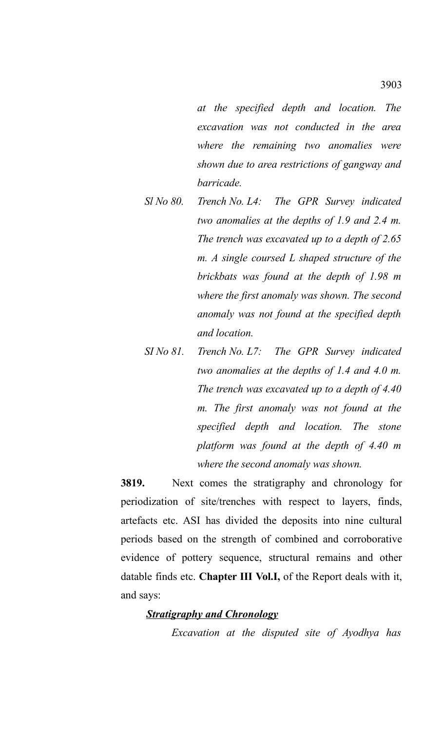*at the specified depth and location. The excavation was not conducted in the area where the remaining two anomalies were shown due to area restrictions of gangway and barricade.*

*Sl No 80. Trench No. L4: The GPR Survey indicated two anomalies at the depths of 1.9 and 2.4 m. The trench was excavated up to a depth of 2.65 m. A single coursed L shaped structure of the brickbats was found at the depth of 1.98 m where the first anomaly was shown. The second anomaly was not found at the specified depth and location.*

*SI No 81. Trench No. L7: The GPR Survey indicated two anomalies at the depths of 1.4 and 4.0 m. The trench was excavated up to a depth of 4.40 m. The first anomaly was not found at the specified depth and location. The stone platform was found at the depth of 4.40 m where the second anomaly was shown.*

**3819.** Next comes the stratigraphy and chronology for periodization of site/trenches with respect to layers, finds, artefacts etc. ASI has divided the deposits into nine cultural periods based on the strength of combined and corroborative evidence of pottery sequence, structural remains and other datable finds etc. **Chapter III Vol.I,** of the Report deals with it, and says:

***<u>Stratigraphy and Chronology</u>***

*Excavation at the disputed site of Ayodhya has*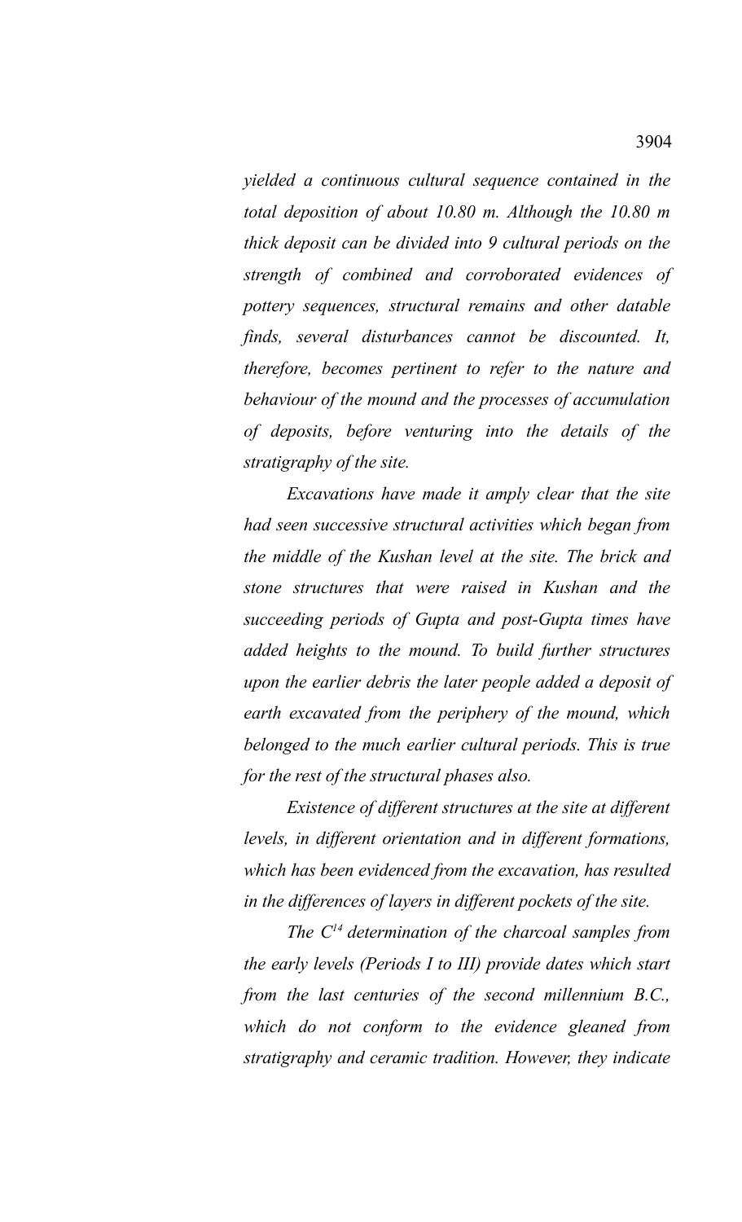*yielded a continuous cultural sequence contained in the total deposition of about 10.80 m. Although the 10.80 m thick deposit can be divided into 9 cultural periods on the strength of combined and corroborated evidences of pottery sequences, structural remains and other datable finds, several disturbances cannot be discounted. It, therefore, becomes pertinent to refer to the nature and behaviour of the mound and the processes of accumulation of deposits, before venturing into the details of the stratigraphy of the site.*

*Excavations have made it amply clear that the site had seen successive structural activities which began from the middle of the Kushan level at the site. The brick and stone structures that were raised in Kushan and the succeeding periods of Gupta and post-Gupta times have added heights to the mound. To build further structures upon the earlier debris the later people added a deposit of earth excavated from the periphery of the mound, which belonged to the much earlier cultural periods. This is true for the rest of the structural phases also.*

*Existence of different structures at the site at different levels, in different orientation and in different formations, which has been evidenced from the excavation, has resulted in the differences of layers in different pockets of the site.*

*The $C^{14}$ determination of the charcoal samples from the early levels (Periods I to III) provide dates which start from the last centuries of the second millennium B.C., which do not conform to the evidence gleaned from stratigraphy and ceramic tradition. However, they indicate*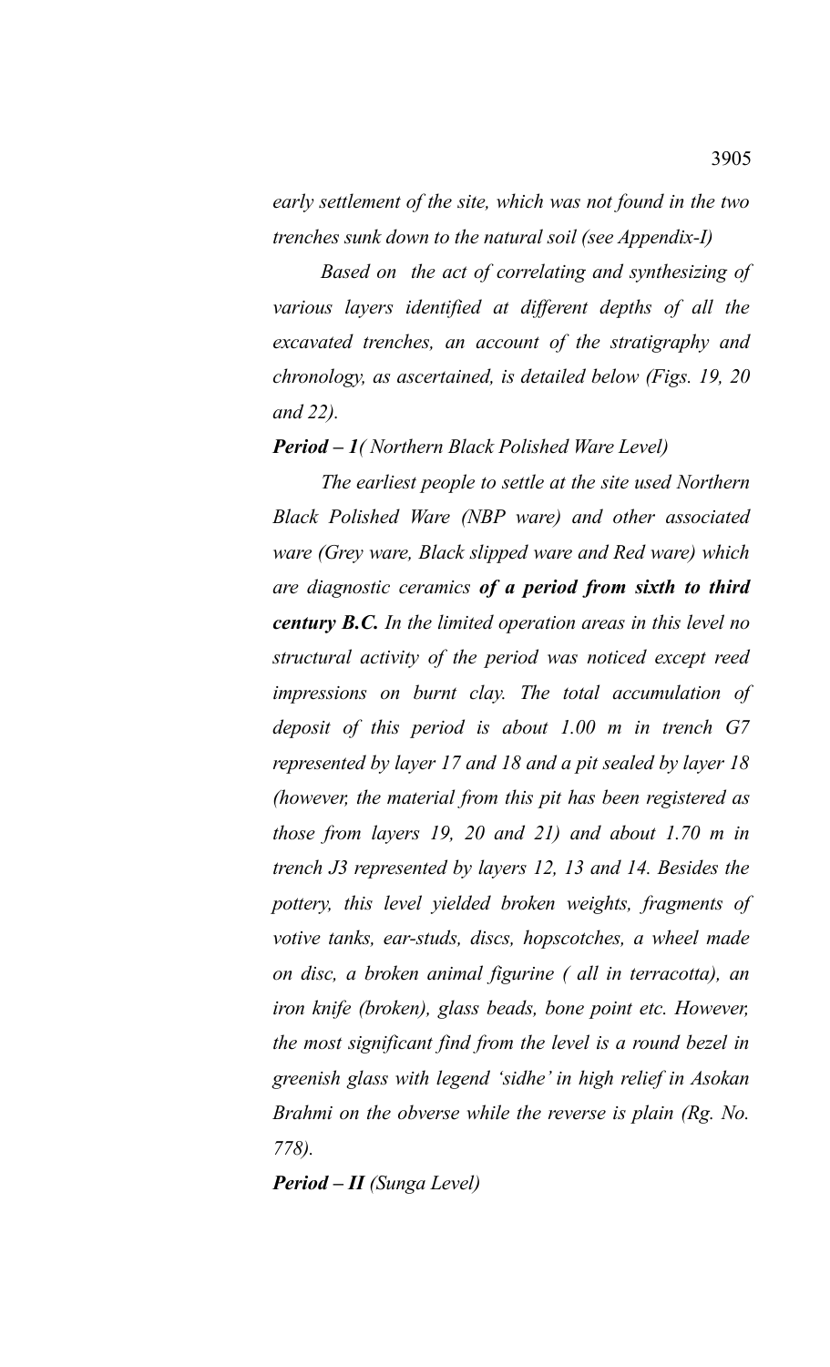*early settlement of the site, which was not found in the two trenches sunk down to the natural soil (see Appendix-I)*

*Based on the act of correlating and synthesizing of various layers identified at different depths of all the excavated trenches, an account of the stratigraphy and chronology, as ascertained, is detailed below (Figs. 19, 20 and 22).*

***Period – 1**( Northern Black Polished Ware Level)*

*The earliest people to settle at the site used Northern Black Polished Ware (NBP ware) and other associated ware (Grey ware, Black slipped ware and Red ware) which are diagnostic ceramics **of a period from sixth to third century B.C.** In the limited operation areas in this level no structural activity of the period was noticed except reed impressions on burnt clay. The total accumulation of deposit of this period is about 1.00 m in trench G7 represented by layer 17 and 18 and a pit sealed by layer 18 (however, the material from this pit has been registered as those from layers 19, 20 and 21) and about 1.70 m in trench J3 represented by layers 12, 13 and 14. Besides the pottery, this level yielded broken weights, fragments of votive tanks, ear-studs, discs, hopscotches, a wheel made on disc, a broken animal figurine ( all in terracotta), an iron knife (broken), glass beads, bone point etc. However, the most significant find from the level is a round bezel in greenish glass with legend 'sidhe' in high relief in Asokan Brahmi on the obverse while the reverse is plain (Rg. No. 778).*

***Period – II** (Sunga Level)*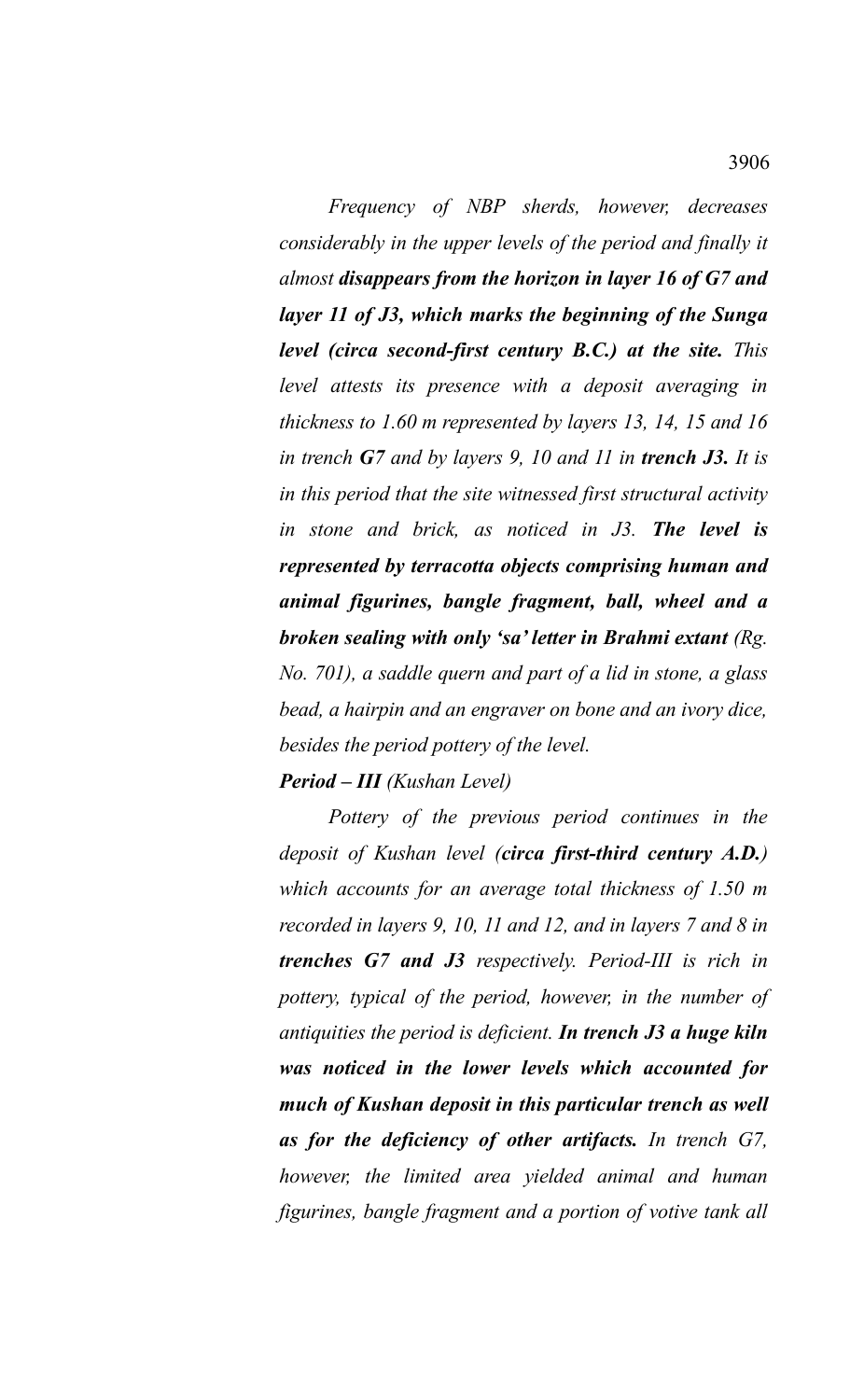*Frequency of NBP sherds, however, decreases considerably in the upper levels of the period and finally it almost* ***disappears from the horizon in layer 16 of G7 and layer 11 of J3, which marks the beginning of the Sunga level (circa second-first century B.C.) at the site.*** *This level attests its presence with a deposit averaging in thickness to 1.60 m represented by layers 13, 14, 15 and 16 in trench* ***G7*** *and by layers 9, 10 and 11 in* ***trench J3.*** *It is in this period that the site witnessed first structural activity in stone and brick, as noticed in J3.* ***The level is represented by terracotta objects comprising human and animal figurines, bangle fragment, ball, wheel and a broken sealing with only 'sa' letter in Brahmi extant*** *(Rg. No. 701), a saddle quern and part of a lid in stone, a glass bead, a hairpin and an engraver on bone and an ivory dice, besides the period pottery of the level.*

***Period – III*** *(Kushan Level)*

*Pottery of the previous period continues in the deposit of Kushan level (****circa first-third century A.D.****) which accounts for an average total thickness of 1.50 m recorded in layers 9, 10, 11 and 12, and in layers 7 and 8 in* ***trenches G7 and J3*** *respectively. Period-III is rich in pottery, typical of the period, however, in the number of antiquities the period is deficient.* ***In trench J3 a huge kiln was noticed in the lower levels which accounted for much of Kushan deposit in this particular trench as well as for the deficiency of other artifacts.*** *In trench G7, however, the limited area yielded animal and human figurines, bangle fragment and a portion of votive tank all*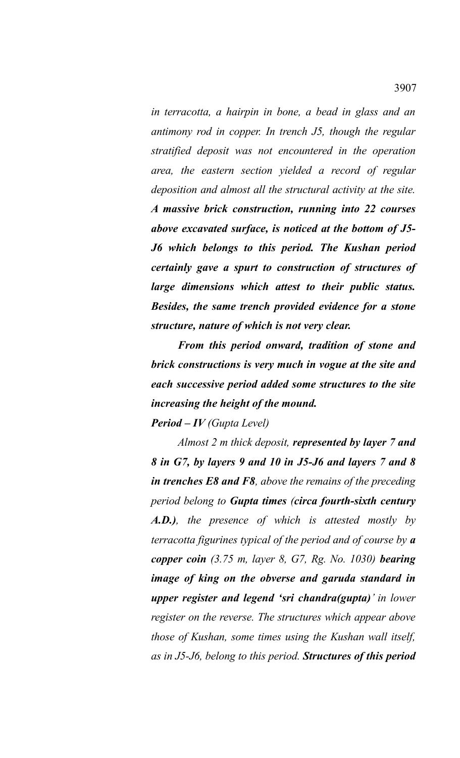*in terracotta, a hairpin in bone, a bead in glass and an antimony rod in copper. In trench J5, though the regular stratified deposit was not encountered in the operation area, the eastern section yielded a record of regular deposition and almost all the structural activity at the site.* ***A massive brick construction, running into 22 courses above excavated surface, is noticed at the bottom of J5-J6 which belongs to this period. The Kushan period certainly gave a spurt to construction of structures of large dimensions which attest to their public status. Besides, the same trench provided evidence for a stone structure, nature of which is not very clear.***

***From this period onward, tradition of stone and brick constructions is very much in vogue at the site and each successive period added some structures to the site increasing the height of the mound.***

***Period – IV*** *(Gupta Level)*

*Almost 2 m thick deposit,* ***represented by layer 7 and 8 in G7, by layers 9 and 10 in J5-J6 and layers 7 and 8 in trenches E8 and F8****, above the remains of the preceding period belong to* ***Gupta times (circa fourth-sixth century A.D.)****, the presence of which is attested mostly by terracotta figurines typical of the period and of course by* ***a copper coin*** *(3.75 m, layer 8, G7, Rg. No. 1030)* ***bearing image of king on the obverse and garuda standard in upper register and legend 'sri chandra(gupta)****' in lower register on the reverse. The structures which appear above those of Kushan, some times using the Kushan wall itself, as in J5-J6, belong to this period.* ***Structures of this period***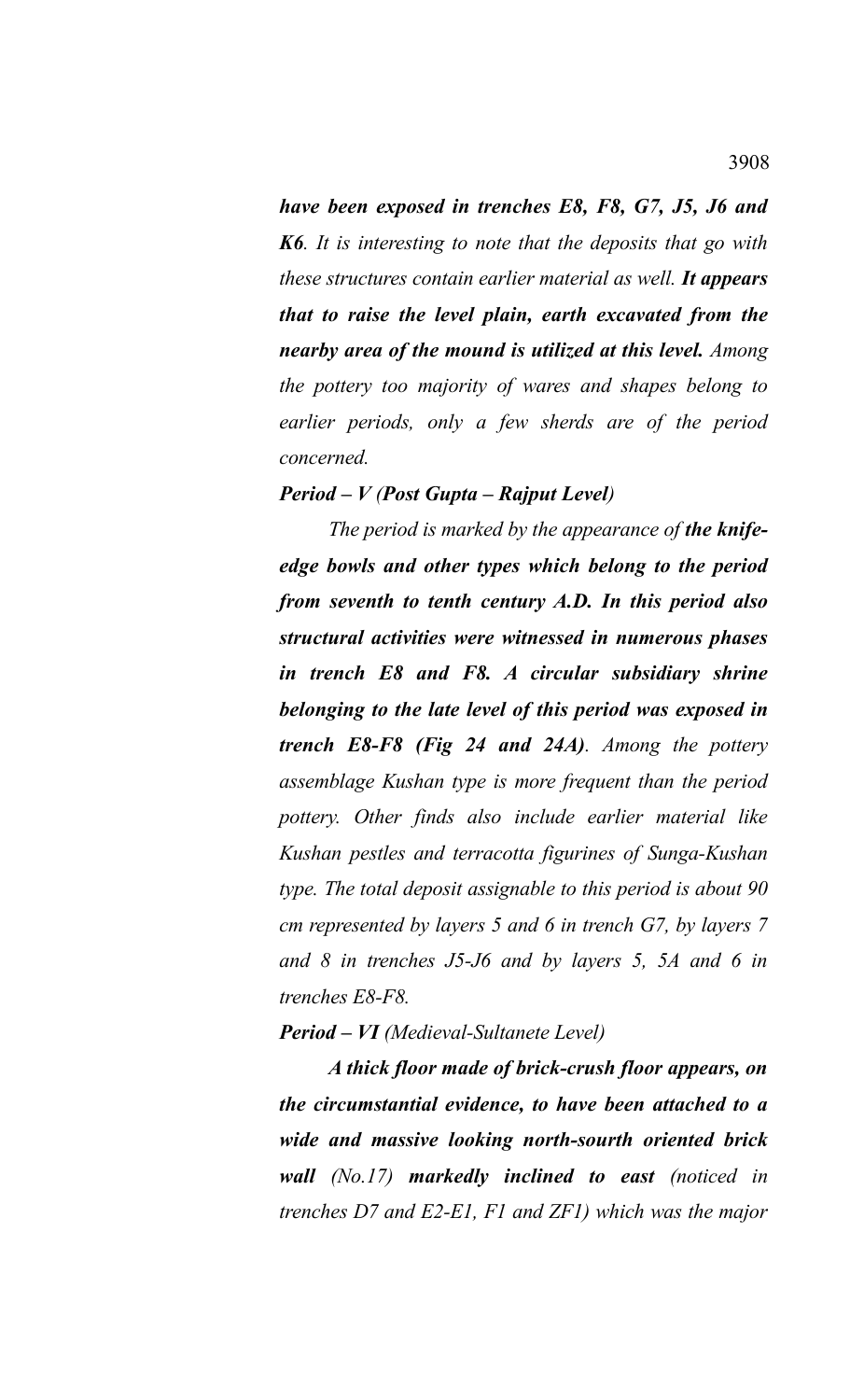***have been exposed in trenches E8, F8, G7, J5, J6 and K6****. It is interesting to note that the deposits that go with these structures contain earlier material as well.* ***It appears that to raise the level plain, earth excavated from the nearby area of the mound is utilized at this level.*** *Among the pottery too majority of wares and shapes belong to earlier periods, only a few sherds are of the period concerned.*

***Period – V (Post Gupta – Rajput Level)***

*The period is marked by the appearance of* ***the knife-edge bowls and other types which belong to the period from seventh to tenth century A.D. In this period also structural activities were witnessed in numerous phases in trench E8 and F8. A circular subsidiary shrine belonging to the late level of this period was exposed in trench E8-F8 (Fig 24 and 24A)****. Among the pottery assemblage Kushan type is more frequent than the period pottery. Other finds also include earlier material like Kushan pestles and terracotta figurines of Sunga-Kushan type. The total deposit assignable to this period is about 90 cm represented by layers 5 and 6 in trench G7, by layers 7 and 8 in trenches J5-J6 and by layers 5, 5A and 6 in trenches E8-F8.*

***Period – VI*** *(Medieval-Sultanete Level)*

***A thick floor made of brick-crush floor appears, on the circumstantial evidence, to have been attached to a wide and massive looking north-sourth oriented brick wall*** *(No.17)* ***markedly inclined to east*** *(noticed in trenches D7 and E2-E1, F1 and ZF1) which was the major*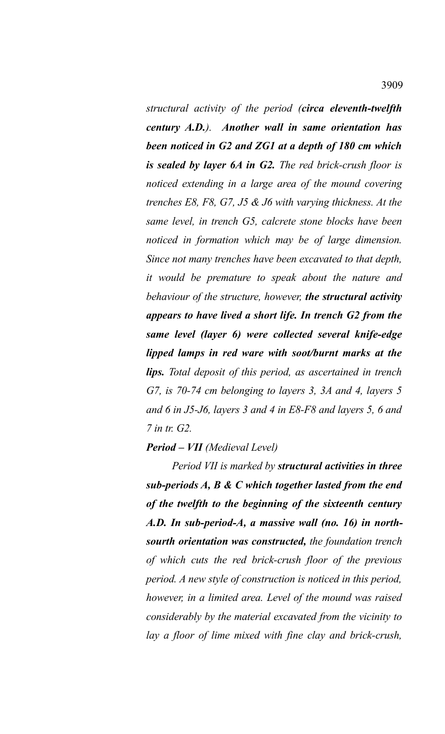*structural activity of the period (**circa eleventh-twelfth century A.D.**). **Another wall in same orientation has been noticed in G2 and ZG1 at a depth of 180 cm which is sealed by layer 6A in G2.** The red brick-crush floor is noticed extending in a large area of the mound covering trenches E8, F8, G7, J5 & J6 with varying thickness. At the same level, in trench G5, calcrete stone blocks have been noticed in formation which may be of large dimension. Since not many trenches have been excavated to that depth, it would be premature to speak about the nature and behaviour of the structure, however, **the structural activity appears to have lived a short life. In trench G2 from the same level (layer 6) were collected several knife-edge lipped lamps in red ware with soot/burnt marks at the lips.** Total deposit of this period, as ascertained in trench G7, is 70-74 cm belonging to layers 3, 3A and 4, layers 5 and 6 in J5-J6, layers 3 and 4 in E8-F8 and layers 5, 6 and 7 in tr. G2.*

***Period – VII** (Medieval Level)*

*Period VII is marked by **structural activities in three sub-periods A, B & C which together lasted from the end of the twelfth to the beginning of the sixteenth century A.D. In sub-period-A, a massive wall (no. 16) in north-sourth orientation was constructed,** the foundation trench of which cuts the red brick-crush floor of the previous period. A new style of construction is noticed in this period, however, in a limited area. Level of the mound was raised considerably by the material excavated from the vicinity to lay a floor of lime mixed with fine clay and brick-crush,*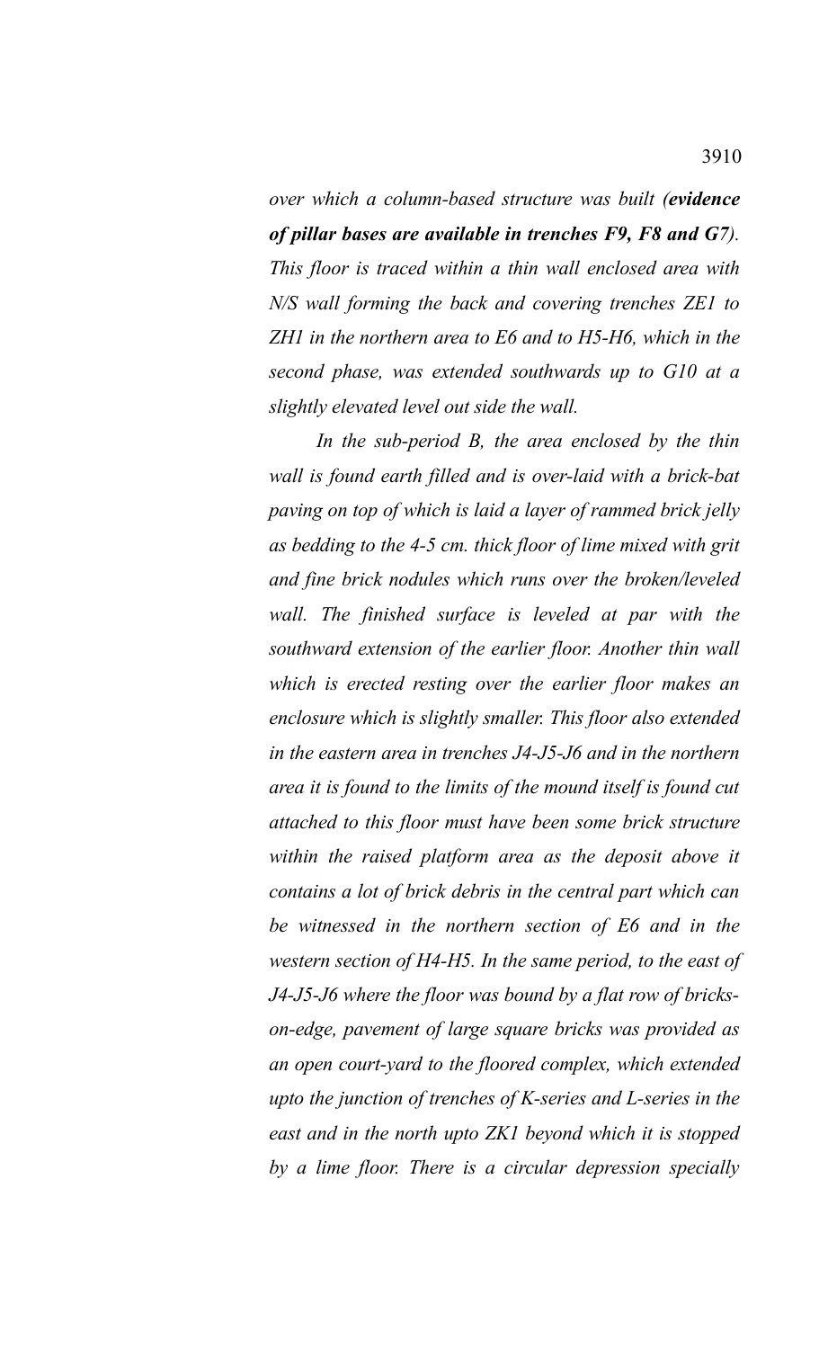*over which a column-based structure was built (**evidence of pillar bases are available in trenches F9, F8 and G7**). This floor is traced within a thin wall enclosed area with N/S wall forming the back and covering trenches ZE1 to ZH1 in the northern area to E6 and to H5-H6, which in the second phase, was extended southwards up to G10 at a slightly elevated level out side the wall.*

*In the sub-period B, the area enclosed by the thin wall is found earth filled and is over-laid with a brick-bat paving on top of which is laid a layer of rammed brick jelly as bedding to the 4-5 cm. thick floor of lime mixed with grit and fine brick nodules which runs over the broken/leveled wall. The finished surface is leveled at par with the southward extension of the earlier floor. Another thin wall which is erected resting over the earlier floor makes an enclosure which is slightly smaller. This floor also extended in the eastern area in trenches J4-J5-J6 and in the northern area it is found to the limits of the mound itself is found cut attached to this floor must have been some brick structure within the raised platform area as the deposit above it contains a lot of brick debris in the central part which can be witnessed in the northern section of E6 and in the western section of H4-H5. In the same period, to the east of J4-J5-J6 where the floor was bound by a flat row of bricks-on-edge, pavement of large square bricks was provided as an open court-yard to the floored complex, which extended upto the junction of trenches of K-series and L-series in the east and in the north upto ZK1 beyond which it is stopped by a lime floor. There is a circular depression specially*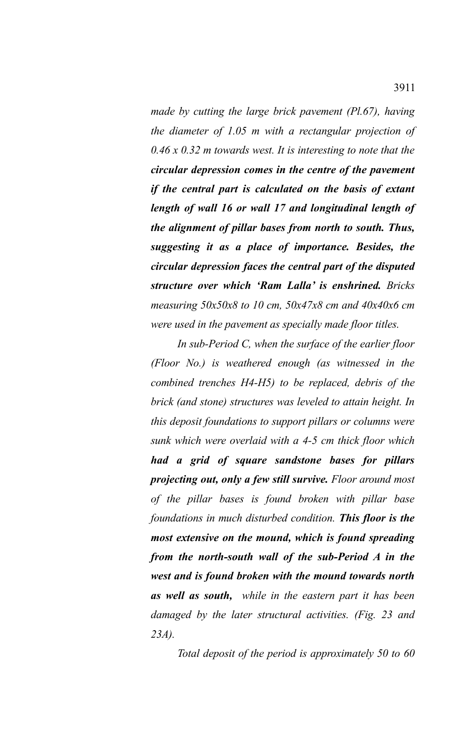*made by cutting the large brick pavement (Pl.67), having the diameter of 1.05 m with a rectangular projection of 0.46 x 0.32 m towards west. It is interesting to note that the* ***circular depression comes in the centre of the pavement if the central part is calculated on the basis of extant length of wall 16 or wall 17 and longitudinal length of the alignment of pillar bases from north to south. Thus, suggesting it as a place of importance. Besides, the circular depression faces the central part of the disputed structure over which 'Ram Lalla' is enshrined.*** *Bricks measuring 50x50x8 to 10 cm, 50x47x8 cm and 40x40x6 cm were used in the pavement as specially made floor titles.*

*In sub-Period C, when the surface of the earlier floor (Floor No.) is weathered enough (as witnessed in the combined trenches H4-H5) to be replaced, debris of the brick (and stone) structures was leveled to attain height. In this deposit foundations to support pillars or columns were sunk which were overlaid with a 4-5 cm thick floor which* ***had a grid of square sandstone bases for pillars projecting out, only a few still survive.*** *Floor around most of the pillar bases is found broken with pillar base foundations in much disturbed condition.* ***This floor is the most extensive on the mound, which is found spreading from the north-south wall of the sub-Period A in the west and is found broken with the mound towards north as well as south,*** *while in the eastern part it has been damaged by the later structural activities. (Fig. 23 and 23A).*

*Total deposit of the period is approximately 50 to 60*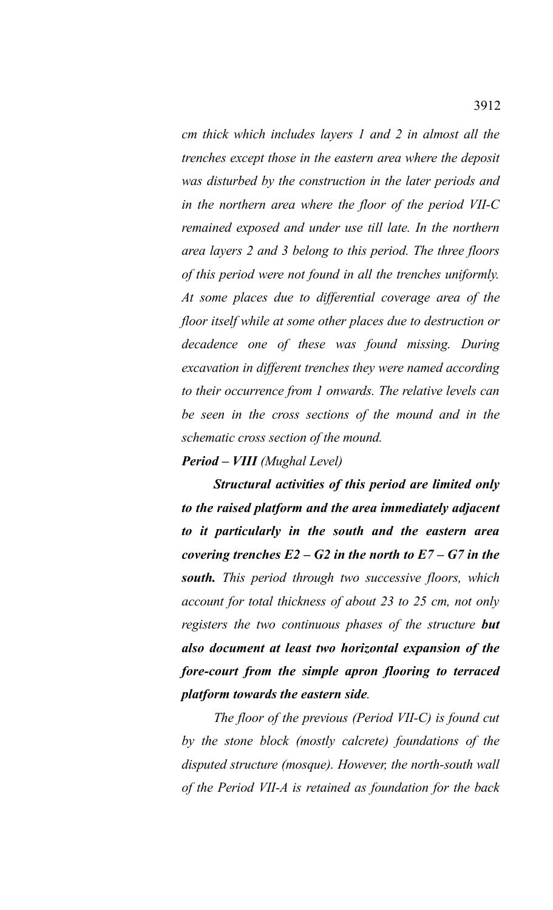*cm thick which includes layers 1 and 2 in almost all the trenches except those in the eastern area where the deposit was disturbed by the construction in the later periods and in the northern area where the floor of the period VII-C remained exposed and under use till late. In the northern area layers 2 and 3 belong to this period. The three floors of this period were not found in all the trenches uniformly. At some places due to differential coverage area of the floor itself while at some other places due to destruction or decadence one of these was found missing. During excavation in different trenches they were named according to their occurrence from 1 onwards. The relative levels can be seen in the cross sections of the mound and in the schematic cross section of the mound.*

***Period – VIII** (Mughal Level)*

***Structural activities of this period are limited only to the raised platform and the area immediately adjacent to it particularly in the south and the eastern area covering trenches E2 – G2 in the north to E7 – G7 in the south.** This period through two successive floors, which account for total thickness of about 23 to 25 cm, not only registers the two continuous phases of the structure **but also document at least two horizontal expansion of the fore-court from the simple apron flooring to terraced platform towards the eastern side**.*

*The floor of the previous (Period VII-C) is found cut by the stone block (mostly calcrete) foundations of the disputed structure (mosque). However, the north-south wall of the Period VII-A is retained as foundation for the back*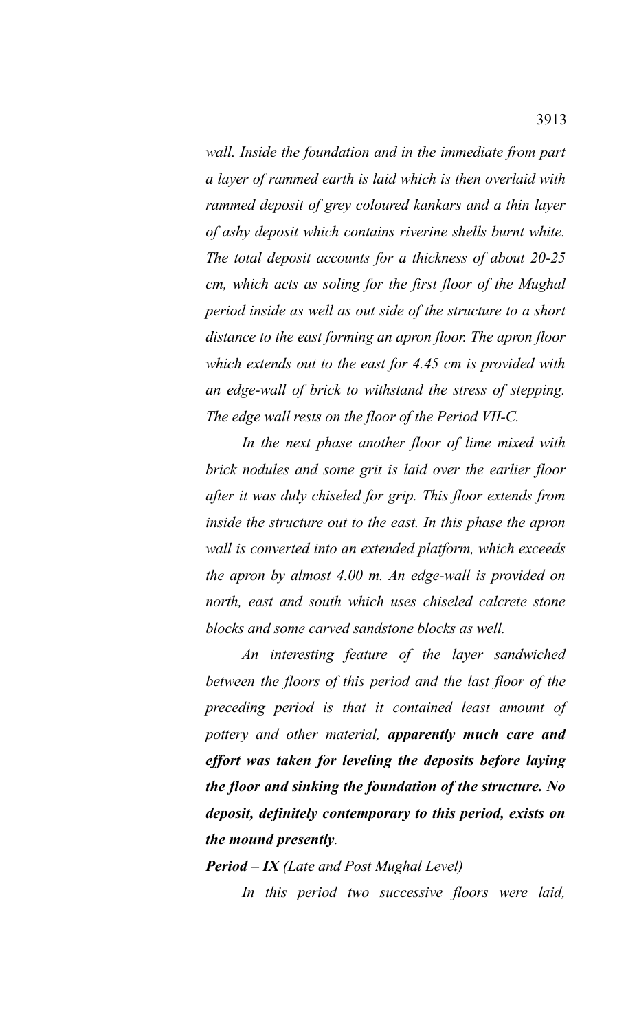*wall. Inside the foundation and in the immediate from part a layer of rammed earth is laid which is then overlaid with rammed deposit of grey coloured kankars and a thin layer of ashy deposit which contains riverine shells burnt white. The total deposit accounts for a thickness of about 20-25 cm, which acts as soling for the first floor of the Mughal period inside as well as out side of the structure to a short distance to the east forming an apron floor. The apron floor which extends out to the east for 4.45 cm is provided with an edge-wall of brick to withstand the stress of stepping. The edge wall rests on the floor of the Period VII-C.*

*In the next phase another floor of lime mixed with brick nodules and some grit is laid over the earlier floor after it was duly chiseled for grip. This floor extends from inside the structure out to the east. In this phase the apron wall is converted into an extended platform, which exceeds the apron by almost 4.00 m. An edge-wall is provided on north, east and south which uses chiseled calcrete stone blocks and some carved sandstone blocks as well.*

*An interesting feature of the layer sandwiched between the floors of this period and the last floor of the preceding period is that it contained least amount of pottery and other material, **apparently much care and effort was taken for leveling the deposits before laying the floor and sinking the foundation of the structure. No deposit, definitely contemporary to this period, exists on the mound presently**.*

***Period – IX** (Late and Post Mughal Level)*

*In this period two successive floors were laid,*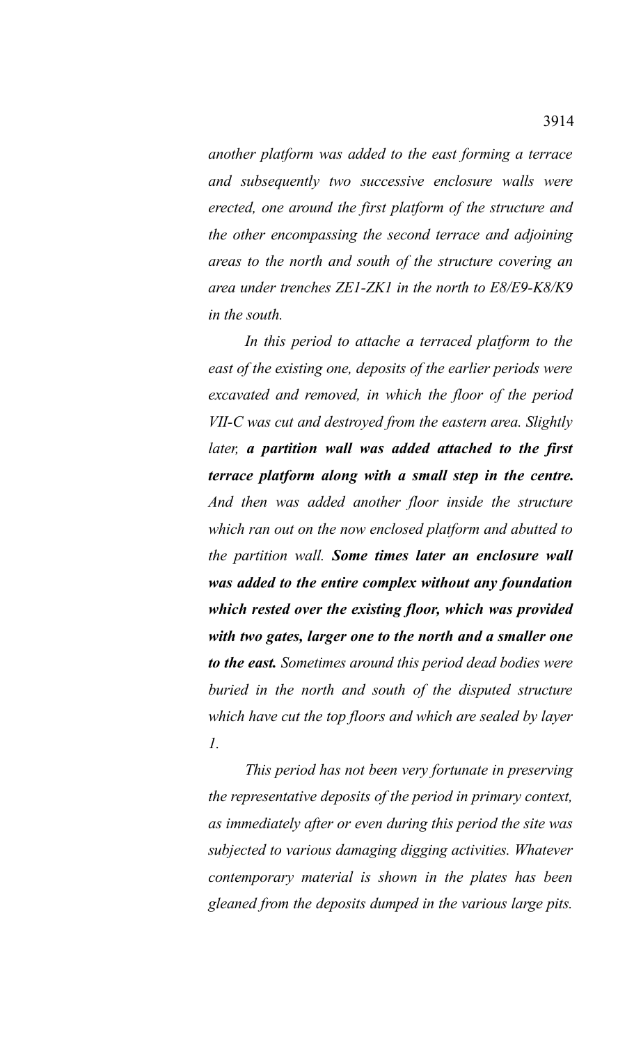*another platform was added to the east forming a terrace and subsequently two successive enclosure walls were erected, one around the first platform of the structure and the other encompassing the second terrace and adjoining areas to the north and south of the structure covering an area under trenches ZE1-ZK1 in the north to E8/E9-K8/K9 in the south.*

*In this period to attache a terraced platform to the east of the existing one, deposits of the earlier periods were excavated and removed, in which the floor of the period VII-C was cut and destroyed from the eastern area. Slightly later,* ***a partition wall was added attached to the first terrace platform along with a small step in the centre.*** *And then was added another floor inside the structure which ran out on the now enclosed platform and abutted to the partition wall.* ***Some times later an enclosure wall was added to the entire complex without any foundation which rested over the existing floor, which was provided with two gates, larger one to the north and a smaller one to the east.*** *Sometimes around this period dead bodies were buried in the north and south of the disputed structure which have cut the top floors and which are sealed by layer 1.*

*This period has not been very fortunate in preserving the representative deposits of the period in primary context, as immediately after or even during this period the site was subjected to various damaging digging activities. Whatever contemporary material is shown in the plates has been gleaned from the deposits dumped in the various large pits.*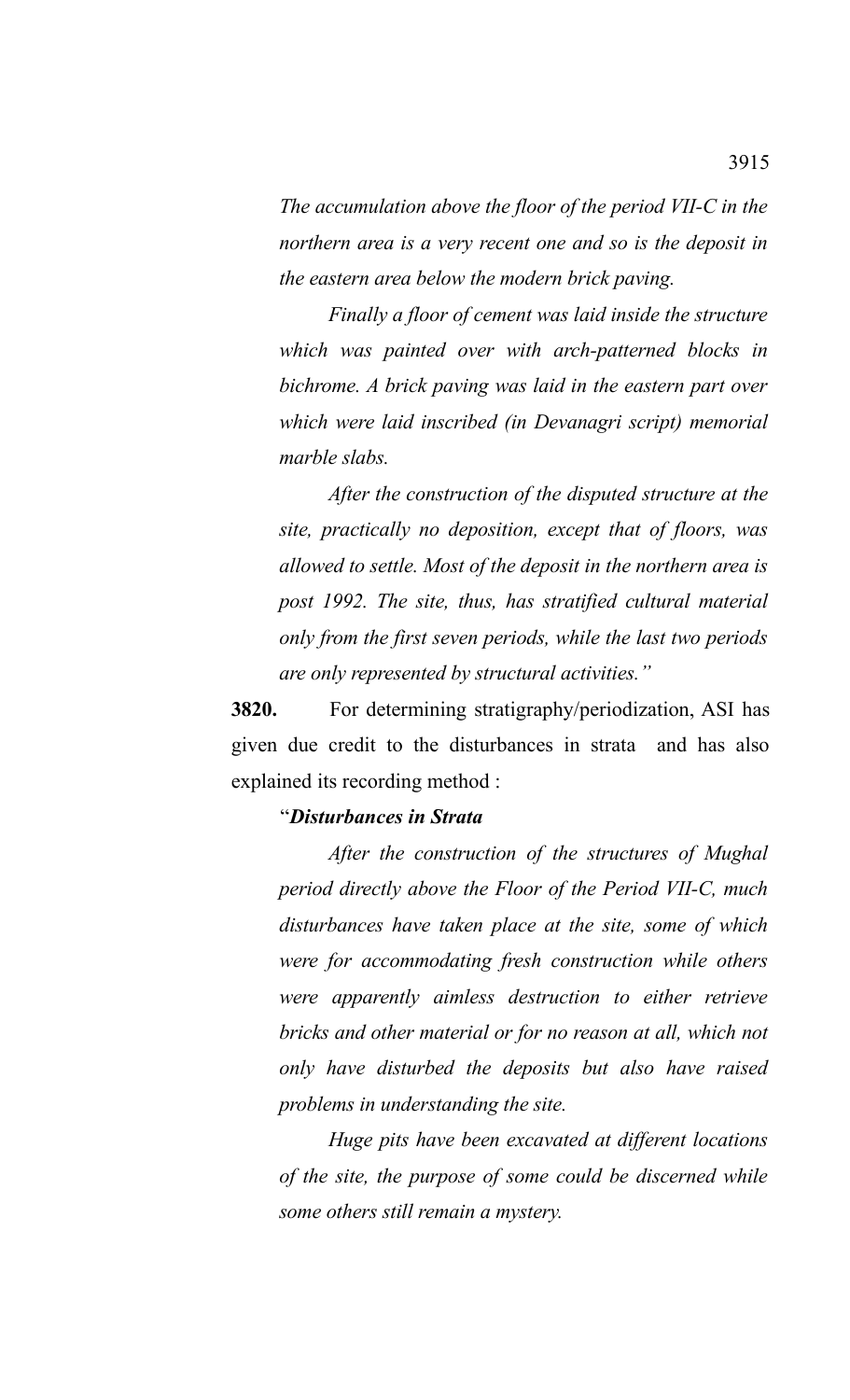*The accumulation above the floor of the period VII-C in the northern area is a very recent one and so is the deposit in the eastern area below the modern brick paving.*

*Finally a floor of cement was laid inside the structure which was painted over with arch-patterned blocks in bichrome. A brick paving was laid in the eastern part over which were laid inscribed (in Devanagri script) memorial marble slabs.*

*After the construction of the disputed structure at the site, practically no deposition, except that of floors, was allowed to settle. Most of the deposit in the northern area is post 1992. The site, thus, has stratified cultural material only from the first seven periods, while the last two periods are only represented by structural activities."*

**3820.** For determining stratigraphy/periodization, ASI has given due credit to the disturbances in strata and has also explained its recording method :

"***Disturbances in Strata***

*After the construction of the structures of Mughal period directly above the Floor of the Period VII-C, much disturbances have taken place at the site, some of which were for accommodating fresh construction while others were apparently aimless destruction to either retrieve bricks and other material or for no reason at all, which not only have disturbed the deposits but also have raised problems in understanding the site.*

*Huge pits have been excavated at different locations of the site, the purpose of some could discerned while some others still remain a mystery.*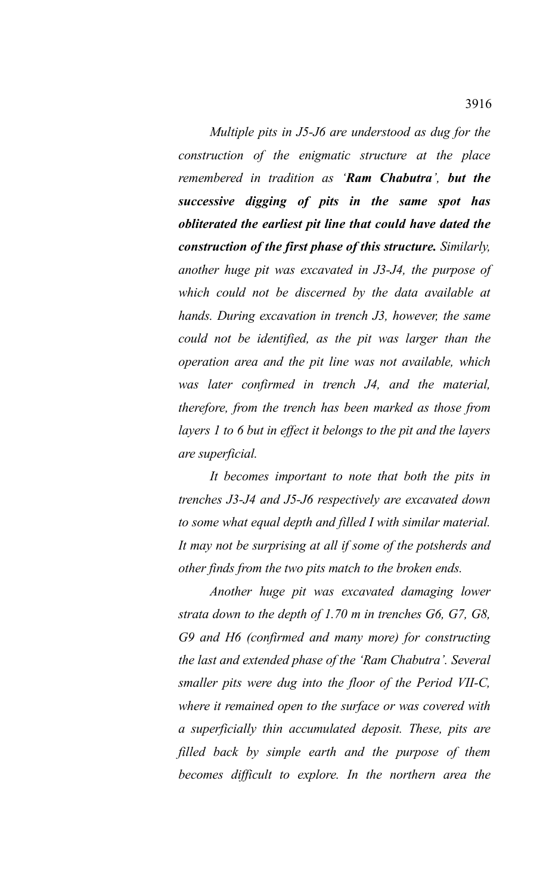*Multiple pits in J5-J6 are understood as dug for the construction of the enigmatic structure at the place remembered in tradition as '**Ram Chabutra**', **but the successive digging of pits in the same spot has obliterated the earliest pit line that could have dated the construction of the first phase of this structure.** Similarly, another huge pit was excavated in J3-J4, the purpose of which could not be discerned by the data available at hands. During excavation in trench J3, however, the same could not be identified, as the pit was larger than the operation area and the pit line was not available, which was later confirmed in trench J4, and the material, therefore, from the trench has been marked as those from layers 1 to 6 but in effect it belongs to the pit and the layers are superficial.*

*It becomes important to note that both the pits in trenches J3-J4 and J5-J6 respectively are excavated down to some what equal depth and filled I with similar material. It may not be surprising at all if some of the potsherds and other finds from the two pits match to the broken ends.*

*Another huge pit was excavated damaging lower strata down to the depth of 1.70 m in trenches G6, G7, G8, G9 and H6 (confirmed and many more) for constructing the last and extended phase of the 'Ram Chabutra'. Several smaller pits were dug into the floor of the Period VII-C, where it remained open to the surface or was covered with a superficially thin accumulated deposit. These, pits are filled back by simple earth and the purpose of them becomes difficult to explore. In the northern area the*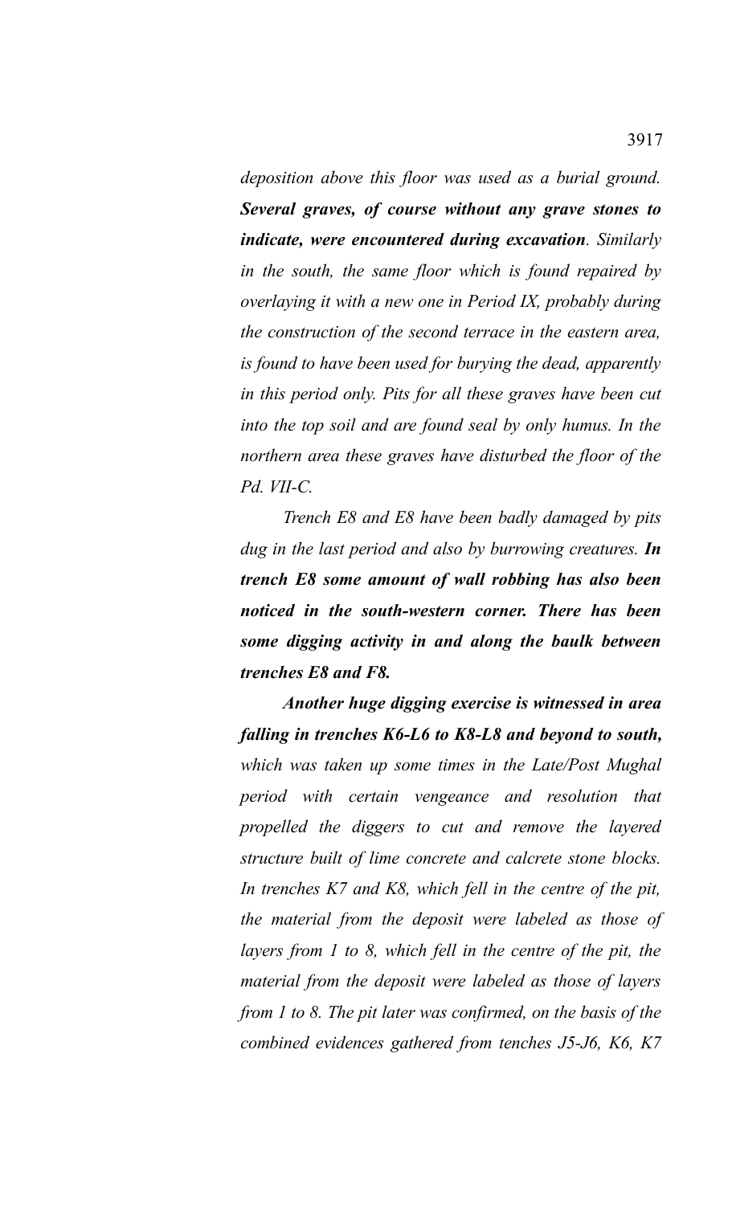*deposition above this floor was used as a burial ground.* ***Several graves, of course without any grave stones to indicate, were encountered during excavation****. Similarly in the south, the same floor which is found repaired by overlaying it with a new one in Period IX, probably during the construction of the second terrace in the eastern area, is found to have been used for burying the dead, apparently in this period only. Pits for all these graves have been cut into the top soil and are found seal by only humus. In the northern area these graves have disturbed the floor of the Pd. VII-C.*

*Trench E8 and E8 have been badly damaged by pits dug in the last period and also by burrowing creatures.* ***In trench E8 some amount of wall robbing has also been noticed in the south-western corner. There has been some digging activity in and along the baulk between trenches E8 and F8.***

***Another huge digging exercise is witnessed in area falling in trenches K6-L6 to K8-L8 and beyond to south,*** *which was taken up some times in the Late/Post Mughal period with certain vengeance and resolution that propelled the diggers to cut and remove the layered structure built of lime concrete and calcrete stone blocks. In trenches K7 and K8, which fell in the centre of the pit, the material from the deposit were labeled as those of layers from 1 to 8, which fell in the centre of the pit, the material from the deposit were labeled as those of layers from 1 to 8. The pit later was confirmed, on the basis of the combined evidences gathered from tenches J5-J6, K6, K7*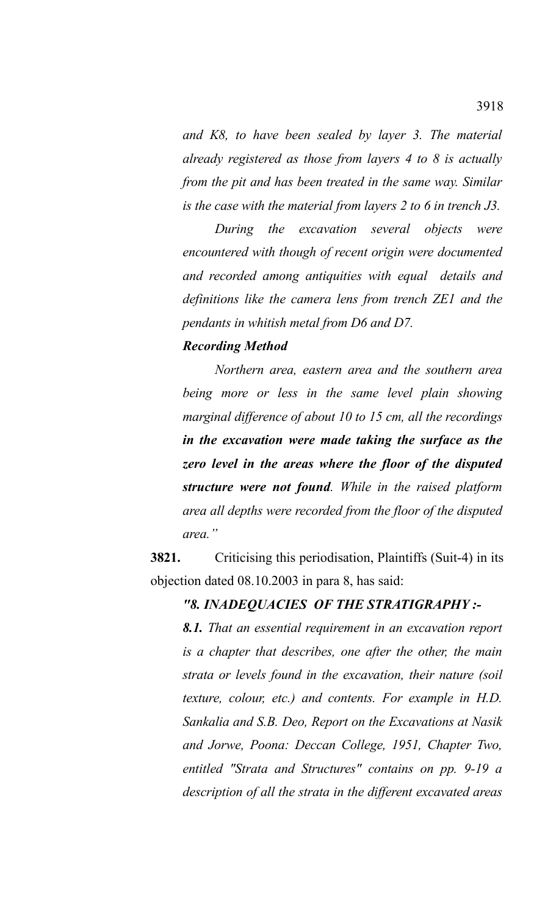*and K8, to have been sealed by layer 3. The material already registered as those from layers 4 to 8 is actually from the pit and has been treated in the same way. Similar is the case with the material from layers 2 to 6 in trench J3.*

*During the excavation several objects were encountered with though of recent origin were documented and recorded among antiquities with equal details and definitions like the camera lens from trench ZE1 and the pendants in whitish metal from D6 and D7.*

***Recording Method***

*Northern area, eastern area and the southern area being more or less in the same level plain showing marginal difference of about 10 to 15 cm, all the recordings* ***in the excavation were made taking the surface as the zero level in the areas where the floor of the disputed structure were not found****. While in the raised platform area all depths were recorded from the floor of the disputed area."*

**3821.** Criticising this periodisation, Plaintiffs (Suit-4) in its objection dated 08.10.2003 in para 8, has said:

***"8. INADEQUACIES OF THE STRATIGRAPHY :-***

***8.1.*** *That an essential requirement in an excavation report is a chapter that describes, one after the other, the main strata or levels found in the excavation, their nature (soil texture, colour, etc.) and contents. For example in H.D. Sankalia and S.B. Deo, Report on the Excavations at Nasik and Jorwe, Poona: Deccan College, 1951, Chapter Two, entitled "Strata and Structures" contains on pp. 9-19 a description of all the strata in the different excavated areas*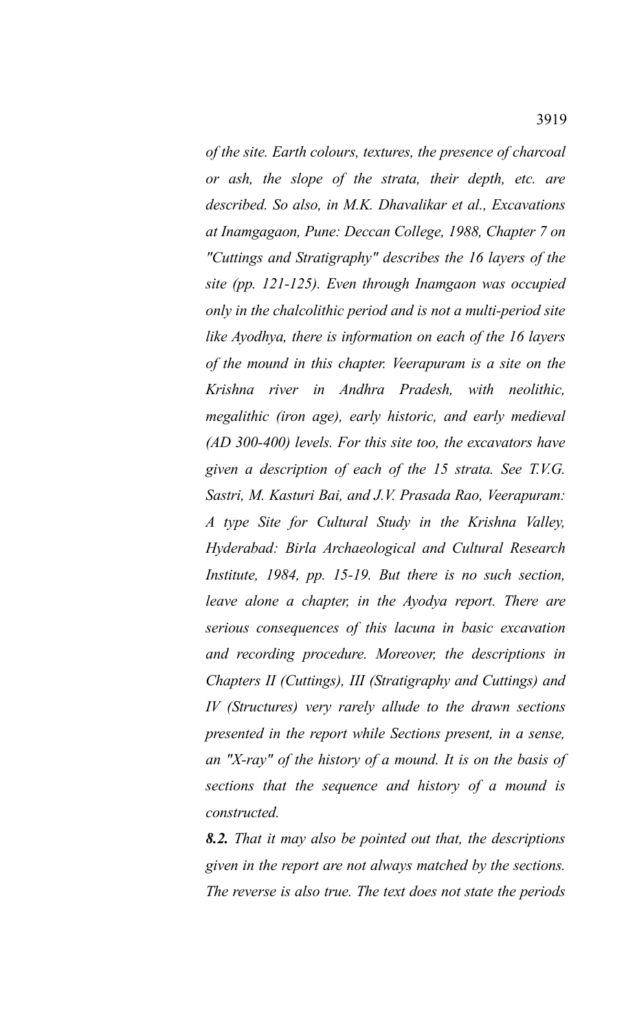*of the site. Earth colours, textures, the presence of charcoal or ash, the slope of the strata, their depth, etc. are described. So also, in M.K. Dhavalikar et al., Excavations at Inamgagaon, Pune: Deccan College, 1988, Chapter 7 on "Cuttings and Stratigraphy" describes the 16 layers of the site (pp. 121-125). Even through Inamgaon was occupied only in the chalcolithic period and is not a multi-period site like Ayodhya, there is information on each of the 16 layers of the mound in this chapter. Veerapuram is a site on the Krishna river in Andhra Pradesh, with neolithic, megalithic (iron age), early historic, and early medieval (AD 300-400) levels. For this site too, the excavators have given a description of each of the 15 strata. See T.V.G. Sastri, M. Kasturi Bai, and J.V. Prasada Rao, Veerapuram: A type Site for Cultural Study in the Krishna Valley, Hyderabad: Birla Archaeological and Cultural Research Institute, 1984, pp. 15-19. But there is no such section, leave alone a chapter, in the Ayodya report. There are serious consequences of this lacuna in basic excavation and recording procedure. Moreover, the descriptions in Chapters II (Cuttings), III (Stratigraphy and Cuttings) and IV (Structures) very rarely allude to the drawn sections presented in the report while Sections present, in a sense, an "X-ray" of the history of a mound. It is on the basis of sections that the sequence and history of a mound is constructed.*

***8.2.*** *That it may also be pointed out that, the descriptions given in the report are not always matched by the sections. The reverse is also true. The text does not state the periods*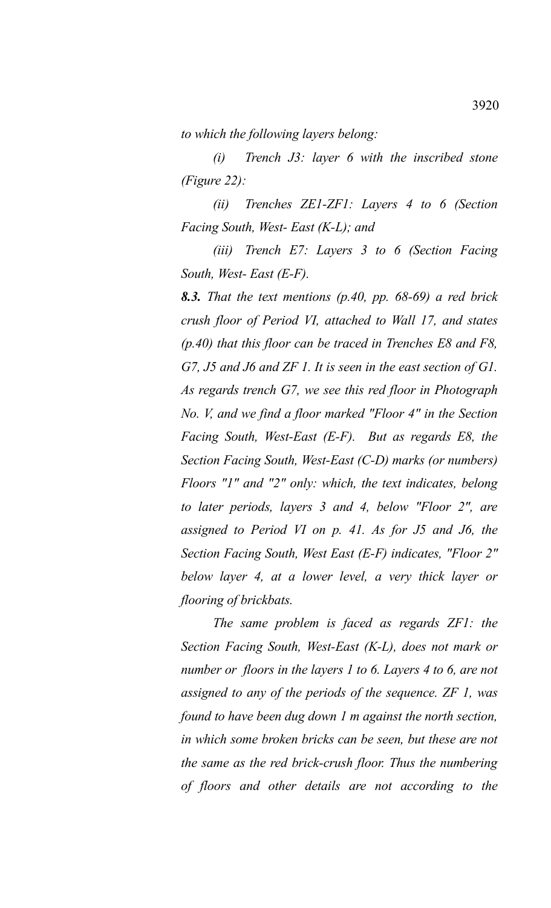*to which the following layers belong:*

*(i) Trench J3: layer 6 with the inscribed stone (Figure 22):*

*(ii) Trenches ZE1-ZF1: Layers 4 to 6 (Section Facing South, West- East (K-L); and*

*(iii) Trench E7: Layers 3 to 6 (Section Facing South, West- East (E-F).*

***8.3.** That the text mentions (p.40, pp. 68-69) a red brick crush floor of Period VI, attached to Wall 17, and states (p.40) that this floor can be traced in Trenches E8 and F8, G7, J5 and J6 and ZF 1. It is seen in the east section of G1. As regards trench G7, we see this red floor in Photograph No. V, and we find a floor marked "Floor 4" in the Section Facing South, West-East (E-F). But as regards E8, the Section Facing South, West-East (C-D) marks (or numbers) Floors "1" and "2" only: which, the text indicates, belong to later periods, layers 3 and 4, below "Floor 2", are assigned to Period VI on p. 41. As for J5 and J6, the Section Facing South, West East (E-F) indicates, "Floor 2" below layer 4, at a lower level, a very thick layer or flooring of brickbats.*

*The same problem is faced as regards ZF1: the Section Facing South, West-East (K-L), does not mark or number or floors in the layers 1 to 6. Layers 4 to 6, are not assigned to any of the periods of the sequence. ZF 1, was found to have been dug down 1 m against the north section, in which some broken bricks can be seen, but these are not the same as the red brick-crush floor. Thus the numbering of floors and other details are not according to the*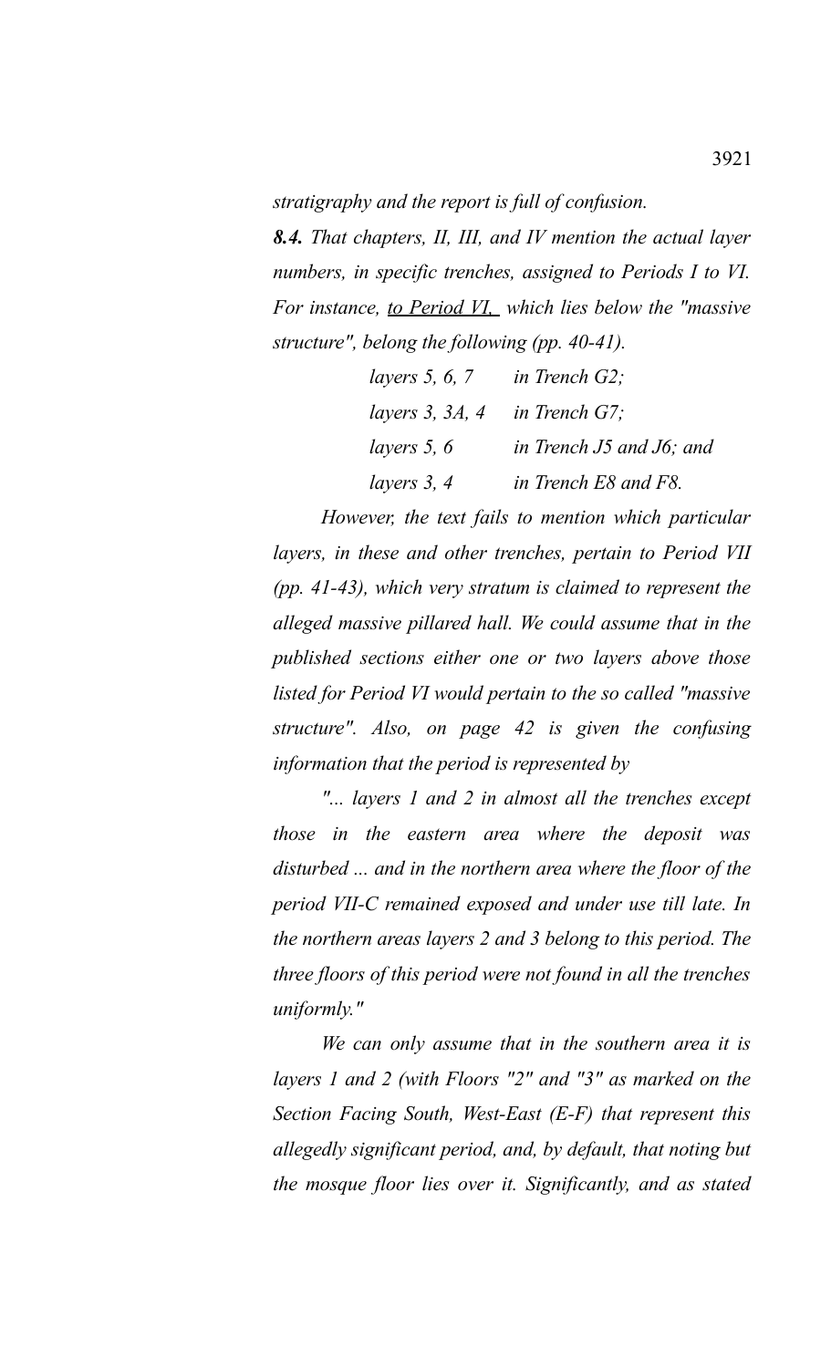*stratigraphy and the report is full of confusion.*

***8.4.*** *That chapters, II, III, and IV mention the actual layer numbers, in specific trenches, assigned to Periods I to VI. For instance, <u>to Period VI,</u> which lies below the "massive structure", belong the following (pp. 40-41).*

| | |
|---|---|
| *layers 5, 6, 7* | *in Trench G2;* |
| *layers 3, 3A, 4* | *in Trench G7;* |
| *layers 5, 6* | *in Trench J5 and J6; and* |
| *layers 3, 4* | *in Trench E8 and F8.* |

*However, the text fails to mention which particular layers, in these and other trenches, pertain to Period VII (pp. 41-43), which very stratum is claimed to represent the alleged massive pillared hall. We could assume that in the published sections either one or two layers above those listed for Period VI would pertain to the so called "massive structure". Also, on page 42 is given the confusing information that the period is represented by*

*"... layers 1 and 2 in almost all the trenches except those in the eastern area where the deposit was disturbed ... and in the northern area where the floor of the period VII-C remained exposed and under use till late. In the northern areas layers 2 and 3 belong to this period. The three floors of this period were not found in all the trenches uniformly."*

*We can only assume that in the southern area it is layers 1 and 2 (with Floors "2" and "3" as marked on the Section Facing South, West-East (E-F) that represent this allegedly significant period, and, by default, that noting but the mosque floor lies over it. Significantly, and as stated*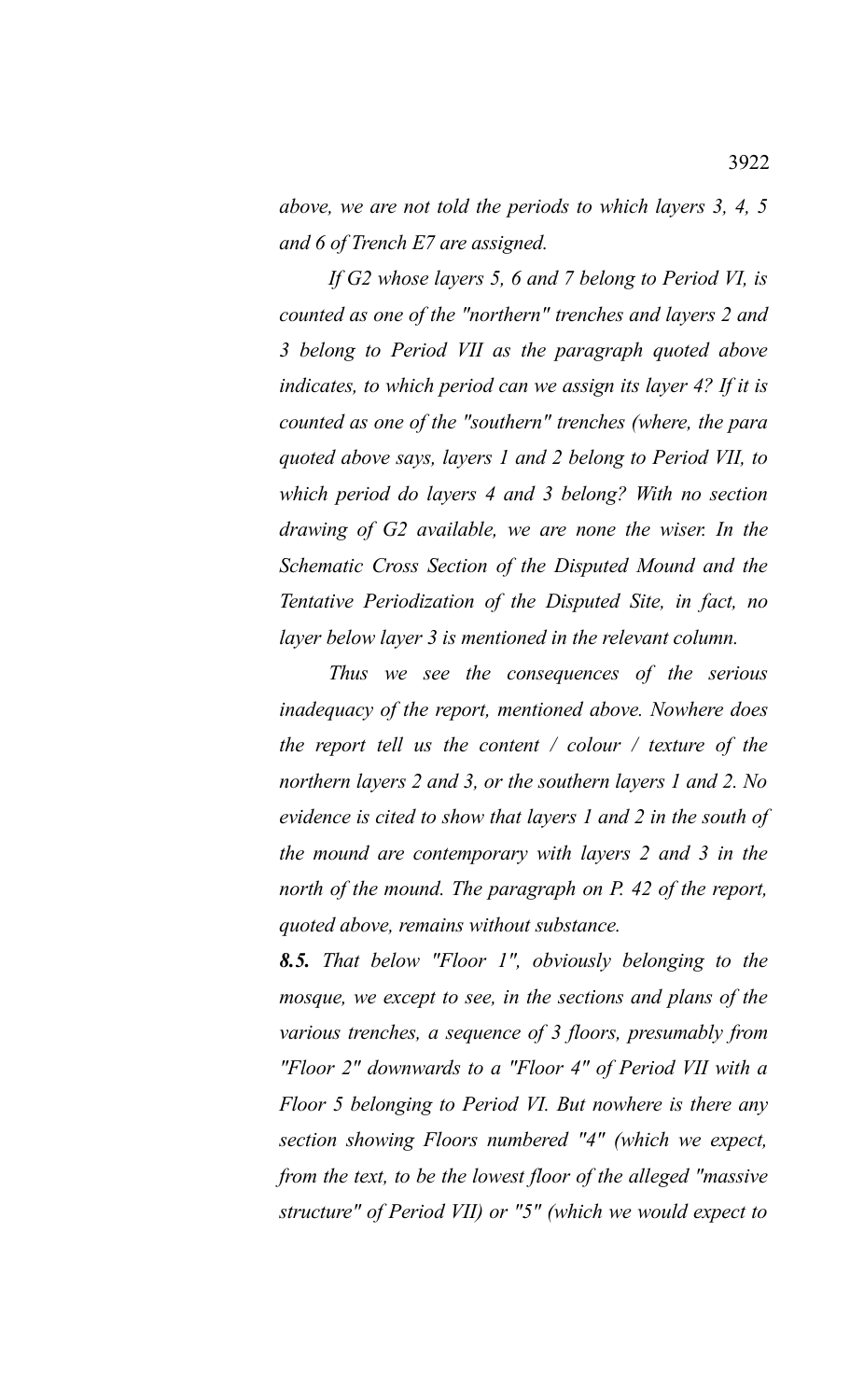*above, we are not told the periods to which layers 3, 4, 5 and 6 of Trench E7 are assigned.*

*If G2 whose layers 5, 6 and 7 belong to Period VI, is counted as one of the "northern" trenches and layers 2 and 3 belong to Period VII as the paragraph quoted above indicates, to which period can we assign its layer 4? If it is counted as one of the "southern" trenches (where, the para quoted above says, layers 1 and 2 belong to Period VII, to which period do layers 4 and 3 belong? With no section drawing of G2 available, we are none the wiser. In the Schematic Cross Section of the Disputed Mound and the Tentative Periodization of the Disputed Site, in fact, no layer below layer 3 is mentioned in the relevant column.*

*Thus we see the consequences of the serious inadequacy of the report, mentioned above. Nowhere does the report tell us the content / colour / texture of the northern layers 2 and 3, or the southern layers 1 and 2. No evidence is cited to show that layers 1 and 2 in the south of the mound are contemporary with layers 2 and 3 in the north of the mound. The paragraph on P. 42 of the report, quoted above, remains without substance.*

***8.5.*** *That below "Floor 1", obviously belonging to the mosque, we except to see, in the sections and plans of the various trenches, a sequence of 3 floors, presumably from "Floor 2" downwards to a "Floor 4" of Period VII with a Floor 5 belonging to Period VI. But nowhere is there any section showing Floors numbered "4" (which we expect, from the text, to be the lowest floor of the alleged "massive structure" of Period VII) or "5" (which we would expect to*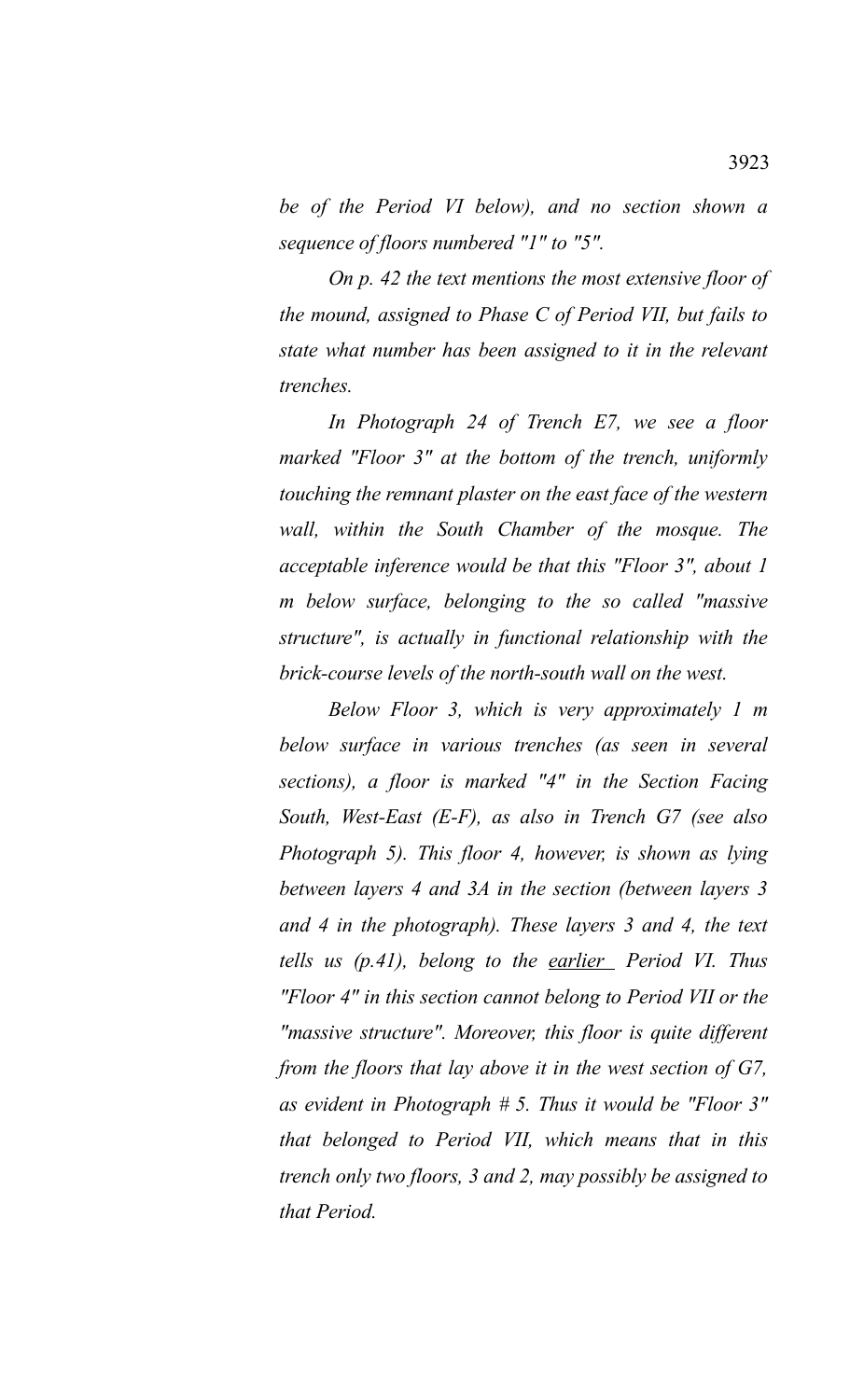*be of the Period VI below), and no section shown a sequence of floors numbered "1" to "5".*

*On p. 42 the text mentions the most extensive floor of the mound, assigned to Phase C of Period VII, but fails to state what number has been assigned to it in the relevant trenches.*

*In Photograph 24 of Trench E7, we see a floor marked "Floor 3" at the bottom of the trench, uniformly touching the remnant plaster on the east face of the western wall, within the South Chamber of the mosque. The acceptable inference would be that this "Floor 3", about 1 m below surface, belonging to the so called "massive structure", is actually in functional relationship with the brick-course levels of the north-south wall on the west.*

*Below Floor 3, which is very approximately 1 m below surface in various trenches (as seen in several sections), a floor is marked "4" in the Section Facing South, West-East (E-F), as also in Trench G7 (see also Photograph 5). This floor 4, however, is shown as lying between layers 4 and 3A in the section (between layers 3 and 4 in the photograph). These layers 3 and 4, the text tells us (p.41), belong to the <u>earlier</u> Period VI. Thus "Floor 4" in this section cannot belong to Period VII or the "massive structure". Moreover, this floor is quite different from the floors that lay above it in the west section of G7, as evident in Photograph # 5. Thus it would be "Floor 3" that belonged to Period VII, which means that in this trench only two floors, 3 and 2, may possibly be assigned to that Period.*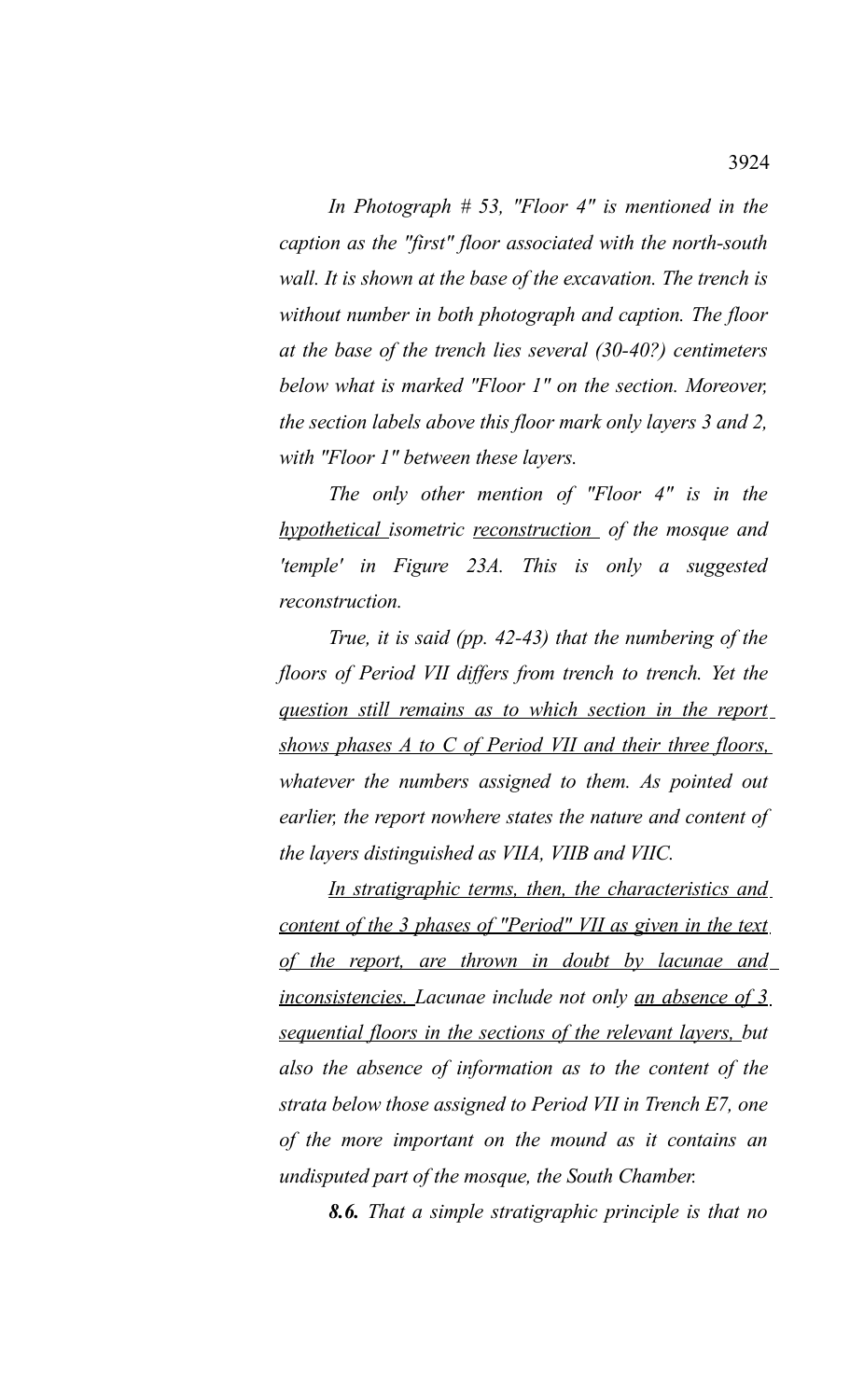*In Photograph # 53, "Floor 4" is mentioned in the caption as the "first" floor associated with the north-south wall. It is shown at the base of the excavation. The trench is without number in both photograph and caption. The floor at the base of the trench lies several (30-40?) centimeters below what is marked "Floor 1" on the section. Moreover, the section labels above this floor mark only layers 3 and 2, with "Floor 1" between these layers.*

*The only other mention of "Floor 4" is in the <u>hypothetical</u> isometric <u>reconstruction</u> of the mosque and 'temple' in Figure 23A. This is only a suggested reconstruction.*

*True, it is said (pp. 42-43) that the numbering of the floors of Period VII differs from trench to trench. Yet the <u>question still remains as to which section in the report shows phases A to C of Period VII and their three floors,</u> whatever the numbers assigned to them. As pointed out earlier, the report nowhere states the nature and content of the layers distinguished as VIIA, VIIB and VIIC.*

*<u>In stratigraphic terms, then, the characteristics and content of the 3 phases of "Period" VII as given in the text of the report, are thrown in doubt by lacunae and inconsistencies.</u> Lacunae include not only <u>an absence of 3 sequential floors in the sections of the relevant layers,</u> but also the absence of information as to the content of the strata below those assigned to Period VII in Trench E7, one of the more important on the mound as it contains an undisputed part of the mosque, the South Chamber.*

***8.6.** That a simple stratigraphic principle is that no*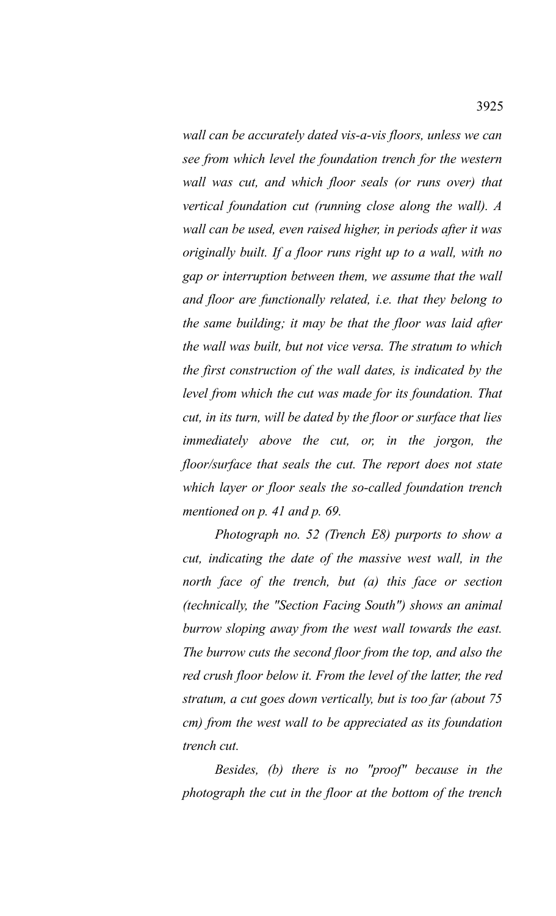*wall can be accurately dated vis-a-vis floors, unless we can see from which level the foundation trench for the western wall was cut, and which floor seals (or runs over) that vertical foundation cut (running close along the wall). A wall can be used, even raised higher, in periods after it was originally built. If a floor runs right up to a wall, with no gap or interruption between them, we assume that the wall and floor are functionally related, i.e. that they belong to the same building; it may be that the floor was laid after the wall was built, but not vice versa. The stratum to which the first construction of the wall dates, is indicated by the level from which the cut was made for its foundation. That cut, in its turn, will be dated by the floor or surface that lies immediately above the cut, or, in the jorgon, the floor/surface that seals the cut. The report does not state which layer or floor seals the so-called foundation trench mentioned on p. 41 and p. 69.*

*Photograph no. 52 (Trench E8) purports to show a cut, indicating the date of the massive west wall, in the north face of the trench, but (a) this face or section (technically, the "Section Facing South") shows an animal burrow sloping away from the west wall towards the east. The burrow cuts the second floor from the top, and also the red crush floor below it. From the level of the latter, the red stratum, a cut goes down vertically, but is too far (about 75 cm) from the west wall to be appreciated as its foundation trench cut.*

*Besides, (b) there is no "proof" because in the photograph the cut in the floor at the bottom of the trench*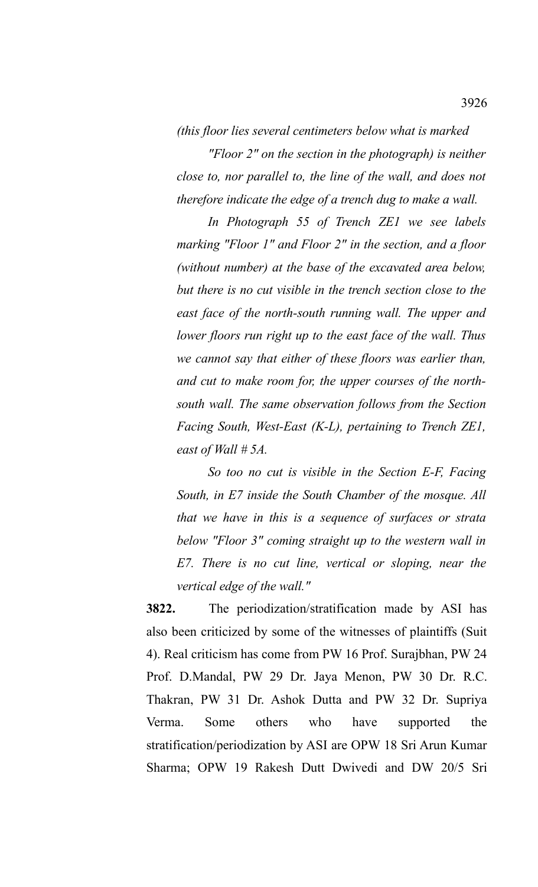*(this floor lies several centimeters below what is marked "Floor 2" on the section in the photograph) is neither close to, nor parallel to, the line of the wall, and does not therefore indicate the edge of a trench dug to make a wall.*

*In Photograph 55 of Trench ZE1 we see labels marking "Floor 1" and Floor 2" in the section, and a floor (without number) at the base of the excavated area below, but there is no cut visible in the trench section close to the east face of the north-south running wall. The upper and lower floors run right up to the east face of the wall. Thus we cannot say that either of these floors was earlier than, and cut to make room for, the upper courses of the north-south wall. The same observation follows from the Section Facing South, West-East (K-L), pertaining to Trench ZE1, east of Wall # 5A.*

*So too no cut is visible in the Section E-F, Facing South, in E7 inside the South Chamber of the mosque. All that we have in this is a sequence of surfaces or strata below "Floor 3" coming straight up to the western wall in E7. There is no cut line, vertical or sloping, near the vertical edge of the wall."*

**3822.** The periodization/stratification made by ASI has also been criticized by some of the witnesses of plaintiffs (Suit 4). Real criticism has come from PW 16 Prof. Surajbhan, PW 24 Prof. D.Mandal, PW 29 Dr. Jaya Menon, PW 30 Dr. R.C. Thakran, PW 31 Dr. Ashok Dutta and PW 32 Dr. Supriya Verma. Some others who have supported the stratification/periodization by ASI are OPW 18 Sri Arun Kumar Sharma; OPW 19 Rakesh Dutt Dwivedi and DW 20/5 Sri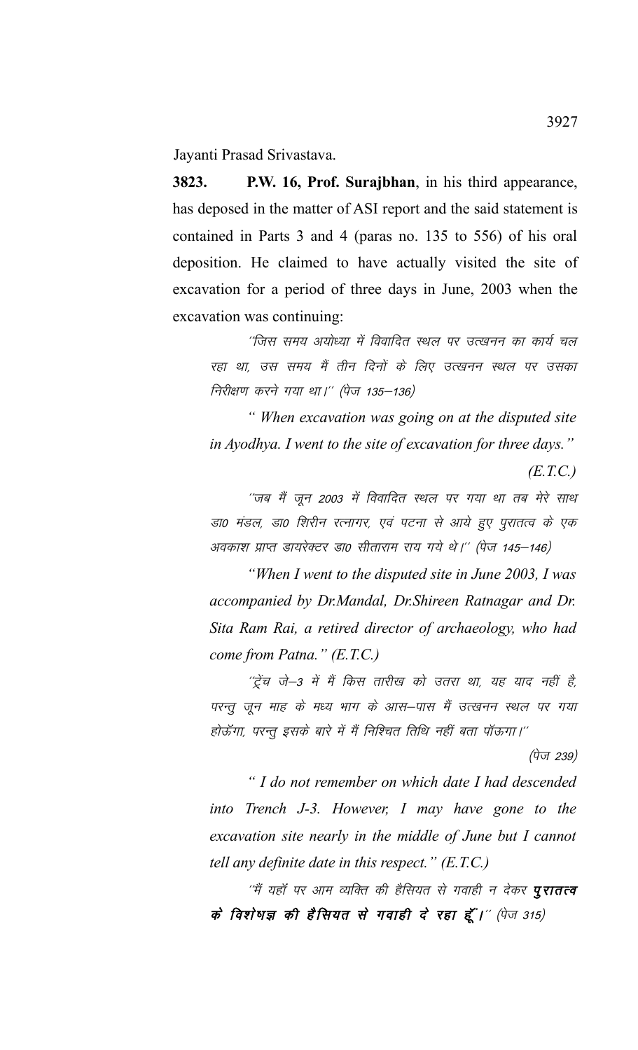Jayanti Prasad Srivastava.

**3823.** **P.W. 16, Prof. Surajbhan**, in his third appearance, has deposed in the matter of ASI report and the said statement is contained in Parts 3 and 4 (paras no. 135 to 556) of his oral deposition. He claimed to have actually visited the site of excavation for a period of three days in June, 2003 when the excavation was continuing:

> ''जिस समय अयोध्या में विवादित स्थल पर उत्खनन का कार्य चल रहा था, उस समय मैं तीन दिनों के लिए उत्खनन स्थल पर उसका निरीक्षण करने गया था।'' (पेज 135–136)
>
> *" When excavation was going on at the disputed site in Ayodhya. I went to the site of excavation for three days."* *(E.T.C.)*
>
> ''जब मैं जून 2003 में विवादित स्थल पर गया था तब मेरे साथ डा० मंडल, डा० शिरीन रत्नागर, एवं पटना से आये हुए पुरातत्व के एक अवकाश प्राप्त डायरेक्टर डा० सीताराम राय गये थे।'' (पेज 145–146)
>
> *"When I went to the disputed site in June 2003, I was accompanied by Dr.Mandal, Dr.Shireen Ratnagar and Dr. Sita Ram Rai, a retired director of archaeology, who had come from Patna." (E.T.C.)*
>
> ''ट्रेंच जे–3 में मैं किस तारीख को उतरा था, यह याद नहीं है, परन्तु जून माह के मध्य भाग के आस–पास मैं उत्खनन स्थल पर गया होऊँगा, परन्तु इसके बारे में मैं निश्चित तिथि नहीं बता पॉऊगा।'' (पेज 239)
>
> *" I do not remember on which date I had descended into Trench J-3. However, I may have gone to the excavation site nearly in the middle of June but I cannot tell any definite date in this respect." (E.T.C.)*
>
> ''मैं यहॉ पर आम व्यक्ति की हैसियत से गवाही न देकर **पुरातत्व के विशेषज्ञ की हैसियत से गवाही दे रहा हूँ।**'' (पेज 315)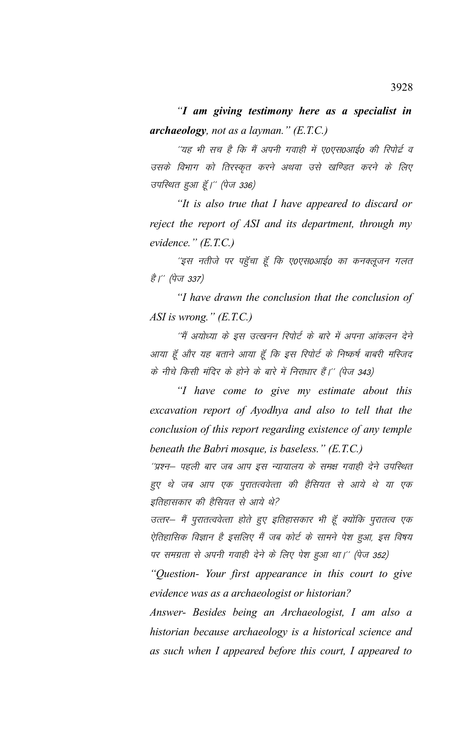"***I am giving testimony here as a specialist in archaeology***, *not as a layman."* (E.T.C.)

*''यह भी सच है कि मैं अपनी गवाही में ए0एस0आई0 की रिपोर्ट व उसके विभाग को तिरस्कृत करने अथवा उसे खण्डित करने के लिए उपस्थित हुआ हूँ।'' (पेज 336)*

*"It is also true that I have appeared to discard or reject the report of ASI and its department, through my evidence." (E.T.C.)*

*''इस नतीजे पर पहुँचा हूँ कि ए0एस0आई0 का कनक्लूजन गलत है।'' (पेज 337)*

*"I have drawn the conclusion that the conclusion of ASI is wrong." (E.T.C.)*

*''मैं अयोध्या के इस उत्खनन रिपोर्ट के बारे में अपना आंकलन देने आया हूँ और यह बताने आया हूँ कि इस रिपोर्ट के निष्कर्ष बाबरी मस्जिद के नीचे किसी मंदिर के होने के बारे में निराधार हैं।'' (पेज 343)*

*"I have come to give my estimate about this excavation report of Ayodhya and also to tell that the conclusion of this report regarding existence of any temple beneath the Babri mosque, is baseless." (E.T.C.)*

*''प्रश्न– पहली बार जब आप इस न्यायालय के समक्ष गवाही देने उपस्थित हुए थे जब आप एक पुरातत्ववेत्ता की हैसियत से आये थे या एक इतिहासकार की हैसियत से आये थे?*

*उत्तर– मैं पुरातत्ववेत्ता होते हुए इतिहासकार भी हूँ क्योंकि पुरातत्व एक ऐतिहासिक विज्ञान है इसलिए मैं जब कोर्ट के सामने पेश हुआ, इस विषय पर समग्रता से अपनी गवाही देने के लिए पेश हुआ था।'' (पेज 352)*

*"Question- Your first appearance in this court to give evidence was as a archaeologist or historian?*

*Answer- Besides being an Archaeologist, I am also a historian because archaeology is a historical science and as such when I appeared before this court, I appeared to*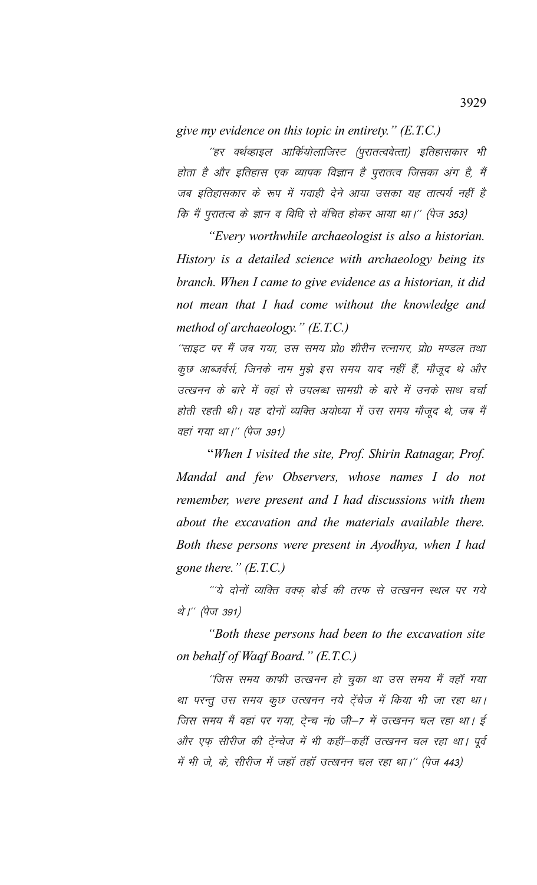*give my evidence on this topic in entirety." (E.T.C.)*

''हर वर्थव्हाइल आर्कियोलाजिस्ट (पुरातत्ववेत्ता) इतिहासकार भी होता है और इतिहास एक व्यापक विज्ञान है पुरातत्व जिसका अंग है, मैं जब इतिहासकार के रूप में गवाही देने आया उसका यह तात्पर्य नहीं है कि मैं पुरातत्व के ज्ञान व विधि से वंचित होकर आया था।'' (पेज 353)

*"Every worthwhile archaeologist is also a historian. History is a detailed science with archaeology being its branch. When I came to give evidence as a historian, it did not mean that I had come without the knowledge and method of archaeology." (E.T.C.)*

''साइट पर मैं जब गया, उस समय प्रो0 शीरीन रत्नागर, प्रो0 मण्डल तथा कुछ आब्जर्वर्स, जिनके नाम मुझे इस समय याद नहीं हैं, मौजूद थे और उत्खनन के बारे में वहां से उपलब्ध सामग्री के बारे में उनके साथ चर्चा होती रहती थी। यह दोनों व्यक्ति अयोध्या में उस समय मौजूद थे, जब मैं वहां गया था।'' (पेज 391)

*"When I visited the site, Prof. Shirin Ratnagar, Prof. Mandal and few Observers, whose names I do not remember, were present and I had discussions with them about the excavation and the materials available there. Both these persons were present in Ayodhya, when I had gone there." (E.T.C.)*

'''ये दोनों व्यक्ति वक्फ् बोर्ड की तरफ से उत्खनन स्थल पर गये थे।'' (पेज 391)

*"Both these persons had been to the excavation site on behalf of Waqf Board." (E.T.C.)*

''जिस समय काफी उत्खनन हो चुका था उस समय मैं वहॉ गया था परन्तु उस समय कुछ उत्खनन नये ट्रेंचेज में किया भी जा रहा था। जिस समय मैं वहां पर गया, ट्रेन्च नं0 जी–7 में उत्खनन चल रहा था। ई और एफ् सीरीज की ट्रेंन्चेज में भी कहीं–कहीं उत्खनन चल रहा था। पूर्व में भी जे, के, सीरीज में जहॉ तहॉ उत्खनन चल रहा था।'' (पेज 443)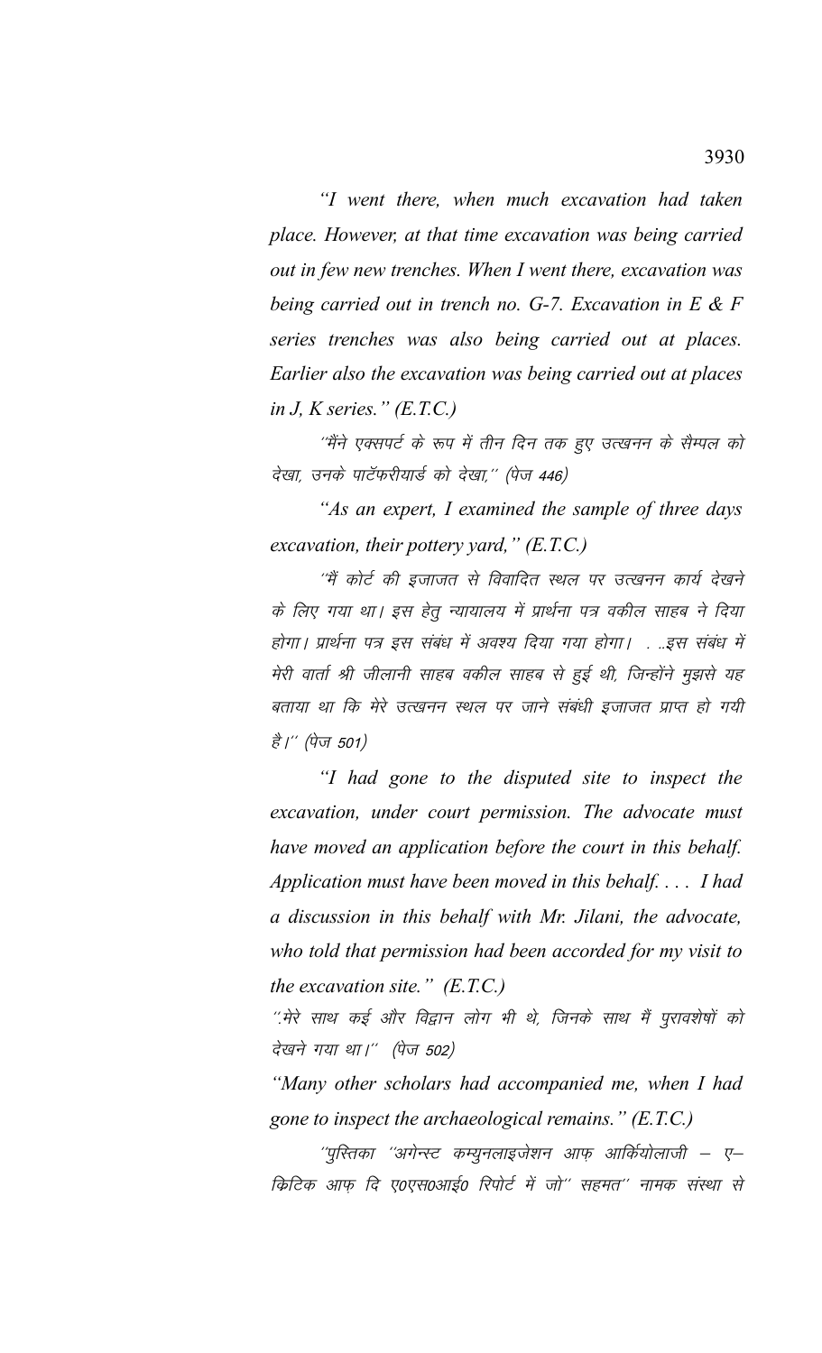*"I went there, when much excavation had taken place. However, at that time excavation was being carried out in few new trenches. When I went there, excavation was being carried out in trench no. G-7. Excavation in E & F series trenches was also being carried out at places. Earlier also the excavation was being carried out at places in J, K series." (E.T.C.)*

*''मैंने एक्सपर्ट के रूप में तीन दिन तक हुए उत्खनन के सैम्पल को देखा, उनके पाटॅफरीयार्ड को देखा,'' (पेज 446)*

*"As an expert, I examined the sample of three days excavation, their pottery yard," (E.T.C.)*

*''मैं कोर्ट की इजाजत से विवादित स्थल पर उत्खनन कार्य देखने के लिए गया था। इस हेतु न्यायालय में प्रार्थना पत्र वकील साहब ने दिया होगा। प्रार्थना पत्र इस संबंध में अवश्य दिया गया होगा। . ..इस संबंध में मेरी वार्ता श्री जीलानी साहब वकील साहब से हुई थी, जिन्होंने मुझसे यह बताया था कि मेरे उत्खनन स्थल पर जाने संबंधी इजाजत प्राप्त हो गयी है।'' (पेज 501)*

*"I had gone to the disputed site to inspect the excavation, under court permission. The advocate must have moved an application before the court in this behalf. Application must have been moved in this behalf. . . . I had a discussion in this behalf with Mr. Jilani, the advocate, who told that permission had been accorded for my visit to the excavation site." (E.T.C.)*

*''.मेरे साथ कई और विद्वान लोग भी थे, जिनके साथ मैं पुरावशेषों को देखने गया था।'' (पेज 502)*

*"Many other scholars had accompanied me, when I had gone to inspect the archaeological remains." (E.T.C.)*

*''पुस्तिका ''अगेन्स्ट कम्युनलाइजेशन आफ़ आर्कियोलाजी – ए–क्रिटिक आफ़ दि ए0एस0आई0 रिपोर्ट में जो'' सहमत'' नामक संस्था से*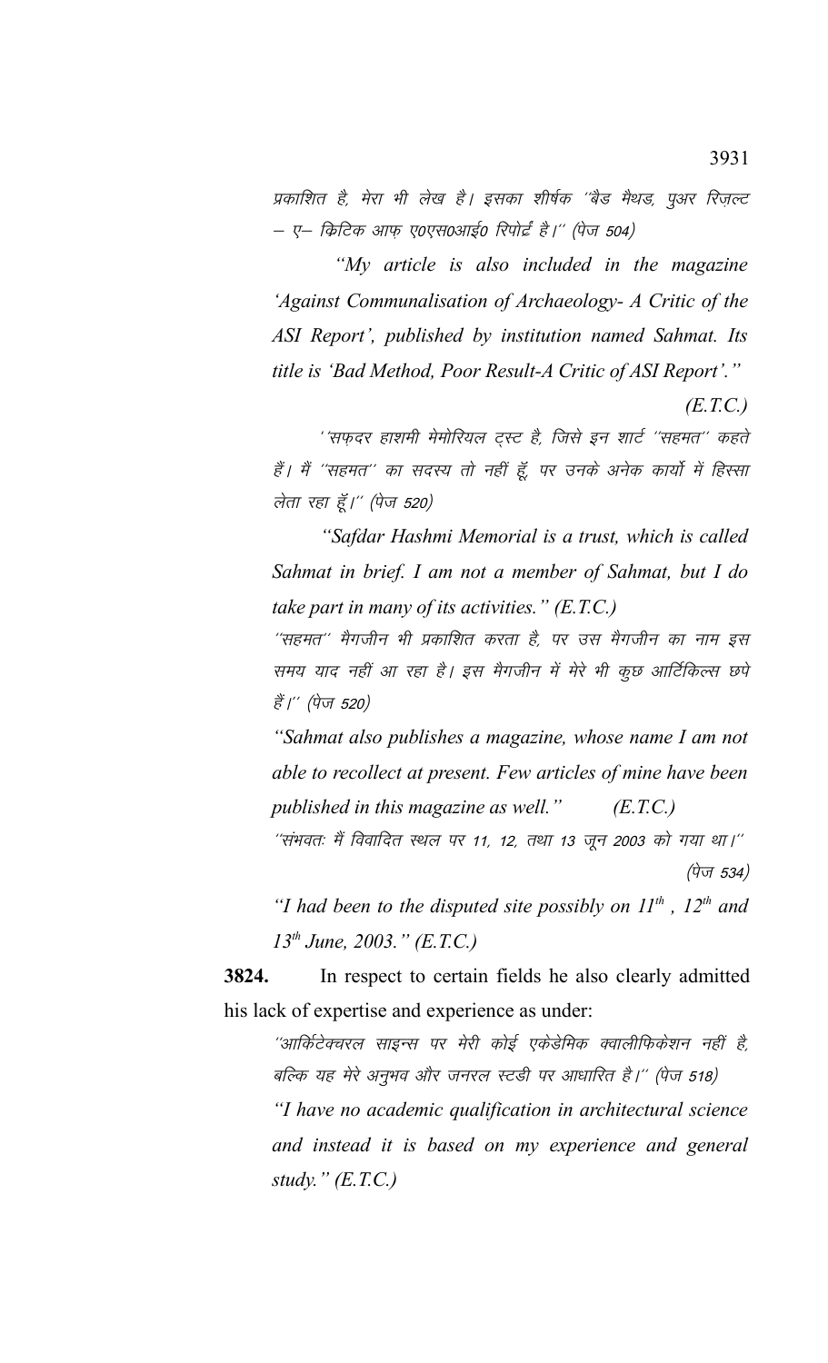प्रकाशित है, मेरा भी लेख है। इसका शीर्षक ''बैड मैथड, पुअर रिज़ल्ट – ए– क्रिटिक आफ़ ए0एस0आई0 रिपोर्ट है।'' (पेज 504)

*"My article is also included in the magazine 'Against Communalisation of Archaeology- A Critic of the ASI Report', published by institution named Sahmat. Its title is 'Bad Method, Poor Result-A Critic of ASI Report'." (E.T.C.)*

''सफ़दर हाशमी मेमोरियल ट्रस्ट है, जिसे इन शार्ट ''सहमत'' कहते हैं। मैं ''सहमत'' का सदस्य तो नहीं हूँ, पर उनके अनेक कार्यो में हिस्सा लेता रहा हूँ।'' (पेज 520)

*"Safdar Hashmi Memorial is a trust, which is called Sahmat in brief. I am not a member of Sahmat, but I do take part in many of its activities." (E.T.C.)*

''सहमत'' मैगजीन भी प्रकाशित करता है, पर उस मैगजीन का नाम इस समय याद नहीं आ रहा है। इस मैगजीन में मेरे भी कुछ आर्टिकिल्स छपे हैं।'' (पेज 520)

*"Sahmat also publishes a magazine, whose name I am not able to recollect at present. Few articles of mine have been published in this magazine as well." (E.T.C.)*

''संभवतः मैं विवादित स्थल पर 11, 12, तथा 13 जून 2003 को गया था।'' (पेज 534)

*"I had been to the disputed site possibly on 11th , 12th and 13th June, 2003." (E.T.C.)*

**3824.** In respect to certain fields he also clearly admitted his lack of expertise and experience as under:

''आर्किटेक्चरल साइन्स पर मेरी कोई एकेडेमिक क्वालीफिकेशन नहीं है, बल्कि यह मेरे अनुभव और जनरल स्टडी पर आधारित है।'' (पेज 518)

*"I have no academic qualification in architectural science and instead it is based on my experience and general study." (E.T.C.)*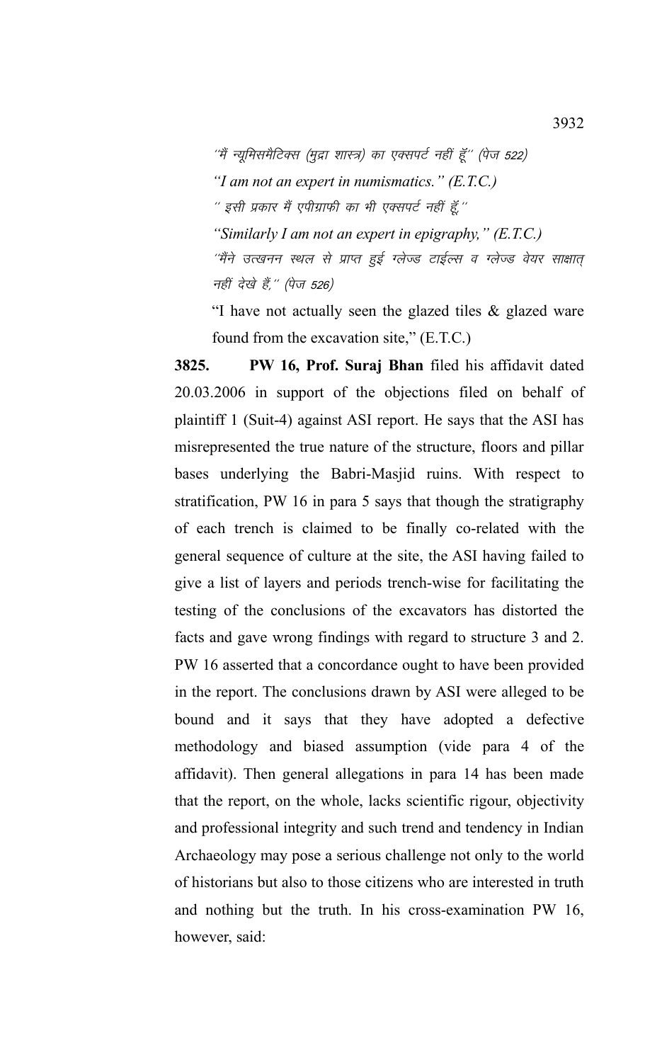''मैं न्यूमिसमैटिक्स (मुद्रा शास्त्र) का एक्सपर्ट नहीं हूँ'' (पेज 522)

*"I am not an expert in numismatics." (E.T.C.)*

'' इसी प्रकार मैं एपीग्राफी का भी एक्सपर्ट नहीं हूँ''

*"Similarly I am not an expert in epigraphy," (E.T.C.)*

''मैंने उत्खनन स्थल से प्राप्त हुई ग्लेज्ड टाईल्स व ग्लेज्ड वेयर साक्षात् नहीं देखे हैं,'' (पेज 526)

"I have not actually seen the glazed tiles & glazed ware found from the excavation site," (E.T.C.)

**3825.** **PW 16, Prof. Suraj Bhan** filed his affidavit dated 20.03.2006 in support of the objections filed on behalf of plaintiff 1 (Suit-4) against ASI report. He says that the ASI has misrepresented the true nature of the structure, floors and pillar bases underlying the Babri-Masjid ruins. With respect to stratification, PW 16 in para 5 says that though the stratigraphy of each trench is claimed to be finally co-related with the general sequence of culture at the site, the ASI having failed to give a list of layers and periods trench-wise for facilitating the testing of the conclusions of the excavators has distorted the facts and gave wrong findings with regard to structure 3 and 2. PW 16 asserted that a concordance ought to have been provided in the report. The conclusions drawn by ASI were alleged to be bound and it says that they have adopted a defective methodology and biased assumption (vide para 4 of the affidavit). Then general allegations in para 14 has been made that the report, on the whole, lacks scientific rigour, objectivity and professional integrity and such trend and tendency in Indian Archaeology may pose a serious challenge not only to the world of historians but also to those citizens who are interested in truth and nothing but the truth. In his cross-examination PW 16, however, said: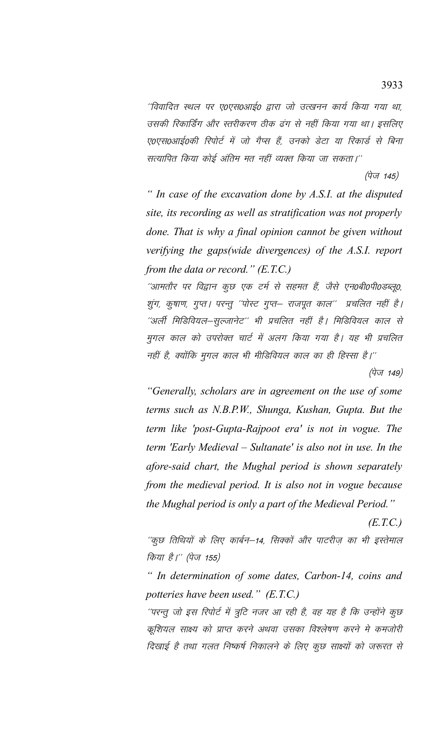''विवादित स्थल पर ए0एस0आई0 द्वारा जो उत्खनन कार्य किया गया था, उसकी रिकार्डिंग और स्तरीकरण ठीक ढंग से नहीं किया गया था। इसलिए ए0एस0आई0की रिपोर्ट में जो गैप्स हैं, उनको डेटा या रिकार्ड से बिना सत्यापित किया कोई अंतिम मत नहीं व्यक्त किया जा सकता।''

(पेज 145)

*" In case of the excavation done by A.S.I. at the disputed site, its recording as well as stratification was not properly done. That is why a final opinion cannot be given without verifying the gaps(wide divergences) of the A.S.I. report from the data or record." (E.T.C.)*

''आमतौर पर विद्वान कुछ एक टर्म से सहमत हैं, जैसे एन0बी0पी0डब्लू0, शुंग, कुषाण, गुप्त। परन्तु ''पोस्ट गुप्त– राजपूत काल'' प्रचलित नहीं है। ''अर्ली मिडिवियल–सुल्जानेट'' भी प्रचलित नहीं है। मिडिवियल काल से मुगल काल को उपरोक्त चार्ट में अलग किया गया है। यह भी प्रचलित नहीं है, क्योंकि मुगल काल भी मीडिवियल काल का ही हिस्सा है।''

(पेज 149)

*"Generally, scholars are in agreement on the use of some terms such as N.B.P.W., Shunga, Kushan, Gupta. But the term like 'post-Gupta-Rajpoot era' is not in vogue. The term 'Early Medieval – Sultanate' is also not in use. In the afore-said chart, the Mughal period is shown separately from the medieval period. It is also not in vogue because the Mughal period is only a part of the Medieval Period."*

*(E.T.C.)*

''कुछ तिथियों के लिए कार्बन–14, सिक्कों और पाटरीज़ का भी इस्तेमाल किया है।'' (पेज 155)

*" In determination of some dates, Carbon-14, coins and potteries have been used." (E.T.C.)*

''परन्तु जो इस रिपोर्ट में त्रुटि नजर आ रही है, वह यह है कि उन्होंने कुछ क्रूशियल साक्ष्य को प्राप्त करने अथवा उसका विश्लेषण करने मे कमजोरी दिखाई है तथा गलत निष्कर्ष निकालने के लिए कुछ साक्ष्यों को जरूरत से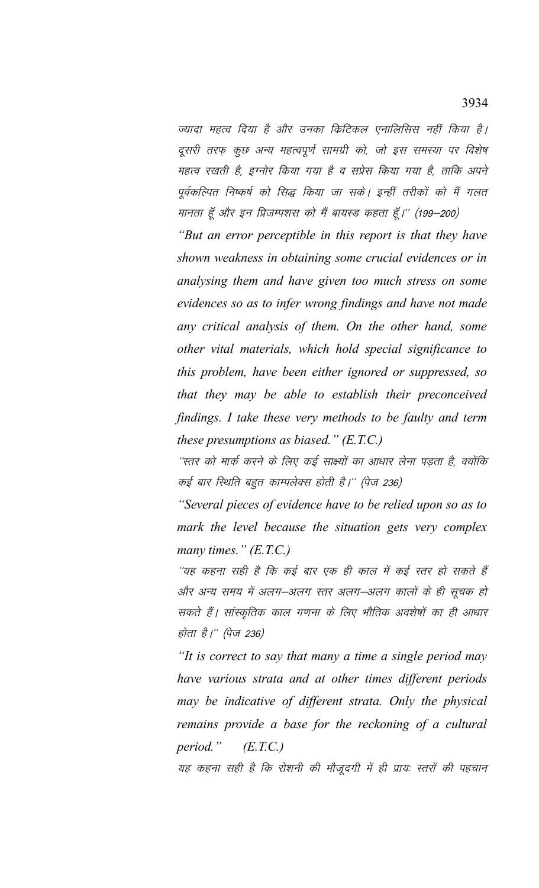*ज्यादा महत्व दिया है और उनका क्रिटिकल एनालिसिस नहीं किया है। दूसरी तरफ़ कुछ अन्य महत्वपूर्ण सामग्री को, जो इस समस्या पर विशेष महत्व रखती है, इग्नोर किया गया है व सप्रेस किया गया है, ताकि अपने पूर्वकल्पित निष्कर्ष को सिद्ध किया जा सके। इन्हीं तरीकों को मैं गलत मानता हूँ और इन प्रिजम्पशस को मैं बायस्ड कहता हूँ।'' (199–200)*

*"But an error perceptible in this report is that they have shown weakness in obtaining some crucial evidences or in analysing them and have given too much stress on some evidences so as to infer wrong findings and have not made any critical analysis of them. On the other hand, some other vital materials, which hold special significance to this problem, have been either ignored or suppressed, so that they may be able to establish their preconceived findings. I take these very methods to be faulty and term these presumptions as biased." (E.T.C.)*

*''स्तर को मार्क करने के लिए कई साक्ष्यों का आधार लेना पड़ता है, क्योंकि कई बार स्थिति बहुत काम्पलेक्स होती है।'' (पेज 236)*

*"Several pieces of evidence have to be relied upon so as to mark the level because the situation gets very complex many times." (E.T.C.)*

*''यह कहना सही है कि कई बार एक ही काल में कई स्तर हो सकते हैं और अन्य समय में अलग–अलग स्तर अलग–अलग कालों के ही सूचक हो सकते हैं। सांस्कृतिक काल गणना के लिए भौतिक अवशेषों का ही आधार होता है।'' (पेज 236)*

*"It is correct to say that many a time a single period may have various strata and at other times different periods may be indicative of different strata. Only the physical remains provide a base for the reckoning of a cultural period." (E.T.C.)*

यह कहना सही है कि रोशनी की मौजूदगी में ही प्रायः स्तरों की पहचान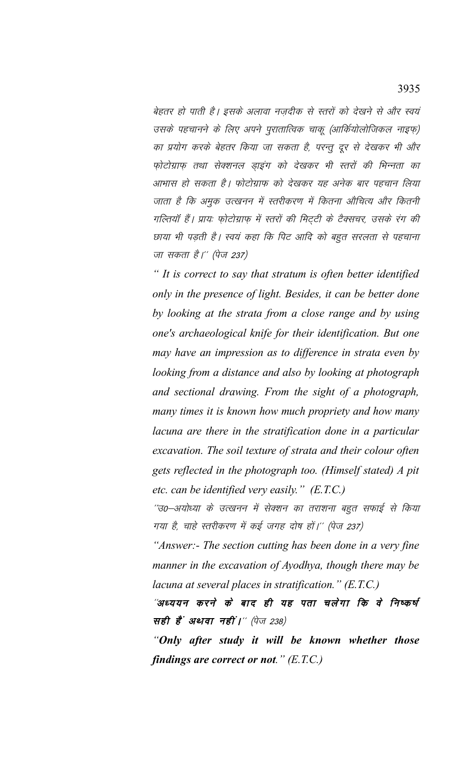बेहतर हो पाती है। इसके अलावा नज़दीक से स्तरों को देखने से और स्वयं उसके पहचानने के लिए अपने पुरातात्विक चाकू (आर्कियोलोजिकल नाइफ़) का प्रयोग करके बेहतर किया जा सकता है, परन्तु दूर से देखकर भी और फ़ोटोग्राफ़ तथा सेक्शनल ड्राइंग को देखकर भी स्तरों की भिन्नता का आभास हो सकता है। फोटोग्राफ को देखकर यह अनेक बार पहचान लिया जाता है कि अमुक उत्खनन में स्तरीकरण में कितना औचित्य और कितनी गल्तियॉ हैं। प्रायः फ़ोटोग्राफ़ में स्तरों की मिट्टी के टैक्सचर, उसके रंग की छाया भी पड़ती है। स्वयं कहा कि पिट आदि को बहुत सरलता से पहचाना जा सकता है।'' (पेज 237)

*" It is correct to say that stratum is often better identified only in the presence of light. Besides, it can be better done by looking at the strata from a close range and by using one's archaeological knife for their identification. But one may have an impression as to difference in strata even by looking from a distance and also by looking at photograph and sectional drawing. From the sight of a photograph, many times it is known how much propriety and how many lacuna are there in the stratification done in a particular excavation. The soil texture of strata and their colour often gets reflected in the photograph too. (Himself stated) A pit etc. can be identified very easily." (E.T.C.)*

''उ0—अयोध्या के उत्खनन में सेक्शन का तराशना बहुत सफाई से किया गया है, चाहे स्तरीकरण में कई जगह दोष हों।'' (पेज 237)

*"Answer:- The section cutting has been done in a very fine manner in the excavation of Ayodhya, though there may be lacuna at several places in stratification." (E.T.C.)*

**''अध्ययन करने के बाद ही यह पता चलेगा कि वे निष्कर्ष सही हैं अथवा नहीं।''** (पेज 238)

***"Only after study it will be known whether those findings are correct or not." (E.T.C.)***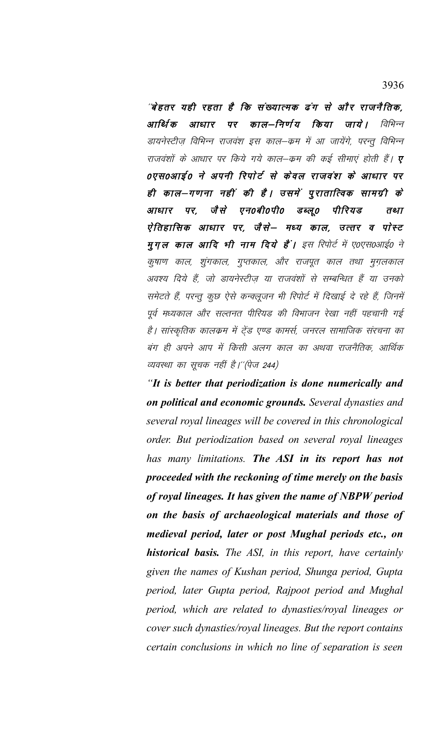*"**बेहतर यही रहता है कि संख्यात्मक ढंग से और राजनैतिक, आर्थिक आधार पर काल–निर्णय किया जाये।** विभिन्न डायनेस्टीज़ विभिन्न राजवंश इस काल–क्रम में आ जायेंगे, परन्तु विभिन्न राजवंशों के आधार पर किये गये काल–क्रम की कई सीमाएं होती हैं। **ए0एस0आई0 ने अपनी रिपोर्ट से केवल राजवंश के आधार पर ही काल–गणना नहीं की है। उसमें पुरातात्विक सामग्री के आधार पर, जैसे एन0बी0पी0 डब्लू0 पीरियड तथा ऐतिहासिक आधार पर, जैसे– मध्य काल, उत्तर व पोस्ट मुगल काल आदि भी नाम दिये हैं।** इस रिपोर्ट में ए0एस0आई0 ने कुषाण काल, शुंगकाल, गुप्तकाल, और राजपूत काल तथा मुग़लकाल अवश्य दिये हैं, जो डायनेस्टीज़ या राजवंशों से सम्बन्धित हैं या उनको समेटते हैं, परन्तु कुछ ऐसे कन्क्लूजन भी रिपोर्ट में दिखाई दे रहे हैं, जिनमें पूर्व मध्यकाल और सल्तनत पीरियड की विभाजन रेखा नहीं पहचानी गई है। सांस्कृतिक कालक्रम में ट्रेंड एण्ड कामर्स, जनरल सामाजिक संरचना का बंग ही अपने आप में किसी अलग काल का अथवा राजनैतिक, आर्थिक व्यवस्था का सूचक नहीं है।"(पेज 244)*

*"**It is better that periodization is done numerically and on political and economic grounds.** Several dynasties and several royal lineages will be covered in this chronological order. But periodization based on several royal lineages has many limitations. **The ASI in its report has not proceeded with the reckoning of time merely on the basis of royal lineages. It has given the name of NBPW period on the basis of archaeological materials and those of medieval period, later or post Mughal periods etc., on historical basis.** The ASI, in this report, have certainly given the names of Kushan period, Shunga period, Gupta period, later Gupta period, Rajpoot period and Mughal period, which are related to dynasties/royal lineages or cover such dynasties/royal lineages. But the report contains certain conclusions in which no line of separation is seen*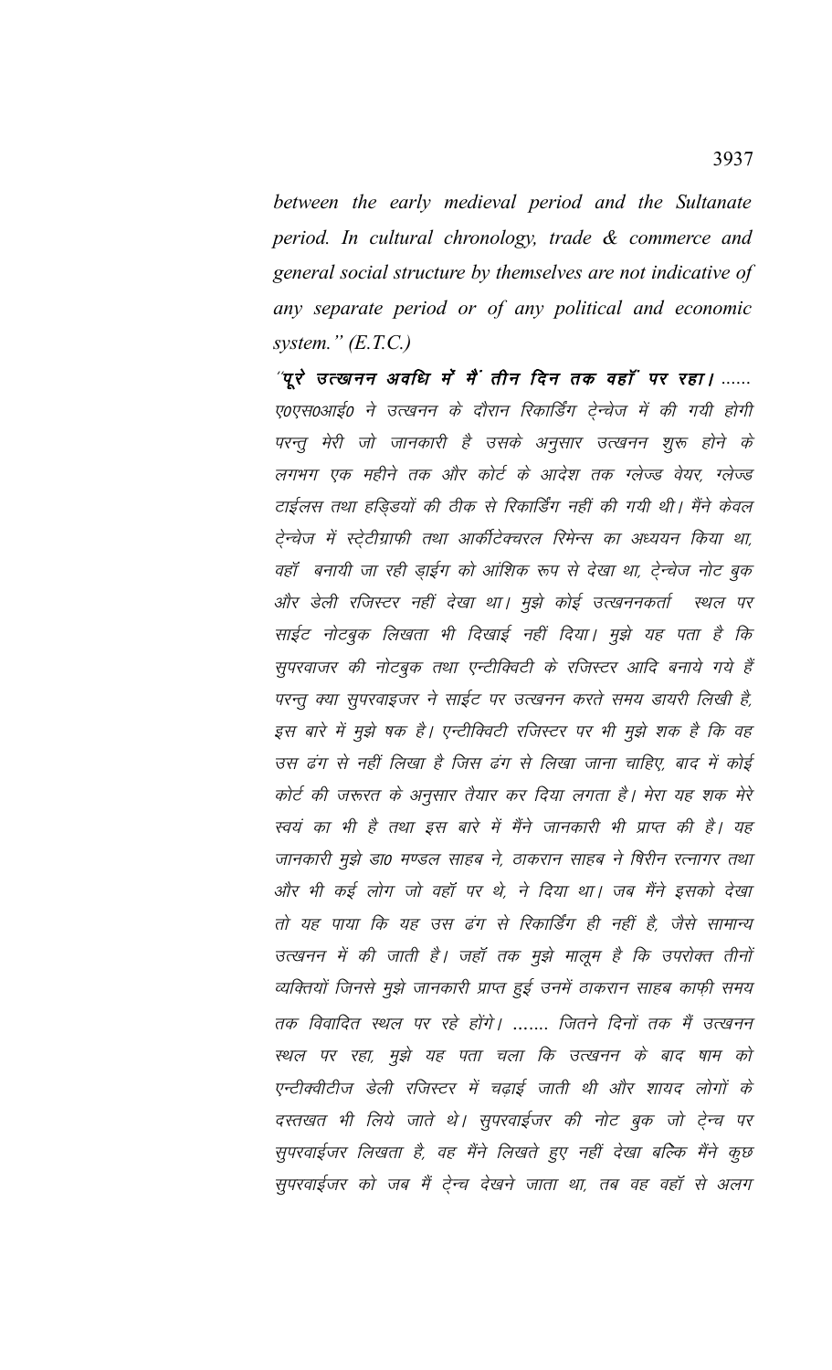*between the early medieval period and the Sultanate period. In cultural chronology, trade & commerce and general social structure by themselves are not indicative of any separate period or of any political and economic system." (E.T.C.)*

*"**पूरे उत्खानन अवधि में मैं तीन दिन तक वहाँ पर रहा।** ...... ए0एस0आई0 ने उत्खनन के दौरान रिकार्डिंग ट्रेन्चेज में की गयी होगी परन्तु मेरी जो जानकारी है उसके अनुसार उत्खनन शुरू होने के लगभग एक महीने तक और कोर्ट के आदेश तक ग्लेज्ड वेयर, ग्लेज्ड टाईलस तथा हड्डियों की ठीक से रिकार्डिंग नहीं की गयी थी। मैंने केवल ट्रेन्चेज में स्ट्रेटीग्राफी तथा आर्कीटेक्चरल रिमेन्स का अध्ययन किया था, वहाँ बनायी जा रही ड्राईंग को आंशिक रूप से देखा था, ट्रेन्चेज नोट बुक और डेली रजिस्टर नहीं देखा था। मुझे कोई उत्खननकर्ता स्थल पर साईट नोटबुक लिखता भी दिखाई नहीं दिया। मुझे यह पता है कि सुपरवाजर की नोटबुक तथा एन्टीक्विटी के रजिस्टर आदि बनाये गये हैं परन्तु क्या सुपरवाइजर ने साईट पर उत्खनन करते समय डायरी लिखी है, इस बारे में मुझे षक है। एन्टीक्विटी रजिस्टर पर भी मुझे शक है कि वह उस ढंग से नहीं लिखा है जिस ढंग से लिखा जाना चाहिए, बाद में कोई कोर्ट की जरूरत के अनुसार तैयार कर दिया लगता है। मेरा यह शक मेरे स्वयं का भी है तथा इस बारे में मैंने जानकारी भी प्राप्त की है। यह जानकारी मुझे डा0 मण्डल साहब ने, ठाकरान साहब ने षिरीन रत्नागर तथा और भी कई लोग जो वहाँ पर थे, ने दिया था। जब मैंने इसको देखा तो यह पाया कि यह उस ढंग से रिकार्डिंग ही नहीं है, जैसे सामान्य उत्खनन में की जाती है। जहाँ तक मुझे मालूम है कि उपरोक्त तीनों व्यक्तियों जिनसे मुझे जानकारी प्राप्त हुई उनमें ठाकरान साहब काफ़ी समय तक विवादित स्थल पर रहे होंगे। ....... जितने दिनों तक मैं उत्खनन स्थल पर रहा, मुझे यह पता चला कि उत्खनन के बाद षाम को एन्टीक्वीटीज डेली रजिस्टर में चढ़ाई जाती थी और शायद लोगों के दस्तखत भी लिये जाते थे। सुपरवाईजर की नोट बुक जो ट्रेन्च पर सुपरवाईजर लिखता है, वह मैंने लिखते हुए नहीं देखा बल्कि मैंने कुछ सुपरवाईजर को जब मैं ट्रेन्च देखने जाता था, तब वह वहाँ से अलग*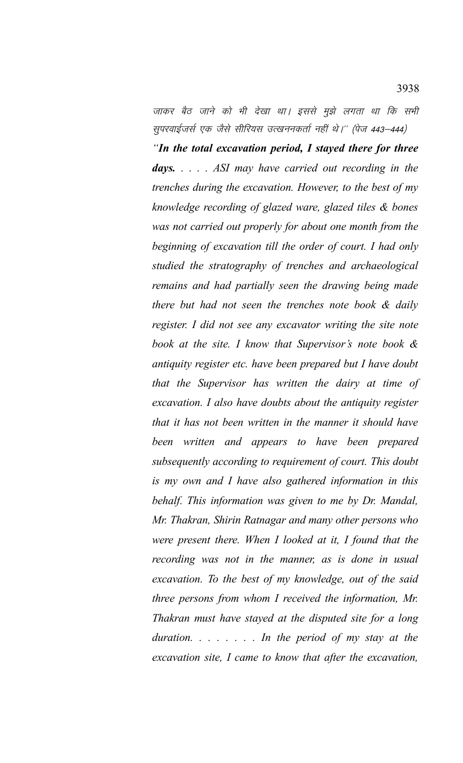जाकर बैठ जाने को भी देखा था। इससे मुझे लगता था कि सभी सुपरवाईजर्स एक जैसे सीरियस उत्खननकर्ता नहीं थे।'' (पेज 443–444)

*"**In the total excavation period, I stayed there for three days.** . . . . ASI may have carried out recording in the trenches during the excavation. However, to the best of my knowledge recording of glazed ware, glazed tiles & bones was not carried out properly for about one month from the beginning of excavation till the order of court. I had only studied the stratography of trenches and archaeological remains and had partially seen the drawing being made there but had not seen the trenches note book & daily register. I did not see any excavator writing the site note book at the site. I know that Supervisor's note book & antiquity register etc. have been prepared but I have doubt that the Supervisor has written the dairy at time of excavation. I also have doubts about the antiquity register that it has not been written in the manner it should have been written and appears to have been prepared subsequently according to requirement of court. This doubt is my own and I have also gathered information in this behalf. This information was given to me by Dr. Mandal, Mr. Thakran, Shirin Ratnagar and many other persons who were present there. When I looked at it, I found that the recording was not in the manner, as is done in usual excavation. To the best of my knowledge, out of the said three persons from whom I received the information, Mr. Thakran must have stayed at the disputed site for a long duration. . . . . . . . In the period of my stay at the excavation site, I came to know that after the excavation,*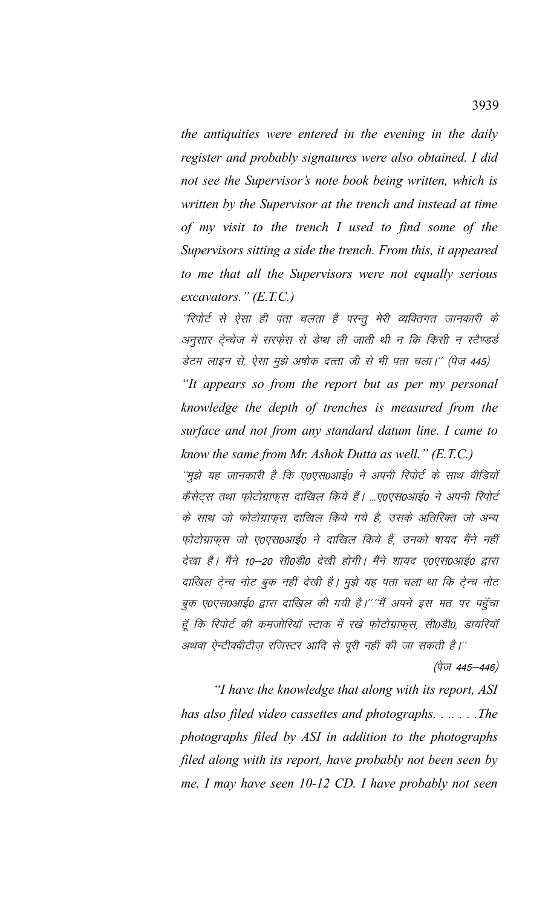*the antiquities were entered in the evening in the daily register and probably signatures were also obtained. I did not see the Supervisor's note book being written, which is written by the Supervisor at the trench and instead at time of my visit to the trench I used to find some of the Supervisors sitting a side the trench. From this, it appeared to me that all the Supervisors were not equally serious excavators." (E.T.C.)*

*''रिपोर्ट से ऐसा ही पता चलता है परन्तु मेरी व्यक्तिगत जानकारी के अनुसार ट्रेन्चेज में सरफ़ेस से डेप्थ ली जाती थी न कि किसी न स्टैण्डर्ड डेटम लाइन से, ऐसा मुझे अषोक दत्ता जी से भी पता चला।''* (पेज 445)

*"It appears so from the report but as per my personal knowledge the depth of trenches is measured from the surface and not from any standard datum line. I came to know the same from Mr. Ashok Dutta as well." (E.T.C.)*

*''मुझे यह जानकारी है कि ए0एस0आई0 ने अपनी रिपोर्ट के साथ वीडियों कैसेट्स तथा फ़ोटोग्राफ़्स दाखिल किये हैं। ...ए0एस0आई0 ने अपनी रिपोर्ट के साथ जो फोटोग्राफ़्स दाखिल किये गये है, उसके अतिरिक्त जो अन्य फ़ोटोग्राफ़्स जो ए0एस0आई0 ने दाखिल किये हैं, उनको षायद मैंने नहीं देखा है। मैंने 10–20 सी0डी0 देखी होगी। मैंने शायद ए0एस0आई0 द्वारा दाखिल ट्रेन्च नोट बुक नहीं देखी है। मुझे यह पता चला था कि ट्रेन्च नोट बुक ए0एस0आई0 द्वारा दाख़िल की गयी है।'' ''मैं अपने इस मत पर पहुँचा हूँ कि रिपोर्ट की कमजोरियॉ स्टाक में रखे फ़ोटोग्राफ़्स, सी0डी0, डायरियॉ अथवा ऐन्टीक्वीटीज़ रजिस्टर आदि से पूरी नहीं की जा सकती है।''*

(पेज 445–446)

*"I have the knowledge that along with its report, ASI has also filed video cassettes and photographs. . .. . . .The photographs filed by ASI in addition to the photographs filed along with its report, have probably not been seen by me. I may have seen 10-12 CD. I have probably not seen*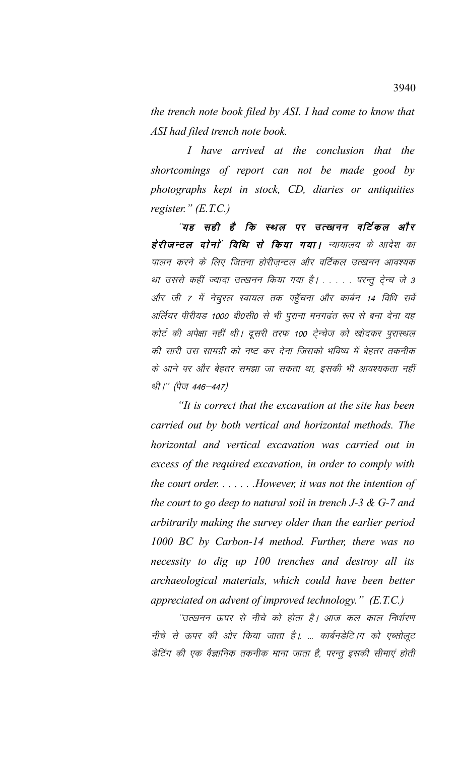*the trench note book filed by ASI. I had come to know that ASI had filed trench note book.*

*I have arrived at the conclusion that the shortcomings of report can not be made good by photographs kept in stock, CD, diaries or antiquities register." (E.T.C.)*

*"**यह सही है कि स्थल पर उत्खनन वर्टिकल और हेरीजन्टल दोनों विधि से किया गया।** न्यायालय के आदेश का पालन करने के लिए जितना होरीज़न्टल और वर्टिकल उत्खनन आवश्यक था उससे कहीं ज्यादा उत्खनन किया गया है। . . . . . परन्तु ट्रेन्च जे 3 और जी 7 में नेचुरल स्वायल तक पहुँचना और कार्बन 14 विधि सर्वे अर्लियर पीरीयड 1000 बी0सी0 से भी पुराना मनगढंत रूप से बना देना यह कोर्ट की अपेक्षा नहीं थी। दूसरी तरफ 100 ट्रेन्चेज को खोदकर पुरास्थल की सारी उस सामग्री को नष्ट कर देना जिसको भविष्य में बेहतर तकनीक के आने पर और बेहतर समझा जा सकता था, इसकी भी आवश्यकता नहीं थी।" (पेज 446–447)*

*"It is correct that the excavation at the site has been carried out by both vertical and horizontal methods. The horizontal and vertical excavation was carried out in excess of the required excavation, in order to comply with the court order. . . . . . .However, it was not the intention of the court to go deep to natural soil in trench J-3 & G-7 and arbitrarily making the survey older than the earlier period 1000 BC by Carbon-14 method. Further, there was no necessity to dig up 100 trenches and destroy all its archaeological materials, which could have been better appreciated on advent of improved technology." (E.T.C.)*

*"उत्खनन ऊपर से नीचे को होता है। आज कल काल निर्धारण नीचे से ऊपर की ओर किया जाता है।. ... कार्बनडेटिंग को एब्सोलूट डेटिंग की एक वैज्ञानिक तकनीक माना जाता है, परन्तु इसकी सीमाएं होती*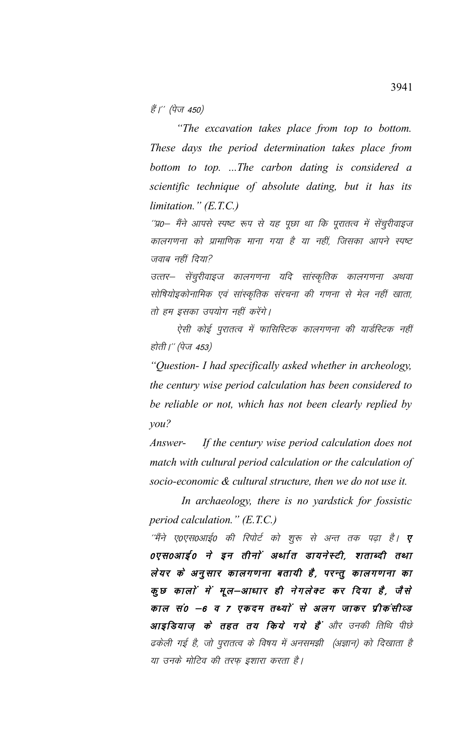हैं।'' (पेज 450)

*"The excavation takes place from top to bottom. These days the period determination takes place from bottom to top. ...The carbon dating is considered a scientific technique of absolute dating, but it has its limitation." (E.T.C.)*

*''प्र0– मैंने आपसे स्पष्ट रूप से यह पूछा था कि पूरातत्व में सेंचुरीवाइज कालगणना को प्रामाणिक माना गया है या नहीं, जिसका आपने स्पष्ट जवाब नहीं दिया?*

*उत्तर– सेंचुरीवाइज कालगणना यदि सांस्कृतिक कालगणना अथवा सोषियोइकोनामिक एवं सांस्कृतिक संरचना की गणना से मेल नहीं खाता, तो हम इसका उपयोग नहीं करेंगे।*

*ऐसी कोई पुरातत्व में फासिस्टिक कालगणना की यार्डस्टिक नहीं होती।'' (पेज 453)*

*"Question- I had specifically asked whether in archeology, the century wise period calculation has been considered to be reliable or not, which has not been clearly replied by you?*

*Answer- If the century wise period calculation does not match with cultural period calculation or the calculation of socio-economic & cultural structure, then we do not use it.*

*In archaeology, there is no yardstick for fossistic period calculation." (E.T.C.)*

*''मैंने ए0एस0आई0 की रिपोर्ट को शुरू से अन्त तक पढ़ा है।* ***ए0एस0आई0 ने इन तीनों अर्थात डायनेस्टी, शताब्दी तथा लेयर के अनुसार कालगणना बतायी है, परन्तु कालगणना का कुछ कालों में मूल–आधार ही नेगलेक्ट कर दिया है, जैसे काल सं0 –6 व 7 एकदम तथ्यों से अलग जाकर प्रीकंसीव्ड आइडियाज़ के तहत तय किये गये हैं*** *और उनकी तिथि पीछे ढकेली गई है, जो पुरातत्व के विषय में अनसमझी (अज्ञान) को दिखाता है या उनके मोटिव की तरफ़ इशारा करता है।*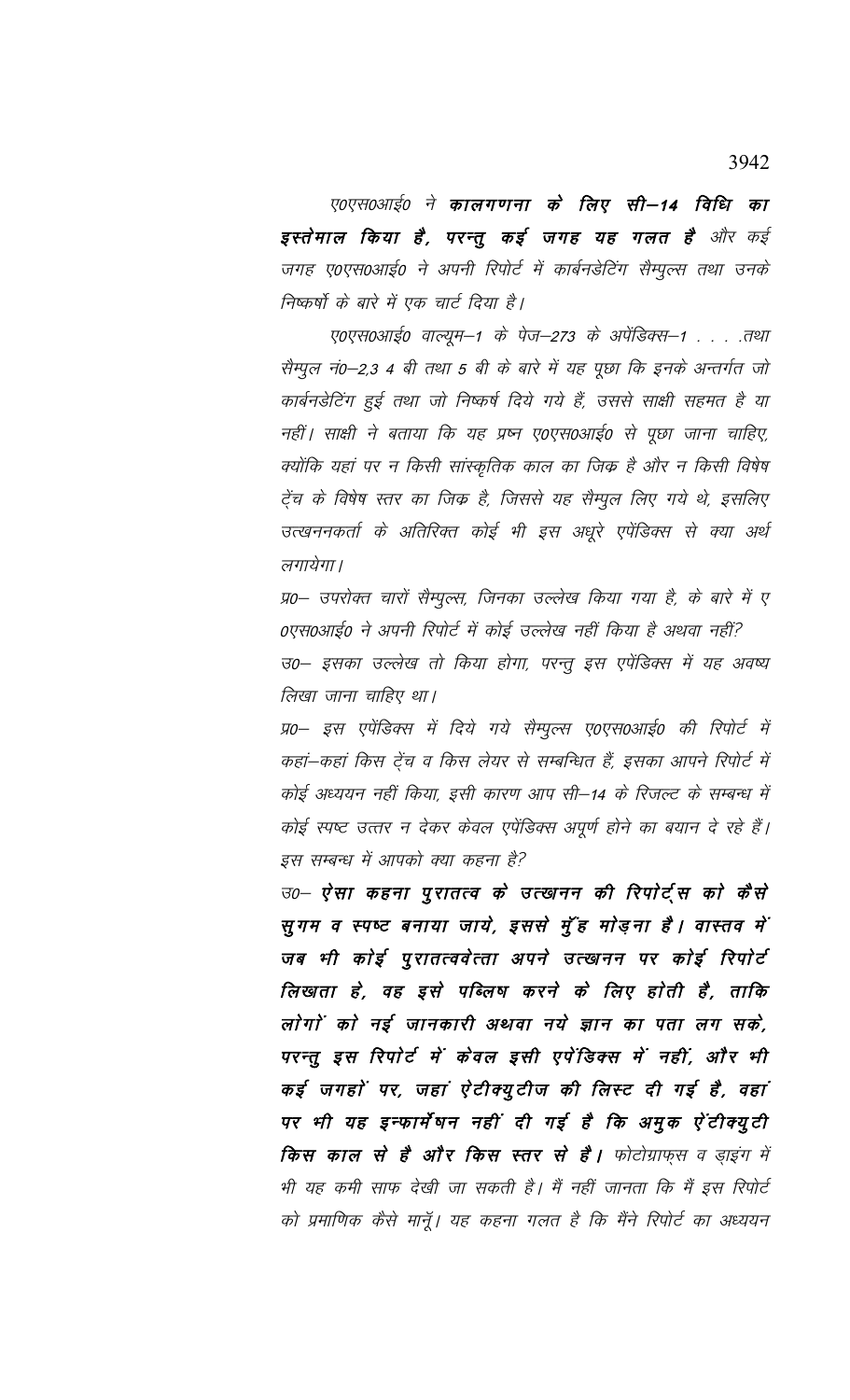ए0एस0आई0 ने **कालगणना के लिए सी–14 विधि का इस्तेमाल किया है, परन्तु कई जगह यह गलत है** और कई जगह ए0एस0आई0 ने अपनी रिपोर्ट में कार्बनडेटिंग सैम्पुल्स तथा उनके निष्कर्षो के बारे में एक चार्ट दिया है।

ए0एस0आई0 वाल्यूम–1 के पेज–273 के अपेंडिक्स–1 . . . .तथा सैम्पुल नं0–2,3 4 बी तथा 5 बी के बारे में यह पूछा कि इनके अन्तर्गत जो कार्बनडेटिंग हुई तथा जो निष्कर्ष दिये गये हैं, उससे साक्षी सहमत है या नहीं। साक्षी ने बताया कि यह प्रश्न ए0एस0आई0 से पूछा जाना चाहिए, क्योंकि यहां पर न किसी सांस्कृतिक काल का जिक्र है और न किसी विषेष ट्रेंच के विषेष स्तर का जिक्र है, जिससे यह सैम्पुल लिए गये थे, इसलिए उत्खननकर्ता के अतिरिक्त कोई भी इस अधूरे एपेंडिक्स से क्या अर्थ लगायेगा।

प्र0– उपरोक्त चारों सैम्पुल्स, जिनका उल्लेख किया गया है, के बारे में ए0एस0आई0 ने अपनी रिपोर्ट में कोई उल्लेख नहीं किया है अथवा नहीं?

उ0– इसका उल्लेख तो किया होगा, परन्तु इस एपेंडिक्स में यह अवष्य लिखा जाना चाहिए था।

प्र0– इस एपेंडिक्स में दिये गये सैम्पुल्स ए0एस0आई0 की रिपोर्ट में कहां–कहां किस ट्रेंच व किस लेयर से सम्बन्धित हैं, इसका आपने रिपोर्ट में कोई अध्ययन नहीं किया, इसी कारण आप सी–14 के रिजल्ट के सम्बन्ध में कोई स्पष्ट उत्तर न देकर केवल एपेंडिक्स अपूर्ण होने का बयान दे रहे हैं। इस सम्बन्ध में आपको क्या कहना है?

उ0– **ऐसा कहना पुरातत्व के उत्खानन की रिपोर्ट्स को कैसे सुगम व स्पष्ट बनाया जाये, इससे मुँह मोड़ना है। वास्तव में जब भी कोई पुरातत्ववेत्ता अपने उत्खनन पर कोई रिपोर्ट लिखता हे, वह इसे पब्लिष करने के लिए होती है, ताकि लोगों को नई जानकारी अथवा नये ज्ञान का पता लग सके, परन्तु इस रिपोर्ट में केवल इसी एपेंडिक्स में नहीं, और भी कई जगहों पर, जहां ऐंटीक्युटीज की लिस्ट दी गई है, वहां पर भी यह इन्फार्मेषन नहीं दी गई है कि अमुक ऐंटीक्युटी किस काल से है और किस स्तर से है।** फोटोग्राफ्स व ड्राइंग में भी यह कमी साफ देखी जा सकती है। मैं नहीं जानता कि मैं इस रिपोर्ट को प्रमाणिक कैसे मानूँ। यह कहना गलत है कि मैंने रिपोर्ट का अध्ययन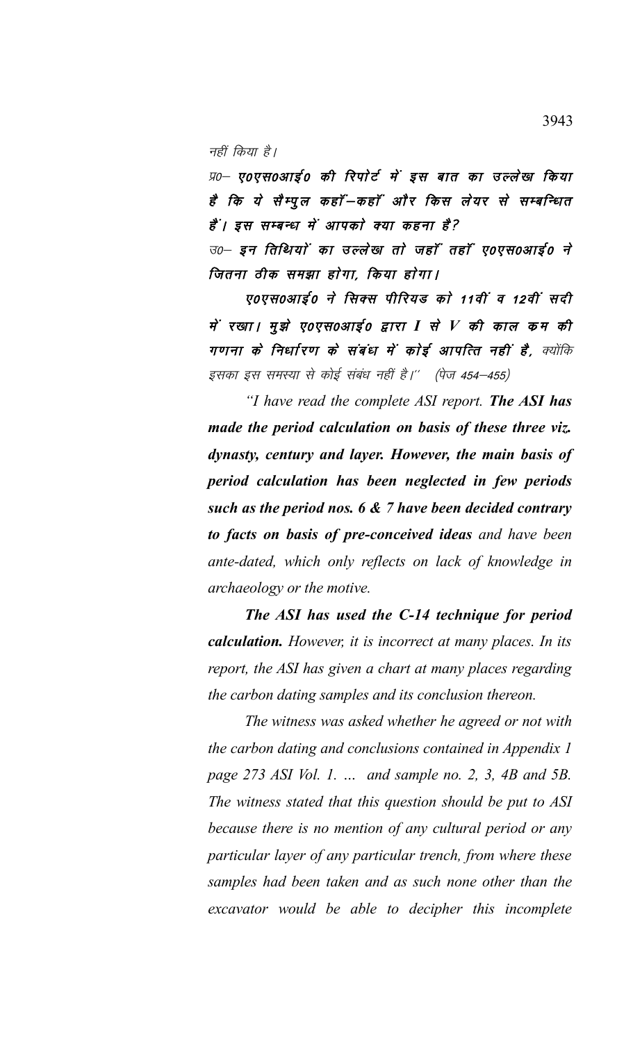नहीं किया है।

प्र0– **ए0एस0आई0 की रिपोर्ट में इस बात का उल्लेख किया है कि ये सैम्पुल कहाँ–कहाँ और किस लेयर से सम्बन्धित हैं। इस सम्बन्ध में आपको क्या कहना है?**

उ0– **इन तिथियों का उल्लेख तो जहाँ तहाँ ए0एस0आई0 ने जितना ठीक समझा होगा, किया होगा।**

**ए0एस0आई0 ने सिक्स पीरियड को 11वीं व 12वीं सदी में रखा। मुझे ए0एस0आई0 द्वारा I से V की काल कम की गणना के निर्धारण के संबंध में कोई आपत्ति नहीं है,** क्योंकि इसका इस समस्या से कोई संबंध नहीं है।'' (पेज 454–455)

*"I have read the complete ASI report.* ***The ASI has made the period calculation on basis of these three viz. dynasty, century and layer. However, the main basis of period calculation has been neglected in few periods such as the period nos. 6 & 7 have been decided contrary to facts on basis of pre-conceived ideas*** *and have been ante-dated, which only reflects on lack of knowledge in archaeology or the motive.*

***The ASI has used the C-14 technique for period calculation.*** *However, it is incorrect at many places. In its report, the ASI has given a chart at many places regarding the carbon dating samples and its conclusion thereon.*

*The witness was asked whether he agreed or not with the carbon dating and conclusions contained in Appendix 1 page 273 ASI Vol. 1. ... and sample no. 2, 3, 4B and 5B. The witness stated that this question should be put to ASI because there is no mention of any cultural period or any particular layer of any particular trench, from where these samples had been taken and as such none other than the excavator would be able to decipher this incomplete*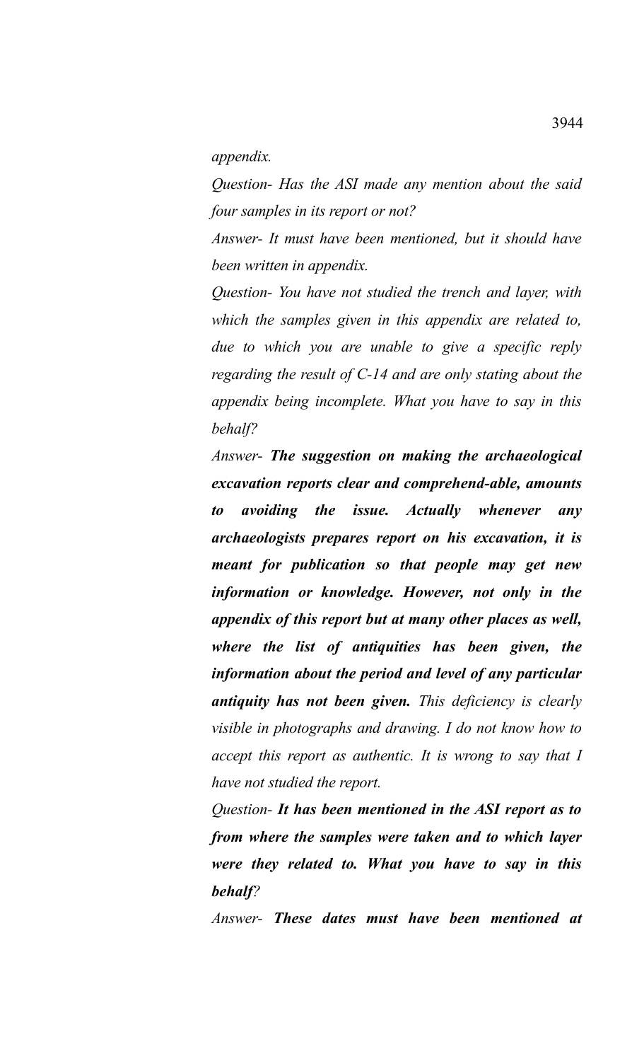*appendix.*

*Question- Has the ASI made any mention about the said four samples in its report or not?*

*Answer- It must have been mentioned, but it should have been written in appendix.*

*Question- You have not studied the trench and layer, with which the samples given in this appendix are related to, due to which you are unable to give a specific reply regarding the result of C-14 and are only stating about the appendix being incomplete. What you have to say in this behalf?*

*Answer-* ***The suggestion on making the archaeological excavation reports clear and comprehend-able, amounts to avoiding the issue. Actually whenever any archaeologists prepares report on his excavation, it is meant for publication so that people may get new information or knowledge. However, not only in the appendix of this report but at many other places as well, where the list of antiquities has been given, the information about the period and level of any particular antiquity has not been given.*** *This deficiency is clearly visible in photographs and drawing. I do not know how to accept this report as authentic. It is wrong to say that I have not studied the report.*

*Question-* ***It has been mentioned in the ASI report as to from where the samples were taken and to which layer were they related to. What you have to say in this behalf****?*

*Answer-* ***These dates must have been mentioned at***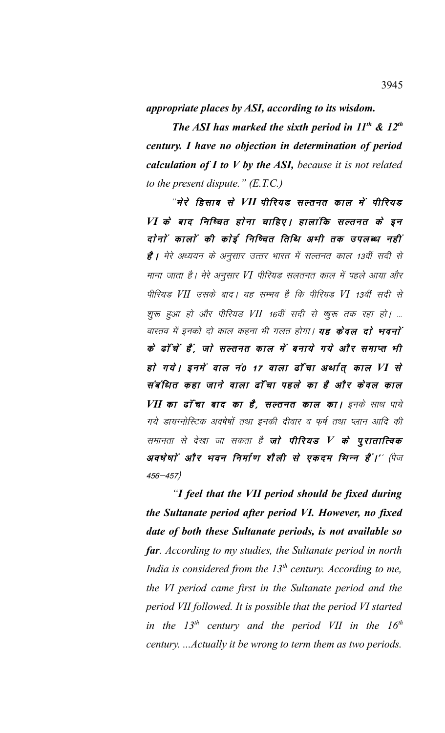*appropriate places by ASI, according to its wisdom.*

***The ASI has marked the sixth period in 11th & 12th century. I have no objection in determination of period calculation of I to V by the ASI,*** *because it is not related to the present dispute." (E.T.C.)*

"**मेरे हिसाब से VII पीरियड सल्तनत काल में पीरियड VI के बाद निष्चित होना चाहिए। हालांकि सल्तनत के इन दोनों कालों की कोई निष्चित तिथि अभी तक उपलब्ध नहीं है।** *मेरे अध्ययन के अनुसार उत्तर भारत में सल्तनत काल 13वीं सदी से माना जाता है। मेरे अनुसार VI पीरियड सलतनत काल में पहले आया और पीरियड VII उसके बाद। यह सम्भव है कि पीरियड VI 13वीं सदी से शुरू हुआ हो और पीरियड VII 16वीं सदी से षुरू तक रहा हो। ... वास्तव में इनको दो काल कहना भी गलत होगा।* ***यह केवल दो भवनों के ढॉचें हैं, जो सल्तनत काल में बनाये गये और समाप्त भी हो गये। इनमें वाल नं0 17 वाला ढॉचा अर्थात् काल VI से संबंधित कहा जाने वाला ढॉचा पहले का है और केवल काल VII का ढॉचा बाद का है, सल्तनत काल का।*** *इनके साथ पाये गये डायग्नोस्टिक अवषेषों तथा इनकी दीवार व फर्ष तथा प्लान आदि की समानता से देखा जा सकता है* ***जो पीरियड V के पुरातात्विक अवषेषों और भवन निर्माण शैली से एकदम भिन्न हैं।"*** *(पेज 456–457)*

***"I feel that the VII period should be fixed during the Sultanate period after period VI. However, no fixed date of both these Sultanate periods, is not available so far****. According to my studies, the Sultanate period in north India is considered from the 13th century. According to me, the VI period came first in the Sultanate period and the period VII followed. It is possible that the period VI started in the 13th century and the period VII in the 16th century. ...Actually it be wrong to term them as two periods.*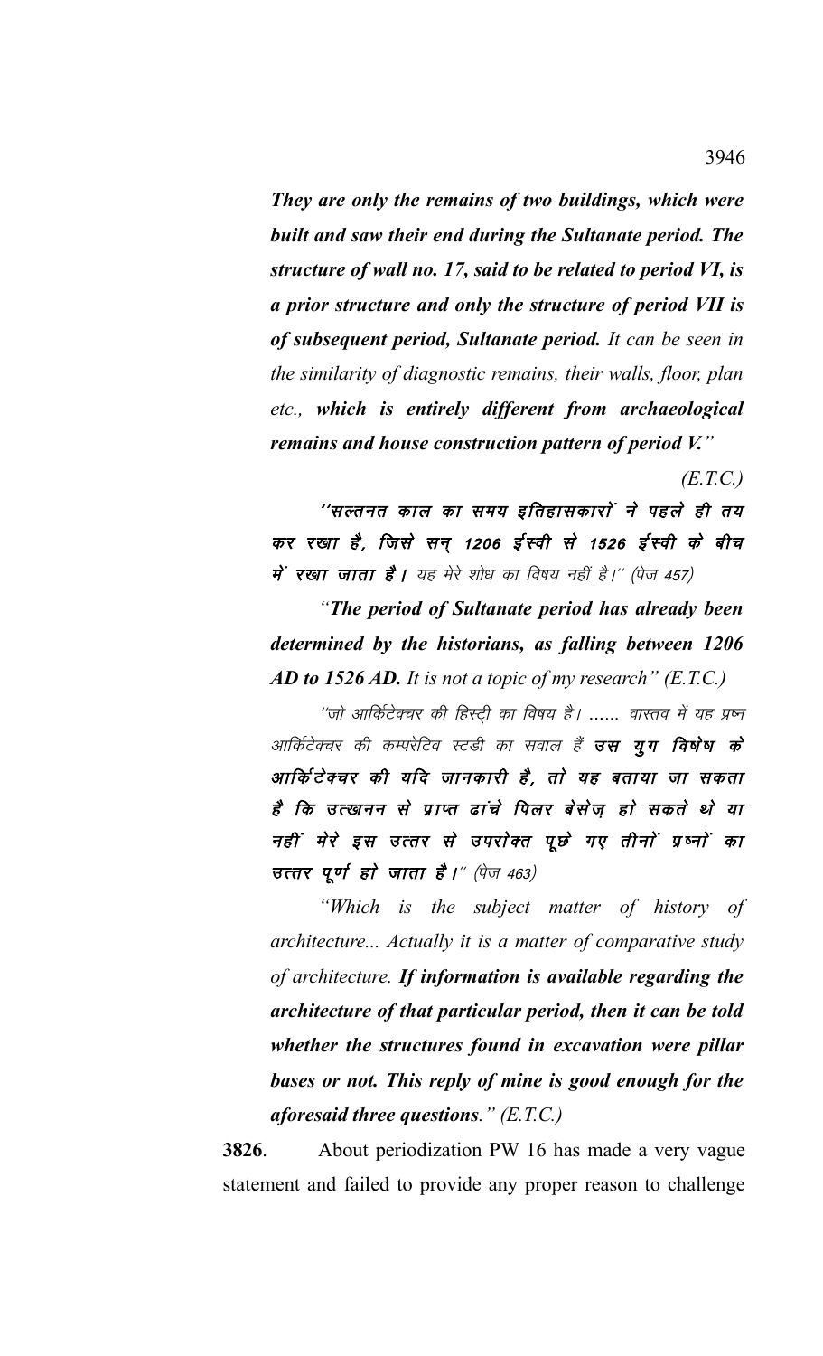*They are only the remains of two buildings, which were built and saw their end during the Sultanate period. The structure of wall no. 17, said to be related to period VI, is a prior structure and only the structure of period VII is of subsequent period, Sultanate period.* *It can be seen in the similarity of diagnostic remains, their walls, floor, plan etc.,* ***which is entirely different from archaeological remains and house construction pattern of period V."***

*(E.T.C.)*

***''सल्तनत काल का समय इतिहासकारों ने पहले ही तय कर रखा है, जिसे सन् 1206 ईस्वी से 1526 ईस्वी के बीच में रखा जाता है।*** *यह मेरे शोध का विषय नहीं है।'' (पेज 457)*

*"**The period of Sultanate period has already been determined by the historians, as falling between 1206 AD to 1526 AD.** It is not a topic of my research" (E.T.C.)*

*''जो आर्किटेक्चर की हिस्ट्री का विषय है। ...... वास्तव में यह प्रश्न आर्किटेक्चर की कम्परेटिव स्टडी का सवाल हैं* ***उस युग विषेश के आर्किटेक्चर की यदि जानकारी है, तो यह बताया जा सकता है कि उत्खनन से प्राप्त ढांचे पिलर बेसेज़ हो सकते थे या नहीं मेरे इस उत्तर से उपरोक्त पूछे गए तीनों प्रष्नों का उत्तर पूर्ण हो जाता है।*** *'' (पेज 463)*

*"Which is the subject matter of history of architecture... Actually it is a matter of comparative study of architecture.* ***If information is available regarding the architecture of that particular period, then it can be told whether the structures found in excavation were pillar bases or not. This reply of mine is good enough for the aforesaid three questions****." (E.T.C.)*

**3826**. About periodization PW 16 has made a very vague statement and failed to provide any proper reason to challenge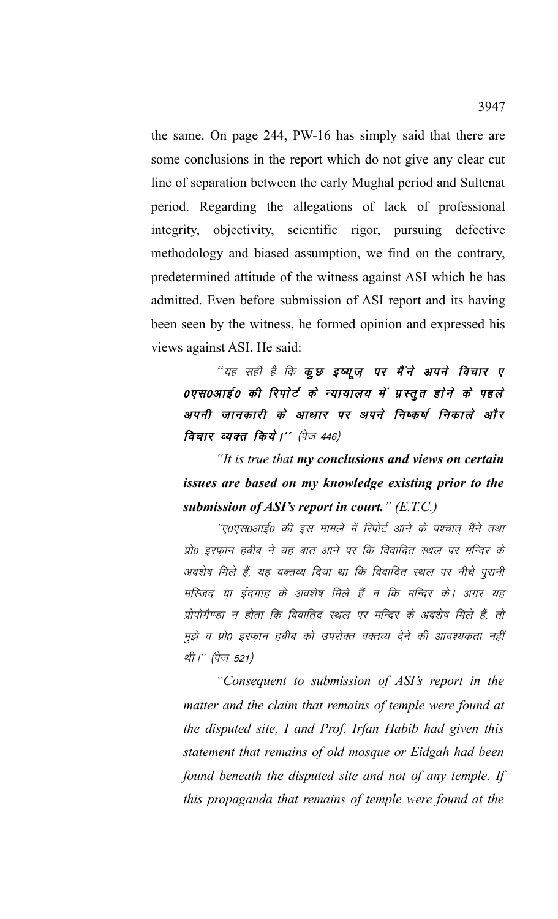the same. On page 244, PW-16 has simply said that there are some conclusions in the report which do not give any clear cut line of separation between the early Mughal period and Sultenat period. Regarding the allegations of lack of professional integrity, objectivity, scientific rigor, pursuing defective methodology and biased assumption, we find on the contrary, predetermined attitude of the witness against ASI which he has admitted. Even before submission of ASI report and its having been seen by the witness, he formed opinion and expressed his views against ASI. He said:

> ''यह सही है कि ***कुछ इष्यूज़ पर मैंने अपने विचार ए0एस0आई0 की रिपोर्ट के न्यायालय में प्रस्तुत होने के पहले अपनी जानकारी के आधार पर अपने निष्कर्ष निकाले और विचार व्यक्त किये।''*** (पेज 446)
>
> *"It is true that **my conclusions and views on certain issues are based on my knowledge existing prior to the submission of ASI's report in court.**" (E.T.C.)*
>
> ''ए0एस0आई0 की इस मामले में रिपोर्ट आने के पश्चात् मैंने तथा प्रो0 इरफ़ान हबीब ने यह बात आने पर कि विवादित स्थल पर मन्दिर के अवशेष मिले हैं, यह वक्तव्य दिया था कि विवादित स्थल पर नीचे पुरानी मस्जिद या ईदगाह के अवशेष मिले हैं न कि मन्दिर के। अगर यह प्रोपोगैण्डा न होता कि विवादित स्थल पर मन्दिर के अवशेष मिले हैं, तो मुझे व प्रो0 इरफ़ान हबीब को उपरोक्त वक्तव्य देने की आवश्यकता नहीं थी।'' (पेज 521)
>
> *"Consequent to submission of ASI's report in the matter and the claim that remains of temple were found at the disputed site, I and Prof. Irfan Habib had given this statement that remains of old mosque or Eidgah had been found beneath the disputed site and not of any temple. If this propaganda that remains of temple were found at the*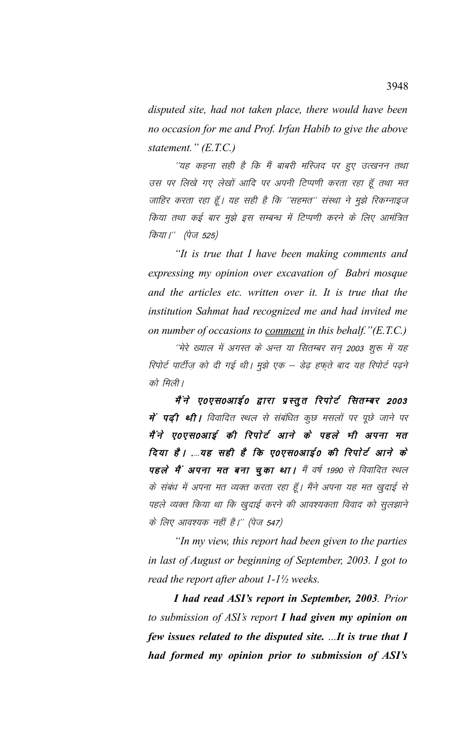*disputed site, had not taken place, there would have been no occasion for me and Prof. Irfan Habib to give the above statement." (E.T.C.)*

*"यह कहना सही है कि मैं बाबरी मस्जिद पर हुए उत्खनन तथा उस पर लिखे गए लेखों आदि पर अपनी टिप्पणी करता रहा हूँ तथा मत जाहिर करता रहा हूँ। यह सही है कि "सहमत" संस्था ने मुझे रिकग्नाइज किया तथा कई बार मुझे इस सम्बन्ध में टिप्पणी करने के लिए आमंत्रित किया।" (पेज 525)*

*"It is true that I have been making comments and expressing my opinion over excavation of Babri mosque and the articles etc. written over it. It is true that the institution Sahmat had recognized me and had invited me on number of occasions to <u>comment</u> in this behalf."(E.T.C.)*

*"मेरे ख्याल में अगस्त के अन्त या सितम्बर सन् 2003 शुरू में यह रिपोर्ट पार्टीज़ को दी गई थी। मुझे एक – डेढ़ हफ्ते बाद यह रिपोर्ट पढ़ने को मिली।*

***मैंने ए0एस0आई0 द्वारा प्रस्तुत रिपोर्ट सितम्बर 2003 में पढ़ी थी।*** *विवादित स्थल से संबंधित कुछ मसलों पर पूछे जाने पर* ***मैंने ए0एस0आई की रिपोर्ट आने के पहले भी अपना मत दिया है। ....यह सही है कि ए0एस0आई0 की रिपोर्ट आने के पहले मैं अपना मत बना चुका था।*** *मैं वर्ष 1990 से विवादित स्थल के संबंध में अपना मत व्यक्त करता रहा हूँ। मैंने अपना यह मत खुदाई से पहले व्यक्त किया था कि खुदाई करने की आवश्यकता विवाद को सुलझाने के लिए आवश्यक नहीं है।" (पेज 547)*

*"In my view, this report had been given to the parties in last of August or beginning of September, 2003. I got to read the report after about 1-1½ weeks.*

***I had read ASI's report in September, 2003****. Prior to submission of ASI's report* ***I had given my opinion on few issues related to the disputed site. ...It is true that I had formed my opinion prior to submission of ASI's***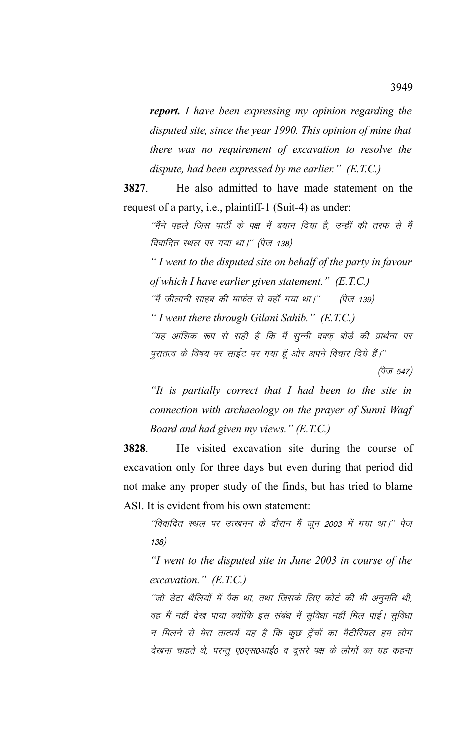*__report.__ I have been expressing my opinion regarding the disputed site, since the year 1990. This opinion of mine that there was no requirement of excavation to resolve the dispute, had been expressed by me earlier." (E.T.C.)*

**3827**. He also admitted to have made statement on the request of a party, i.e., plaintiff-1 (Suit-4) as under:

> ''मैंने पहले जिस पार्टी के पक्ष में बयान दिया है, उन्हीं की तरफ से मैं विवादित स्थल पर गया था।'' (पेज 138)
>
> *" I went to the disputed site on behalf of the party in favour of which I have earlier given statement." (E.T.C.)*
>
> ''मैं जीलानी साहब की मार्फत से वहाँ गया था।'' (पेज 139)
>
> *" I went there through Gilani Sahib." (E.T.C.)*
>
> ''यह आंशिक रूप से सही है कि मैं सुन्नी वक्फ़ बोर्ड की प्रार्थना पर पुरातत्व के विषय पर साईट पर गया हूँ ओर अपने विचार दिये हैं।'' (पेज 547)
>
> *"It is partially correct that I had been to the site in connection with archaeology on the prayer of Sunni Waqf Board and had given my views." (E.T.C.)*

**3828**. He visited excavation site during the course of excavation only for three days but even during that period did not make any proper study of the finds, but has tried to blame ASI. It is evident from his own statement:

> ''विवादित स्थल पर उत्खनन के दौरान मैं जून 2003 में गया था।'' पेज 138)
>
> *"I went to the disputed site in June 2003 in course of the excavation." (E.T.C.)*
>
> ''जो डेटा थैलियों में पैक था, तथा जिसके लिए कोर्ट की भी अनुमति थी, वह मैं नहीं देख पाया क्योंकि इस संबंध में सुविधा नहीं मिल पाई। सुविधा न मिलने से मेरा तात्पर्य यह है कि कुछ ट्रेंचों का मैटीरियल हम लोग देखना चाहते थे, परन्तु ए0एस0आई0 व दूसरे पक्ष के लोगों का यह कहना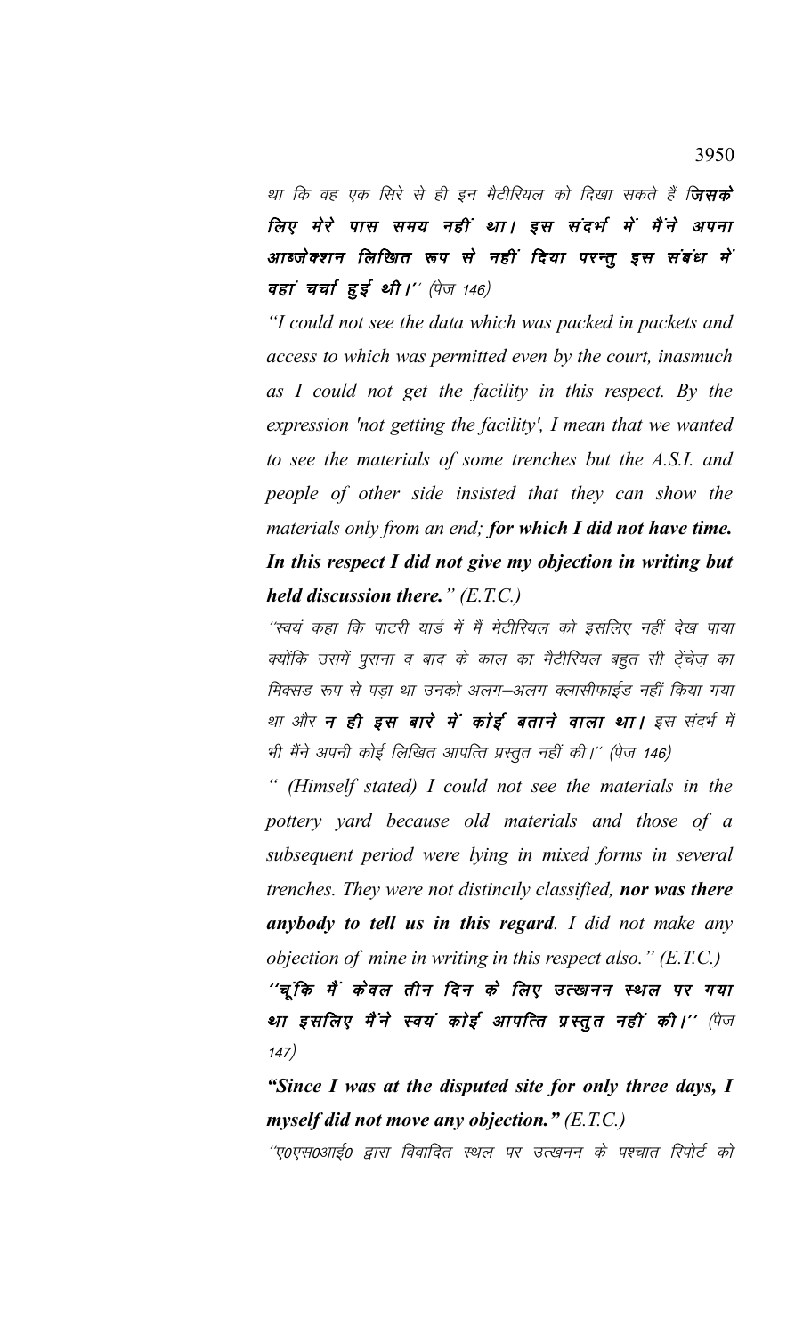था कि वह एक सिरे से ही इन मैटीरियल को दिखा सकते हैं ***जिसके लिए मेरे पास समय नहीं था। इस संदर्भ में मैंने अपना आब्जेक्शन लिखित रूप से नहीं दिया परन्तु इस संबंध में वहां चर्चा हुई थी।''*** (पेज 146)

*"I could not see the data which was packed in packets and access to which was permitted even by the court, inasmuch as I could not get the facility in this respect. By the expression 'not getting the facility', I mean that we wanted to see the materials of some trenches but the A.S.I. and people of other side insisted that they can show the materials only from an end;* ***for which I did not have time. In this respect I did not give my objection in writing but held discussion there.****" (E.T.C.)*

''स्वयं कहा कि पाटरी यार्ड में मैं मेटीरियल को इसलिए नहीं देख पाया क्योंकि उसमें पुराना व बाद के काल का मैटीरियल बहुत सी ट्रेंचेज़ का मिक्सड रूप से पड़ा था उनको अलग–अलग क्लासीफाईड नहीं किया गया था और ***न ही इस बारे में कोई बताने वाला था।*** इस संदर्भ में भी मैंने अपनी कोई लिखित आपत्ति प्रस्तुत नहीं की।'' (पेज 146)

*" (Himself stated) I could not see the materials in the pottery yard because old materials and those of a subsequent period were lying in mixed forms in several trenches. They were not distinctly classified,* ***nor was there anybody to tell us in this regard****. I did not make any objection of mine in writing in this respect also." (E.T.C.)*

***''चूंकि मैं केवल तीन दिन के लिए उत्खनन स्थल पर गया था इसलिए मैंने स्वयं कोई आपत्ति प्रस्तुत नहीं की।''*** (पेज 147)

***"Since I was at the disputed site for only three days, I myself did not move any objection."*** *(E.T.C.)*

''ए0एस0आई0 द्वारा विवादित स्थल पर उत्खनन के पश्चात रिपोर्ट को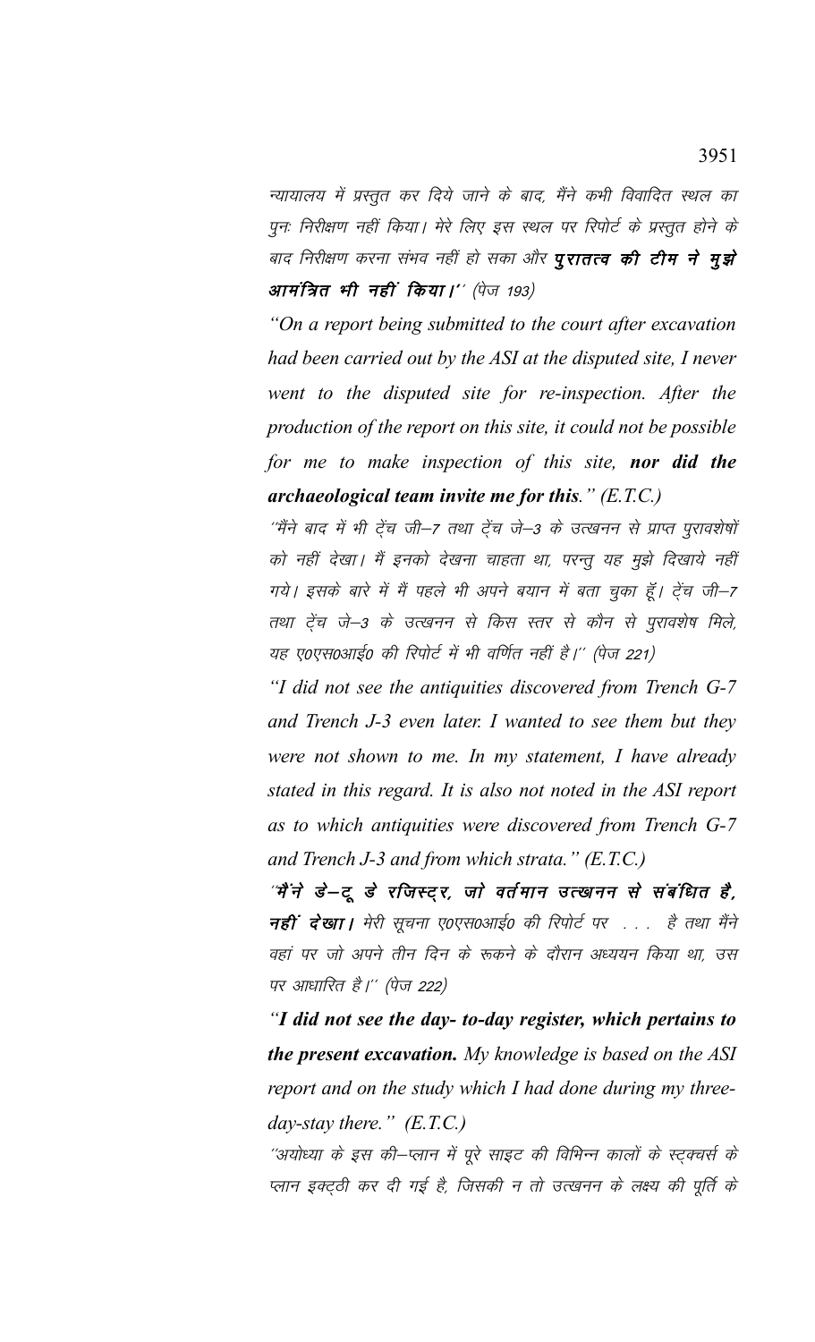न्यायालय में प्रस्तुत कर दिये जाने के बाद, मैंने कभी विवादित स्थल का पुनः निरीक्षण नहीं किया। मेरे लिए इस स्थल पर रिपोर्ट के प्रस्तुत होने के बाद निरीक्षण करना संभव नहीं हो सका और **पुरातत्व की टीम ने मुझे आमंत्रित भी नहीं किया।**'' (पेज 193)

*"On a report being submitted to the court after excavation had been carried out by the ASI at the disputed site, I never went to the disputed site for re-inspection. After the production of the report on this site, it could not be possible for me to make inspection of this site,* ***nor did the archaeological team invite me for this****." (E.T.C.)*

''मैंने बाद में भी ट्रेंच जी–7 तथा ट्रेंच जे–3 के उत्खनन से प्राप्त पुरावशेषों को नहीं देखा। मैं इनको देखना चाहता था, परन्तु यह मुझे दिखाये नहीं गये। इसके बारे में मैं पहले भी अपने बयान में बता चुका हूँ। ट्रेंच जी–7 तथा ट्रेंच जे–3 के उत्खनन से किस स्तर से कौन से पुरावशेष मिले, यह ए0एस0आई0 की रिपोर्ट में भी वर्णित नहीं है।'' (पेज 221)

*"I did not see the antiquities discovered from Trench G-7 and Trench J-3 even later. I wanted to see them but they were not shown to me. In my statement, I have already stated in this regard. It is also not noted in the ASI report as to which antiquities were discovered from Trench G-7 and Trench J-3 and from which strata." (E.T.C.)*

''**मैंने डे–टू डे रजिस्टर, जो वर्तमान उत्खनन से संबंधित है, नहीं देखा।** मेरी सूचना ए0एस0आई0 की रिपोर्ट पर . . . है तथा मैंने वहां पर जो अपने तीन दिन के रूकने के दौरान अध्ययन किया था, उस पर आधारित है।'' (पेज 222)

*"****I did not see the day- to-day register, which pertains to the present excavation.*** *My knowledge is based on the ASI report and on the study which I had done during my three-day-stay there." (E.T.C.)*

''अयोध्या के इस की–प्लान में पूरे साइट की विभिन्न कालों के स्ट्क्चर्स के प्लान इक्ट्ठी कर दी गई है, जिसकी न तो उत्खनन के लक्ष्य की पूर्ति के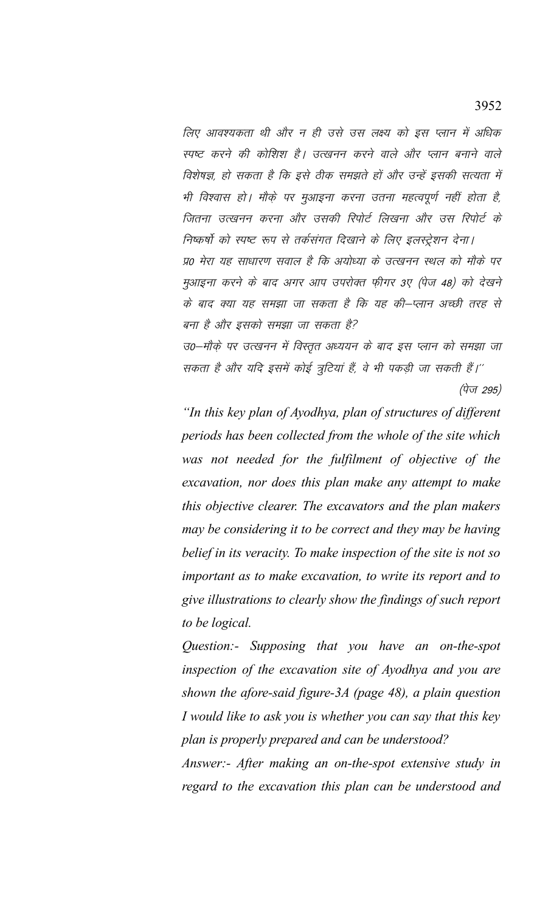लिए आवश्यकता थी और न ही उसे उस लक्ष्य को इस प्लान में अधिक स्पष्ट करने की कोशिश है। उत्खनन करने वाले और प्लान बनाने वाले विशेषज्ञ, हो सकता है कि इसे ठीक समझते हों और उन्हें इसकी सत्यता में भी विश्वास हो। मौके पर मुआइना करना उतना महत्वपूर्ण नहीं होता है, जितना उत्खनन करना और उसकी रिपोर्ट लिखना और उस रिपोर्ट के निष्कर्षो को स्पष्ट रूप से तर्कसंगत दिखाने के लिए इलस्ट्रेशन देना।

प्र0 मेरा यह साधारण सवाल है कि अयोध्या के उत्खनन स्थल को मौके पर मुआइना करने के बाद अगर आप उपरोक्त फीगर 3ए (पेज 48) को देखने के बाद क्या यह समझा जा सकता है कि यह की–प्लान अच्छी तरह से बना है और इसको समझा जा सकता है?

उ0–मौके पर उत्खनन में विस्तृत अध्ययन के बाद इस प्लान को समझा जा सकता है और यदि इसमें कोई त्रुटियां हैं, वे भी पकड़ी जा सकती हैं।''

(पेज 295)

*"In this key plan of Ayodhya, plan of structures of different periods has been collected from the whole of the site which was not needed for the fulfilment of objective of the excavation, nor does this plan make any attempt to make this objective clearer. The excavators and the plan makers may be considering it to be correct and they may be having belief in its veracity. To make inspection of the site is not so important as to make excavation, to write its report and to give illustrations to clearly show the findings of such report to be logical.*

*Question:- Supposing that you have an on-the-spot inspection of the excavation site of Ayodhya and you are shown the afore-said figure-3A (page 48), a plain question I would like to ask you is whether you can say that this key plan is properly prepared and can be understood?*

*Answer:- After making an on-the-spot extensive study in regard to the excavation this plan can be understood and*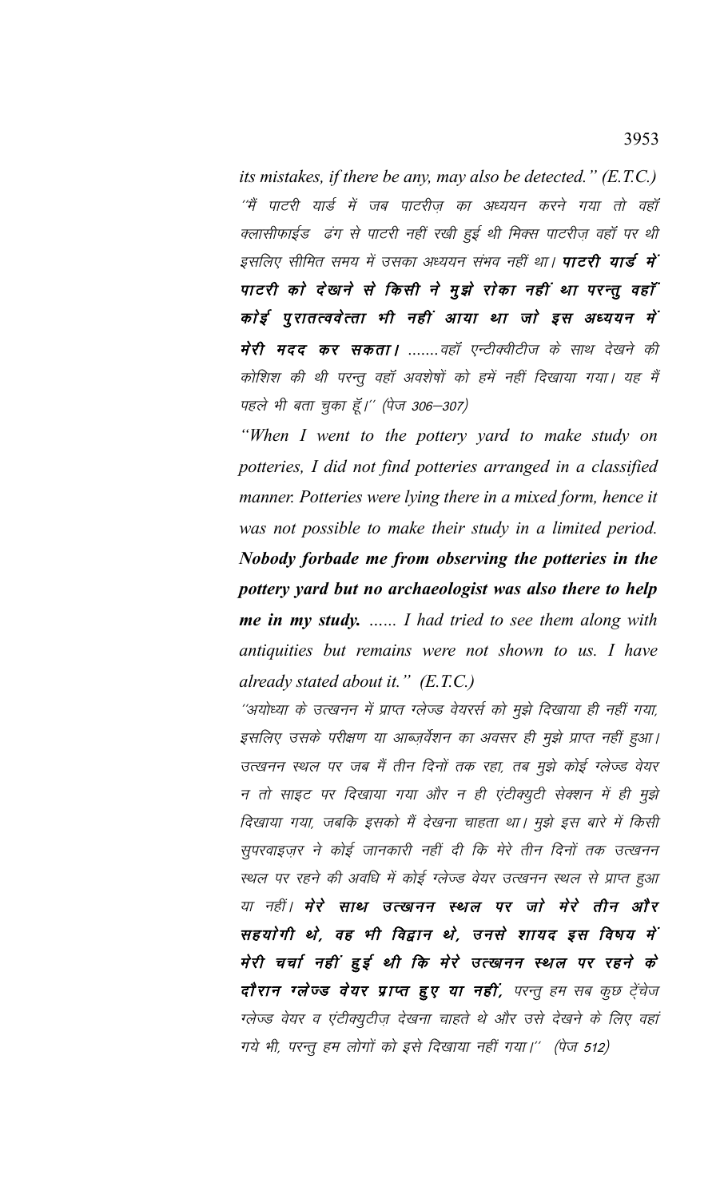*its mistakes, if there be any, may also be detected." (E.T.C.)*

"मैं पाटरी यार्ड में जब पाटरीज़ का अध्ययन करने गया तो वहाँ क्लासीफाईड ढंग से पाटरी नहीं रखी हुई थी मिक्स पाटरीज़ वहाँ पर थी इसलिए सीमित समय में उसका अध्ययन संभव नहीं था। **पाटरी यार्ड में पाटरी को देखने से किसी ने मुझे रोका नहीं था परन्तु वहाँ कोई पुरातत्ववेत्ता भी नहीं आया था जो इस अध्ययन में मेरी मदद कर सकता।** .......वहाँ एन्टीक्वीटीज के साथ देखने की कोशिश की थी परन्तु वहाँ अवशेषों को हमें नहीं दिखाया गया। यह मैं पहले भी बता चुका हूँ।" (पेज 306–307)

*"When I went to the pottery yard to make study on potteries, I did not find potteries arranged in a classified manner. Potteries were lying there in a mixed form, hence it was not possible to make their study in a limited period. **Nobody forbade me from observing the potteries in the pottery yard but no archaeologist was also there to help me in my study.** ...... I had tried to see them along with antiquities but remains were not shown to us. I have already stated about it." (E.T.C.)*

"अयोध्या के उत्खनन में प्राप्त ग्लेज्ड वेयररर्स को मुझे दिखाया ही नहीं गया, इसलिए उसके परीक्षण या आब्ज़र्वेशन का अवसर ही मुझे प्राप्त नहीं हुआ। उत्खनन स्थल पर जब मैं तीन दिनों तक रहा, तब मुझे कोई ग्लेज्ड वेयर न तो साइट पर दिखाया गया और न ही एंटीक्युटी सेक्शन में ही मुझे दिखाया गया, जबकि इसको मैं देखना चाहता था। मुझे इस बारे में किसी सुपरवाइज़र ने कोई जानकारी नहीं दी कि मेरे तीन दिनों तक उत्खनन स्थल पर रहने की अवधि में कोई ग्लेज्ड वेयर उत्खनन स्थल से प्राप्त हुआ या नहीं। **मेरे साथ उत्खनन स्थल पर जो मेरे तीन और सहयोगी थे, वह भी विद्वान थे, उनसे शायद इस विषय में मेरी चर्चा नहीं हुई थी कि मेरे उत्खनन स्थल पर रहने के दौरान ग्लेज्ड वेयर प्राप्त हुए या नहीं,** परन्तु हम सब कुछ ट्रेंचेज ग्लेज्ड वेयर व एंटीक्युटीज़ देखना चाहते थे और उसे देखने के लिए वहां गये भी, परन्तु हम लोगों को इसे दिखाया नहीं गया।" (पेज 512)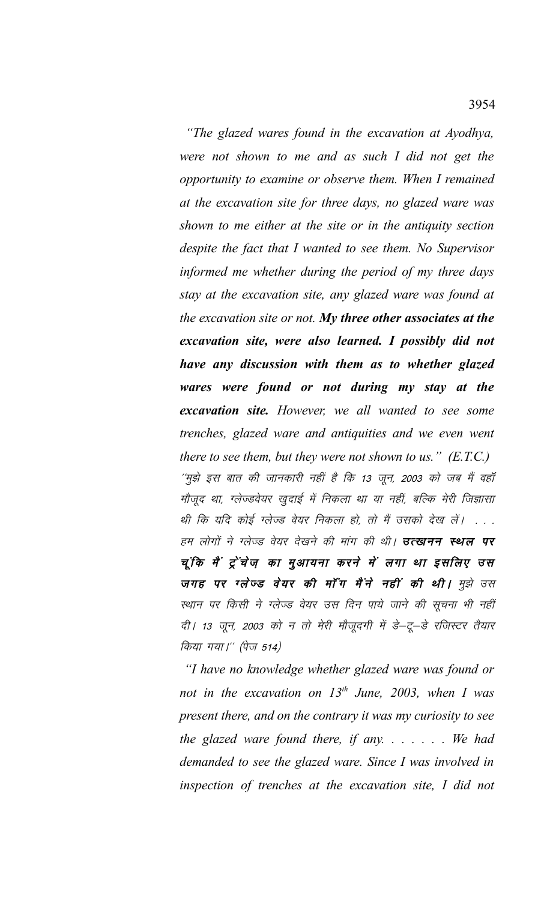*"The glazed wares found in the excavation at Ayodhya, were not shown to me and as such I did not get the opportunity to examine or observe them. When I remained at the excavation site for three days, no glazed ware was shown to me either at the site or in the antiquity section despite the fact that I wanted to see them. No Supervisor informed me whether during the period of my three days stay at the excavation site, any glazed ware was found at the excavation site or not.* ***My three other associates at the excavation site, were also learned. I possibly did not have any discussion with them as to whether glazed wares were found or not during my stay at the excavation site.*** *However, we all wanted to see some trenches, glazed ware and antiquities and we even went there to see them, but they were not shown to us."* *(E.T.C.)*

''मुझे इस बात की जानकारी नहीं है कि 13 जून, 2003 को जब मैं वहॉ मौजूद था, ग्लेज्डवेयर खुदाई में निकला था या नहीं, बल्कि मेरी जिज्ञासा थी कि यदि कोई ग्लेज्ड वेयर निकला हो, तो मैं उसको देख लें। . . . हम लोगों ने ग्लेज्ड वेयर देखने की मांग की थी। **उत्खनन स्थल पर चूंकि मैं ट्रेंचेज का मुआयना करने में लगा था इसलिए उस जगह पर ग्लेज्ड वेयर की माँग मैंने नहीं की थी।** मुझे उस स्थान पर किसी ने ग्लेज्ड वेयर उस दिन पाये जाने की सूचना भी नहीं दी। 13 जून, 2003 को न तो मेरी मौजूदगी में डे–टू–डे रजिस्टर तैयार किया गया।'' (पेज 514)

*"I have no knowledge whether glazed ware was found or not in the excavation on 13th June, 2003, when I was present there, and on the contrary it was my curiosity to see the glazed ware found there, if any. . . . . . . We had demanded to see the glazed ware. Since I was involved in inspection of trenches at the excavation site, I did not*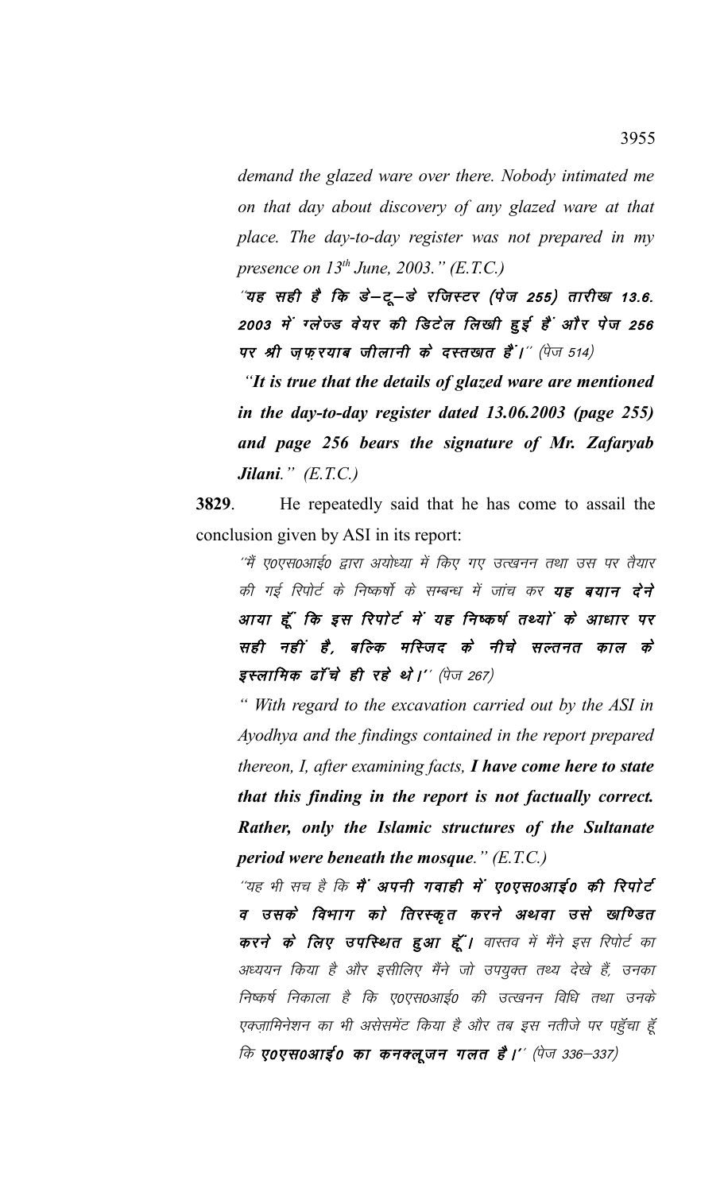*demand the glazed ware over there. Nobody intimated me on that day about discovery of any glazed ware at that place. The day-to-day register was not prepared in my presence on 13th June, 2003." (E.T.C.)*

*"**यह सही है कि डे–टू–डे रजिस्टर (पेज 255) तारीख 13.6. 2003 में ग्लेज्ड वेयर की डिटेल लिखी हुई है और पेज 256 पर श्री ज़फ़रयाब जीलानी के दस्तखत है।**" (पेज 514)*

*"**It is true that the details of glazed ware are mentioned in the day-to-day register dated 13.06.2003 (page 255) and page 256 bears the signature of Mr. Zafaryab Jilani.**" (E.T.C.)*

**3829**. He repeatedly said that he has come to assail the conclusion given by ASI in its report:

*"मैं ए0एस0आई0 द्वारा अयोध्या में किए गए उत्खनन तथा उस पर तैयार की गई रिपोर्ट के निष्कर्षो के सम्बन्ध में जांच कर **यह बयान देने आया हूँ कि इस रिपोर्ट में यह निष्कर्ष तथ्यों के आधार पर सही नहीं है, बल्कि मस्जिद के नीचे सल्तनत काल के इस्लामिक ढॉचे ही रहे थे।**" (पेज 267)*

*" With regard to the excavation carried out by the ASI in Ayodhya and the findings contained in the report prepared thereon, I, after examining facts, **I have come here to state that this finding in the report is not factually correct. Rather, only the Islamic structures of the Sultanate period were beneath the mosque**." (E.T.C.)*

*"यह भी सच है कि **मैं अपनी गवाही में ए0एस0आई0 की रिपोर्ट व उसके विभाग को तिरस्कृत करने अथवा उसे खण्डित करने के लिए उपस्थित हुआ हूँ।** वास्तव में मैंने इस रिपोर्ट का अध्ययन किया है और इसीलिए मैंने जो उपयुक्त तथ्य देखे हैं, उनका निष्कर्ष निकाला है कि ए0एस0आई0 की उत्खनन विधि तथा उनके एक्ज़ामिनेशन का भी असेसमेंट किया है और तब इस नतीजे पर पहुँचा हूँ कि **ए0एस0आई0 का कनक्लूजन गलत है।**" (पेज 336–337)*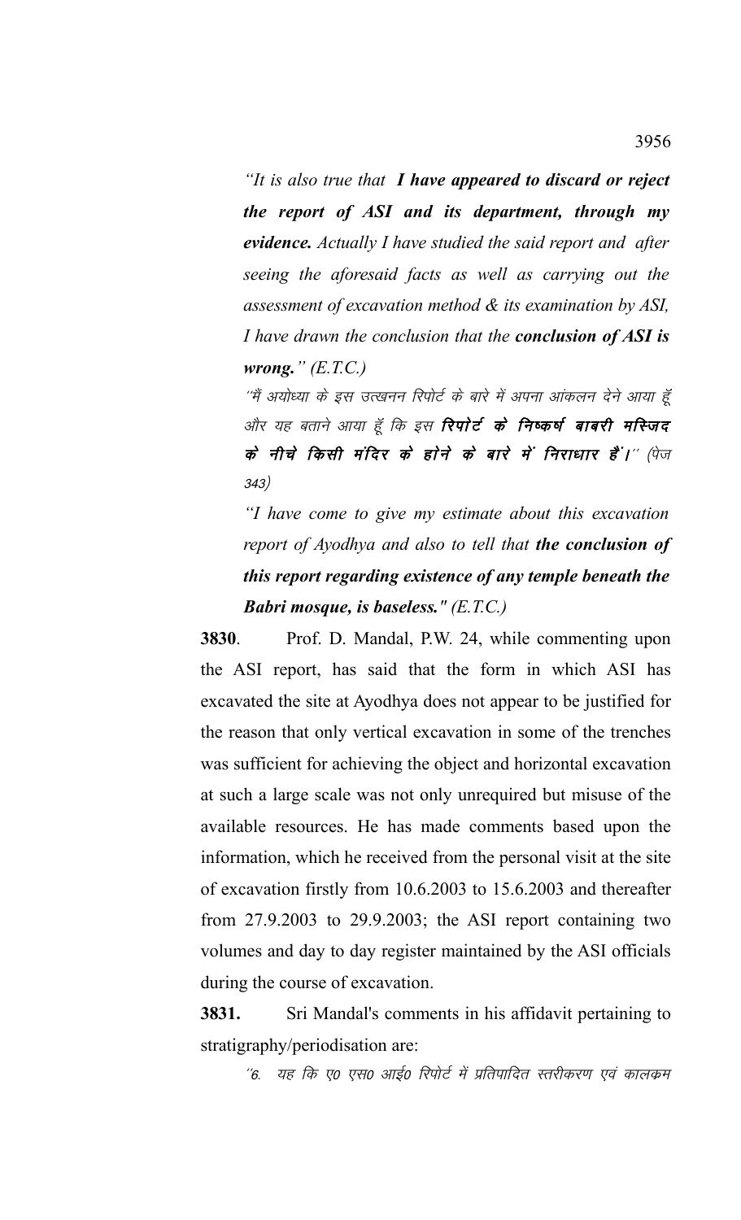*"It is also true that* ***I have appeared to discard or reject the report of ASI and its department, through my evidence.*** *Actually I have studied the said report and after seeing the aforesaid facts as well as carrying out the assessment of excavation method & its examination by ASI, I have drawn the conclusion that the* ***conclusion of ASI is wrong.****" (E.T.C.)*

*''मैं अयोध्या के इस उत्खनन रिपोर्ट के बारे में अपना आंकलन देने आया हूँ और यह बताने आया हूँ कि इस* ***रिपोर्ट के निष्कर्ष बाबरी मस्जिद के नीचे किसी मंदिर के होने के बारे में निराधार हैं।****'' (पेज 343)*

*"I have come to give my estimate about this excavation report of Ayodhya and also to tell that* ***the conclusion of this report regarding existence of any temple beneath the Babri mosque, is baseless.****" (E.T.C.)*

**3830**. Prof. D. Mandal, P.W. 24, while commenting upon the ASI report, has said that the form in which ASI has excavated the site at Ayodhya does not appear to be justified for the reason that only vertical excavation in some of the trenches was sufficient for achieving the object and horizontal excavation at such a large scale was not only unrequired but misuse of the available resources. He has made comments based upon the information, which he received from the personal visit at the site of excavation firstly from 10.6.2003 to 15.6.2003 and thereafter from 27.9.2003 to 29.9.2003; the ASI report containing two volumes and day to day register maintained by the ASI officials during the course of excavation.

**3831.** Sri Mandal's comments in his affidavit pertaining to stratigraphy/periodisation are:

''6. यह कि ए0 एस0 आई0 रिपोर्ट में प्रतिपादित स्तरीकरण एवं कालक्रम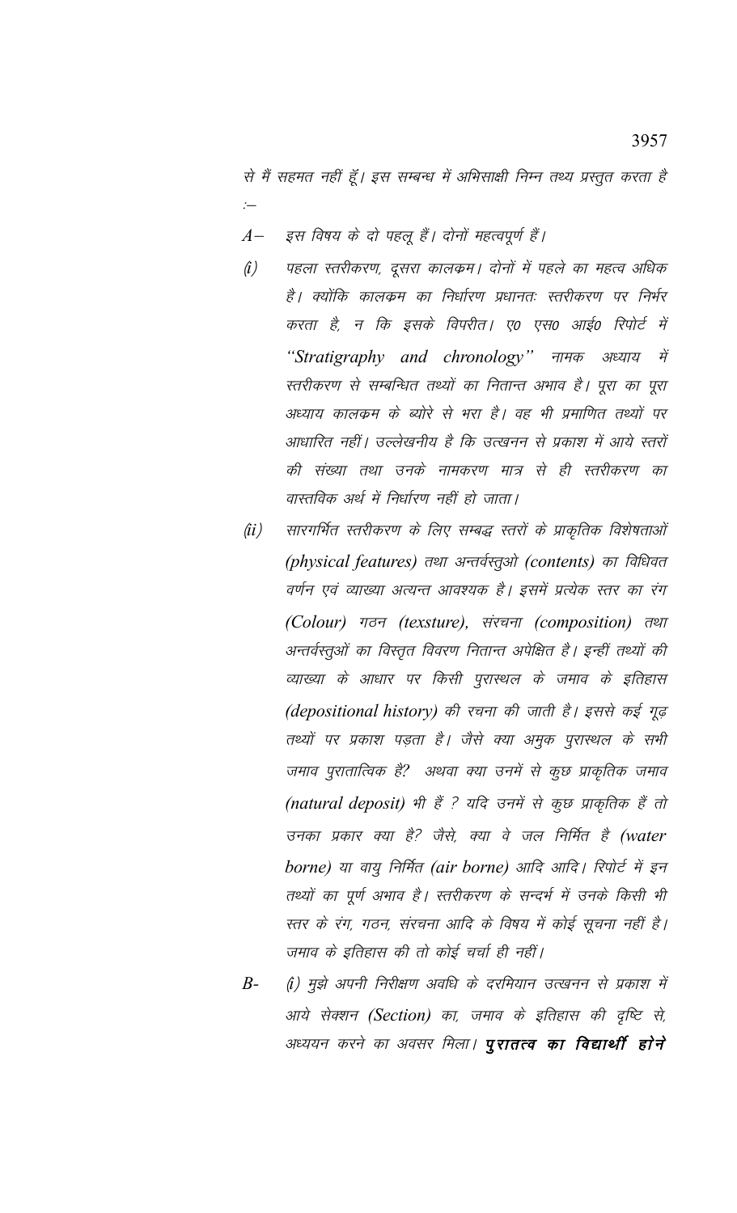से मैं सहमत नहीं हूँ। इस सम्बन्ध में अभिसाक्षी निम्न तथ्य प्रस्तुत करता है :–

A– इस विषय के दो पहलू हैं। दोनों महत्वपूर्ण हैं।

(i) पहला स्तरीकरण, दूसरा कालक्रम। दोनों में पहले का महत्व अधिक है। क्योंकि कालक्रम का निर्धारण प्रधानतः स्तरीकरण पर निर्भर करता है, न कि इसके विपरीत। ए0 एस0 आई0 रिपोर्ट में "Stratigraphy and chronology" नामक अध्याय में स्तरीकरण से सम्बन्धित तथ्यों का नितान्त अभाव है। पूरा का पूरा अध्याय कालक्रम के ब्यौरे से भरा है। वह भी प्रमाणित तथ्यों पर आधारित नहीं। उल्लेखनीय है कि उत्खनन से प्रकाश में आये स्तरों की संख्या तथा उनके नामकरण मात्र से ही स्तरीकरण का वास्तविक अर्थ में निर्धारण नहीं हो जाता।

(ii) सारगर्भित स्तरीकरण के लिए सम्बद्ध स्तरों के प्राकृतिक विशेषताओं *(physical features)* तथा अन्तर्वस्तुओ *(contents)* का विधिवत वर्णन एवं व्याख्या अत्यन्त आवश्यक है। इसमें प्रत्येक स्तर का रंग *(Colour)* गठन *(texsture)*, संरचना *(composition)* तथा अन्तर्वस्तुओं का विस्तृत विवरण नितान्त अपेक्षित है। इन्हीं तथ्यों की व्याख्या के आधार पर किसी पुरास्थल के जमाव के इतिहास *(depositional history)* की रचना की जाती है। इससे कई गूढ़ तथ्यों पर प्रकाश पड़ता है। जैसे क्या अमुक पुरास्थल के सभी जमाव पुरातात्विक हैं? अथवा क्या उनमें से कुछ प्राकृतिक जमाव *(natural deposit)* भी हैं ? यदि उनमें से कुछ प्राकृतिक हैं तो उनका प्रकार क्या है? जैसे, क्या वे जल निर्मित है *(water borne)* या वायु निर्मित *(air borne)* आदि आदि। रिपोर्ट में इन तथ्यों का पूर्ण अभाव है। स्तरीकरण के सन्दर्भ में उनके किसी भी स्तर के रंग, गठन, संरचना आदि के विषय में कोई सूचना नहीं है। जमाव के इतिहास की तो कोई चर्चा ही नहीं।

B- (i) मुझे अपनी निरीक्षण अवधि के दरमियान उत्खनन से प्रकाश में आये सेक्शन *(Section)* का, जमाव के इतिहास की दृष्टि से, अध्ययन करने का अवसर मिला। **पुरातत्व का विद्यार्थी होने**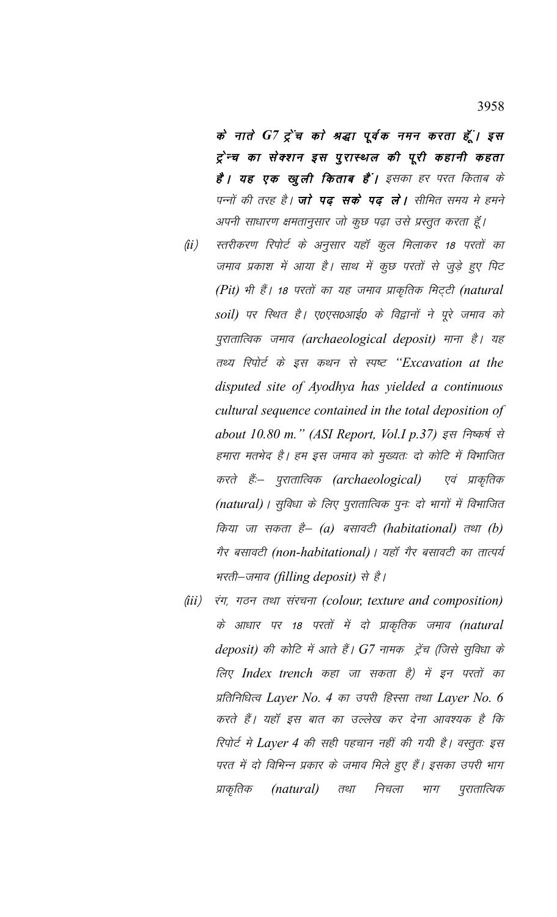***के नाते G7 ट्रेंच को श्रद्धा पूर्वक नमन करता हूँ। इस ट्रेन्च का सेक्शन इस पुरास्थल की पूरी कहानी कहता है। यह एक खुली किताब हैं।*** *इसका हर परत किताब के पन्नों की तरह है।* ***जो पढ़ सके पढ़ ले।*** *सीमित समय मे हमने अपनी साधारण क्षमतानुसार जो कुछ पढ़ा उसे प्रस्तुत करता हूँ।*

(ii) *स्तरीकरण रिपोर्ट के अनुसार यहाँ कुल मिलाकर 18 परतों का जमाव प्रकाश में आया है। साथ में कुछ परतों से जुड़े हुए पिट (Pit) भी हैं। 18 परतों का यह जमाव प्राकृतिक मिट्टी (natural soil) पर स्थित है। ए0एस0आई0 के विद्वानों ने पूरे जमाव को पुरातात्विक जमाव (archaeological deposit) माना है। यह तथ्य रिपोर्ट के इस कथन से स्पष्ट "Excavation at the disputed site of Ayodhya has yielded a continuous cultural sequence contained in the total deposition of about 10.80 m." (ASI Report, Vol.I p.37) इस निष्कर्ष से हमारा मतभेद है। हम इस जमाव को मुख्यतः दो कोटि में विभाजित करते हैं:– पुरातात्विक (archaeological) एवं प्राकृतिक (natural)। सुविधा के लिए पुरातात्विक पुनः दो भागों में विभाजित किया जा सकता है– (a) बसावटी (habitational) तथा (b) गैर बसावटी (non-habitational)। यहाँ गैर बसावटी का तात्पर्य भरती–जमाव (filling deposit) से है।*

(iii) *रंग, गठन तथा संरचना (colour, texture and composition) के आधार पर 18 परतों में दो प्राकृतिक जमाव (natural deposit) की कोटि में आते हैं। G7 नामक ट्रेंच (जिसे सुविधा के लिए Index trench कहा जा सकता है) में इन परतों का प्रतिनिधित्व Layer No. 4 का उपरी हिस्सा तथा Layer No. 6 करते हैं। यहाँ इस बात का उल्लेख कर देना आवश्यक है कि रिपोर्ट मे Layer 4 की सही पहचान नहीं की गयी है। वस्तुतः इस परत में दो विभिन्न प्रकार के जमाव मिले हुए हैं। इसका उपरी भाग प्राकृतिक (natural) तथा निचला भाग पुरातात्विक*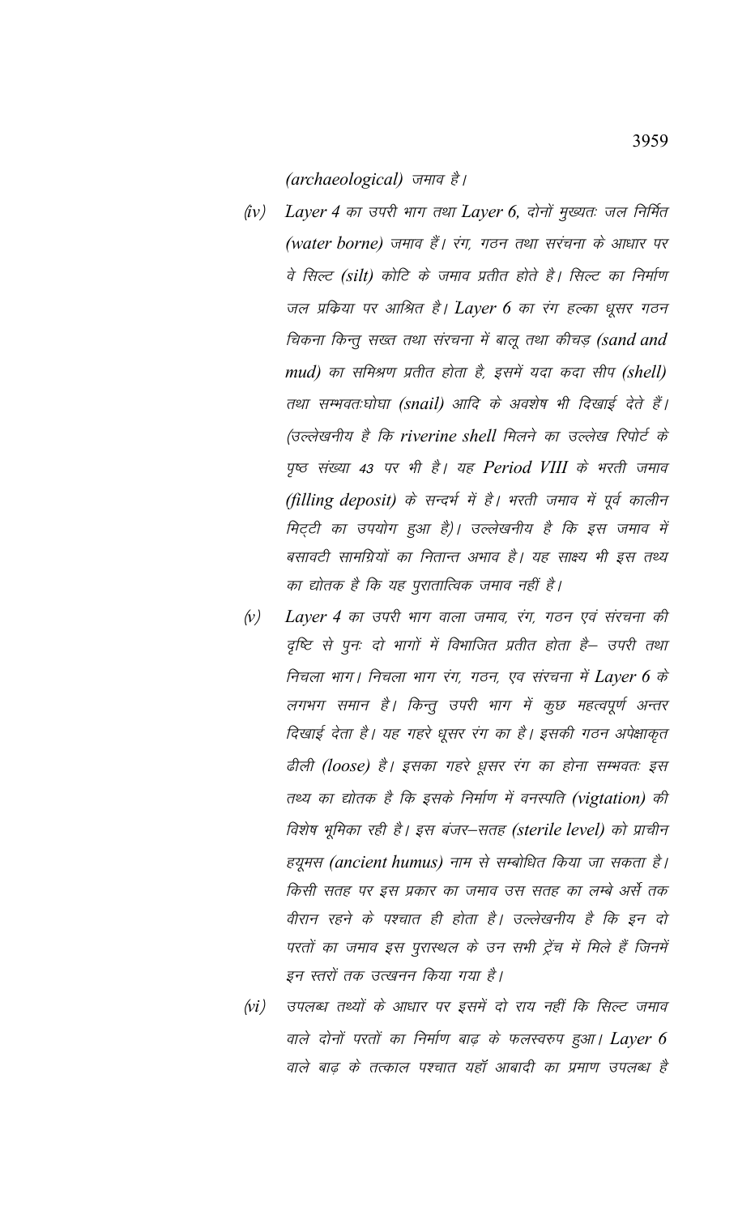*(archaeological)* जमाव है।

(iv) *Layer 4* का उपरी भाग तथा *Layer 6*, दोनों मुख्यतः जल निर्मित *(water borne)* जमाव हैं। रंग, गठन तथा सरंचना के आधार पर वे सिल्ट *(silt)* कोटि के जमाव प्रतीत होते है। सिल्ट का निर्माण जल प्रक्रिया पर आश्रित है। *Layer 6* का रंग हल्का धूसर गठन चिकना किन्तु सख्त तथा संरचना में बालू तथा कीचड़ *(sand and mud)* का समिश्रण प्रतीत होता है, इसमें यदा कदा सीप *(shell)* तथा सम्भवतःघोघा *(snail)* आदि के अवशेष भी दिखाई देते हैं। (उल्लेखनीय है कि *riverine shell* मिलने का उल्लेख रिपोर्ट के पृष्ठ संख्या 43 पर भी है। यह *Period VIII* के भरती जमाव *(filling deposit)* के सन्दर्भ में है। भरती जमाव में पूर्व कालीन मिट्टी का उपयोग हुआ है)। उल्लेखनीय है कि इस जमाव में बसावटी सामग्रियों का नितान्त अभाव है। यह साक्ष्य भी इस तथ्य का द्योतक है कि यह पुरातात्विक जमाव नहीं है।

(v) *Layer 4* का उपरी भाग वाला जमाव, रंग, गठन एवं संरचना की दृष्टि से पुनः दो भागों में विभाजित प्रतीत होता है– उपरी तथा निचला भाग। निचला भाग रंग, गठन, एव संरचना में *Layer 6* के लगभग समान है। किन्तु उपरी भाग में कुछ महत्वपूर्ण अन्तर दिखाई देता है। यह गहरे धूसर रंग का है। इसकी गठन अपेक्षाकृत ढीली *(loose)* है। इसका गहरे धूसर रंग का होना सम्भवतः इस तथ्य का द्योतक है कि इसके निर्माण में वनस्पति *(vigtation)* की विशेष भूमिका रही है। इस बंजर–सतह *(sterile level)* को प्राचीन हयूमस *(ancient humus)* नाम से सम्बोधित किया जा सकता है। किसी सतह पर इस प्रकार का जमाव उस सतह का लम्बे अर्से तक वीरान रहने के पश्चात ही होता है। उल्लेखनीय है कि इन दो परतों का जमाव इस पुरास्थल के उन सभी ट्रेंच में मिले हैं जिनमें इन स्तरों तक उत्खनन किया गया है।

(vi) उपलब्ध तथ्यों के आधार पर इसमें दो राय नहीं कि सिल्ट जमाव वाले दोनों परतों का निर्माण बाढ़ के फलस्वरुप हुआ। *Layer 6* वाले बाढ़ के तत्काल पश्चात यहाँ आबादी का प्रमाण उपलब्ध है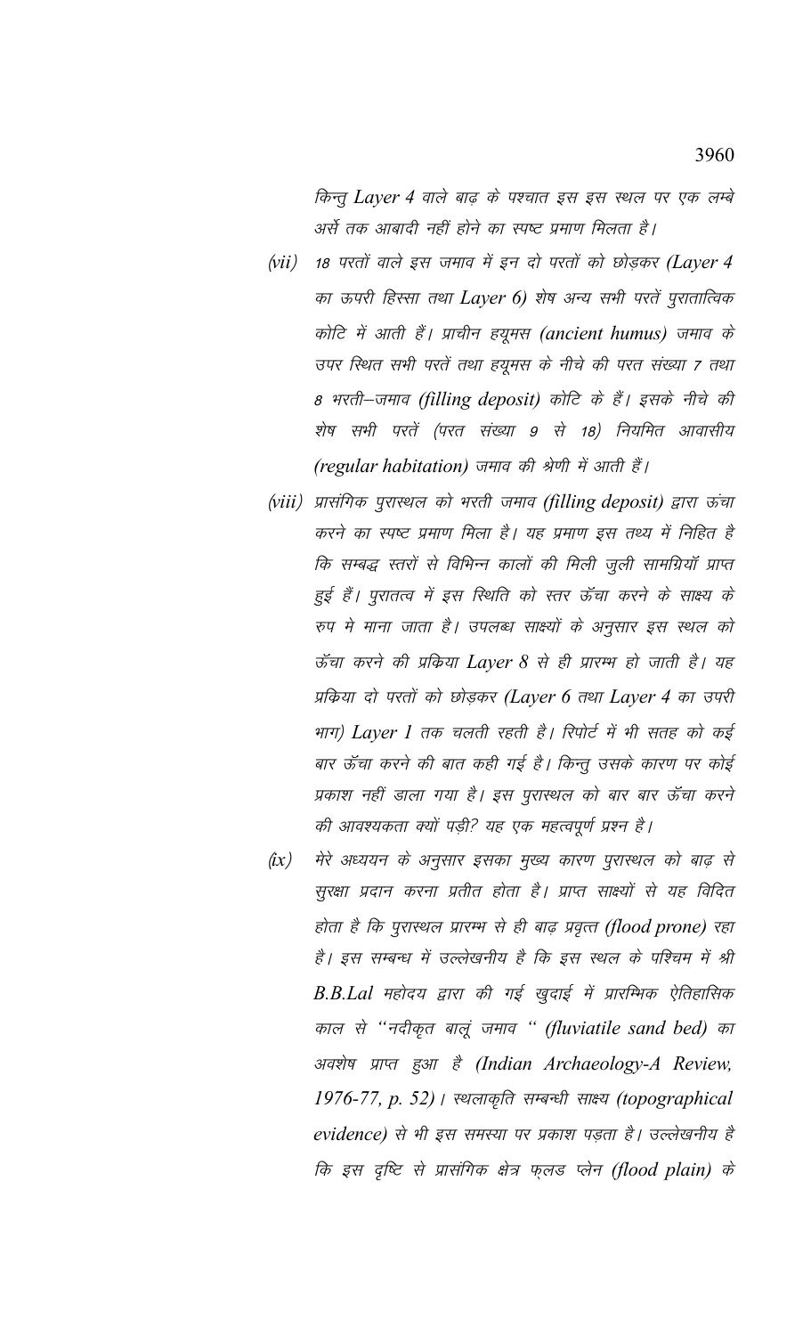किन्तु Layer 4 वाले बाढ़ के पश्चात इस इस स्थल पर एक लम्बे अर्से तक आबादी नहीं होने का स्पष्ट प्रमाण मिलता है।

(vii) 18 परतों वाले इस जमाव में इन दो परतों को छोड़कर (Layer 4 का ऊपरी हिस्सा तथा Layer 6) शेष अन्य सभी परतें पुरातात्विक कोटि में आती हैं। प्राचीन हयूमस (ancient humus) जमाव के उपर स्थित सभी परतें तथा हयूमस के नीचे की परत संख्या 7 तथा 8 भरती–जमाव (filling deposit) कोटि के हैं। इसके नीचे की शेष सभी परतें (परत संख्या 9 से 18) नियमित आवासीय (regular habitation) जमाव की श्रेणी में आती हैं।

(viii) प्रासंगिक पुरास्थल को भरती जमाव (filling deposit) द्वारा ऊंचा करने का स्पष्ट प्रमाण मिला है। यह प्रमाण इस तथ्य में निहित है कि सम्बद्ध स्तरों से विभिन्न कालों की मिली जुली सामग्रियॉ प्राप्त हुई हैं। पुरातत्व में इस स्थिति को स्तर ऊँचा करने के साक्ष्य के रुप मे माना जाता है। उपलब्ध साक्ष्यों के अनुसार इस स्थल को ऊँचा करने की प्रकिया Layer 8 से ही प्रारम्भ हो जाती है। यह प्रकिया दो परतों को छोड़कर (Layer 6 तथा Layer 4 का उपरी भाग) Layer 1 तक चलती रहती है। रिपोर्ट में भी सतह को कई बार ऊँचा करने की बात कही गई है। किन्तु उसके कारण पर कोई प्रकाश नहीं डाला गया है। इस पुरास्थल को बार बार ऊँचा करने की आवश्यकता क्यों पड़ी? यह एक महत्वपूर्ण प्रश्न है।

(ix) मेरे अध्ययन के अनुसार इसका मुख्य कारण पुरास्थल को बाढ़ से सुरक्षा प्रदान करना प्रतीत होता है। प्राप्त साक्ष्यों से यह विदित होता है कि पुरास्थल प्रारम्भ से ही बाढ़ प्रवृत्त (flood prone) रहा है। इस सम्बन्ध में उल्लेखनीय है कि इस स्थल के पश्चिम में श्री B.B.Lal महोदय द्वारा की गई खुदाई में प्रारम्भिक ऐतिहासिक काल से "नदीकृत बालूं जमाव " (fluviatile sand bed) का अवशेष प्राप्त हुआ है (Indian Archaeology-A Review, 1976-77, p. 52)। स्थलाकृति सम्बन्धी साक्ष्य (topographical evidence) से भी इस समस्या पर प्रकाश पड़ता है। उल्लेखनीय है कि इस दृष्टि से प्रासंगिक क्षेत्र फ्लड प्लेन (flood plain) के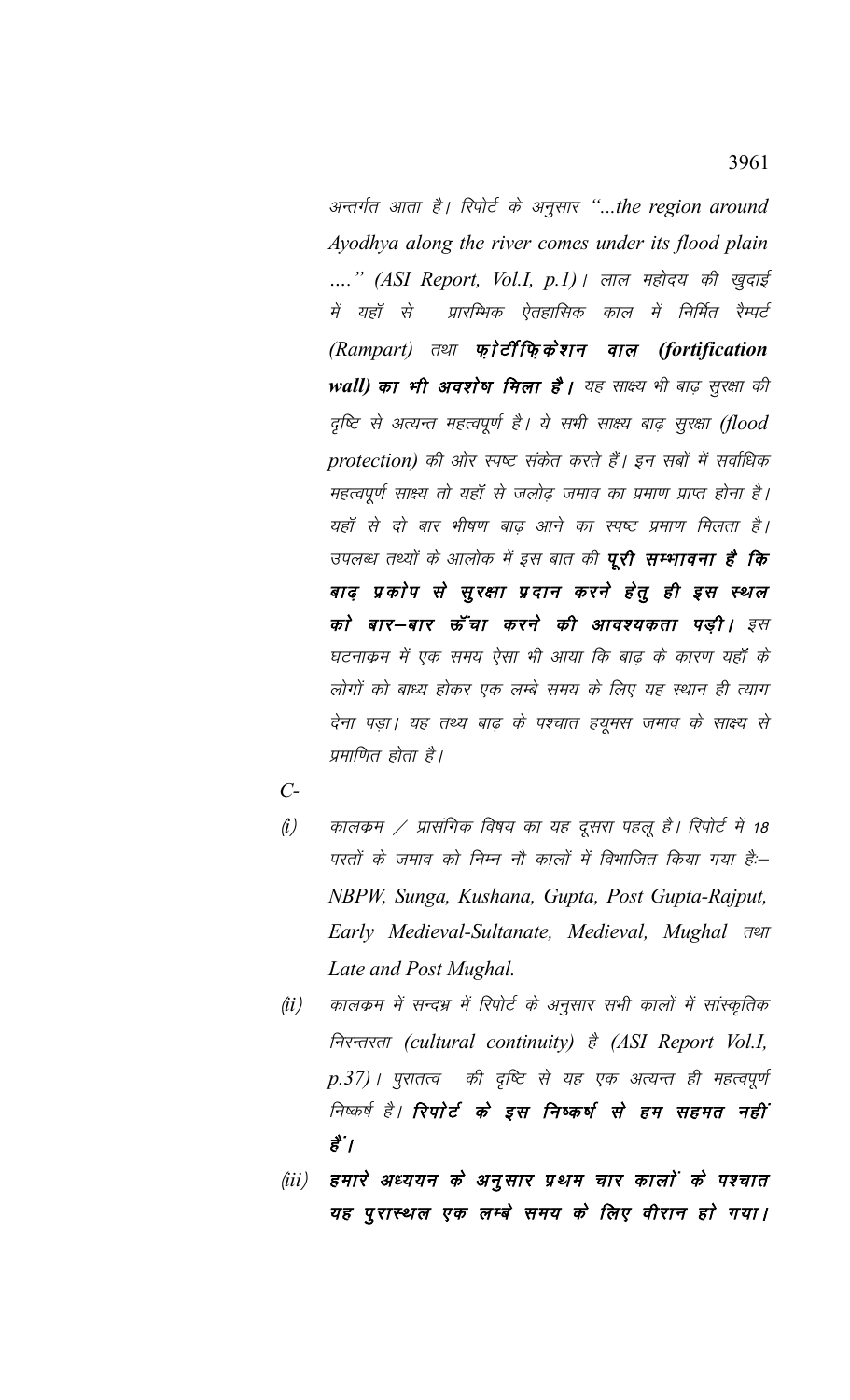अन्तर्गत आता है। रिपोर्ट के अनुसार "...*the region around Ayodhya along the river comes under its flood plain* ...." (*ASI Report, Vol.I, p.1*)। लाल महोदय की खुदाई में यहाँ से प्रारम्भिक ऐतहासिक काल में निर्मित रैम्पर्ट (*Rampart*) तथा **फ़ोर्टीफ़िकेशन वाल (*fortification wall*) का भी अवशेष मिला है।** यह साक्ष्य भी बाढ़ सुरक्षा की दृष्टि से अत्यन्त महत्वपूर्ण है। ये सभी साक्ष्य बाढ़ सुरक्षा (*flood protection*) की ओर स्पष्ट संकेत करते हैं। इन सबों में सर्वाधिक महत्वपूर्ण साक्ष्य तो यहाँ से जलोढ़ जमाव का प्रमाण प्राप्त होना है। यहाँ से दो बार भीषण बाढ़ आने का स्पष्ट प्रमाण मिलता है। उपलब्ध तथ्यों के आलोक में इस बात की **पूरी सम्भावना है कि बाढ़ प्रकोप से सुरक्षा प्रदान करने हेतु ही इस स्थल को बार–बार ऊँचा करने की आवश्यकता पड़ी।** इस घटनाक्रम में एक समय ऐसा भी आया कि बाढ़ के कारण यहाँ के लोगों को बाध्य होकर एक लम्बे समय के लिए यह स्थान ही त्याग देना पड़ा। यह तथ्य बाढ़ के पश्चात ह्यूमस जमाव के साक्ष्य से प्रमाणित होता है।

*C-*

(i) कालक्रम / प्रासंगिक विषय का यह दूसरा पहलू है। रिपोर्ट में 18 परतों के जमाव को निम्न नौ कालों में विभाजित किया गया है:– *NBPW, Sunga, Kushana, Gupta, Post Gupta-Rajput, Early Medieval-Sultanate, Medieval, Mughal* तथा *Late and Post Mughal.*

(ii) कालक्रम में सन्दभ्र में रिपोर्ट के अनुसार सभी कालों में सांस्कृतिक निरन्तरता (*cultural continuity*) है (*ASI Report Vol.I, p.37*)। पुरातत्व की दृष्टि से यह एक अत्यन्त ही महत्वपूर्ण निष्कर्ष है। **रिपोर्ट के इस निष्कर्ष से हम सहमत नहीं हैं।**

(iii) **हमारे अध्ययन के अनुसार प्रथम चार कालों के पश्चात यह पुरास्थल एक लम्बे समय के लिए वीरान हो गया।**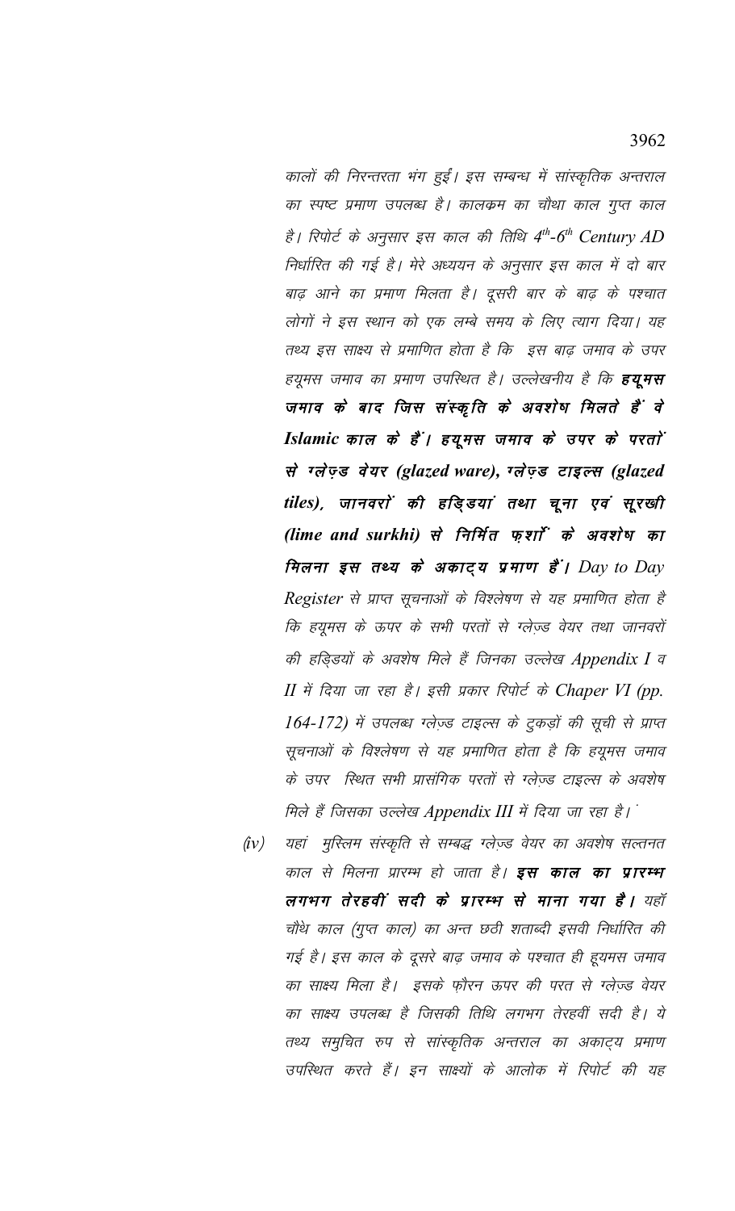कालों की निरन्तरता भंग हुई। इस सम्बन्ध में सांस्कृतिक अन्तराल का स्पष्ट प्रमाण उपलब्ध है। कालक्रम का चौथा काल गुप्त काल है। रिपोर्ट के अनुसार इस काल की तिथि $4^{th}$-$6^{th}$ Century AD निर्धारित की गई है। मेरे अध्ययन के अनुसार इस काल में दो बार बाढ़ आने का प्रमाण मिलता है। दूसरी बार के बाढ़ के पश्चात लोगों ने इस स्थान को एक लम्बे समय के लिए त्याग दिया। यह तथ्य इस साक्ष्य से प्रमाणित होता है कि इस बाढ़ जमाव के उपर हयूमस जमाव का प्रमाण उपस्थित है। उल्लेखनीय है कि **हयूमस जमाव के बाद जिस संस्कृति के अवशेष मिलते हैं वे Islamic काल के हैं। हयूमस जमाव के उपर के परतों से ग्लेज़्ड वेयर (glazed ware), ग्लेज़्ड टाइल्स (glazed tiles), जानवरों की हड्डियां तथा चूना एवं सूरखी (lime and surkhi) से निर्मित फ़र्शों के अवशेष का मिलना इस तथ्य के अकाट्य प्रमाण हैं।** Day to Day Register से प्राप्त सूचनाओं के विश्लेषण से यह प्रमाणित होता है कि हयूमस के ऊपर के सभी परतों से ग्लेज्ड वेयर तथा जानवरों की हड्डियों के अवशेष मिले हैं जिनका उल्लेख Appendix I व II में दिया जा रहा है। इसी प्रकार रिपोर्ट के Chaper VI (pp. 164-172) में उपलब्ध ग्लेज़्ड टाइल्स के टुकड़ों की सूची से प्राप्त सूचनाओं के विश्लेषण से यह प्रमाणित होता है कि हयूमस जमाव के उपर स्थित सभी प्रासंगिक परतों से ग्लेज्ड टाइल्स के अवशेष मिले हैं जिसका उल्लेख Appendix III में दिया जा रहा है।

(iv) यहां मुस्लिम संस्कृति से सम्बद्ध ग्लेज़्ड वेयर का अवशेष सल्तनत काल से मिलना प्रारम्भ हो जाता है। **इस काल का प्रारम्भ लगभग तेरहवीं सदी के प्रारम्भ से माना गया है।** यहाँ चौथे काल (गुप्त काल) का अन्त छठी शताब्दी इसवी निर्धारित की गई है। इस काल के दूसरे बाढ़ जमाव के पश्चात ही हूयमस जमाव का साक्ष्य मिला है। इसके फ़ौरन ऊपर की परत से ग्लेज़्ड वेयर का साक्ष्य उपलब्ध है जिसकी तिथि लगभग तेरहवीं सदी है। ये तथ्य समुचित रुप से सांस्कृतिक अन्तराल का अकाट्य प्रमाण उपस्थित करते हैं। इन साक्ष्यों के आलोक में रिपोर्ट की यह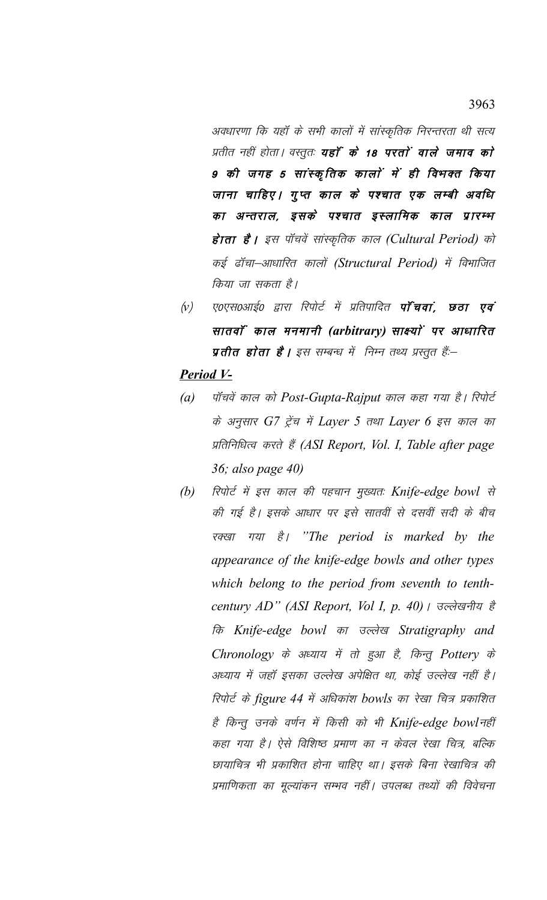अवधारणा कि यहाँ के सभी कालों में सांस्कृतिक निरन्तरता थी सत्य प्रतीत नहीं होता। वस्तुतः **यहाँ के 18 परतों वाले जमाव को 9 की जगह 5 सांस्कृतिक कालों में ही विभक्त किया जाना चाहिए। गुप्त काल के पश्चात एक लम्बी अवधि का अन्तराल, इसके पश्चात इस्लामिक काल प्रारम्भ होता है।** इस पाँचवें सांस्कृतिक काल (*Cultural Period*) को कई ढाँचा–आधारित कालों (*Structural Period*) में विभाजित किया जा सकता है।

*(v)* ए0एस0आई0 द्वारा रिपोर्ट में प्रतिपादित **पाँचवां, छठा एवं सातवाँ काल मनमानी (arbitrary) साक्ष्यों पर आधारित प्रतीत होता है।** इस सम्बन्ध में निम्न तथ्य प्रस्तुत हैं:–

***Period V-***

*(a)* पाँचवें काल को *Post-Gupta-Rajput* काल कहा गया है। रिपोर्ट के अनुसार *G7* ट्रेंच में *Layer 5* तथा *Layer 6* इस काल का प्रतिनिधित्व करते हैं (*ASI Report, Vol. I, Table after page 36; also page 40*)

*(b)* रिपोर्ट में इस काल की पहचान मुख्यतः *Knife-edge bowl* से की गई है। इसके आधार पर इसे सातवीं से दसवीं सदी के बीच रक्खा गया है। *"The period is marked by the appearance of the knife-edge bowls and other types which belong to the period from seventh to tenth-century AD" (ASI Report, Vol I, p. 40)*। उल्लेखनीय है कि *Knife-edge bowl* का उल्लेख *Stratigraphy and Chronology* के अध्याय में तो हुआ है, किन्तु *Pottery* के अध्याय में जहाँ इसका उल्लेख अपेक्षित था, कोई उल्लेख नहीं है। रिपोर्ट के *figure 44* में अधिकांश *bowls* का रेखा चित्र प्रकाशित है किन्तु उनके वर्णन में किसी को भी *Knife-edge bowl* नहीं कहा गया है। ऐसे विशिष्ठ प्रमाण का न केवल रेखा चित्र, बल्कि छायाचित्र भी प्रकाशित होना चाहिए था। इसके बिना रेखाचित्र की प्रमाणिकता का मूल्यांकन सम्भव नहीं। उपलब्ध तथ्यों की विवेचना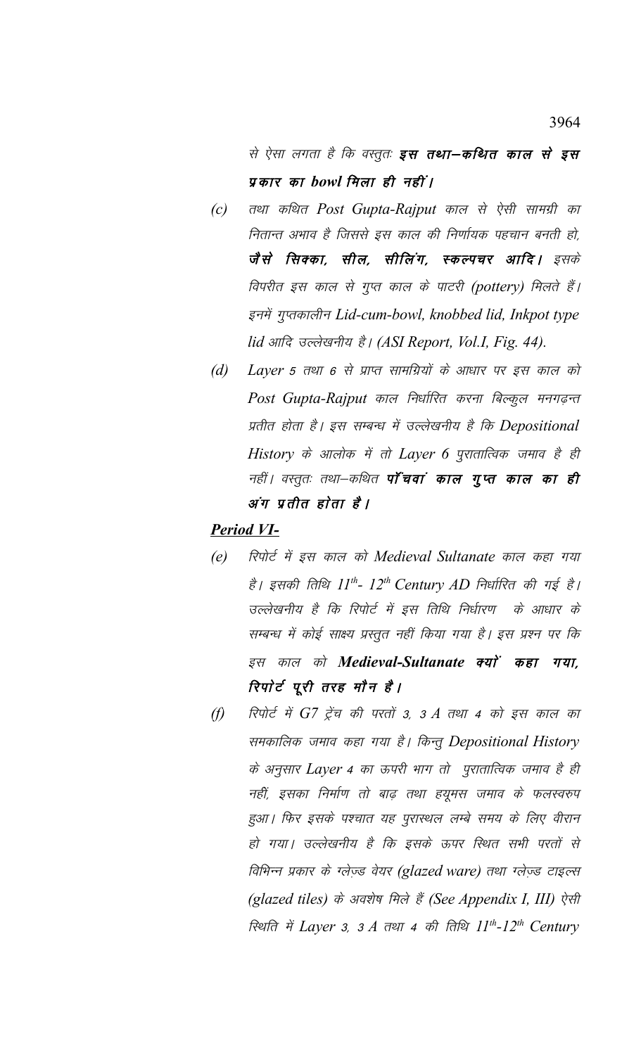से ऐसा लगता है कि वस्तुतः **इस तथा–कथित काल से इस प्रकार का bowl मिला ही नहीं।**

(c) तथा कथित *Post Gupta-Rajput* काल से ऐसी सामग्री का नितान्त अभाव है जिससे इस काल की निर्णायक पहचान बनती हो, **जैसे सिक्का, सील, सीलिंग, स्कल्पचर आदि।** इसके विपरीत इस काल से गुप्त काल के पाटरी (*pottery*) मिलते हैं। इनमें गुप्तकालीन *Lid-cum-bowl, knobbed lid, Inkpot type lid* आदि उल्लेखनीय है। (*ASI Report, Vol.I, Fig. 44*).

(d) *Layer* 5 तथा 6 से प्राप्त सामग्रियों के आधार पर इस काल को *Post Gupta-Rajput* काल निर्धारित करना बिल्कुल मनगढ़न्त प्रतीत होता है। इस सम्बन्ध में उल्लेखनीय है कि *Depositional History* के आलोक में तो *Layer 6* पुरातात्विक जमाव है ही नहीं। वस्तुतः तथा–कथित **पाँचवां काल गुप्त काल का ही अंग प्रतीत होता है।**

***Period VI-***

(e) रिपोर्ट में इस काल को *Medieval Sultanate* काल कहा गया है। इसकी तिथि *11th- 12th Century AD* निर्धारित की गई है। उल्लेखनीय है कि रिपोर्ट में इस तिथि निर्धारण के आधार के सम्बन्ध में कोई साक्ष्य प्रस्तुत नहीं किया गया है। इस प्रश्न पर कि इस काल को ***Medieval-Sultanate* क्यों कहा गया, रिपोर्ट पूरी तरह मौन है।**

(f) रिपोर्ट में *G7* ट्रेंच की परतों 3, 3 *A* तथा 4 को इस काल का समकालिक जमाव कहा गया है। किन्तु *Depositional History* के अनुसार *Layer* 4 का ऊपरी भाग तो पुरातात्विक जमाव है ही नहीं, इसका निर्माण तो बाढ़ तथा ह्यूमस जमाव के फलस्वरुप हुआ। फिर इसके पश्चात यह पुरास्थल लम्बे समय के लिए वीरान हो गया। उल्लेखनीय है कि इसके ऊपर स्थित सभी परतों से विभिन्न प्रकार के ग्लेज़्ड वेयर (*glazed ware*) तथा ग्लेज़्ड टाइल्स (*glazed tiles*) के अवशेष मिले हैं (*See Appendix I, III*) ऐसी स्थिति में *Layer* 3, 3 *A* तथा 4 की तिथि *11th-12th Century*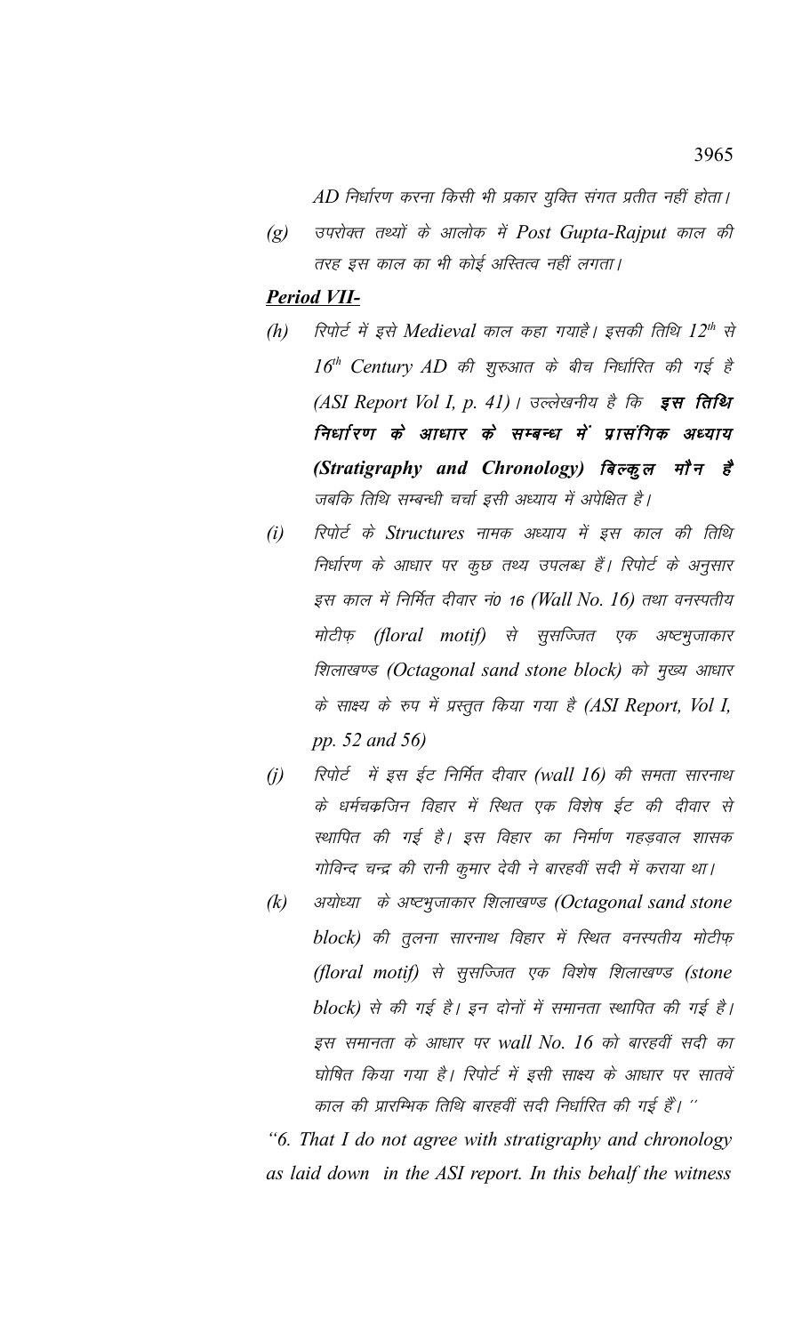*AD निर्धारण करना किसी भी प्रकार युक्ति संगत प्रतीत नहीं होता।*

*(g) उपरोक्त तथ्यों के आलोक में Post Gupta-Rajput काल की तरह इस काल का भी कोई अस्तित्व नहीं लगता।*

***Period VII-***

*(h) रिपोर्ट में इसे Medieval काल कहा गयाहै। इसकी तिथि 12th से 16th Century AD की शुरुआत के बीच निर्धारित की गई है (ASI Report Vol I, p. 41)। उल्लेखनीय है कि* ***इस तिथि निर्धारण के आधार के सम्बन्ध में प्रासंगिक अध्याय (Stratigraphy and Chronology) बिल्कुल मौन है*** *जबकि तिथि सम्बन्धी चर्चा इसी अध्याय में अपेक्षित है।*

*(i) रिपोर्ट के Structures नामक अध्याय में इस काल की तिथि निर्धारण के आधार पर कुछ तथ्य उपलब्ध हैं। रिपोर्ट के अनुसार इस काल में निर्मित दीवार नं0 16 (Wall No. 16) तथा वनस्पतीय मोटीफ (floral motif) से सुसज्जित एक अष्टभुजाकार शिलाखण्ड (Octagonal sand stone block) को मुख्य आधार के साक्ष्य के रुप में प्रस्तुत किया गया है (ASI Report, Vol I, pp. 52 and 56)*

*(j) रिपोर्ट में इस ईट निर्मित दीवार (wall 16) की समता सारनाथ के धर्मचक्रजिन विहार में स्थित एक विशेष ईट की दीवार से स्थापित की गई है। इस विहार का निर्माण गहड़वाल शासक गोविन्द चन्द्र की रानी कुमार देवी ने बारहवीं सदी में कराया था।*

*(k) अयोध्या के अष्टभुजाकार शिलाखण्ड (Octagonal sand stone block) की तुलना सारनाथ विहार में स्थित वनस्पतीय मोटीफ (floral motif) से सुसज्जित एक विशेष शिलाखण्ड (stone block) से की गई है। इन दोनों में समानता स्थापित की गई है। इस समानता के आधार पर wall No. 16 को बारहवीं सदी का घोषित किया गया है। रिपोर्ट में इसी साक्ष्य के आधार पर सातवें काल की प्रारम्भिक तिथि बारहवीं सदी निर्धारित की गई है। ''*

*"6. That I do not agree with stratigraphy and chronology as laid down in the ASI report. In this behalf the witness*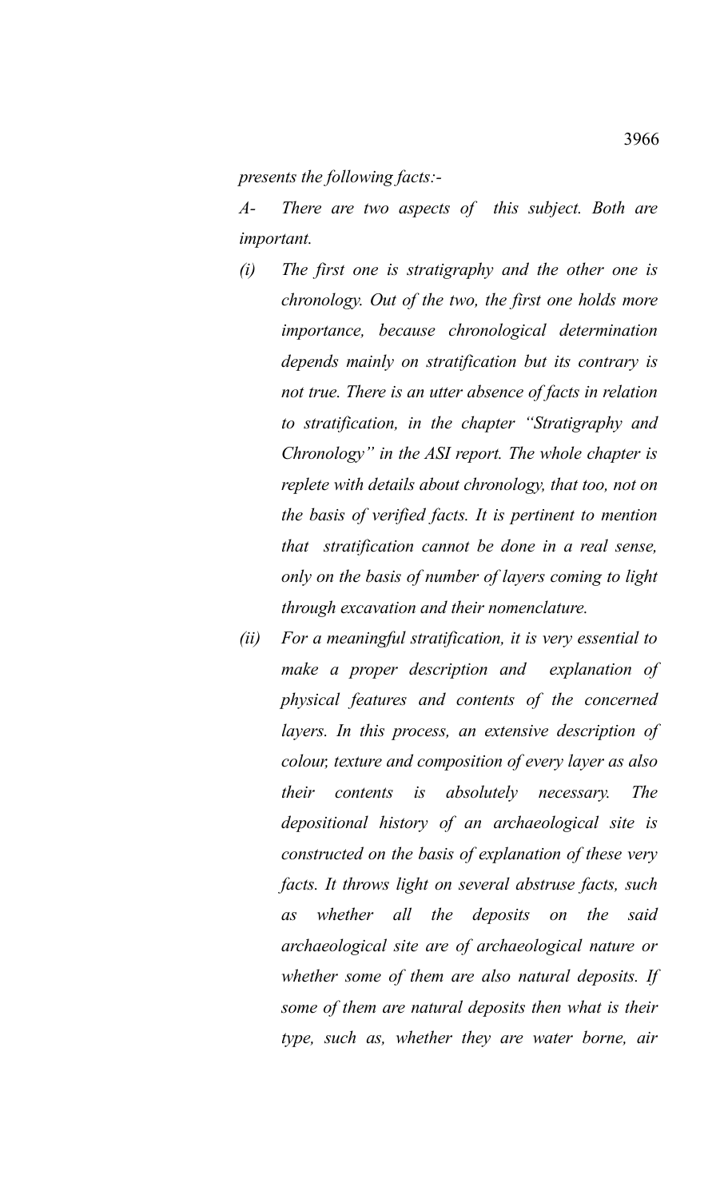*presents the following facts:-*

*A- There are two aspects of this subject. Both are important.*

*(i) The first one is stratigraphy and the other one is chronology. Out of the two, the first one holds more importance, because chronological determination depends mainly on stratification but its contrary is not true. There is an utter absence of facts in relation to stratification, in the chapter "Stratigraphy and Chronology" in the ASI report. The whole chapter is replete with details about chronology, that too, not on the basis of verified facts. It is pertinent to mention that stratification cannot be done in a real sense, only on the basis of number of layers coming to light through excavation and their nomenclature.*

*(ii) For a meaningful stratification, it is very essential to make a proper description and explanation of physical features and contents of the concerned layers. In this process, an extensive description of colour, texture and composition of every layer as also their contents is absolutely necessary. The depositional history of an archaeological site is constructed on the basis of explanation of these very facts. It throws light on several abstruse facts, such as whether all the deposits on the said archaeological site are of archaeological nature or whether some of them are also natural deposits. If some of them are natural deposits then what is their type, such as, whether they are water borne, air*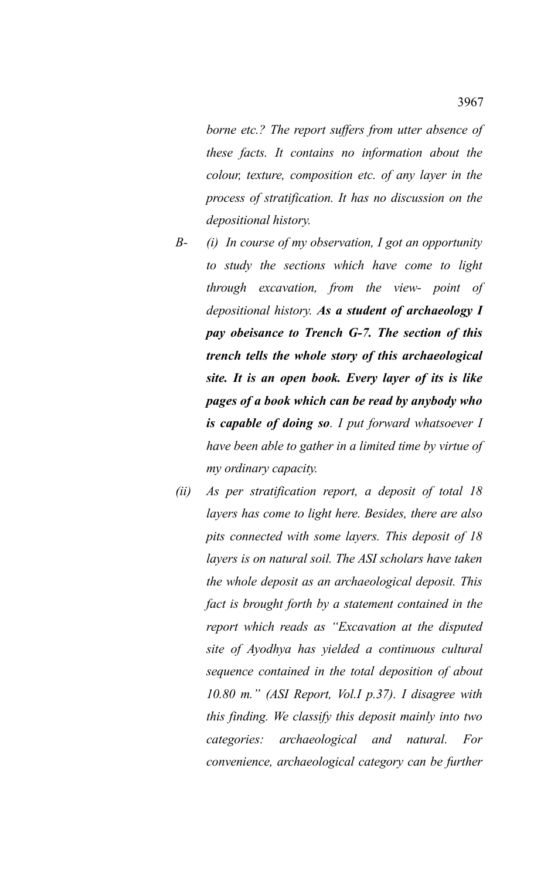*borne etc.? The report suffers from utter absence of these facts. It contains no information about the colour, texture, composition etc. of any layer in the process of stratification. It has no discussion on the depositional history.*

*B- (i) In course of my observation, I got an opportunity to study the sections which have come to light through excavation, from the view- point of depositional history. **As a student of archaeology I pay obeisance to Trench G-7. The section of this trench tells the whole story of this archaeological site. It is an open book. Every layer of its is like pages of a book which can be read by anybody who is capable of doing so**. I put forward whatsoever I have been able to gather in a limited time by virtue of my ordinary capacity.*

*(ii) As per stratification report, a deposit of total 18 layers has come to light here. Besides, there are also pits connected with some layers. This deposit of 18 layers is on natural soil. The ASI scholars have taken the whole deposit as an archaeological deposit. This fact is brought forth by a statement contained in the report which reads as "Excavation at the disputed site of Ayodhya has yielded a continuous cultural sequence contained in the total deposition of about 10.80 m." (ASI Report, Vol.I p.37). I disagree with this finding. We classify this deposit mainly into two categories: archaeological and natural. For convenience, archaeological category can be further*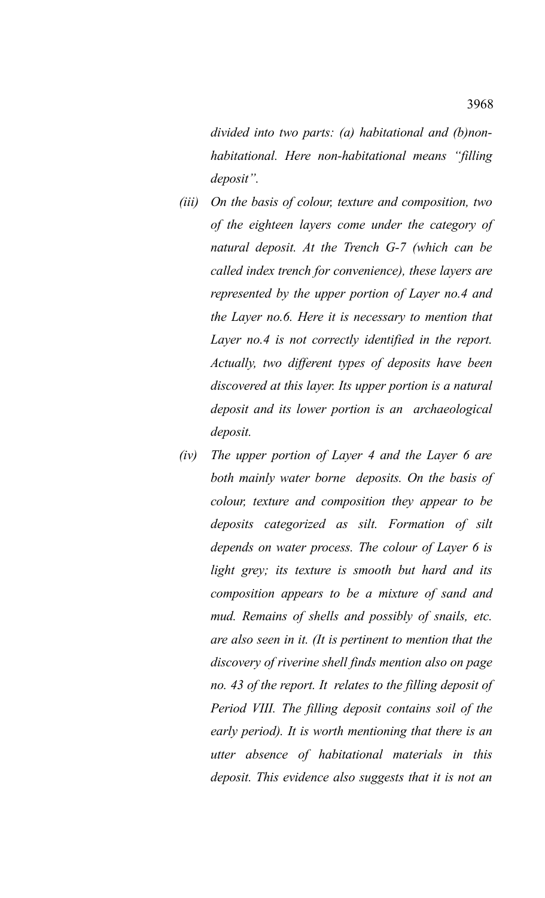*divided into two parts: (a) habitational and (b)non-habitational. Here non-habitational means "filling deposit".*

*(iii) On the basis of colour, texture and composition, two of the eighteen layers come under the category of natural deposit. At the Trench G-7 (which can be called index trench for convenience), these layers are represented by the upper portion of Layer no.4 and the Layer no.6. Here it is necessary to mention that Layer no.4 is not correctly identified in the report. Actually, two different types of deposits have been discovered at this layer. Its upper portion is a natural deposit and its lower portion is an archaeological deposit.*

*(iv) The upper portion of Layer 4 and the Layer 6 are both mainly water borne deposits. On the basis of colour, texture and composition they appear to be deposits categorized as silt. Formation of silt depends on water process. The colour of Layer 6 is light grey; its texture is smooth but hard and its composition appears to be a mixture of sand and mud. Remains of shells and possibly of snails, etc. are also seen in it. (It is pertinent to mention that the discovery of riverine shell finds mention also on page no. 43 of the report. It relates to the filling deposit of Period VIII. The filling deposit contains soil of the early period). It is worth mentioning that there is an utter absence of habitational materials in this deposit. This evidence also suggests that it is not an*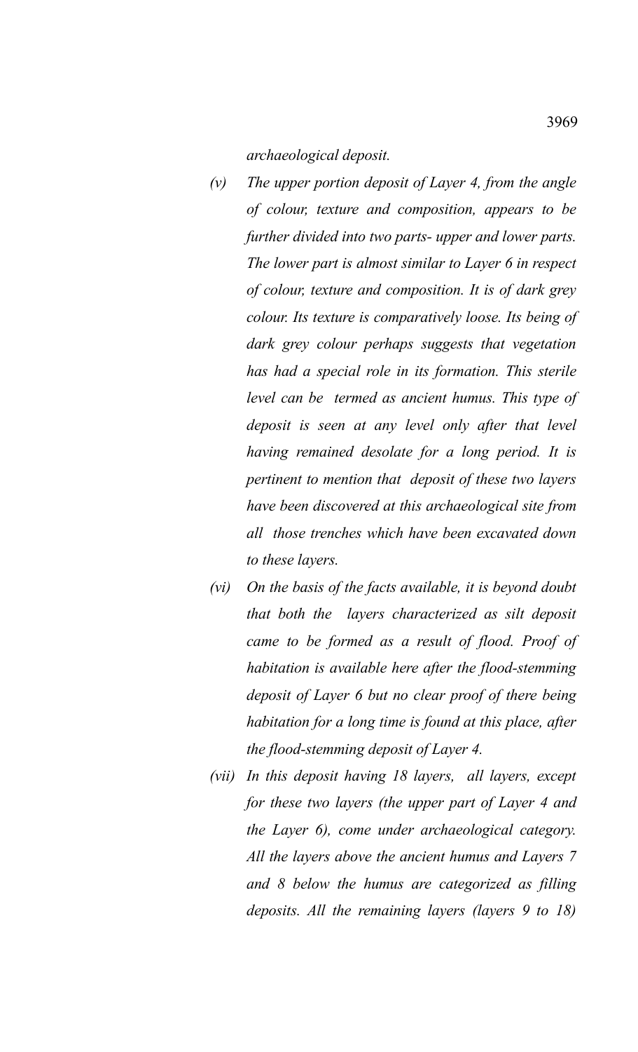*archaeological deposit.*

*(v) The upper portion deposit of Layer 4, from the angle of colour, texture and composition, appears to be further divided into two parts- upper and lower parts. The lower part is almost similar to Layer 6 in respect of colour, texture and composition. It is of dark grey colour. Its texture is comparatively loose. Its being of dark grey colour perhaps suggests that vegetation has had a special role in its formation. This sterile level can be termed as ancient humus. This type of deposit is seen at any level only after that level having remained desolate for a long period. It is pertinent to mention that deposit of these two layers have been discovered at this archaeological site from all those trenches which have been excavated down to these layers.*

*(vi) On the basis of the facts available, it is beyond doubt that both the layers characterized as silt deposit came to be formed as a result of flood. Proof of habitation is available here after the flood-stemming deposit of Layer 6 but no clear proof of there being habitation for a long time is found at this place, after the flood-stemming deposit of Layer 4.*

*(vii) In this deposit having 18 layers, all layers, except for these two layers (the upper part of Layer 4 and the Layer 6), come under archaeological category. All the layers above the ancient humus and Layers 7 and 8 below the humus are categorized as filling deposits. All the remaining layers (layers 9 to 18)*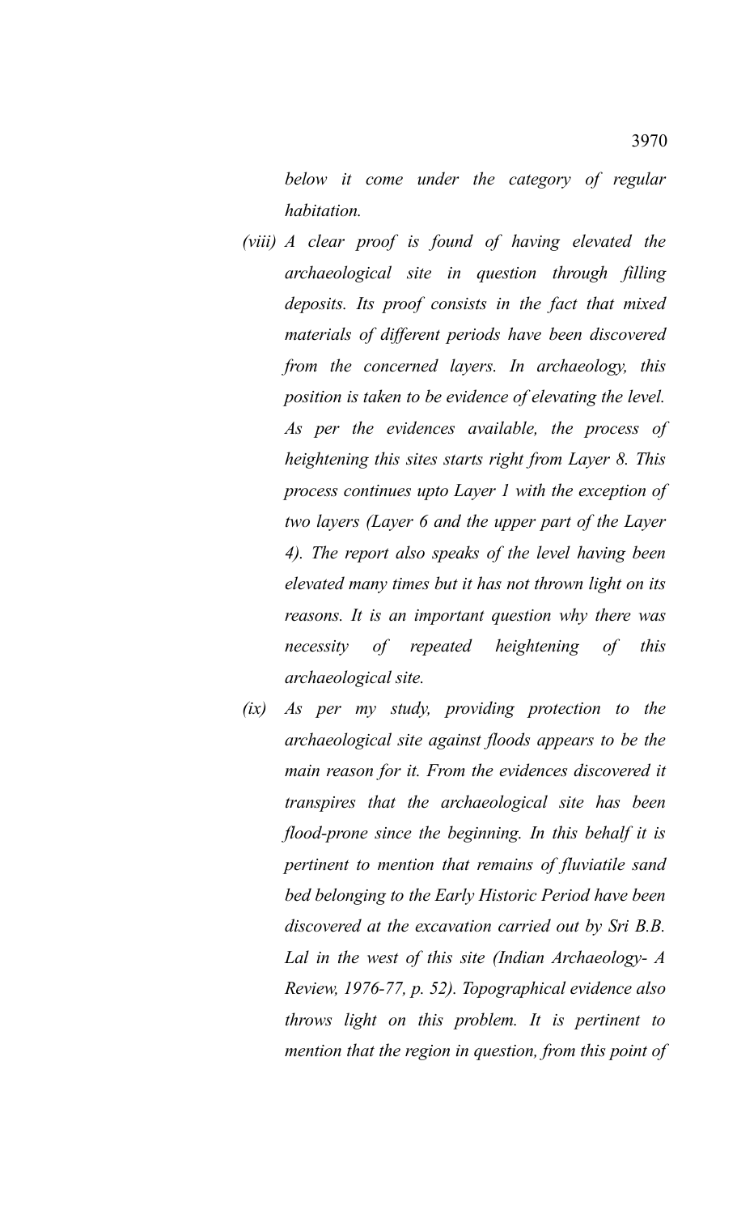*below it come under the category of regular habitation.*

*(viii) A clear proof is found of having elevated the archaeological site in question through filling deposits. Its proof consists in the fact that mixed materials of different periods have been discovered from the concerned layers. In archaeology, this position is taken to be evidence of elevating the level. As per the evidences available, the process of heightening this sites starts right from Layer 8. This process continues upto Layer 1 with the exception of two layers (Layer 6 and the upper part of the Layer 4). The report also speaks of the level having been elevated many times but it has not thrown light on its reasons. It is an important question why there was necessity of repeated heightening of this archaeological site.*

*(ix) As per my study, providing protection to the archaeological site against floods appears to be the main reason for it. From the evidences discovered it transpires that the archaeological site has been flood-prone since the beginning. In this behalf it is pertinent to mention that remains of fluviatile sand bed belonging to the Early Historic Period have been discovered at the excavation carried out by Sri B.B. Lal in the west of this site (Indian Archaeology- A Review, 1976-77, p. 52). Topographical evidence also throws light on this problem. It is pertinent to mention that the region in question, from this point of*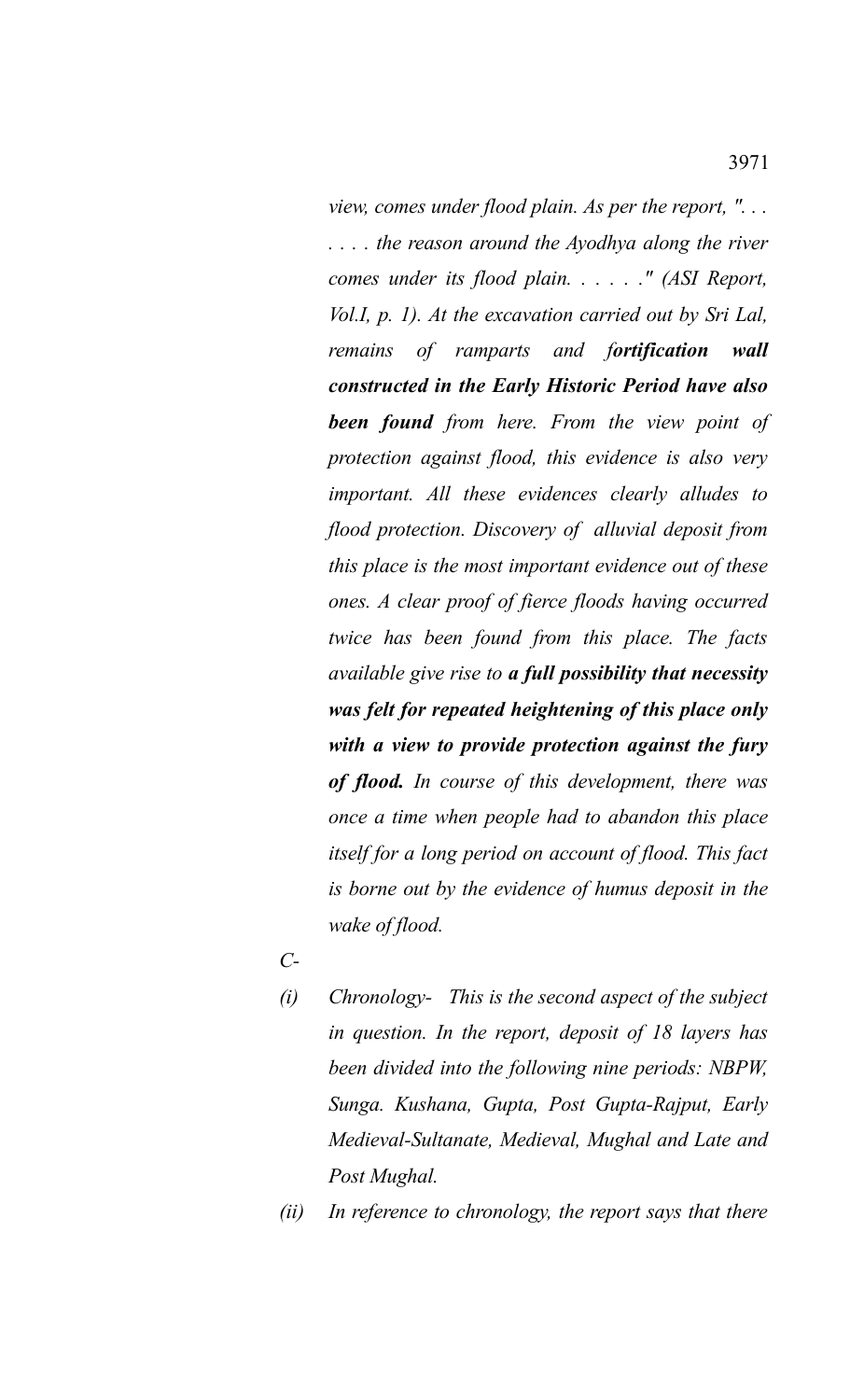*view, comes under flood plain. As per the report, ". . . . . . . the reason around the Ayodhya along the river comes under its flood plain. . . . . ." (ASI Report, Vol.I, p. 1). At the excavation carried out by Sri Lal, remains of ramparts and f**ortification wall constructed in the Early Historic Period have also been found** from here. From the view point of protection against flood, this evidence is also very important. All these evidences clearly alludes to flood protection. Discovery of alluvial deposit from this place is the most important evidence out of these ones. A clear proof of fierce floods having occurred twice has been found from this place. The facts available give rise to **a full possibility that necessity was felt for repeated heightening of this place only with a view to provide protection against the fury of flood.** In course of this development, there was once a time when people had to abandon this place itself for a long period on account of flood. This fact is borne out by the evidence of humus deposit in the wake of flood.*

*C-*

*(i) Chronology- This is the second aspect of the subject in question. In the report, deposit of 18 layers has been divided into the following nine periods: NBPW, Sunga. Kushana, Gupta, Post Gupta-Rajput, Early Medieval-Sultanate, Medieval, Mughal and Late and Post Mughal.*

*(ii) In reference to chronology, the report says that there*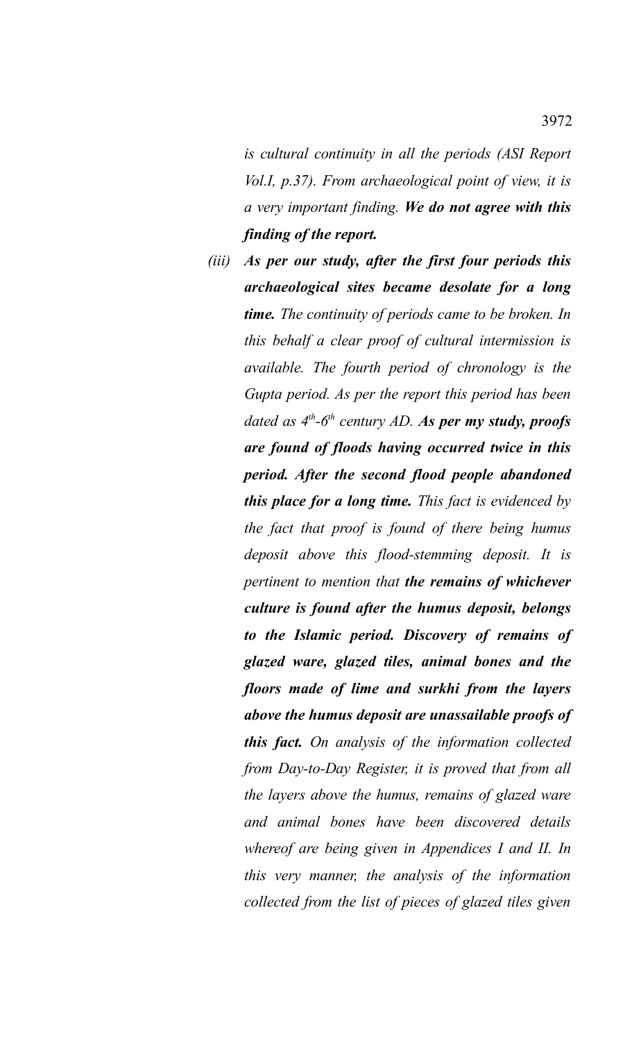*is cultural continuity in all the periods (ASI Report Vol.I, p.37). From archaeological point of view, it is a very important finding.* ***We do not agree with this finding of the report.***

*(iii)* ***As per our study, after the first four periods this archaeological sites became desolate for a long time.*** *The continuity of periods came to be broken. In this behalf a clear proof of cultural intermission is available. The fourth period of chronology is the Gupta period. As per the report this period has been dated as $4^{th}$-$6^{th}$ century AD.* ***As per my study, proofs are found of floods having occurred twice in this period. After the second flood people abandoned this place for a long time.*** *This fact is evidenced by the fact that proof is found of there being humus deposit above this flood-stemming deposit. It is pertinent to mention that* ***the remains of whichever culture is found after the humus deposit, belongs to the Islamic period. Discovery of remains of glazed ware, glazed tiles, animal bones and the floors made of lime and surkhi from the layers above the humus deposit are unassailable proofs of this fact.*** *On analysis of the information collected from Day-to-Day Register, it is proved that from all the layers above the humus, remains of glazed ware and animal bones have been discovered details whereof are being given in Appendices I and II. In this very manner, the analysis of the information collected from the list of pieces of glazed tiles given*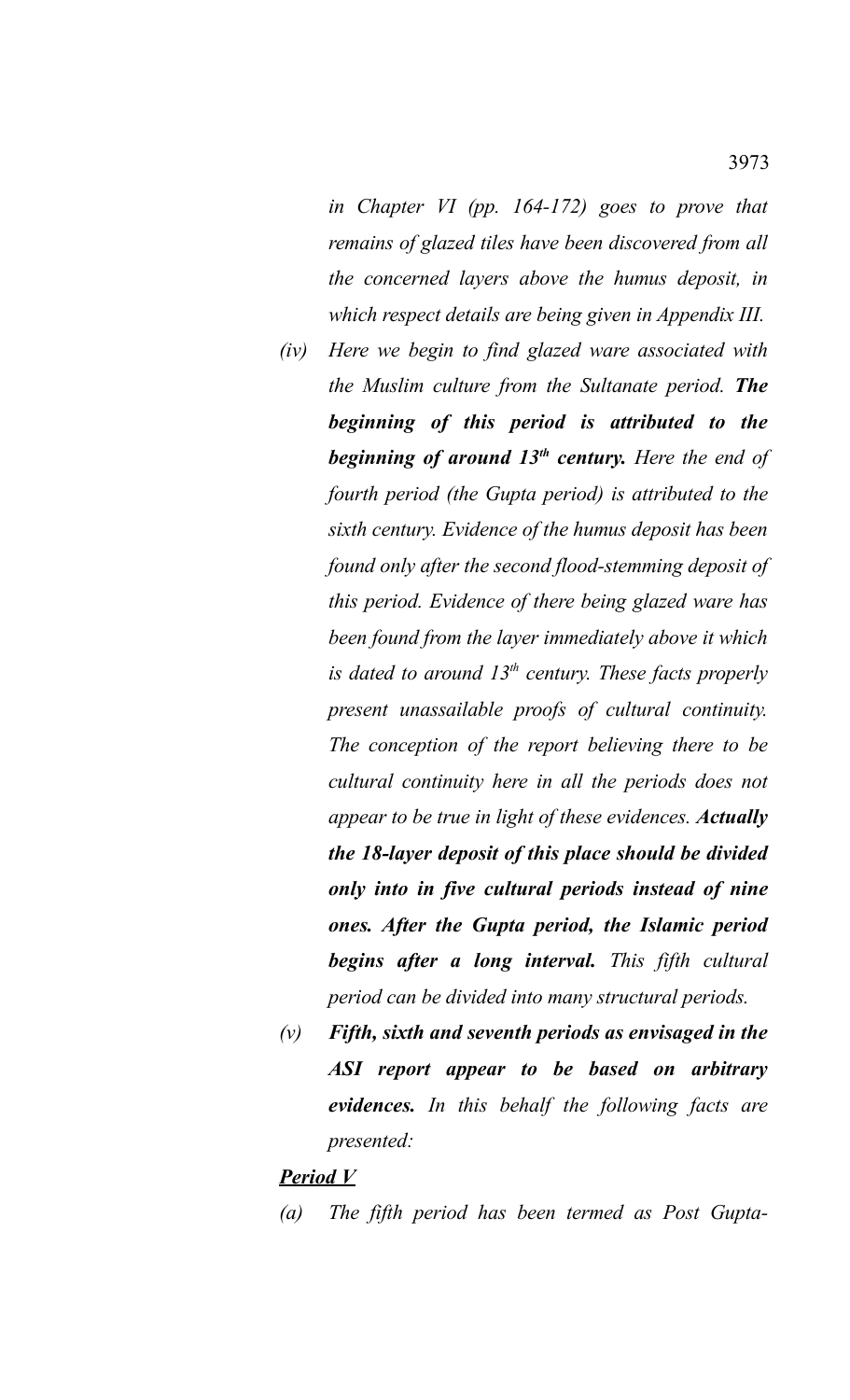*in Chapter VI (pp. 164-172) goes to prove that remains of glazed tiles have been discovered from all the concerned layers above the humus deposit, in which respect details are being given in Appendix III.*

*(iv) Here we begin to find glazed ware associated with the Muslim culture from the Sultanate period.* ***The beginning of this period is attributed to the beginning of around 13th century.*** *Here the end of fourth period (the Gupta period) is attributed to the sixth century. Evidence of the humus deposit has been found only after the second flood-stemming deposit of this period. Evidence of there being glazed ware has been found from the layer immediately above it which is dated to around 13th century. These facts properly present unassailable proofs of cultural continuity. The conception of the report believing there to be cultural continuity here in all the periods does not appear to be true in light of these evidences.* ***Actually the 18-layer deposit of this place should be divided only into in five cultural periods instead of nine ones. After the Gupta period, the Islamic period begins after a long interval.*** *This fifth cultural period can be divided into many structural periods.*

*(v)* ***Fifth, sixth and seventh periods as envisaged in the ASI report appear to be based on arbitrary evidences.*** *In this behalf the following facts are presented:*

***Period V***

*(a) The fifth period has been termed as Post Gupta-*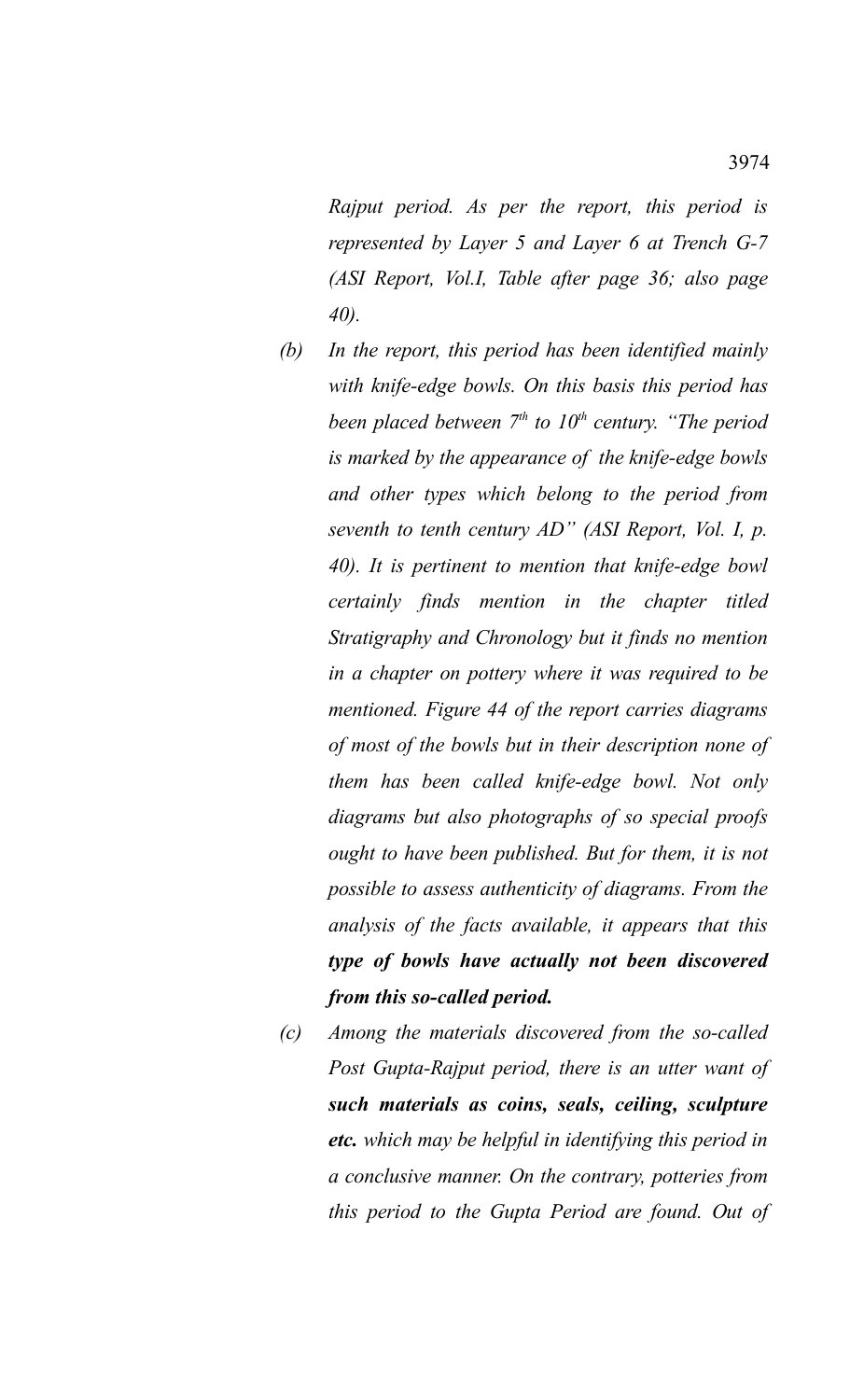*Rajput period. As per the report, this period is represented by Layer 5 and Layer 6 at Trench G-7 (ASI Report, Vol.I, Table after page 36; also page 40).*

*(b) In the report, this period has been identified mainly with knife-edge bowls. On this basis this period has been placed between 7th to 10th century. "The period is marked by the appearance of the knife-edge bowls and other types which belong to the period from seventh to tenth century AD" (ASI Report, Vol. I, p. 40). It is pertinent to mention that knife-edge bowl certainly finds mention in the chapter titled Stratigraphy and Chronology but it finds no mention in a chapter on pottery where it was required to be mentioned. Figure 44 of the report carries diagrams of most of the bowls but in their description none of them has been called knife-edge bowl. Not only diagrams but also photographs of so special proofs ought to have been published. But for them, it is not possible to assess authenticity of diagrams. From the analysis of the facts available, it appears that this* ***type of bowls have actually not been discovered from this so-called period.***

*(c) Among the materials discovered from the so-called Post Gupta-Rajput period, there is an utter want of* ***such materials as coins, seals, ceiling, sculpture etc.*** *which may be helpful in identifying this period in a conclusive manner. On the contrary, potteries from this period to the Gupta Period are found. Out of*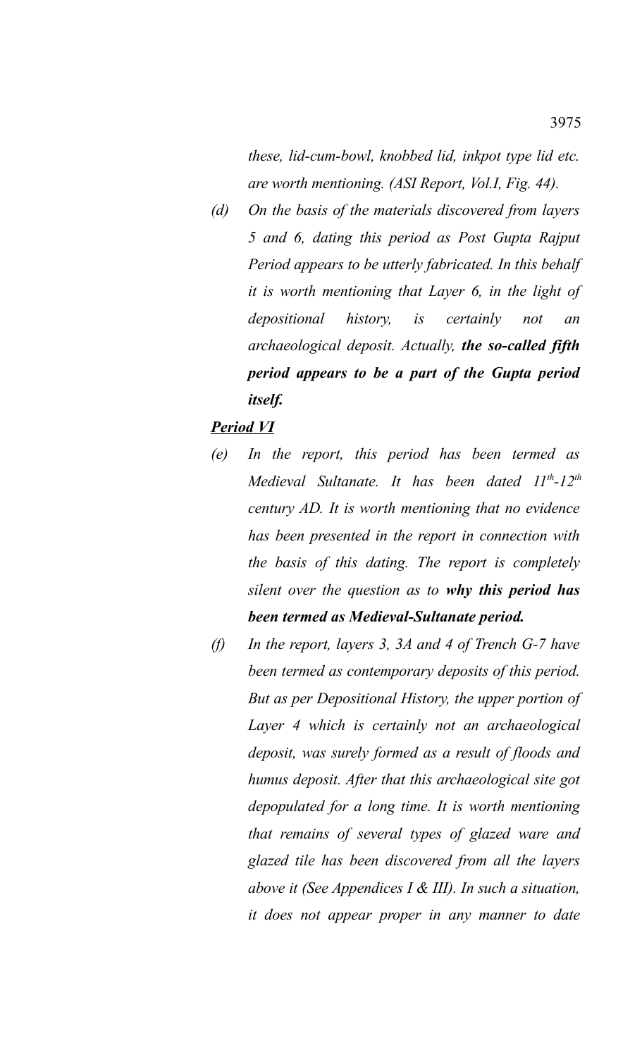*these, lid-cum-bowl, knobbed lid, inkpot type lid etc. are worth mentioning. (ASI Report, Vol.I, Fig. 44).*

*(d) On the basis of the materials discovered from layers 5 and 6, dating this period as Post Gupta Rajput Period appears to be utterly fabricated. In this behalf it is worth mentioning that Layer 6, in the light of depositional history, is certainly not an archaeological deposit. Actually,* ***the so-called fifth period appears to be a part of the Gupta period itself.***

***Period VI***

*(e) In the report, this period has been termed as Medieval Sultanate. It has been dated 11th-12th century AD. It is worth mentioning that no evidence has been presented in the report in connection with the basis of this dating. The report is completely silent over the question as to* ***why this period has been termed as Medieval-Sultanate period.***

*(f) In the report, layers 3, 3A and 4 of Trench G-7 have been termed as contemporary deposits of this period. But as per Depositional History, the upper portion of Layer 4 which is certainly not an archaeological deposit, was surely formed as a result of floods and humus deposit. After that this archaeological site got depopulated for a long time. It is worth mentioning that remains of several types of glazed ware and glazed tile has been discovered from all the layers above it (See Appendices I & III). In such a situation, it does not appear proper in any manner to date*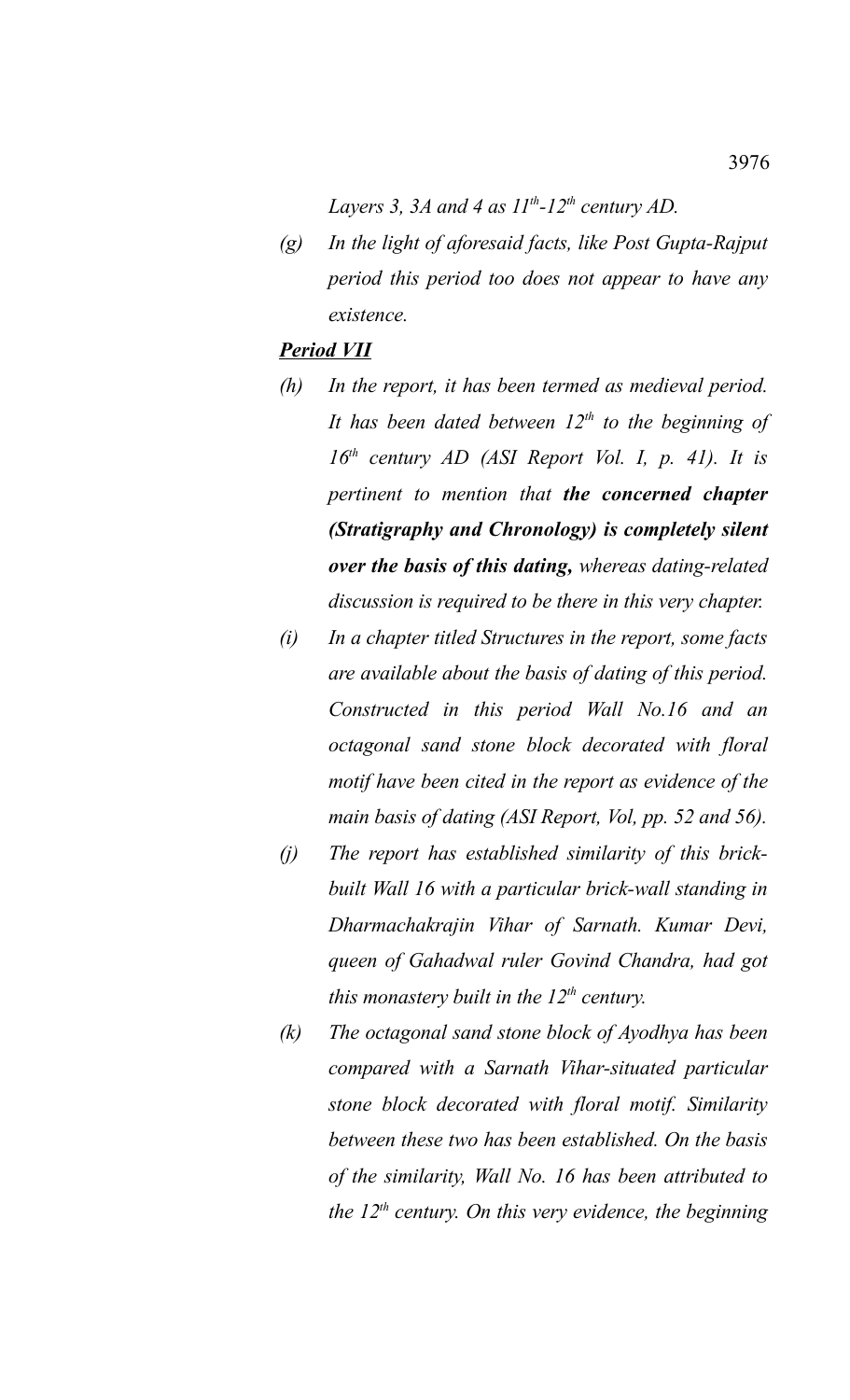*Layers 3, 3A and 4 as $11^{th}$-$12^{th}$ century AD.*

*(g) In the light of aforesaid facts, like Post Gupta-Rajput period this period too does not appear to have any existence.*

***Period VII***

*(h) In the report, it has been termed as medieval period. It has been dated between $12^{th}$ to the beginning of $16^{th}$ century AD (ASI Report Vol. I, p. 41). It is pertinent to mention that **the concerned chapter (Stratigraphy and Chronology) is completely silent over the basis of this dating,** whereas dating-related discussion is required to be there in this very chapter.*

*(i) In a chapter titled Structures in the report, some facts are available about the basis of dating of this period. Constructed in this period Wall No.16 and an octagonal sand stone block decorated with floral motif have been cited in the report as evidence of the main basis of dating (ASI Report, Vol, pp. 52 and 56).*

*(j) The report has established similarity of this brick-built Wall 16 with a particular brick-wall standing in Dharmachakrajin Vihar of Sarnath. Kumar Devi, queen of Gahadwal ruler Govind Chandra, had got this monastery built in the $12^{th}$ century.*

*(k) The octagonal sand stone block of Ayodhya has been compared with a Sarnath Vihar-situated particular stone block decorated with floral motif. Similarity between these two has been established. On the basis of the similarity, Wall No. 16 has been attributed to the $12^{th}$ century. On this very evidence, the beginning*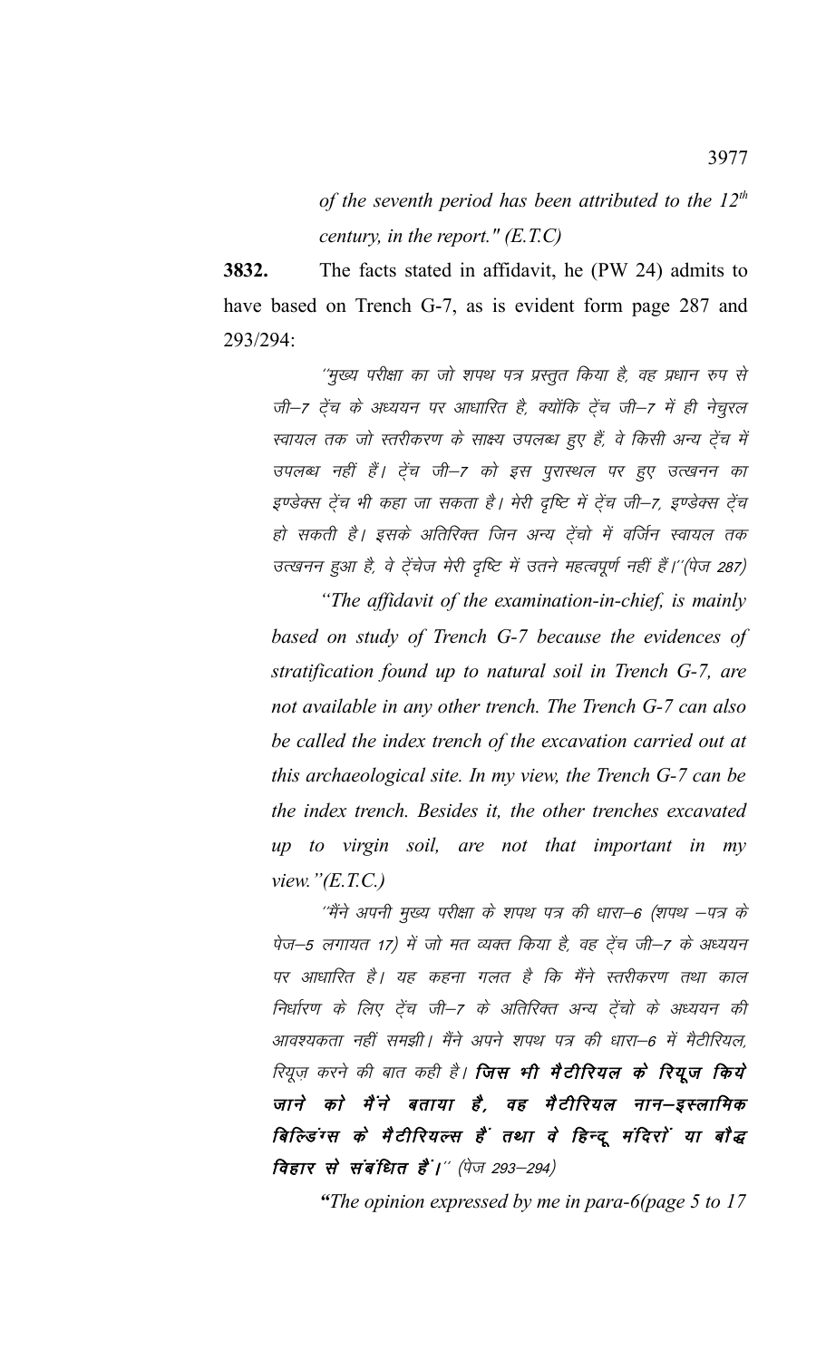*of the seventh period has been attributed to the 12th century, in the report." (E.T.C)*

**3832.** The facts stated in affidavit, he (PW 24) admits to have based on Trench G-7, as is evident form page 287 and 293/294:

''मुख्य परीक्षा का जो शपथ पत्र प्रस्तुत किया है, वह प्रधान रुप से जी–7 ट्रेंच के अध्ययन पर आधारित है, क्योंकि ट्रेंच जी–7 में ही नेचुरल स्वायल तक जो स्तरीकरण के साक्ष्य उपलब्ध हुए हैं, वे किसी अन्य ट्रेंच में उपलब्ध नहीं हैं। ट्रेंच जी–7 को इस पुरास्थल पर हुए उत्खनन का इण्डेक्स ट्रेंच भी कहा जा सकता है। मेरी दृष्टि में ट्रेंच जी–7, इण्डेक्स ट्रेंच हो सकती है। इसके अतिरिक्त जिन अन्य ट्रेंचो में वर्जिन स्वायल तक उत्खनन हुआ है, वे ट्रेंचेज मेरी दृष्टि में उतने महत्वपूर्ण नहीं हैं।''(पेज 287)

*"The affidavit of the examination-in-chief, is mainly based on study of Trench G-7 because the evidences of stratification found up to natural soil in Trench G-7, are not available in any other trench. The Trench G-7 can also be called the index trench of the excavation carried out at this archaeological site. In my view, the Trench G-7 can be the index trench. Besides it, the other trenches excavated up to virgin soil, are not that important in my view."(E.T.C.)*

''मैंने अपनी मुख्य परीक्षा के शपथ पत्र की धारा–6 (शपथ –पत्र के पेज–5 लगायत 17) में जो मत व्यक्त किया है, वह ट्रेंच जी–7 के अध्ययन पर आधारित है। यह कहना गलत है कि मैंने स्तरीकरण तथा काल निर्धारण के लिए ट्रेंच जी–7 के अतिरिक्त अन्य ट्रेंचो के अध्ययन की आवश्यकता नहीं समझी। मैंने अपने शपथ पत्र की धारा–6 में मैटीरियल, रियूज़ करने की बात कही है। ***जिस भी मैटीरियल के रियूज किये जाने को मैंने बताया है, वह मैटीरियल नान–इस्लामिक बिल्डिंग्स के मैटीरियल्स हैं तथा वे हिन्दू मंदिरों या बौद्ध विहार से संबंधित हैं।***'' (पेज 293–294)

*"The opinion expressed by me in para-6(page 5 to 17*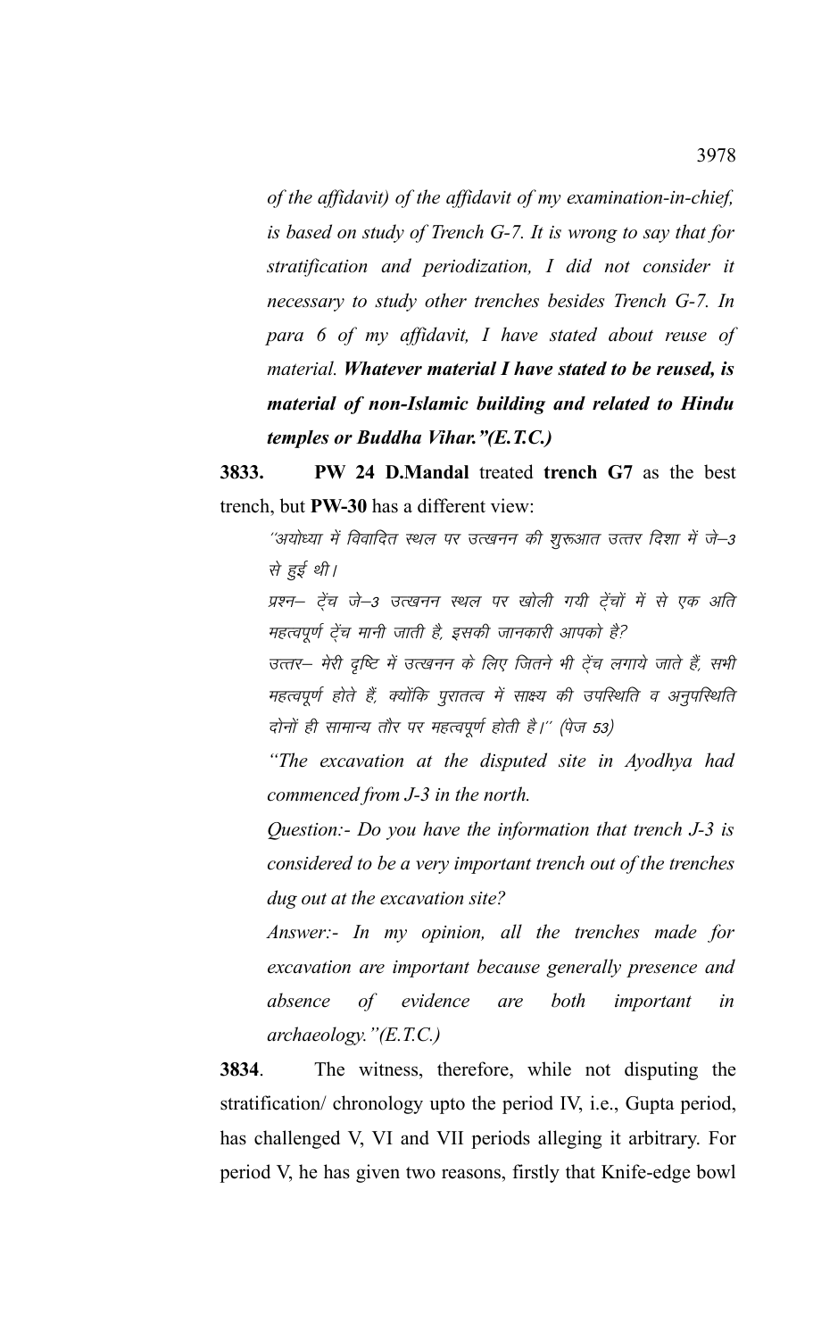*of the affidavit) of the affidavit of my examination-in-chief, is based on study of Trench G-7. It is wrong to say that for stratification and periodization, I did not consider it necessary to study other trenches besides Trench G-7. In para 6 of my affidavit, I have stated about reuse of material.* ***Whatever material I have stated to be reused, is material of non-Islamic building and related to Hindu temples or Buddha Vihar."(E.T.C.)***

**3833.** **PW 24 D.Mandal** treated **trench G7** as the best trench, but **PW-30** has a different view:

*"अयोध्या में विवादित स्थल पर उत्खनन की शुरूआत उत्तर दिशा में जे–3 से हुई थी।*

*प्रश्न– ट्रेंच जे–3 उत्खनन स्थल पर खोली गयी ट्रेंचों में से एक अति महत्वपूर्ण ट्रेंच मानी जाती है, इसकी जानकारी आपको है?*

*उत्तर– मेरी दृष्टि में उत्खनन के लिए जितने भी ट्रेंच लगाये जाते हैं, सभी महत्वपूर्ण होते हैं, क्योंकि पुरातत्व में साक्ष्य की उपस्थिति व अनुपस्थिति दोनों ही सामान्य तौर पर महत्वपूर्ण होती है।" (पेज 53)*

*"The excavation at the disputed site in Ayodhya had commenced from J-3 in the north.*

*Question:- Do you have the information that trench J-3 is considered to be a very important trench out of the trenches dug out at the excavation site?*

*Answer:- In my opinion, all the trenches made for excavation are important because generally presence and absence of evidence are both important in archaeology."(E.T.C.)*

**3834**. The witness, therefore, while not disputing the stratification/ chronology upto the period IV, i.e., Gupta period, has challenged V, VI and VII periods alleging it arbitrary. For period V, he has given two reasons, firstly that Knife-edge bowl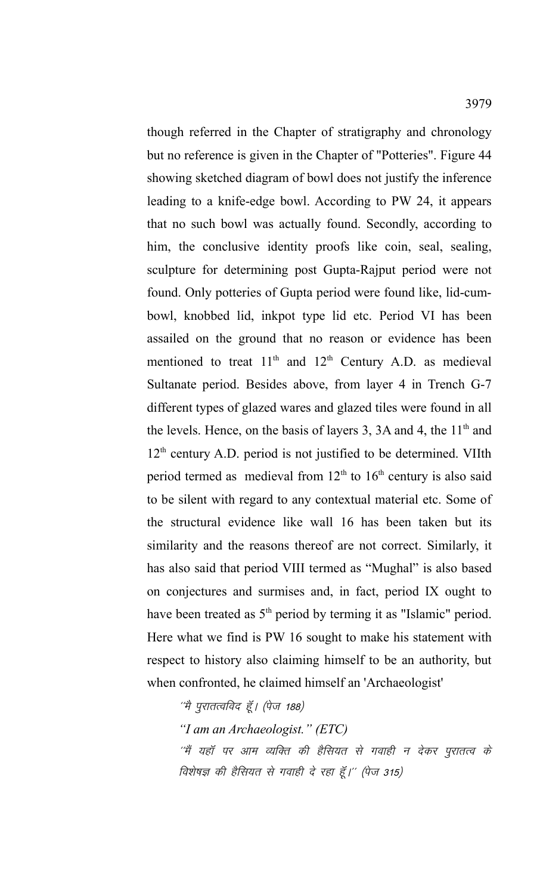though referred in the Chapter of stratigraphy and chronology but no reference is given in the Chapter of "Potteries". Figure 44 showing sketched diagram of bowl does not justify the inference leading to a knife-edge bowl. According to PW 24, it appears that no such bowl was actually found. Secondly, according to him, the conclusive identity proofs like coin, seal, sealing, sculpture for determining post Gupta-Rajput period were not found. Only potteries of Gupta period were found like, lid-cum-bowl, knobbed lid, inkpot type lid etc. Period VI has been assailed on the ground that no reason or evidence has been mentioned to treat 11th and 12th Century A.D. as medieval Sultanate period. Besides above, from layer 4 in Trench G-7 different types of glazed wares and glazed tiles were found in all the levels. Hence, on the basis of layers 3, 3A and 4, the 11th and 12th century A.D. period is not justified to be determined. VIIth period termed as medieval from 12th to 16th century is also said to be silent with regard to any contextual material etc. Some of the structural evidence like wall 16 has been taken but its similarity and the reasons thereof are not correct. Similarly, it has also said that period VIII termed as "Mughal" is also based on conjectures and surmises and, in fact, period IX ought to have been treated as 5th period by terming it as "Islamic" period. Here what we find is PW 16 sought to make his statement with respect to history also claiming himself to be an authority, but when confronted, he claimed himself an 'Archaeologist'

> ''मै पुरातत्वविद हूँ। (पेज 188)
>
> *"I am an Archaeologist." (ETC)*
>
> ''मैं यहॉ पर आम व्यक्ति की हैसियत से गवाही न देकर पुरातत्व के विशेषज्ञ की हैसियत से गवाही दे रहा हूँ।'' (पेज 315)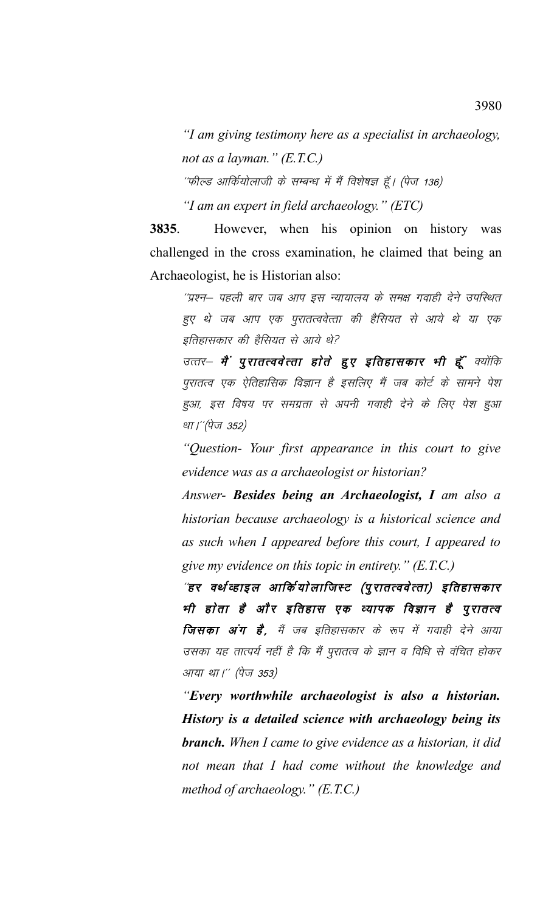*"I am giving testimony here as a specialist in archaeology, not as a layman." (E.T.C.)*

''फील्ड आर्कियोलाजी के सम्बन्ध में मैं विशेषज्ञ हूँ। (पेज 136)

*"I am an expert in field archaeology." (ETC)*

**3835**. However, when his opinion on history was challenged in the cross examination, he claimed that being an Archaeologist, he is Historian also:

''प्रश्न– पहली बार जब आप इस न्यायालय के समक्ष गवाही देने उपस्थित हुए थे जब आप एक पुरातत्ववेत्ता की हैसियत से आये थे या एक इतिहासकार की हैसियत से आये थे?

उत्तर– ***मैं पुरातत्ववेत्ता होते हुए इतिहासकार भी हूँ*** क्योंकि पुरातत्व एक ऐतिहासिक विज्ञान है इसलिए मैं जब कोर्ट के सामने पेश हुआ, इस विषय पर समग्रता से अपनी गवाही देने के लिए पेश हुआ था।''(पेज 352)

*"Question- Your first appearance in this court to give evidence was as a archaeologist or historian?*

*Answer- **Besides being an Archaeologist, I** am also a historian because archaeology is a historical science and as such when I appeared before this court, I appeared to give my evidence on this topic in entirety." (E.T.C.)*

''***हर वर्थव्हाइल आर्कियोलाजिस्ट (पुरातत्ववेत्ता) इतिहासकार भी होता है और इतिहास एक व्यापक विज्ञान है पुरातत्व जिसका अंग है,*** मैं जब इतिहासकार के रूप में गवाही देने आया उसका यह तात्पर्य नहीं है कि मैं पुरातत्व के ज्ञान व विधि से वंचित होकर आया था।'' (पेज 353)

*"**Every worthwhile archaeologist is also a historian. History is a detailed science with archaeology being its branch.** When I came to give evidence as a historian, it did not mean that I had come without the knowledge and method of archaeology." (E.T.C.)*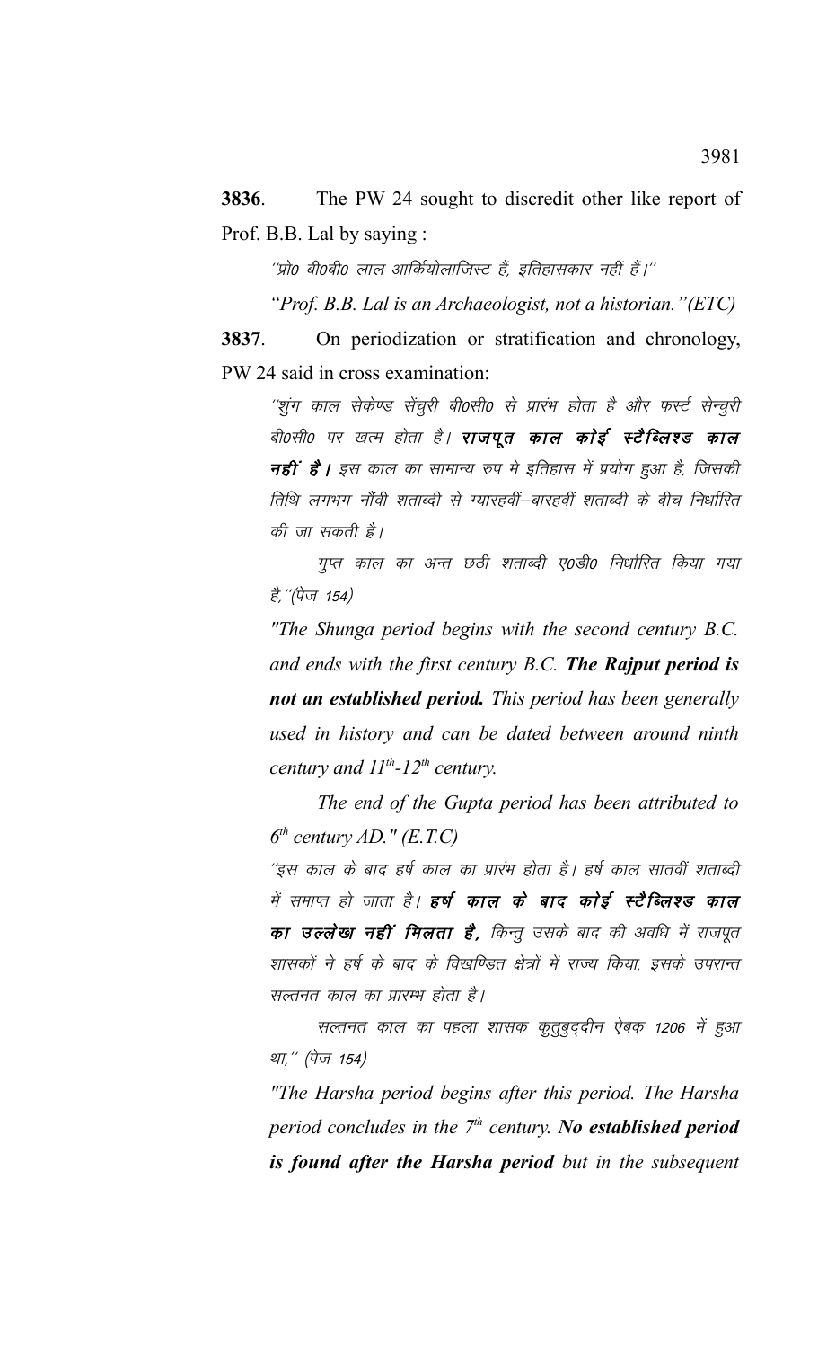**3836**. The PW 24 sought to discredit other like report of Prof. B.B. Lal by saying :

> ''प्रो0 बी0बी0 लाल आर्कियोलाजिस्ट हैं, इतिहासकार नहीं हैं।''
>
> *"Prof. B.B. Lal is an Archaeologist, not a historian."(ETC)*

**3837**. On periodization or stratification and chronology, PW 24 said in cross examination:

> ''शुंग काल सेकेण्ड सेंचुरी बी0सी0 से प्रारंभ होता है और फर्स्ट सेन्चुरी बी0सी0 पर खत्म होता है। ***राजपूत काल कोई स्टैब्लिश्ड काल नहीं है।*** इस काल का सामान्य रुप मे इतिहास में प्रयोग हुआ है, जिसकी तिथि लगभग नौवी शताब्दी से ग्यारहवीं–बारहवीं शताब्दी के बीच निर्धारित की जा सकती है।
>
> गुप्त काल का अन्त छठी शताब्दी ए0डी0 निर्धारित किया गया है,''(पेज 154)
>
> *"The Shunga period begins with the second century B.C. and ends with the first century B.C.* ***The Rajput period is not an established period.*** *This period has been generally used in history and can be dated between around ninth century and 11th-12th century.*
>
> *The end of the Gupta period has been attributed to 6th century AD." (E.T.C)*
>
> ''इस काल के बाद हर्ष काल का प्रारंभ होता है। हर्ष काल सातवीं शताब्दी में समाप्त हो जाता है। ***हर्ष काल के बाद कोई स्टैब्लिश्ड काल का उल्लेख नहीं मिलता है,*** किन्तु उसके बाद की अवधि में राजपूत शासकों ने हर्ष के बाद के विखण्डित क्षेत्रों में राज्य किया, इसके उपरान्त सल्तनत काल का प्रारम्भ होता है।
>
> सल्तनत काल का पहला शासक कुतुबुद्दीन ऐबक़ 1206 में हुआ था,'' (पेज 154)
>
> *"The Harsha period begins after this period. The Harsha period concludes in the 7th century.* ***No established period is found after the Harsha period*** *but in the subsequent*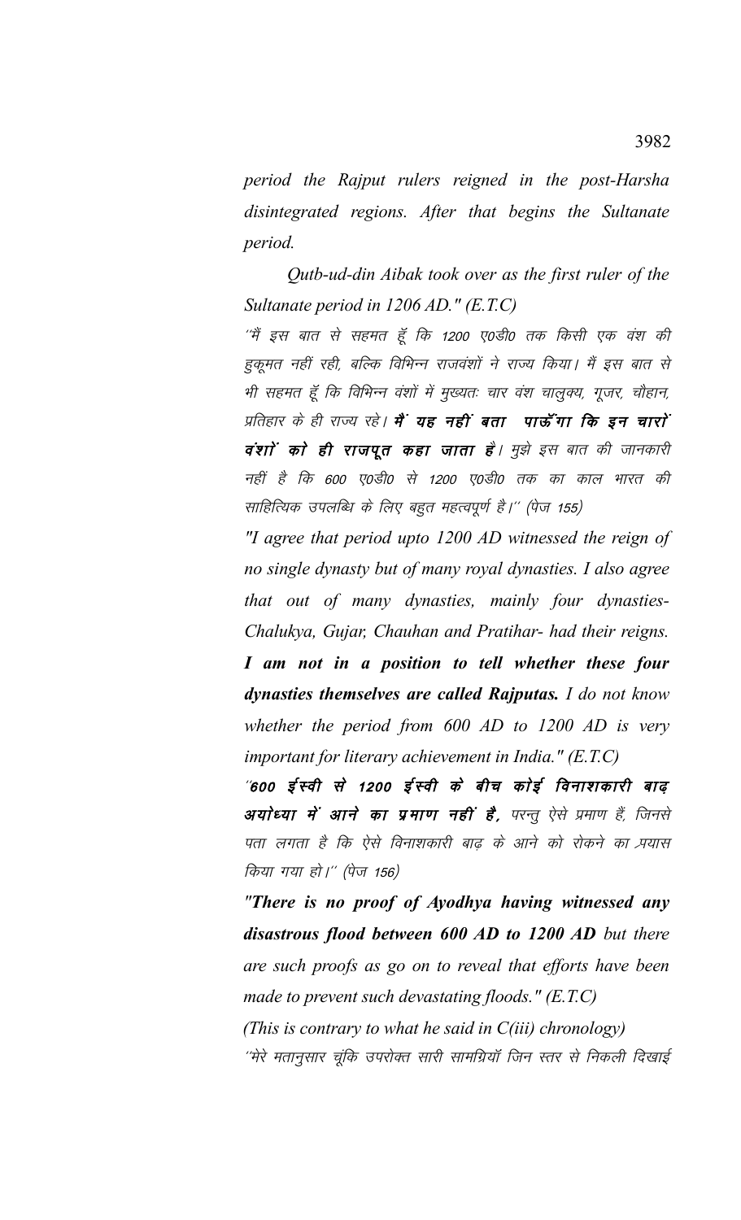*period the Rajput rulers reigned in the post-Harsha disintegrated regions. After that begins the Sultanate period.*

*Qutb-ud-din Aibak took over as the first ruler of the Sultanate period in 1206 AD." (E.T.C)*

*"मैं इस बात से सहमत हूँ कि 1200 ए0डी0 तक किसी एक वंश की हुकूमत नहीं रही, बल्कि विभिन्न राजवंशों ने राज्य किया। मैं इस बात से भी सहमत हूँ कि विभिन्न वंशों में मुख्यतः चार वंश चालुक्य, गूजर, चौहान, प्रतिहार के ही राज्य रहे।* ***मैं यह नहीं बता पाऊँगा कि इन चारों वंशों को ही राजपूत कहा जाता है।*** *मुझे इस बात की जानकारी नहीं है कि 600 ए0डी0 से 1200 ए0डी0 तक का काल भारत की साहित्यिक उपलब्धि के लिए बहुत महत्वपूर्ण है।" (पेज 155)*

*"I agree that period upto 1200 AD witnessed the reign of no single dynasty but of many royal dynasties. I also agree that out of many dynasties, mainly four dynasties- Chalukya, Gujar, Chauhan and Pratihar- had their reigns.* ***I am not in a position to tell whether these four dynasties themselves are called Rajputas.*** *I do not know whether the period from 600 AD to 1200 AD is very important for literary achievement in India." (E.T.C)*

*"**600 ईस्वी से 1200 ईस्वी के बीच कोई विनाशकारी बाढ़ अयोध्या में आने का प्रमाण नहीं है,** परन्तु ऐसे प्रमाण हैं, जिनसे पता लगता है कि ऐसे विनाशकारी बाढ़ के आने को रोकने का प्रयास किया गया हो।" (पेज 156)*

*"**There is no proof of Ayodhya having witnessed any disastrous flood between 600 AD to 1200 AD** but there are such proofs as go on to reveal that efforts have been made to prevent such devastating floods." (E.T.C)*

*(This is contrary to what he said in C(iii) chronology)*

*"मेरे मतानुसार चूंकि उपरोक्त सारी सामग्रियॉ जिन स्तर से निकली दिखाई*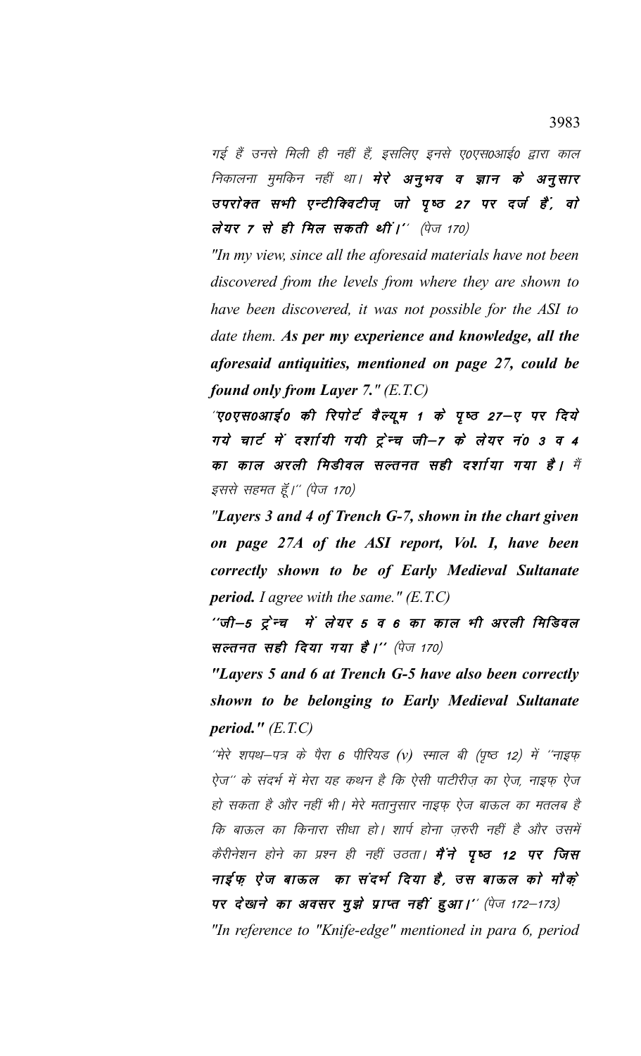गई हैं उनसे मिली ही नहीं हैं, इसलिए इनसे ए0एस0आई0 द्वारा काल निकालना मुमकिन नहीं था। **मेरे अनुभव व ज्ञान के अनुसार उपरोक्त सभी एन्टीक्विटीज़ जो पृष्ठ 27 पर दर्ज हैं, वो लेयर 7 से ही मिल सकती थीं।''** (पेज 170)

*"In my view, since all the aforesaid materials have not been discovered from the levels from where they are shown to have been discovered, it was not possible for the ASI to date them.* ***As per my experience and knowledge, all the aforesaid antiquities, mentioned on page 27, could be found only from Layer 7."*** *(E.T.C)*

**''ए0एस0आई0 की रिपोर्ट वैल्यूम 1 के पृष्ठ 27-ए पर दिये गये चार्ट में दर्शायी गयी ट्रेन्च जी-7 के लेयर नं0 3 व 4 का काल अरली मिडीवल सल्तनत सही दर्शाया गया है।** मैं इससे सहमत हूँ।'' (पेज 170)

***"Layers 3 and 4 of Trench G-7, shown in the chart given on page 27A of the ASI report, Vol. I, have been correctly shown to be of Early Medieval Sultanate period.*** *I agree with the same." (E.T.C)*

**''जी-5 ट्रेन्च में लेयर 5 व 6 का काल भी अरली मिडिवल सल्तनत सही दिया गया है।''** (पेज 170)

***"Layers 5 and 6 at Trench G-5 have also been correctly shown to be belonging to Early Medieval Sultanate period."*** *(E.T.C)*

''मेरे शपथ-पत्र के पैरा 6 पीरियड (v) स्माल बी (पृष्ठ 12) में ''नाइफ़ ऐज'' के संदर्भ में मेरा यह कथन है कि ऐसी पाटीरीज़ का ऐज, नाइफ़ ऐज हो सकता है और नहीं भी। मेरे मतानुसार नाइफ़ ऐज बाऊल का मतलब है कि बाऊल का किनारा सीधा हो। शार्प होना ज़रुरी नहीं है और उसमें कैरीनेशन होने का प्रश्न ही नहीं उठता। **मैंने पृष्ठ 12 पर जिस नाईफ़ ऐज बाऊल का संदर्भ दिया है, उस बाऊल को मौक़े पर देखने का अवसर मुझे प्राप्त नहीं हुआ।''** (पेज 172-173)

*"In reference to "Knife-edge" mentioned in para 6, period*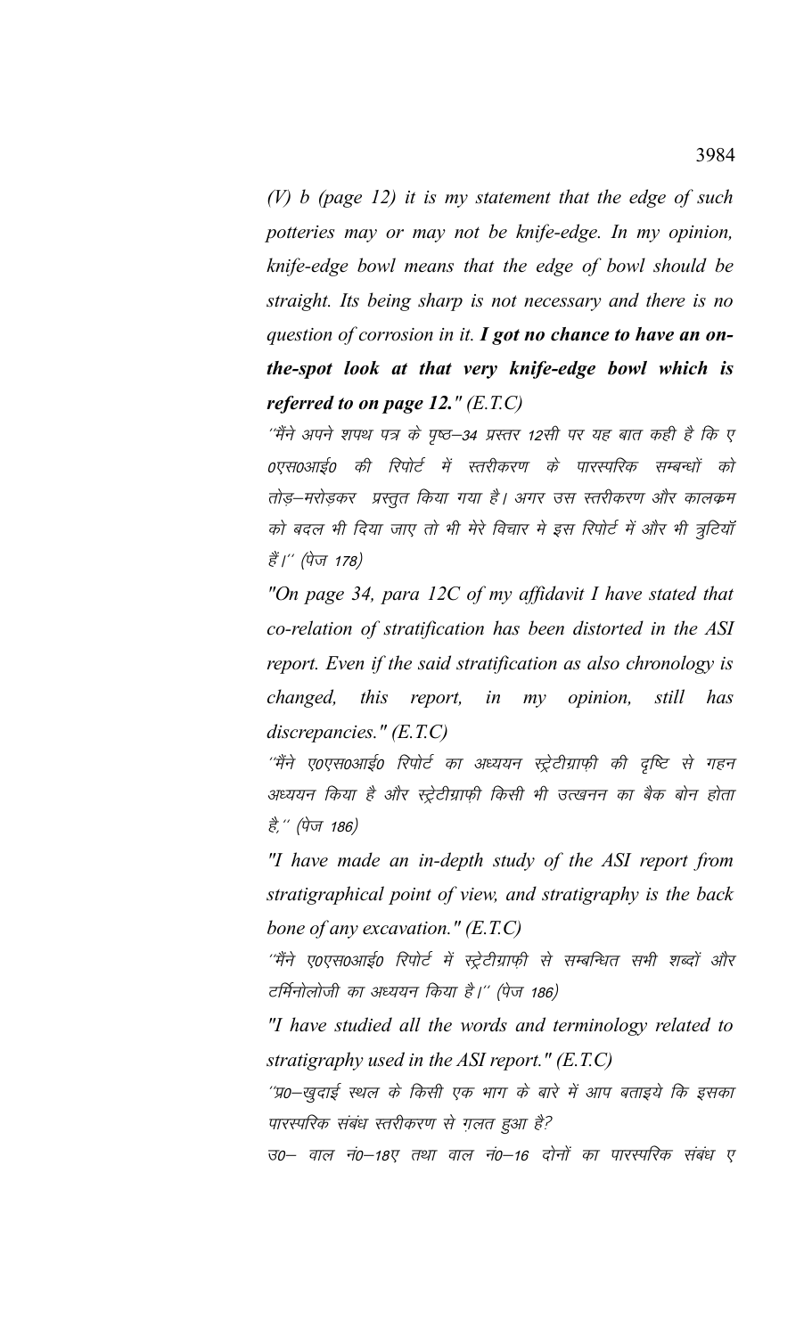*(V) b (page 12) it is my statement that the edge of such potteries may or may not be knife-edge. In my opinion, knife-edge bowl means that the edge of bowl should be straight. Its being sharp is not necessary and there is no question of corrosion in it.* ***I got no chance to have an on-the-spot look at that very knife-edge bowl which is referred to on page 12."*** *(E.T.C)*

*''मैंने अपने शपथ पत्र के पृष्ठ–34 प्रस्तर 12सी पर यह बात कही है कि ए0एस0आई0 की रिपोर्ट में स्तरीकरण के पारस्परिक सम्बन्धों को तोड़–मरोड़कर प्रस्तुत किया गया है। अगर उस स्तरीकरण और कालक्रम को बदल भी दिया जाए तो भी मेरे विचार मे इस रिपोर्ट में और भी त्रुटियॉ हैं।'' (पेज 178)*

*"On page 34, para 12C of my affidavit I have stated that co-relation of stratification has been distorted in the ASI report. Even if the said stratification as also chronology is changed, this report, in my opinion, still has discrepancies." (E.T.C)*

*''मैंने ए0एस0आई0 रिपोर्ट का अध्ययन स्ट्रेटीग्राफी की दृष्टि से गहन अध्ययन किया है और स्ट्रेटीग्राफ़ी किसी भी उत्खनन का बैक बोन होता है,'' (पेज 186)*

*"I have made an in-depth study of the ASI report from stratigraphical point of view, and stratigraphy is the back bone of any excavation." (E.T.C)*

*''मैंने ए0एस0आई0 रिपोर्ट में स्ट्रेटीग्राफ़ी से सम्बन्धित सभी शब्दों और टर्मिनोलोजी का अध्ययन किया है।'' (पेज 186)*

*"I have studied all the words and terminology related to stratigraphy used in the ASI report." (E.T.C)*

*''प्र0–खुदाई स्थल के किसी एक भाग के बारे में आप बताइये कि इसका पारस्परिक संबंध स्तरीकरण से ग़लत हुआ है?*

*उ0– वाल नं0–18ए तथा वाल नं0–16 दोनों का पारस्परिक संबंध ए*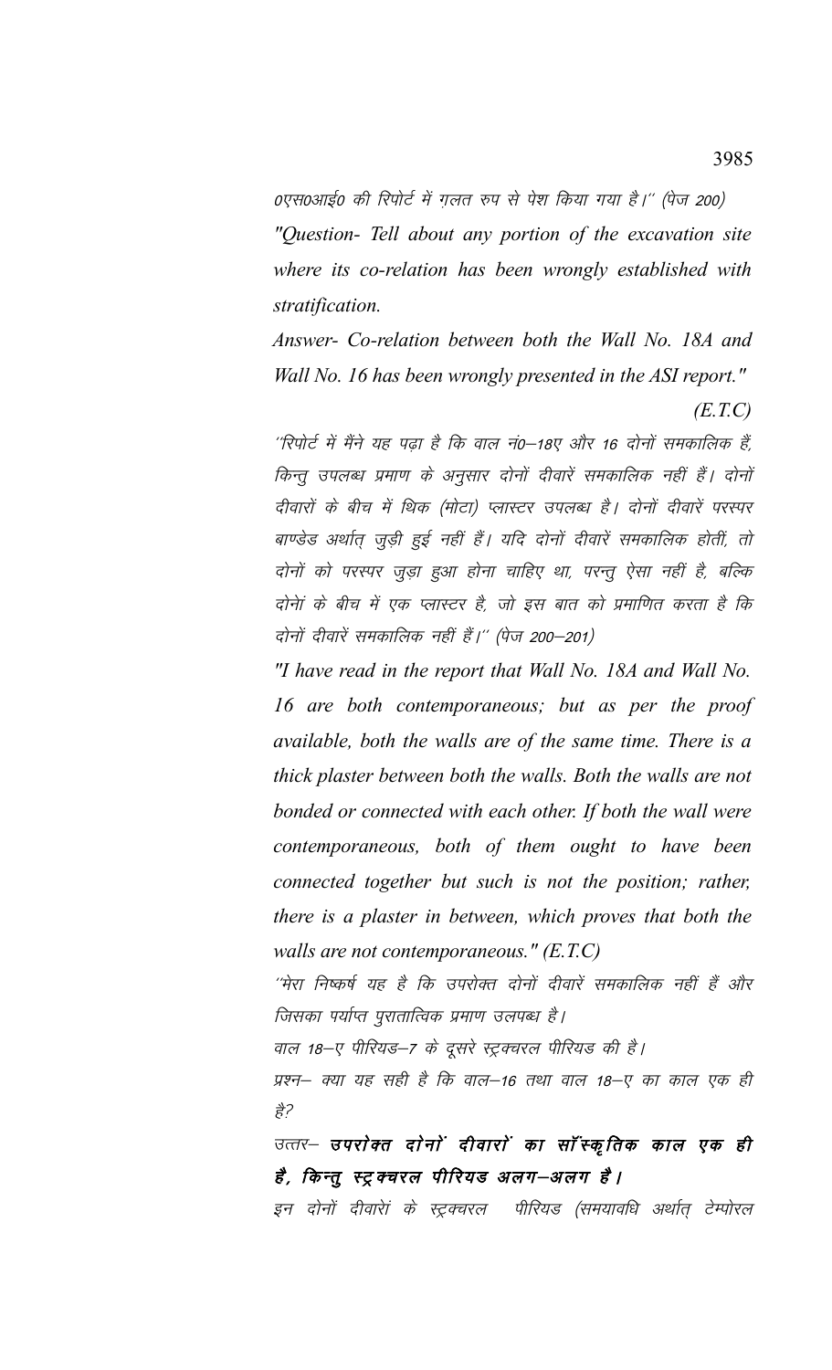0एस0आई0 की रिपोर्ट में ग़लत रूप से पेश किया गया है।'' (पेज 200)

*"Question- Tell about any portion of the excavation site where its co-relation has been wrongly established with stratification.*

*Answer- Co-relation between both the Wall No. 18A and Wall No. 16 has been wrongly presented in the ASI report."*

*(E.T.C)*

''रिपोर्ट में मैंने यह पढ़ा है कि वाल नं0–18ए और 16 दोनों समकालिक हैं, किन्तु उपलब्ध प्रमाण के अनुसार दोनों दीवारें समकालिक नहीं हैं। दोनों दीवारों के बीच में थिक (मोटा) प्लास्टर उपलब्ध है। दोनों दीवारें परस्पर बाण्डेड अर्थात् जुड़ी हुई नहीं हैं। यदि दोनों दीवारें समकालिक होतीं, तो दोनों को परस्पर जुड़ा हुआ होना चाहिए था, परन्तु ऐसा नहीं है, बल्कि दोनों के बीच में एक प्लास्टर है, जो इस बात को प्रमाणित करता है कि दोनों दीवारें समकालिक नहीं हैं।'' (पेज 200–201)

*"I have read in the report that Wall No. 18A and Wall No. 16 are both contemporaneous; but as per the proof available, both the walls are of the same time. There is a thick plaster between both the walls. Both the walls are not bonded or connected with each other. If both the wall were contemporaneous, both of them ought to have been connected together but such is not the position; rather, there is a plaster in between, which proves that both the walls are not contemporaneous." (E.T.C)*

''मेरा निष्कर्ष यह है कि उपरोक्त दोनों दीवारें समकालिक नहीं हैं और जिसका पर्याप्त पुरातात्विक प्रमाण उलपब्ध है।

वाल 18–ए पीरियड–7 के दूसरे स्ट्रक्चरल पीरियड की है।

प्रश्न– क्या यह सही है कि वाल–16 तथा वाल 18–ए का काल एक ही है?

उत्तर– **उपरोक्त दोनों दीवारों का साँस्कृतिक काल एक ही है, किन्तु स्ट्रक्चरल पीरियड अलग–अलग है।**

इन दोनों दीवारों के स्ट्रक्चरल पीरियड (समयावधि अर्थात् टेम्पोरल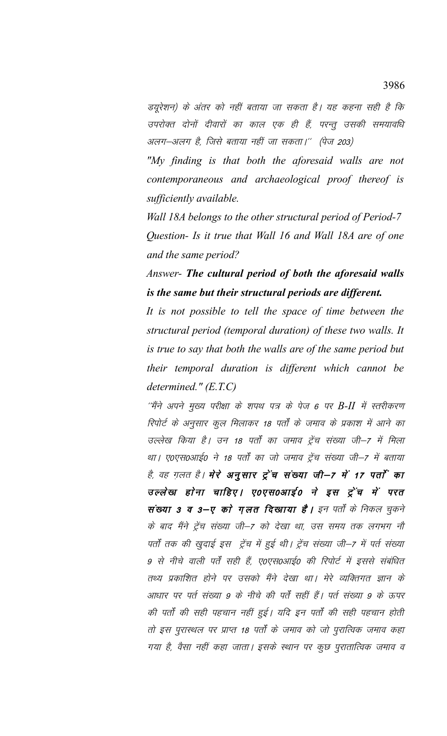*ड्यूरेशन) के अंतर को नहीं बताया जा सकता है। यह कहना सही है कि उपरोक्त दोनों दीवारों का काल एक ही हैं, परन्तु उसकी समयावधि अलग–अलग है, जिसे बताया नहीं जा सकता।'' (पेज 203)*

*"My finding is that both the aforesaid walls are not contemporaneous and archaeological proof thereof is sufficiently available.*

*Wall 18A belongs to the other structural period of Period-7*

*Question- Is it true that Wall 16 and Wall 18A are of one and the same period?*

*Answer- **The cultural period of both the aforesaid walls is the same but their structural periods are different.***

*It is not possible to tell the space of time between the structural period (temporal duration) of these two walls. It is true to say that both the walls are of the same period but their temporal duration is different which cannot be determined." (E.T.C)*

*''मैंने अपने मुख्य परीक्षा के शपथ पत्र के पेज 6 पर B-II में स्तरीकरण रिपोर्ट के अनुसार कुल मिलाकर 18 पर्तों के जमाव के प्रकाश में आने का उल्लेख किया है। उन 18 पर्तों का जमाव ट्रेंच संख्या जी–7 में मिला था। ए0एस0आई0 ने 18 पर्तों का जो जमाव ट्रेंच संख्या जी–7 में बताया है, वह ग़लत है। **मेरे अनुसार ट्रेंच संख्या जी–7 में 17 पर्तों का उल्लेख होना चाहिए। ए0एस0आई0 ने इस ट्रेंच में परत संख्या 3 व 3–ए को ग़लत दिखाया है।** इन पर्तों के निकल चुकने के बाद मैंने ट्रेंच संख्या जी–7 को देखा था, उस समय तक लगभग नौ पर्तों तक की खुदाई इस ट्रेंच में हुई थी। ट्रेंच संख्या जी–7 में पर्त संख्या 9 से नीचे वाली पर्तें सही हैं, ए0एस0आई0 की रिपोर्ट में इससे संबंधित तथ्य प्रकाशित होने पर उसको मैंने देखा था। मेरे व्यक्तिगत ज्ञान के आधार पर पर्त संख्या 9 के नीचे की पर्तें सही हैं। पर्त संख्या 9 के ऊपर की पर्तों की सही पहचान नहीं हुई। यदि इन पर्तों की सही पहचान होती तो इस पुरास्थल पर प्राप्त 18 पर्तों के जमाव को जो पुरात्विक जमाव कहा गया है, वैसा नहीं कहा जाता। इसके स्थान पर कुछ पुरातात्विक जमाव व*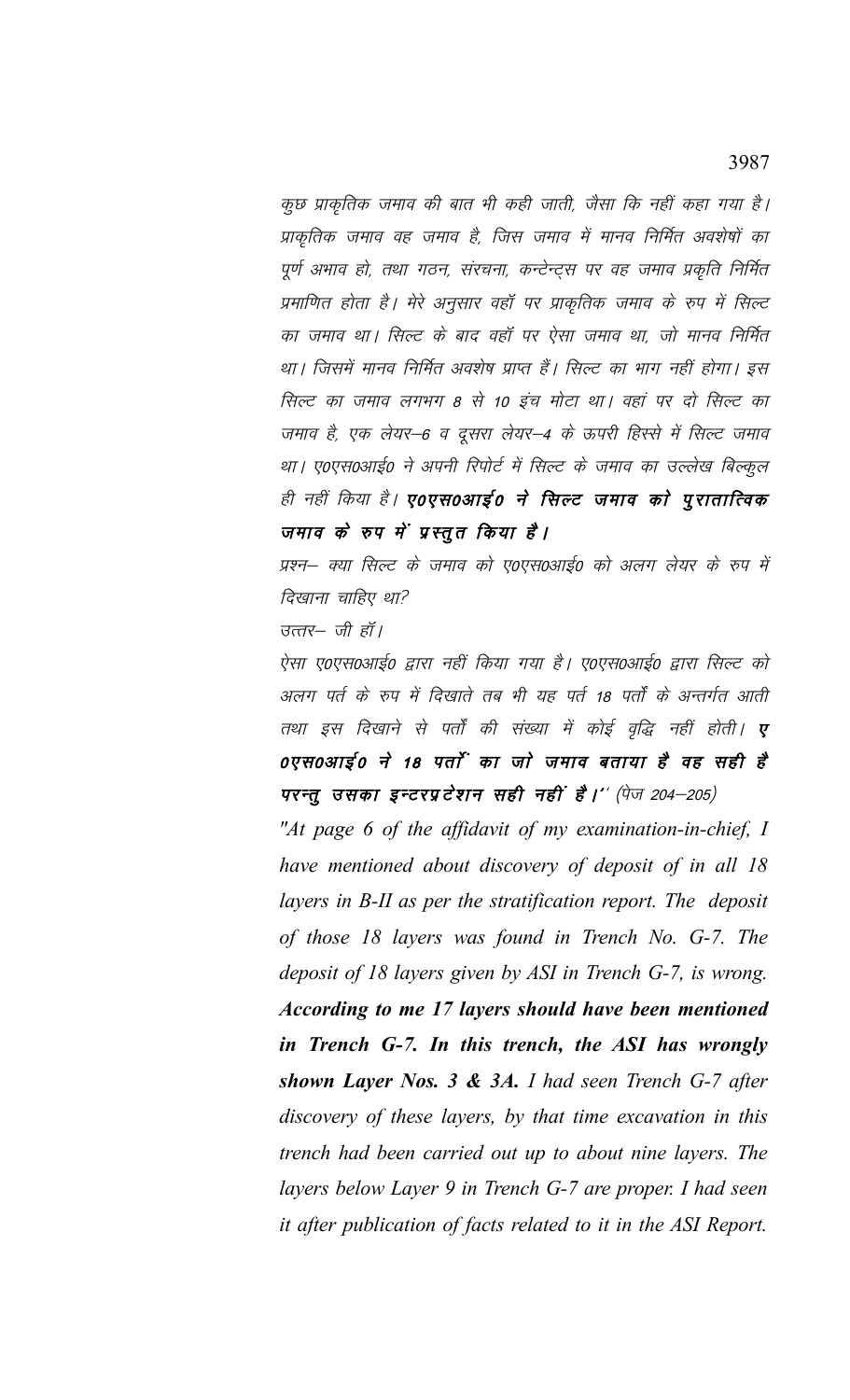*कुछ प्राकृतिक जमाव की बात भी कही जाती, जैसा कि नहीं कहा गया है। प्राकृतिक जमाव वह जमाव है, जिस जमाव में मानव निर्मित अवशेषों का पूर्ण अभाव हो, तथा गठन, संरचना, कन्टेन्ट्स पर वह जमाव प्रकृति निर्मित प्रमाणित होता है। मेरे अनुसार वहॉ पर प्राकृतिक जमाव के रुप में सिल्ट का जमाव था। सिल्ट के बाद वहॉ पर ऐसा जमाव था, जो मानव निर्मित था। जिसमें मानव निर्मित अवशेष प्राप्त हैं। सिल्ट का भाग नहीं होगा। इस सिल्ट का जमाव लगभग 8 से 10 इंच मोटा था। वहां पर दो सिल्ट का जमाव है, एक लेयर–6 व दूसरा लेयर–4 के ऊपरी हिस्से में सिल्ट जमाव था। ए0एस0आई0 ने अपनी रिपोर्ट में सिल्ट के जमाव का उल्लेख बिल्कुल ही नहीं किया है। **ए0एस0आई0 ने सिल्ट जमाव को पुरातात्विक जमाव के रुप में प्रस्तुत किया है।***

*प्रश्न– क्या सिल्ट के जमाव को ए0एस0आई0 को अलग लेयर के रुप में दिखाना चाहिए था?*

*उत्तर– जी हॉ।*

*ऐसा ए0एस0आई0 द्वारा नहीं किया गया है। ए0एस0आई0 द्वारा सिल्ट को अलग पर्त के रुप में दिखाते तब भी यह पर्त 18 पर्तों के अन्तर्गत आती तथा इस दिखाने से पर्तों की संख्या में कोई वृद्धि नहीं होती। **ए0एस0आई0 ने 18 पर्तों का जो जमाव बताया है वह सही है परन्तु उसका इन्टरप्रटेशन सही नहीं है।**'' (पेज 204–205)*

*"At page 6 of the affidavit of my examination-in-chief, I have mentioned about discovery of deposit of in all 18 layers in B-II as per the stratification report. The deposit of those 18 layers was found in Trench No. G-7. The deposit of 18 layers given by ASI in Trench G-7, is wrong. **According to me 17 layers should have been mentioned in Trench G-7. In this trench, the ASI has wrongly shown Layer Nos. 3 & 3A.** I had seen Trench G-7 after discovery of these layers, by that time excavation in this trench had been carried out up to about nine layers. The layers below Layer 9 in Trench G-7 are proper. I had seen it after publication of facts related to it in the ASI Report.*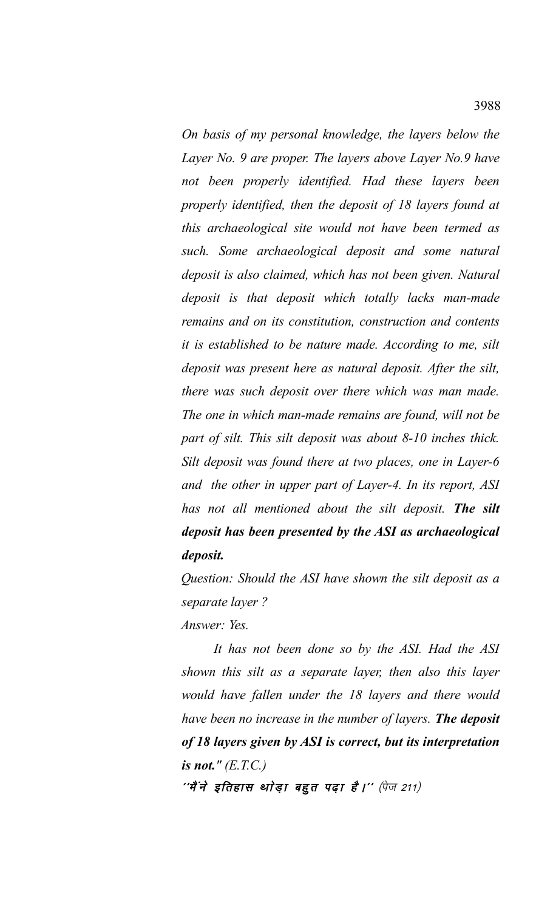*On basis of my personal knowledge, the layers below the Layer No. 9 are proper. The layers above Layer No.9 have not been properly identified. Had these layers been properly identified, then the deposit of 18 layers found at this archaeological site would not have been termed as such. Some archaeological deposit and some natural deposit is also claimed, which has not been given. Natural deposit is that deposit which totally lacks man-made remains and on its constitution, construction and contents it is established to be nature made. According to me, silt deposit was present here as natural deposit. After the silt, there was such deposit over there which was man made. The one in which man-made remains are found, will not be part of silt. This silt deposit was about 8-10 inches thick. Silt deposit was found there at two places, one in Layer-6 and the other in upper part of Layer-4. In its report, ASI has not all mentioned about the silt deposit.* ***The silt deposit has been presented by the ASI as archaeological deposit.***

*Question: Should the ASI have shown the silt deposit as a separate layer ?*

*Answer: Yes.*

*It has not been done so by the ASI. Had the ASI shown this silt as a separate layer, then also this layer would have fallen under the 18 layers and there would have been no increase in the number of layers.* ***The deposit of 18 layers given by ASI is correct, but its interpretation is not."*** *(E.T.C.)*

***''मैंने इतिहास थोड़ा बहुत पढ़ा है।''*** *(पेज 211)*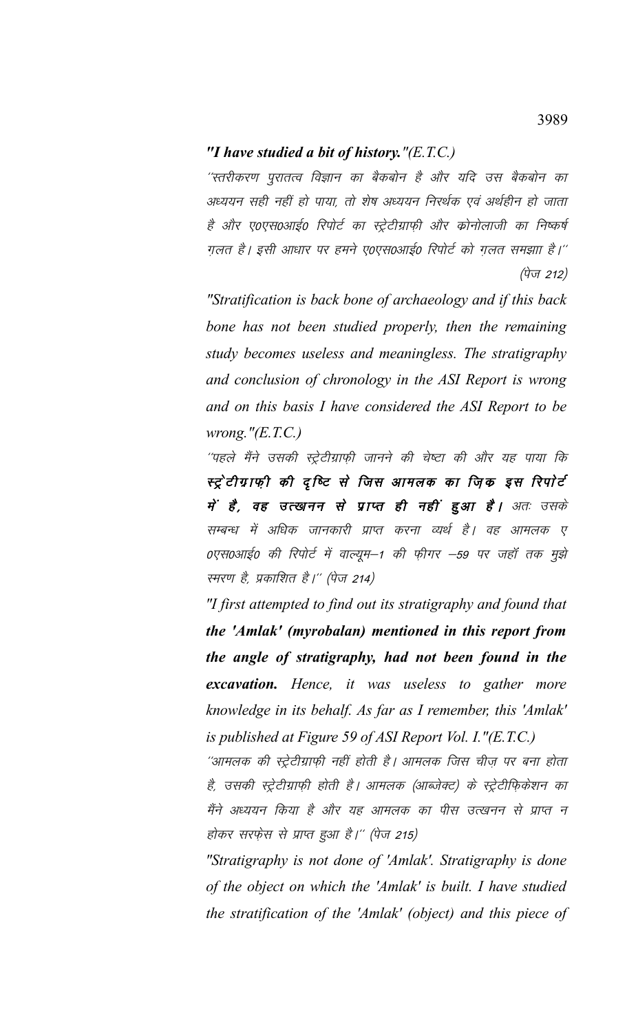***"I have studied a bit of history."(E.T.C.)***

*''स्तरीकरण पुरातत्व विज्ञान का बैकबोन है और यदि उस बैकबोन का अध्ययन सही नहीं हो पाया, तो शेष अध्ययन निरर्थक एवं अर्थहीन हो जाता है और ए0एस0आई0 रिपोर्ट का स्ट्रेटीग्राफ़ी और क्रोनोलाजी का निष्कर्ष ग़लत है। इसी आधार पर हमने ए0एस0आई0 रिपोर्ट को ग़लत समझाा है।'' (पेज 212)*

***"Stratification is back bone of archaeology and if this back bone has not been studied properly, then the remaining study becomes useless and meaningless. The stratigraphy and conclusion of chronology in the ASI Report is wrong and on this basis I have considered the ASI Report to be wrong."(E.T.C.)***

*''पहले मैंने उसकी स्ट्रेटीग्राफ़ी जानने की चेष्टा की और यह पाया कि* ***स्ट्रेटीग्राफ़ी की दृष्टि से जिस आमलक का ज़िक इस रिपोर्ट में है, वह उत्खनन से प्राप्त ही नहीं हुआ है।*** *अतः उसके सम्बन्ध में अधिक जानकारी प्राप्त करना व्यर्थ है। वह आमलक ए0एस0आई0 की रिपोर्ट में वाल्यूम–1 की फ़ीगर –59 पर जहाँ तक मुझे स्मरण है, प्रकाशित है।'' (पेज 214)*

***"I first attempted to find out its stratigraphy and found that the 'Amlak' (myrobalan) mentioned in this report from the angle of stratigraphy, had not been found in the excavation.*** *Hence, it was useless to gather more knowledge in its behalf. As far as I remember, this 'Amlak' is published at Figure 59 of ASI Report Vol. I."(E.T.C.)*

*''आमलक की स्ट्रेटीग्राफ़ी नहीं होती है। आमलक जिस चीज़ पर बना होता है, उसकी स्ट्रेटीग्राफ़ी होती है। आमलक (आब्जेक्ट) के स्ट्रेटीफ़िकेशन का मैंने अध्ययन किया है और यह आमलक का पीस उत्खनन से प्राप्त न होकर सरफ़ेस से प्राप्त हुआ है।'' (पेज 215)*

***"Stratigraphy is not done of 'Amlak'. Stratigraphy is done of the object on which the 'Amlak' is built. I have studied the stratification of the 'Amlak' (object) and this piece of***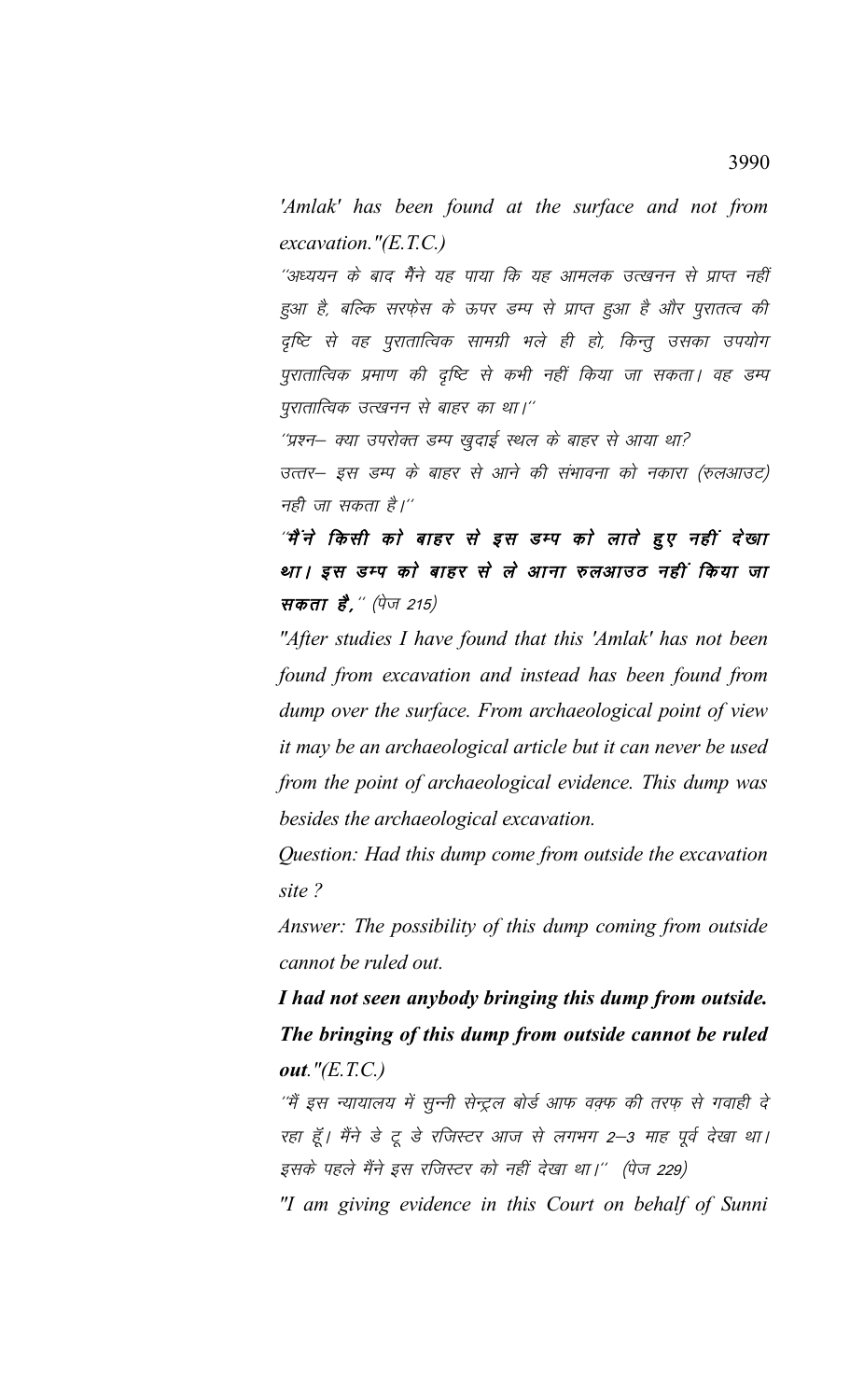*'Amlak' has been found at the surface and not from excavation."(E.T.C.)*

*''अध्ययन के बाद मैंने यह पाया कि यह आमलक उत्खनन से प्राप्त नहीं हुआ है, बल्कि सरफेस के ऊपर डम्प से प्राप्त हुआ है और पुरातत्व की दृष्टि से वह पुरातात्विक सामग्री भले ही हो, किन्तु उसका उपयोग पुरातात्विक प्रमाण की दृष्टि से कभी नहीं किया जा सकता। वह डम्प पुरातात्विक उत्खनन से बाहर का था।''*

*''प्रश्न– क्या उपरोक्त डम्प खुदाई स्थल के बाहर से आया था?*

*उत्तर– इस डम्प के बाहर से आने की संभावना को नकारा (रुलआउट) नही जा सकता है।''*

***''मैंने किसी को बाहर से इस डम्प को लाते हुए नहीं देखा था। इस डम्प को बाहर से ले आना रुलआउठ नहीं किया जा सकता है,''*** *(पेज 215)*

*"After studies I have found that this 'Amlak' has not been found from excavation and instead has been found from dump over the surface. From archaeological point of view it may be an archaeological article but it can never be used from the point of archaeological evidence. This dump was besides the archaeological excavation.*

*Question: Had this dump come from outside the excavation site ?*

*Answer: The possibility of this dump coming from outside cannot be ruled out.*

***I had not seen anybody bringing this dump from outside. The bringing of this dump from outside cannot be ruled out."(E.T.C.)***

*''मैं इस न्यायालय में सुन्नी सेन्ट्रल बोर्ड आफ वक्फ की तरफ से गवाही दे रहा हूँ। मैंने डे टू डे रजिस्टर आज से लगभग 2–3 माह पूर्व देखा था। इसके पहले मैंने इस रजिस्टर को नहीं देखा था।''* *(पेज 229)*

*"I am giving evidence in this Court on behalf of Sunni*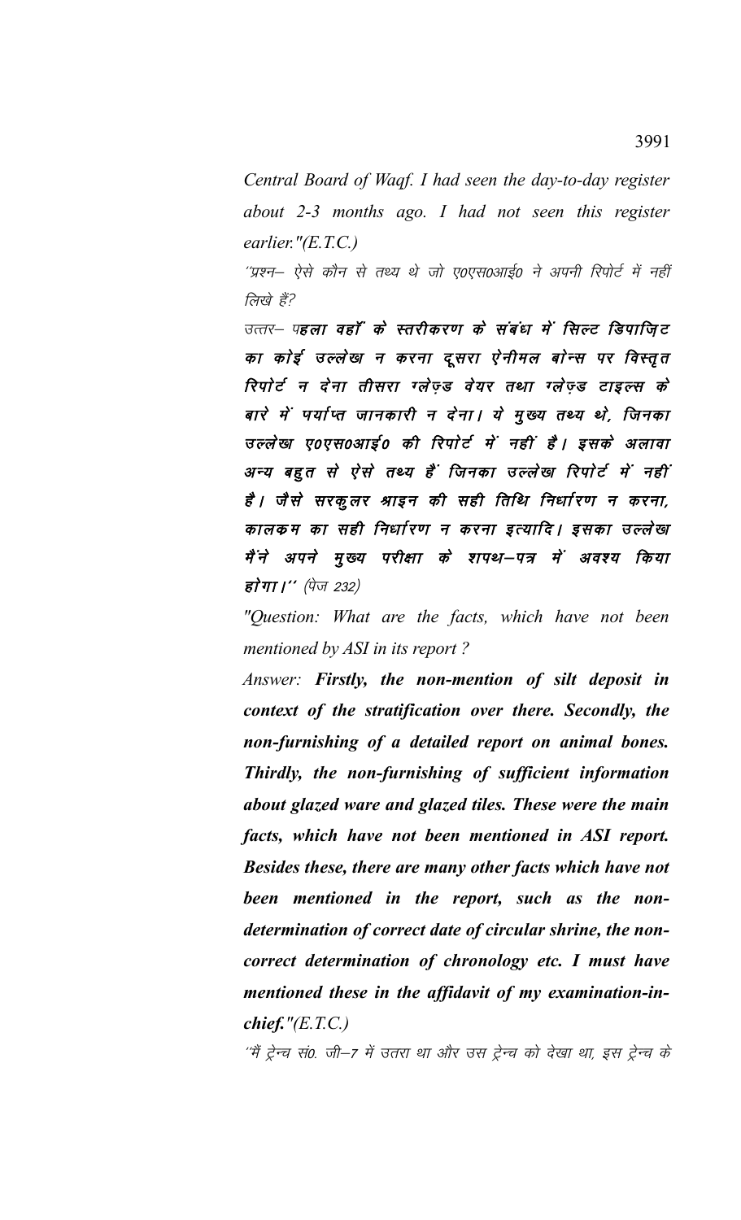*Central Board of Waqf. I had seen the day-to-day register about 2-3 months ago. I had not seen this register earlier."(E.T.C.)*

''प्रश्न– ऐसे कौन से तथ्य थे जो ए0एस0आई0 ने अपनी रिपोर्ट में नहीं लिखे हैं?

उत्तर– प***हला वहाँ के स्तरीकरण के संबंध में सिल्ट डिपाजिट का कोई उल्लेख न करना दूसरा ऐनीमल बोन्स पर विस्तृत रिपोर्ट न देना तीसरा ग्लेज्ड वेयर तथा ग्लेज्ड टाइल्स के बारे में पर्याप्त जानकारी न देना। ये मुख्य तथ्य थे, जिनका उल्लेख ए0एस0आई0 की रिपोर्ट में नहीं है। इसके अलावा अन्य बहुत से ऐसे तथ्य हैं जिनका उल्लेख रिपोर्ट में नहीं है। जैसे सरकुलर श्राइन की सही तिथि निर्धारण न करना, कालक्रम का सही निर्धारण न करना इत्यादि। इसका उल्लेख मैंने अपने मुख्य परीक्षा के शपथ–पत्र में अवश्य किया होगा।''*** (पेज 232)

*"Question: What are the facts, which have not been mentioned by ASI in its report ?*

*Answer:* ***Firstly, the non-mention of silt deposit in context of the stratification over there. Secondly, the non-furnishing of a detailed report on animal bones. Thirdly, the non-furnishing of sufficient information about glazed ware and glazed tiles. These were the main facts, which have not been mentioned in ASI report. Besides these, there are many other facts which have not been mentioned in the report, such as the non-determination of correct date of circular shrine, the non-correct determination of chronology etc. I must have mentioned these in the affidavit of my examination-in-chief.****"(E.T.C.)*

''मैं ट्रेन्च सं0. जी–7 में उतरा था और उस ट्रेन्च को देखा था, इस ट्रेन्च के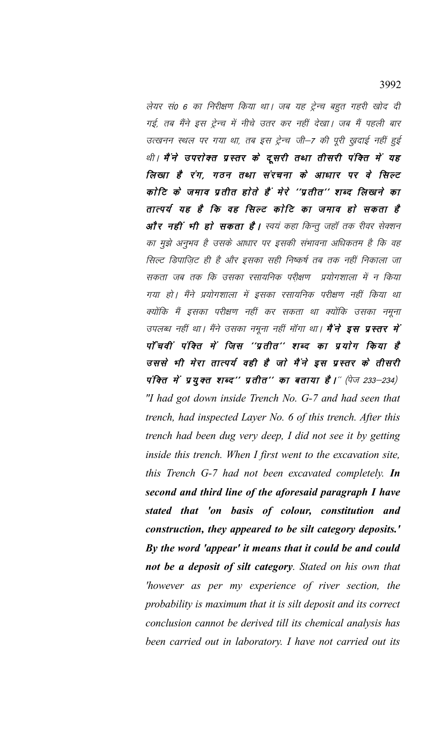लेयर सं0 6 का निरीक्षण किया था। जब यह ट्रेन्च बहुत गहरी खोद दी गई, तब मैंने इस ट्रेन्च में नीचे उतर कर नहीं देखा। जब मैं पहली बार उत्खनन स्थल पर गया था, तब इस ट्रेन्च जी–7 की पूरी खुदाई नहीं हुई थी। **मैंने उपरोक्त प्रस्तर के दूसरी तथा तीसरी पंक्ति में यह लिखा है रंग, गठन तथा संरचना के आधार पर वे सिल्ट कोटि के जमाव प्रतीत होते हैं मेरे ''प्रतीत'' शब्द लिखने का तात्पर्य यह है कि वह सिल्ट कोटि का जमाव हो सकता है और नहीं भी हो सकता है।** स्वयं कहा किन्तु जहॉ तक रीवर सेक्शन का मुझे अनुभव है उसके आधार पर इसकी संभावना अधिकतम है कि वह सिल्ट डिपाज़िट ही है और इसका सही निष्कर्ष तब तक नहीं निकाला जा सकता जब तक कि उसका रसायनिक परीक्षण प्रयोगशाला में न किया गया हो। मैंने प्रयोगशाला में इसका रसायनिक परीक्षण नहीं किया था क्योंकि मैं इसका परीक्षण नहीं कर सकता था क्योंकि उसका नमूना उपलब्ध नहीं था। मैंने उसका नमूना नहीं मॉगा था। **मैंने इस प्रस्तर में पॉचवीं पंक्ति में जिस ''प्रतीत'' शब्द का प्रयोग किया है उससे भी मेरा तात्पर्य वही है जो मैंने इस प्रस्तर के तीसरी पंक्ति में प्रयुक्त शब्द'' प्रतीत'' का बताया है।**'' (पेज 233–234)

*"I had got down inside Trench No. G-7 and had seen that trench, had inspected Layer No. 6 of this trench. After this trench had been dug very deep, I did not see it by getting inside this trench. When I first went to the excavation site, this Trench G-7 had not been excavated completely.* ***In second and third line of the aforesaid paragraph I have stated that 'on basis of colour, constitution and construction, they appeared to be silt category deposits.' By the word 'appear' it means that it could be and could not be a deposit of silt category****. Stated on his own that 'however as per my experience of river section, the probability is maximum that it is silt deposit and its correct conclusion cannot be derived till its chemical analysis has been carried out in laboratory. I have not carried out its*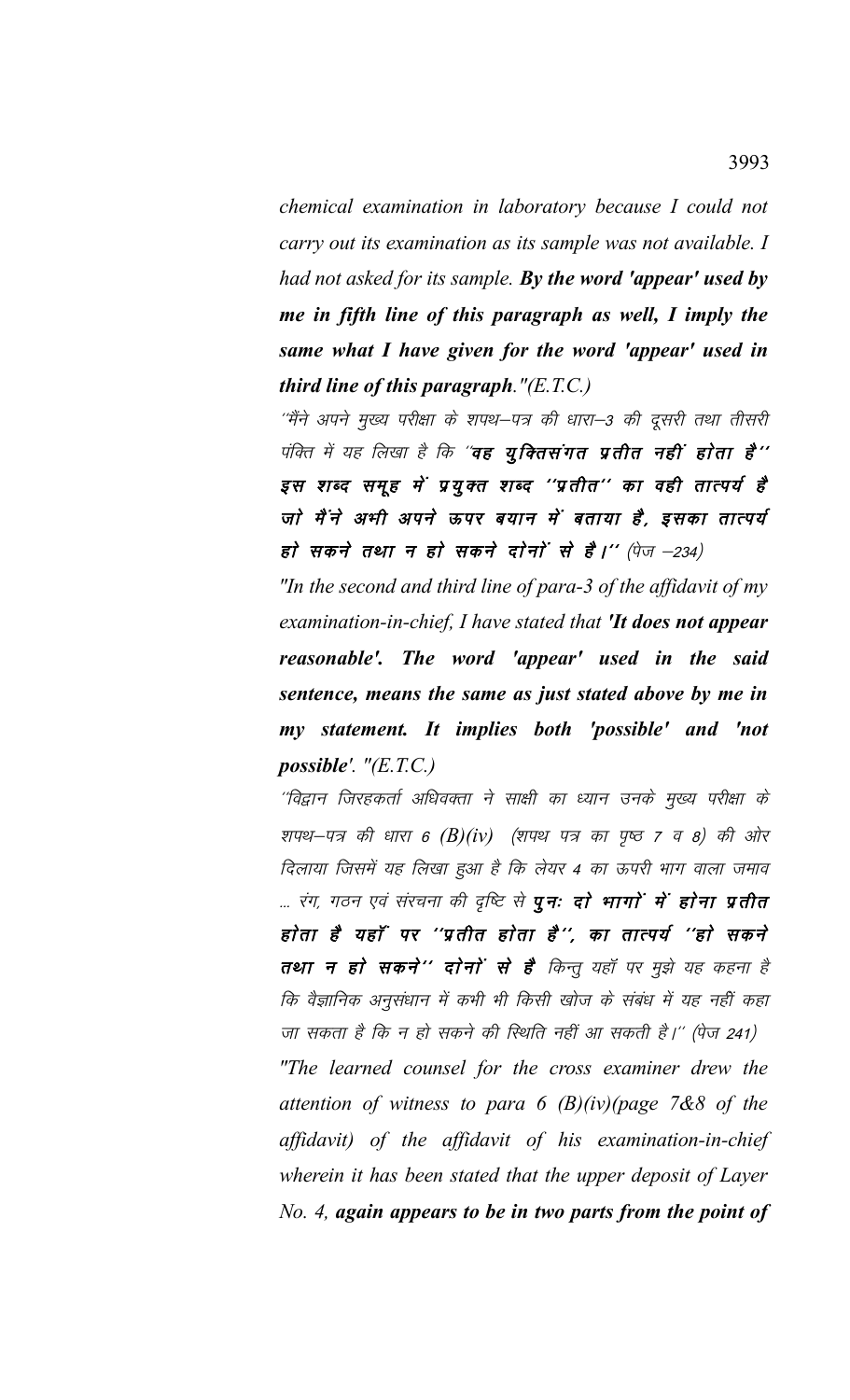*chemical examination in laboratory because I could not carry out its examination as its sample was not available. I had not asked for its sample.* ***By the word 'appear' used by me in fifth line of this paragraph as well, I imply the same what I have given for the word 'appear' used in third line of this paragraph.****"(E.T.C.)*

*''मैंने अपने मुख्य परीक्षा के शपथ–पत्र की धारा–3 की दूसरी तथा तीसरी पंक्ति में यह लिखा है कि ''****वह युक्तिसंगत प्रतीत नहीं होता है'' इस शब्द समूह में प्रयुक्त शब्द ''प्रतीत'' का वही तात्पर्य है जो मैंने अभी अपने ऊपर बयान में बताया है, इसका तात्पर्य हो सकने तथा न हो सकने दोनों से है।''*** *(पेज –234)*

*"In the second and third line of para-3 of the affidavit of my examination-in-chief, I have stated that* ***'It does not appear reasonable'. The word 'appear' used in the said sentence, means the same as just stated above by me in my statement. It implies both 'possible' and 'not possible'.*** *"(E.T.C.)*

*''विद्वान जिरहकर्ता अधिवक्ता ने साक्षी का ध्यान उनके मुख्य परीक्षा के शपथ–पत्र की धारा 6 (B)(iv) (शपथ पत्र का पृष्ठ 7 व 8) की ओर दिलाया जिसमें यह लिखा हुआ है कि लेयर 4 का ऊपरी भाग वाला जमाव ... रंग, गठन एवं संरचना की दृष्टि से* ***पुनः दो भागों में होना प्रतीत होता है यहाँ पर ''प्रतीत होता है'', का तात्पर्य ''हो सकने तथा न हो सकने'' दोनों से है*** *किन्तु यहाँ पर मुझे यह कहना है कि वैज्ञानिक अनुसंधान में कभी भी किसी खोज के संबंध में यह नहीं कहा जा सकता है कि न हो सकने की स्थिति नहीं आ सकती है।'' (पेज 241)*

*"The learned counsel for the cross examiner drew the attention of witness to para 6 (B)(iv)(page 7&8 of the affidavit) of the affidavit of his examination-in-chief wherein it has been stated that the upper deposit of Layer No. 4,* ***again appears to be in two parts from the point of***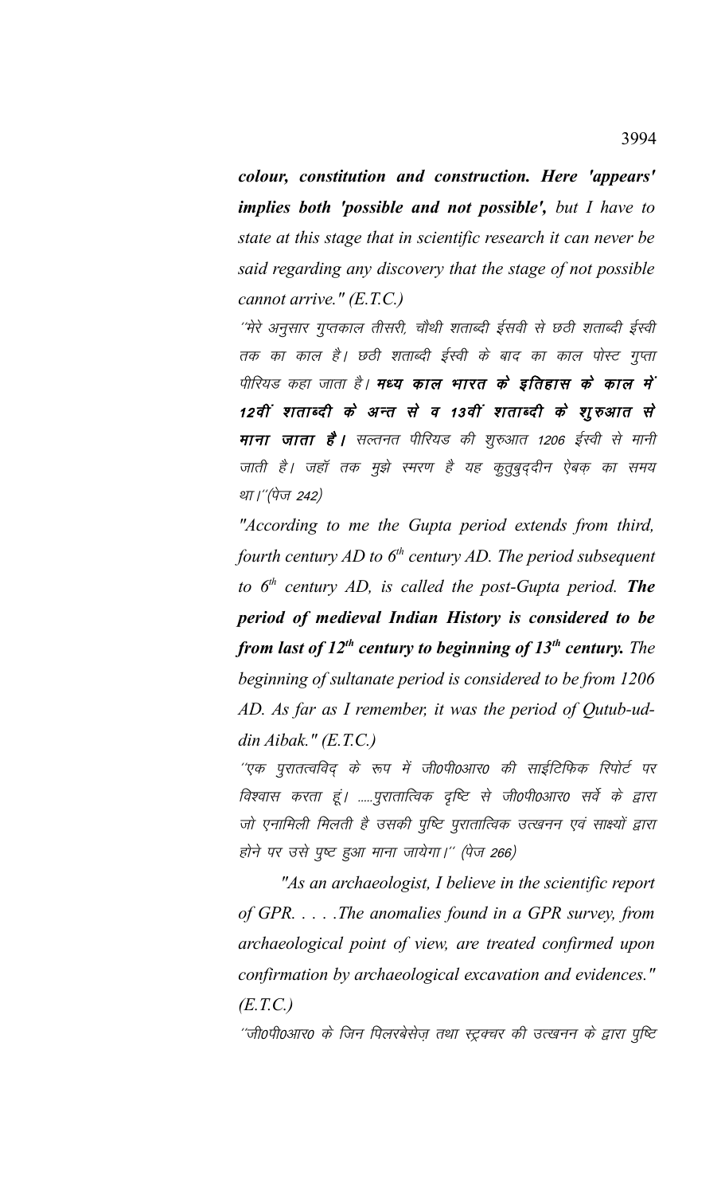***colour, constitution and construction. Here 'appears' implies both 'possible and not possible',** but I have to state at this stage that in scientific research it can never be said regarding any discovery that the stage of not possible cannot arrive." (E.T.C.)*

*''मेरे अनुसार गुप्तकाल तीसरी, चौथी शताब्दी ईसवी से छठी शताब्दी ईस्वी तक का काल है। छठी शताब्दी ईस्वी के बाद का काल पोस्ट गुप्ता पीरियड कहा जाता है।* ***मध्य काल भारत के इतिहास के काल में 12वीं शताब्दी के अन्त से व 13वीं शताब्दी के शुरुआत से माना जाता है।*** *सल्तनत पीरियड की शुरुआत 1206 ईस्वी से मानी जाती है। जहाँ तक मुझे स्मरण है यह कुतुबुद्दीन ऐबक का समय था।''(पेज 242)*

*"According to me the Gupta period extends from third, fourth century AD to 6th century AD. The period subsequent to 6th century AD, is called the post-Gupta period.* ***The period of medieval Indian History is considered to be from last of 12th century to beginning of 13th century.*** *The beginning of sultanate period is considered to be from 1206 AD. As far as I remember, it was the period of Qutub-ud-din Aibak." (E.T.C.)*

*''एक पुरातत्वविद् के रूप में जी0पी0आर0 की साईटिफिक रिपोर्ट पर विश्वास करता हूं। .....पुरातात्विक दृष्टि से जी0पी0आर0 सर्वे के द्वारा जो एनामिली मिलती है उसकी पुष्टि पुरातात्विक उत्खनन एवं साक्ष्यों द्वारा होने पर उसे पुष्ट हुआ माना जायेगा।'' (पेज 266)*

*"As an archaeologist, I believe in the scientific report of GPR. . . . .The anomalies found in a GPR survey, from archaeological point of view, are treated confirmed upon confirmation by archaeological excavation and evidences." (E.T.C.)*

*''जी0पी0आर0 के जिन पिलरबेसेज़ तथा स्ट्रक्चर की उत्खनन के द्वारा पुष्टि*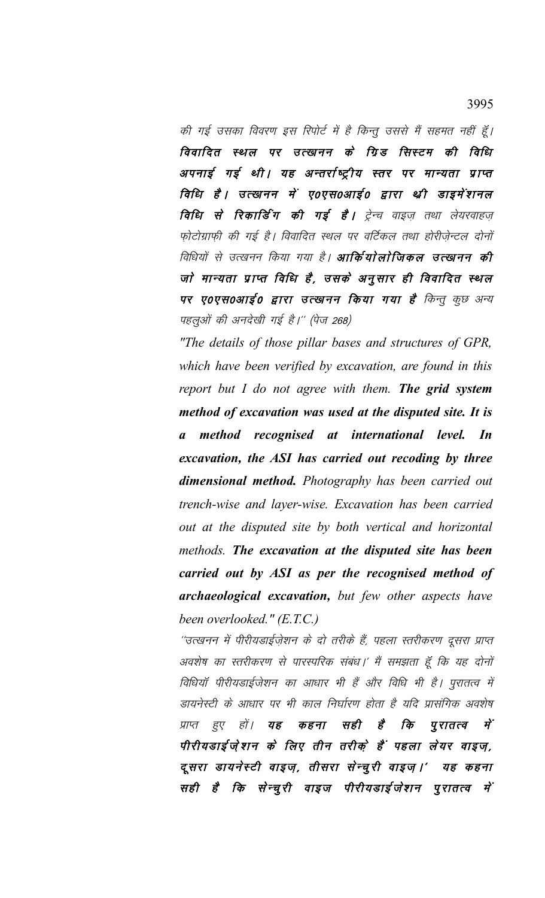की गई उसका विवरण इस रिपोर्ट में है किन्तु उससे मैं सहमत नहीं हूँ। ***विवादित स्थल पर उत्खनन के ग्रिड सिस्टम की विधि अपनाई गई थी। यह अन्तर्राष्ट्रीय स्तर पर मान्यता प्राप्त विधि है। उत्खनन में ए0एस0आई0 द्वारा थ्री डाइमेंशनल विधि से रिकार्डिंग की गई है।*** ट्रेन्च वाइज़ तथा लेयरवाहज़ फ़ोटोग्राफ़ी की गई है। विवादित स्थल पर वर्टिकल तथा होरीज़ेन्टल दोनों विधियों से उत्खनन किया गया है। ***आर्कियोलोजिकल उत्खनन की जो मान्यता प्राप्त विधि है, उसके अनुसार ही विवादित स्थल पर ए0एस0आई0 द्वारा उत्खनन किया गया है*** किन्तु कुछ अन्य पहलुओं की अनदेखी गई है।'' (पेज 268)

*"The details of those pillar bases and structures of GPR, which have been verified by excavation, are found in this report but I do not agree with them.* ***The grid system method of excavation was used at the disputed site. It is a method recognised at international level. In excavation, the ASI has carried out recoding by three dimensional method.*** *Photography has been carried out trench-wise and layer-wise. Excavation has been carried out at the disputed site by both vertical and horizontal methods.* ***The excavation at the disputed site has been carried out by ASI as per the recognised method of archaeological excavation,*** *but few other aspects have been overlooked." (E.T.C.)*

''उत्खनन में पीरीयडाईज़ेशन के दो तरीके हैं, पहला स्तरीकरण दूसरा प्राप्त अवशेष का स्तरीकरण से पारस्परिक संबंध।' मैं समझता हूँ कि यह दोनों विधियॉ पीरीयडाईजेशन का आधार भी हैं और विधि भी है। पुरातत्व में डायनेस्टी के आधार पर भी काल निर्धारण होता है यदि प्रासंगिक अवशेष प्राप्त हुए हों। ***यह कहना सही है कि पुरातत्व में पीरीयडाईजेशन के लिए तीन तरीके हैं पहला लेयर वाइज़, दूसरा डायनेस्टी वाइज़, तीसरा सेन्चुरी वाइज।' यह कहना सही है कि सेन्चुरी वाइज पीरीयडाईजेशन पुरातत्व में***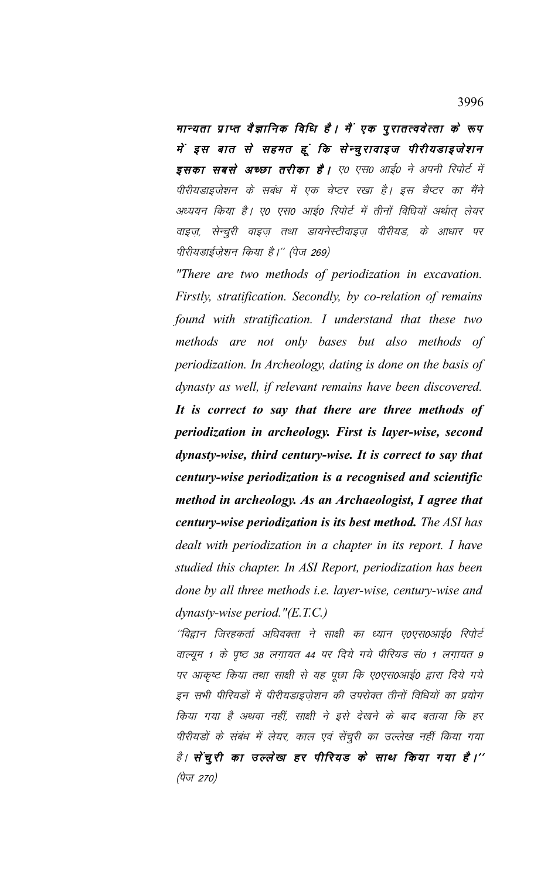***मान्यता प्राप्त वैज्ञानिक विधि है। मैं एक पुरातत्ववेत्ता के रूप में इस बात से सहमत हूं कि सेन्चुरावाइज पीरीयडाइजेशन इसका सबसे अच्छा तरीका है।*** ए० एस० आई० ने अपनी रिपोर्ट में पीरीयडाइजेशन के सबंध में एक चेप्टर रखा है। इस चैप्टर का मैंने अध्ययन किया है। ए० एस० आई० रिपोर्ट में तीनों विधियों अर्थात् लेयर वाइज़, सेन्चुरी वाइज़ तथा डायनेस्टीवाइज़ पीरीयड, के आधार पर पीरीयडाईज़ेशन किया है।'' (पेज 269)

*"There are two methods of periodization in excavation. Firstly, stratification. Secondly, by co-relation of remains found with stratification. I understand that these two methods are not only bases but also methods of periodization. In Archeology, dating is done on the basis of dynasty as well, if relevant remains have been discovered.* ***It is correct to say that there are three methods of periodization in archeology. First is layer-wise, second dynasty-wise, third century-wise. It is correct to say that century-wise periodization is a recognised and scientific method in archeology. As an Archaeologist, I agree that century-wise periodization is its best method.*** *The ASI has dealt with periodization in a chapter in its report. I have studied this chapter. In ASI Report, periodization has been done by all three methods i.e. layer-wise, century-wise and dynasty-wise period."(E.T.C.)*

''विद्वान जिरहकर्ता अधिवक्ता ने साक्षी का ध्यान ए०एस०आई० रिपोर्ट वाल्यूम 1 के पृष्ठ 38 लग़ायत 44 पर दिये गये पीरियड सं० 1 लग़ायत 9 पर आकृष्ट किया तथा साक्षी से यह पूछा कि ए०एस०आई० द्वारा दिये गये इन सभी पीरियडों में पीरीयडाइज़ेशन की उपरोक्त तीनों विधियों का प्रयोग किया गया है अथवा नहीं, साक्षी ने इसे देखने के बाद बताया कि हर पीरीयडों के संबंध में लेयर, काल एवं सेंचुरी का उल्लेख नहीं किया गया है। ***सेंचुरी का उल्लेख हर पीरियड के साथ किया गया है।''*** (पेज 270)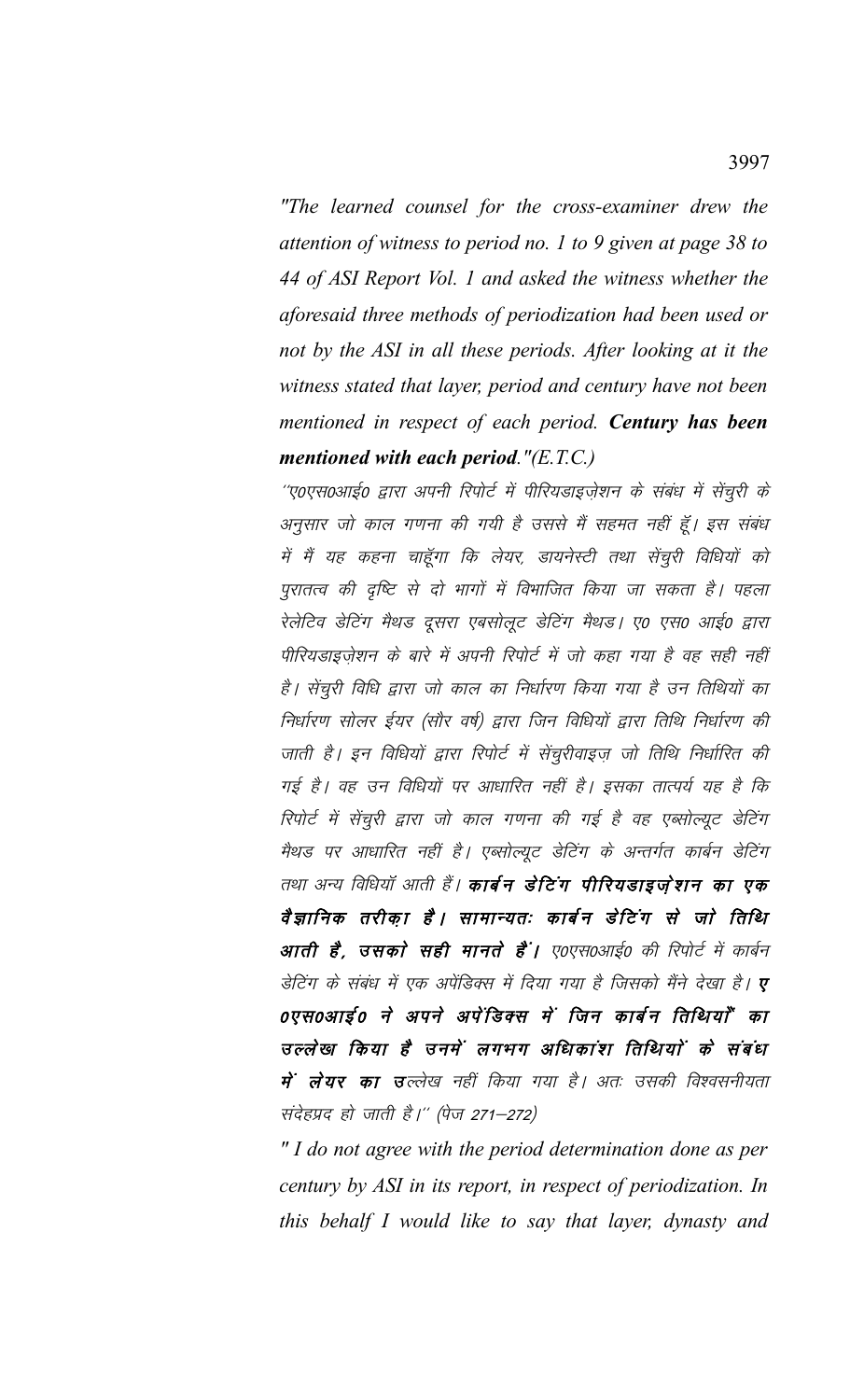*"The learned counsel for the cross-examiner drew the attention of witness to period no. 1 to 9 given at page 38 to 44 of ASI Report Vol. 1 and asked the witness whether the aforesaid three methods of periodization had been used or not by the ASI in all these periods. After looking at it the witness stated that layer, period and century have not been mentioned in respect of each period.* ***Century has been mentioned with each period.****"(E.T.C.)*

*''ए0एस0आई0 द्वारा अपनी रिपोर्ट में पीरियडाइज़ेशन के संबंध में सेंचुरी के अनुसार जो काल गणना की गयी है उससे मैं सहमत नहीं हूँ। इस संबंध में मैं यह कहना चाहूँगा कि लेयर, डायनेस्टी तथा सेंचुरी विधियों को पुरातत्व की दृष्टि से दो भागों में विभाजित किया जा सकता है। पहला रेलेटिव डेटिंग मैथड दूसरा एबसोलूट डेटिंग मैथड। ए0 एस0 आई0 द्वारा पीरियडाइज़ेशन के बारे में अपनी रिपोर्ट में जो कहा गया है वह सही नहीं है। सेंचुरी विधि द्वारा जो काल का निर्धारण किया गया है उन तिथियों का निर्धारण सोलर ईयर (सौर वर्ष) द्वारा जिन विधियों द्वारा तिथि निर्धारण की जाती है। इन विधियों द्वारा रिपोर्ट में सेंचुरीवाइज़ जो तिथि निर्धारित की गई है। वह उन विधियों पर आधारित नहीं है। इसका तात्पर्य यह है कि रिपोर्ट में सेंचुरी द्वारा जो काल गणना की गई है वह एब्सोल्यूट डेटिंग मैथड पर आधारित नहीं है। एब्सोल्यूट डेटिंग के अन्तर्गत कार्बन डेटिंग तथा अन्य विधियॉं आती हैं।* ***कार्बन डेटिंग पीरियडाइज़ेशन का एक वैज्ञानिक तरीक़ा है। सामान्यतः कार्बन डेटिंग से जो तिथि आती है, उसको सही मानते हैं।*** *ए0एस0आई0 की रिपोर्ट में कार्बन डेटिंग के संबंध में एक अपेंडिक्स में दिया गया है जिसको मैंने देखा है।* ***ए0एस0आई0 ने अपने अपेंडिक्स में जिन कार्बन तिथियों का उल्लेख किया है उनमें लगभग अधिकांश तिथियों के संबंध में लेयर का उ****ल्लेख नहीं किया गया है। अतः उसकी विश्वसनीयता संदेहप्रद हो जाती है।'' (पेज 271–272)*

*" I do not agree with the period determination done as per century by ASI in its report, in respect of periodization. In this behalf I would like to say that layer, dynasty and*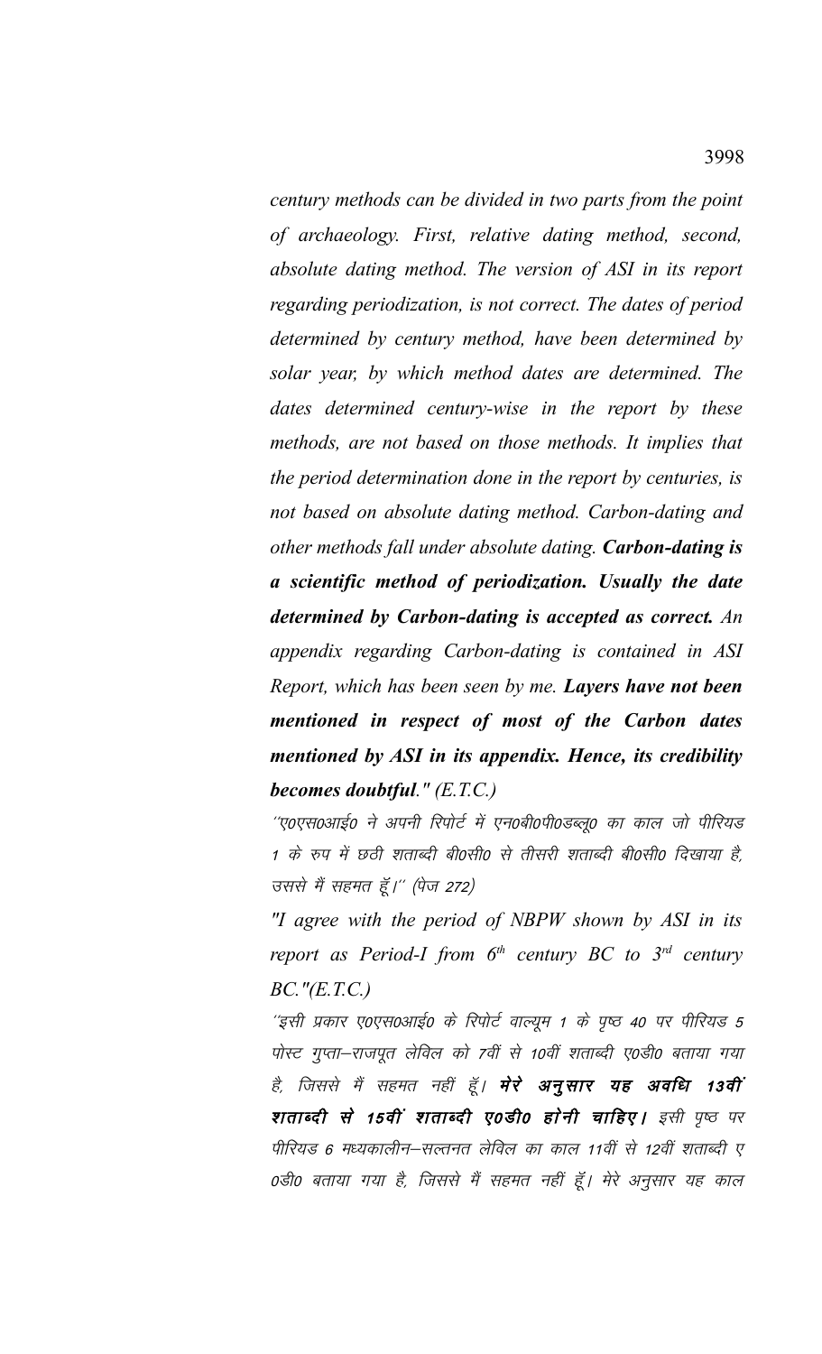*century methods can be divided in two parts from the point of archaeology. First, relative dating method, second, absolute dating method. The version of ASI in its report regarding periodization, is not correct. The dates of period determined by century method, have been determined by solar year, by which method dates are determined. The dates determined century-wise in the report by these methods, are not based on those methods. It implies that the period determination done in the report by centuries, is not based on absolute dating method. Carbon-dating and other methods fall under absolute dating.* ***Carbon-dating is a scientific method of periodization. Usually the date determined by Carbon-dating is accepted as correct.*** *An appendix regarding Carbon-dating is contained in ASI Report, which has been seen by me.* ***Layers have not been mentioned in respect of most of the Carbon dates mentioned by ASI in its appendix. Hence, its credibility becomes doubtful."*** *(E.T.C.)*

*''ए0एस0आई0 ने अपनी रिपोर्ट में एन0बी0पी0डब्लू0 का काल जो पीरियड 1 के रुप में छठी शताब्दी बी0सी0 से तीसरी शताब्दी बी0सी0 दिखाया है, उससे मैं सहमत हूँ।'' (पेज 272)*

*"I agree with the period of NBPW shown by ASI in its report as Period-I from 6th century BC to 3rd century BC."(E.T.C.)*

*''इसी प्रकार ए0एस0आई0 के रिपोर्ट वाल्यूम 1 के पृष्ठ 40 पर पीरियड 5 पोस्ट गुप्ता–राजपूत लेविल को 7वीं से 10वीं शताब्दी ए0डी0 बताया गया है, जिससे मैं सहमत नहीं हूँ।* ***मेरे अनुसार यह अवधि 13वीं शताब्दी से 15वीं शताब्दी ए0डी0 होनी चाहिए।*** *इसी पृष्ठ पर पीरियड 6 मध्यकालीन–सल्तनत लेविल का काल 11वीं से 12वीं शताब्दी ए0डी0 बताया गया है, जिससे मैं सहमत नहीं हूँ। मेरे अनुसार यह काल*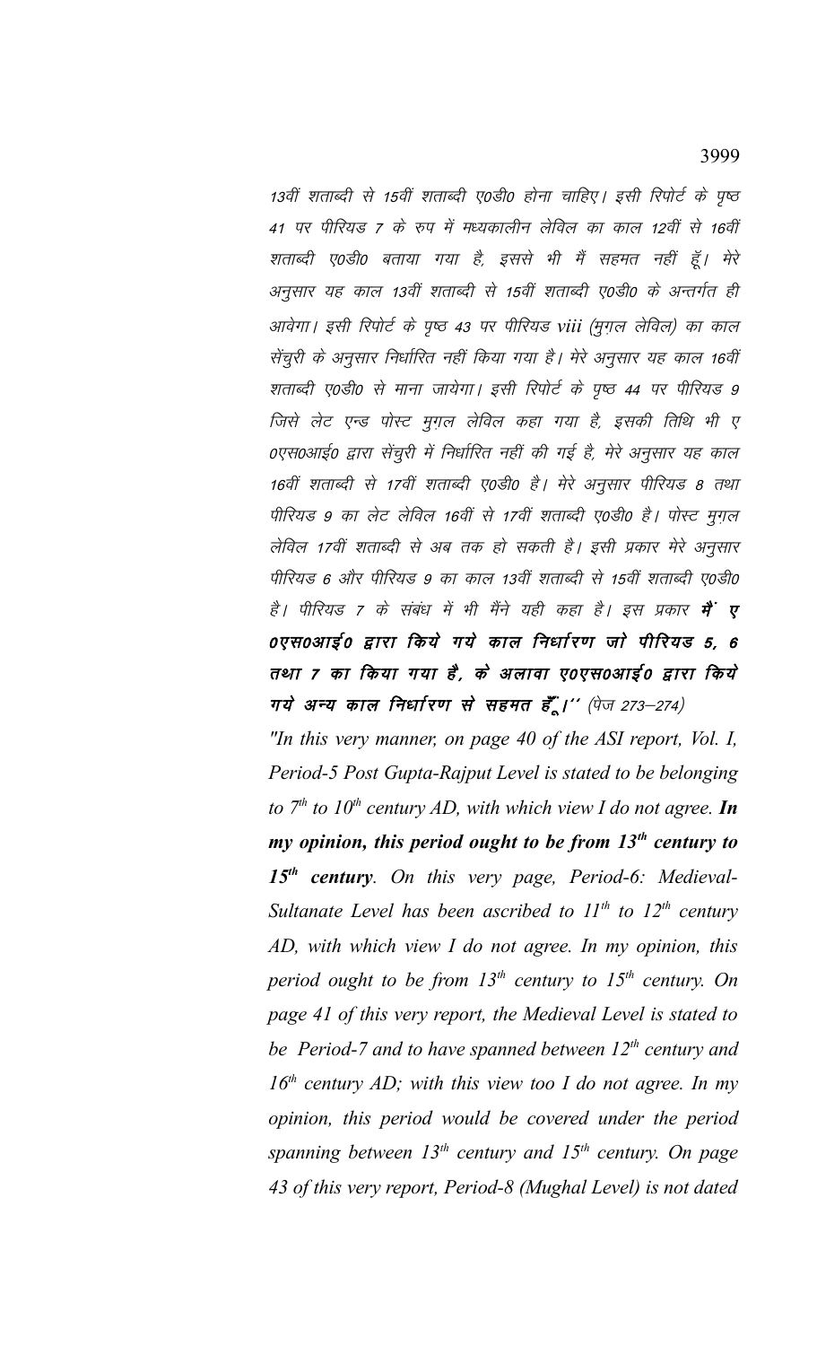*13वीं शताब्दी से 15वीं शताब्दी ए0डी0 होना चाहिए। इसी रिपोर्ट के पृष्ठ 41 पर पीरियड 7 के रुप में मध्यकालीन लेविल का काल 12वीं से 16वीं शताब्दी ए0डी0 बताया गया है, इससे भी मैं सहमत नहीं हूँ। मेरे अनुसार यह काल 13वीं शताब्दी से 15वीं शताब्दी ए0डी0 के अन्तर्गत ही आवेगा। इसी रिपोर्ट के पृष्ठ 43 पर पीरियड viii (मुग़ल लेविल) का काल सेंचुरी के अनुसार निर्धारित नहीं किया गया है। मेरे अनुसार यह काल 16वीं शताब्दी ए0डी0 से माना जायेगा। इसी रिपोर्ट के पृष्ठ 44 पर पीरियड 9 जिसे लेट एन्ड पोस्ट मुग़ल लेविल कहा गया है, इसकी तिथि भी ए0एस0आई0 द्वारा सेंचुरी में निर्धारित नहीं की गई है, मेरे अनुसार यह काल 16वीं शताब्दी से 17वीं शताब्दी ए0डी0 है। मेरे अनुसार पीरियड 8 तथा पीरियड 9 का लेट लेविल 16वीं से 17वीं शताब्दी ए0डी0 है। पोस्ट मुग़ल लेविल 17वीं शताब्दी से अब तक हो सकती है। इसी प्रकार मेरे अनुसार पीरियड 6 और पीरियड 9 का काल 13वीं शताब्दी से 15वीं शताब्दी ए0डी0 है। पीरियड 7 के संबंध में भी मैंने यही कहा है। इस प्रकार* ***मैं ए0एस0आई0 द्वारा किये गये काल निर्धारण जो पीरियड 5, 6 तथा 7 का किया गया है, के अलावा ए0एस0आई0 द्वारा किये गये अन्य काल निर्धारण से सहमत हूँ।''*** *(पेज 273–274)*

*"In this very manner, on page 40 of the ASI report, Vol. I, Period-5 Post Gupta-Rajput Level is stated to be belonging to 7th to 10th century AD, with which view I do not agree.* ***In my opinion, this period ought to be from 13th century to 15th century****. On this very page, Period-6: Medieval-Sultanate Level has been ascribed to 11th to 12th century AD, with which view I do not agree. In my opinion, this period ought to be from 13th century to 15th century. On page 41 of this very report, the Medieval Level is stated to be Period-7 and to have spanned between 12th century and 16th century AD; with this view too I do not agree. In my opinion, this period would be covered under the period spanning between 13th century and 15th century. On page 43 of this very report, Period-8 (Mughal Level) is not dated*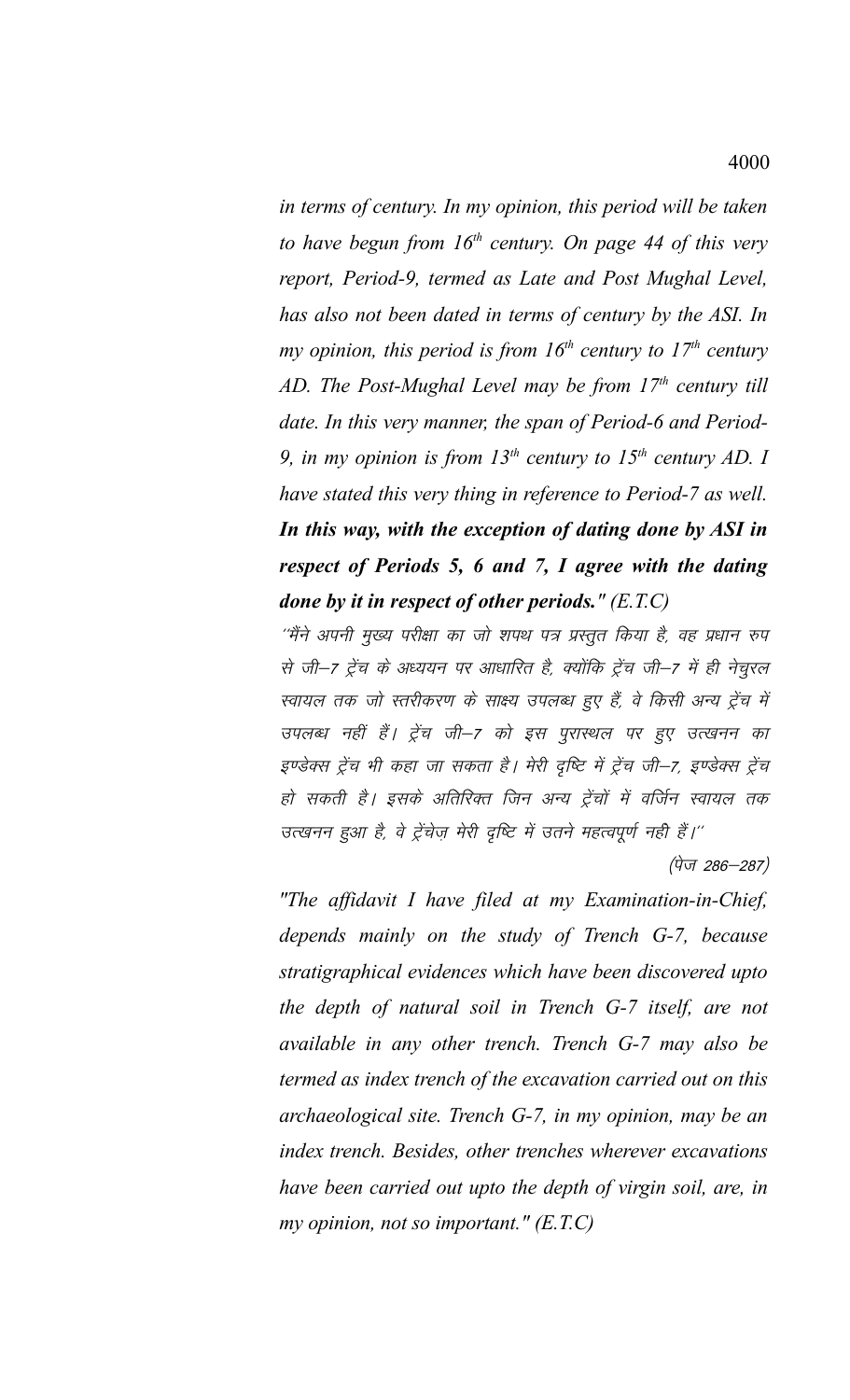*in terms of century. In my opinion, this period will be taken to have begun from 16th century. On page 44 of this very report, Period-9, termed as Late and Post Mughal Level, has also not been dated in terms of century by the ASI. In my opinion, this period is from 16th century to 17th century AD. The Post-Mughal Level may be from 17th century till date. In this very manner, the span of Period-6 and Period-9, in my opinion is from 13th century to 15th century AD. I have stated this very thing in reference to Period-7 as well.* ***In this way, with the exception of dating done by ASI in respect of Periods 5, 6 and 7, I agree with the dating done by it in respect of other periods."*** *(E.T.C)*

*''मैंने अपनी मुख्य परीक्षा का जो शपथ पत्र प्रस्तुत किया है, वह प्रधान रुप से जी–7 ट्रेंच के अध्ययन पर आधारित है, क्योंकि ट्रेंच जी–7 में ही नेचुरल स्वायल तक जो स्तरीकरण के साक्ष्य उपलब्ध हुए हैं, वे किसी अन्य ट्रेंच में उपलब्ध नहीं हैं। ट्रेंच जी–7 को इस पुरास्थल पर हुए उत्खनन का इण्डेक्स ट्रेंच भी कहा जा सकता है। मेरी दृष्टि में ट्रेंच जी–7, इण्डेक्स ट्रेंच हो सकती है। इसके अतिरिक्त जिन अन्य ट्रेंचों में वर्जिन स्वायल तक उत्खनन हुआ है, वे ट्रेंचेज़ मेरी दृष्टि में उतने महत्वपूर्ण नही हैं।''*

(पेज 286–287)

*"The affidavit I have filed at my Examination-in-Chief, depends mainly on the study of Trench G-7, because stratigraphical evidences which have been discovered upto the depth of natural soil in Trench G-7 itself, are not available in any other trench. Trench G-7 may also be termed as index trench of the excavation carried out on this archaeological site. Trench G-7, in my opinion, may be an index trench. Besides, other trenches wherever excavations have been carried out upto the depth of virgin soil, are, in my opinion, not so important." (E.T.C)*